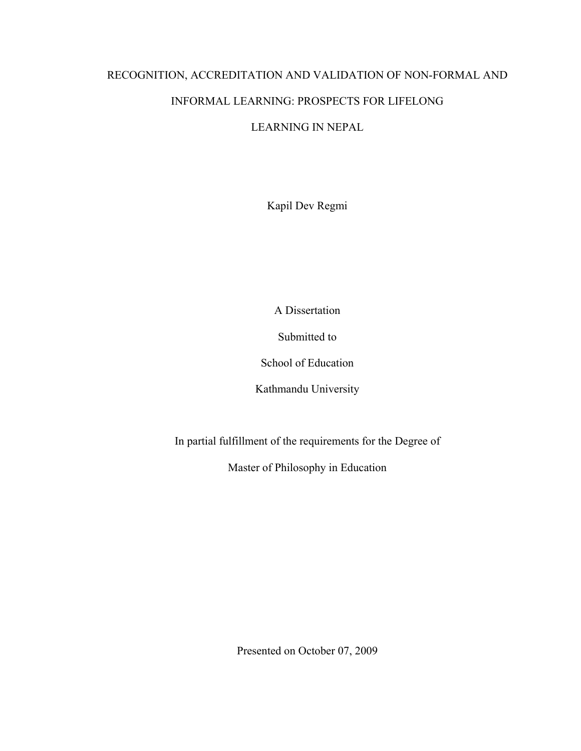# RECOGNITION, ACCREDITATION AND VALIDATION OF NON-FORMAL AND INFORMAL LEARNING: PROSPECTS FOR LIFELONG LEARNING IN NEPAL

Kapil Dev Regmi

A Dissertation

Submitted to

School of Education

Kathmandu University

In partial fulfillment of the requirements for the Degree of

Master of Philosophy in Education

Presented on October 07, 2009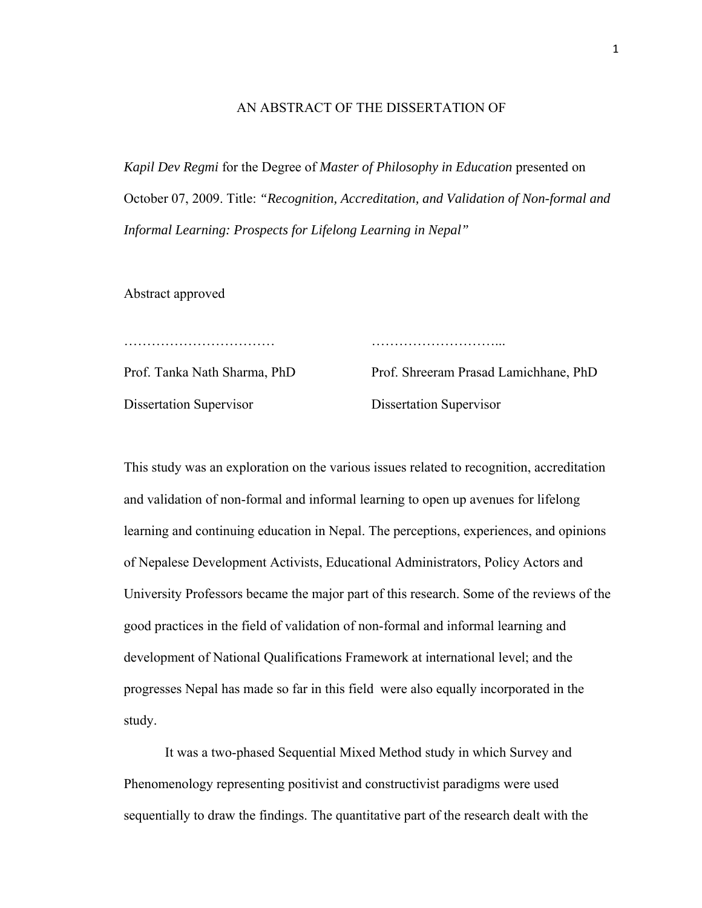AN ABSTRACT OF THE DISSERTATION OF

*Kapil Dev Regmi* for the Degree of *Master of Philosophy in Education* presented on October 07, 2009. Title: *"Recognition, Accreditation, and Validation of Non-formal and Informal Learning: Prospects for Lifelong Learning in Nepal"*

Abstract approved

| …………………………… | ………………………... |
| --- | --- |
| Prof. Tanka Nath Sharma, PhD | Prof. Shreeram Prasad Lamichhane, PhD |
| Dissertation Supervisor | Dissertation Supervisor |

This study was an exploration on the various issues related to recognition, accreditation and validation of non-formal and informal learning to open up avenues for lifelong learning and continuing education in Nepal. The perceptions, experiences, and opinions of Nepalese Development Activists, Educational Administrators, Policy Actors and University Professors became the major part of this research. Some of the reviews of the good practices in the field of validation of non-formal and informal learning and development of National Qualifications Framework at international level; and the progresses Nepal has made so far in this field were also equally incorporated in the study.

It was a two-phased Sequential Mixed Method study in which Survey and Phenomenology representing positivist and constructivist paradigms were used sequentially to draw the findings. The quantitative part of the research dealt with the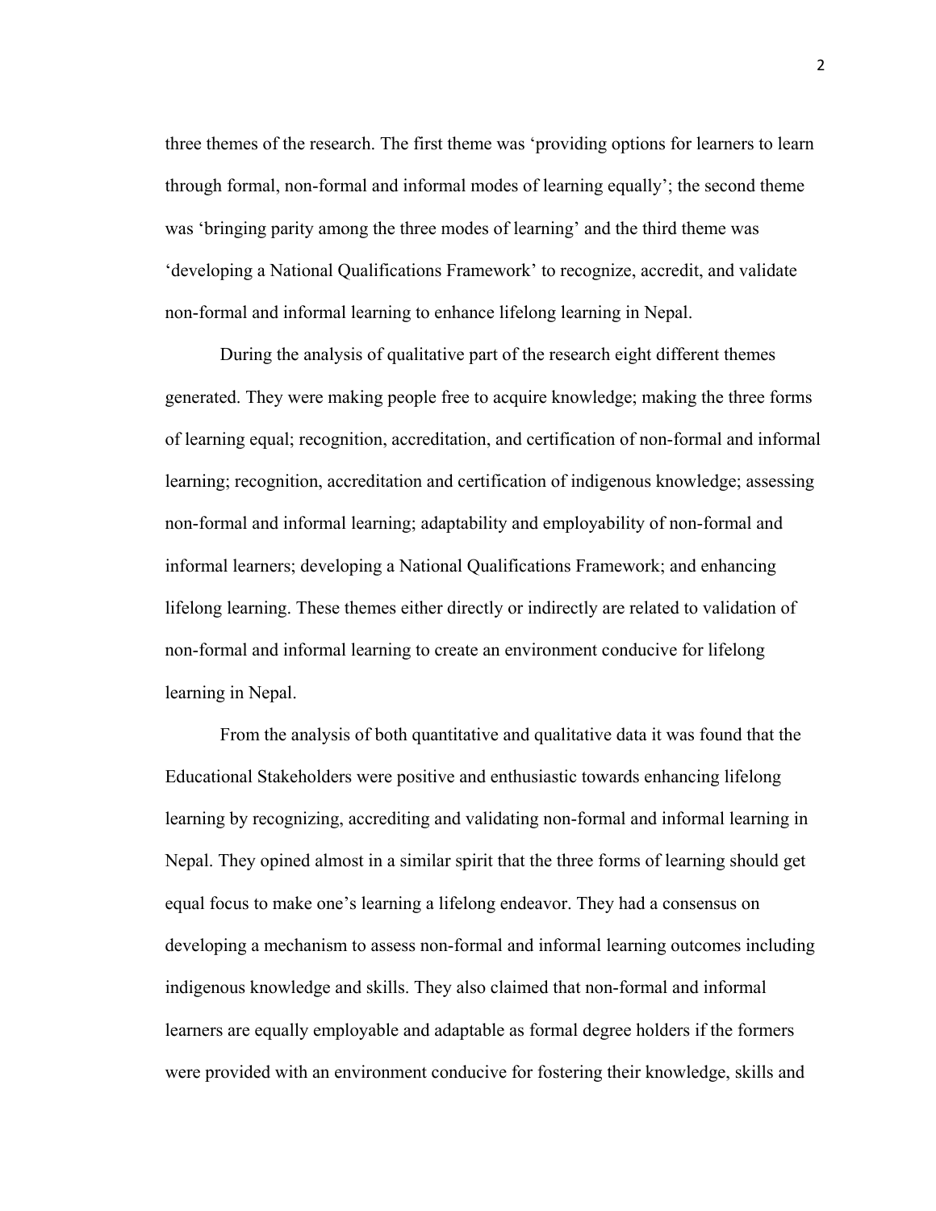three themes of the research. The first theme was ‘providing options for learners to learn through formal, non-formal and informal modes of learning equally’; the second theme was ‘bringing parity among the three modes of learning’ and the third theme was ‘developing a National Qualifications Framework’ to recognize, accredit, and validate non-formal and informal learning to enhance lifelong learning in Nepal.

During the analysis of qualitative part of the research eight different themes generated. They were making people free to acquire knowledge; making the three forms of learning equal; recognition, accreditation, and certification of non-formal and informal learning; recognition, accreditation and certification of indigenous knowledge; assessing non-formal and informal learning; adaptability and employability of non-formal and informal learners; developing a National Qualifications Framework; and enhancing lifelong learning. These themes either directly or indirectly are related to validation of non-formal and informal learning to create an environment conducive for lifelong learning in Nepal.

From the analysis of both quantitative and qualitative data it was found that the Educational Stakeholders were positive and enthusiastic towards enhancing lifelong learning by recognizing, accrediting and validating non-formal and informal learning in Nepal. They opined almost in a similar spirit that the three forms of learning should get equal focus to make one’s learning a lifelong endeavor. They had a consensus on developing a mechanism to assess non-formal and informal learning outcomes including indigenous knowledge and skills. They also claimed that non-formal and informal learners are equally employable and adaptable as formal degree holders if the formers were provided with an environment conducive for fostering their knowledge, skills and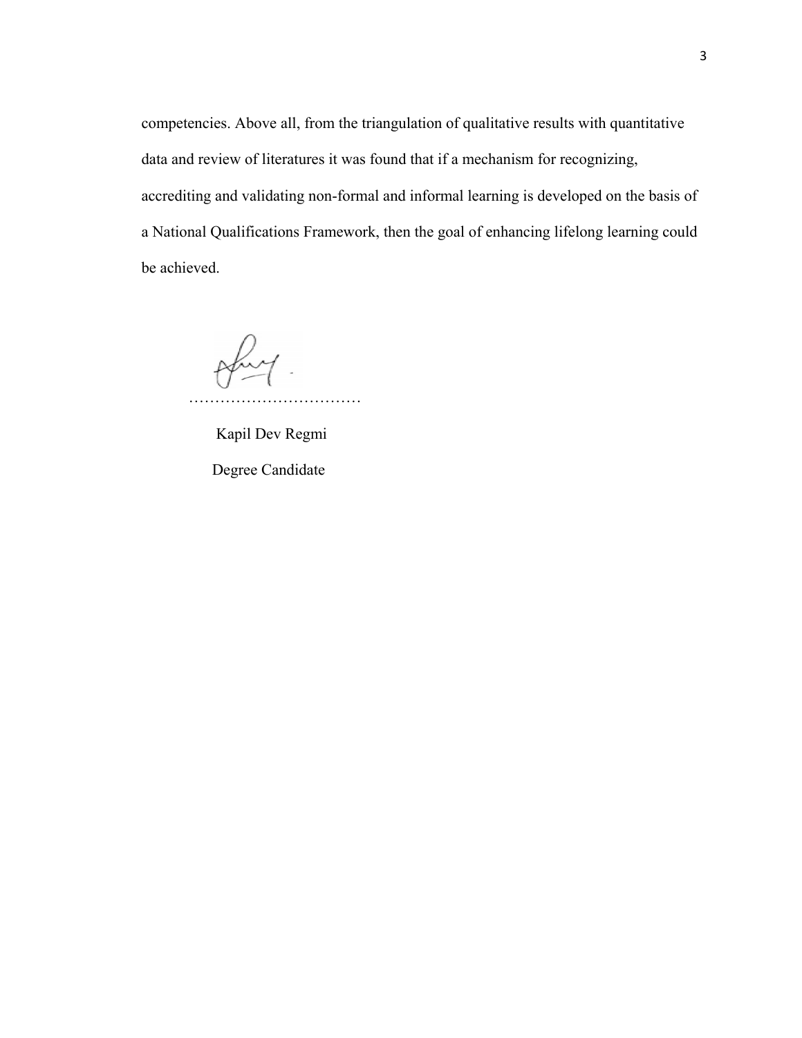competencies. Above all, from the triangulation of qualitative results with quantitative data and review of literatures it was found that if a mechanism for recognizing, accrediting and validating non-formal and informal learning is developed on the basis of a National Qualifications Framework, then the goal of enhancing lifelong learning could be achieved.

……………………………

Kapil Dev Regmi

Degree Candidate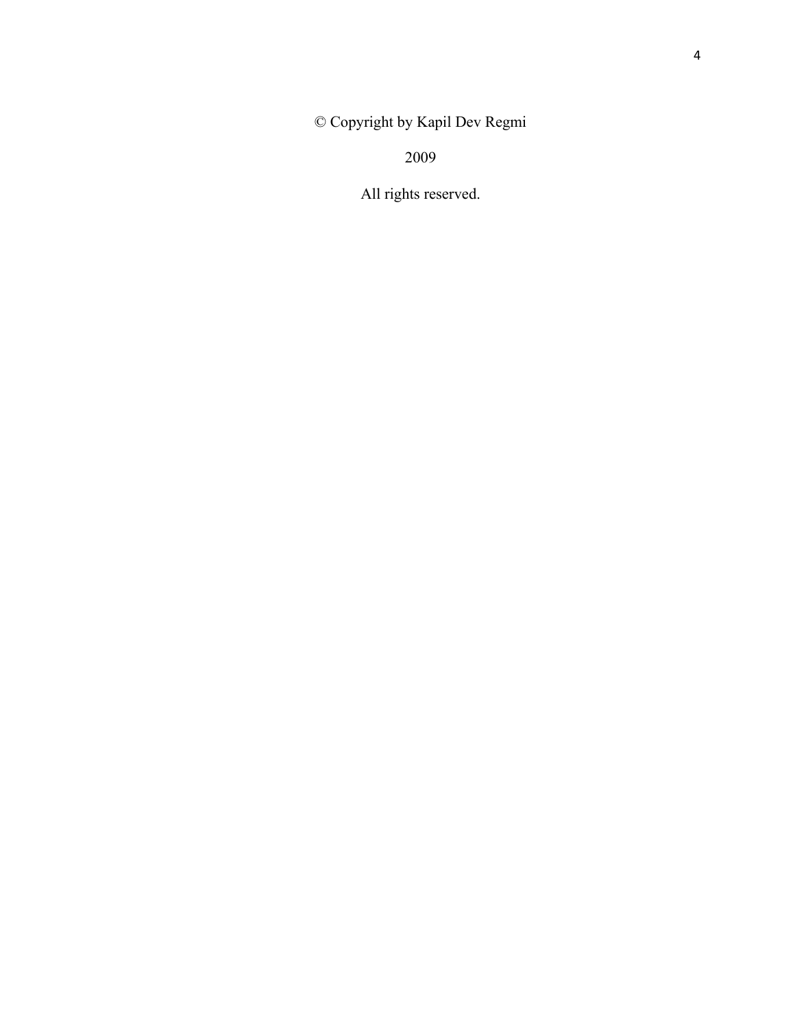© Copyright by Kapil Dev Regmi

2009

All rights reserved.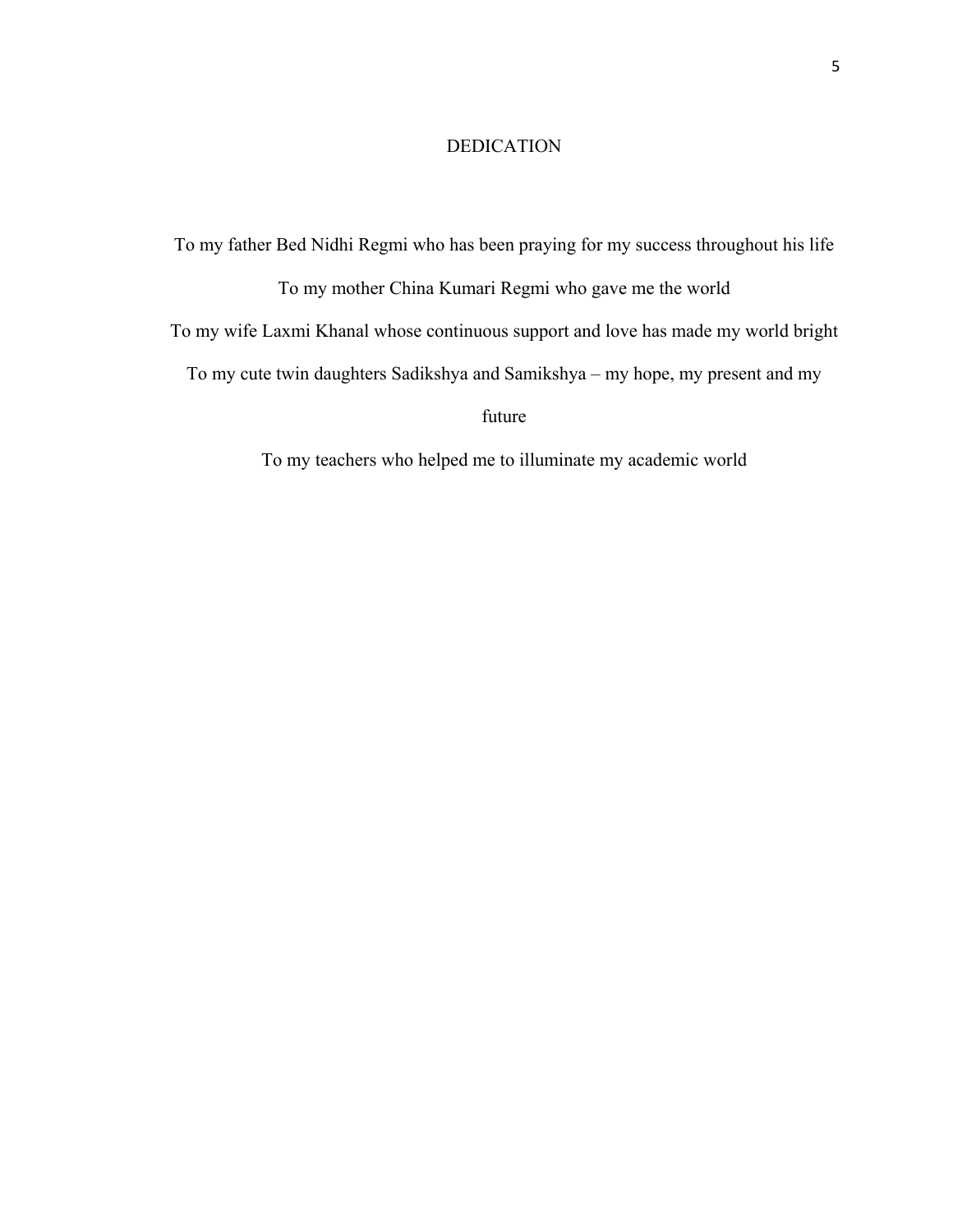# DEDICATION

To my father Bed Nidhi Regmi who has been praying for my success throughout his life

To my mother China Kumari Regmi who gave me the world

To my wife Laxmi Khanal whose continuous support and love has made my world bright

To my cute twin daughters Sadikshya and Samikshya – my hope, my present and my future

To my teachers who helped me to illuminate my academic world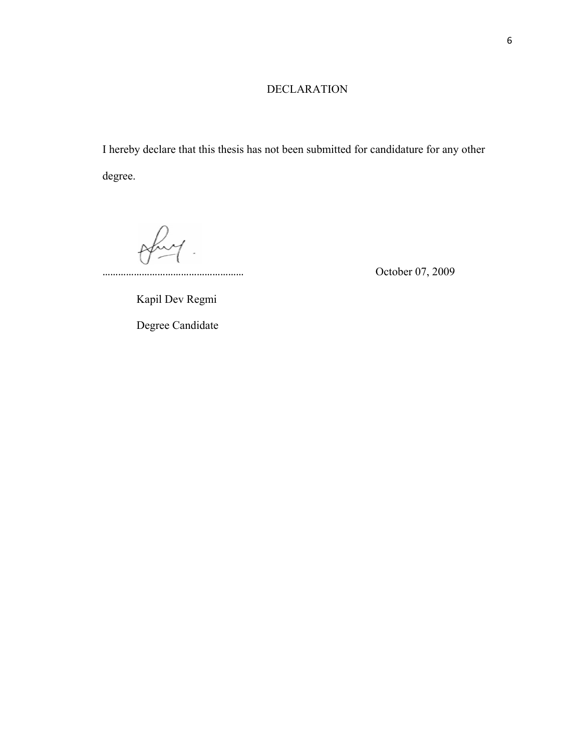# DECLARATION

I hereby declare that this thesis has not been submitted for candidature for any other degree.

....................................................... October 07, 2009

Kapil Dev Regmi

Degree Candidate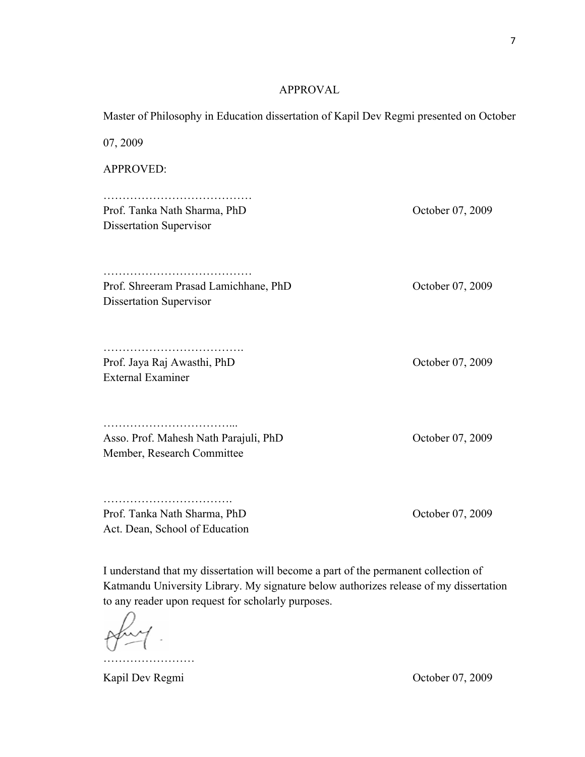## APPROVAL

Master of Philosophy in Education dissertation of Kapil Dev Regmi presented on October 07, 2009

APPROVED:

…………………………………
Prof. Tanka Nath Sharma, PhD — October 07, 2009
Dissertation Supervisor

…………………………………
Prof. Shreeram Prasad Lamichhane, PhD — October 07, 2009
Dissertation Supervisor

……………………………….
Prof. Jaya Raj Awasthi, PhD — October 07, 2009
External Examiner

……………………………...
Asso. Prof. Mahesh Nath Parajuli, PhD — October 07, 2009
Member, Research Committee

…………………………….
Prof. Tanka Nath Sharma, PhD — October 07, 2009
Act. Dean, School of Education

I understand that my dissertation will become a part of the permanent collection of Katmandu University Library. My signature below authorizes release of my dissertation to any reader upon request for scholarly purposes.

……………………
Kapil Dev Regmi — October 07, 2009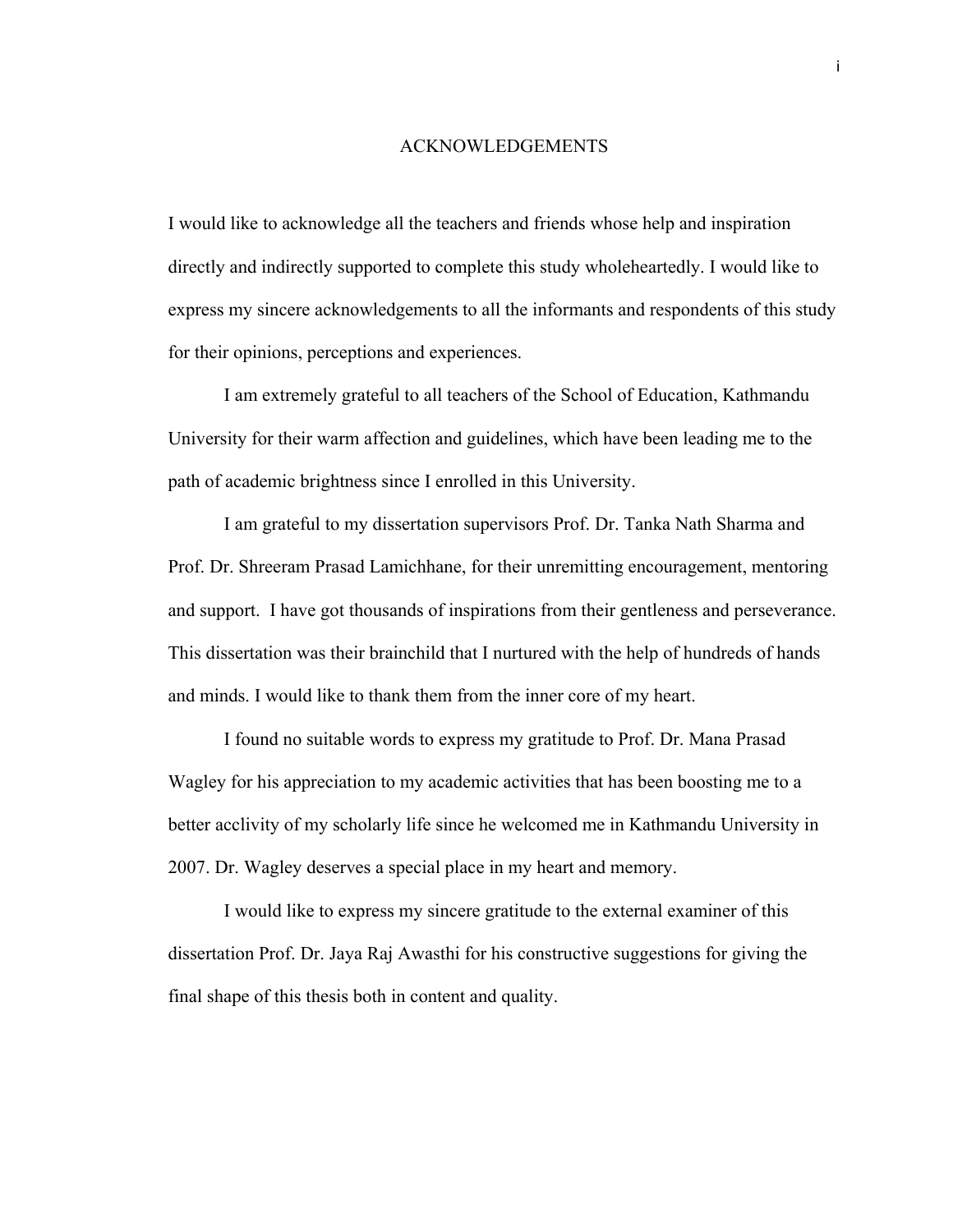# ACKNOWLEDGEMENTS

I would like to acknowledge all the teachers and friends whose help and inspiration directly and indirectly supported to complete this study wholeheartedly. I would like to express my sincere acknowledgements to all the informants and respondents of this study for their opinions, perceptions and experiences.

I am extremely grateful to all teachers of the School of Education, Kathmandu University for their warm affection and guidelines, which have been leading me to the path of academic brightness since I enrolled in this University.

I am grateful to my dissertation supervisors Prof. Dr. Tanka Nath Sharma and Prof. Dr. Shreeram Prasad Lamichhane, for their unremitting encouragement, mentoring and support. I have got thousands of inspirations from their gentleness and perseverance. This dissertation was their brainchild that I nurtured with the help of hundreds of hands and minds. I would like to thank them from the inner core of my heart.

I found no suitable words to express my gratitude to Prof. Dr. Mana Prasad Wagley for his appreciation to my academic activities that has been boosting me to a better acclivity of my scholarly life since he welcomed me in Kathmandu University in 2007. Dr. Wagley deserves a special place in my heart and memory.

I would like to express my sincere gratitude to the external examiner of this dissertation Prof. Dr. Jaya Raj Awasthi for his constructive suggestions for giving the final shape of this thesis both in content and quality.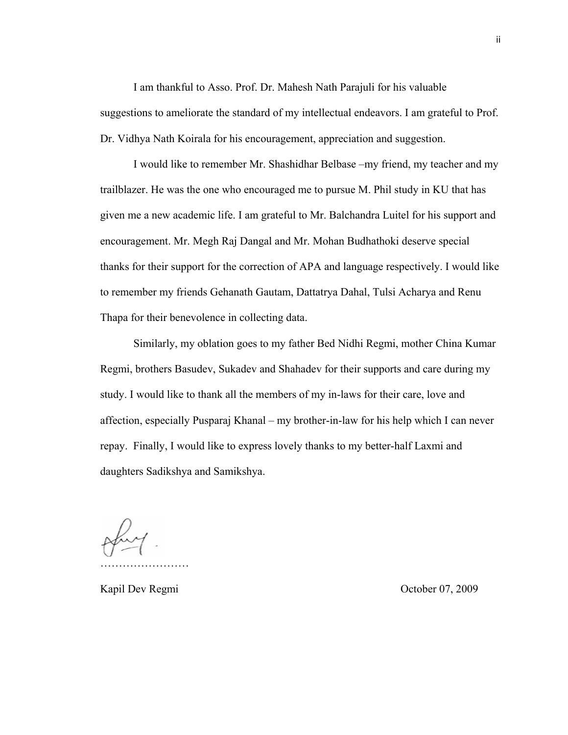I am thankful to Asso. Prof. Dr. Mahesh Nath Parajuli for his valuable suggestions to ameliorate the standard of my intellectual endeavors. I am grateful to Prof. Dr. Vidhya Nath Koirala for his encouragement, appreciation and suggestion.

I would like to remember Mr. Shashidhar Belbase –my friend, my teacher and my trailblazer. He was the one who encouraged me to pursue M. Phil study in KU that has given me a new academic life. I am grateful to Mr. Balchandra Luitel for his support and encouragement. Mr. Megh Raj Dangal and Mr. Mohan Budhathoki deserve special thanks for their support for the correction of APA and language respectively. I would like to remember my friends Gehanath Gautam, Dattatrya Dahal, Tulsi Acharya and Renu Thapa for their benevolence in collecting data.

Similarly, my oblation goes to my father Bed Nidhi Regmi, mother China Kumar Regmi, brothers Basudev, Sukadev and Shahadev for their supports and care during my study. I would like to thank all the members of my in-laws for their care, love and affection, especially Pusparaj Khanal – my brother-in-law for his help which I can never repay. Finally, I would like to express lovely thanks to my better-half Laxmi and daughters Sadikshya and Samikshya.

……………………

Kapil Dev Regmi October 07, 2009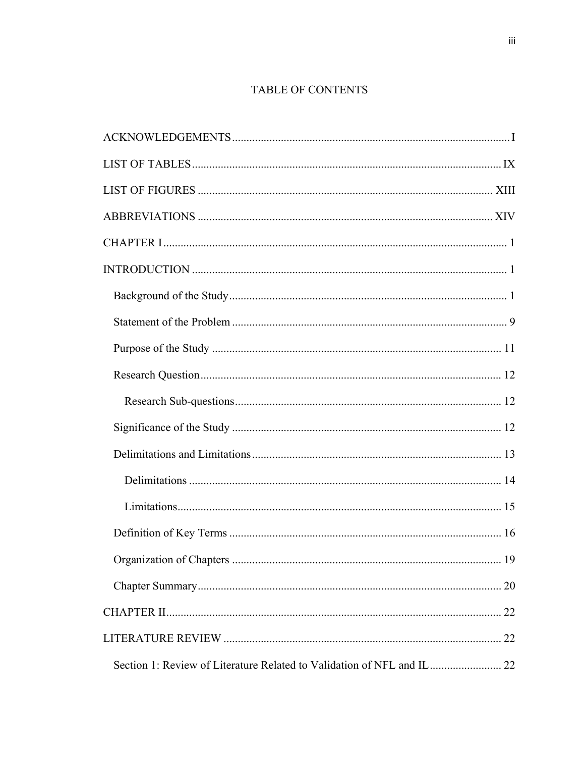# TABLE OF CONTENTS

ACKNOWLEDGEMENTS ..... I

LIST OF TABLES ..... IX

LIST OF FIGURES ..... XIII

ABBREVIATIONS ..... XIV

CHAPTER I ..... 1

INTRODUCTION ..... 1

- Background of the Study ..... 1
- Statement of the Problem ..... 9
- Purpose of the Study ..... 11
- Research Question ..... 12
  - Research Sub-questions ..... 12
- Significance of the Study ..... 12
- Delimitations and Limitations ..... 13
  - Delimitations ..... 14
  - Limitations ..... 15
- Definition of Key Terms ..... 16
- Organization of Chapters ..... 19
- Chapter Summary ..... 20

CHAPTER II ..... 22

LITERATURE REVIEW ..... 22

- Section 1: Review of Literature Related to Validation of NFL and IL ..... 22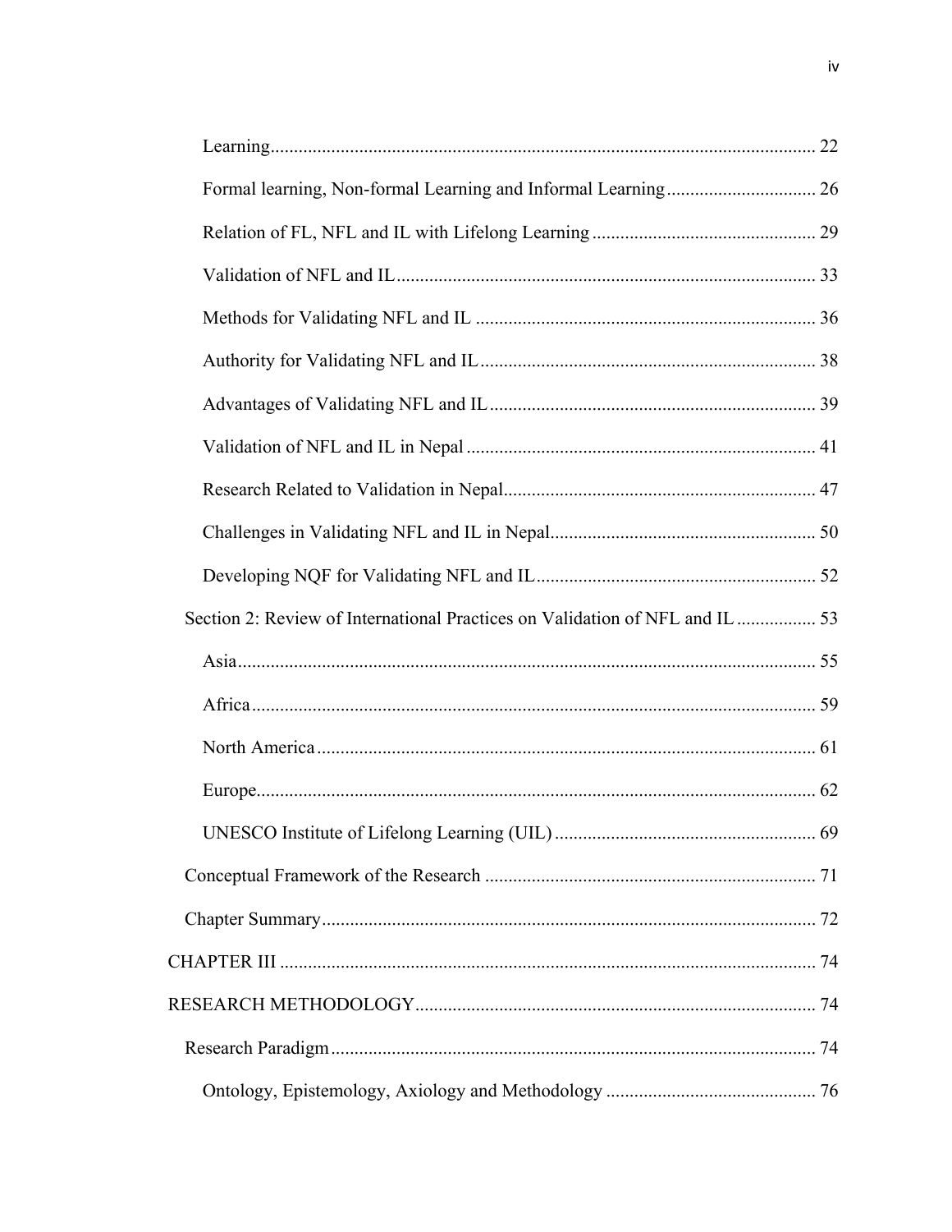Learning ........................................................................................................ 22

Formal learning, Non-formal Learning and Informal Learning ................................ 26

Relation of FL, NFL and IL with Lifelong Learning ................................................ 29

Validation of NFL and IL ......................................................................................... 33

Methods for Validating NFL and IL ........................................................................ 36

Authority for Validating NFL and IL ....................................................................... 38

Advantages of Validating NFL and IL ..................................................................... 39

Validation of NFL and IL in Nepal .......................................................................... 41

Research Related to Validation in Nepal .................................................................. 47

Challenges in Validating NFL and IL in Nepal ......................................................... 50

Developing NQF for Validating NFL and IL ............................................................ 52

Section 2: Review of International Practices on Validation of NFL and IL ................. 53

Asia ............................................................................................................................ 55

Africa ......................................................................................................................... 59

North America ........................................................................................................... 61

Europe ........................................................................................................................ 62

UNESCO Institute of Lifelong Learning (UIL) ........................................................ 69

Conceptual Framework of the Research ....................................................................... 71

Chapter Summary .......................................................................................................... 72

CHAPTER III ................................................................................................................... 74

RESEARCH METHODOLOGY ...................................................................................... 74

Research Paradigm ........................................................................................................ 74

Ontology, Epistemology, Axiology and Methodology ............................................. 76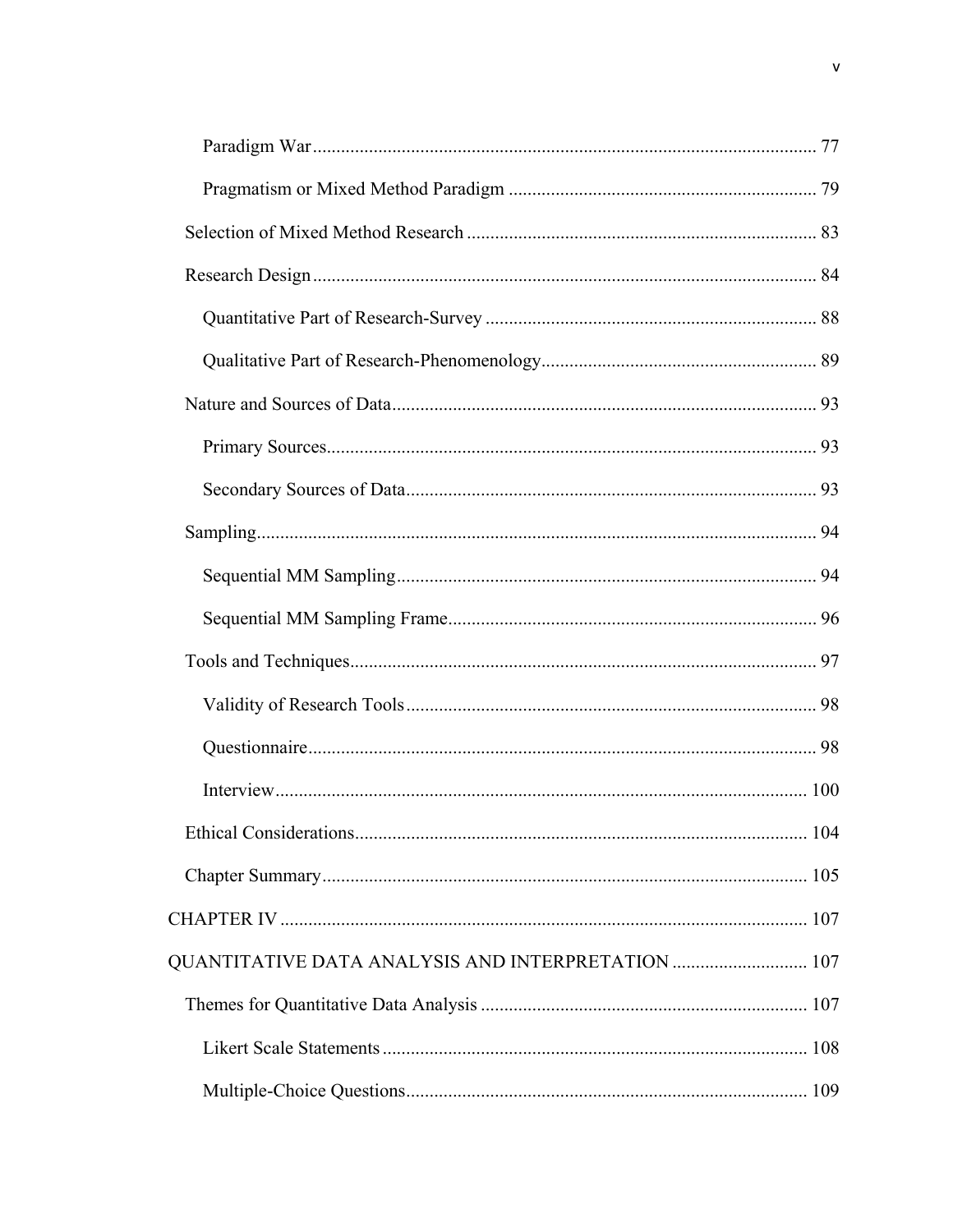Paradigm War ........................................................................................................ 77

Pragmatism or Mixed Method Paradigm ................................................................. 79

Selection of Mixed Method Research .......................................................................... 83

Research Design ........................................................................................................... 84

Quantitative Part of Research-Survey ...................................................................... 88

Qualitative Part of Research-Phenomenology........................................................... 89

Nature and Sources of Data.......................................................................................... 93

Primary Sources........................................................................................................ 93

Secondary Sources of Data........................................................................................ 93

Sampling....................................................................................................................... 94

Sequential MM Sampling.......................................................................................... 94

Sequential MM Sampling Frame.............................................................................. 96

Tools and Techniques................................................................................................... 97

Validity of Research Tools........................................................................................ 98

Questionnaire............................................................................................................ 98

Interview................................................................................................................. 100

Ethical Considerations................................................................................................ 104

Chapter Summary....................................................................................................... 105

CHAPTER IV ................................................................................................................ 107

QUANTITATIVE DATA ANALYSIS AND INTERPRETATION ............................. 107

Themes for Quantitative Data Analysis ..................................................................... 107

Likert Scale Statements .......................................................................................... 108

Multiple-Choice Questions...................................................................................... 109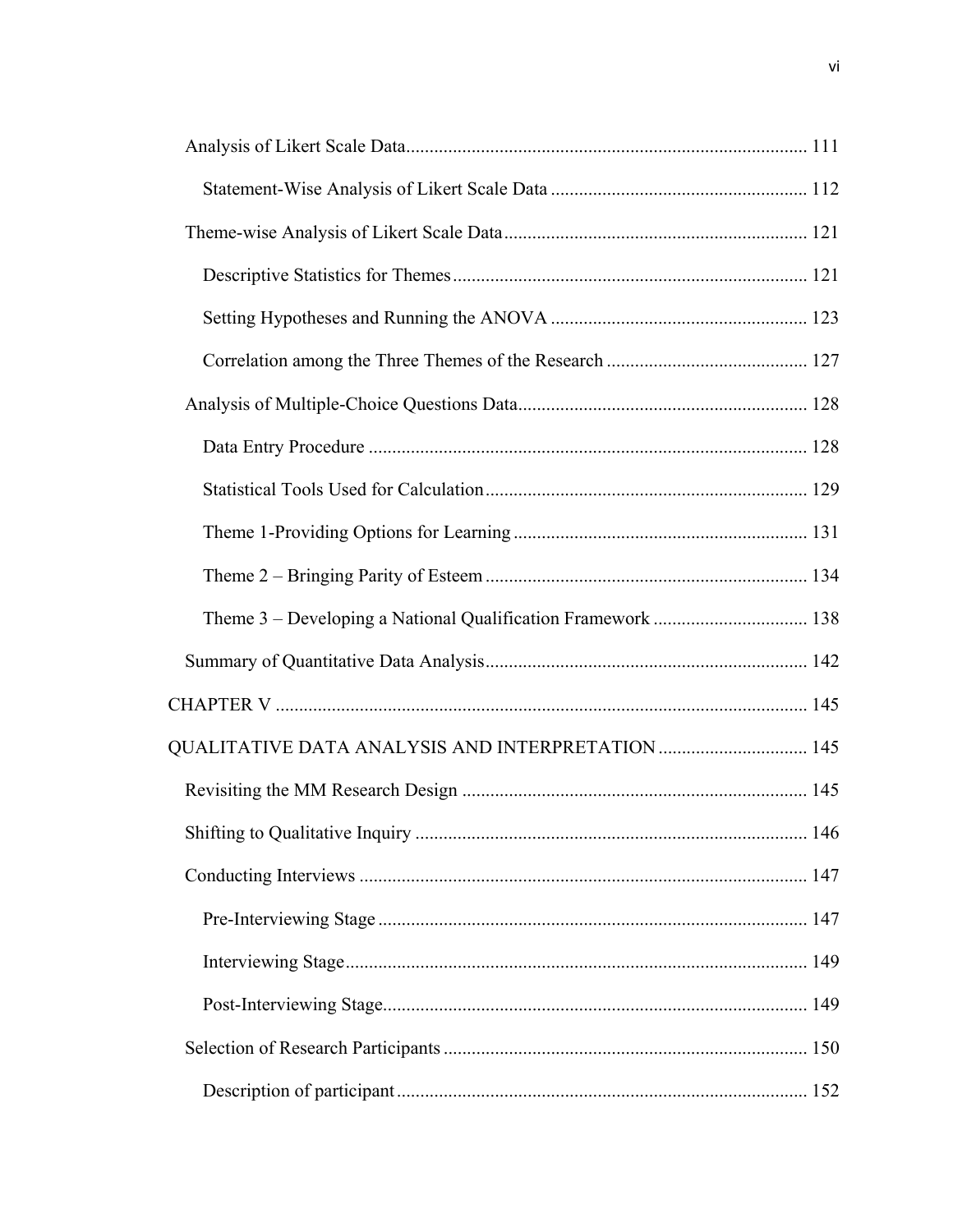Analysis of Likert Scale Data ..................................................................................... 111

Statement-Wise Analysis of Likert Scale Data ....................................................... 112

Theme-wise Analysis of Likert Scale Data ................................................................. 121

Descriptive Statistics for Themes ............................................................................ 121

Setting Hypotheses and Running the ANOVA ....................................................... 123

Correlation among the Three Themes of the Research ........................................... 127

Analysis of Multiple-Choice Questions Data .............................................................. 128

Data Entry Procedure .............................................................................................. 128

Statistical Tools Used for Calculation ..................................................................... 129

Theme 1-Providing Options for Learning ............................................................... 131

Theme 2 – Bringing Parity of Esteem ..................................................................... 134

Theme 3 – Developing a National Qualification Framework ................................. 138

Summary of Quantitative Data Analysis ..................................................................... 142

CHAPTER V .................................................................................................................. 145

QUALITATIVE DATA ANALYSIS AND INTERPRETATION ................................ 145

Revisiting the MM Research Design .......................................................................... 145

Shifting to Qualitative Inquiry .................................................................................... 146

Conducting Interviews ................................................................................................ 147

Pre-Interviewing Stage ............................................................................................ 147

Interviewing Stage ................................................................................................... 149

Post-Interviewing Stage ........................................................................................... 149

Selection of Research Participants .............................................................................. 150

Description of participant ........................................................................................ 152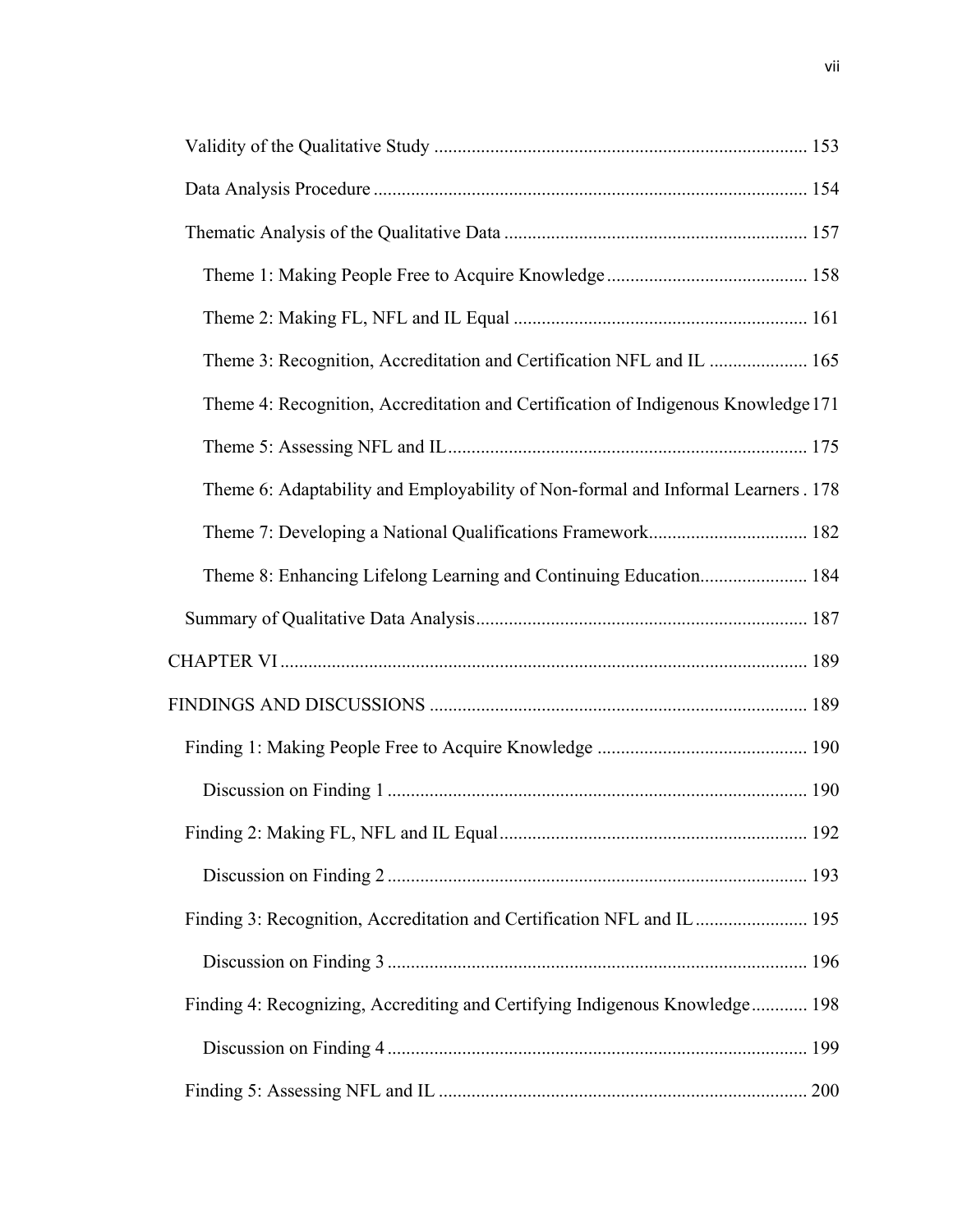Validity of the Qualitative Study ............................................................................ 153

Data Analysis Procedure ......................................................................................... 154

Thematic Analysis of the Qualitative Data ............................................................. 157

Theme 1: Making People Free to Acquire Knowledge ........................................ 158

Theme 2: Making FL, NFL and IL Equal ............................................................ 161

Theme 3: Recognition, Accreditation and Certification NFL and IL .................... 165

Theme 4: Recognition, Accreditation and Certification of Indigenous Knowledge 171

Theme 5: Assessing NFL and IL .......................................................................... 175

Theme 6: Adaptability and Employability of Non-formal and Informal Learners . 178

Theme 7: Developing a National Qualifications Framework................................. 182

Theme 8: Enhancing Lifelong Learning and Continuing Education...................... 184

Summary of Qualitative Data Analysis................................................................... 187

CHAPTER VI ............................................................................................................. 189

FINDINGS AND DISCUSSIONS ............................................................................. 189

Finding 1: Making People Free to Acquire Knowledge .......................................... 190

Discussion on Finding 1 ...................................................................................... 190

Finding 2: Making FL, NFL and IL Equal............................................................... 192

Discussion on Finding 2 ...................................................................................... 193

Finding 3: Recognition, Accreditation and Certification NFL and IL ..................... 195

Discussion on Finding 3 ...................................................................................... 196

Finding 4: Recognizing, Accrediting and Certifying Indigenous Knowledge ........... 198

Discussion on Finding 4 ...................................................................................... 199

Finding 5: Assessing NFL and IL ............................................................................ 200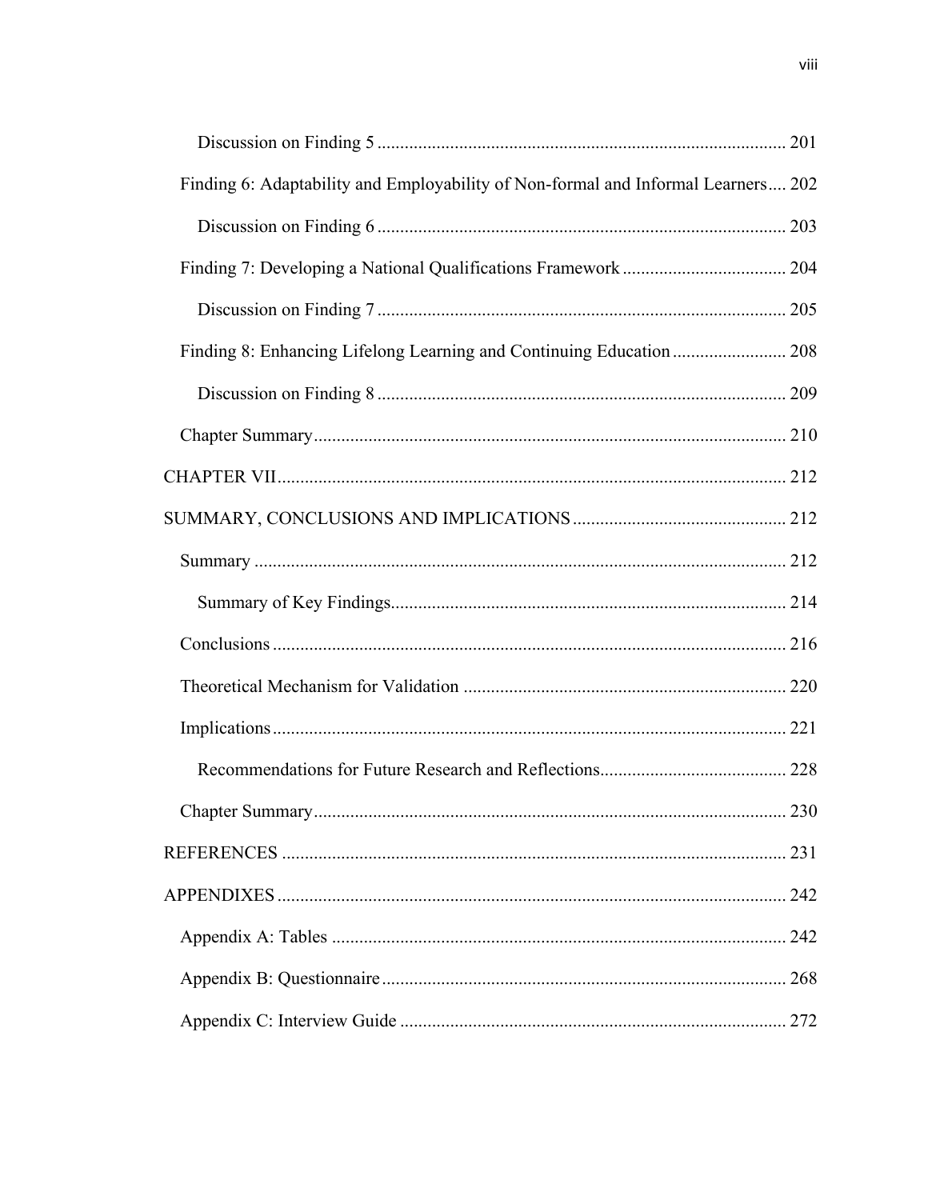Discussion on Finding 5 ... 201

Finding 6: Adaptability and Employability of Non-formal and Informal Learners ... 202

Discussion on Finding 6 ... 203

Finding 7: Developing a National Qualifications Framework ... 204

Discussion on Finding 7 ... 205

Finding 8: Enhancing Lifelong Learning and Continuing Education ... 208

Discussion on Finding 8 ... 209

Chapter Summary ... 210

CHAPTER VII ... 212

SUMMARY, CONCLUSIONS AND IMPLICATIONS ... 212

Summary ... 212

Summary of Key Findings ... 214

Conclusions ... 216

Theoretical Mechanism for Validation ... 220

Implications ... 221

Recommendations for Future Research and Reflections ... 228

Chapter Summary ... 230

REFERENCES ... 231

APPENDIXES ... 242

Appendix A: Tables ... 242

Appendix B: Questionnaire ... 268

Appendix C: Interview Guide ... 272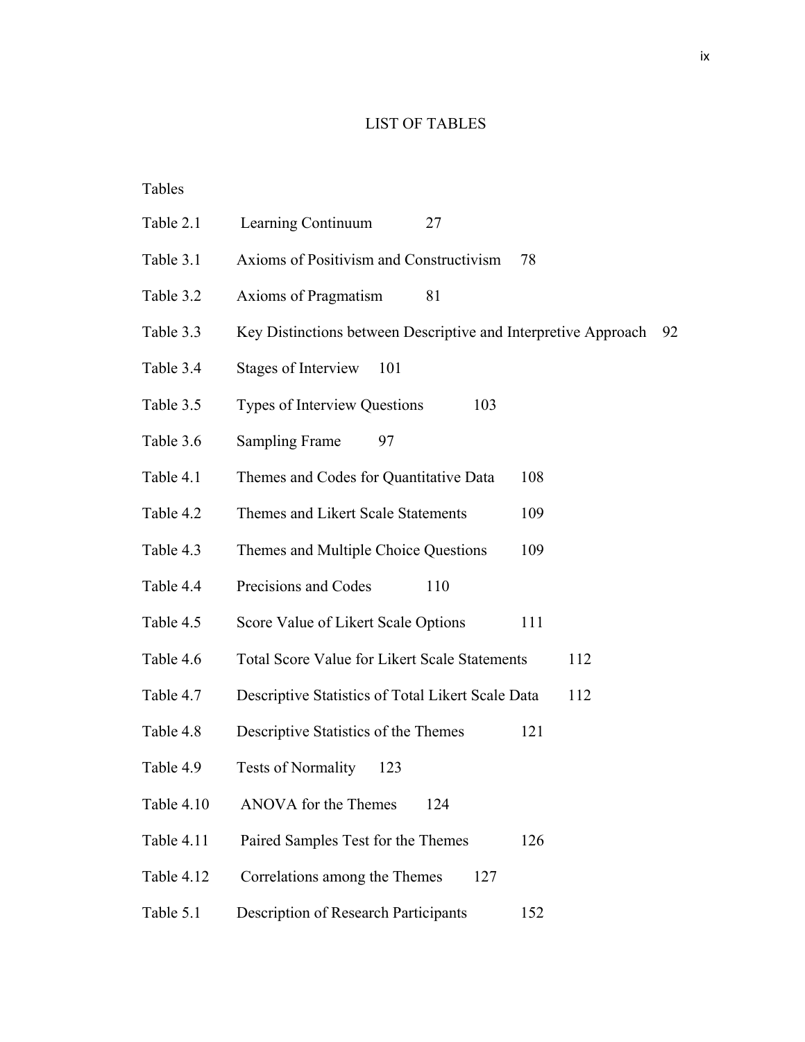# LIST OF TABLES

Tables

| | | |
|---|---|---|
| Table 2.1 | Learning Continuum | 27 |
| Table 3.1 | Axioms of Positivism and Constructivism | 78 |
| Table 3.2 | Axioms of Pragmatism | 81 |
| Table 3.3 | Key Distinctions between Descriptive and Interpretive Approach | 92 |
| Table 3.4 | Stages of Interview | 101 |
| Table 3.5 | Types of Interview Questions | 103 |
| Table 3.6 | Sampling Frame | 97 |
| Table 4.1 | Themes and Codes for Quantitative Data | 108 |
| Table 4.2 | Themes and Likert Scale Statements | 109 |
| Table 4.3 | Themes and Multiple Choice Questions | 109 |
| Table 4.4 | Precisions and Codes | 110 |
| Table 4.5 | Score Value of Likert Scale Options | 111 |
| Table 4.6 | Total Score Value for Likert Scale Statements | 112 |
| Table 4.7 | Descriptive Statistics of Total Likert Scale Data | 112 |
| Table 4.8 | Descriptive Statistics of the Themes | 121 |
| Table 4.9 | Tests of Normality | 123 |
| Table 4.10 | ANOVA for the Themes | 124 |
| Table 4.11 | Paired Samples Test for the Themes | 126 |
| Table 4.12 | Correlations among the Themes | 127 |
| Table 5.1 | Description of Research Participants | 152 |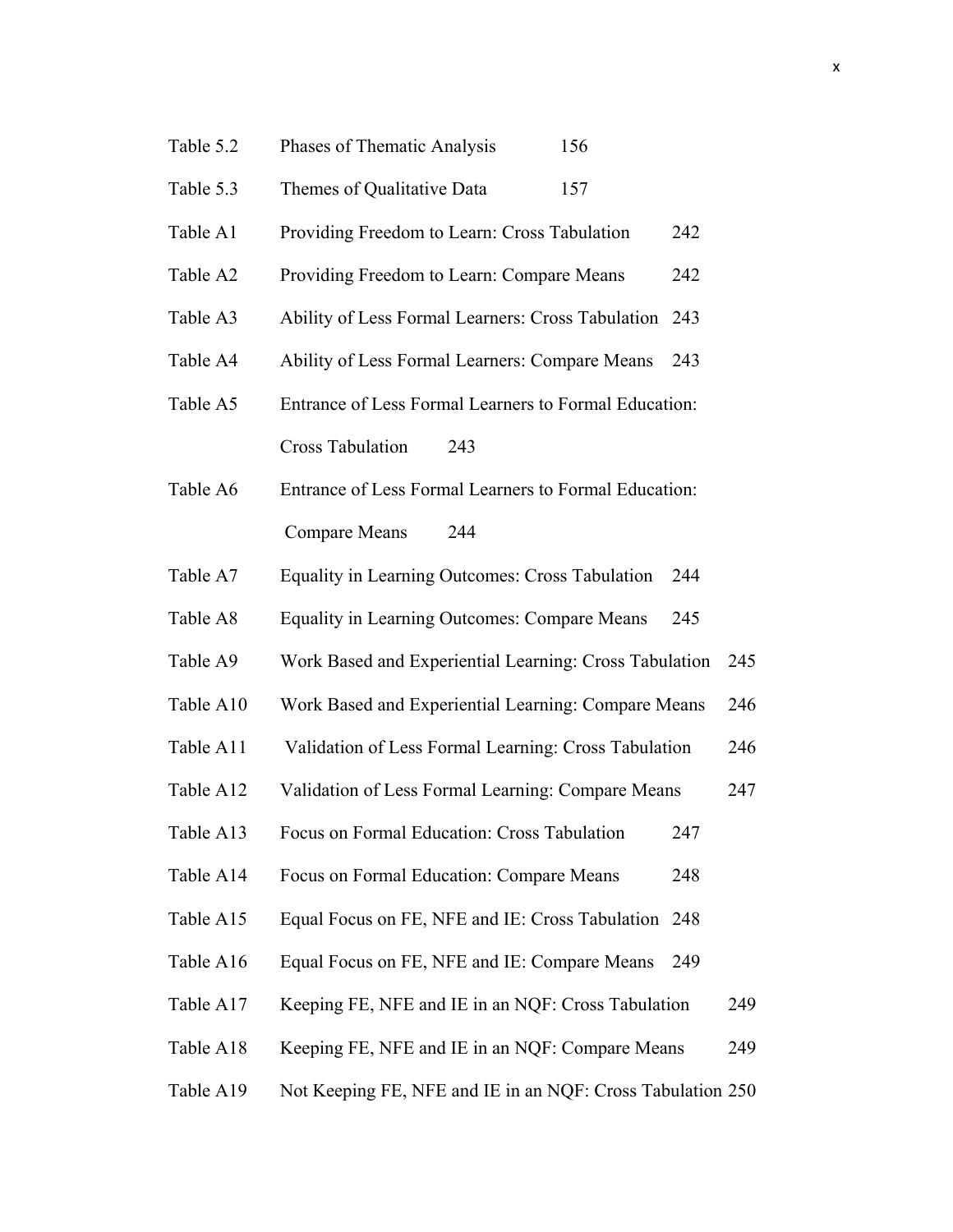| | | |
|---|---|---|
| Table 5.2 | Phases of Thematic Analysis | 156 |
| Table 5.3 | Themes of Qualitative Data | 157 |
| Table A1 | Providing Freedom to Learn: Cross Tabulation | 242 |
| Table A2 | Providing Freedom to Learn: Compare Means | 242 |
| Table A3 | Ability of Less Formal Learners: Cross Tabulation | 243 |
| Table A4 | Ability of Less Formal Learners: Compare Means | 243 |
| Table A5 | Entrance of Less Formal Learners to Formal Education: Cross Tabulation | 243 |
| Table A6 | Entrance of Less Formal Learners to Formal Education: Compare Means | 244 |
| Table A7 | Equality in Learning Outcomes: Cross Tabulation | 244 |
| Table A8 | Equality in Learning Outcomes: Compare Means | 245 |
| Table A9 | Work Based and Experiential Learning: Cross Tabulation | 245 |
| Table A10 | Work Based and Experiential Learning: Compare Means | 246 |
| Table A11 | Validation of Less Formal Learning: Cross Tabulation | 246 |
| Table A12 | Validation of Less Formal Learning: Compare Means | 247 |
| Table A13 | Focus on Formal Education: Cross Tabulation | 247 |
| Table A14 | Focus on Formal Education: Compare Means | 248 |
| Table A15 | Equal Focus on FE, NFE and IE: Cross Tabulation | 248 |
| Table A16 | Equal Focus on FE, NFE and IE: Compare Means | 249 |
| Table A17 | Keeping FE, NFE and IE in an NQF: Cross Tabulation | 249 |
| Table A18 | Keeping FE, NFE and IE in an NQF: Compare Means | 249 |
| Table A19 | Not Keeping FE, NFE and IE in an NQF: Cross Tabulation | 250 |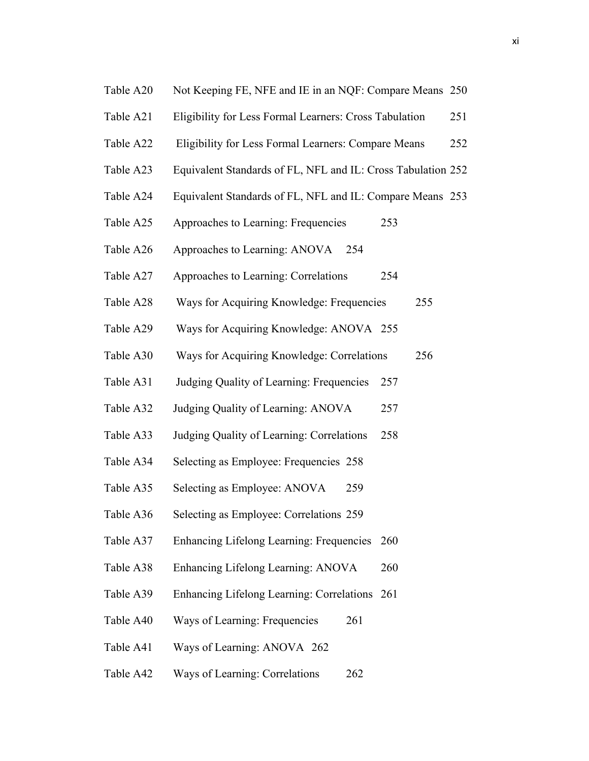Table A20 Not Keeping FE, NFE and IE in an NQF: Compare Means 250

Table A21 Eligibility for Less Formal Learners: Cross Tabulation 251

Table A22 Eligibility for Less Formal Learners: Compare Means 252

Table A23 Equivalent Standards of FL, NFL and IL: Cross Tabulation 252

Table A24 Equivalent Standards of FL, NFL and IL: Compare Means 253

Table A25 Approaches to Learning: Frequencies 253

Table A26 Approaches to Learning: ANOVA 254

Table A27 Approaches to Learning: Correlations 254

Table A28 Ways for Acquiring Knowledge: Frequencies 255

Table A29 Ways for Acquiring Knowledge: ANOVA 255

Table A30 Ways for Acquiring Knowledge: Correlations 256

Table A31 Judging Quality of Learning: Frequencies 257

Table A32 Judging Quality of Learning: ANOVA 257

Table A33 Judging Quality of Learning: Correlations 258

Table A34 Selecting as Employee: Frequencies 258

Table A35 Selecting as Employee: ANOVA 259

Table A36 Selecting as Employee: Correlations 259

Table A37 Enhancing Lifelong Learning: Frequencies 260

Table A38 Enhancing Lifelong Learning: ANOVA 260

Table A39 Enhancing Lifelong Learning: Correlations 261

Table A40 Ways of Learning: Frequencies 261

Table A41 Ways of Learning: ANOVA 262

Table A42 Ways of Learning: Correlations 262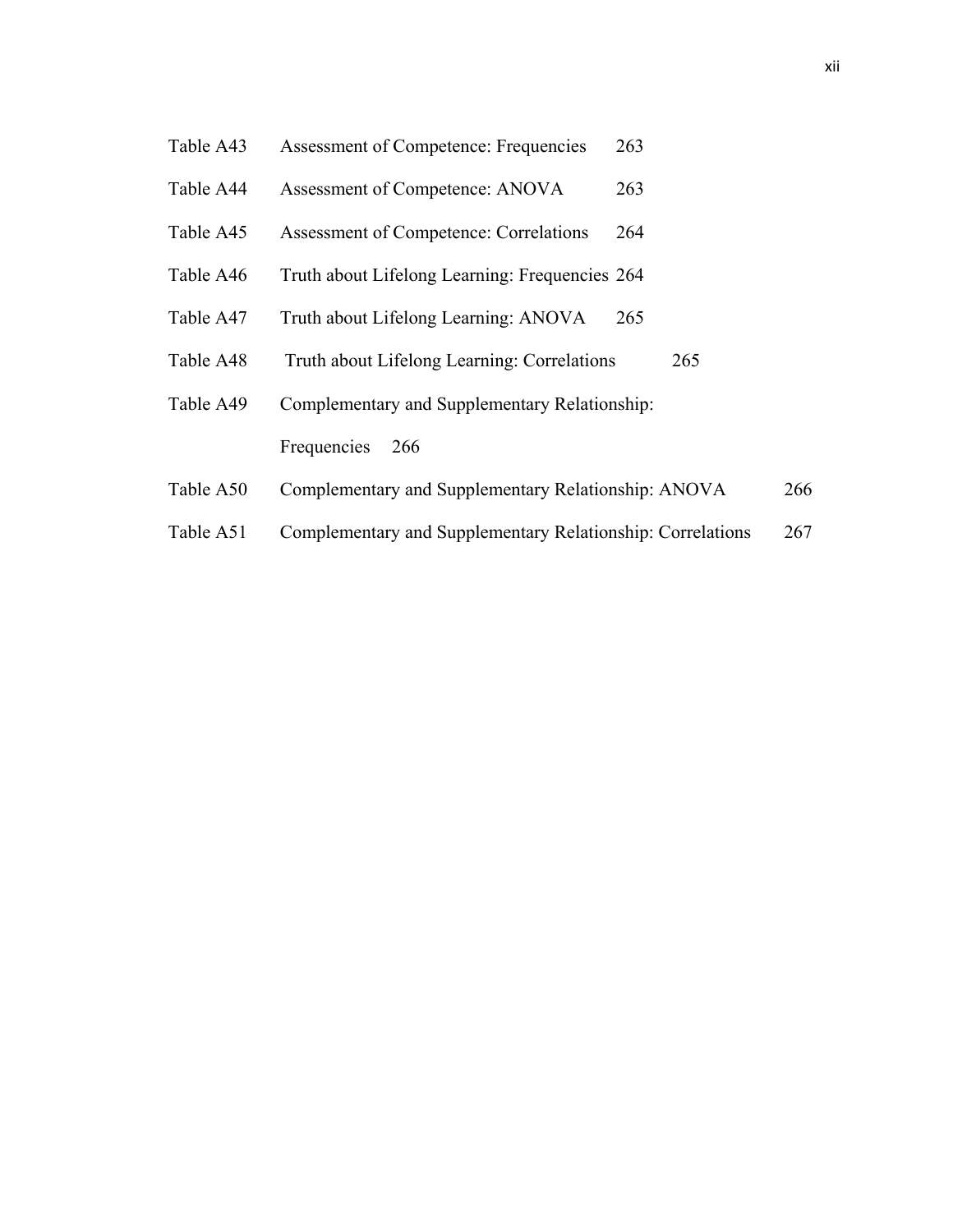| | | |
|---|---|---|
| Table A43 | Assessment of Competence: Frequencies | 263 |
| Table A44 | Assessment of Competence: ANOVA | 263 |
| Table A45 | Assessment of Competence: Correlations | 264 |
| Table A46 | Truth about Lifelong Learning: Frequencies | 264 |
| Table A47 | Truth about Lifelong Learning: ANOVA | 265 |
| Table A48 | Truth about Lifelong Learning: Correlations | 265 |
| Table A49 | Complementary and Supplementary Relationship: Frequencies | 266 |
| Table A50 | Complementary and Supplementary Relationship: ANOVA | 266 |
| Table A51 | Complementary and Supplementary Relationship: Correlations | 267 |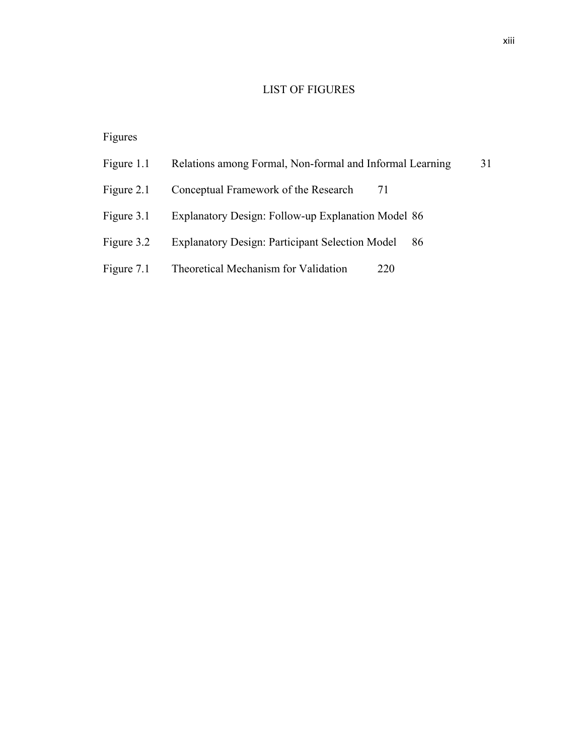# LIST OF FIGURES

| Figures | | |
|---|---|---|
| Figure 1.1 | Relations among Formal, Non-formal and Informal Learning | 31 |
| Figure 2.1 | Conceptual Framework of the Research | 71 |
| Figure 3.1 | Explanatory Design: Follow-up Explanation Model | 86 |
| Figure 3.2 | Explanatory Design: Participant Selection Model | 86 |
| Figure 7.1 | Theoretical Mechanism for Validation | 220 |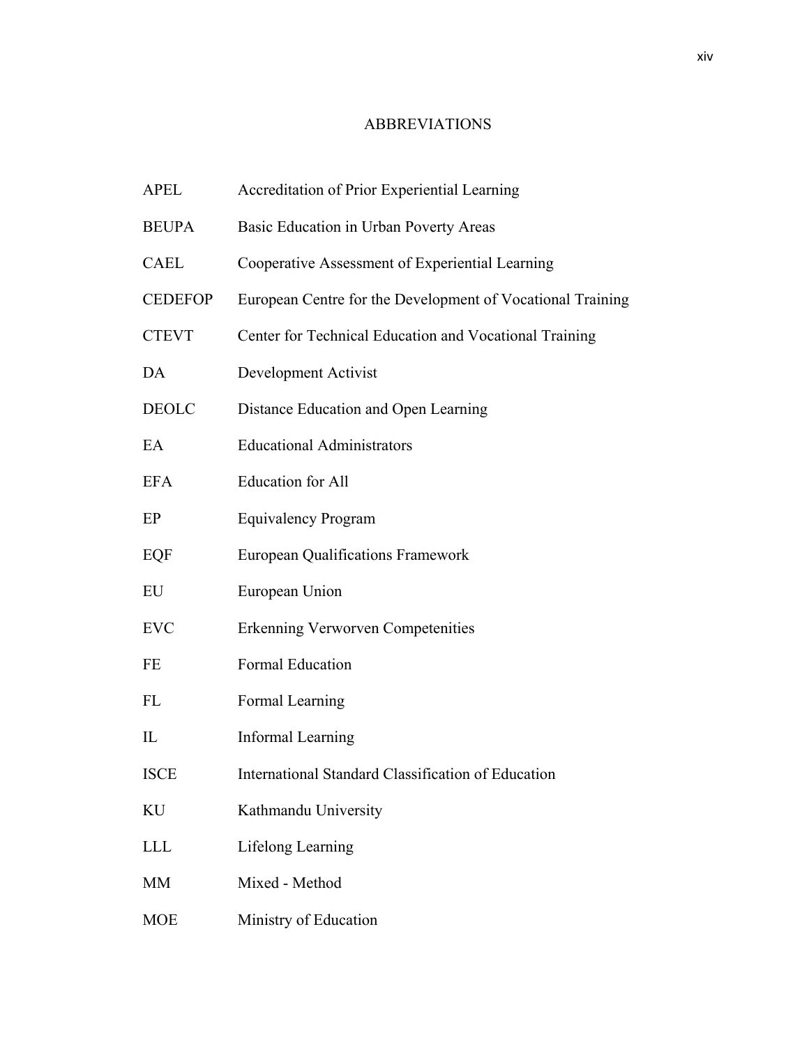# ABBREVIATIONS

| | |
|---|---|
| APEL | Accreditation of Prior Experiential Learning |
| BEUPA | Basic Education in Urban Poverty Areas |
| CAEL | Cooperative Assessment of Experiential Learning |
| CEDEFOP | European Centre for the Development of Vocational Training |
| CTEVT | Center for Technical Education and Vocational Training |
| DA | Development Activist |
| DEOLC | Distance Education and Open Learning |
| EA | Educational Administrators |
| EFA | Education for All |
| EP | Equivalency Program |
| EQF | European Qualifications Framework |
| EU | European Union |
| EVC | Erkenning Verworven Competenities |
| FE | Formal Education |
| FL | Formal Learning |
| IL | Informal Learning |
| ISCE | International Standard Classification of Education |
| KU | Kathmandu University |
| LLL | Lifelong Learning |
| MM | Mixed - Method |
| MOE | Ministry of Education |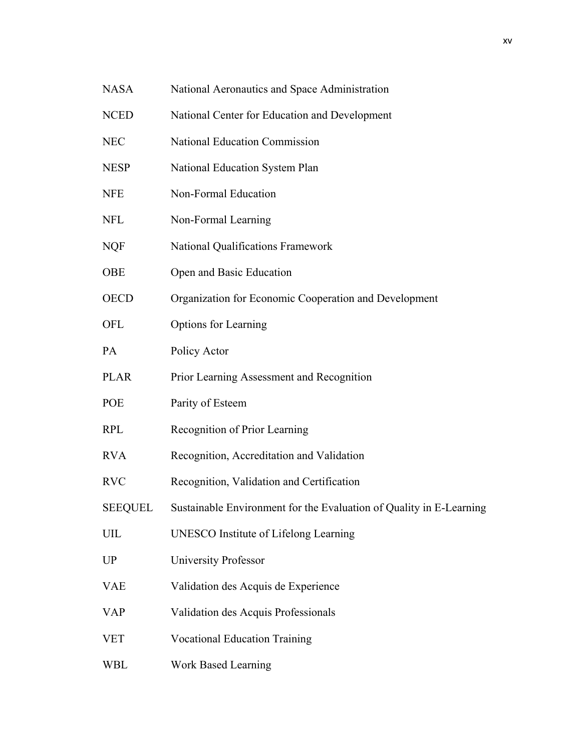| | |
|---|---|
| NASA | National Aeronautics and Space Administration |
| NCED | National Center for Education and Development |
| NEC | National Education Commission |
| NESP | National Education System Plan |
| NFE | Non-Formal Education |
| NFL | Non-Formal Learning |
| NQF | National Qualifications Framework |
| OBE | Open and Basic Education |
| OECD | Organization for Economic Cooperation and Development |
| OFL | Options for Learning |
| PA | Policy Actor |
| PLAR | Prior Learning Assessment and Recognition |
| POE | Parity of Esteem |
| RPL | Recognition of Prior Learning |
| RVA | Recognition, Accreditation and Validation |
| RVC | Recognition, Validation and Certification |
| SEEQUEL | Sustainable Environment for the Evaluation of Quality in E-Learning |
| UIL | UNESCO Institute of Lifelong Learning |
| UP | University Professor |
| VAE | Validation des Acquis de Experience |
| VAP | Validation des Acquis Professionals |
| VET | Vocational Education Training |
| WBL | Work Based Learning |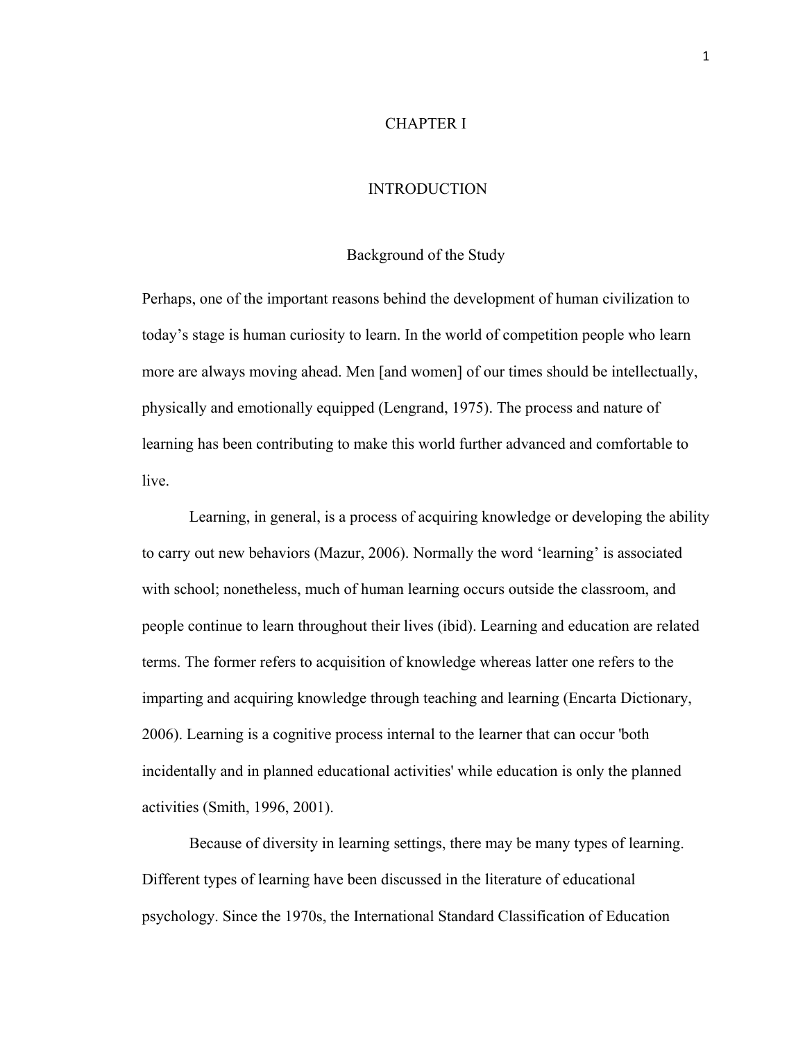# CHAPTER I

# INTRODUCTION

## Background of the Study

Perhaps, one of the important reasons behind the development of human civilization to today's stage is human curiosity to learn. In the world of competition people who learn more are always moving ahead. Men [and women] of our times should be intellectually, physically and emotionally equipped (Lengrand, 1975). The process and nature of learning has been contributing to make this world further advanced and comfortable to live.

Learning, in general, is a process of acquiring knowledge or developing the ability to carry out new behaviors (Mazur, 2006). Normally the word 'learning' is associated with school; nonetheless, much of human learning occurs outside the classroom, and people continue to learn throughout their lives (ibid). Learning and education are related terms. The former refers to acquisition of knowledge whereas latter one refers to the imparting and acquiring knowledge through teaching and learning (Encarta Dictionary, 2006). Learning is a cognitive process internal to the learner that can occur 'both incidentally and in planned educational activities' while education is only the planned activities (Smith, 1996, 2001).

Because of diversity in learning settings, there may be many types of learning. Different types of learning have been discussed in the literature of educational psychology. Since the 1970s, the International Standard Classification of Education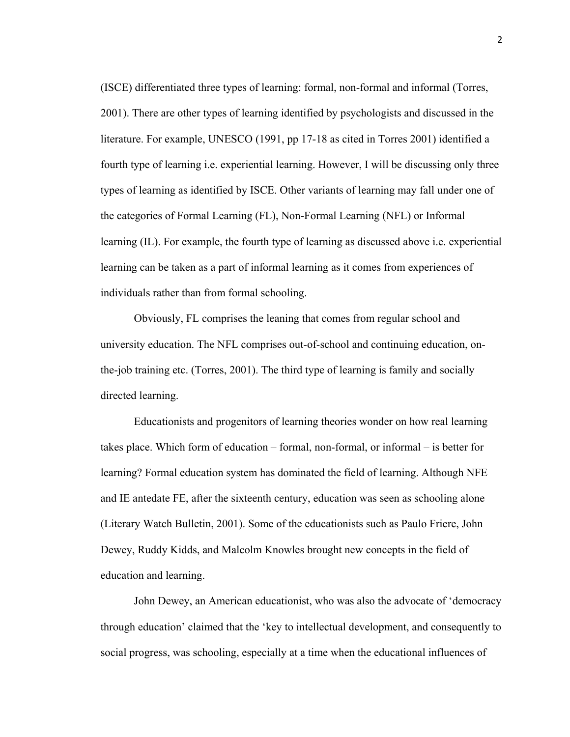(ISCE) differentiated three types of learning: formal, non-formal and informal (Torres, 2001). There are other types of learning identified by psychologists and discussed in the literature. For example, UNESCO (1991, pp 17-18 as cited in Torres 2001) identified a fourth type of learning i.e. experiential learning. However, I will be discussing only three types of learning as identified by ISCE. Other variants of learning may fall under one of the categories of Formal Learning (FL), Non-Formal Learning (NFL) or Informal learning (IL). For example, the fourth type of learning as discussed above i.e. experiential learning can be taken as a part of informal learning as it comes from experiences of individuals rather than from formal schooling.

Obviously, FL comprises the leaning that comes from regular school and university education. The NFL comprises out-of-school and continuing education, on-the-job training etc. (Torres, 2001). The third type of learning is family and socially directed learning.

Educationists and progenitors of learning theories wonder on how real learning takes place. Which form of education – formal, non-formal, or informal – is better for learning? Formal education system has dominated the field of learning. Although NFE and IE antedate FE, after the sixteenth century, education was seen as schooling alone (Literary Watch Bulletin, 2001). Some of the educationists such as Paulo Friere, John Dewey, Ruddy Kidds, and Malcolm Knowles brought new concepts in the field of education and learning.

John Dewey, an American educationist, who was also the advocate of 'democracy through education' claimed that the 'key to intellectual development, and consequently to social progress, was schooling, especially at a time when the educational influences of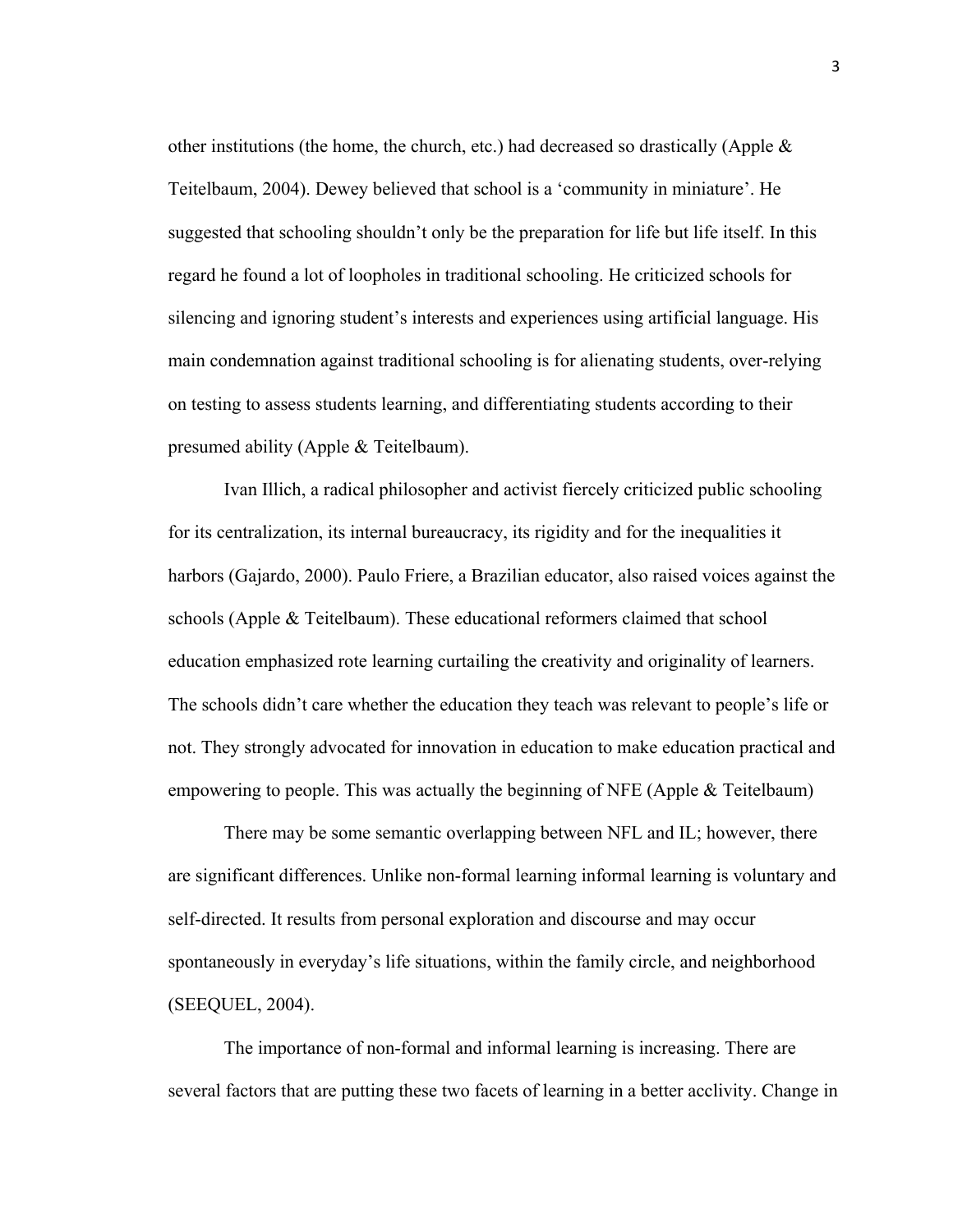other institutions (the home, the church, etc.) had decreased so drastically (Apple & Teitelbaum, 2004). Dewey believed that school is a 'community in miniature'. He suggested that schooling shouldn't only be the preparation for life but life itself. In this regard he found a lot of loopholes in traditional schooling. He criticized schools for silencing and ignoring student's interests and experiences using artificial language. His main condemnation against traditional schooling is for alienating students, over-relying on testing to assess students learning, and differentiating students according to their presumed ability (Apple & Teitelbaum).

Ivan Illich, a radical philosopher and activist fiercely criticized public schooling for its centralization, its internal bureaucracy, its rigidity and for the inequalities it harbors (Gajardo, 2000). Paulo Friere, a Brazilian educator, also raised voices against the schools (Apple & Teitelbaum). These educational reformers claimed that school education emphasized rote learning curtailing the creativity and originality of learners. The schools didn't care whether the education they teach was relevant to people's life or not. They strongly advocated for innovation in education to make education practical and empowering to people. This was actually the beginning of NFE (Apple & Teitelbaum)

There may be some semantic overlapping between NFL and IL; however, there are significant differences. Unlike non-formal learning informal learning is voluntary and self-directed. It results from personal exploration and discourse and may occur spontaneously in everyday's life situations, within the family circle, and neighborhood (SEEQUEL, 2004).

The importance of non-formal and informal learning is increasing. There are several factors that are putting these two facets of learning in a better acclivity. Change in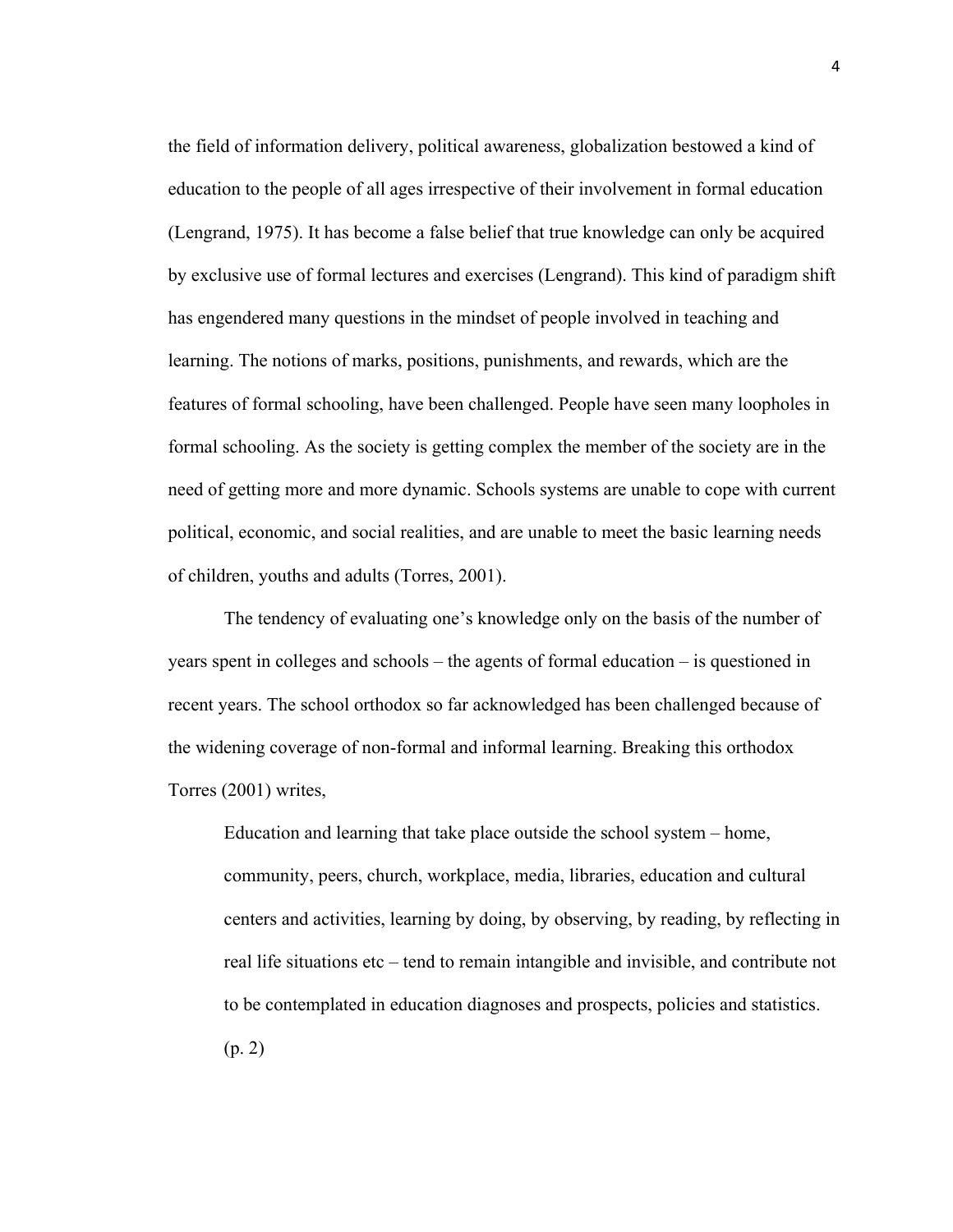the field of information delivery, political awareness, globalization bestowed a kind of education to the people of all ages irrespective of their involvement in formal education (Lengrand, 1975). It has become a false belief that true knowledge can only be acquired by exclusive use of formal lectures and exercises (Lengrand). This kind of paradigm shift has engendered many questions in the mindset of people involved in teaching and learning. The notions of marks, positions, punishments, and rewards, which are the features of formal schooling, have been challenged. People have seen many loopholes in formal schooling. As the society is getting complex the member of the society are in the need of getting more and more dynamic. Schools systems are unable to cope with current political, economic, and social realities, and are unable to meet the basic learning needs of children, youths and adults (Torres, 2001).

The tendency of evaluating one's knowledge only on the basis of the number of years spent in colleges and schools – the agents of formal education – is questioned in recent years. The school orthodox so far acknowledged has been challenged because of the widening coverage of non-formal and informal learning. Breaking this orthodox Torres (2001) writes,

> Education and learning that take place outside the school system – home, community, peers, church, workplace, media, libraries, education and cultural centers and activities, learning by doing, by observing, by reading, by reflecting in real life situations etc – tend to remain intangible and invisible, and contribute not to be contemplated in education diagnoses and prospects, policies and statistics. (p. 2)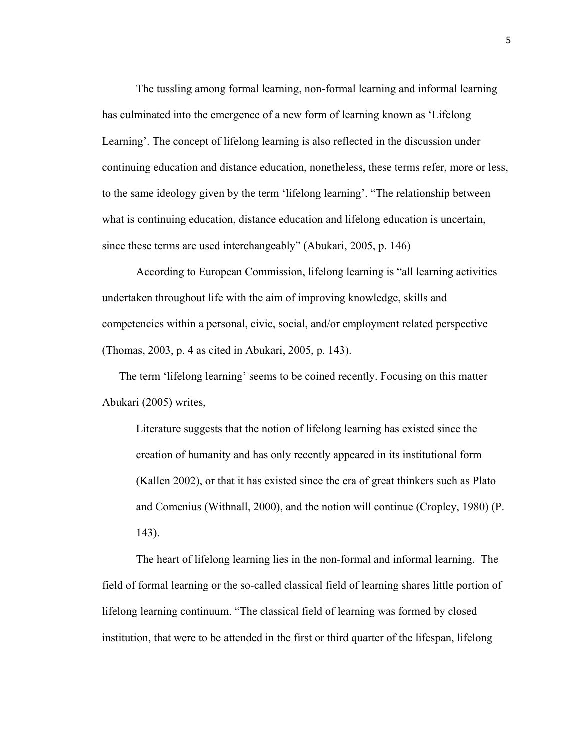The tussling among formal learning, non-formal learning and informal learning has culminated into the emergence of a new form of learning known as 'Lifelong Learning'. The concept of lifelong learning is also reflected in the discussion under continuing education and distance education, nonetheless, these terms refer, more or less, to the same ideology given by the term 'lifelong learning'. "The relationship between what is continuing education, distance education and lifelong education is uncertain, since these terms are used interchangeably" (Abukari, 2005, p. 146)

According to European Commission, lifelong learning is "all learning activities undertaken throughout life with the aim of improving knowledge, skills and competencies within a personal, civic, social, and/or employment related perspective (Thomas, 2003, p. 4 as cited in Abukari, 2005, p. 143).

The term 'lifelong learning' seems to be coined recently. Focusing on this matter Abukari (2005) writes,

> Literature suggests that the notion of lifelong learning has existed since the creation of humanity and has only recently appeared in its institutional form (Kallen 2002), or that it has existed since the era of great thinkers such as Plato and Comenius (Withnall, 2000), and the notion will continue (Cropley, 1980) (P. 143).

The heart of lifelong learning lies in the non-formal and informal learning. The field of formal learning or the so-called classical field of learning shares little portion of lifelong learning continuum. "The classical field of learning was formed by closed institution, that were to be attended in the first or third quarter of the lifespan, lifelong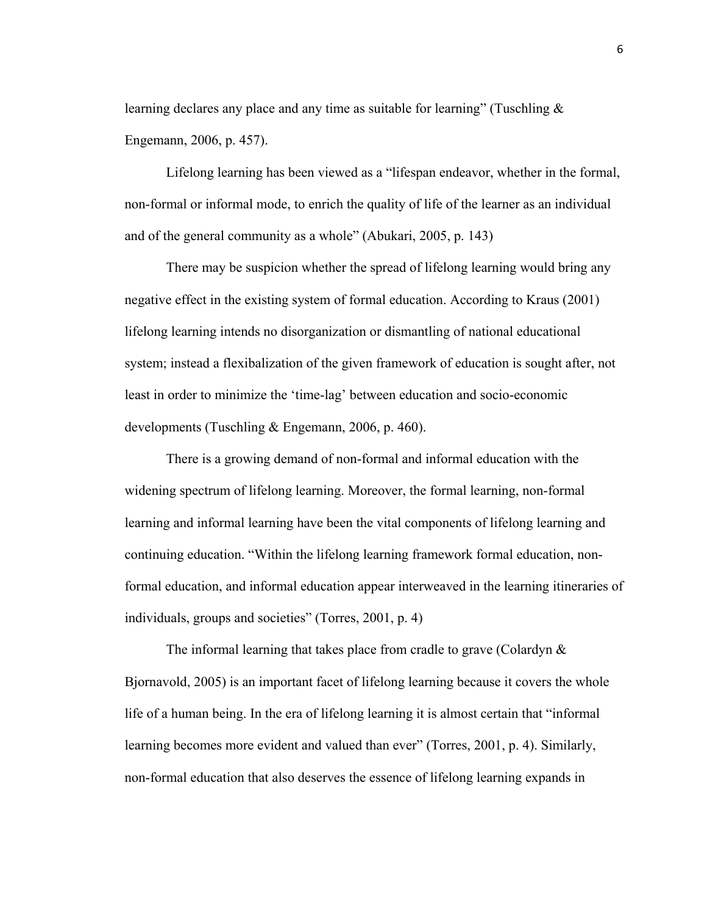learning declares any place and any time as suitable for learning" (Tuschling & Engemann, 2006, p. 457).

Lifelong learning has been viewed as a "lifespan endeavor, whether in the formal, non-formal or informal mode, to enrich the quality of life of the learner as an individual and of the general community as a whole" (Abukari, 2005, p. 143)

There may be suspicion whether the spread of lifelong learning would bring any negative effect in the existing system of formal education. According to Kraus (2001) lifelong learning intends no disorganization or dismantling of national educational system; instead a flexibalization of the given framework of education is sought after, not least in order to minimize the 'time-lag' between education and socio-economic developments (Tuschling & Engemann, 2006, p. 460).

There is a growing demand of non-formal and informal education with the widening spectrum of lifelong learning. Moreover, the formal learning, non-formal learning and informal learning have been the vital components of lifelong learning and continuing education. "Within the lifelong learning framework formal education, non-formal education, and informal education appear interweaved in the learning itineraries of individuals, groups and societies" (Torres, 2001, p. 4)

The informal learning that takes place from cradle to grave (Colardyn & Bjornavold, 2005) is an important facet of lifelong learning because it covers the whole life of a human being. In the era of lifelong learning it is almost certain that "informal learning becomes more evident and valued than ever" (Torres, 2001, p. 4). Similarly, non-formal education that also deserves the essence of lifelong learning expands in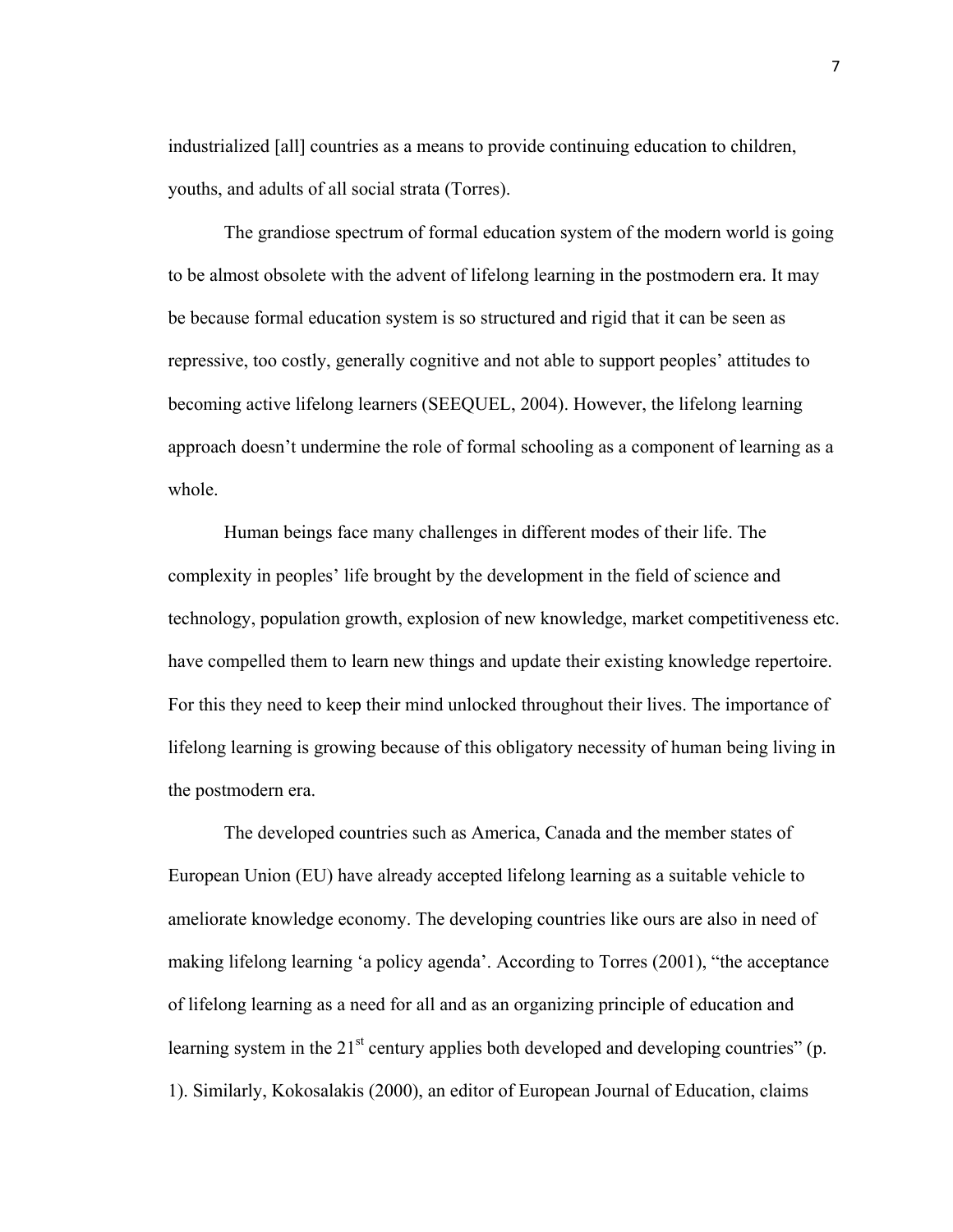industrialized [all] countries as a means to provide continuing education to children, youths, and adults of all social strata (Torres).

The grandiose spectrum of formal education system of the modern world is going to be almost obsolete with the advent of lifelong learning in the postmodern era. It may be because formal education system is so structured and rigid that it can be seen as repressive, too costly, generally cognitive and not able to support peoples' attitudes to becoming active lifelong learners (SEEQUEL, 2004). However, the lifelong learning approach doesn't undermine the role of formal schooling as a component of learning as a whole.

Human beings face many challenges in different modes of their life. The complexity in peoples' life brought by the development in the field of science and technology, population growth, explosion of new knowledge, market competitiveness etc. have compelled them to learn new things and update their existing knowledge repertoire. For this they need to keep their mind unlocked throughout their lives. The importance of lifelong learning is growing because of this obligatory necessity of human being living in the postmodern era.

The developed countries such as America, Canada and the member states of European Union (EU) have already accepted lifelong learning as a suitable vehicle to ameliorate knowledge economy. The developing countries like ours are also in need of making lifelong learning 'a policy agenda'. According to Torres (2001), "the acceptance of lifelong learning as a need for all and as an organizing principle of education and learning system in the 21st century applies both developed and developing countries" (p. 1). Similarly, Kokosalakis (2000), an editor of European Journal of Education, claims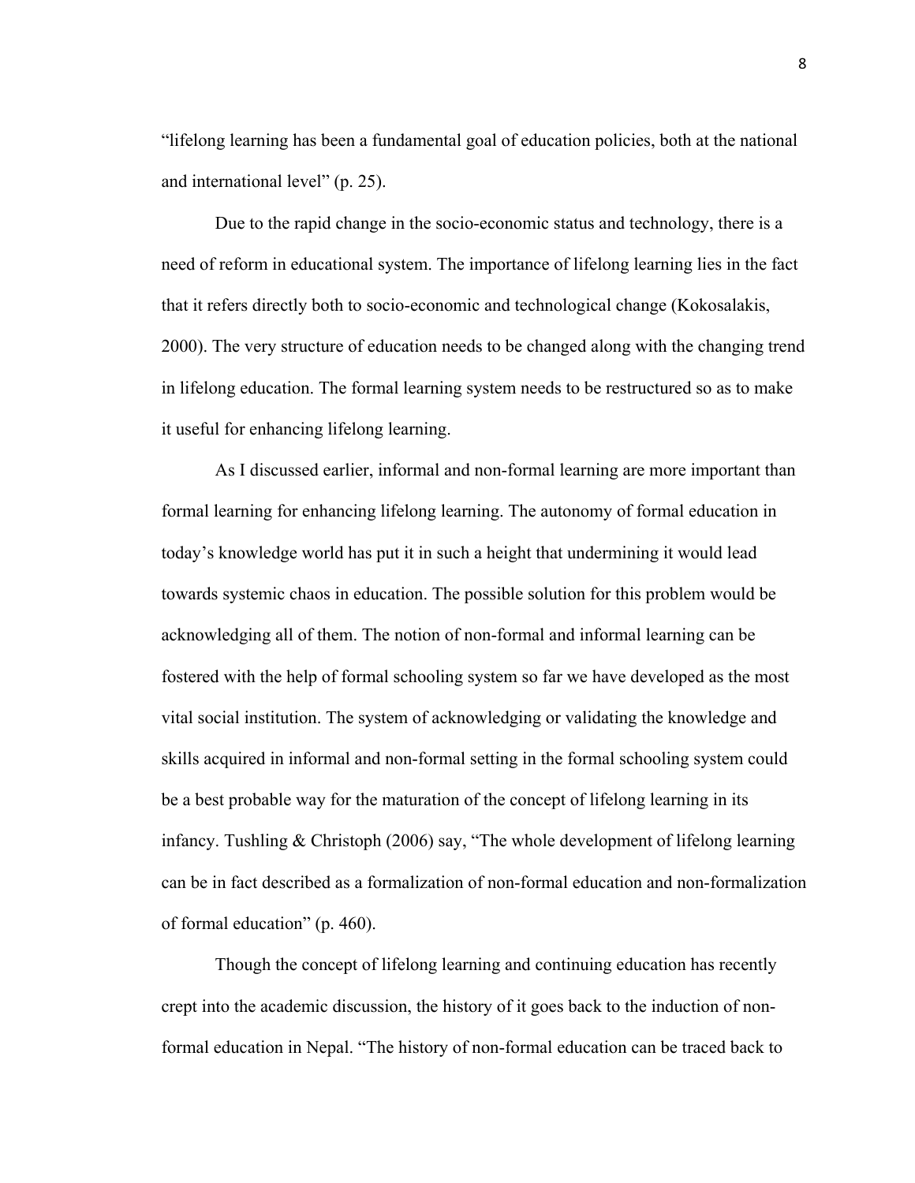"lifelong learning has been a fundamental goal of education policies, both at the national and international level" (p. 25).

Due to the rapid change in the socio-economic status and technology, there is a need of reform in educational system. The importance of lifelong learning lies in the fact that it refers directly both to socio-economic and technological change (Kokosalakis, 2000). The very structure of education needs to be changed along with the changing trend in lifelong education. The formal learning system needs to be restructured so as to make it useful for enhancing lifelong learning.

As I discussed earlier, informal and non-formal learning are more important than formal learning for enhancing lifelong learning. The autonomy of formal education in today's knowledge world has put it in such a height that undermining it would lead towards systemic chaos in education. The possible solution for this problem would be acknowledging all of them. The notion of non-formal and informal learning can be fostered with the help of formal schooling system so far we have developed as the most vital social institution. The system of acknowledging or validating the knowledge and skills acquired in informal and non-formal setting in the formal schooling system could be a best probable way for the maturation of the concept of lifelong learning in its infancy. Tushling & Christoph (2006) say, "The whole development of lifelong learning can be in fact described as a formalization of non-formal education and non-formalization of formal education" (p. 460).

Though the concept of lifelong learning and continuing education has recently crept into the academic discussion, the history of it goes back to the induction of non-formal education in Nepal. "The history of non-formal education can be traced back to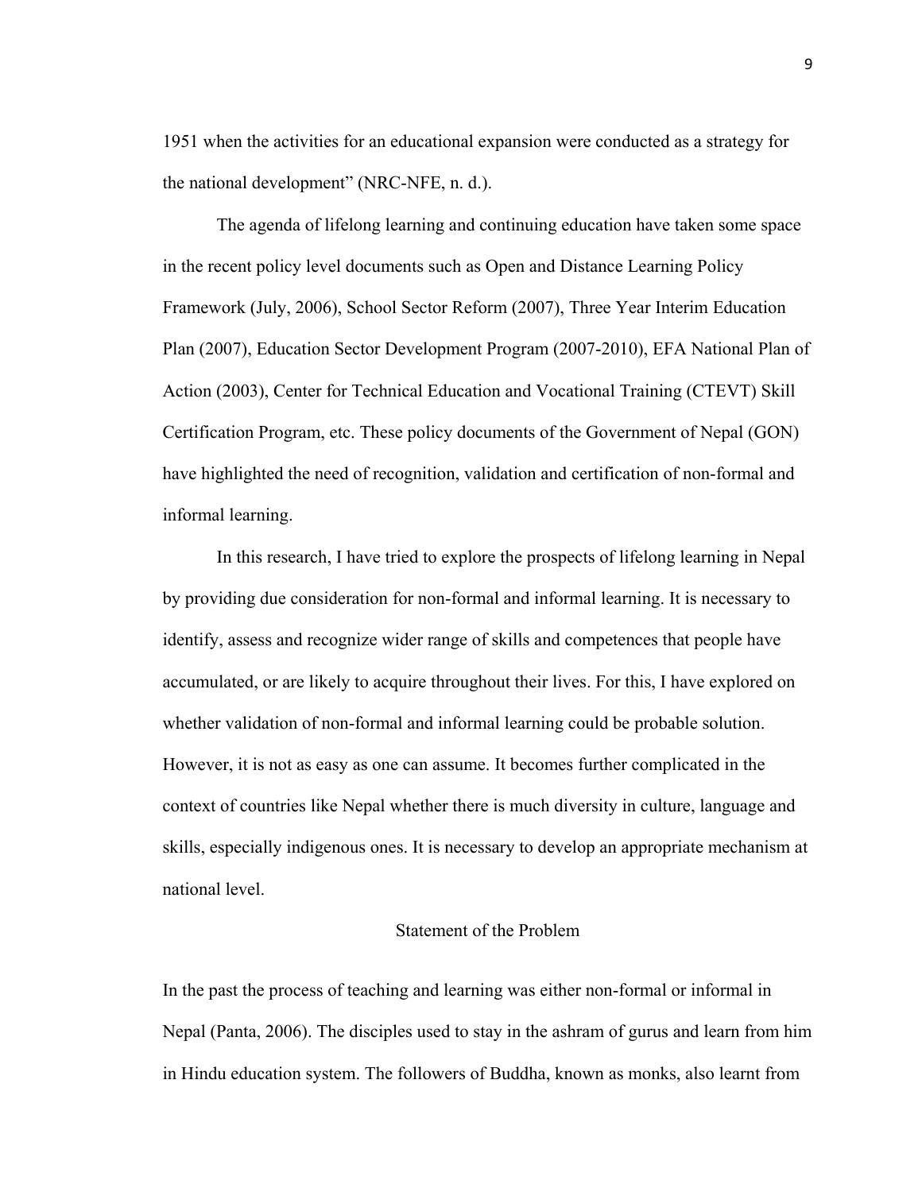1951 when the activities for an educational expansion were conducted as a strategy for the national development" (NRC-NFE, n. d.).

The agenda of lifelong learning and continuing education have taken some space in the recent policy level documents such as Open and Distance Learning Policy Framework (July, 2006), School Sector Reform (2007), Three Year Interim Education Plan (2007), Education Sector Development Program (2007-2010), EFA National Plan of Action (2003), Center for Technical Education and Vocational Training (CTEVT) Skill Certification Program, etc. These policy documents of the Government of Nepal (GON) have highlighted the need of recognition, validation and certification of non-formal and informal learning.

In this research, I have tried to explore the prospects of lifelong learning in Nepal by providing due consideration for non-formal and informal learning. It is necessary to identify, assess and recognize wider range of skills and competences that people have accumulated, or are likely to acquire throughout their lives. For this, I have explored on whether validation of non-formal and informal learning could be probable solution. However, it is not as easy as one can assume. It becomes further complicated in the context of countries like Nepal whether there is much diversity in culture, language and skills, especially indigenous ones. It is necessary to develop an appropriate mechanism at national level.

## Statement of the Problem

In the past the process of teaching and learning was either non-formal or informal in Nepal (Panta, 2006). The disciples used to stay in the ashram of gurus and learn from him in Hindu education system. The followers of Buddha, known as monks, also learnt from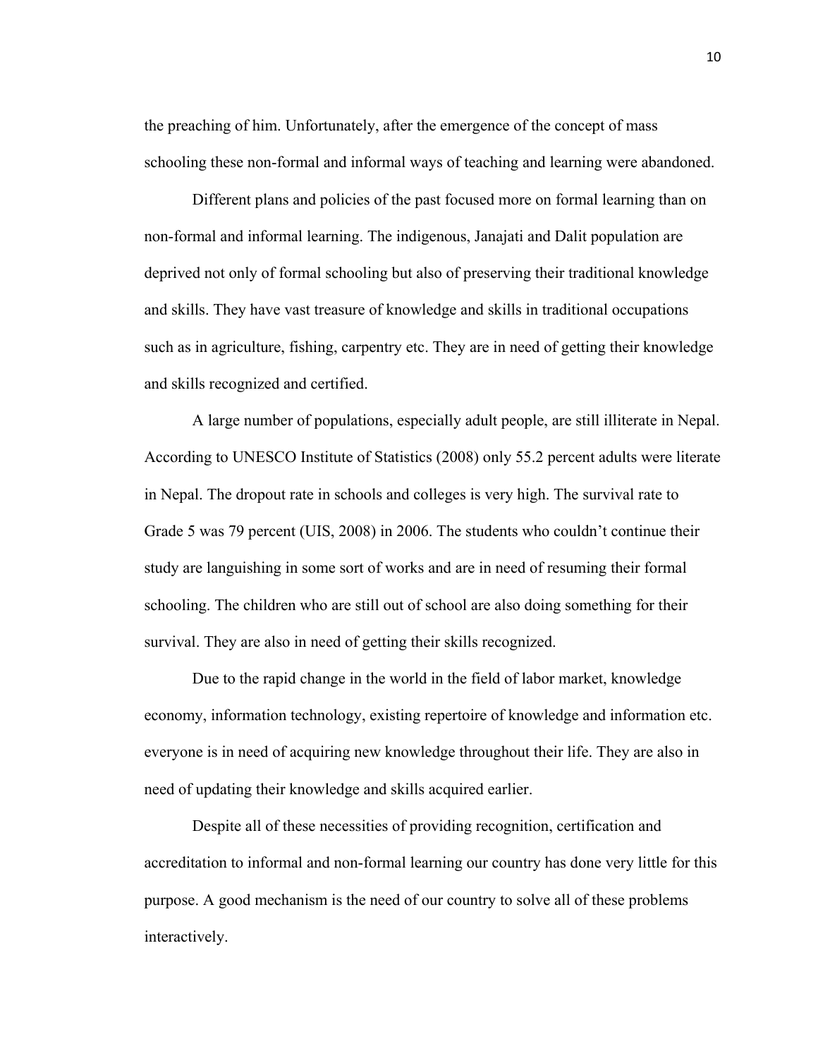the preaching of him. Unfortunately, after the emergence of the concept of mass schooling these non-formal and informal ways of teaching and learning were abandoned.

Different plans and policies of the past focused more on formal learning than on non-formal and informal learning. The indigenous, Janajati and Dalit population are deprived not only of formal schooling but also of preserving their traditional knowledge and skills. They have vast treasure of knowledge and skills in traditional occupations such as in agriculture, fishing, carpentry etc. They are in need of getting their knowledge and skills recognized and certified.

A large number of populations, especially adult people, are still illiterate in Nepal. According to UNESCO Institute of Statistics (2008) only 55.2 percent adults were literate in Nepal. The dropout rate in schools and colleges is very high. The survival rate to Grade 5 was 79 percent (UIS, 2008) in 2006. The students who couldn't continue their study are languishing in some sort of works and are in need of resuming their formal schooling. The children who are still out of school are also doing something for their survival. They are also in need of getting their skills recognized.

Due to the rapid change in the world in the field of labor market, knowledge economy, information technology, existing repertoire of knowledge and information etc. everyone is in need of acquiring new knowledge throughout their life. They are also in need of updating their knowledge and skills acquired earlier.

Despite all of these necessities of providing recognition, certification and accreditation to informal and non-formal learning our country has done very little for this purpose. A good mechanism is the need of our country to solve all of these problems interactively.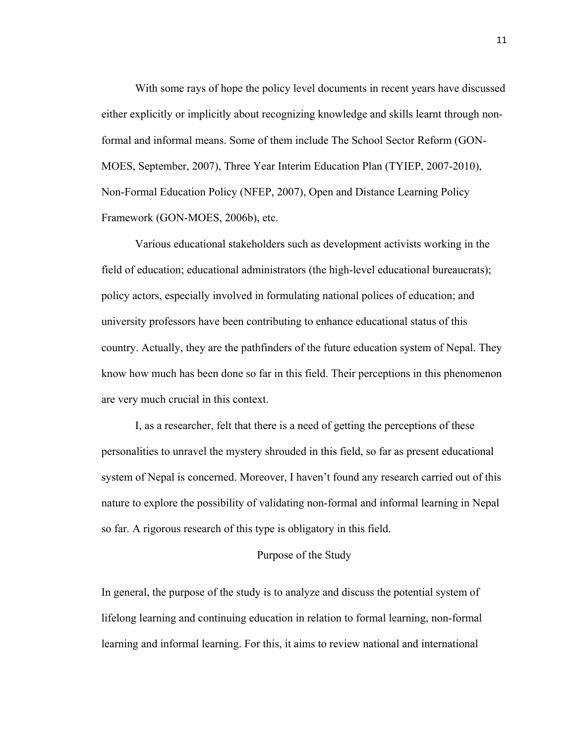With some rays of hope the policy level documents in recent years have discussed either explicitly or implicitly about recognizing knowledge and skills learnt through non-formal and informal means. Some of them include The School Sector Reform (GON-MOES, September, 2007), Three Year Interim Education Plan (TYIEP, 2007-2010), Non-Formal Education Policy (NFEP, 2007), Open and Distance Learning Policy Framework (GON-MOES, 2006b), etc.

Various educational stakeholders such as development activists working in the field of education; educational administrators (the high-level educational bureaucrats); policy actors, especially involved in formulating national polices of education; and university professors have been contributing to enhance educational status of this country. Actually, they are the pathfinders of the future education system of Nepal. They know how much has been done so far in this field. Their perceptions in this phenomenon are very much crucial in this context.

I, as a researcher, felt that there is a need of getting the perceptions of these personalities to unravel the mystery shrouded in this field, so far as present educational system of Nepal is concerned. Moreover, I haven't found any research carried out of this nature to explore the possibility of validating non-formal and informal learning in Nepal so far. A rigorous research of this type is obligatory in this field.

## Purpose of the Study

In general, the purpose of the study is to analyze and discuss the potential system of lifelong learning and continuing education in relation to formal learning, non-formal learning and informal learning. For this, it aims to review national and international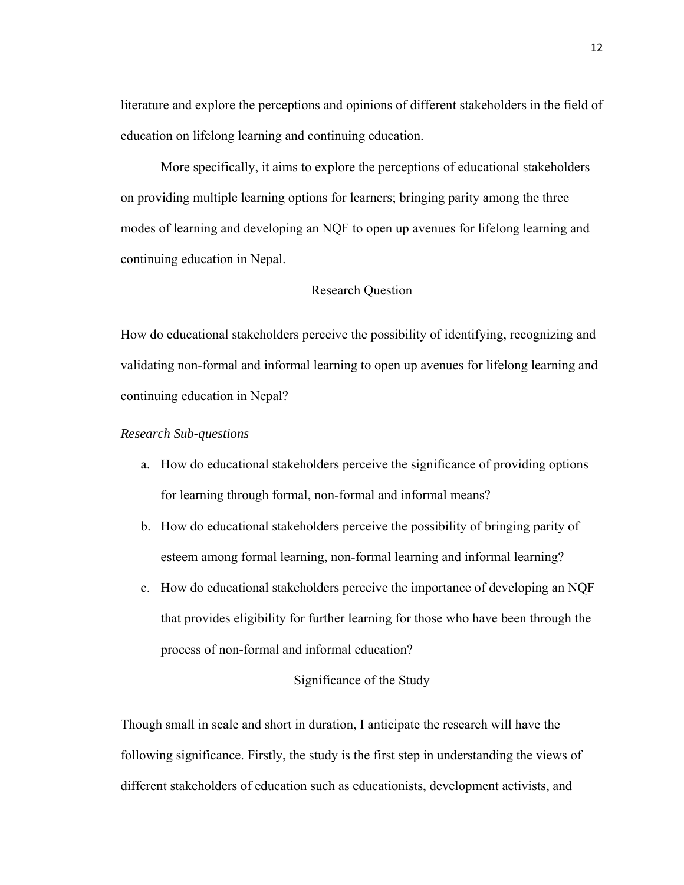literature and explore the perceptions and opinions of different stakeholders in the field of education on lifelong learning and continuing education.

More specifically, it aims to explore the perceptions of educational stakeholders on providing multiple learning options for learners; bringing parity among the three modes of learning and developing an NQF to open up avenues for lifelong learning and continuing education in Nepal.

## Research Question

How do educational stakeholders perceive the possibility of identifying, recognizing and validating non-formal and informal learning to open up avenues for lifelong learning and continuing education in Nepal?

### *Research Sub-questions*

a. How do educational stakeholders perceive the significance of providing options for learning through formal, non-formal and informal means?
b. How do educational stakeholders perceive the possibility of bringing parity of esteem among formal learning, non-formal learning and informal learning?
c. How do educational stakeholders perceive the importance of developing an NQF that provides eligibility for further learning for those who have been through the process of non-formal and informal education?

## Significance of the Study

Though small in scale and short in duration, I anticipate the research will have the following significance. Firstly, the study is the first step in understanding the views of different stakeholders of education such as educationists, development activists, and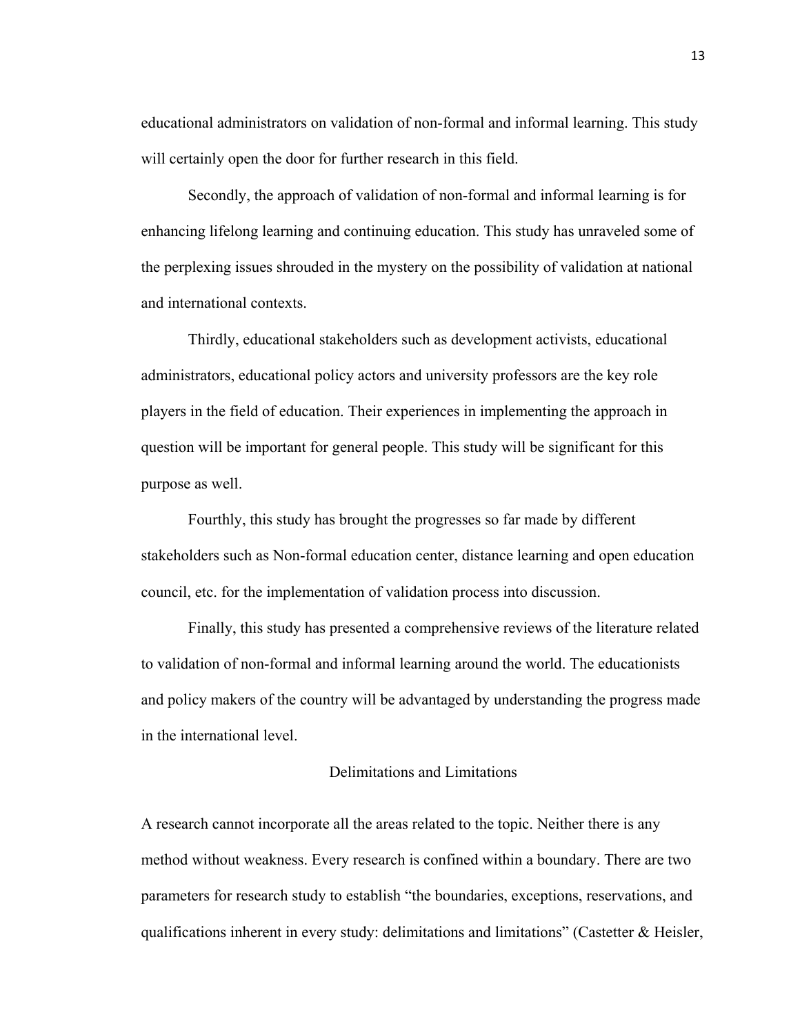educational administrators on validation of non-formal and informal learning. This study will certainly open the door for further research in this field.

Secondly, the approach of validation of non-formal and informal learning is for enhancing lifelong learning and continuing education. This study has unraveled some of the perplexing issues shrouded in the mystery on the possibility of validation at national and international contexts.

Thirdly, educational stakeholders such as development activists, educational administrators, educational policy actors and university professors are the key role players in the field of education. Their experiences in implementing the approach in question will be important for general people. This study will be significant for this purpose as well.

Fourthly, this study has brought the progresses so far made by different stakeholders such as Non-formal education center, distance learning and open education council, etc. for the implementation of validation process into discussion.

Finally, this study has presented a comprehensive reviews of the literature related to validation of non-formal and informal learning around the world. The educationists and policy makers of the country will be advantaged by understanding the progress made in the international level.

## Delimitations and Limitations

A research cannot incorporate all the areas related to the topic. Neither there is any method without weakness. Every research is confined within a boundary. There are two parameters for research study to establish "the boundaries, exceptions, reservations, and qualifications inherent in every study: delimitations and limitations" (Castetter & Heisler,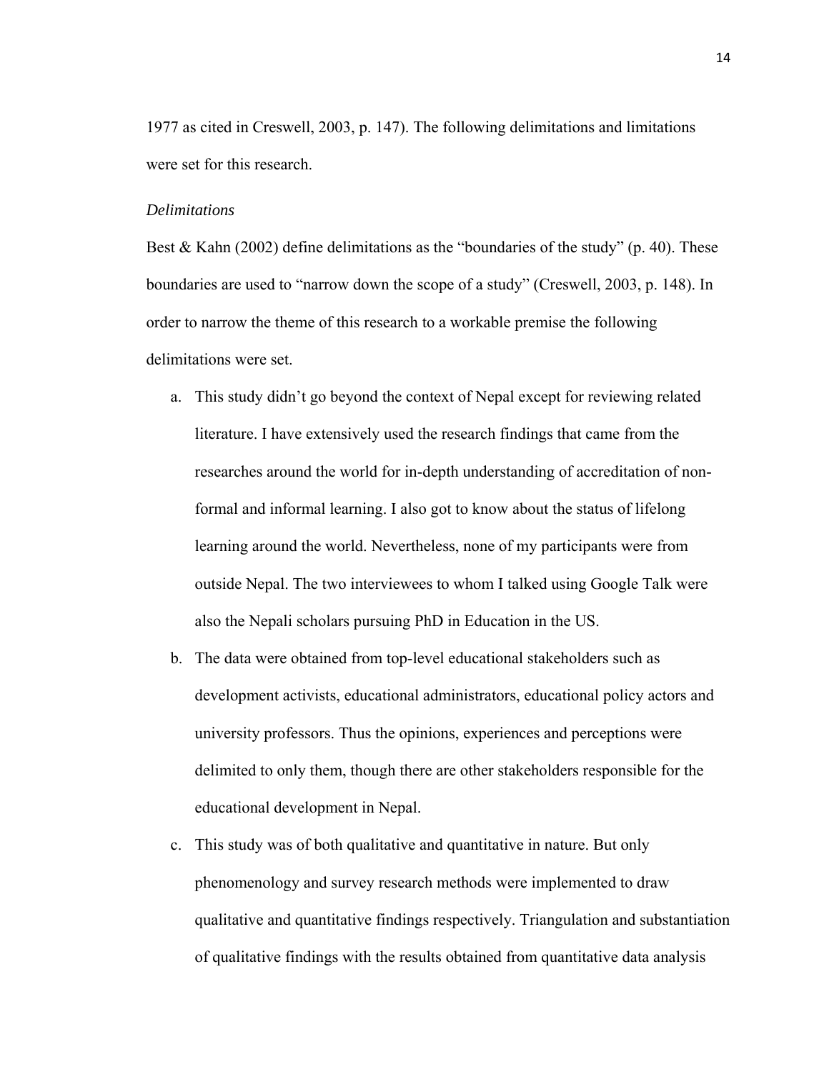1977 as cited in Creswell, 2003, p. 147). The following delimitations and limitations were set for this research.

*Delimitations*

Best & Kahn (2002) define delimitations as the "boundaries of the study" (p. 40). These boundaries are used to "narrow down the scope of a study" (Creswell, 2003, p. 148). In order to narrow the theme of this research to a workable premise the following delimitations were set.

a. This study didn't go beyond the context of Nepal except for reviewing related literature. I have extensively used the research findings that came from the researches around the world for in-depth understanding of accreditation of non-formal and informal learning. I also got to know about the status of lifelong learning around the world. Nevertheless, none of my participants were from outside Nepal. The two interviewees to whom I talked using Google Talk were also the Nepali scholars pursuing PhD in Education in the US.
b. The data were obtained from top-level educational stakeholders such as development activists, educational administrators, educational policy actors and university professors. Thus the opinions, experiences and perceptions were delimited to only them, though there are other stakeholders responsible for the educational development in Nepal.
c. This study was of both qualitative and quantitative in nature. But only phenomenology and survey research methods were implemented to draw qualitative and quantitative findings respectively. Triangulation and substantiation of qualitative findings with the results obtained from quantitative data analysis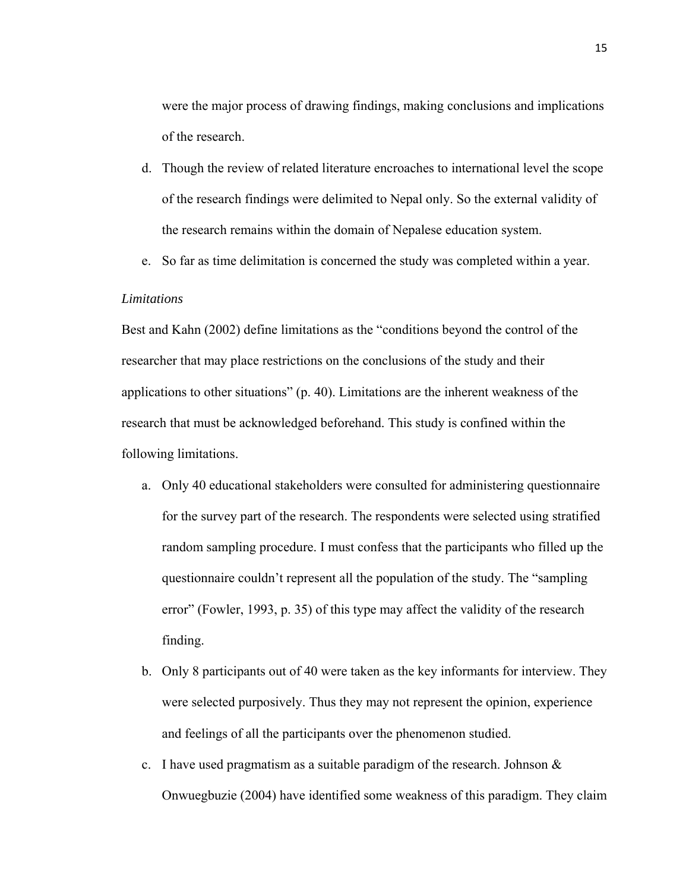were the major process of drawing findings, making conclusions and implications of the research.

d. Though the review of related literature encroaches to international level the scope of the research findings were delimited to Nepal only. So the external validity of the research remains within the domain of Nepalese education system.

e. So far as time delimitation is concerned the study was completed within a year.

*Limitations*

Best and Kahn (2002) define limitations as the "conditions beyond the control of the researcher that may place restrictions on the conclusions of the study and their applications to other situations" (p. 40). Limitations are the inherent weakness of the research that must be acknowledged beforehand. This study is confined within the following limitations.

a. Only 40 educational stakeholders were consulted for administering questionnaire for the survey part of the research. The respondents were selected using stratified random sampling procedure. I must confess that the participants who filled up the questionnaire couldn't represent all the population of the study. The "sampling error" (Fowler, 1993, p. 35) of this type may affect the validity of the research finding.

b. Only 8 participants out of 40 were taken as the key informants for interview. They were selected purposively. Thus they may not represent the opinion, experience and feelings of all the participants over the phenomenon studied.

c. I have used pragmatism as a suitable paradigm of the research. Johnson & Onwuegbuzie (2004) have identified some weakness of this paradigm. They claim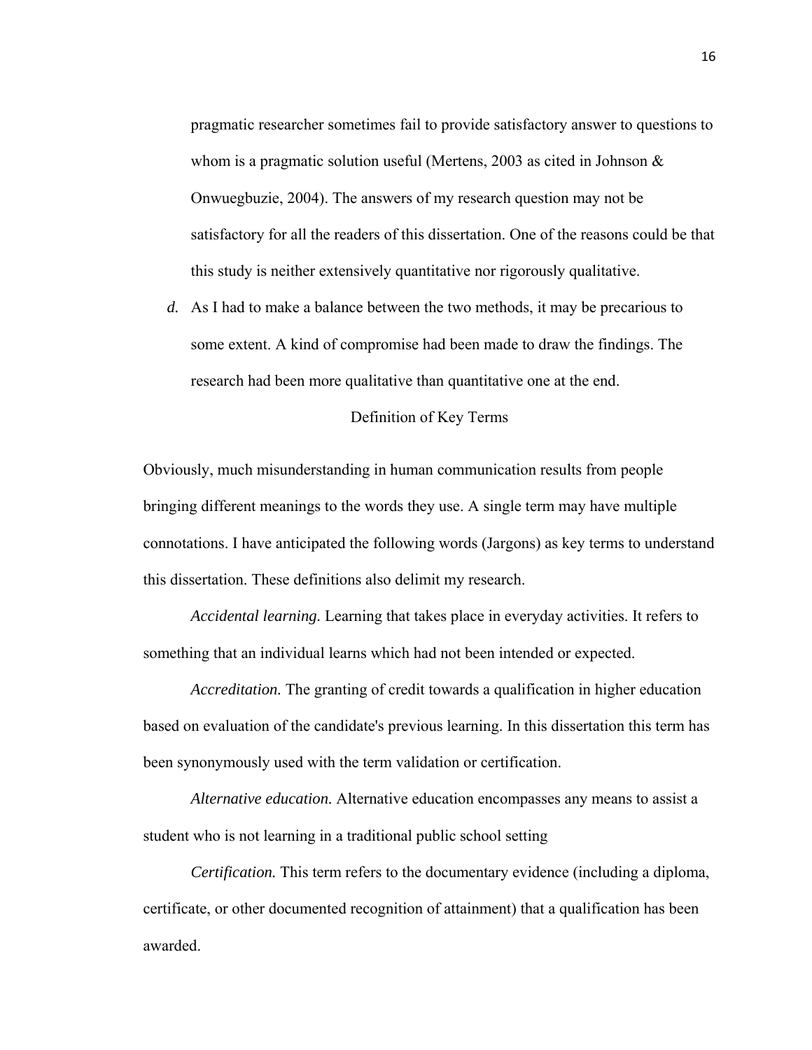pragmatic researcher sometimes fail to provide satisfactory answer to questions to whom is a pragmatic solution useful (Mertens, 2003 as cited in Johnson & Onwuegbuzie, 2004). The answers of my research question may not be satisfactory for all the readers of this dissertation. One of the reasons could be that this study is neither extensively quantitative nor rigorously qualitative.

*d.* As I had to make a balance between the two methods, it may be precarious to some extent. A kind of compromise had been made to draw the findings. The research had been more qualitative than quantitative one at the end.

## Definition of Key Terms

Obviously, much misunderstanding in human communication results from people bringing different meanings to the words they use. A single term may have multiple connotations. I have anticipated the following words (Jargons) as key terms to understand this dissertation. These definitions also delimit my research.

*Accidental learning.* Learning that takes place in everyday activities. It refers to something that an individual learns which had not been intended or expected.

*Accreditation.* The granting of credit towards a qualification in higher education based on evaluation of the candidate's previous learning. In this dissertation this term has been synonymously used with the term validation or certification.

*Alternative education.* Alternative education encompasses any means to assist a student who is not learning in a traditional public school setting

*Certification.* This term refers to the documentary evidence (including a diploma, certificate, or other documented recognition of attainment) that a qualification has been awarded.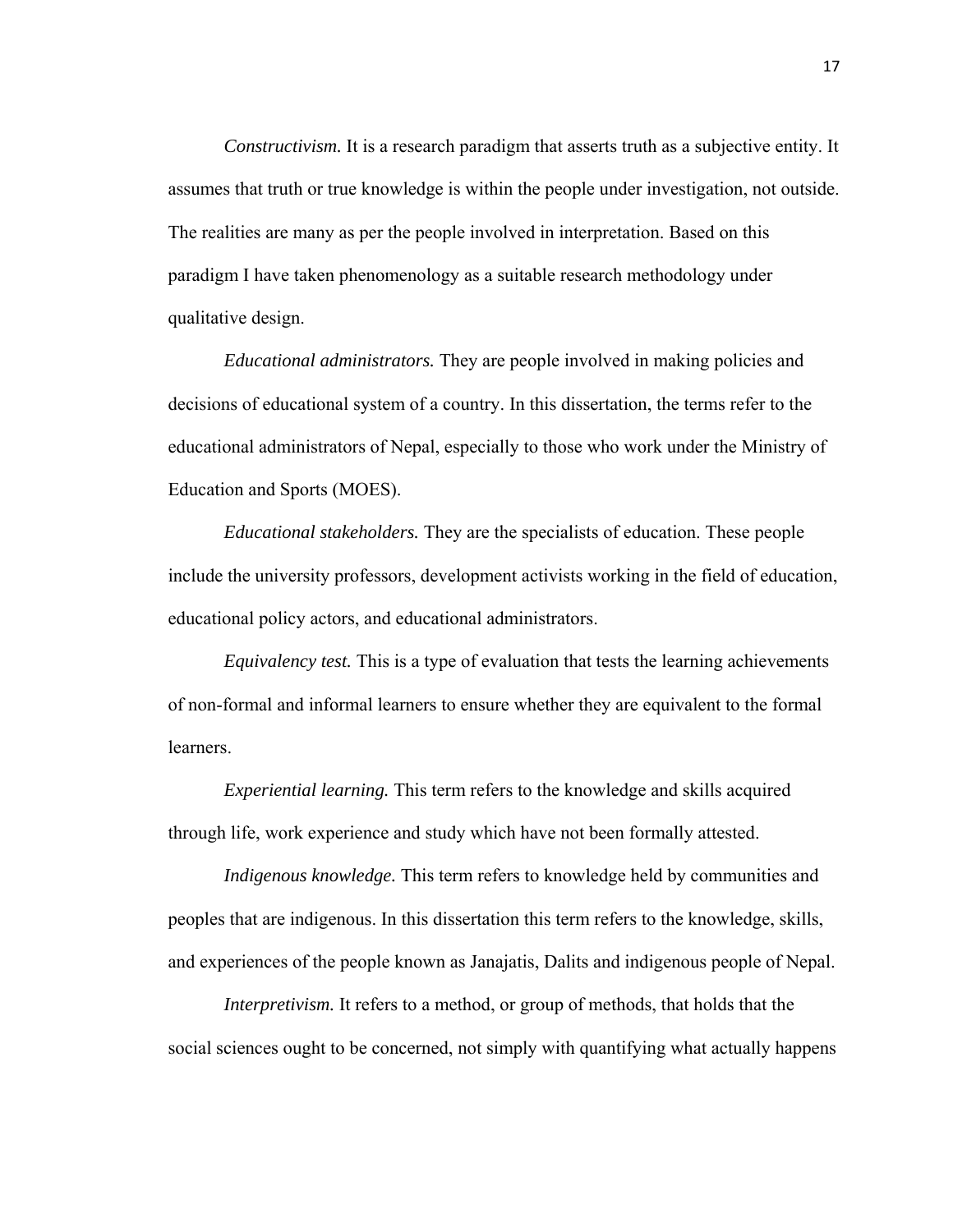*Constructivism.* It is a research paradigm that asserts truth as a subjective entity. It assumes that truth or true knowledge is within the people under investigation, not outside. The realities are many as per the people involved in interpretation. Based on this paradigm I have taken phenomenology as a suitable research methodology under qualitative design.

*Educational administrators.* They are people involved in making policies and decisions of educational system of a country. In this dissertation, the terms refer to the educational administrators of Nepal, especially to those who work under the Ministry of Education and Sports (MOES).

*Educational stakeholders.* They are the specialists of education. These people include the university professors, development activists working in the field of education, educational policy actors, and educational administrators.

*Equivalency test.* This is a type of evaluation that tests the learning achievements of non-formal and informal learners to ensure whether they are equivalent to the formal learners.

*Experiential learning.* This term refers to the knowledge and skills acquired through life, work experience and study which have not been formally attested.

*Indigenous knowledge.* This term refers to knowledge held by communities and peoples that are indigenous. In this dissertation this term refers to the knowledge, skills, and experiences of the people known as Janajatis, Dalits and indigenous people of Nepal.

*Interpretivism.* It refers to a method, or group of methods, that holds that the social sciences ought to be concerned, not simply with quantifying what actually happens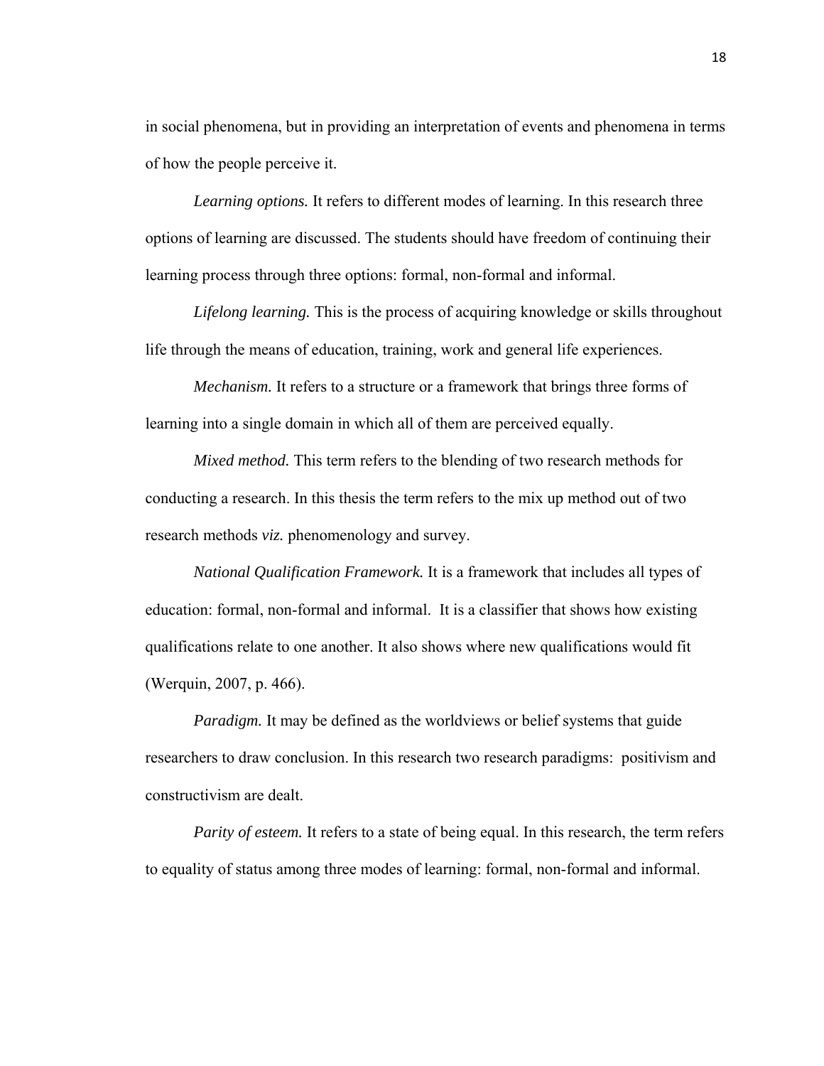in social phenomena, but in providing an interpretation of events and phenomena in terms of how the people perceive it.

*Learning options.* It refers to different modes of learning. In this research three options of learning are discussed. The students should have freedom of continuing their learning process through three options: formal, non-formal and informal.

*Lifelong learning.* This is the process of acquiring knowledge or skills throughout life through the means of education, training, work and general life experiences.

*Mechanism.* It refers to a structure or a framework that brings three forms of learning into a single domain in which all of them are perceived equally.

*Mixed method.* This term refers to the blending of two research methods for conducting a research. In this thesis the term refers to the mix up method out of two research methods *viz.* phenomenology and survey.

*National Qualification Framework.* It is a framework that includes all types of education: formal, non-formal and informal. It is a classifier that shows how existing qualifications relate to one another. It also shows where new qualifications would fit (Werquin, 2007, p. 466).

*Paradigm.* It may be defined as the worldviews or belief systems that guide researchers to draw conclusion. In this research two research paradigms: positivism and constructivism are dealt.

*Parity of esteem.* It refers to a state of being equal. In this research, the term refers to equality of status among three modes of learning: formal, non-formal and informal.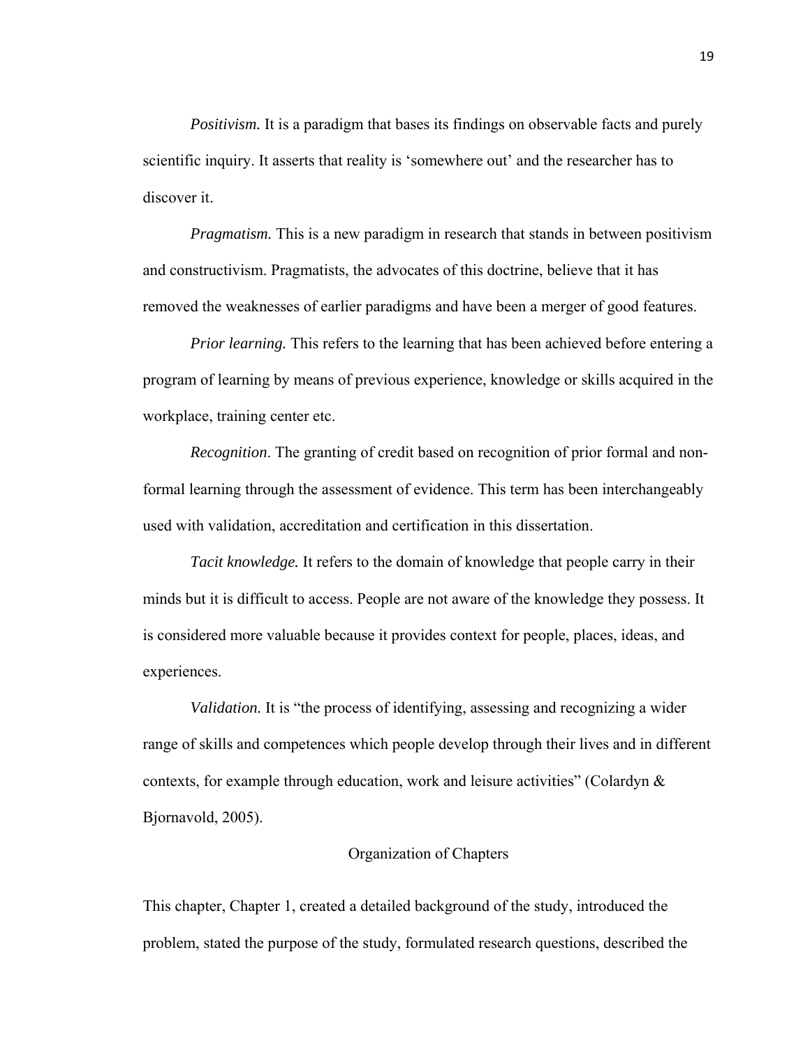*Positivism.* It is a paradigm that bases its findings on observable facts and purely scientific inquiry. It asserts that reality is 'somewhere out' and the researcher has to discover it.

*Pragmatism.* This is a new paradigm in research that stands in between positivism and constructivism. Pragmatists, the advocates of this doctrine, believe that it has removed the weaknesses of earlier paradigms and have been a merger of good features.

*Prior learning.* This refers to the learning that has been achieved before entering a program of learning by means of previous experience, knowledge or skills acquired in the workplace, training center etc.

*Recognition*. The granting of credit based on recognition of prior formal and non-formal learning through the assessment of evidence. This term has been interchangeably used with validation, accreditation and certification in this dissertation.

*Tacit knowledge.* It refers to the domain of knowledge that people carry in their minds but it is difficult to access. People are not aware of the knowledge they possess. It is considered more valuable because it provides context for people, places, ideas, and experiences.

*Validation.* It is "the process of identifying, assessing and recognizing a wider range of skills and competences which people develop through their lives and in different contexts, for example through education, work and leisure activities" (Colardyn & Bjornavold, 2005).

## Organization of Chapters

This chapter, Chapter 1, created a detailed background of the study, introduced the problem, stated the purpose of the study, formulated research questions, described the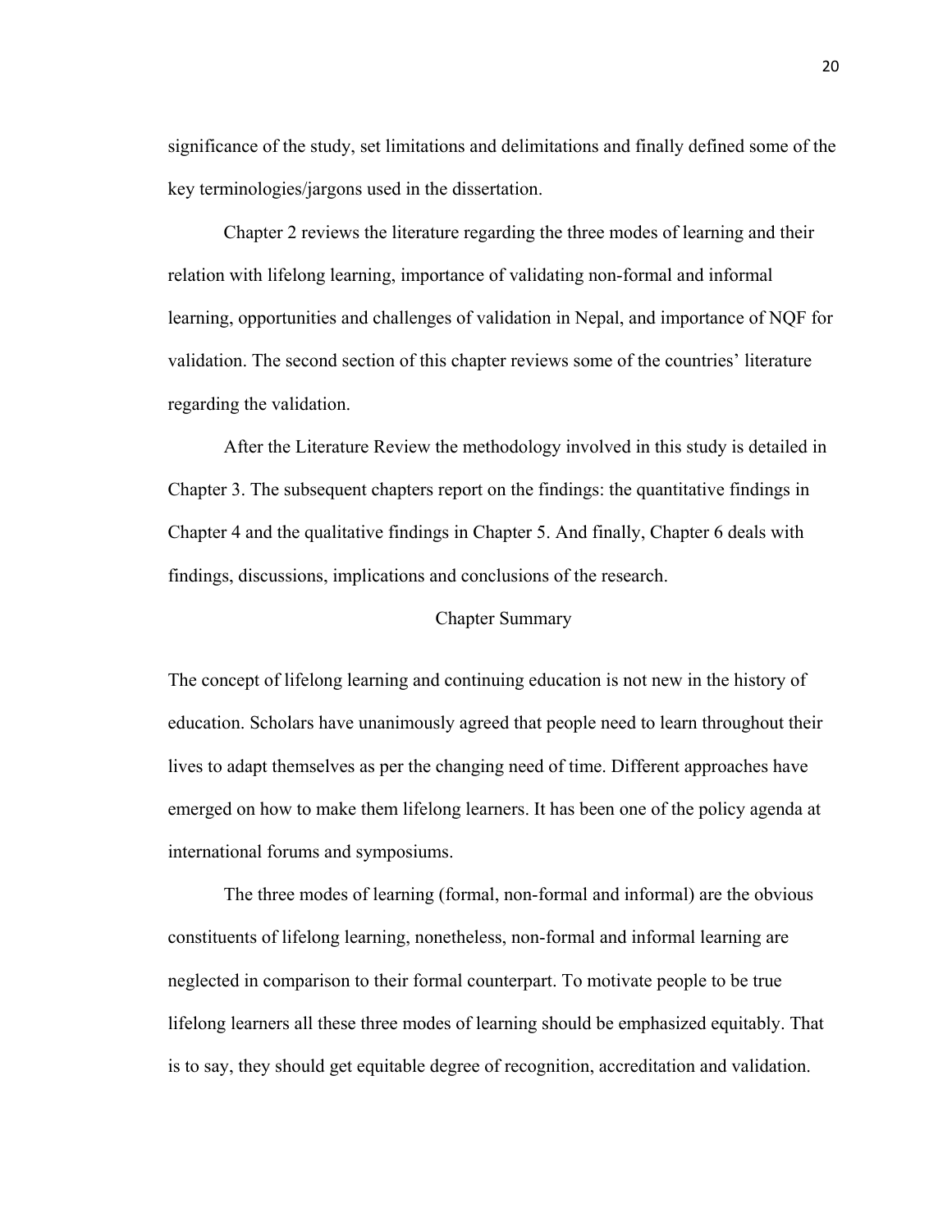significance of the study, set limitations and delimitations and finally defined some of the key terminologies/jargons used in the dissertation.

Chapter 2 reviews the literature regarding the three modes of learning and their relation with lifelong learning, importance of validating non-formal and informal learning, opportunities and challenges of validation in Nepal, and importance of NQF for validation. The second section of this chapter reviews some of the countries' literature regarding the validation.

After the Literature Review the methodology involved in this study is detailed in Chapter 3. The subsequent chapters report on the findings: the quantitative findings in Chapter 4 and the qualitative findings in Chapter 5. And finally, Chapter 6 deals with findings, discussions, implications and conclusions of the research.

## Chapter Summary

The concept of lifelong learning and continuing education is not new in the history of education. Scholars have unanimously agreed that people need to learn throughout their lives to adapt themselves as per the changing need of time. Different approaches have emerged on how to make them lifelong learners. It has been one of the policy agenda at international forums and symposiums.

The three modes of learning (formal, non-formal and informal) are the obvious constituents of lifelong learning, nonetheless, non-formal and informal learning are neglected in comparison to their formal counterpart. To motivate people to be true lifelong learners all these three modes of learning should be emphasized equitably. That is to say, they should get equitable degree of recognition, accreditation and validation.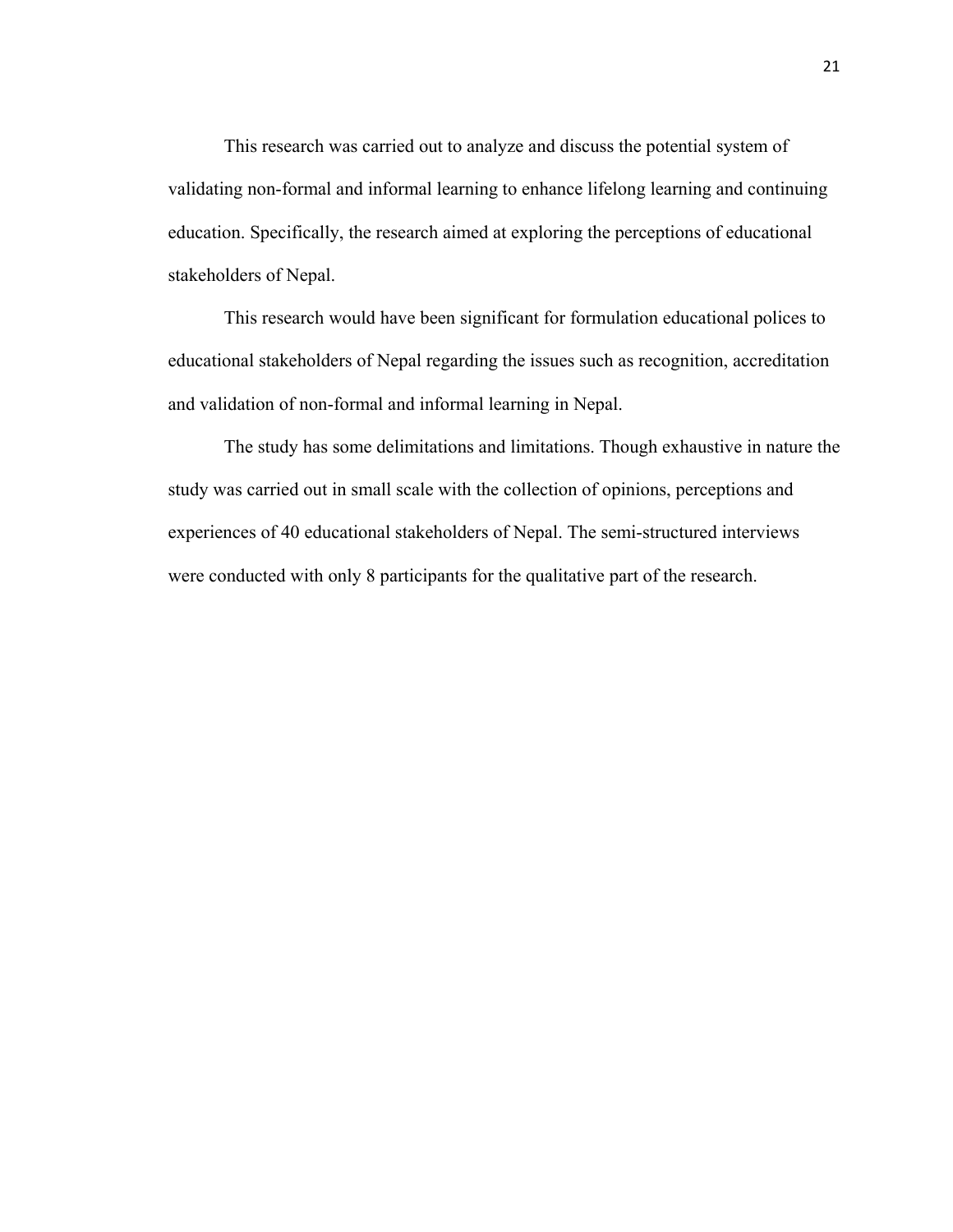This research was carried out to analyze and discuss the potential system of validating non-formal and informal learning to enhance lifelong learning and continuing education. Specifically, the research aimed at exploring the perceptions of educational stakeholders of Nepal.

This research would have been significant for formulation educational polices to educational stakeholders of Nepal regarding the issues such as recognition, accreditation and validation of non-formal and informal learning in Nepal.

The study has some delimitations and limitations. Though exhaustive in nature the study was carried out in small scale with the collection of opinions, perceptions and experiences of 40 educational stakeholders of Nepal. The semi-structured interviews were conducted with only 8 participants for the qualitative part of the research.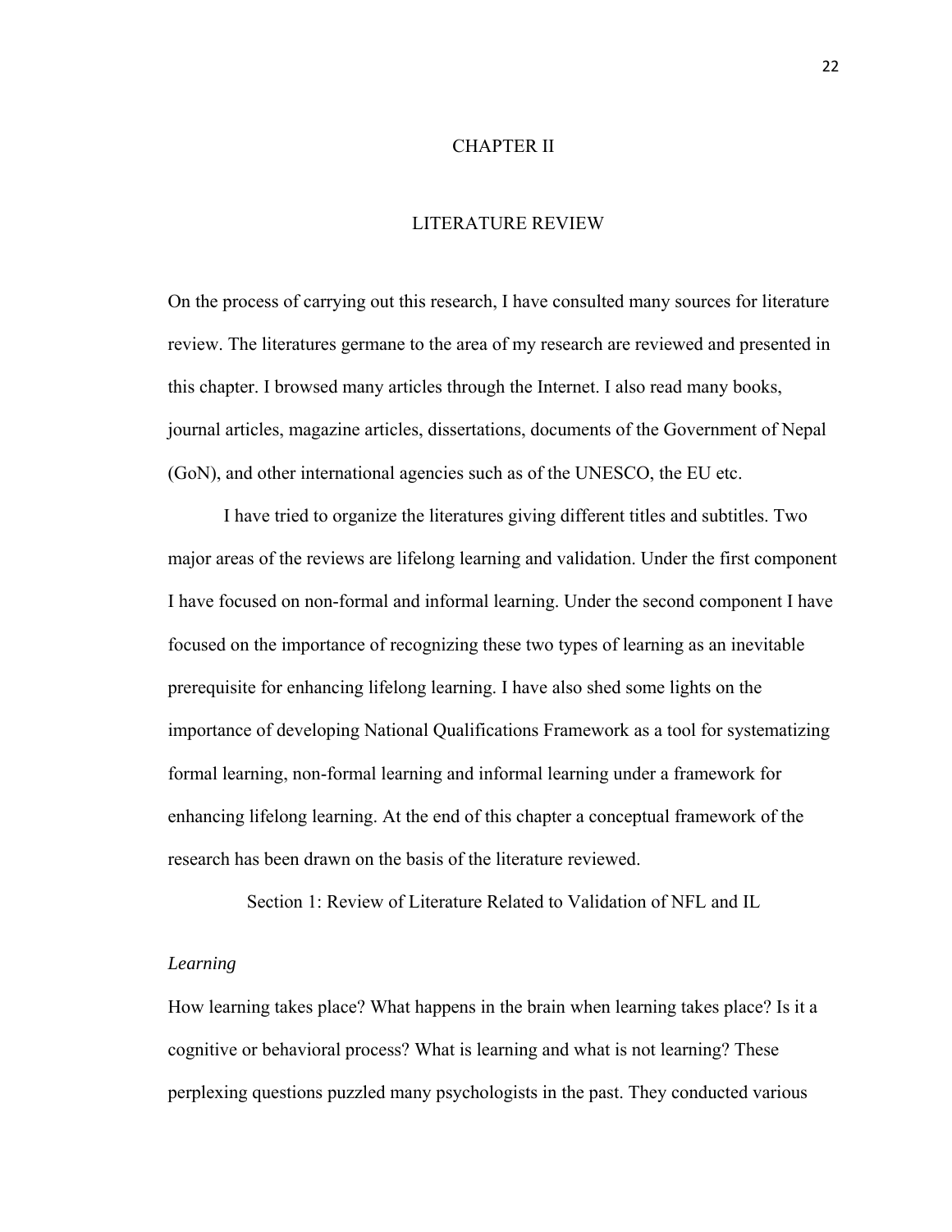# CHAPTER II

# LITERATURE REVIEW

On the process of carrying out this research, I have consulted many sources for literature review. The literatures germane to the area of my research are reviewed and presented in this chapter. I browsed many articles through the Internet. I also read many books, journal articles, magazine articles, dissertations, documents of the Government of Nepal (GoN), and other international agencies such as of the UNESCO, the EU etc.

I have tried to organize the literatures giving different titles and subtitles. Two major areas of the reviews are lifelong learning and validation. Under the first component I have focused on non-formal and informal learning. Under the second component I have focused on the importance of recognizing these two types of learning as an inevitable prerequisite for enhancing lifelong learning. I have also shed some lights on the importance of developing National Qualifications Framework as a tool for systematizing formal learning, non-formal learning and informal learning under a framework for enhancing lifelong learning. At the end of this chapter a conceptual framework of the research has been drawn on the basis of the literature reviewed.

## Section 1: Review of Literature Related to Validation of NFL and IL

### *Learning*

How learning takes place? What happens in the brain when learning takes place? Is it a cognitive or behavioral process? What is learning and what is not learning? These perplexing questions puzzled many psychologists in the past. They conducted various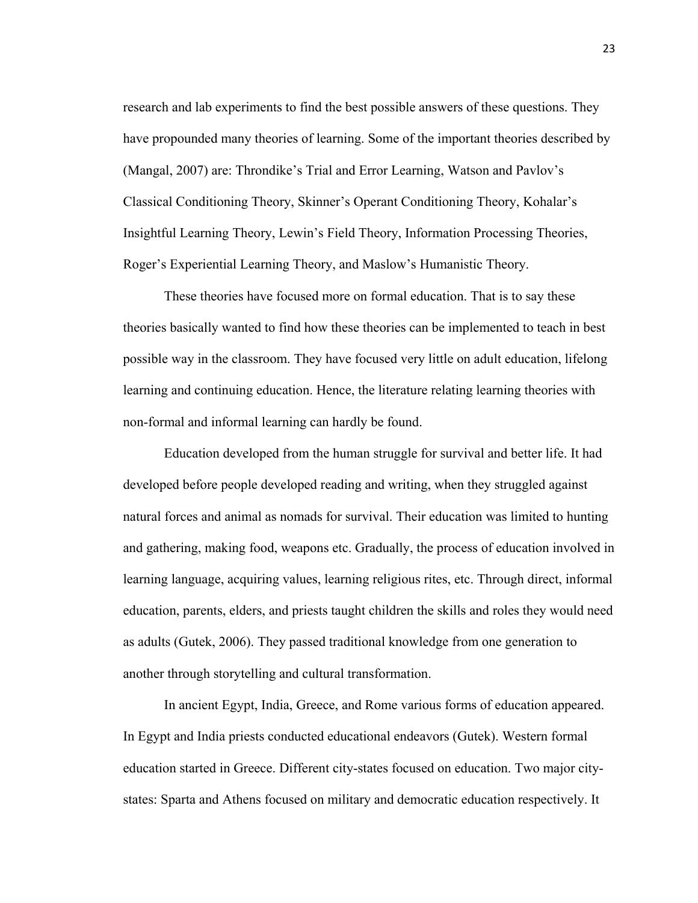research and lab experiments to find the best possible answers of these questions. They have propounded many theories of learning. Some of the important theories described by (Mangal, 2007) are: Throndike's Trial and Error Learning, Watson and Pavlov's Classical Conditioning Theory, Skinner's Operant Conditioning Theory, Kohalar's Insightful Learning Theory, Lewin's Field Theory, Information Processing Theories, Roger's Experiential Learning Theory, and Maslow's Humanistic Theory.

These theories have focused more on formal education. That is to say these theories basically wanted to find how these theories can be implemented to teach in best possible way in the classroom. They have focused very little on adult education, lifelong learning and continuing education. Hence, the literature relating learning theories with non-formal and informal learning can hardly be found.

Education developed from the human struggle for survival and better life. It had developed before people developed reading and writing, when they struggled against natural forces and animal as nomads for survival. Their education was limited to hunting and gathering, making food, weapons etc. Gradually, the process of education involved in learning language, acquiring values, learning religious rites, etc. Through direct, informal education, parents, elders, and priests taught children the skills and roles they would need as adults (Gutek, 2006). They passed traditional knowledge from one generation to another through storytelling and cultural transformation.

In ancient Egypt, India, Greece, and Rome various forms of education appeared. In Egypt and India priests conducted educational endeavors (Gutek). Western formal education started in Greece. Different city-states focused on education. Two major city-states: Sparta and Athens focused on military and democratic education respectively. It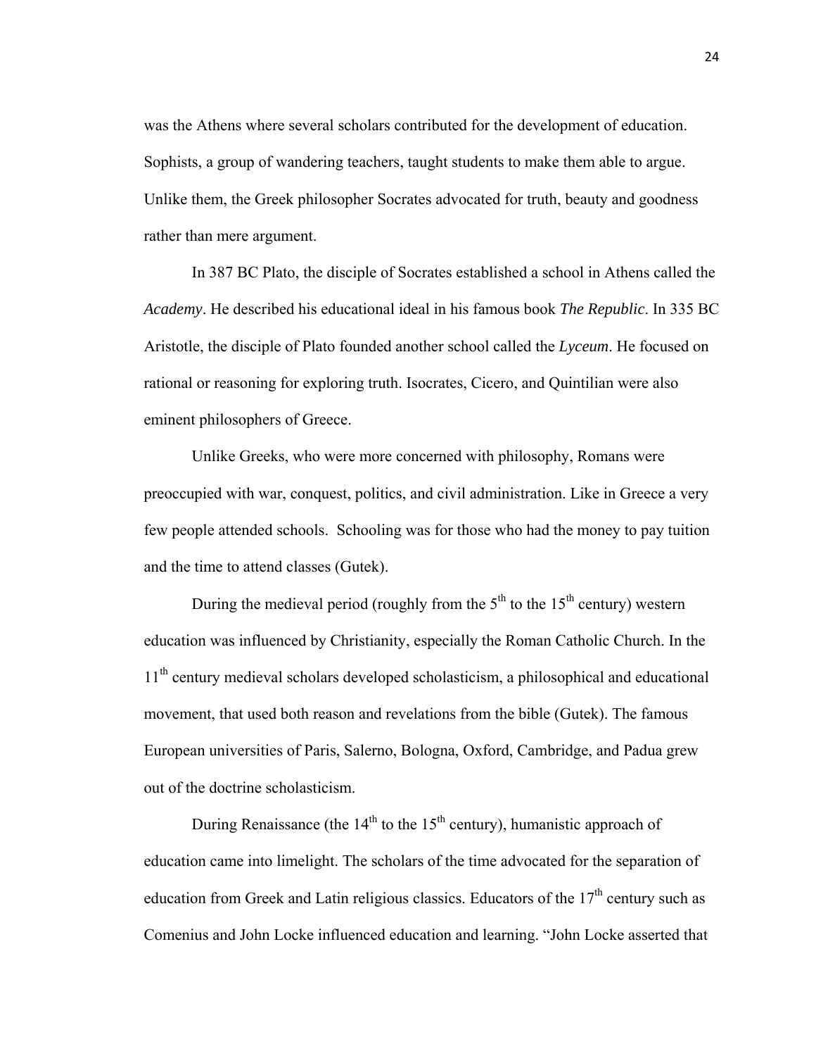was the Athens where several scholars contributed for the development of education. Sophists, a group of wandering teachers, taught students to make them able to argue. Unlike them, the Greek philosopher Socrates advocated for truth, beauty and goodness rather than mere argument.

In 387 BC Plato, the disciple of Socrates established a school in Athens called the *Academy*. He described his educational ideal in his famous book *The Republic*. In 335 BC Aristotle, the disciple of Plato founded another school called the *Lyceum*. He focused on rational or reasoning for exploring truth. Isocrates, Cicero, and Quintilian were also eminent philosophers of Greece.

Unlike Greeks, who were more concerned with philosophy, Romans were preoccupied with war, conquest, politics, and civil administration. Like in Greece a very few people attended schools. Schooling was for those who had the money to pay tuition and the time to attend classes (Gutek).

During the medieval period (roughly from the 5th to the 15th century) western education was influenced by Christianity, especially the Roman Catholic Church. In the 11th century medieval scholars developed scholasticism, a philosophical and educational movement, that used both reason and revelations from the bible (Gutek). The famous European universities of Paris, Salerno, Bologna, Oxford, Cambridge, and Padua grew out of the doctrine scholasticism.

During Renaissance (the 14th to the 15th century), humanistic approach of education came into limelight. The scholars of the time advocated for the separation of education from Greek and Latin religious classics. Educators of the 17th century such as Comenius and John Locke influenced education and learning. "John Locke asserted that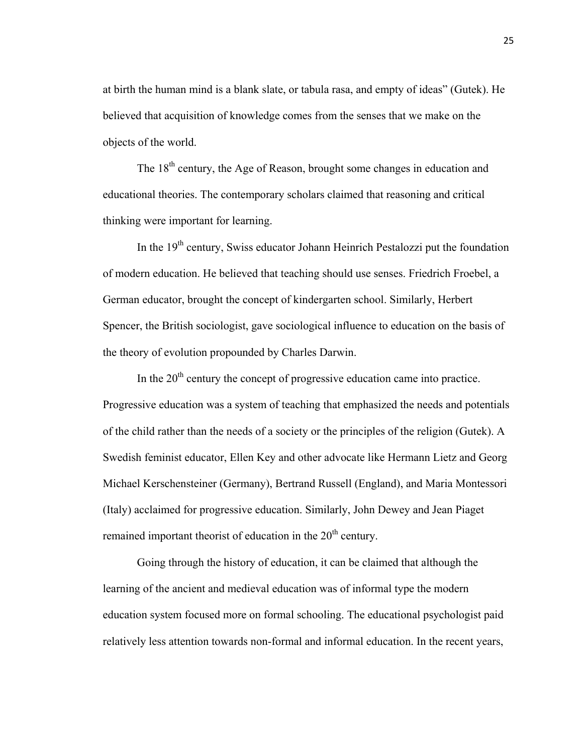at birth the human mind is a blank slate, or tabula rasa, and empty of ideas" (Gutek). He believed that acquisition of knowledge comes from the senses that we make on the objects of the world.

The 18th century, the Age of Reason, brought some changes in education and educational theories. The contemporary scholars claimed that reasoning and critical thinking were important for learning.

In the 19th century, Swiss educator Johann Heinrich Pestalozzi put the foundation of modern education. He believed that teaching should use senses. Friedrich Froebel, a German educator, brought the concept of kindergarten school. Similarly, Herbert Spencer, the British sociologist, gave sociological influence to education on the basis of the theory of evolution propounded by Charles Darwin.

In the 20th century the concept of progressive education came into practice. Progressive education was a system of teaching that emphasized the needs and potentials of the child rather than the needs of a society or the principles of the religion (Gutek). A Swedish feminist educator, Ellen Key and other advocate like Hermann Lietz and Georg Michael Kerschensteiner (Germany), Bertrand Russell (England), and Maria Montessori (Italy) acclaimed for progressive education. Similarly, John Dewey and Jean Piaget remained important theorist of education in the 20th century.

Going through the history of education, it can be claimed that although the learning of the ancient and medieval education was of informal type the modern education system focused more on formal schooling. The educational psychologist paid relatively less attention towards non-formal and informal education. In the recent years,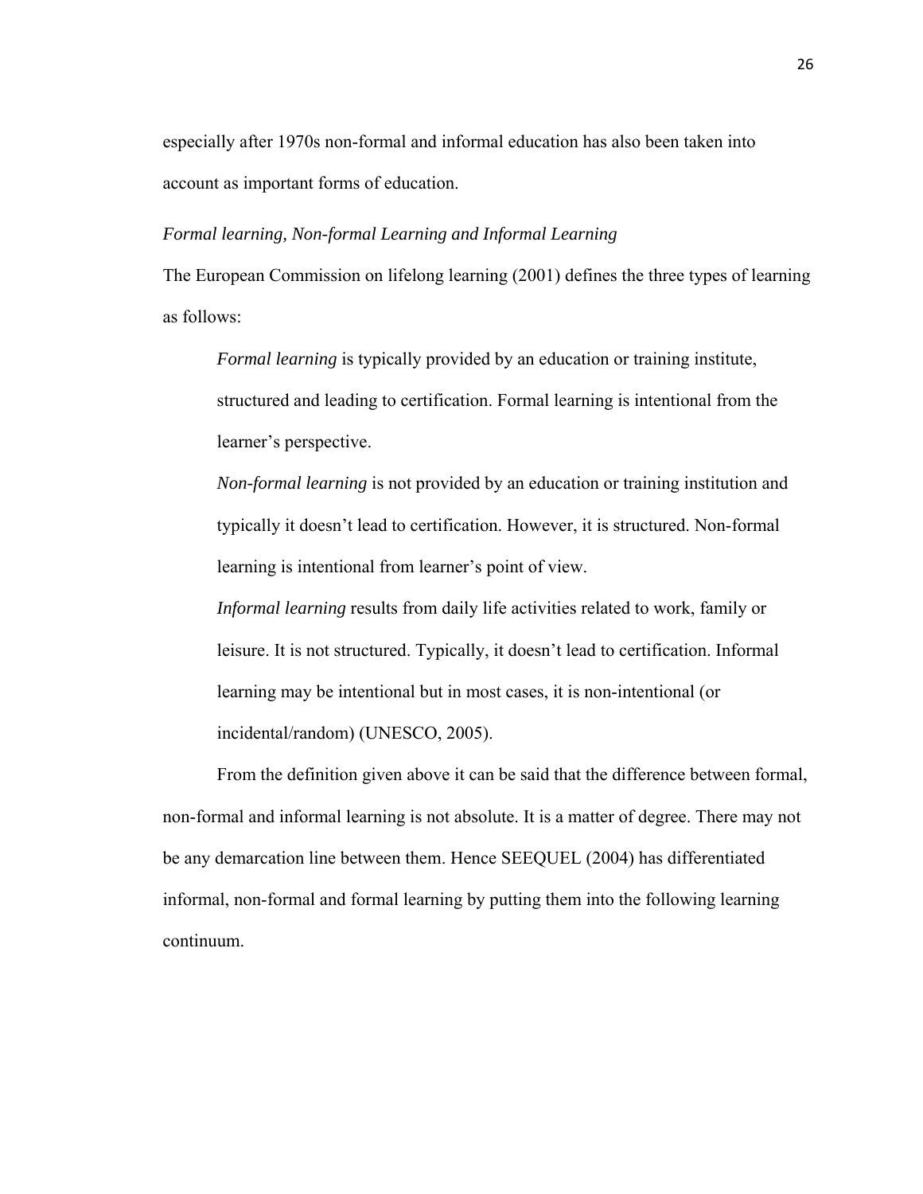especially after 1970s non-formal and informal education has also been taken into account as important forms of education.

*Formal learning, Non-formal Learning and Informal Learning*

The European Commission on lifelong learning (2001) defines the three types of learning as follows:

> *Formal learning* is typically provided by an education or training institute, structured and leading to certification. Formal learning is intentional from the learner's perspective.
>
> *Non-formal learning* is not provided by an education or training institution and typically it doesn't lead to certification. However, it is structured. Non-formal learning is intentional from learner's point of view.
>
> *Informal learning* results from daily life activities related to work, family or leisure. It is not structured. Typically, it doesn't lead to certification. Informal learning may be intentional but in most cases, it is non-intentional (or incidental/random) (UNESCO, 2005).

From the definition given above it can be said that the difference between formal, non-formal and informal learning is not absolute. It is a matter of degree. There may not be any demarcation line between them. Hence SEEQUEL (2004) has differentiated informal, non-formal and formal learning by putting them into the following learning continuum.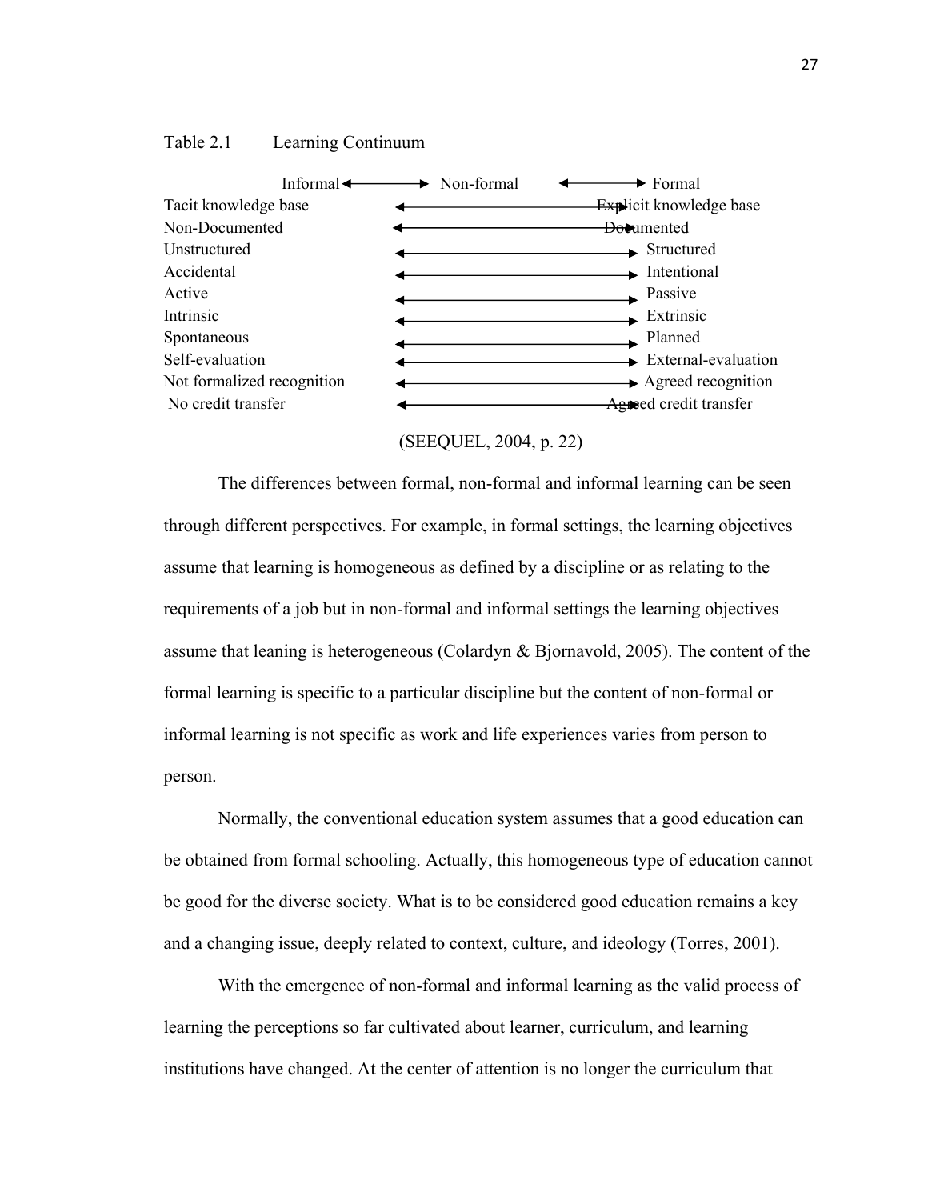Table 2.1 Learning Continuum

| Informal ↔ Non-formal ↔ Formal | | |
|---|---|---|
| Tacit knowledge base | ↔ | Explicit knowledge base |
| Non-Documented | ↔ | Documented |
| Unstructured | ↔ | Structured |
| Accidental | ↔ | Intentional |
| Active | ↔ | Passive |
| Intrinsic | ↔ | Extrinsic |
| Spontaneous | ↔ | Planned |
| Self-evaluation | ↔ | External-evaluation |
| Not formalized recognition | ↔ | Agreed recognition |
| No credit transfer | ↔ | Agreed credit transfer |

(SEEQUEL, 2004, p. 22)

The differences between formal, non-formal and informal learning can be seen through different perspectives. For example, in formal settings, the learning objectives assume that learning is homogeneous as defined by a discipline or as relating to the requirements of a job but in non-formal and informal settings the learning objectives assume that leaning is heterogeneous (Colardyn & Bjornavold, 2005). The content of the formal learning is specific to a particular discipline but the content of non-formal or informal learning is not specific as work and life experiences varies from person to person.

Normally, the conventional education system assumes that a good education can be obtained from formal schooling. Actually, this homogeneous type of education cannot be good for the diverse society. What is to be considered good education remains a key and a changing issue, deeply related to context, culture, and ideology (Torres, 2001).

With the emergence of non-formal and informal learning as the valid process of learning the perceptions so far cultivated about learner, curriculum, and learning institutions have changed. At the center of attention is no longer the curriculum that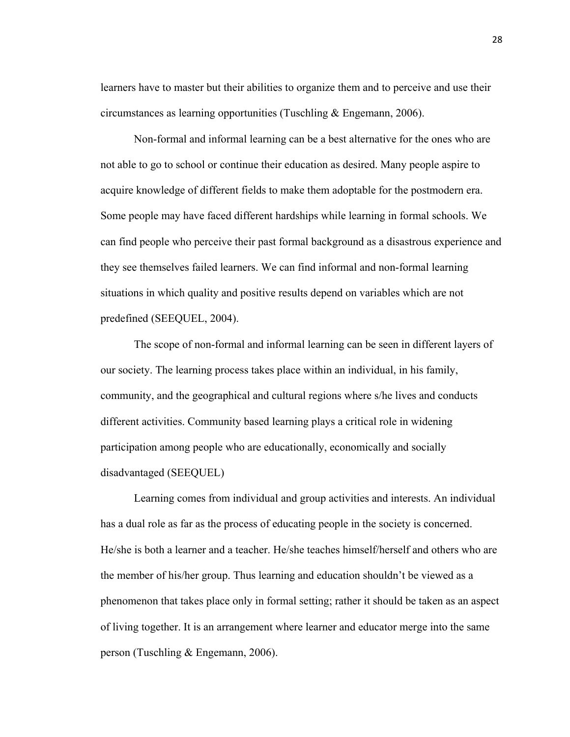learners have to master but their abilities to organize them and to perceive and use their circumstances as learning opportunities (Tuschling & Engemann, 2006).

Non-formal and informal learning can be a best alternative for the ones who are not able to go to school or continue their education as desired. Many people aspire to acquire knowledge of different fields to make them adoptable for the postmodern era. Some people may have faced different hardships while learning in formal schools. We can find people who perceive their past formal background as a disastrous experience and they see themselves failed learners. We can find informal and non-formal learning situations in which quality and positive results depend on variables which are not predefined (SEEQUEL, 2004).

The scope of non-formal and informal learning can be seen in different layers of our society. The learning process takes place within an individual, in his family, community, and the geographical and cultural regions where s/he lives and conducts different activities. Community based learning plays a critical role in widening participation among people who are educationally, economically and socially disadvantaged (SEEQUEL)

Learning comes from individual and group activities and interests. An individual has a dual role as far as the process of educating people in the society is concerned. He/she is both a learner and a teacher. He/she teaches himself/herself and others who are the member of his/her group. Thus learning and education shouldn't be viewed as a phenomenon that takes place only in formal setting; rather it should be taken as an aspect of living together. It is an arrangement where learner and educator merge into the same person (Tuschling & Engemann, 2006).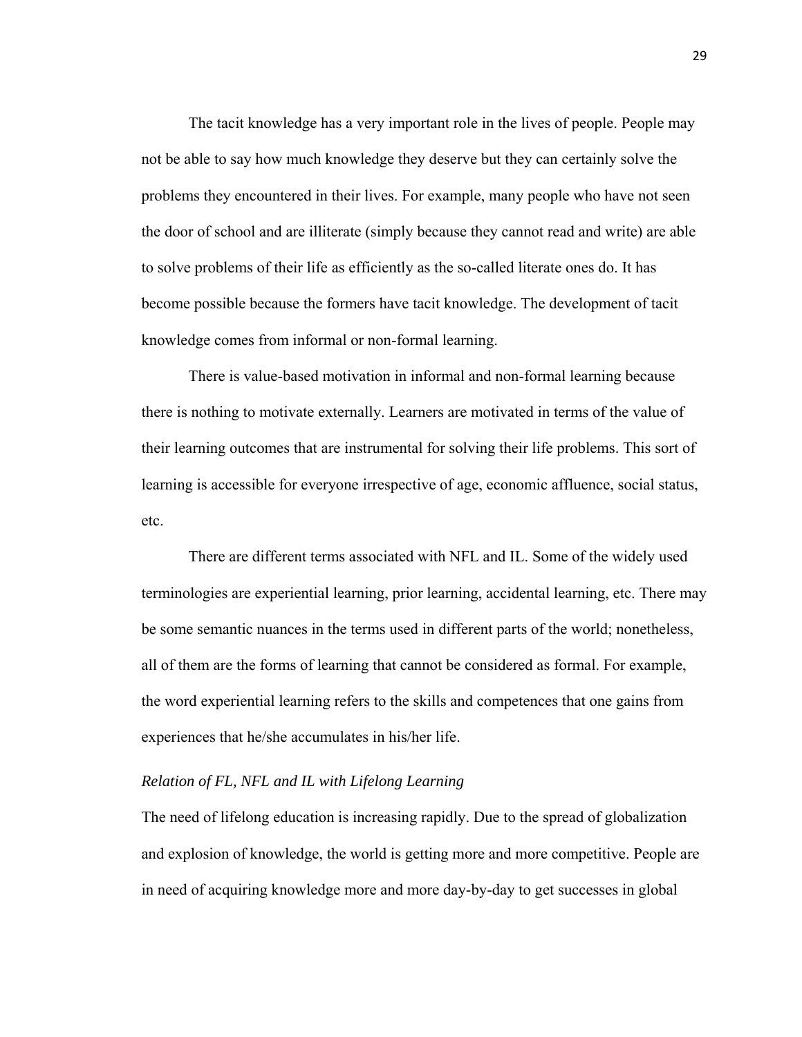The tacit knowledge has a very important role in the lives of people. People may not be able to say how much knowledge they deserve but they can certainly solve the problems they encountered in their lives. For example, many people who have not seen the door of school and are illiterate (simply because they cannot read and write) are able to solve problems of their life as efficiently as the so-called literate ones do. It has become possible because the formers have tacit knowledge. The development of tacit knowledge comes from informal or non-formal learning.

There is value-based motivation in informal and non-formal learning because there is nothing to motivate externally. Learners are motivated in terms of the value of their learning outcomes that are instrumental for solving their life problems. This sort of learning is accessible for everyone irrespective of age, economic affluence, social status, etc.

There are different terms associated with NFL and IL. Some of the widely used terminologies are experiential learning, prior learning, accidental learning, etc. There may be some semantic nuances in the terms used in different parts of the world; nonetheless, all of them are the forms of learning that cannot be considered as formal. For example, the word experiential learning refers to the skills and competences that one gains from experiences that he/she accumulates in his/her life.

### *Relation of FL, NFL and IL with Lifelong Learning*

The need of lifelong education is increasing rapidly. Due to the spread of globalization and explosion of knowledge, the world is getting more and more competitive. People are in need of acquiring knowledge more and more day-by-day to get successes in global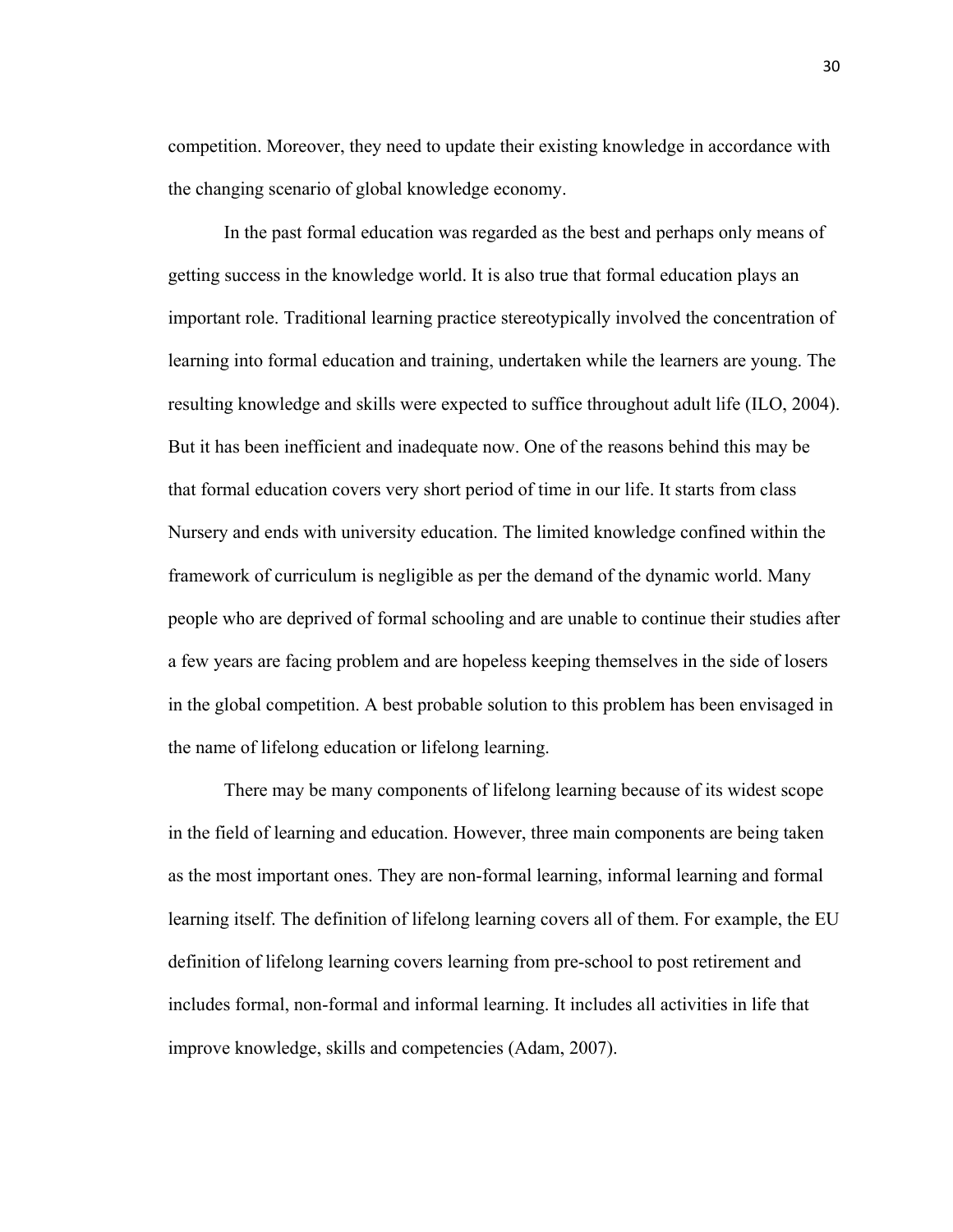competition. Moreover, they need to update their existing knowledge in accordance with the changing scenario of global knowledge economy.

In the past formal education was regarded as the best and perhaps only means of getting success in the knowledge world. It is also true that formal education plays an important role. Traditional learning practice stereotypically involved the concentration of learning into formal education and training, undertaken while the learners are young. The resulting knowledge and skills were expected to suffice throughout adult life (ILO, 2004). But it has been inefficient and inadequate now. One of the reasons behind this may be that formal education covers very short period of time in our life. It starts from class Nursery and ends with university education. The limited knowledge confined within the framework of curriculum is negligible as per the demand of the dynamic world. Many people who are deprived of formal schooling and are unable to continue their studies after a few years are facing problem and are hopeless keeping themselves in the side of losers in the global competition. A best probable solution to this problem has been envisaged in the name of lifelong education or lifelong learning.

There may be many components of lifelong learning because of its widest scope in the field of learning and education. However, three main components are being taken as the most important ones. They are non-formal learning, informal learning and formal learning itself. The definition of lifelong learning covers all of them. For example, the EU definition of lifelong learning covers learning from pre-school to post retirement and includes formal, non-formal and informal learning. It includes all activities in life that improve knowledge, skills and competencies (Adam, 2007).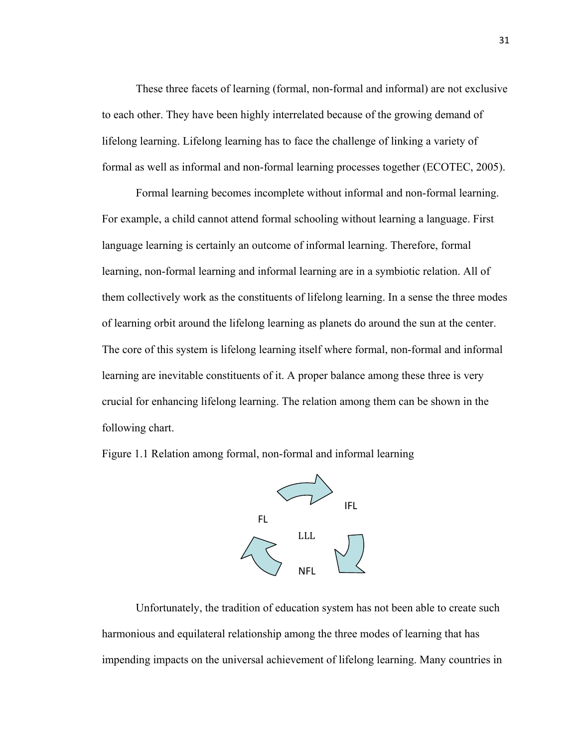These three facets of learning (formal, non-formal and informal) are not exclusive to each other. They have been highly interrelated because of the growing demand of lifelong learning. Lifelong learning has to face the challenge of linking a variety of formal as well as informal and non-formal learning processes together (ECOTEC, 2005).

Formal learning becomes incomplete without informal and non-formal learning. For example, a child cannot attend formal schooling without learning a language. First language learning is certainly an outcome of informal learning. Therefore, formal learning, non-formal learning and informal learning are in a symbiotic relation. All of them collectively work as the constituents of lifelong learning. In a sense the three modes of learning orbit around the lifelong learning as planets do around the sun at the center. The core of this system is lifelong learning itself where formal, non-formal and informal learning are inevitable constituents of it. A proper balance among these three is very crucial for enhancing lifelong learning. The relation among them can be shown in the following chart.

Figure 1.1 Relation among formal, non-formal and informal learning

IFL

FL

LLL

NFL

Unfortunately, the tradition of education system has not been able to create such harmonious and equilateral relationship among the three modes of learning that has impending impacts on the universal achievement of lifelong learning. Many countries in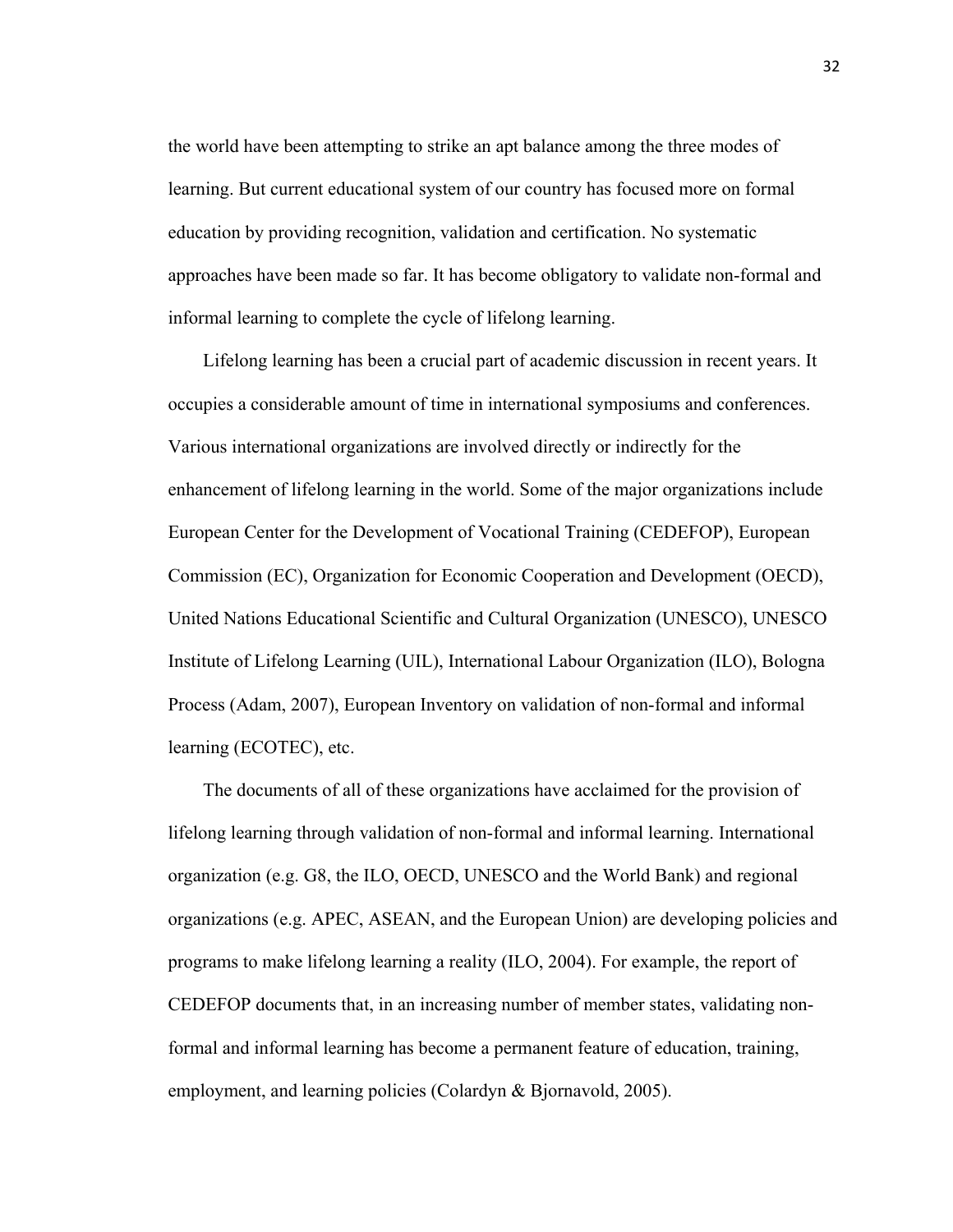the world have been attempting to strike an apt balance among the three modes of learning. But current educational system of our country has focused more on formal education by providing recognition, validation and certification. No systematic approaches have been made so far. It has become obligatory to validate non-formal and informal learning to complete the cycle of lifelong learning.

Lifelong learning has been a crucial part of academic discussion in recent years. It occupies a considerable amount of time in international symposiums and conferences. Various international organizations are involved directly or indirectly for the enhancement of lifelong learning in the world. Some of the major organizations include European Center for the Development of Vocational Training (CEDEFOP), European Commission (EC), Organization for Economic Cooperation and Development (OECD), United Nations Educational Scientific and Cultural Organization (UNESCO), UNESCO Institute of Lifelong Learning (UIL), International Labour Organization (ILO), Bologna Process (Adam, 2007), European Inventory on validation of non-formal and informal learning (ECOTEC), etc.

The documents of all of these organizations have acclaimed for the provision of lifelong learning through validation of non-formal and informal learning. International organization (e.g. G8, the ILO, OECD, UNESCO and the World Bank) and regional organizations (e.g. APEC, ASEAN, and the European Union) are developing policies and programs to make lifelong learning a reality (ILO, 2004). For example, the report of CEDEFOP documents that, in an increasing number of member states, validating non-formal and informal learning has become a permanent feature of education, training, employment, and learning policies (Colardyn & Bjornavold, 2005).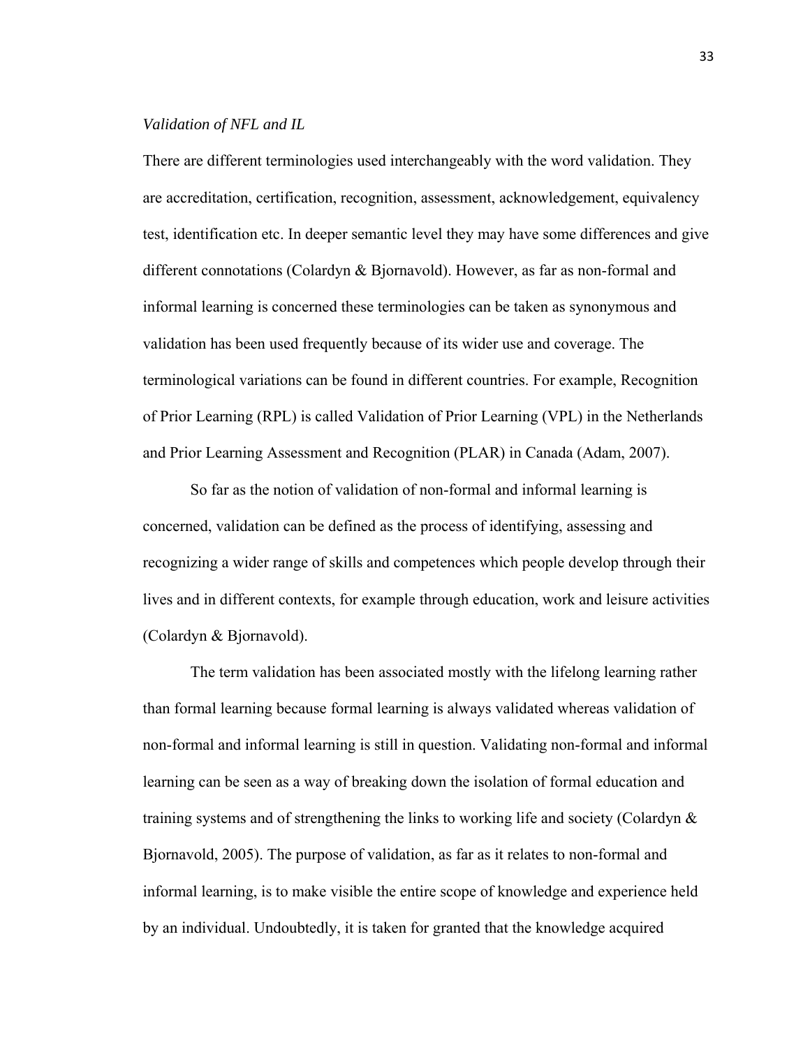*Validation of NFL and IL*

There are different terminologies used interchangeably with the word validation. They are accreditation, certification, recognition, assessment, acknowledgement, equivalency test, identification etc. In deeper semantic level they may have some differences and give different connotations (Colardyn & Bjornavold). However, as far as non-formal and informal learning is concerned these terminologies can be taken as synonymous and validation has been used frequently because of its wider use and coverage. The terminological variations can be found in different countries. For example, Recognition of Prior Learning (RPL) is called Validation of Prior Learning (VPL) in the Netherlands and Prior Learning Assessment and Recognition (PLAR) in Canada (Adam, 2007).

So far as the notion of validation of non-formal and informal learning is concerned, validation can be defined as the process of identifying, assessing and recognizing a wider range of skills and competences which people develop through their lives and in different contexts, for example through education, work and leisure activities (Colardyn & Bjornavold).

The term validation has been associated mostly with the lifelong learning rather than formal learning because formal learning is always validated whereas validation of non-formal and informal learning is still in question. Validating non-formal and informal learning can be seen as a way of breaking down the isolation of formal education and training systems and of strengthening the links to working life and society (Colardyn & Bjornavold, 2005). The purpose of validation, as far as it relates to non-formal and informal learning, is to make visible the entire scope of knowledge and experience held by an individual. Undoubtedly, it is taken for granted that the knowledge acquired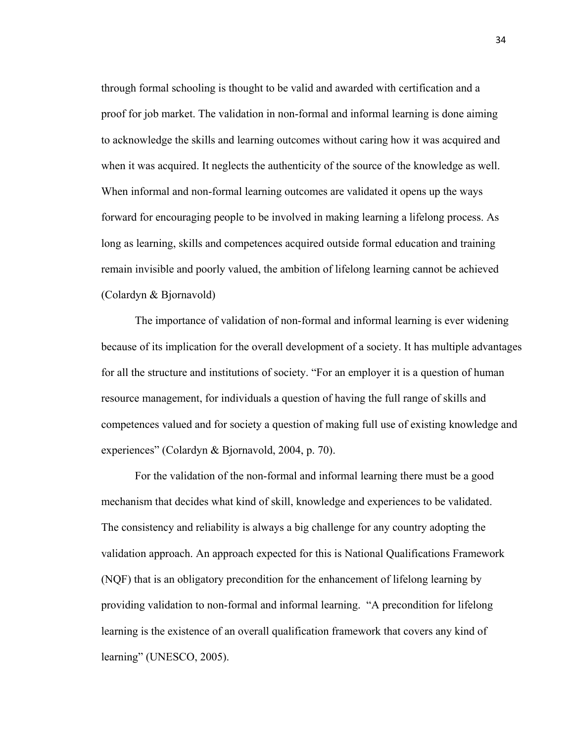through formal schooling is thought to be valid and awarded with certification and a proof for job market. The validation in non-formal and informal learning is done aiming to acknowledge the skills and learning outcomes without caring how it was acquired and when it was acquired. It neglects the authenticity of the source of the knowledge as well. When informal and non-formal learning outcomes are validated it opens up the ways forward for encouraging people to be involved in making learning a lifelong process. As long as learning, skills and competences acquired outside formal education and training remain invisible and poorly valued, the ambition of lifelong learning cannot be achieved (Colardyn & Bjornavold)

The importance of validation of non-formal and informal learning is ever widening because of its implication for the overall development of a society. It has multiple advantages for all the structure and institutions of society. "For an employer it is a question of human resource management, for individuals a question of having the full range of skills and competences valued and for society a question of making full use of existing knowledge and experiences" (Colardyn & Bjornavold, 2004, p. 70).

For the validation of the non-formal and informal learning there must be a good mechanism that decides what kind of skill, knowledge and experiences to be validated. The consistency and reliability is always a big challenge for any country adopting the validation approach. An approach expected for this is National Qualifications Framework (NQF) that is an obligatory precondition for the enhancement of lifelong learning by providing validation to non-formal and informal learning. "A precondition for lifelong learning is the existence of an overall qualification framework that covers any kind of learning" (UNESCO, 2005).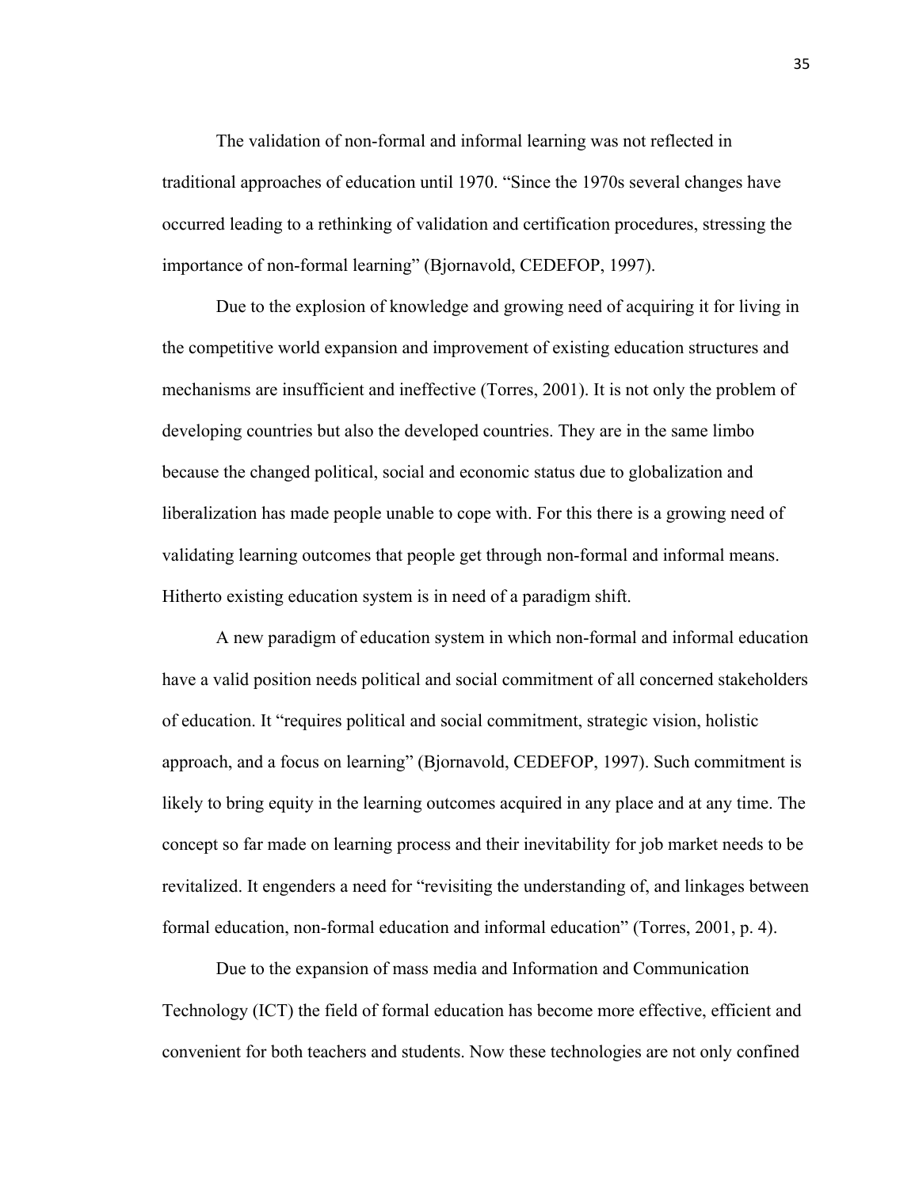The validation of non-formal and informal learning was not reflected in traditional approaches of education until 1970. “Since the 1970s several changes have occurred leading to a rethinking of validation and certification procedures, stressing the importance of non-formal learning” (Bjornavold, CEDEFOP, 1997).

Due to the explosion of knowledge and growing need of acquiring it for living in the competitive world expansion and improvement of existing education structures and mechanisms are insufficient and ineffective (Torres, 2001). It is not only the problem of developing countries but also the developed countries. They are in the same limbo because the changed political, social and economic status due to globalization and liberalization has made people unable to cope with. For this there is a growing need of validating learning outcomes that people get through non-formal and informal means. Hitherto existing education system is in need of a paradigm shift.

A new paradigm of education system in which non-formal and informal education have a valid position needs political and social commitment of all concerned stakeholders of education. It “requires political and social commitment, strategic vision, holistic approach, and a focus on learning” (Bjornavold, CEDEFOP, 1997). Such commitment is likely to bring equity in the learning outcomes acquired in any place and at any time. The concept so far made on learning process and their inevitability for job market needs to be revitalized. It engenders a need for “revisiting the understanding of, and linkages between formal education, non-formal education and informal education” (Torres, 2001, p. 4).

Due to the expansion of mass media and Information and Communication Technology (ICT) the field of formal education has become more effective, efficient and convenient for both teachers and students. Now these technologies are not only confined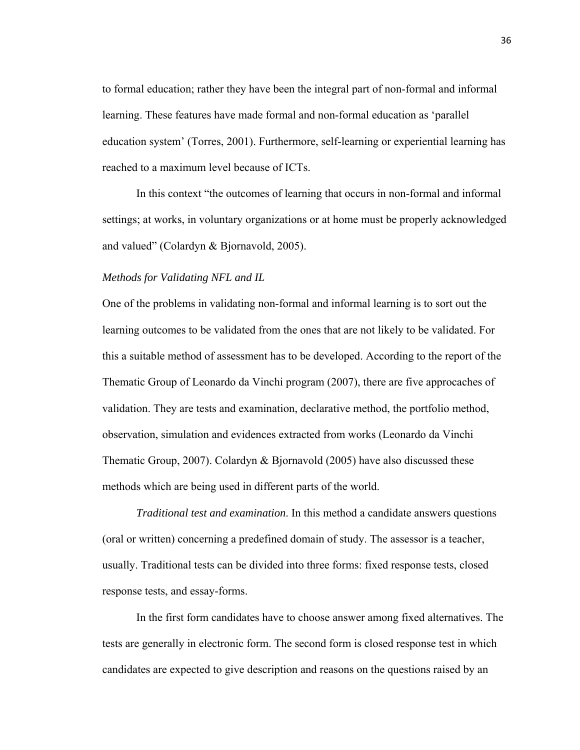to formal education; rather they have been the integral part of non-formal and informal learning. These features have made formal and non-formal education as 'parallel education system' (Torres, 2001). Furthermore, self-learning or experiential learning has reached to a maximum level because of ICTs.

In this context "the outcomes of learning that occurs in non-formal and informal settings; at works, in voluntary organizations or at home must be properly acknowledged and valued" (Colardyn & Bjornavold, 2005).

### *Methods for Validating NFL and IL*

One of the problems in validating non-formal and informal learning is to sort out the learning outcomes to be validated from the ones that are not likely to be validated. For this a suitable method of assessment has to be developed. According to the report of the Thematic Group of Leonardo da Vinchi program (2007), there are five approcaches of validation. They are tests and examination, declarative method, the portfolio method, observation, simulation and evidences extracted from works (Leonardo da Vinchi Thematic Group, 2007). Colardyn & Bjornavold (2005) have also discussed these methods which are being used in different parts of the world.

*Traditional test and examination*. In this method a candidate answers questions (oral or written) concerning a predefined domain of study. The assessor is a teacher, usually. Traditional tests can be divided into three forms: fixed response tests, closed response tests, and essay-forms.

In the first form candidates have to choose answer among fixed alternatives. The tests are generally in electronic form. The second form is closed response test in which candidates are expected to give description and reasons on the questions raised by an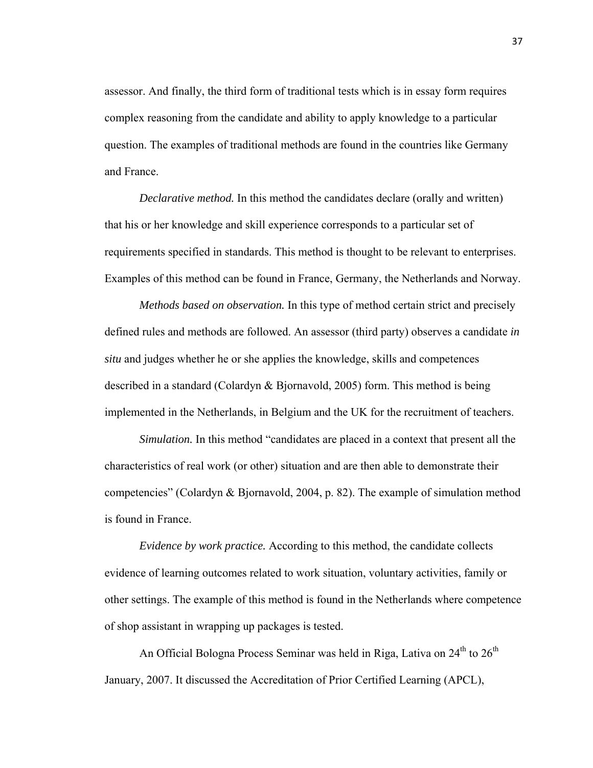assessor. And finally, the third form of traditional tests which is in essay form requires complex reasoning from the candidate and ability to apply knowledge to a particular question. The examples of traditional methods are found in the countries like Germany and France.

*Declarative method.* In this method the candidates declare (orally and written) that his or her knowledge and skill experience corresponds to a particular set of requirements specified in standards. This method is thought to be relevant to enterprises. Examples of this method can be found in France, Germany, the Netherlands and Norway.

*Methods based on observation.* In this type of method certain strict and precisely defined rules and methods are followed. An assessor (third party) observes a candidate *in situ* and judges whether he or she applies the knowledge, skills and competences described in a standard (Colardyn & Bjornavold, 2005) form. This method is being implemented in the Netherlands, in Belgium and the UK for the recruitment of teachers.

*Simulation.* In this method "candidates are placed in a context that present all the characteristics of real work (or other) situation and are then able to demonstrate their competencies" (Colardyn & Bjornavold, 2004, p. 82). The example of simulation method is found in France.

*Evidence by work practice.* According to this method, the candidate collects evidence of learning outcomes related to work situation, voluntary activities, family or other settings. The example of this method is found in the Netherlands where competence of shop assistant in wrapping up packages is tested.

An Official Bologna Process Seminar was held in Riga, Lativa on 24th to 26th January, 2007. It discussed the Accreditation of Prior Certified Learning (APCL),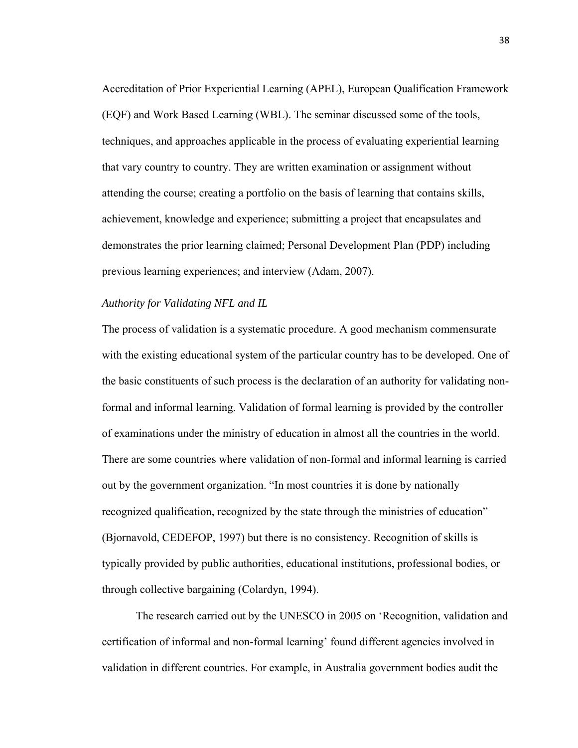Accreditation of Prior Experiential Learning (APEL), European Qualification Framework (EQF) and Work Based Learning (WBL). The seminar discussed some of the tools, techniques, and approaches applicable in the process of evaluating experiential learning that vary country to country. They are written examination or assignment without attending the course; creating a portfolio on the basis of learning that contains skills, achievement, knowledge and experience; submitting a project that encapsulates and demonstrates the prior learning claimed; Personal Development Plan (PDP) including previous learning experiences; and interview (Adam, 2007).

*Authority for Validating NFL and IL*

The process of validation is a systematic procedure. A good mechanism commensurate with the existing educational system of the particular country has to be developed. One of the basic constituents of such process is the declaration of an authority for validating non-formal and informal learning. Validation of formal learning is provided by the controller of examinations under the ministry of education in almost all the countries in the world. There are some countries where validation of non-formal and informal learning is carried out by the government organization. "In most countries it is done by nationally recognized qualification, recognized by the state through the ministries of education" (Bjornavold, CEDEFOP, 1997) but there is no consistency. Recognition of skills is typically provided by public authorities, educational institutions, professional bodies, or through collective bargaining (Colardyn, 1994).

The research carried out by the UNESCO in 2005 on 'Recognition, validation and certification of informal and non-formal learning' found different agencies involved in validation in different countries. For example, in Australia government bodies audit the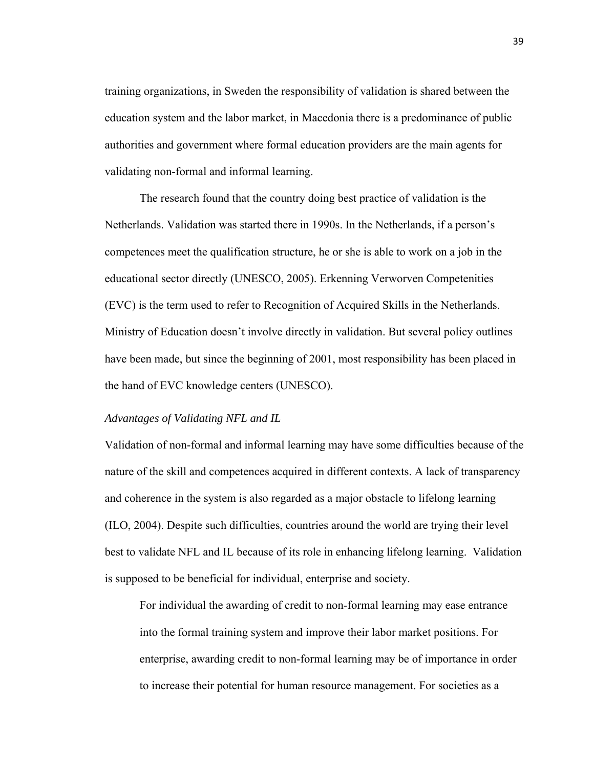training organizations, in Sweden the responsibility of validation is shared between the education system and the labor market, in Macedonia there is a predominance of public authorities and government where formal education providers are the main agents for validating non-formal and informal learning.

The research found that the country doing best practice of validation is the Netherlands. Validation was started there in 1990s. In the Netherlands, if a person's competences meet the qualification structure, he or she is able to work on a job in the educational sector directly (UNESCO, 2005). Erkenning Verworven Competenities (EVC) is the term used to refer to Recognition of Acquired Skills in the Netherlands. Ministry of Education doesn't involve directly in validation. But several policy outlines have been made, but since the beginning of 2001, most responsibility has been placed in the hand of EVC knowledge centers (UNESCO).

*Advantages of Validating NFL and IL*

Validation of non-formal and informal learning may have some difficulties because of the nature of the skill and competences acquired in different contexts. A lack of transparency and coherence in the system is also regarded as a major obstacle to lifelong learning (ILO, 2004). Despite such difficulties, countries around the world are trying their level best to validate NFL and IL because of its role in enhancing lifelong learning. Validation is supposed to be beneficial for individual, enterprise and society.

> For individual the awarding of credit to non-formal learning may ease entrance into the formal training system and improve their labor market positions. For enterprise, awarding credit to non-formal learning may be of importance in order to increase their potential for human resource management. For societies as a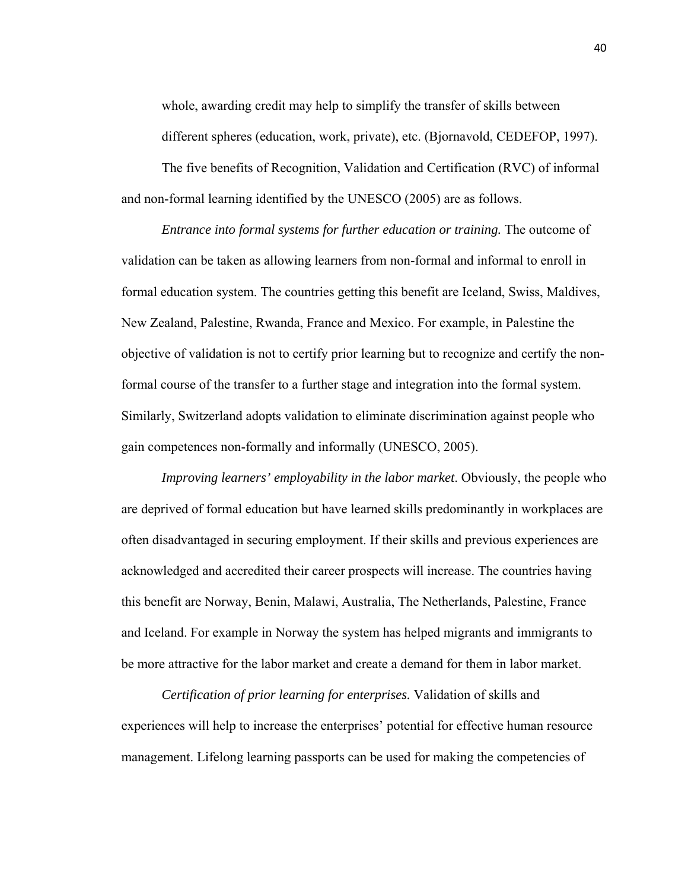whole, awarding credit may help to simplify the transfer of skills between different spheres (education, work, private), etc. (Bjornavold, CEDEFOP, 1997).

The five benefits of Recognition, Validation and Certification (RVC) of informal and non-formal learning identified by the UNESCO (2005) are as follows.

*Entrance into formal systems for further education or training.* The outcome of validation can be taken as allowing learners from non-formal and informal to enroll in formal education system. The countries getting this benefit are Iceland, Swiss, Maldives, New Zealand, Palestine, Rwanda, France and Mexico. For example, in Palestine the objective of validation is not to certify prior learning but to recognize and certify the non-formal course of the transfer to a further stage and integration into the formal system. Similarly, Switzerland adopts validation to eliminate discrimination against people who gain competences non-formally and informally (UNESCO, 2005).

*Improving learners' employability in the labor market.* Obviously, the people who are deprived of formal education but have learned skills predominantly in workplaces are often disadvantaged in securing employment. If their skills and previous experiences are acknowledged and accredited their career prospects will increase. The countries having this benefit are Norway, Benin, Malawi, Australia, The Netherlands, Palestine, France and Iceland. For example in Norway the system has helped migrants and immigrants to be more attractive for the labor market and create a demand for them in labor market.

*Certification of prior learning for enterprises.* Validation of skills and experiences will help to increase the enterprises' potential for effective human resource management. Lifelong learning passports can be used for making the competencies of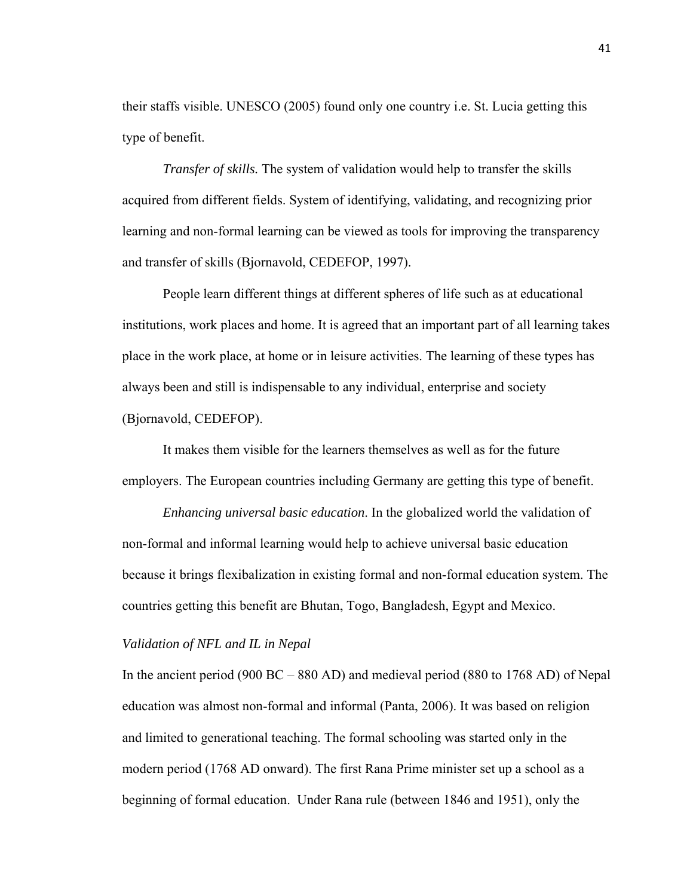their staffs visible. UNESCO (2005) found only one country i.e. St. Lucia getting this type of benefit.

*Transfer of skills.* The system of validation would help to transfer the skills acquired from different fields. System of identifying, validating, and recognizing prior learning and non-formal learning can be viewed as tools for improving the transparency and transfer of skills (Bjornavold, CEDEFOP, 1997).

People learn different things at different spheres of life such as at educational institutions, work places and home. It is agreed that an important part of all learning takes place in the work place, at home or in leisure activities. The learning of these types has always been and still is indispensable to any individual, enterprise and society (Bjornavold, CEDEFOP).

It makes them visible for the learners themselves as well as for the future employers. The European countries including Germany are getting this type of benefit.

*Enhancing universal basic education*. In the globalized world the validation of non-formal and informal learning would help to achieve universal basic education because it brings flexibalization in existing formal and non-formal education system. The countries getting this benefit are Bhutan, Togo, Bangladesh, Egypt and Mexico.

### *Validation of NFL and IL in Nepal*

In the ancient period (900 BC – 880 AD) and medieval period (880 to 1768 AD) of Nepal education was almost non-formal and informal (Panta, 2006). It was based on religion and limited to generational teaching. The formal schooling was started only in the modern period (1768 AD onward). The first Rana Prime minister set up a school as a beginning of formal education. Under Rana rule (between 1846 and 1951), only the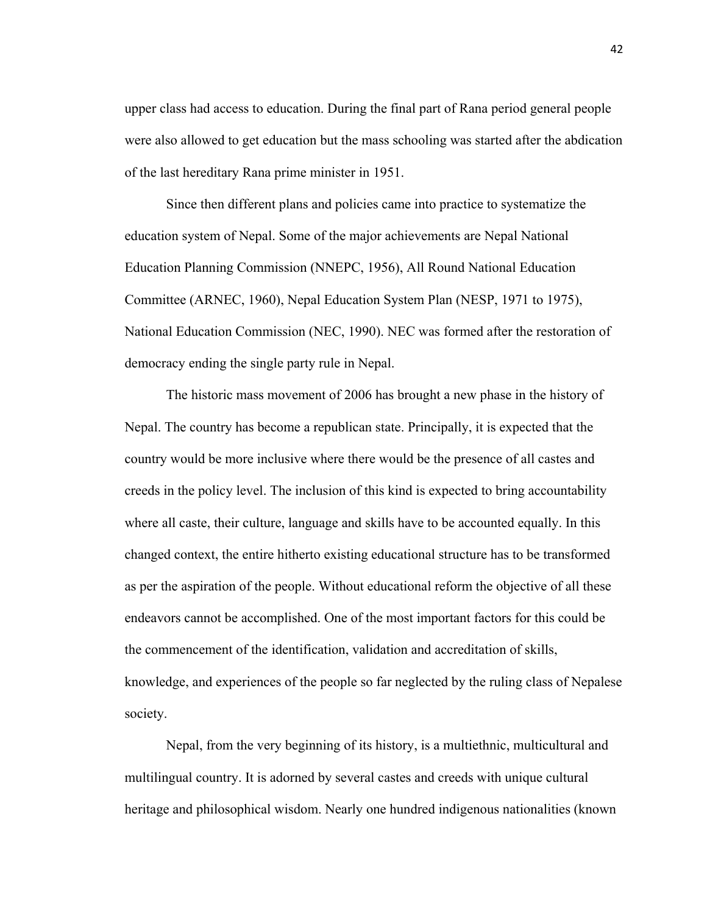upper class had access to education. During the final part of Rana period general people were also allowed to get education but the mass schooling was started after the abdication of the last hereditary Rana prime minister in 1951.

Since then different plans and policies came into practice to systematize the education system of Nepal. Some of the major achievements are Nepal National Education Planning Commission (NNEPC, 1956), All Round National Education Committee (ARNEC, 1960), Nepal Education System Plan (NESP, 1971 to 1975), National Education Commission (NEC, 1990). NEC was formed after the restoration of democracy ending the single party rule in Nepal.

The historic mass movement of 2006 has brought a new phase in the history of Nepal. The country has become a republican state. Principally, it is expected that the country would be more inclusive where there would be the presence of all castes and creeds in the policy level. The inclusion of this kind is expected to bring accountability where all caste, their culture, language and skills have to be accounted equally. In this changed context, the entire hitherto existing educational structure has to be transformed as per the aspiration of the people. Without educational reform the objective of all these endeavors cannot be accomplished. One of the most important factors for this could be the commencement of the identification, validation and accreditation of skills, knowledge, and experiences of the people so far neglected by the ruling class of Nepalese society.

Nepal, from the very beginning of its history, is a multiethnic, multicultural and multilingual country. It is adorned by several castes and creeds with unique cultural heritage and philosophical wisdom. Nearly one hundred indigenous nationalities (known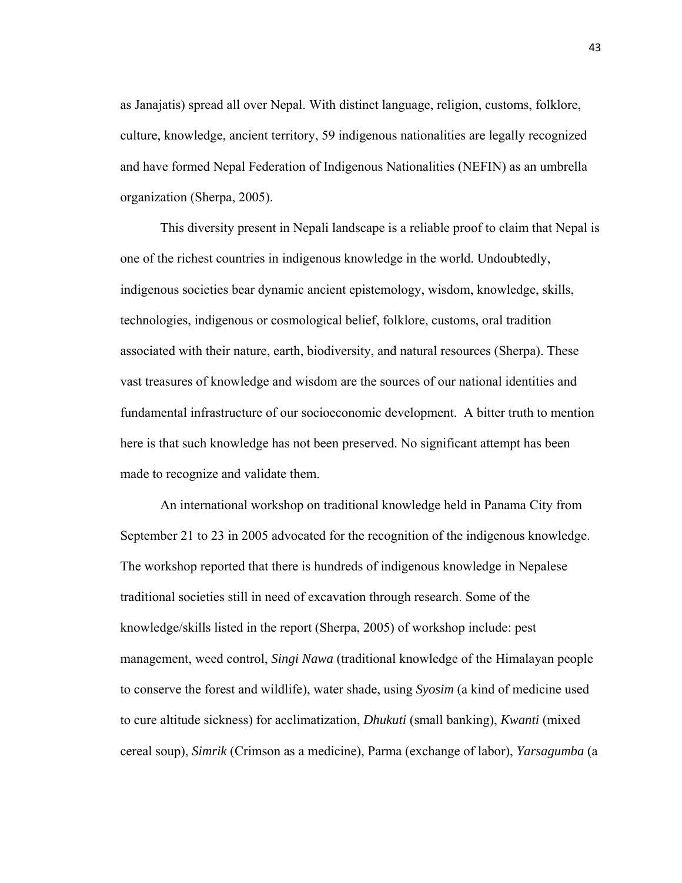as Janajatis) spread all over Nepal. With distinct language, religion, customs, folklore, culture, knowledge, ancient territory, 59 indigenous nationalities are legally recognized and have formed Nepal Federation of Indigenous Nationalities (NEFIN) as an umbrella organization (Sherpa, 2005).

This diversity present in Nepali landscape is a reliable proof to claim that Nepal is one of the richest countries in indigenous knowledge in the world. Undoubtedly, indigenous societies bear dynamic ancient epistemology, wisdom, knowledge, skills, technologies, indigenous or cosmological belief, folklore, customs, oral tradition associated with their nature, earth, biodiversity, and natural resources (Sherpa). These vast treasures of knowledge and wisdom are the sources of our national identities and fundamental infrastructure of our socioeconomic development. A bitter truth to mention here is that such knowledge has not been preserved. No significant attempt has been made to recognize and validate them.

An international workshop on traditional knowledge held in Panama City from September 21 to 23 in 2005 advocated for the recognition of the indigenous knowledge. The workshop reported that there is hundreds of indigenous knowledge in Nepalese traditional societies still in need of excavation through research. Some of the knowledge/skills listed in the report (Sherpa, 2005) of workshop include: pest management, weed control, *Singi Nawa* (traditional knowledge of the Himalayan people to conserve the forest and wildlife), water shade, using *Syosim* (a kind of medicine used to cure altitude sickness) for acclimatization, *Dhukuti* (small banking), *Kwanti* (mixed cereal soup), *Simrik* (Crimson as a medicine), Parma (exchange of labor), *Yarsagumba* (a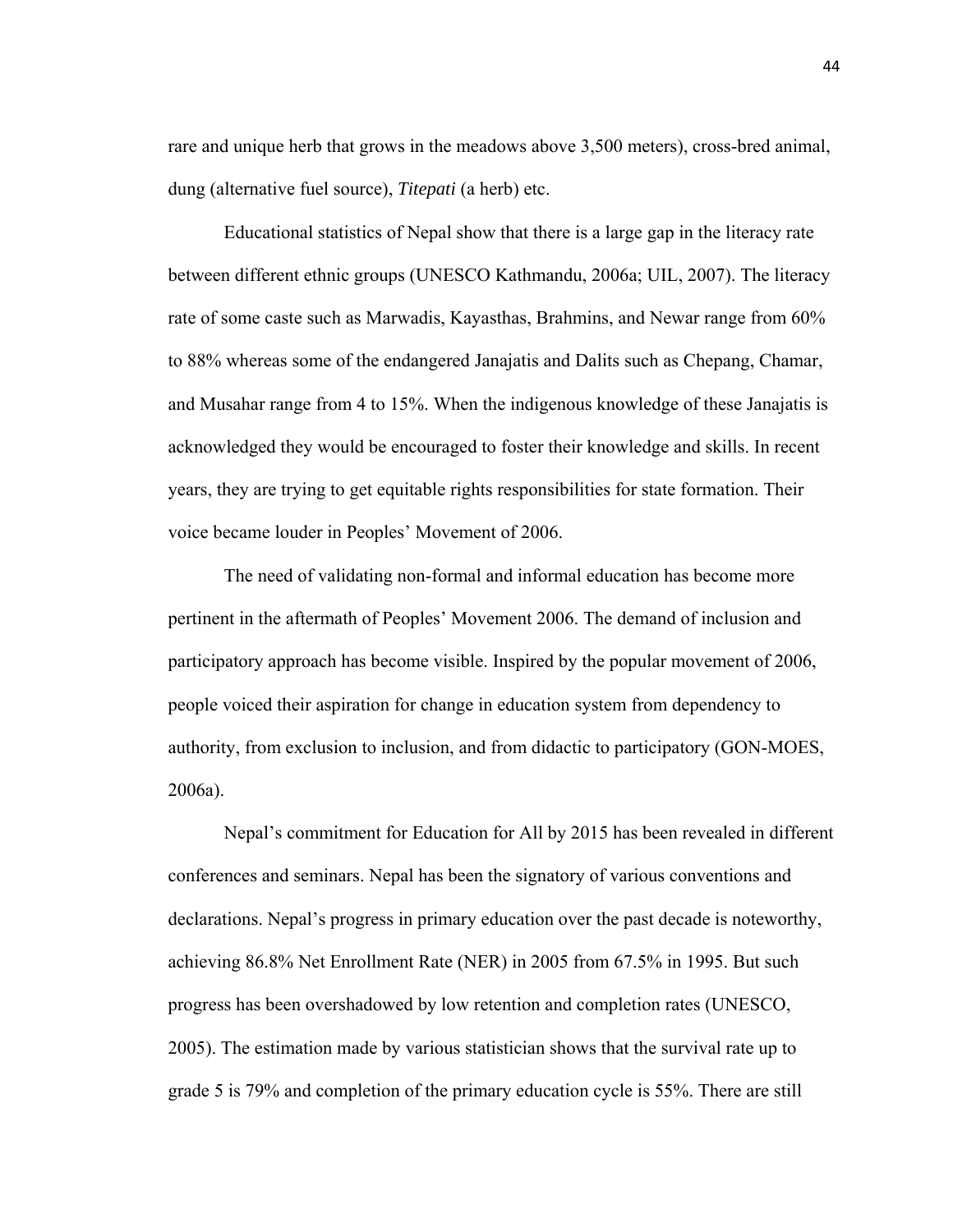rare and unique herb that grows in the meadows above 3,500 meters), cross-bred animal, dung (alternative fuel source), *Titepati* (a herb) etc.

Educational statistics of Nepal show that there is a large gap in the literacy rate between different ethnic groups (UNESCO Kathmandu, 2006a; UIL, 2007). The literacy rate of some caste such as Marwadis, Kayasthas, Brahmins, and Newar range from 60% to 88% whereas some of the endangered Janajatis and Dalits such as Chepang, Chamar, and Musahar range from 4 to 15%. When the indigenous knowledge of these Janajatis is acknowledged they would be encouraged to foster their knowledge and skills. In recent years, they are trying to get equitable rights responsibilities for state formation. Their voice became louder in Peoples' Movement of 2006.

The need of validating non-formal and informal education has become more pertinent in the aftermath of Peoples' Movement 2006. The demand of inclusion and participatory approach has become visible. Inspired by the popular movement of 2006, people voiced their aspiration for change in education system from dependency to authority, from exclusion to inclusion, and from didactic to participatory (GON-MOES, 2006a).

Nepal's commitment for Education for All by 2015 has been revealed in different conferences and seminars. Nepal has been the signatory of various conventions and declarations. Nepal's progress in primary education over the past decade is noteworthy, achieving 86.8% Net Enrollment Rate (NER) in 2005 from 67.5% in 1995. But such progress has been overshadowed by low retention and completion rates (UNESCO, 2005). The estimation made by various statistician shows that the survival rate up to grade 5 is 79% and completion of the primary education cycle is 55%. There are still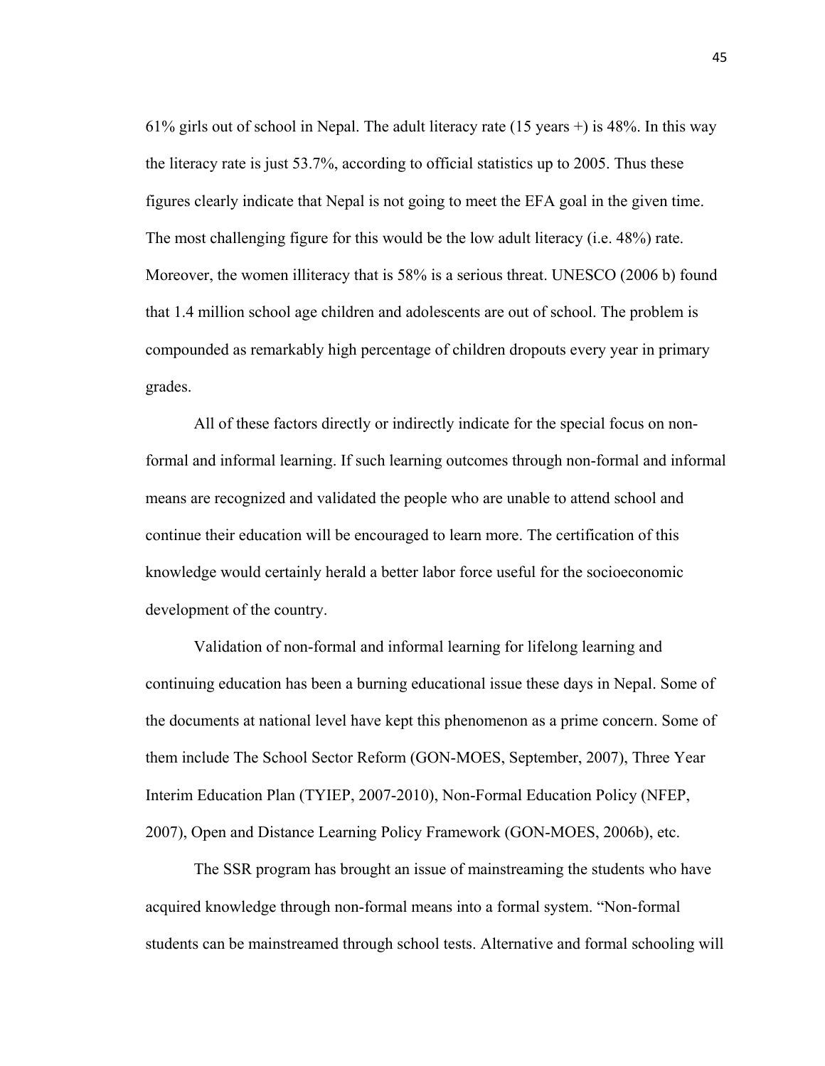61% girls out of school in Nepal. The adult literacy rate (15 years +) is 48%. In this way the literacy rate is just 53.7%, according to official statistics up to 2005. Thus these figures clearly indicate that Nepal is not going to meet the EFA goal in the given time. The most challenging figure for this would be the low adult literacy (i.e. 48%) rate. Moreover, the women illiteracy that is 58% is a serious threat. UNESCO (2006 b) found that 1.4 million school age children and adolescents are out of school. The problem is compounded as remarkably high percentage of children dropouts every year in primary grades.

All of these factors directly or indirectly indicate for the special focus on non-formal and informal learning. If such learning outcomes through non-formal and informal means are recognized and validated the people who are unable to attend school and continue their education will be encouraged to learn more. The certification of this knowledge would certainly herald a better labor force useful for the socioeconomic development of the country.

Validation of non-formal and informal learning for lifelong learning and continuing education has been a burning educational issue these days in Nepal. Some of the documents at national level have kept this phenomenon as a prime concern. Some of them include The School Sector Reform (GON-MOES, September, 2007), Three Year Interim Education Plan (TYIEP, 2007-2010), Non-Formal Education Policy (NFEP, 2007), Open and Distance Learning Policy Framework (GON-MOES, 2006b), etc.

The SSR program has brought an issue of mainstreaming the students who have acquired knowledge through non-formal means into a formal system. "Non-formal students can be mainstreamed through school tests. Alternative and formal schooling will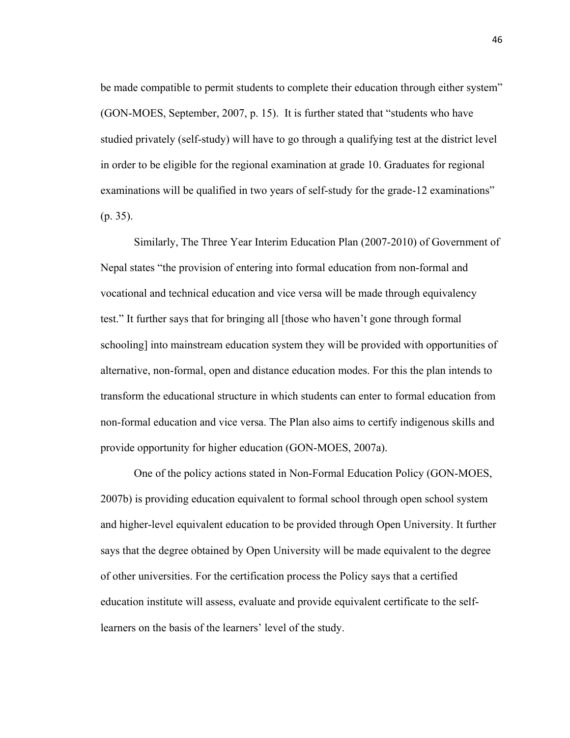be made compatible to permit students to complete their education through either system" (GON-MOES, September, 2007, p. 15). It is further stated that "students who have studied privately (self-study) will have to go through a qualifying test at the district level in order to be eligible for the regional examination at grade 10. Graduates for regional examinations will be qualified in two years of self-study for the grade-12 examinations" (p. 35).

Similarly, The Three Year Interim Education Plan (2007-2010) of Government of Nepal states "the provision of entering into formal education from non-formal and vocational and technical education and vice versa will be made through equivalency test." It further says that for bringing all [those who haven't gone through formal schooling] into mainstream education system they will be provided with opportunities of alternative, non-formal, open and distance education modes. For this the plan intends to transform the educational structure in which students can enter to formal education from non-formal education and vice versa. The Plan also aims to certify indigenous skills and provide opportunity for higher education (GON-MOES, 2007a).

One of the policy actions stated in Non-Formal Education Policy (GON-MOES, 2007b) is providing education equivalent to formal school through open school system and higher-level equivalent education to be provided through Open University. It further says that the degree obtained by Open University will be made equivalent to the degree of other universities. For the certification process the Policy says that a certified education institute will assess, evaluate and provide equivalent certificate to the self-learners on the basis of the learners' level of the study.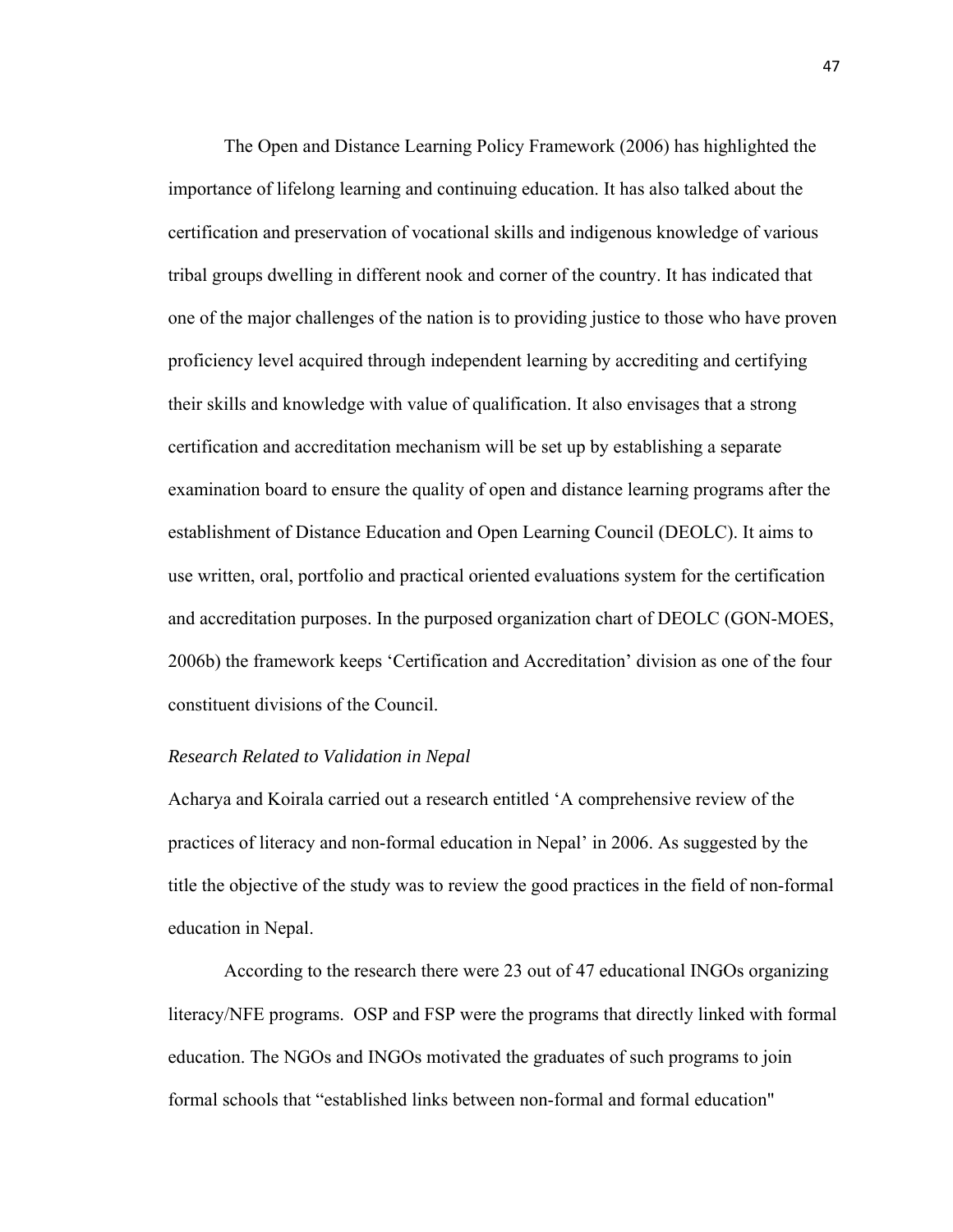The Open and Distance Learning Policy Framework (2006) has highlighted the importance of lifelong learning and continuing education. It has also talked about the certification and preservation of vocational skills and indigenous knowledge of various tribal groups dwelling in different nook and corner of the country. It has indicated that one of the major challenges of the nation is to providing justice to those who have proven proficiency level acquired through independent learning by accrediting and certifying their skills and knowledge with value of qualification. It also envisages that a strong certification and accreditation mechanism will be set up by establishing a separate examination board to ensure the quality of open and distance learning programs after the establishment of Distance Education and Open Learning Council (DEOLC). It aims to use written, oral, portfolio and practical oriented evaluations system for the certification and accreditation purposes. In the purposed organization chart of DEOLC (GON-MOES, 2006b) the framework keeps 'Certification and Accreditation' division as one of the four constituent divisions of the Council.

*Research Related to Validation in Nepal*

Acharya and Koirala carried out a research entitled 'A comprehensive review of the practices of literacy and non-formal education in Nepal' in 2006. As suggested by the title the objective of the study was to review the good practices in the field of non-formal education in Nepal.

According to the research there were 23 out of 47 educational INGOs organizing literacy/NFE programs. OSP and FSP were the programs that directly linked with formal education. The NGOs and INGOs motivated the graduates of such programs to join formal schools that "established links between non-formal and formal education"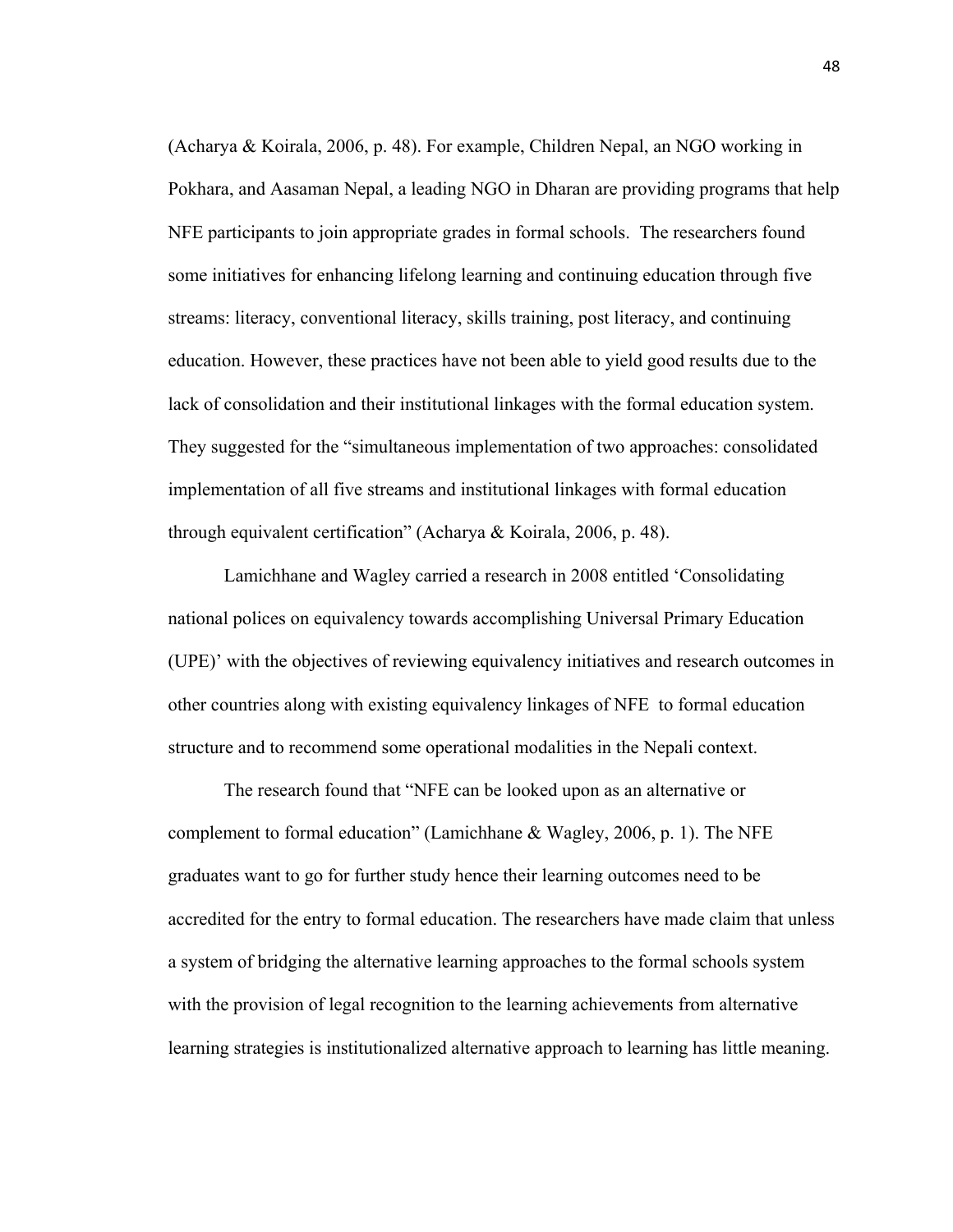(Acharya & Koirala, 2006, p. 48). For example, Children Nepal, an NGO working in Pokhara, and Aasaman Nepal, a leading NGO in Dharan are providing programs that help NFE participants to join appropriate grades in formal schools. The researchers found some initiatives for enhancing lifelong learning and continuing education through five streams: literacy, conventional literacy, skills training, post literacy, and continuing education. However, these practices have not been able to yield good results due to the lack of consolidation and their institutional linkages with the formal education system. They suggested for the "simultaneous implementation of two approaches: consolidated implementation of all five streams and institutional linkages with formal education through equivalent certification" (Acharya & Koirala, 2006, p. 48).

Lamichhane and Wagley carried a research in 2008 entitled 'Consolidating national polices on equivalency towards accomplishing Universal Primary Education (UPE)' with the objectives of reviewing equivalency initiatives and research outcomes in other countries along with existing equivalency linkages of NFE to formal education structure and to recommend some operational modalities in the Nepali context.

The research found that "NFE can be looked upon as an alternative or complement to formal education" (Lamichhane & Wagley, 2006, p. 1). The NFE graduates want to go for further study hence their learning outcomes need to be accredited for the entry to formal education. The researchers have made claim that unless a system of bridging the alternative learning approaches to the formal schools system with the provision of legal recognition to the learning achievements from alternative learning strategies is institutionalized alternative approach to learning has little meaning.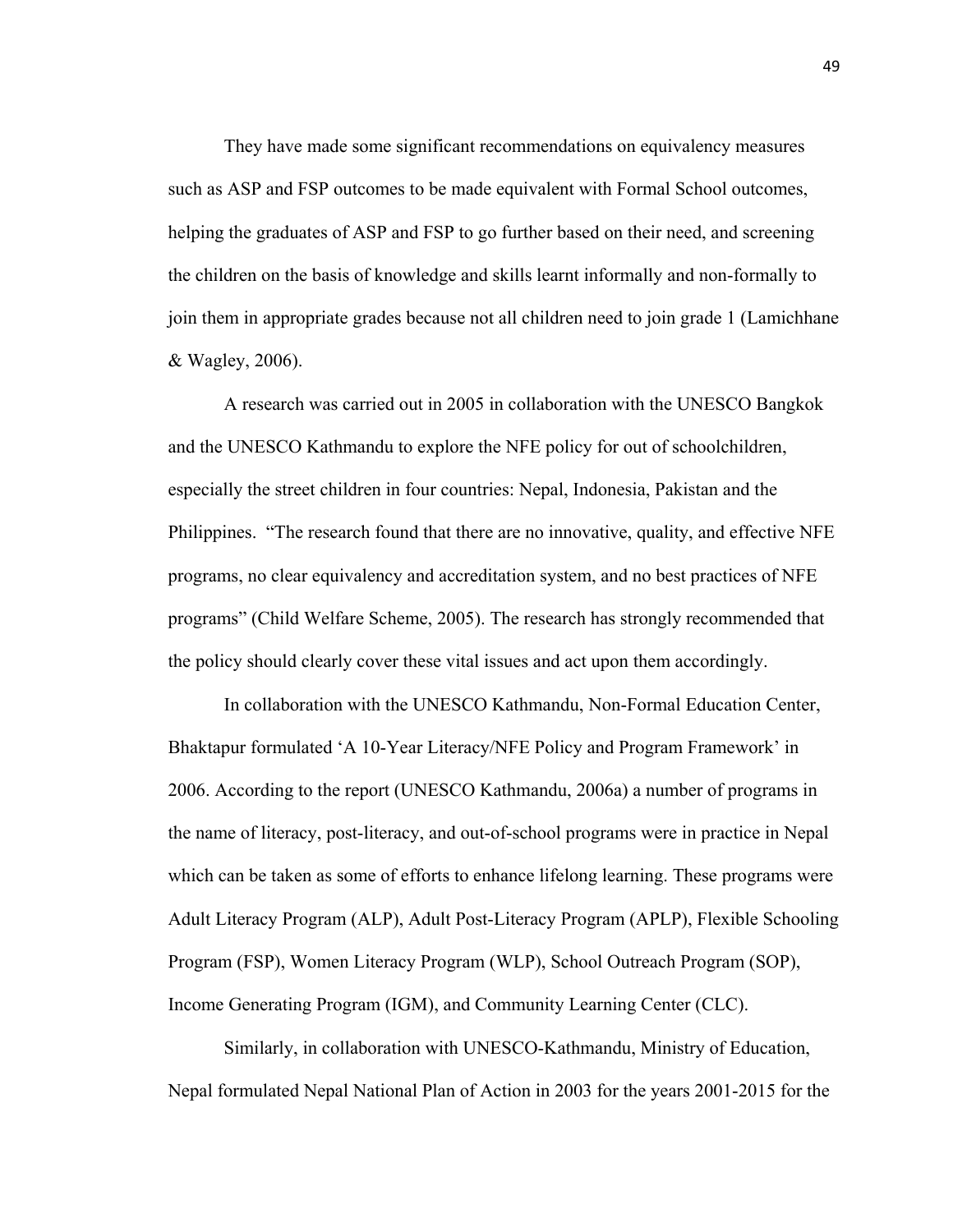They have made some significant recommendations on equivalency measures such as ASP and FSP outcomes to be made equivalent with Formal School outcomes, helping the graduates of ASP and FSP to go further based on their need, and screening the children on the basis of knowledge and skills learnt informally and non-formally to join them in appropriate grades because not all children need to join grade 1 (Lamichhane & Wagley, 2006).

A research was carried out in 2005 in collaboration with the UNESCO Bangkok and the UNESCO Kathmandu to explore the NFE policy for out of schoolchildren, especially the street children in four countries: Nepal, Indonesia, Pakistan and the Philippines. "The research found that there are no innovative, quality, and effective NFE programs, no clear equivalency and accreditation system, and no best practices of NFE programs" (Child Welfare Scheme, 2005). The research has strongly recommended that the policy should clearly cover these vital issues and act upon them accordingly.

In collaboration with the UNESCO Kathmandu, Non-Formal Education Center, Bhaktapur formulated 'A 10-Year Literacy/NFE Policy and Program Framework' in 2006. According to the report (UNESCO Kathmandu, 2006a) a number of programs in the name of literacy, post-literacy, and out-of-school programs were in practice in Nepal which can be taken as some of efforts to enhance lifelong learning. These programs were Adult Literacy Program (ALP), Adult Post-Literacy Program (APLP), Flexible Schooling Program (FSP), Women Literacy Program (WLP), School Outreach Program (SOP), Income Generating Program (IGM), and Community Learning Center (CLC).

Similarly, in collaboration with UNESCO-Kathmandu, Ministry of Education, Nepal formulated Nepal National Plan of Action in 2003 for the years 2001-2015 for the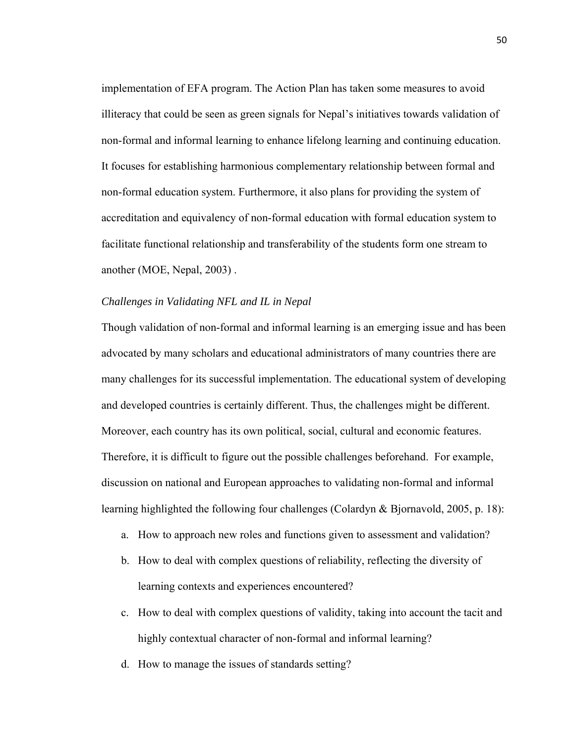implementation of EFA program. The Action Plan has taken some measures to avoid illiteracy that could be seen as green signals for Nepal's initiatives towards validation of non-formal and informal learning to enhance lifelong learning and continuing education. It focuses for establishing harmonious complementary relationship between formal and non-formal education system. Furthermore, it also plans for providing the system of accreditation and equivalency of non-formal education with formal education system to facilitate functional relationship and transferability of the students form one stream to another (MOE, Nepal, 2003) .

*Challenges in Validating NFL and IL in Nepal*

Though validation of non-formal and informal learning is an emerging issue and has been advocated by many scholars and educational administrators of many countries there are many challenges for its successful implementation. The educational system of developing and developed countries is certainly different. Thus, the challenges might be different. Moreover, each country has its own political, social, cultural and economic features. Therefore, it is difficult to figure out the possible challenges beforehand. For example, discussion on national and European approaches to validating non-formal and informal learning highlighted the following four challenges (Colardyn & Bjornavold, 2005, p. 18):

a. How to approach new roles and functions given to assessment and validation?
b. How to deal with complex questions of reliability, reflecting the diversity of learning contexts and experiences encountered?
c. How to deal with complex questions of validity, taking into account the tacit and highly contextual character of non-formal and informal learning?
d. How to manage the issues of standards setting?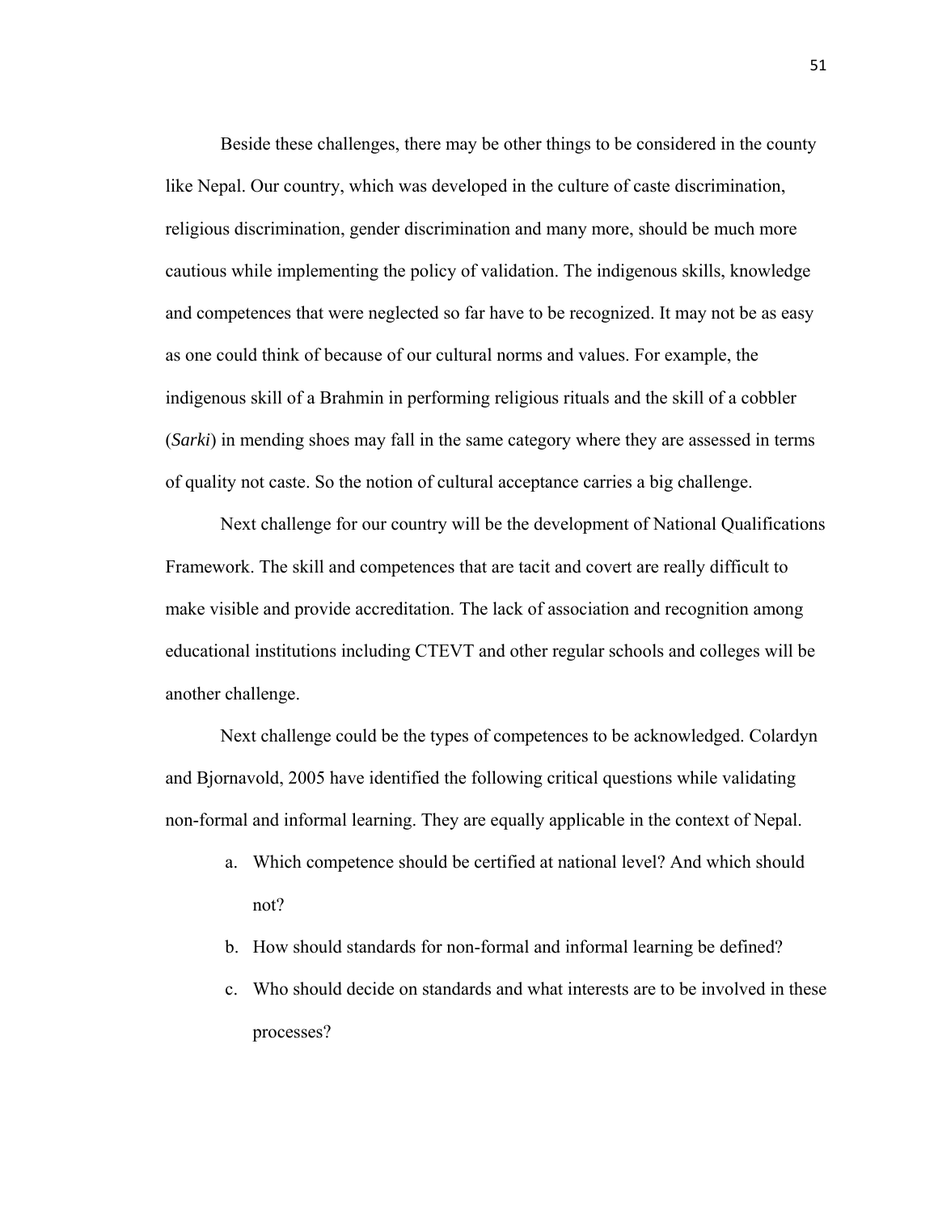Beside these challenges, there may be other things to be considered in the county like Nepal. Our country, which was developed in the culture of caste discrimination, religious discrimination, gender discrimination and many more, should be much more cautious while implementing the policy of validation. The indigenous skills, knowledge and competences that were neglected so far have to be recognized. It may not be as easy as one could think of because of our cultural norms and values. For example, the indigenous skill of a Brahmin in performing religious rituals and the skill of a cobbler (*Sarki*) in mending shoes may fall in the same category where they are assessed in terms of quality not caste. So the notion of cultural acceptance carries a big challenge.

Next challenge for our country will be the development of National Qualifications Framework. The skill and competences that are tacit and covert are really difficult to make visible and provide accreditation. The lack of association and recognition among educational institutions including CTEVT and other regular schools and colleges will be another challenge.

Next challenge could be the types of competences to be acknowledged. Colardyn and Bjornavold, 2005 have identified the following critical questions while validating non-formal and informal learning. They are equally applicable in the context of Nepal.

a. Which competence should be certified at national level? And which should not?
b. How should standards for non-formal and informal learning be defined?
c. Who should decide on standards and what interests are to be involved in these processes?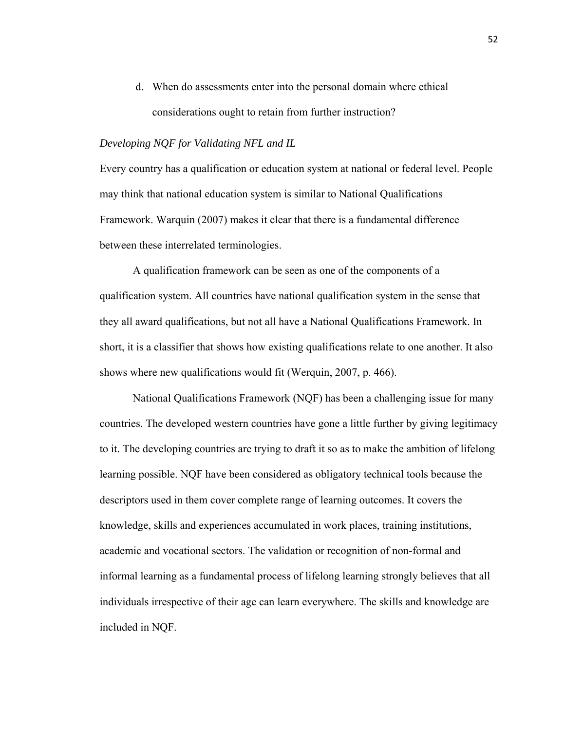d. When do assessments enter into the personal domain where ethical considerations ought to retain from further instruction?

*Developing NQF for Validating NFL and IL*

Every country has a qualification or education system at national or federal level. People may think that national education system is similar to National Qualifications Framework. Warquin (2007) makes it clear that there is a fundamental difference between these interrelated terminologies.

A qualification framework can be seen as one of the components of a qualification system. All countries have national qualification system in the sense that they all award qualifications, but not all have a National Qualifications Framework. In short, it is a classifier that shows how existing qualifications relate to one another. It also shows where new qualifications would fit (Werquin, 2007, p. 466).

National Qualifications Framework (NQF) has been a challenging issue for many countries. The developed western countries have gone a little further by giving legitimacy to it. The developing countries are trying to draft it so as to make the ambition of lifelong learning possible. NQF have been considered as obligatory technical tools because the descriptors used in them cover complete range of learning outcomes. It covers the knowledge, skills and experiences accumulated in work places, training institutions, academic and vocational sectors. The validation or recognition of non-formal and informal learning as a fundamental process of lifelong learning strongly believes that all individuals irrespective of their age can learn everywhere. The skills and knowledge are included in NQF.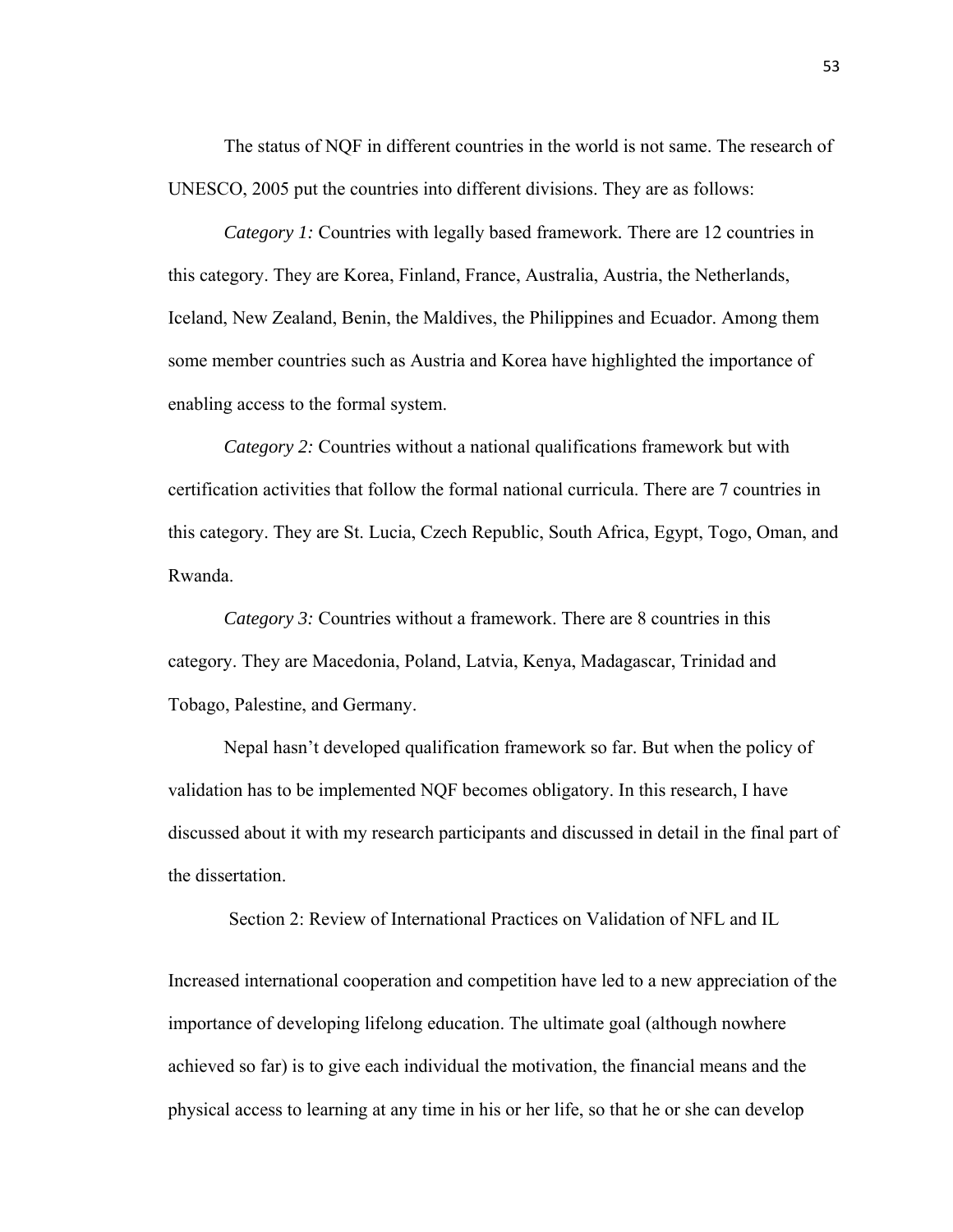The status of NQF in different countries in the world is not same. The research of UNESCO, 2005 put the countries into different divisions. They are as follows:

*Category 1:* Countries with legally based framework. There are 12 countries in this category. They are Korea, Finland, France, Australia, Austria, the Netherlands, Iceland, New Zealand, Benin, the Maldives, the Philippines and Ecuador. Among them some member countries such as Austria and Korea have highlighted the importance of enabling access to the formal system.

*Category 2:* Countries without a national qualifications framework but with certification activities that follow the formal national curricula. There are 7 countries in this category. They are St. Lucia, Czech Republic, South Africa, Egypt, Togo, Oman, and Rwanda.

*Category 3:* Countries without a framework. There are 8 countries in this category. They are Macedonia, Poland, Latvia, Kenya, Madagascar, Trinidad and Tobago, Palestine, and Germany.

Nepal hasn't developed qualification framework so far. But when the policy of validation has to be implemented NQF becomes obligatory. In this research, I have discussed about it with my research participants and discussed in detail in the final part of the dissertation.

## Section 2: Review of International Practices on Validation of NFL and IL

Increased international cooperation and competition have led to a new appreciation of the importance of developing lifelong education. The ultimate goal (although nowhere achieved so far) is to give each individual the motivation, the financial means and the physical access to learning at any time in his or her life, so that he or she can develop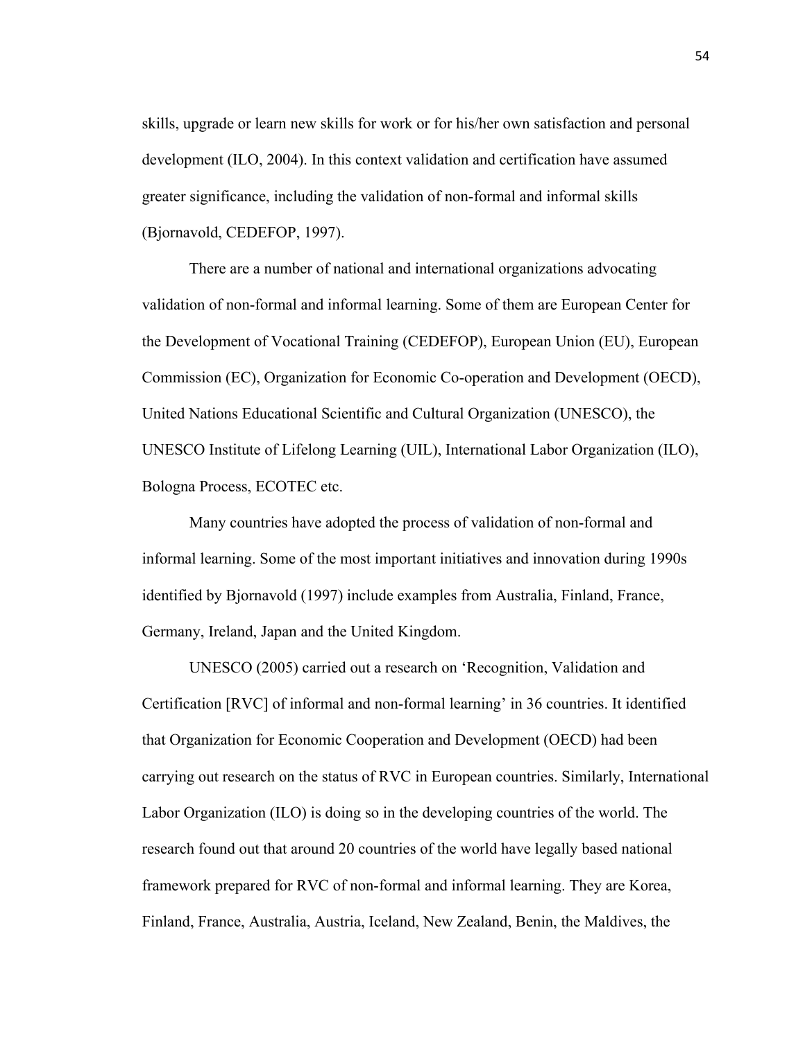skills, upgrade or learn new skills for work or for his/her own satisfaction and personal development (ILO, 2004). In this context validation and certification have assumed greater significance, including the validation of non-formal and informal skills (Bjornavold, CEDEFOP, 1997).

There are a number of national and international organizations advocating validation of non-formal and informal learning. Some of them are European Center for the Development of Vocational Training (CEDEFOP), European Union (EU), European Commission (EC), Organization for Economic Co-operation and Development (OECD), United Nations Educational Scientific and Cultural Organization (UNESCO), the UNESCO Institute of Lifelong Learning (UIL), International Labor Organization (ILO), Bologna Process, ECOTEC etc.

Many countries have adopted the process of validation of non-formal and informal learning. Some of the most important initiatives and innovation during 1990s identified by Bjornavold (1997) include examples from Australia, Finland, France, Germany, Ireland, Japan and the United Kingdom.

UNESCO (2005) carried out a research on 'Recognition, Validation and Certification [RVC] of informal and non-formal learning' in 36 countries. It identified that Organization for Economic Cooperation and Development (OECD) had been carrying out research on the status of RVC in European countries. Similarly, International Labor Organization (ILO) is doing so in the developing countries of the world. The research found out that around 20 countries of the world have legally based national framework prepared for RVC of non-formal and informal learning. They are Korea, Finland, France, Australia, Austria, Iceland, New Zealand, Benin, the Maldives, the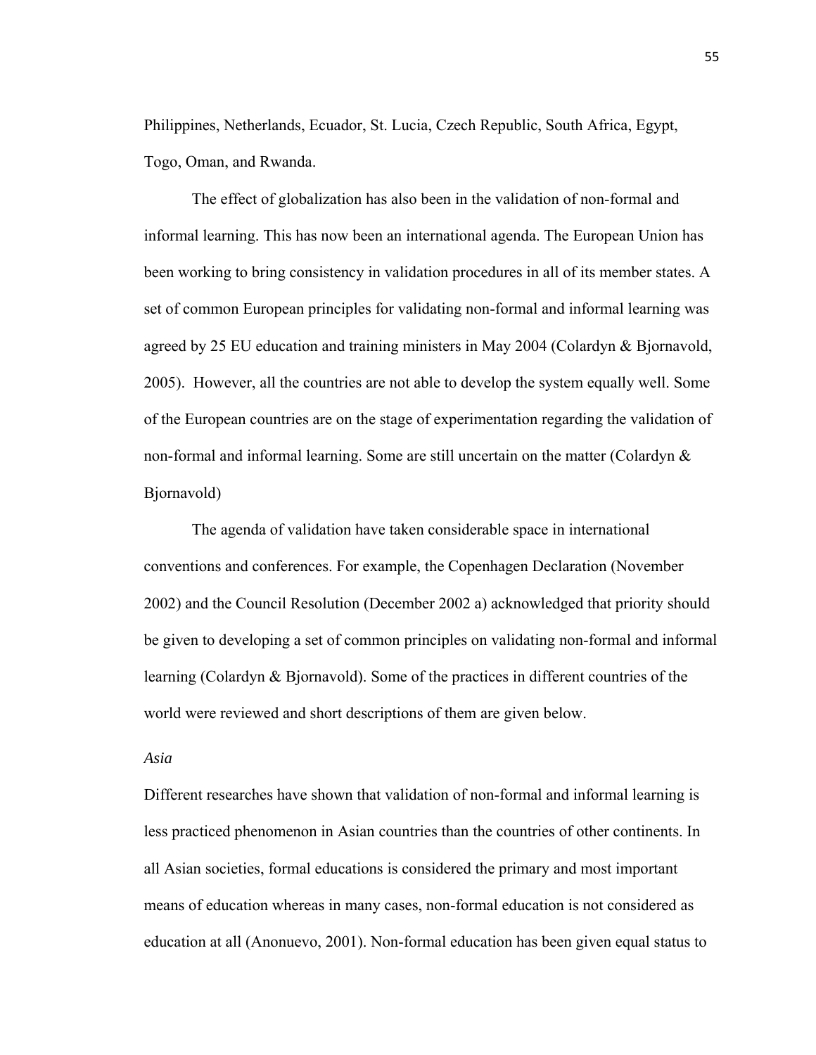Philippines, Netherlands, Ecuador, St. Lucia, Czech Republic, South Africa, Egypt, Togo, Oman, and Rwanda.

The effect of globalization has also been in the validation of non-formal and informal learning. This has now been an international agenda. The European Union has been working to bring consistency in validation procedures in all of its member states. A set of common European principles for validating non-formal and informal learning was agreed by 25 EU education and training ministers in May 2004 (Colardyn & Bjornavold, 2005). However, all the countries are not able to develop the system equally well. Some of the European countries are on the stage of experimentation regarding the validation of non-formal and informal learning. Some are still uncertain on the matter (Colardyn & Bjornavold)

The agenda of validation have taken considerable space in international conventions and conferences. For example, the Copenhagen Declaration (November 2002) and the Council Resolution (December 2002 a) acknowledged that priority should be given to developing a set of common principles on validating non-formal and informal learning (Colardyn & Bjornavold). Some of the practices in different countries of the world were reviewed and short descriptions of them are given below.

*Asia*

Different researches have shown that validation of non-formal and informal learning is less practiced phenomenon in Asian countries than the countries of other continents. In all Asian societies, formal educations is considered the primary and most important means of education whereas in many cases, non-formal education is not considered as education at all (Anonuevo, 2001). Non-formal education has been given equal status to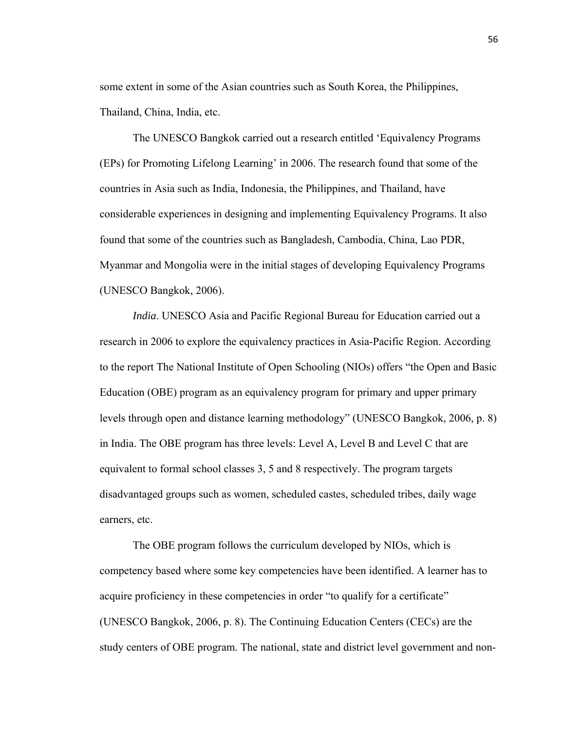some extent in some of the Asian countries such as South Korea, the Philippines, Thailand, China, India, etc.

The UNESCO Bangkok carried out a research entitled 'Equivalency Programs (EPs) for Promoting Lifelong Learning' in 2006. The research found that some of the countries in Asia such as India, Indonesia, the Philippines, and Thailand, have considerable experiences in designing and implementing Equivalency Programs. It also found that some of the countries such as Bangladesh, Cambodia, China, Lao PDR, Myanmar and Mongolia were in the initial stages of developing Equivalency Programs (UNESCO Bangkok, 2006).

*India*. UNESCO Asia and Pacific Regional Bureau for Education carried out a research in 2006 to explore the equivalency practices in Asia-Pacific Region. According to the report The National Institute of Open Schooling (NIOs) offers "the Open and Basic Education (OBE) program as an equivalency program for primary and upper primary levels through open and distance learning methodology" (UNESCO Bangkok, 2006, p. 8) in India. The OBE program has three levels: Level A, Level B and Level C that are equivalent to formal school classes 3, 5 and 8 respectively. The program targets disadvantaged groups such as women, scheduled castes, scheduled tribes, daily wage earners, etc.

The OBE program follows the curriculum developed by NIOs, which is competency based where some key competencies have been identified. A learner has to acquire proficiency in these competencies in order "to qualify for a certificate" (UNESCO Bangkok, 2006, p. 8). The Continuing Education Centers (CECs) are the study centers of OBE program. The national, state and district level government and non-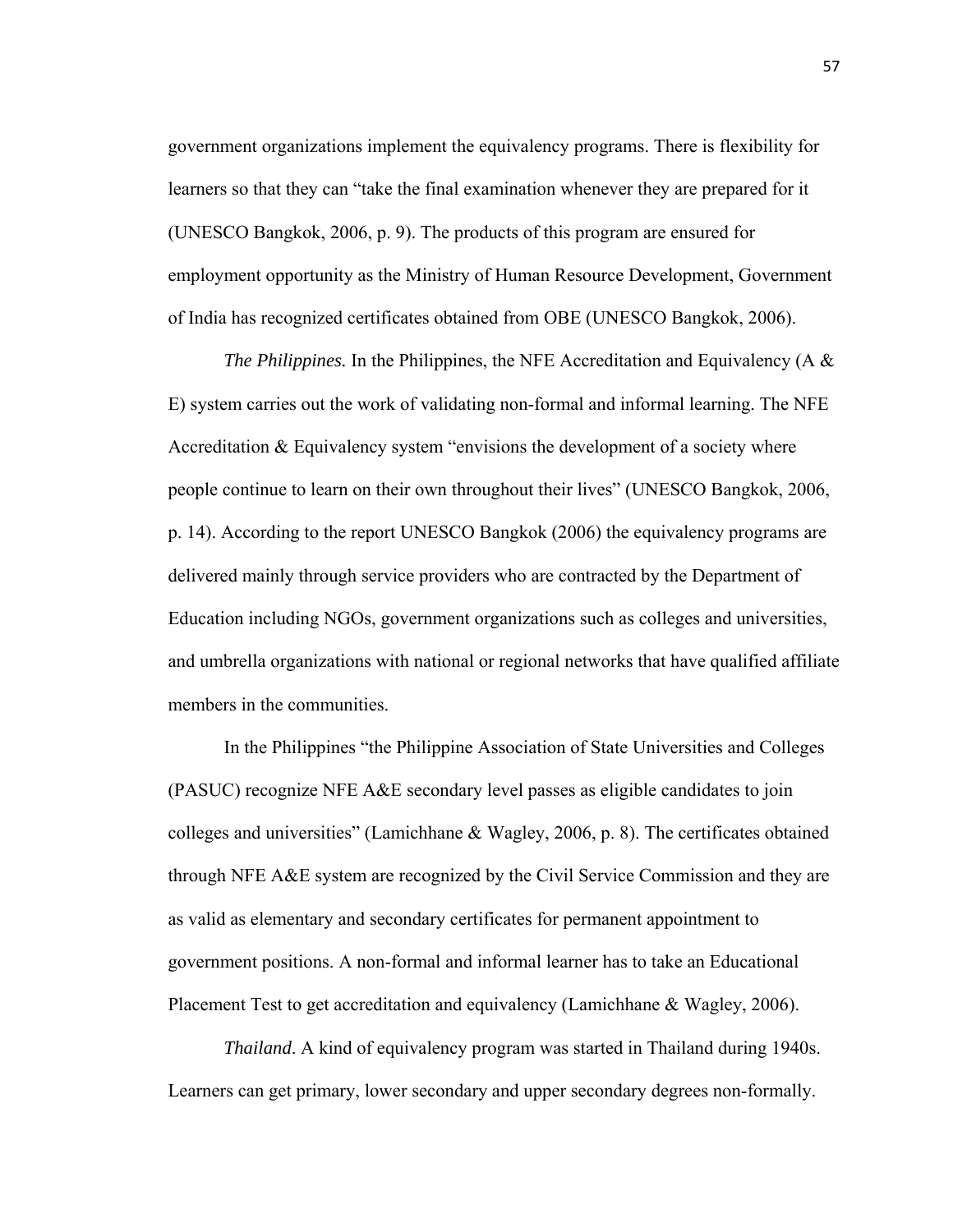government organizations implement the equivalency programs. There is flexibility for learners so that they can "take the final examination whenever they are prepared for it (UNESCO Bangkok, 2006, p. 9). The products of this program are ensured for employment opportunity as the Ministry of Human Resource Development, Government of India has recognized certificates obtained from OBE (UNESCO Bangkok, 2006).

*The Philippines.* In the Philippines, the NFE Accreditation and Equivalency (A & E) system carries out the work of validating non-formal and informal learning. The NFE Accreditation & Equivalency system "envisions the development of a society where people continue to learn on their own throughout their lives" (UNESCO Bangkok, 2006, p. 14). According to the report UNESCO Bangkok (2006) the equivalency programs are delivered mainly through service providers who are contracted by the Department of Education including NGOs, government organizations such as colleges and universities, and umbrella organizations with national or regional networks that have qualified affiliate members in the communities.

In the Philippines "the Philippine Association of State Universities and Colleges (PASUC) recognize NFE A&E secondary level passes as eligible candidates to join colleges and universities" (Lamichhane & Wagley, 2006, p. 8). The certificates obtained through NFE A&E system are recognized by the Civil Service Commission and they are as valid as elementary and secondary certificates for permanent appointment to government positions. A non-formal and informal learner has to take an Educational Placement Test to get accreditation and equivalency (Lamichhane & Wagley, 2006).

*Thailand*. A kind of equivalency program was started in Thailand during 1940s. Learners can get primary, lower secondary and upper secondary degrees non-formally.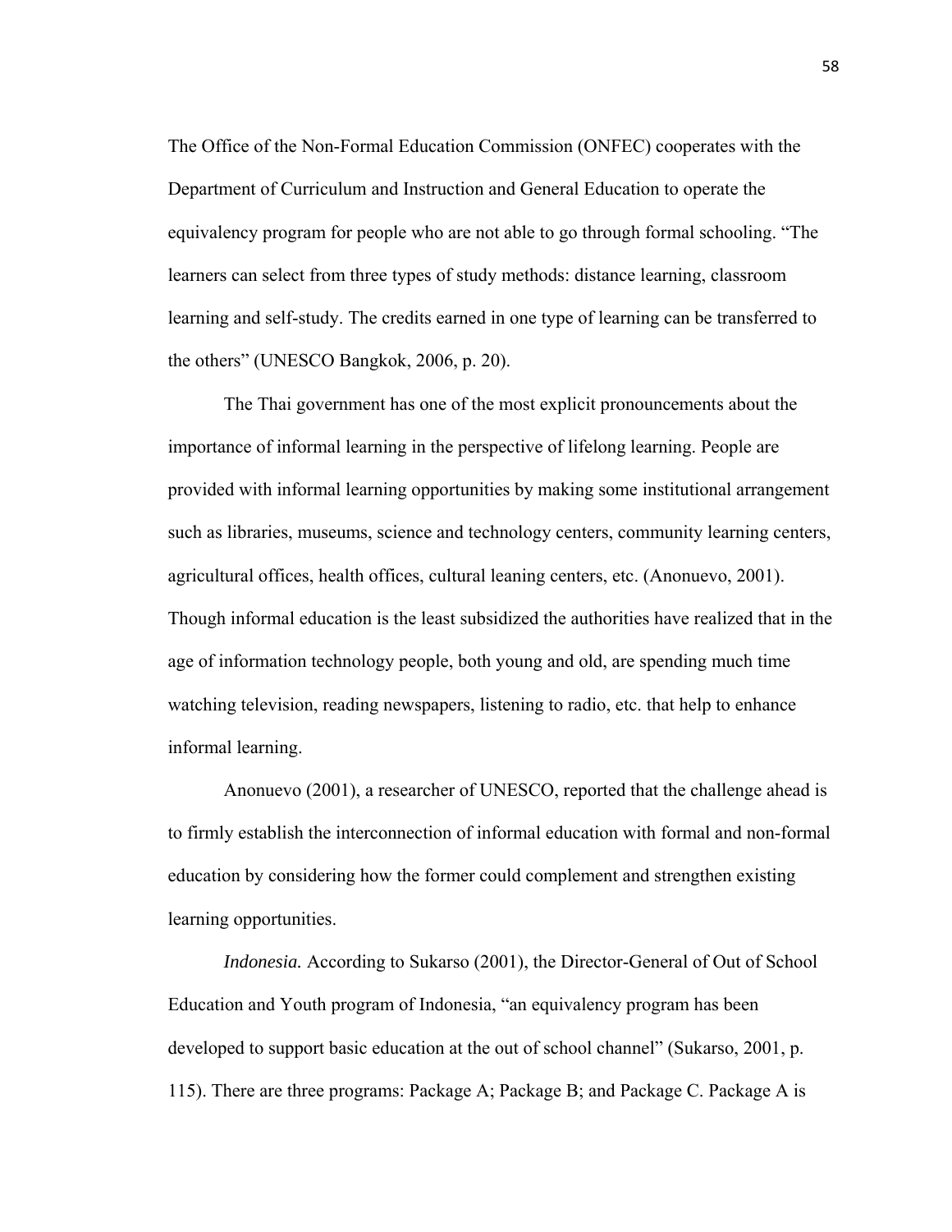The Office of the Non-Formal Education Commission (ONFEC) cooperates with the Department of Curriculum and Instruction and General Education to operate the equivalency program for people who are not able to go through formal schooling. "The learners can select from three types of study methods: distance learning, classroom learning and self-study. The credits earned in one type of learning can be transferred to the others" (UNESCO Bangkok, 2006, p. 20).

The Thai government has one of the most explicit pronouncements about the importance of informal learning in the perspective of lifelong learning. People are provided with informal learning opportunities by making some institutional arrangement such as libraries, museums, science and technology centers, community learning centers, agricultural offices, health offices, cultural leaning centers, etc. (Anonuevo, 2001). Though informal education is the least subsidized the authorities have realized that in the age of information technology people, both young and old, are spending much time watching television, reading newspapers, listening to radio, etc. that help to enhance informal learning.

Anonuevo (2001), a researcher of UNESCO, reported that the challenge ahead is to firmly establish the interconnection of informal education with formal and non-formal education by considering how the former could complement and strengthen existing learning opportunities.

*Indonesia.* According to Sukarso (2001), the Director-General of Out of School Education and Youth program of Indonesia, "an equivalency program has been developed to support basic education at the out of school channel" (Sukarso, 2001, p. 115). There are three programs: Package A; Package B; and Package C. Package A is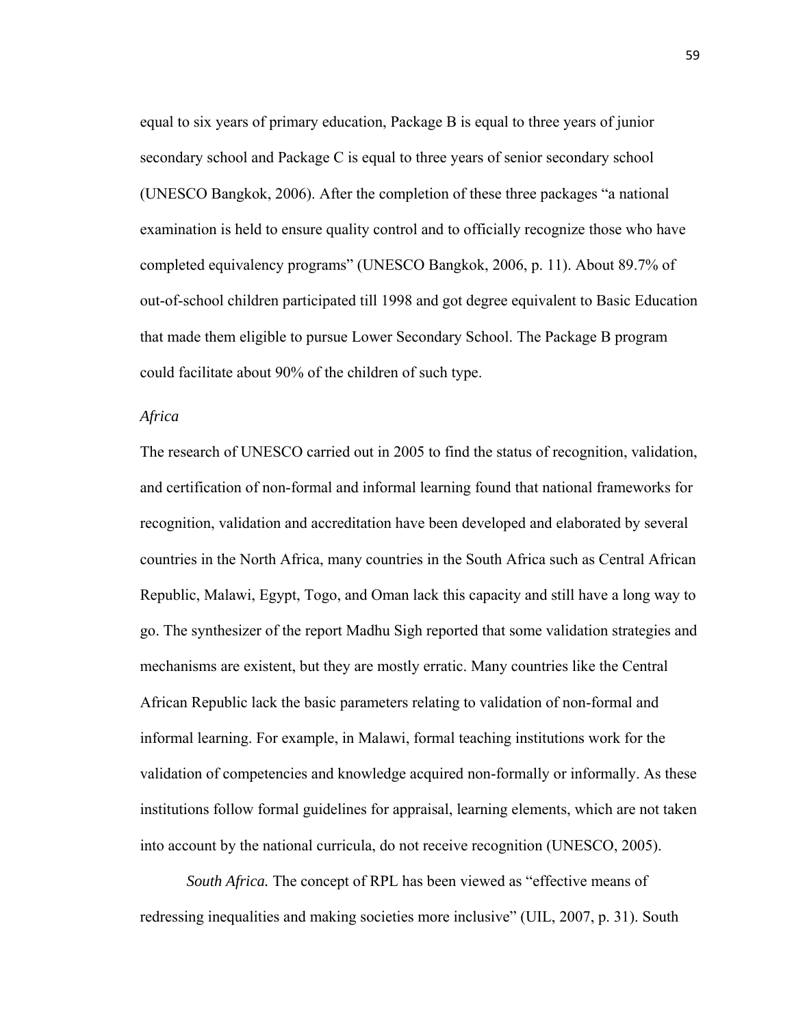equal to six years of primary education, Package B is equal to three years of junior secondary school and Package C is equal to three years of senior secondary school (UNESCO Bangkok, 2006). After the completion of these three packages "a national examination is held to ensure quality control and to officially recognize those who have completed equivalency programs" (UNESCO Bangkok, 2006, p. 11). About 89.7% of out-of-school children participated till 1998 and got degree equivalent to Basic Education that made them eligible to pursue Lower Secondary School. The Package B program could facilitate about 90% of the children of such type.

### *Africa*

The research of UNESCO carried out in 2005 to find the status of recognition, validation, and certification of non-formal and informal learning found that national frameworks for recognition, validation and accreditation have been developed and elaborated by several countries in the North Africa, many countries in the South Africa such as Central African Republic, Malawi, Egypt, Togo, and Oman lack this capacity and still have a long way to go. The synthesizer of the report Madhu Sigh reported that some validation strategies and mechanisms are existent, but they are mostly erratic. Many countries like the Central African Republic lack the basic parameters relating to validation of non-formal and informal learning. For example, in Malawi, formal teaching institutions work for the validation of competencies and knowledge acquired non-formally or informally. As these institutions follow formal guidelines for appraisal, learning elements, which are not taken into account by the national curricula, do not receive recognition (UNESCO, 2005).

*South Africa.* The concept of RPL has been viewed as "effective means of redressing inequalities and making societies more inclusive" (UIL, 2007, p. 31). South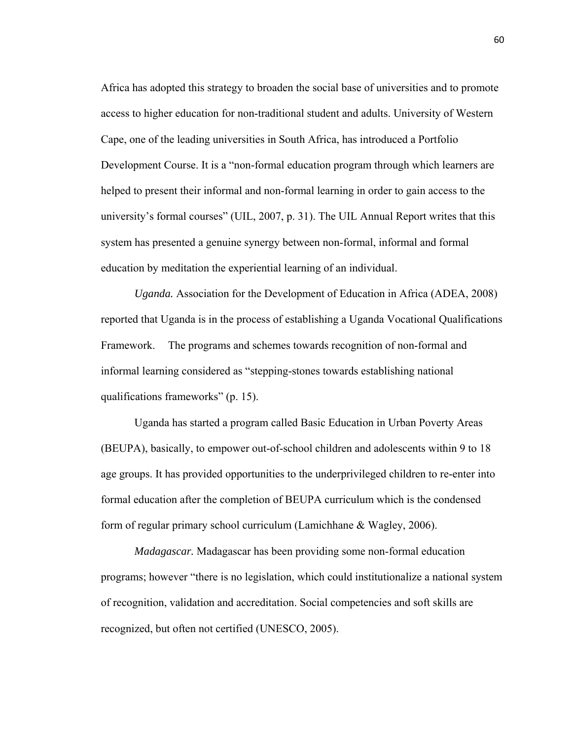Africa has adopted this strategy to broaden the social base of universities and to promote access to higher education for non-traditional student and adults. University of Western Cape, one of the leading universities in South Africa, has introduced a Portfolio Development Course. It is a “non-formal education program through which learners are helped to present their informal and non-formal learning in order to gain access to the university’s formal courses” (UIL, 2007, p. 31). The UIL Annual Report writes that this system has presented a genuine synergy between non-formal, informal and formal education by meditation the experiential learning of an individual.

*Uganda.* Association for the Development of Education in Africa (ADEA, 2008) reported that Uganda is in the process of establishing a Uganda Vocational Qualifications Framework. The programs and schemes towards recognition of non-formal and informal learning considered as “stepping-stones towards establishing national qualifications frameworks” (p. 15).

Uganda has started a program called Basic Education in Urban Poverty Areas (BEUPA), basically, to empower out-of-school children and adolescents within 9 to 18 age groups. It has provided opportunities to the underprivileged children to re-enter into formal education after the completion of BEUPA curriculum which is the condensed form of regular primary school curriculum (Lamichhane & Wagley, 2006).

*Madagascar.* Madagascar has been providing some non-formal education programs; however “there is no legislation, which could institutionalize a national system of recognition, validation and accreditation. Social competencies and soft skills are recognized, but often not certified (UNESCO, 2005).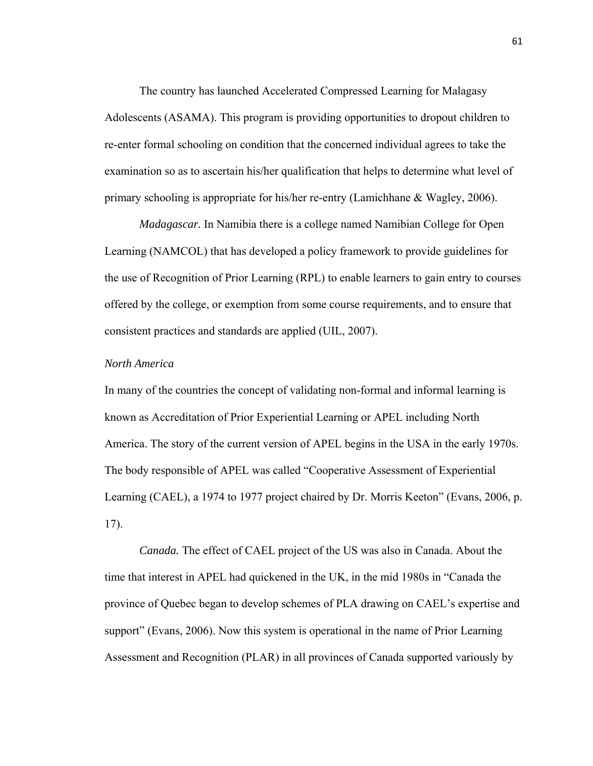The country has launched Accelerated Compressed Learning for Malagasy Adolescents (ASAMA). This program is providing opportunities to dropout children to re-enter formal schooling on condition that the concerned individual agrees to take the examination so as to ascertain his/her qualification that helps to determine what level of primary schooling is appropriate for his/her re-entry (Lamichhane & Wagley, 2006).

*Madagascar.* In Namibia there is a college named Namibian College for Open Learning (NAMCOL) that has developed a policy framework to provide guidelines for the use of Recognition of Prior Learning (RPL) to enable learners to gain entry to courses offered by the college, or exemption from some course requirements, and to ensure that consistent practices and standards are applied (UIL, 2007).

### *North America*

In many of the countries the concept of validating non-formal and informal learning is known as Accreditation of Prior Experiential Learning or APEL including North America. The story of the current version of APEL begins in the USA in the early 1970s. The body responsible of APEL was called "Cooperative Assessment of Experiential Learning (CAEL), a 1974 to 1977 project chaired by Dr. Morris Keeton" (Evans, 2006, p. 17).

*Canada.* The effect of CAEL project of the US was also in Canada. About the time that interest in APEL had quickened in the UK, in the mid 1980s in "Canada the province of Quebec began to develop schemes of PLA drawing on CAEL's expertise and support" (Evans, 2006). Now this system is operational in the name of Prior Learning Assessment and Recognition (PLAR) in all provinces of Canada supported variously by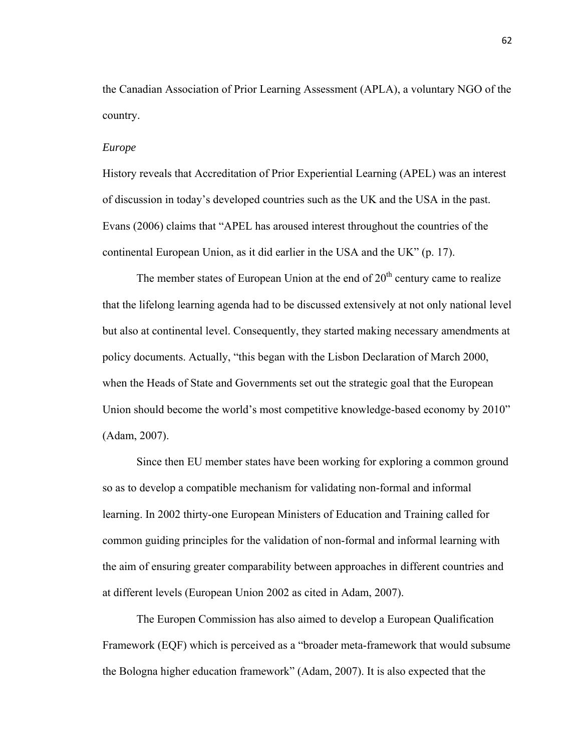the Canadian Association of Prior Learning Assessment (APLA), a voluntary NGO of the country.

*Europe*

History reveals that Accreditation of Prior Experiential Learning (APEL) was an interest of discussion in today's developed countries such as the UK and the USA in the past. Evans (2006) claims that "APEL has aroused interest throughout the countries of the continental European Union, as it did earlier in the USA and the UK" (p. 17).

The member states of European Union at the end of 20th century came to realize that the lifelong learning agenda had to be discussed extensively at not only national level but also at continental level. Consequently, they started making necessary amendments at policy documents. Actually, "this began with the Lisbon Declaration of March 2000, when the Heads of State and Governments set out the strategic goal that the European Union should become the world's most competitive knowledge-based economy by 2010" (Adam, 2007).

Since then EU member states have been working for exploring a common ground so as to develop a compatible mechanism for validating non-formal and informal learning. In 2002 thirty-one European Ministers of Education and Training called for common guiding principles for the validation of non-formal and informal learning with the aim of ensuring greater comparability between approaches in different countries and at different levels (European Union 2002 as cited in Adam, 2007).

The Europen Commission has also aimed to develop a European Qualification Framework (EQF) which is perceived as a "broader meta-framework that would subsume the Bologna higher education framework" (Adam, 2007). It is also expected that the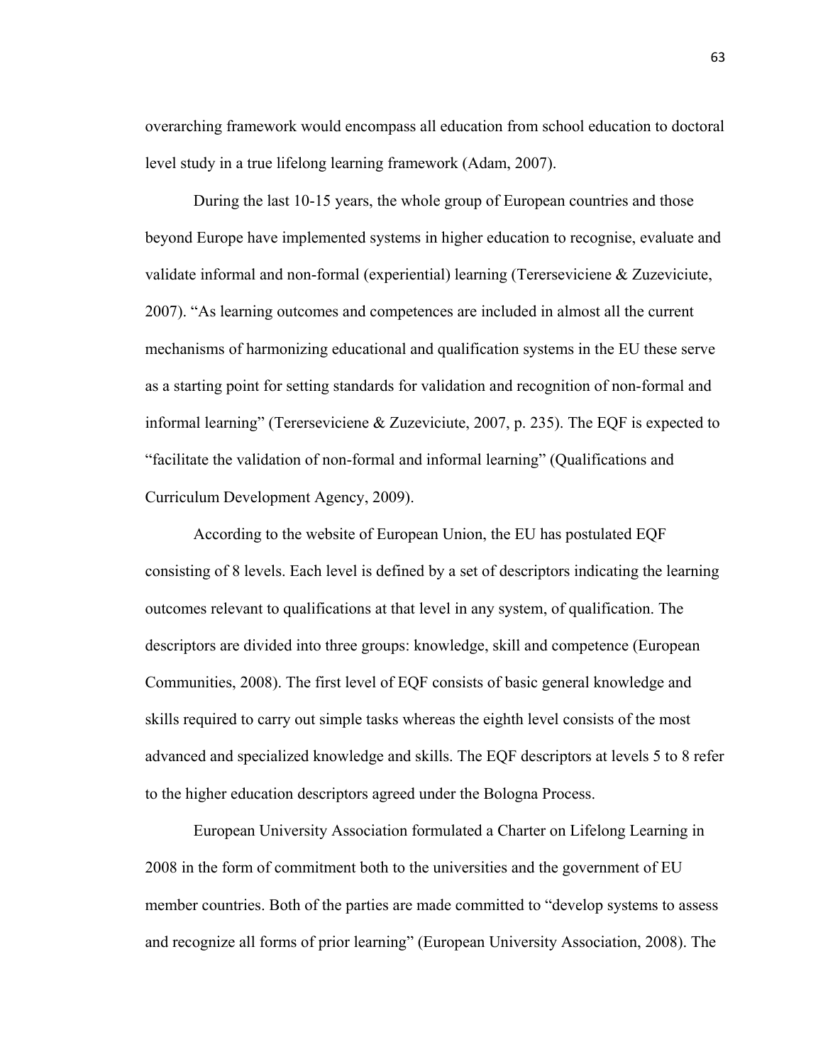overarching framework would encompass all education from school education to doctoral level study in a true lifelong learning framework (Adam, 2007).

During the last 10-15 years, the whole group of European countries and those beyond Europe have implemented systems in higher education to recognise, evaluate and validate informal and non-formal (experiential) learning (Terersevicіene & Zuzeviciute, 2007). "As learning outcomes and competences are included in almost all the current mechanisms of harmonizing educational and qualification systems in the EU these serve as a starting point for setting standards for validation and recognition of non-formal and informal learning" (Terersevicіene & Zuzeviciute, 2007, p. 235). The EQF is expected to "facilitate the validation of non-formal and informal learning" (Qualifications and Curriculum Development Agency, 2009).

According to the website of European Union, the EU has postulated EQF consisting of 8 levels. Each level is defined by a set of descriptors indicating the learning outcomes relevant to qualifications at that level in any system, of qualification. The descriptors are divided into three groups: knowledge, skill and competence (European Communities, 2008). The first level of EQF consists of basic general knowledge and skills required to carry out simple tasks whereas the eighth level consists of the most advanced and specialized knowledge and skills. The EQF descriptors at levels 5 to 8 refer to the higher education descriptors agreed under the Bologna Process.

European University Association formulated a Charter on Lifelong Learning in 2008 in the form of commitment both to the universities and the government of EU member countries. Both of the parties are made committed to "develop systems to assess and recognize all forms of prior learning" (European University Association, 2008). The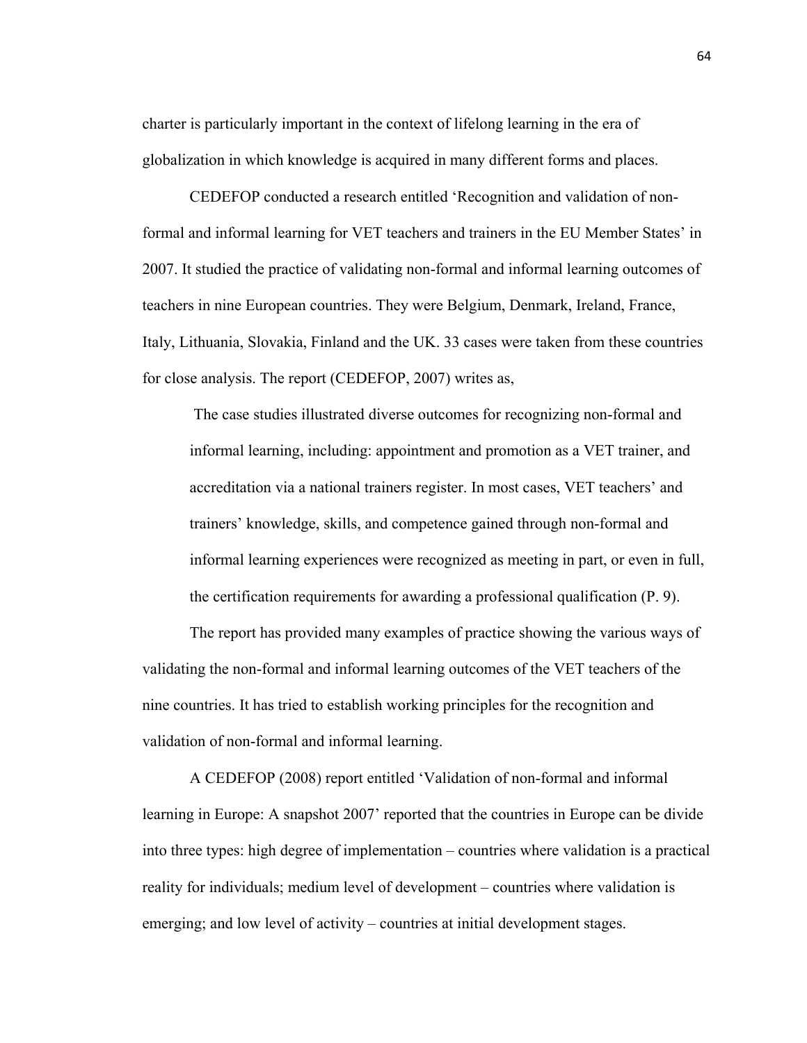charter is particularly important in the context of lifelong learning in the era of globalization in which knowledge is acquired in many different forms and places.

CEDEFOP conducted a research entitled 'Recognition and validation of non-formal and informal learning for VET teachers and trainers in the EU Member States' in 2007. It studied the practice of validating non-formal and informal learning outcomes of teachers in nine European countries. They were Belgium, Denmark, Ireland, France, Italy, Lithuania, Slovakia, Finland and the UK. 33 cases were taken from these countries for close analysis. The report (CEDEFOP, 2007) writes as,

> The case studies illustrated diverse outcomes for recognizing non-formal and informal learning, including: appointment and promotion as a VET trainer, and accreditation via a national trainers register. In most cases, VET teachers' and trainers' knowledge, skills, and competence gained through non-formal and informal learning experiences were recognized as meeting in part, or even in full, the certification requirements for awarding a professional qualification (P. 9).

The report has provided many examples of practice showing the various ways of validating the non-formal and informal learning outcomes of the VET teachers of the nine countries. It has tried to establish working principles for the recognition and validation of non-formal and informal learning.

A CEDEFOP (2008) report entitled 'Validation of non-formal and informal learning in Europe: A snapshot 2007' reported that the countries in Europe can be divide into three types: high degree of implementation – countries where validation is a practical reality for individuals; medium level of development – countries where validation is emerging; and low level of activity – countries at initial development stages.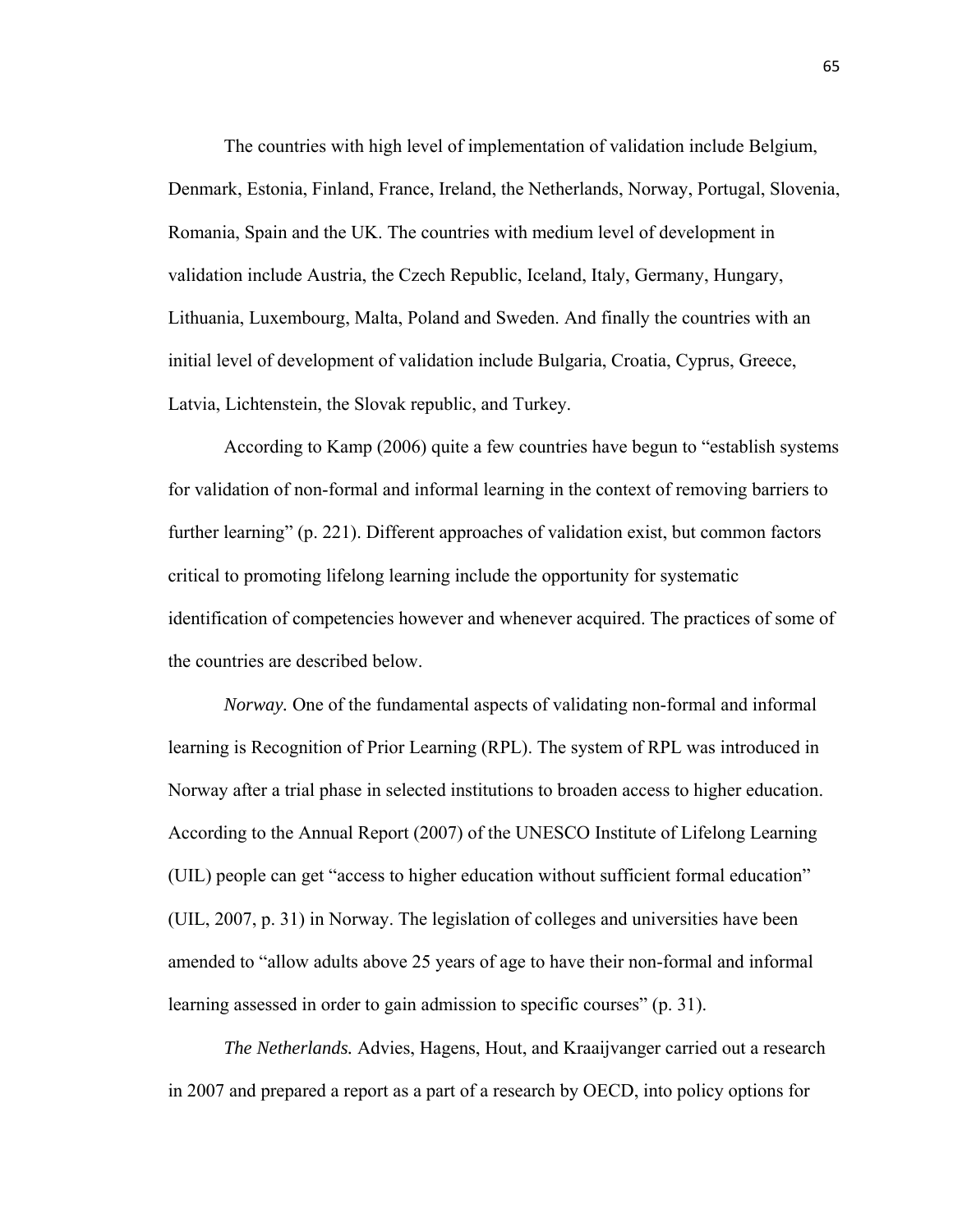The countries with high level of implementation of validation include Belgium, Denmark, Estonia, Finland, France, Ireland, the Netherlands, Norway, Portugal, Slovenia, Romania, Spain and the UK. The countries with medium level of development in validation include Austria, the Czech Republic, Iceland, Italy, Germany, Hungary, Lithuania, Luxembourg, Malta, Poland and Sweden. And finally the countries with an initial level of development of validation include Bulgaria, Croatia, Cyprus, Greece, Latvia, Lichtenstein, the Slovak republic, and Turkey.

According to Kamp (2006) quite a few countries have begun to "establish systems for validation of non-formal and informal learning in the context of removing barriers to further learning" (p. 221). Different approaches of validation exist, but common factors critical to promoting lifelong learning include the opportunity for systematic identification of competencies however and whenever acquired. The practices of some of the countries are described below.

*Norway.* One of the fundamental aspects of validating non-formal and informal learning is Recognition of Prior Learning (RPL). The system of RPL was introduced in Norway after a trial phase in selected institutions to broaden access to higher education. According to the Annual Report (2007) of the UNESCO Institute of Lifelong Learning (UIL) people can get "access to higher education without sufficient formal education" (UIL, 2007, p. 31) in Norway. The legislation of colleges and universities have been amended to "allow adults above 25 years of age to have their non-formal and informal learning assessed in order to gain admission to specific courses" (p. 31).

*The Netherlands.* Advies, Hagens, Hout, and Kraaijvanger carried out a research in 2007 and prepared a report as a part of a research by OECD, into policy options for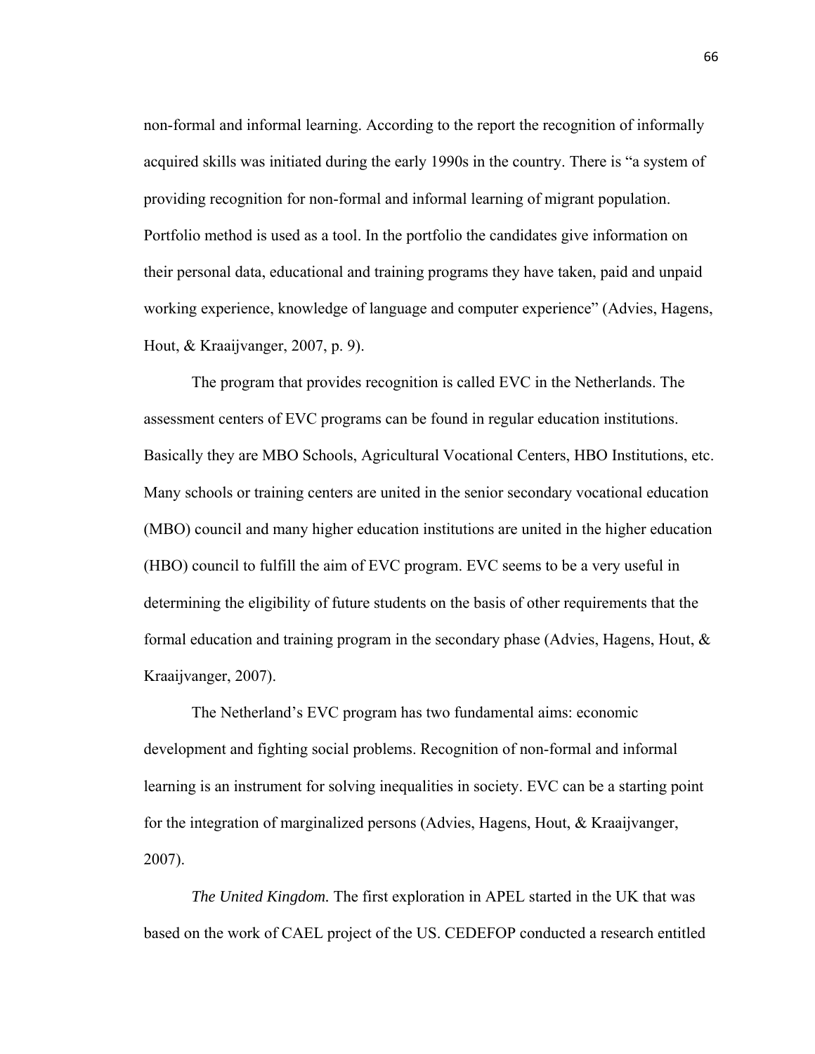non-formal and informal learning. According to the report the recognition of informally acquired skills was initiated during the early 1990s in the country. There is "a system of providing recognition for non-formal and informal learning of migrant population. Portfolio method is used as a tool. In the portfolio the candidates give information on their personal data, educational and training programs they have taken, paid and unpaid working experience, knowledge of language and computer experience" (Advies, Hagens, Hout, & Kraaijvanger, 2007, p. 9).

The program that provides recognition is called EVC in the Netherlands. The assessment centers of EVC programs can be found in regular education institutions. Basically they are MBO Schools, Agricultural Vocational Centers, HBO Institutions, etc. Many schools or training centers are united in the senior secondary vocational education (MBO) council and many higher education institutions are united in the higher education (HBO) council to fulfill the aim of EVC program. EVC seems to be a very useful in determining the eligibility of future students on the basis of other requirements that the formal education and training program in the secondary phase (Advies, Hagens, Hout, & Kraaijvanger, 2007).

The Netherland's EVC program has two fundamental aims: economic development and fighting social problems. Recognition of non-formal and informal learning is an instrument for solving inequalities in society. EVC can be a starting point for the integration of marginalized persons (Advies, Hagens, Hout, & Kraaijvanger, 2007).

*The United Kingdom.* The first exploration in APEL started in the UK that was based on the work of CAEL project of the US. CEDEFOP conducted a research entitled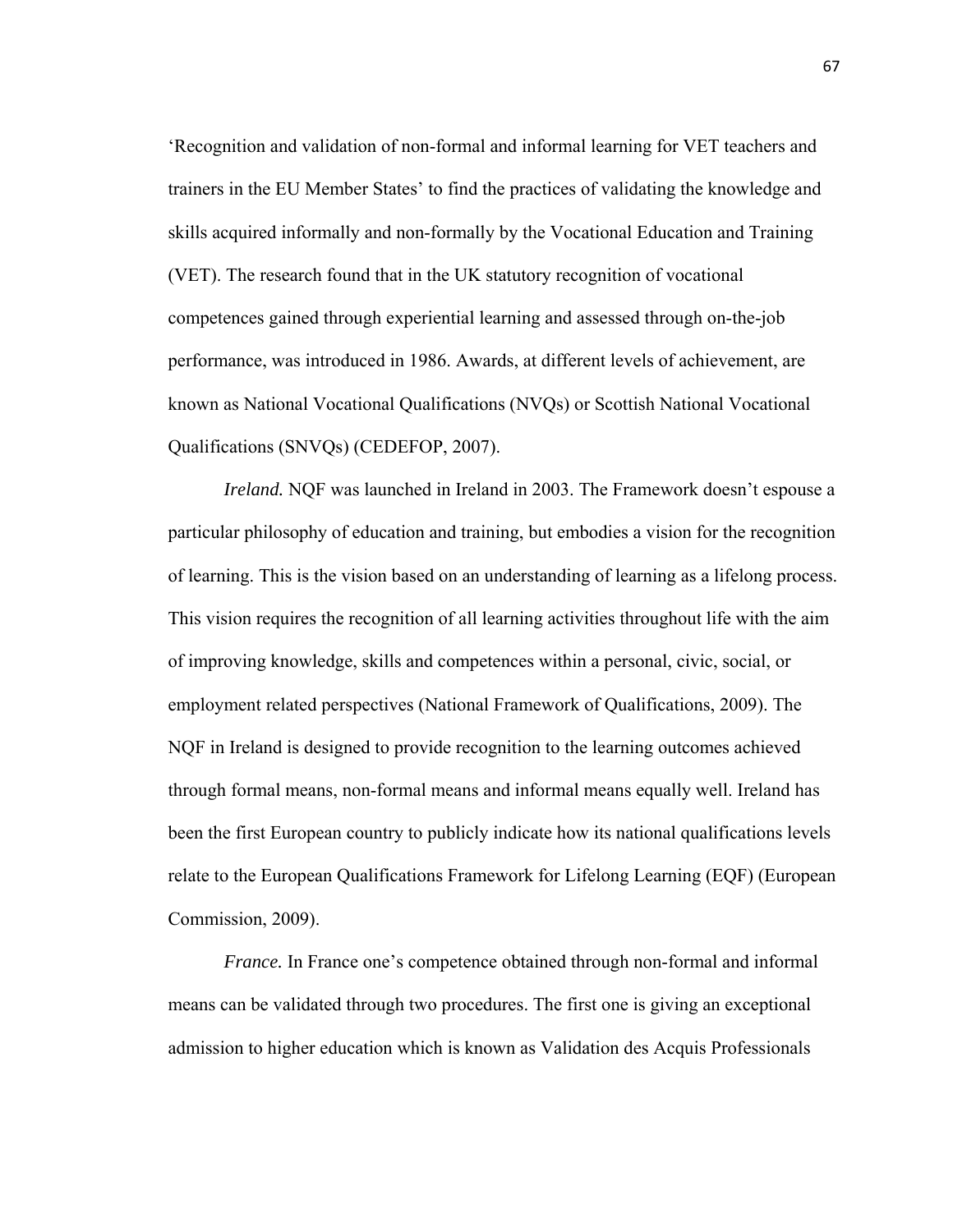'Recognition and validation of non-formal and informal learning for VET teachers and trainers in the EU Member States' to find the practices of validating the knowledge and skills acquired informally and non-formally by the Vocational Education and Training (VET). The research found that in the UK statutory recognition of vocational competences gained through experiential learning and assessed through on-the-job performance, was introduced in 1986. Awards, at different levels of achievement, are known as National Vocational Qualifications (NVQs) or Scottish National Vocational Qualifications (SNVQs) (CEDEFOP, 2007).

*Ireland.* NQF was launched in Ireland in 2003. The Framework doesn't espouse a particular philosophy of education and training, but embodies a vision for the recognition of learning. This is the vision based on an understanding of learning as a lifelong process. This vision requires the recognition of all learning activities throughout life with the aim of improving knowledge, skills and competences within a personal, civic, social, or employment related perspectives (National Framework of Qualifications, 2009). The NQF in Ireland is designed to provide recognition to the learning outcomes achieved through formal means, non-formal means and informal means equally well. Ireland has been the first European country to publicly indicate how its national qualifications levels relate to the European Qualifications Framework for Lifelong Learning (EQF) (European Commission, 2009).

*France.* In France one's competence obtained through non-formal and informal means can be validated through two procedures. The first one is giving an exceptional admission to higher education which is known as Validation des Acquis Professionals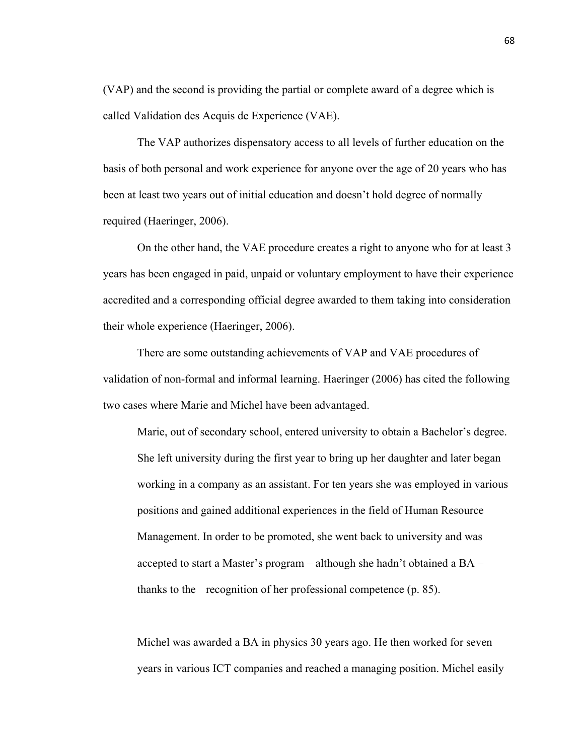(VAP) and the second is providing the partial or complete award of a degree which is called Validation des Acquis de Experience (VAE).

The VAP authorizes dispensatory access to all levels of further education on the basis of both personal and work experience for anyone over the age of 20 years who has been at least two years out of initial education and doesn't hold degree of normally required (Haeringer, 2006).

On the other hand, the VAE procedure creates a right to anyone who for at least 3 years has been engaged in paid, unpaid or voluntary employment to have their experience accredited and a corresponding official degree awarded to them taking into consideration their whole experience (Haeringer, 2006).

There are some outstanding achievements of VAP and VAE procedures of validation of non-formal and informal learning. Haeringer (2006) has cited the following two cases where Marie and Michel have been advantaged.

> Marie, out of secondary school, entered university to obtain a Bachelor's degree. She left university during the first year to bring up her daughter and later began working in a company as an assistant. For ten years she was employed in various positions and gained additional experiences in the field of Human Resource Management. In order to be promoted, she went back to university and was accepted to start a Master's program – although she hadn't obtained a BA – thanks to the recognition of her professional competence (p. 85).

> Michel was awarded a BA in physics 30 years ago. He then worked for seven years in various ICT companies and reached a managing position. Michel easily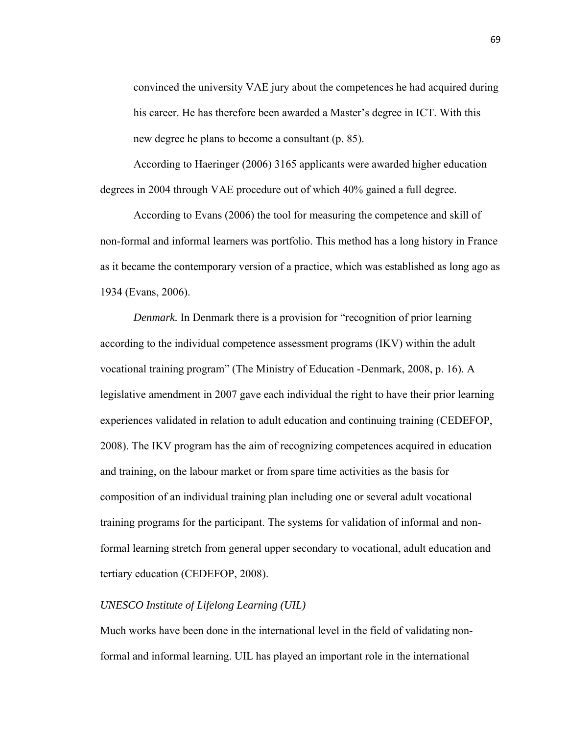convinced the university VAE jury about the competences he had acquired during his career. He has therefore been awarded a Master's degree in ICT. With this new degree he plans to become a consultant (p. 85).

According to Haeringer (2006) 3165 applicants were awarded higher education degrees in 2004 through VAE procedure out of which 40% gained a full degree.

According to Evans (2006) the tool for measuring the competence and skill of non-formal and informal learners was portfolio. This method has a long history in France as it became the contemporary version of a practice, which was established as long ago as 1934 (Evans, 2006).

*Denmark.* In Denmark there is a provision for "recognition of prior learning according to the individual competence assessment programs (IKV) within the adult vocational training program" (The Ministry of Education -Denmark, 2008, p. 16). A legislative amendment in 2007 gave each individual the right to have their prior learning experiences validated in relation to adult education and continuing training (CEDEFOP, 2008). The IKV program has the aim of recognizing competences acquired in education and training, on the labour market or from spare time activities as the basis for composition of an individual training plan including one or several adult vocational training programs for the participant. The systems for validation of informal and non-formal learning stretch from general upper secondary to vocational, adult education and tertiary education (CEDEFOP, 2008).

*UNESCO Institute of Lifelong Learning (UIL)*

Much works have been done in the international level in the field of validating non-formal and informal learning. UIL has played an important role in the international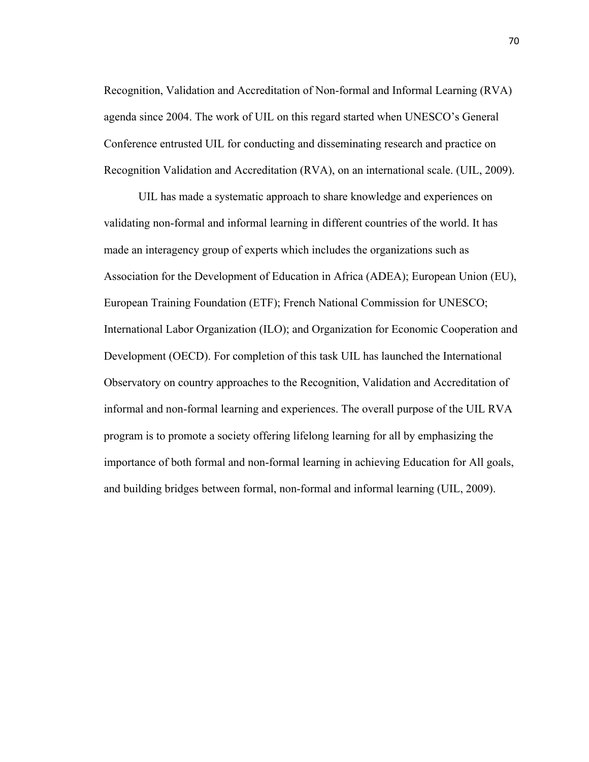Recognition, Validation and Accreditation of Non-formal and Informal Learning (RVA) agenda since 2004. The work of UIL on this regard started when UNESCO's General Conference entrusted UIL for conducting and disseminating research and practice on Recognition Validation and Accreditation (RVA), on an international scale. (UIL, 2009).

UIL has made a systematic approach to share knowledge and experiences on validating non-formal and informal learning in different countries of the world. It has made an interagency group of experts which includes the organizations such as Association for the Development of Education in Africa (ADEA); European Union (EU), European Training Foundation (ETF); French National Commission for UNESCO; International Labor Organization (ILO); and Organization for Economic Cooperation and Development (OECD). For completion of this task UIL has launched the International Observatory on country approaches to the Recognition, Validation and Accreditation of informal and non-formal learning and experiences. The overall purpose of the UIL RVA program is to promote a society offering lifelong learning for all by emphasizing the importance of both formal and non-formal learning in achieving Education for All goals, and building bridges between formal, non-formal and informal learning (UIL, 2009).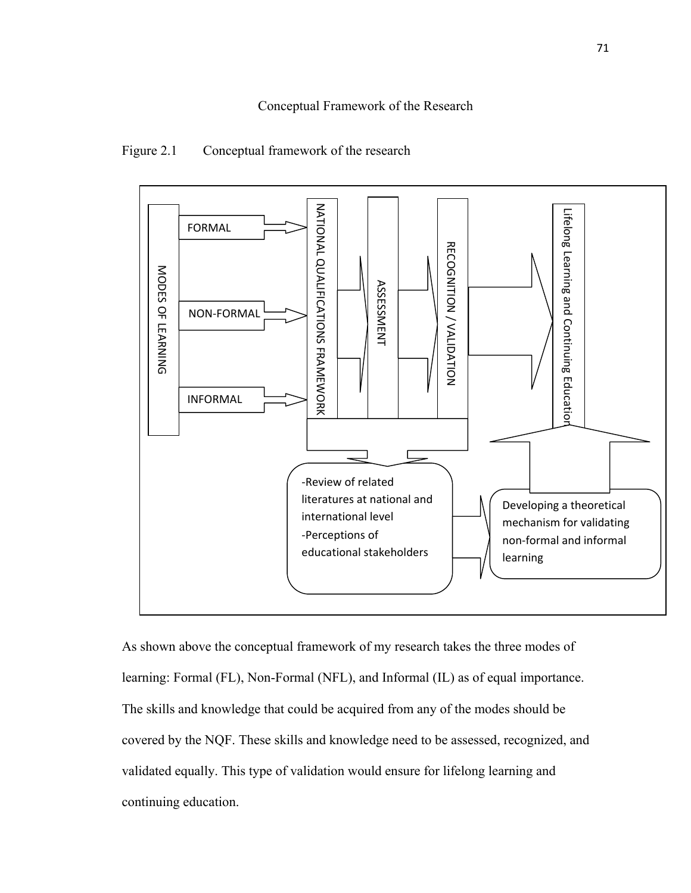# Conceptual Framework of the Research

Figure 2.1 Conceptual framework of the research

As shown above the conceptual framework of my research takes the three modes of learning: Formal (FL), Non-Formal (NFL), and Informal (IL) as of equal importance. The skills and knowledge that could be acquired from any of the modes should be covered by the NQF. These skills and knowledge need to be assessed, recognized, and validated equally. This type of validation would ensure for lifelong learning and continuing education.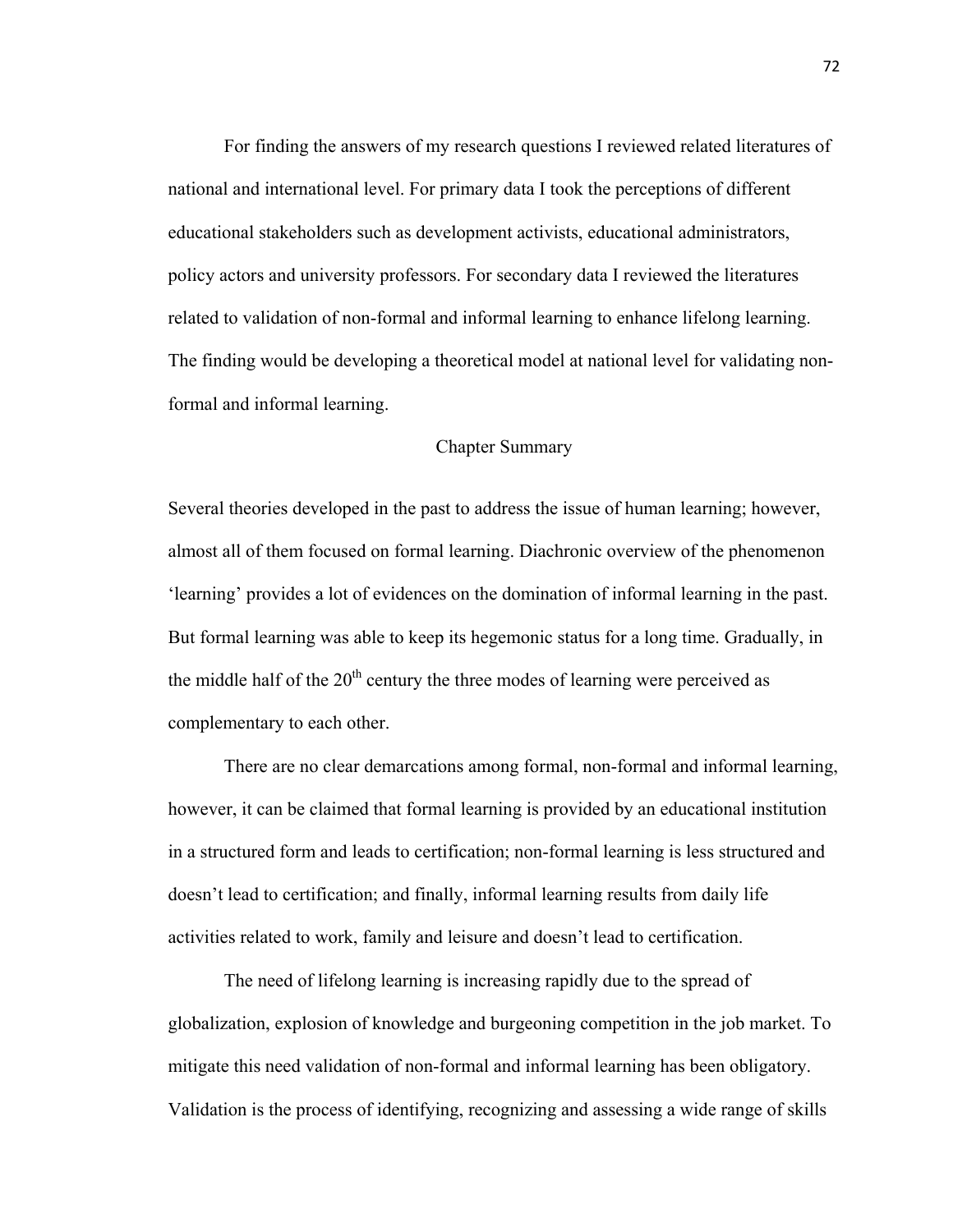For finding the answers of my research questions I reviewed related literatures of national and international level. For primary data I took the perceptions of different educational stakeholders such as development activists, educational administrators, policy actors and university professors. For secondary data I reviewed the literatures related to validation of non-formal and informal learning to enhance lifelong learning. The finding would be developing a theoretical model at national level for validating non-formal and informal learning.

## Chapter Summary

Several theories developed in the past to address the issue of human learning; however, almost all of them focused on formal learning. Diachronic overview of the phenomenon 'learning' provides a lot of evidences on the domination of informal learning in the past. But formal learning was able to keep its hegemonic status for a long time. Gradually, in the middle half of the 20th century the three modes of learning were perceived as complementary to each other.

There are no clear demarcations among formal, non-formal and informal learning, however, it can be claimed that formal learning is provided by an educational institution in a structured form and leads to certification; non-formal learning is less structured and doesn't lead to certification; and finally, informal learning results from daily life activities related to work, family and leisure and doesn't lead to certification.

The need of lifelong learning is increasing rapidly due to the spread of globalization, explosion of knowledge and burgeoning competition in the job market. To mitigate this need validation of non-formal and informal learning has been obligatory. Validation is the process of identifying, recognizing and assessing a wide range of skills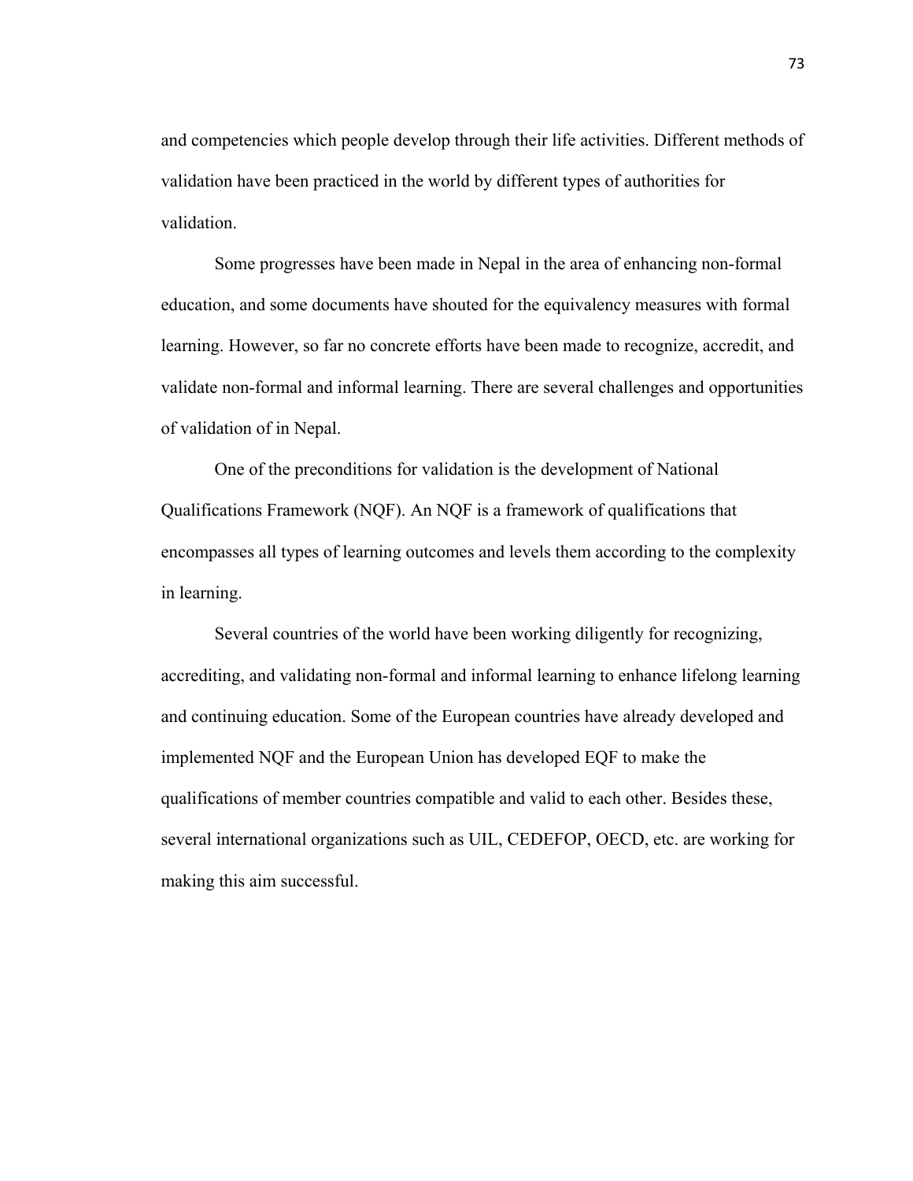and competencies which people develop through their life activities. Different methods of validation have been practiced in the world by different types of authorities for validation.

Some progresses have been made in Nepal in the area of enhancing non-formal education, and some documents have shouted for the equivalency measures with formal learning. However, so far no concrete efforts have been made to recognize, accredit, and validate non-formal and informal learning. There are several challenges and opportunities of validation of in Nepal.

One of the preconditions for validation is the development of National Qualifications Framework (NQF). An NQF is a framework of qualifications that encompasses all types of learning outcomes and levels them according to the complexity in learning.

Several countries of the world have been working diligently for recognizing, accrediting, and validating non-formal and informal learning to enhance lifelong learning and continuing education. Some of the European countries have already developed and implemented NQF and the European Union has developed EQF to make the qualifications of member countries compatible and valid to each other. Besides these, several international organizations such as UIL, CEDEFOP, OECD, etc. are working for making this aim successful.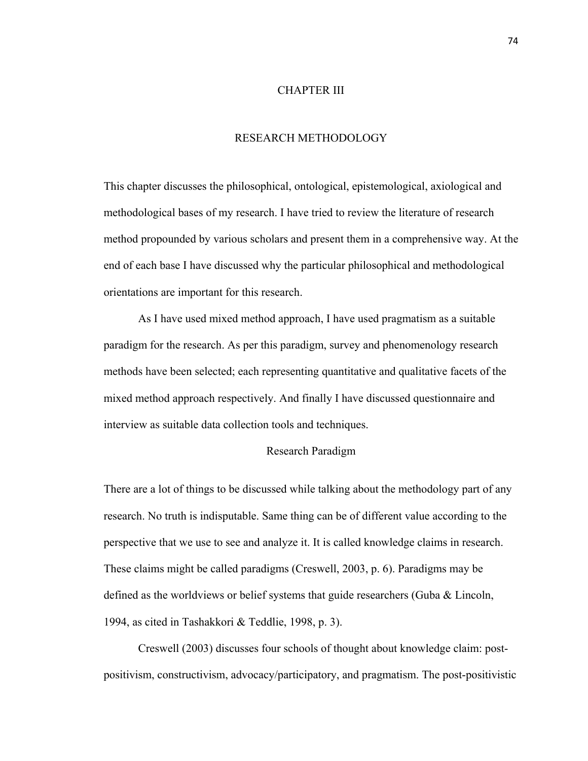# CHAPTER III

# RESEARCH METHODOLOGY

This chapter discusses the philosophical, ontological, epistemological, axiological and methodological bases of my research. I have tried to review the literature of research method propounded by various scholars and present them in a comprehensive way. At the end of each base I have discussed why the particular philosophical and methodological orientations are important for this research.

As I have used mixed method approach, I have used pragmatism as a suitable paradigm for the research. As per this paradigm, survey and phenomenology research methods have been selected; each representing quantitative and qualitative facets of the mixed method approach respectively. And finally I have discussed questionnaire and interview as suitable data collection tools and techniques.

## Research Paradigm

There are a lot of things to be discussed while talking about the methodology part of any research. No truth is indisputable. Same thing can be of different value according to the perspective that we use to see and analyze it. It is called knowledge claims in research. These claims might be called paradigms (Creswell, 2003, p. 6). Paradigms may be defined as the worldviews or belief systems that guide researchers (Guba & Lincoln, 1994, as cited in Tashakkori & Teddlie, 1998, p. 3).

Creswell (2003) discusses four schools of thought about knowledge claim: post-positivism, constructivism, advocacy/participatory, and pragmatism. The post-positivistic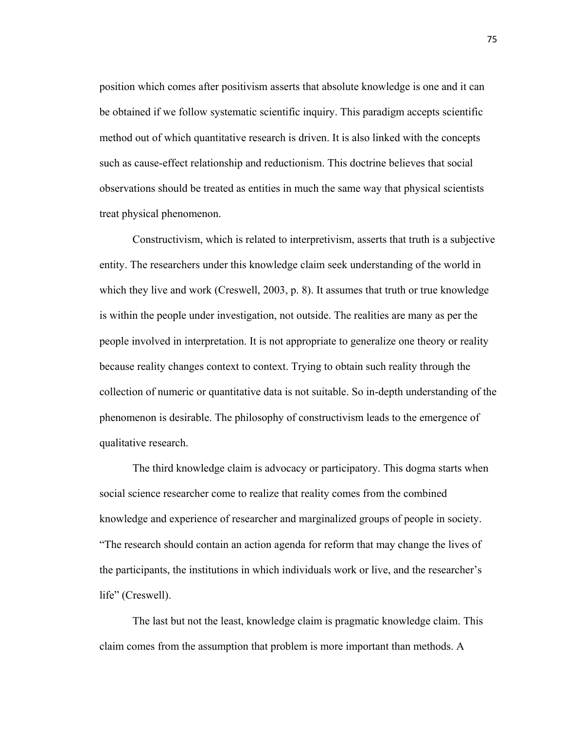position which comes after positivism asserts that absolute knowledge is one and it can be obtained if we follow systematic scientific inquiry. This paradigm accepts scientific method out of which quantitative research is driven. It is also linked with the concepts such as cause-effect relationship and reductionism. This doctrine believes that social observations should be treated as entities in much the same way that physical scientists treat physical phenomenon.

Constructivism, which is related to interpretivism, asserts that truth is a subjective entity. The researchers under this knowledge claim seek understanding of the world in which they live and work (Creswell, 2003, p. 8). It assumes that truth or true knowledge is within the people under investigation, not outside. The realities are many as per the people involved in interpretation. It is not appropriate to generalize one theory or reality because reality changes context to context. Trying to obtain such reality through the collection of numeric or quantitative data is not suitable. So in-depth understanding of the phenomenon is desirable. The philosophy of constructivism leads to the emergence of qualitative research.

The third knowledge claim is advocacy or participatory. This dogma starts when social science researcher come to realize that reality comes from the combined knowledge and experience of researcher and marginalized groups of people in society. "The research should contain an action agenda for reform that may change the lives of the participants, the institutions in which individuals work or live, and the researcher's life" (Creswell).

The last but not the least, knowledge claim is pragmatic knowledge claim. This claim comes from the assumption that problem is more important than methods. A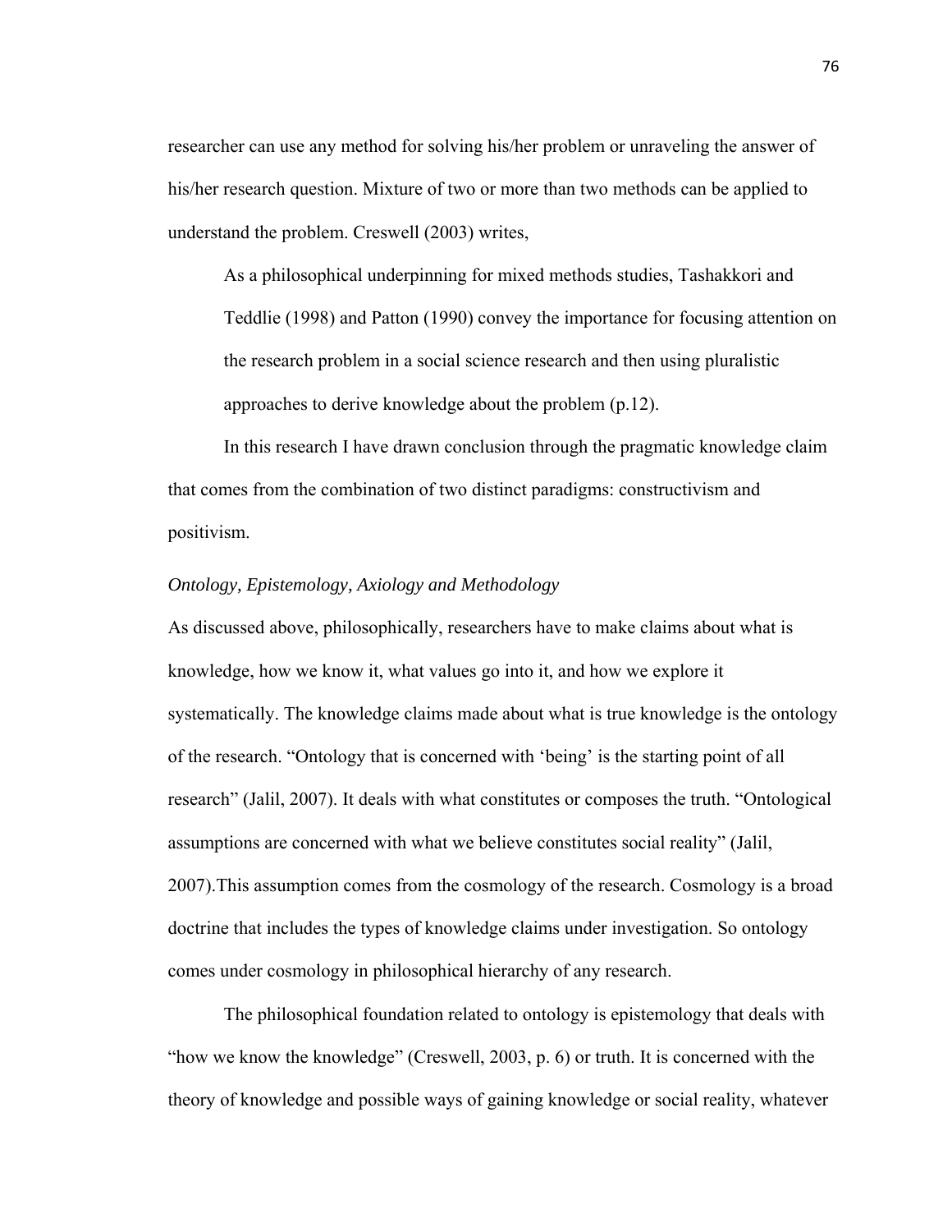researcher can use any method for solving his/her problem or unraveling the answer of his/her research question. Mixture of two or more than two methods can be applied to understand the problem. Creswell (2003) writes,

> As a philosophical underpinning for mixed methods studies, Tashakkori and Teddlie (1998) and Patton (1990) convey the importance for focusing attention on the research problem in a social science research and then using pluralistic approaches to derive knowledge about the problem (p.12).

In this research I have drawn conclusion through the pragmatic knowledge claim that comes from the combination of two distinct paradigms: constructivism and positivism.

### *Ontology, Epistemology, Axiology and Methodology*

As discussed above, philosophically, researchers have to make claims about what is knowledge, how we know it, what values go into it, and how we explore it systematically. The knowledge claims made about what is true knowledge is the ontology of the research. "Ontology that is concerned with 'being' is the starting point of all research" (Jalil, 2007). It deals with what constitutes or composes the truth. "Ontological assumptions are concerned with what we believe constitutes social reality" (Jalil, 2007).This assumption comes from the cosmology of the research. Cosmology is a broad doctrine that includes the types of knowledge claims under investigation. So ontology comes under cosmology in philosophical hierarchy of any research.

The philosophical foundation related to ontology is epistemology that deals with "how we know the knowledge" (Creswell, 2003, p. 6) or truth. It is concerned with the theory of knowledge and possible ways of gaining knowledge or social reality, whatever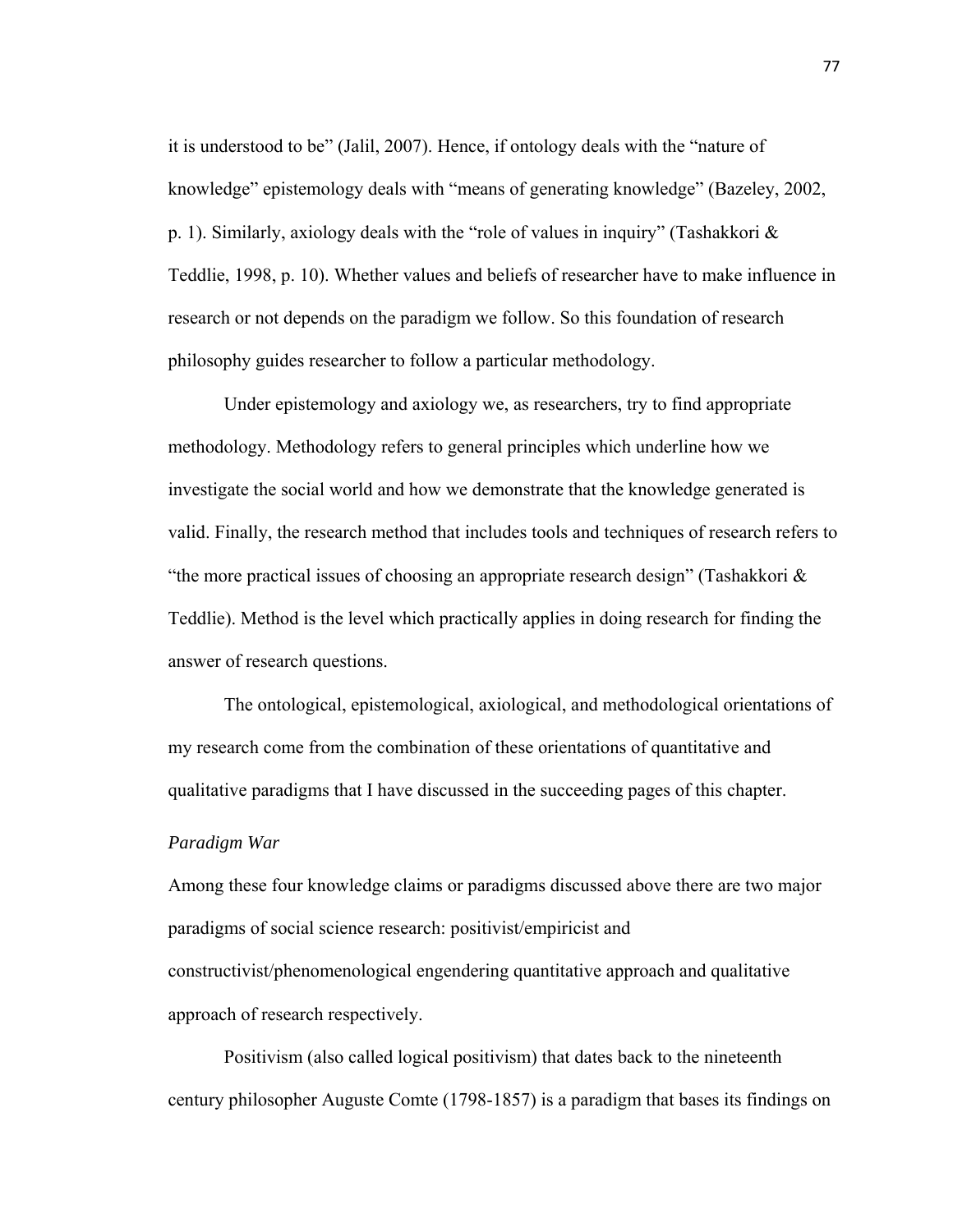it is understood to be" (Jalil, 2007). Hence, if ontology deals with the "nature of knowledge" epistemology deals with "means of generating knowledge" (Bazeley, 2002, p. 1). Similarly, axiology deals with the "role of values in inquiry" (Tashakkori & Teddlie, 1998, p. 10). Whether values and beliefs of researcher have to make influence in research or not depends on the paradigm we follow. So this foundation of research philosophy guides researcher to follow a particular methodology.

Under epistemology and axiology we, as researchers, try to find appropriate methodology. Methodology refers to general principles which underline how we investigate the social world and how we demonstrate that the knowledge generated is valid. Finally, the research method that includes tools and techniques of research refers to "the more practical issues of choosing an appropriate research design" (Tashakkori & Teddlie). Method is the level which practically applies in doing research for finding the answer of research questions.

The ontological, epistemological, axiological, and methodological orientations of my research come from the combination of these orientations of quantitative and qualitative paradigms that I have discussed in the succeeding pages of this chapter.

*Paradigm War*

Among these four knowledge claims or paradigms discussed above there are two major paradigms of social science research: positivist/empiricist and constructivist/phenomenological engendering quantitative approach and qualitative approach of research respectively.

Positivism (also called logical positivism) that dates back to the nineteenth century philosopher Auguste Comte (1798-1857) is a paradigm that bases its findings on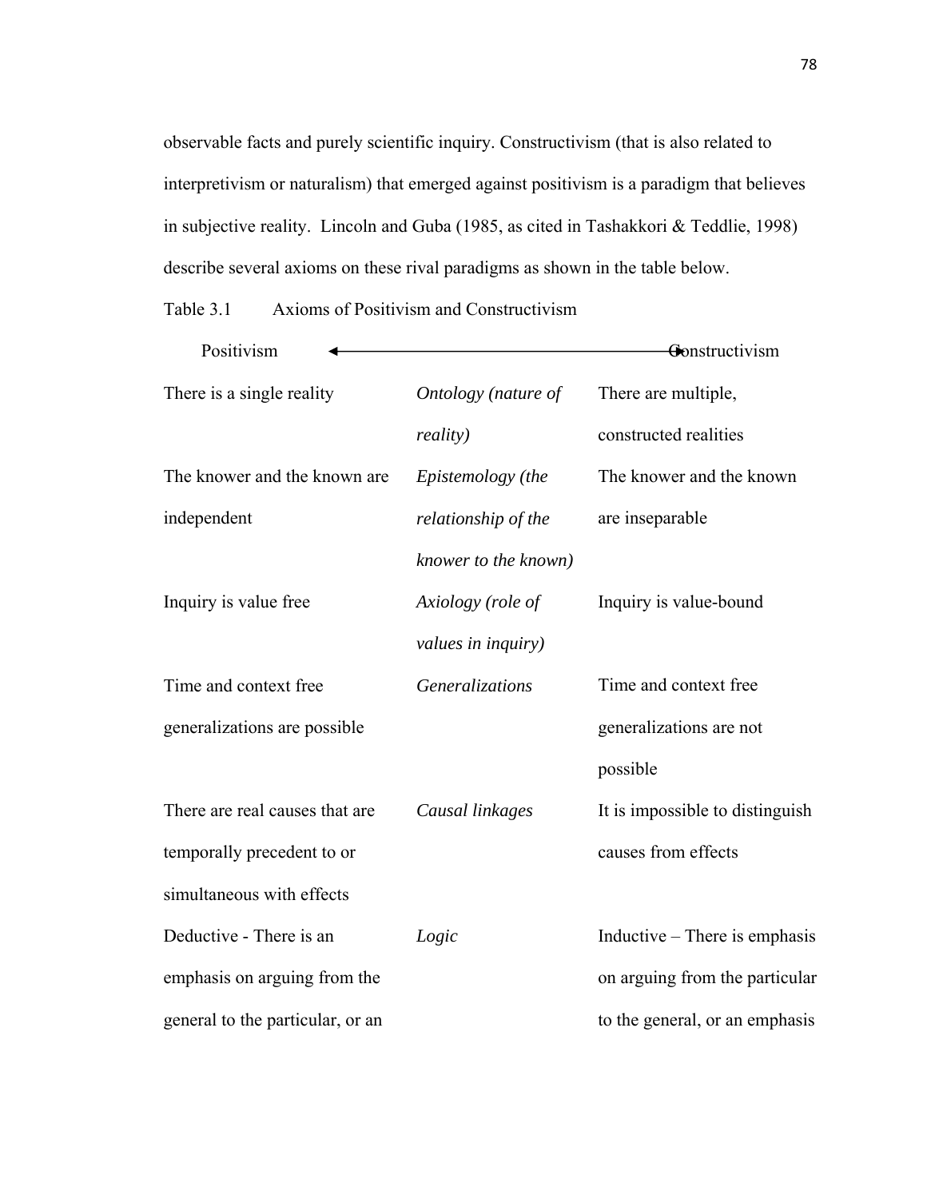observable facts and purely scientific inquiry. Constructivism (that is also related to interpretivism or naturalism) that emerged against positivism is a paradigm that believes in subjective reality. Lincoln and Guba (1985, as cited in Tashakkori & Teddlie, 1998) describe several axioms on these rival paradigms as shown in the table below.

Table 3.1 Axioms of Positivism and Constructivism

| Positivism ← | | → Constructivism |
|---|---|---|
| There is a single reality | *Ontology (nature of reality)* | There are multiple, constructed realities |
| The knower and the known are independent | *Epistemology (the relationship of the knower to the known)* | The knower and the known are inseparable |
| Inquiry is value free | *Axiology (role of values in inquiry)* | Inquiry is value-bound |
| Time and context free generalizations are possible | *Generalizations* | Time and context free generalizations are not possible |
| There are real causes that are temporally precedent to or simultaneous with effects | *Causal linkages* | It is impossible to distinguish causes from effects |
| Deductive - There is an emphasis on arguing from the general to the particular, or an | *Logic* | Inductive – There is emphasis on arguing from the particular to the general, or an emphasis |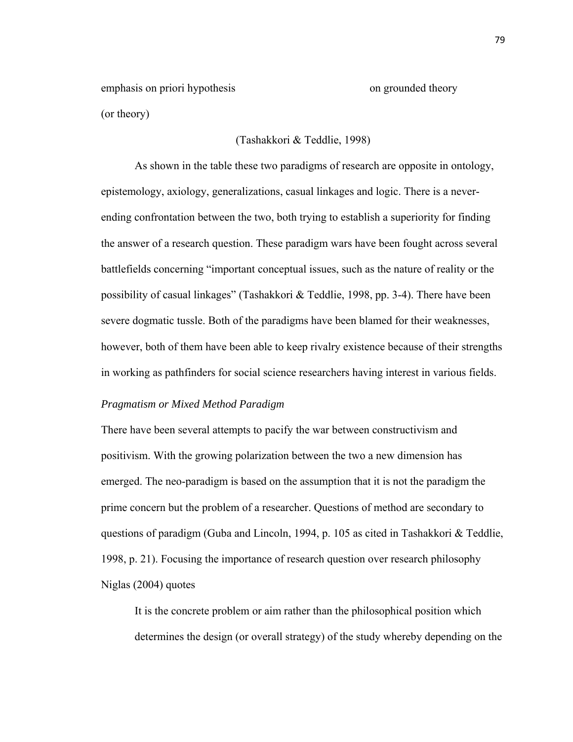| emphasis on priori hypothesis (or theory) | on grounded theory |
|---|---|

(Tashakkori & Teddlie, 1998)

As shown in the table these two paradigms of research are opposite in ontology, epistemology, axiology, generalizations, casual linkages and logic. There is a never-ending confrontation between the two, both trying to establish a superiority for finding the answer of a research question. These paradigm wars have been fought across several battlefields concerning "important conceptual issues, such as the nature of reality or the possibility of casual linkages" (Tashakkori & Teddlie, 1998, pp. 3-4). There have been severe dogmatic tussle. Both of the paradigms have been blamed for their weaknesses, however, both of them have been able to keep rivalry existence because of their strengths in working as pathfinders for social science researchers having interest in various fields.

*Pragmatism or Mixed Method Paradigm*

There have been several attempts to pacify the war between constructivism and positivism. With the growing polarization between the two a new dimension has emerged. The neo-paradigm is based on the assumption that it is not the paradigm the prime concern but the problem of a researcher. Questions of method are secondary to questions of paradigm (Guba and Lincoln, 1994, p. 105 as cited in Tashakkori & Teddlie, 1998, p. 21). Focusing the importance of research question over research philosophy Niglas (2004) quotes

> It is the concrete problem or aim rather than the philosophical position which determines the design (or overall strategy) of the study whereby depending on the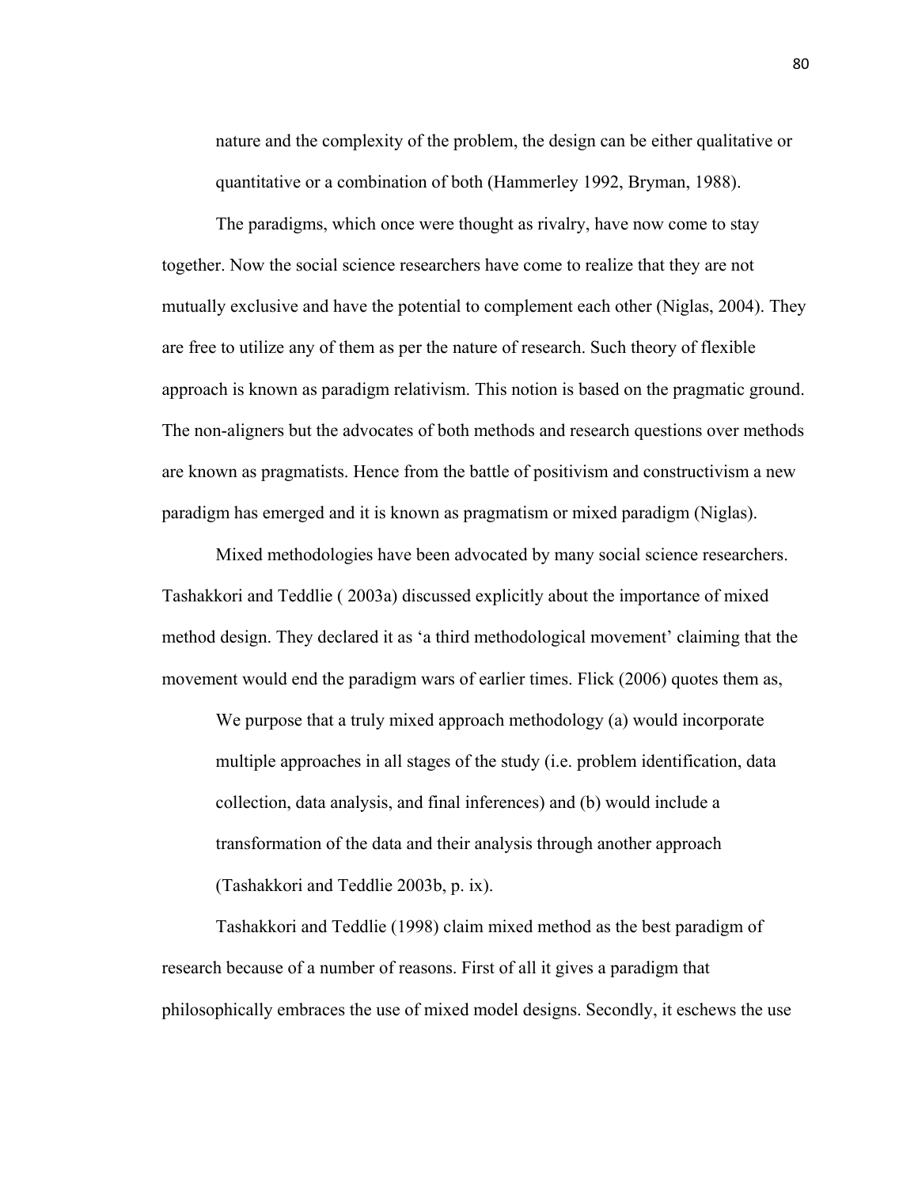nature and the complexity of the problem, the design can be either qualitative or quantitative or a combination of both (Hammerley 1992, Bryman, 1988).

The paradigms, which once were thought as rivalry, have now come to stay together. Now the social science researchers have come to realize that they are not mutually exclusive and have the potential to complement each other (Niglas, 2004). They are free to utilize any of them as per the nature of research. Such theory of flexible approach is known as paradigm relativism. This notion is based on the pragmatic ground. The non-aligners but the advocates of both methods and research questions over methods are known as pragmatists. Hence from the battle of positivism and constructivism a new paradigm has emerged and it is known as pragmatism or mixed paradigm (Niglas).

Mixed methodologies have been advocated by many social science researchers. Tashakkori and Teddlie ( 2003a) discussed explicitly about the importance of mixed method design. They declared it as 'a third methodological movement' claiming that the movement would end the paradigm wars of earlier times. Flick (2006) quotes them as,

> We purpose that a truly mixed approach methodology (a) would incorporate multiple approaches in all stages of the study (i.e. problem identification, data collection, data analysis, and final inferences) and (b) would include a transformation of the data and their analysis through another approach (Tashakkori and Teddlie 2003b, p. ix).

Tashakkori and Teddlie (1998) claim mixed method as the best paradigm of research because of a number of reasons. First of all it gives a paradigm that philosophically embraces the use of mixed model designs. Secondly, it eschews the use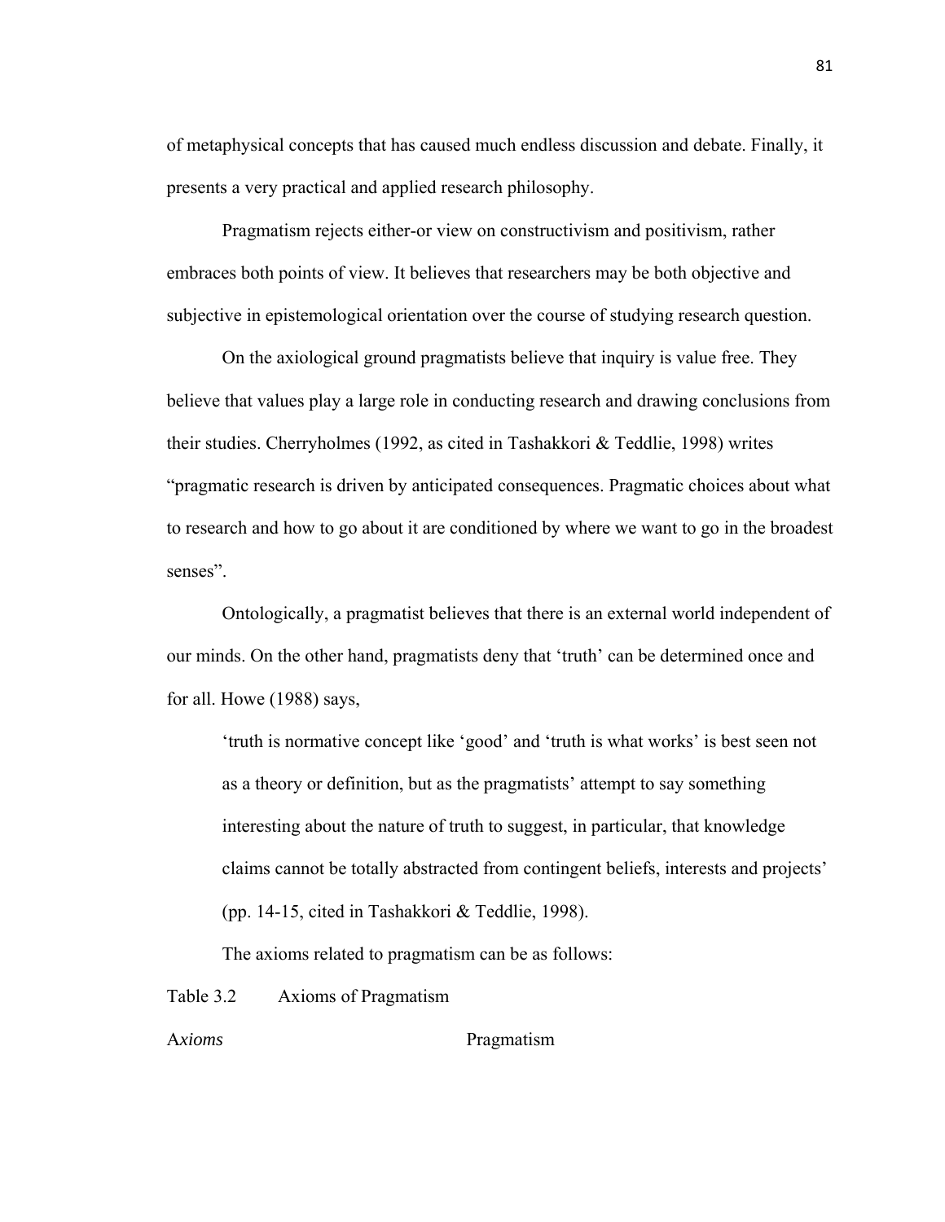of metaphysical concepts that has caused much endless discussion and debate. Finally, it presents a very practical and applied research philosophy.

Pragmatism rejects either-or view on constructivism and positivism, rather embraces both points of view. It believes that researchers may be both objective and subjective in epistemological orientation over the course of studying research question.

On the axiological ground pragmatists believe that inquiry is value free. They believe that values play a large role in conducting research and drawing conclusions from their studies. Cherryholmes (1992, as cited in Tashakkori & Teddlie, 1998) writes "pragmatic research is driven by anticipated consequences. Pragmatic choices about what to research and how to go about it are conditioned by where we want to go in the broadest senses".

Ontologically, a pragmatist believes that there is an external world independent of our minds. On the other hand, pragmatists deny that 'truth' can be determined once and for all. Howe (1988) says,

> 'truth is normative concept like 'good' and 'truth is what works' is best seen not as a theory or definition, but as the pragmatists' attempt to say something interesting about the nature of truth to suggest, in particular, that knowledge claims cannot be totally abstracted from contingent beliefs, interests and projects' (pp. 14-15, cited in Tashakkori & Teddlie, 1998).

The axioms related to pragmatism can be as follows:

Table 3.2 Axioms of Pragmatism

| A*xioms* | Pragmatism |
|---|---|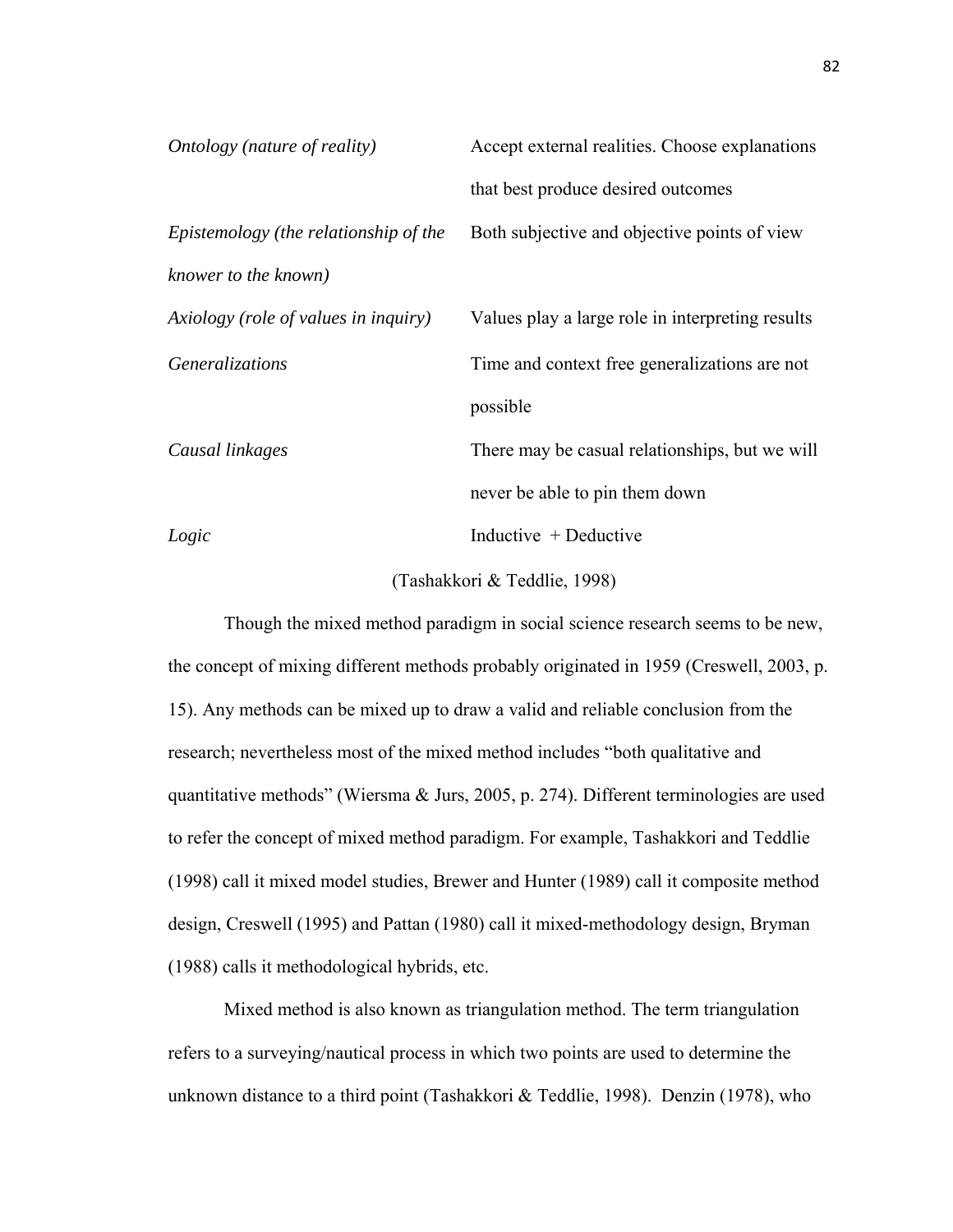| | |
|---|---|
| *Ontology (nature of reality)* | Accept external realities. Choose explanations that best produce desired outcomes |
| *Epistemology (the relationship of the knower to the known)* | Both subjective and objective points of view |
| *Axiology (role of values in inquiry)* | Values play a large role in interpreting results |
| *Generalizations* | Time and context free generalizations are not possible |
| *Causal linkages* | There may be casual relationships, but we will never be able to pin them down |
| *Logic* | Inductive + Deductive |

(Tashakkori & Teddlie, 1998)

Though the mixed method paradigm in social science research seems to be new, the concept of mixing different methods probably originated in 1959 (Creswell, 2003, p. 15). Any methods can be mixed up to draw a valid and reliable conclusion from the research; nevertheless most of the mixed method includes "both qualitative and quantitative methods" (Wiersma & Jurs, 2005, p. 274). Different terminologies are used to refer the concept of mixed method paradigm. For example, Tashakkori and Teddlie (1998) call it mixed model studies, Brewer and Hunter (1989) call it composite method design, Creswell (1995) and Pattan (1980) call it mixed-methodology design, Bryman (1988) calls it methodological hybrids, etc.

Mixed method is also known as triangulation method. The term triangulation refers to a surveying/nautical process in which two points are used to determine the unknown distance to a third point (Tashakkori & Teddlie, 1998). Denzin (1978), who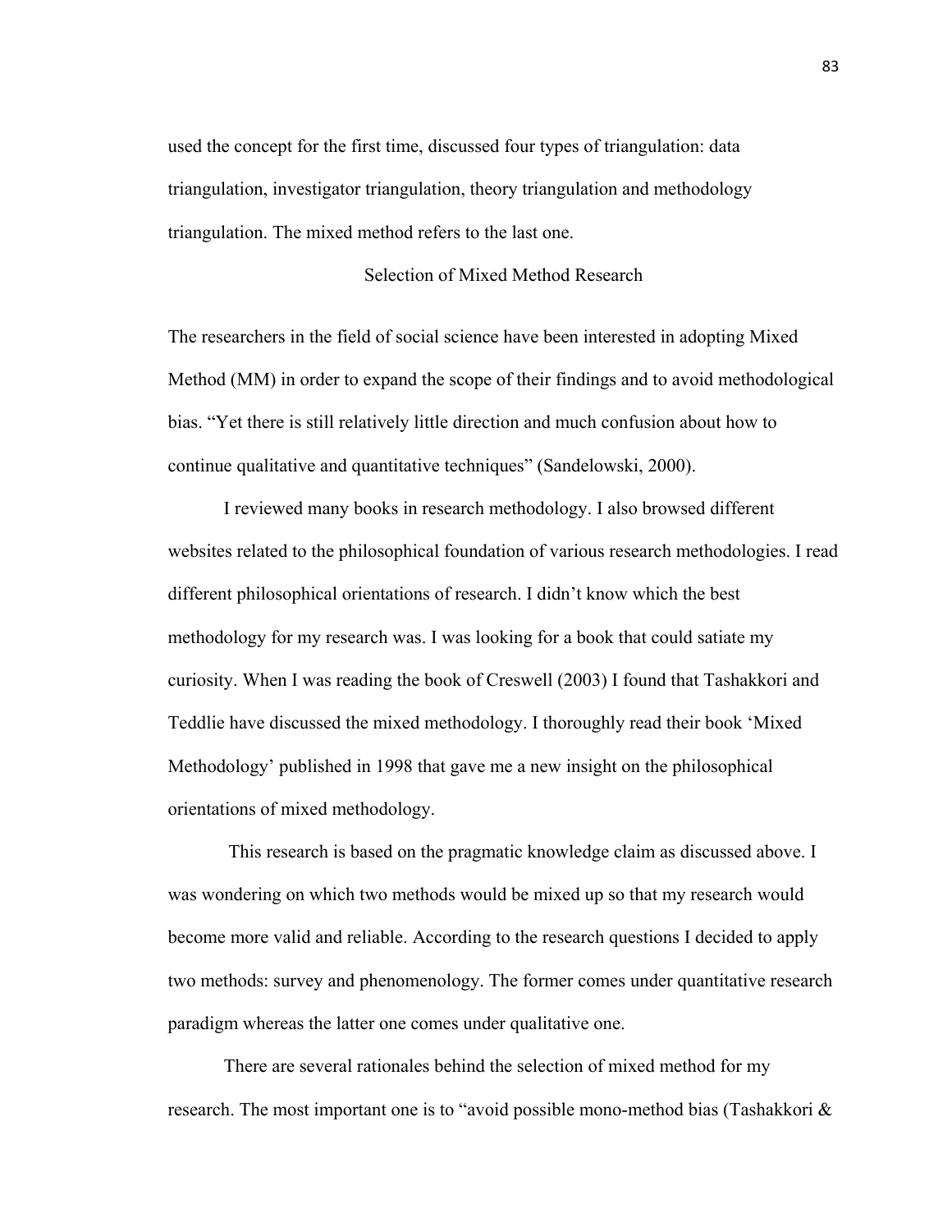used the concept for the first time, discussed four types of triangulation: data triangulation, investigator triangulation, theory triangulation and methodology triangulation. The mixed method refers to the last one.

## Selection of Mixed Method Research

The researchers in the field of social science have been interested in adopting Mixed Method (MM) in order to expand the scope of their findings and to avoid methodological bias. "Yet there is still relatively little direction and much confusion about how to continue qualitative and quantitative techniques" (Sandelowski, 2000).

I reviewed many books in research methodology. I also browsed different websites related to the philosophical foundation of various research methodologies. I read different philosophical orientations of research. I didn't know which the best methodology for my research was. I was looking for a book that could satiate my curiosity. When I was reading the book of Creswell (2003) I found that Tashakkori and Teddlie have discussed the mixed methodology. I thoroughly read their book 'Mixed Methodology' published in 1998 that gave me a new insight on the philosophical orientations of mixed methodology.

This research is based on the pragmatic knowledge claim as discussed above. I was wondering on which two methods would be mixed up so that my research would become more valid and reliable. According to the research questions I decided to apply two methods: survey and phenomenology. The former comes under quantitative research paradigm whereas the latter one comes under qualitative one.

There are several rationales behind the selection of mixed method for my research. The most important one is to "avoid possible mono-method bias (Tashakkori &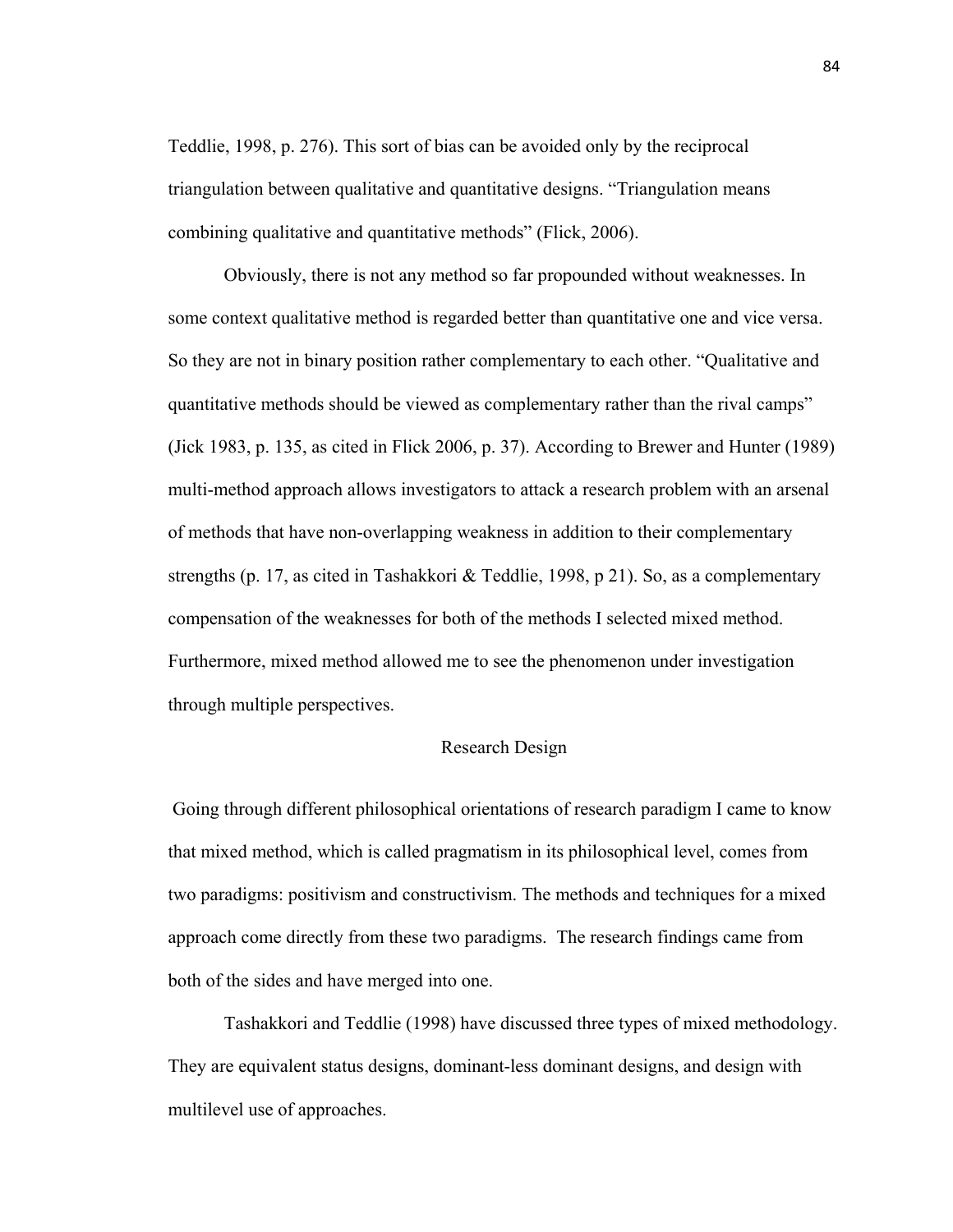Teddlie, 1998, p. 276). This sort of bias can be avoided only by the reciprocal triangulation between qualitative and quantitative designs. "Triangulation means combining qualitative and quantitative methods" (Flick, 2006).

Obviously, there is not any method so far propounded without weaknesses. In some context qualitative method is regarded better than quantitative one and vice versa. So they are not in binary position rather complementary to each other. "Qualitative and quantitative methods should be viewed as complementary rather than the rival camps" (Jick 1983, p. 135, as cited in Flick 2006, p. 37). According to Brewer and Hunter (1989) multi-method approach allows investigators to attack a research problem with an arsenal of methods that have non-overlapping weakness in addition to their complementary strengths (p. 17, as cited in Tashakkori & Teddlie, 1998, p 21). So, as a complementary compensation of the weaknesses for both of the methods I selected mixed method. Furthermore, mixed method allowed me to see the phenomenon under investigation through multiple perspectives.

## Research Design

Going through different philosophical orientations of research paradigm I came to know that mixed method, which is called pragmatism in its philosophical level, comes from two paradigms: positivism and constructivism. The methods and techniques for a mixed approach come directly from these two paradigms. The research findings came from both of the sides and have merged into one.

Tashakkori and Teddlie (1998) have discussed three types of mixed methodology. They are equivalent status designs, dominant-less dominant designs, and design with multilevel use of approaches.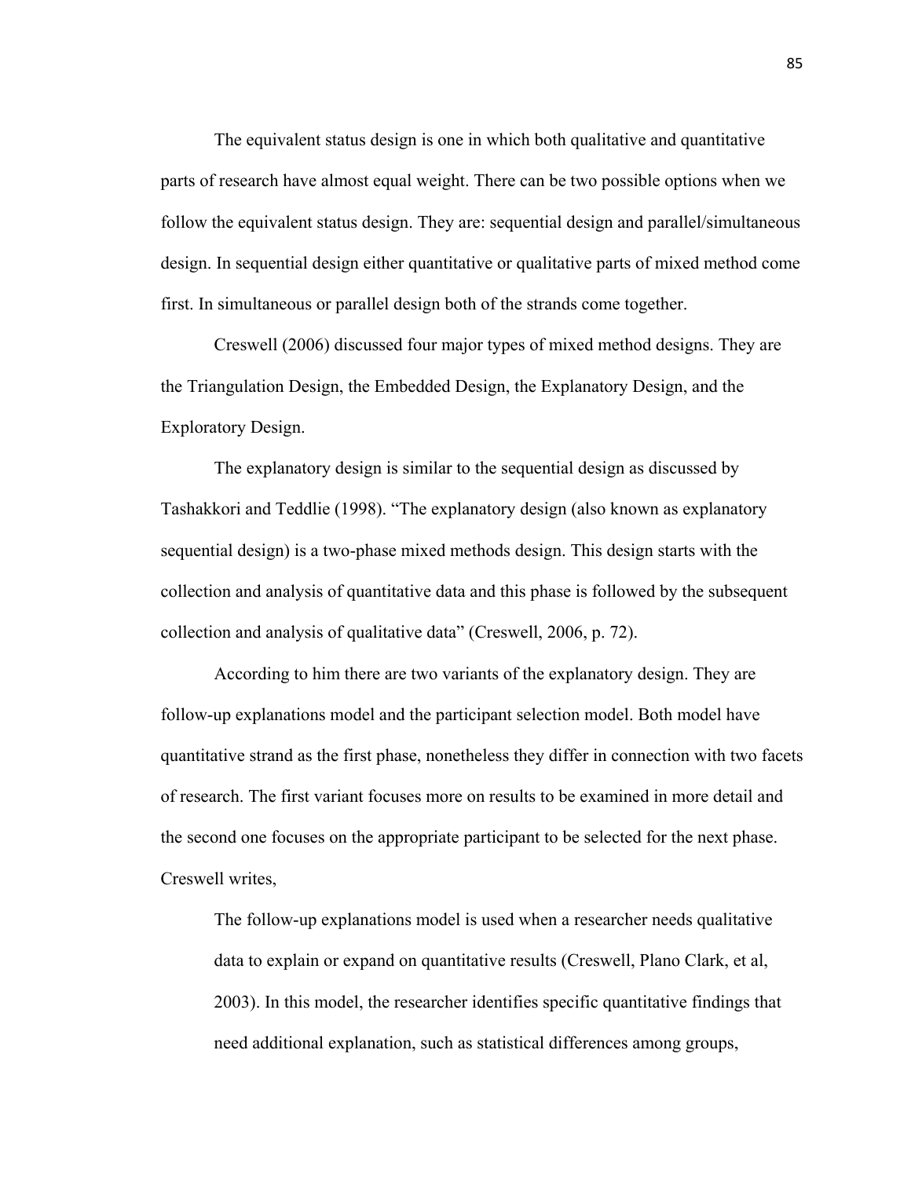The equivalent status design is one in which both qualitative and quantitative parts of research have almost equal weight. There can be two possible options when we follow the equivalent status design. They are: sequential design and parallel/simultaneous design. In sequential design either quantitative or qualitative parts of mixed method come first. In simultaneous or parallel design both of the strands come together.

Creswell (2006) discussed four major types of mixed method designs. They are the Triangulation Design, the Embedded Design, the Explanatory Design, and the Exploratory Design.

The explanatory design is similar to the sequential design as discussed by Tashakkori and Teddlie (1998). "The explanatory design (also known as explanatory sequential design) is a two-phase mixed methods design. This design starts with the collection and analysis of quantitative data and this phase is followed by the subsequent collection and analysis of qualitative data" (Creswell, 2006, p. 72).

According to him there are two variants of the explanatory design. They are follow-up explanations model and the participant selection model. Both model have quantitative strand as the first phase, nonetheless they differ in connection with two facets of research. The first variant focuses more on results to be examined in more detail and the second one focuses on the appropriate participant to be selected for the next phase. Creswell writes,

> The follow-up explanations model is used when a researcher needs qualitative data to explain or expand on quantitative results (Creswell, Plano Clark, et al, 2003). In this model, the researcher identifies specific quantitative findings that need additional explanation, such as statistical differences among groups,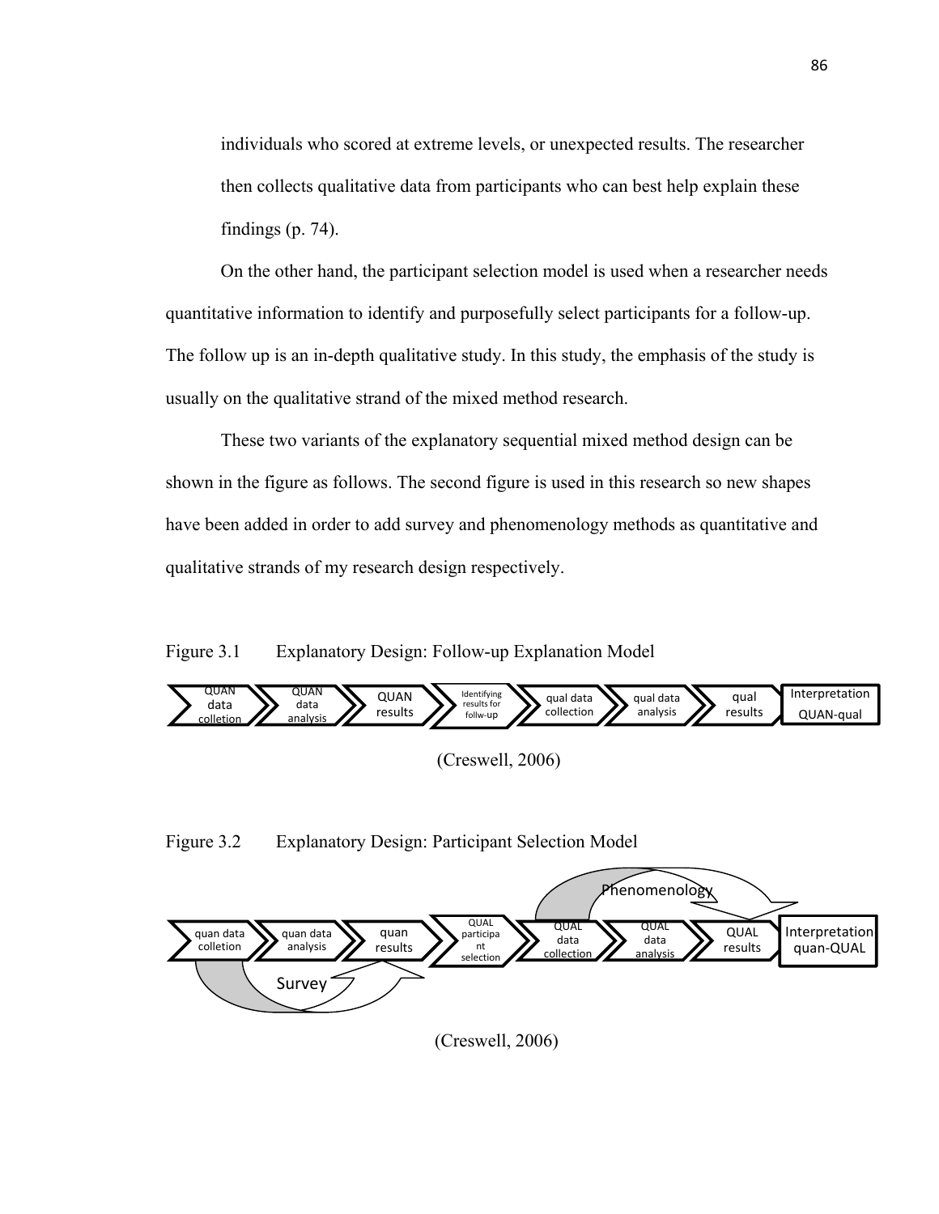individuals who scored at extreme levels, or unexpected results. The researcher then collects qualitative data from participants who can best help explain these findings (p. 74).

On the other hand, the participant selection model is used when a researcher needs quantitative information to identify and purposefully select participants for a follow-up. The follow up is an in-depth qualitative study. In this study, the emphasis of the study is usually on the qualitative strand of the mixed method research.

These two variants of the explanatory sequential mixed method design can be shown in the figure as follows. The second figure is used in this research so new shapes have been added in order to add survey and phenomenology methods as quantitative and qualitative strands of my research design respectively.

Figure 3.1 Explanatory Design: Follow-up Explanation Model

QUAN data colletion → QUAN data analysis → QUAN results → Identifying results for follw-up → qual data collection → qual data analysis → qual results → Interpretation QUAN-qual

(Creswell, 2006)

Figure 3.2 Explanatory Design: Participant Selection Model

quan data colletion → quan data analysis → quan results → QUAL participa nt selection → QUAL data collection → QUAL data analysis → QUAL results → Interpretation quan-QUAL

Survey

Phenomenology

(Creswell, 2006)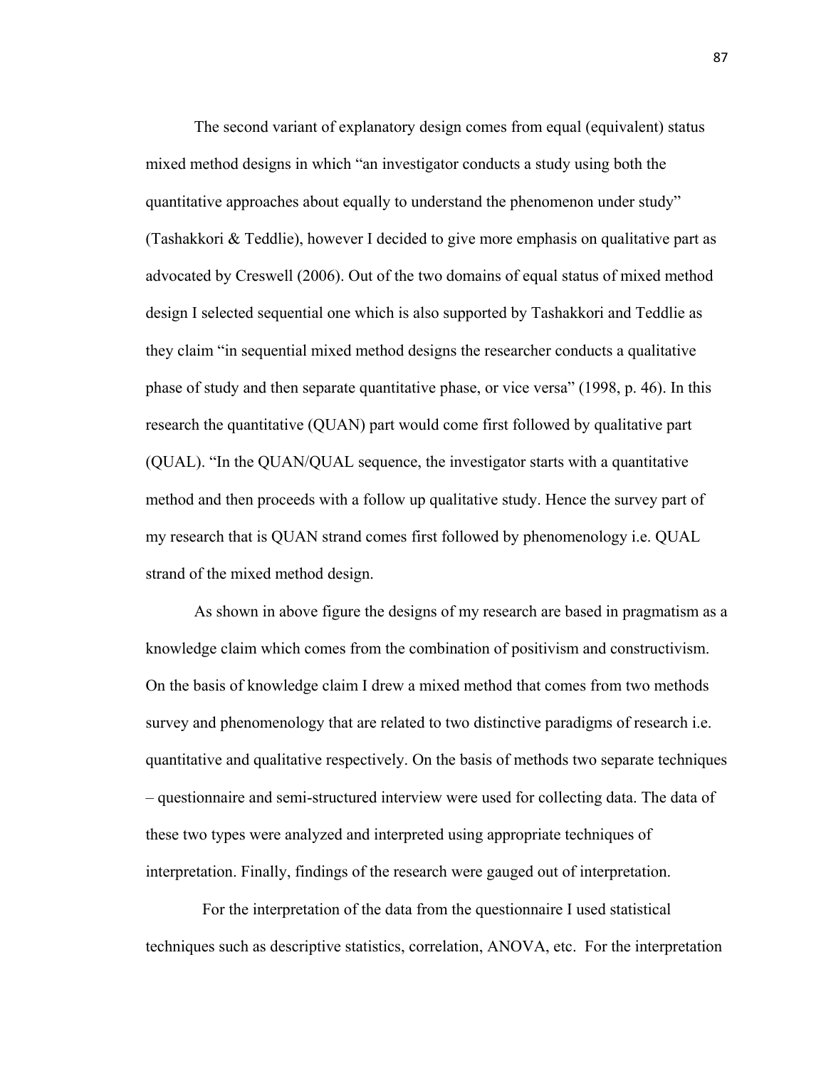The second variant of explanatory design comes from equal (equivalent) status mixed method designs in which "an investigator conducts a study using both the quantitative approaches about equally to understand the phenomenon under study" (Tashakkori & Teddlie), however I decided to give more emphasis on qualitative part as advocated by Creswell (2006). Out of the two domains of equal status of mixed method design I selected sequential one which is also supported by Tashakkori and Teddlie as they claim "in sequential mixed method designs the researcher conducts a qualitative phase of study and then separate quantitative phase, or vice versa" (1998, p. 46). In this research the quantitative (QUAN) part would come first followed by qualitative part (QUAL). "In the QUAN/QUAL sequence, the investigator starts with a quantitative method and then proceeds with a follow up qualitative study. Hence the survey part of my research that is QUAN strand comes first followed by phenomenology i.e. QUAL strand of the mixed method design.

As shown in above figure the designs of my research are based in pragmatism as a knowledge claim which comes from the combination of positivism and constructivism. On the basis of knowledge claim I drew a mixed method that comes from two methods survey and phenomenology that are related to two distinctive paradigms of research i.e. quantitative and qualitative respectively. On the basis of methods two separate techniques – questionnaire and semi-structured interview were used for collecting data. The data of these two types were analyzed and interpreted using appropriate techniques of interpretation. Finally, findings of the research were gauged out of interpretation.

For the interpretation of the data from the questionnaire I used statistical techniques such as descriptive statistics, correlation, ANOVA, etc. For the interpretation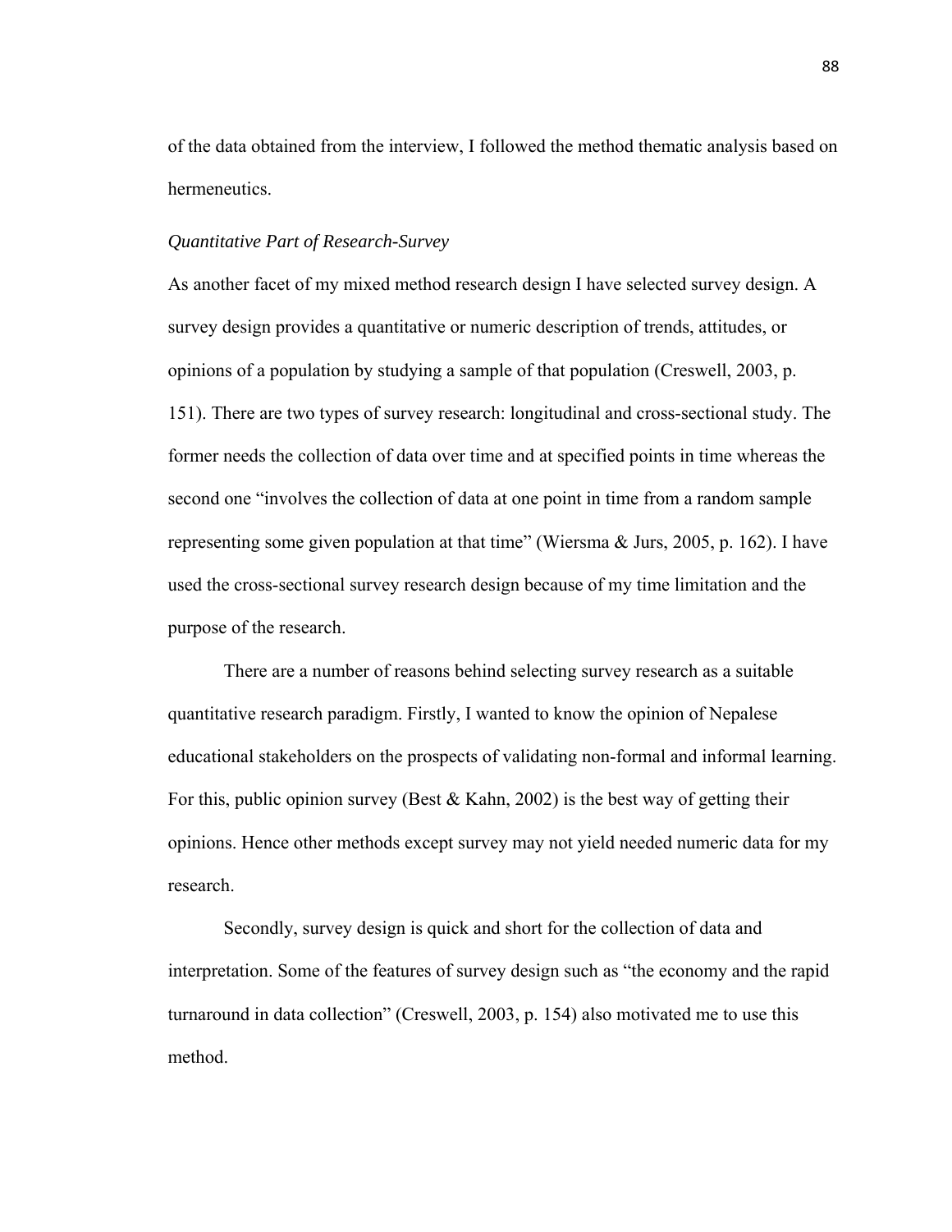of the data obtained from the interview, I followed the method thematic analysis based on hermeneutics.

*Quantitative Part of Research-Survey*

As another facet of my mixed method research design I have selected survey design. A survey design provides a quantitative or numeric description of trends, attitudes, or opinions of a population by studying a sample of that population (Creswell, 2003, p. 151). There are two types of survey research: longitudinal and cross-sectional study. The former needs the collection of data over time and at specified points in time whereas the second one "involves the collection of data at one point in time from a random sample representing some given population at that time" (Wiersma & Jurs, 2005, p. 162). I have used the cross-sectional survey research design because of my time limitation and the purpose of the research.

There are a number of reasons behind selecting survey research as a suitable quantitative research paradigm. Firstly, I wanted to know the opinion of Nepalese educational stakeholders on the prospects of validating non-formal and informal learning. For this, public opinion survey (Best & Kahn, 2002) is the best way of getting their opinions. Hence other methods except survey may not yield needed numeric data for my research.

Secondly, survey design is quick and short for the collection of data and interpretation. Some of the features of survey design such as "the economy and the rapid turnaround in data collection" (Creswell, 2003, p. 154) also motivated me to use this method.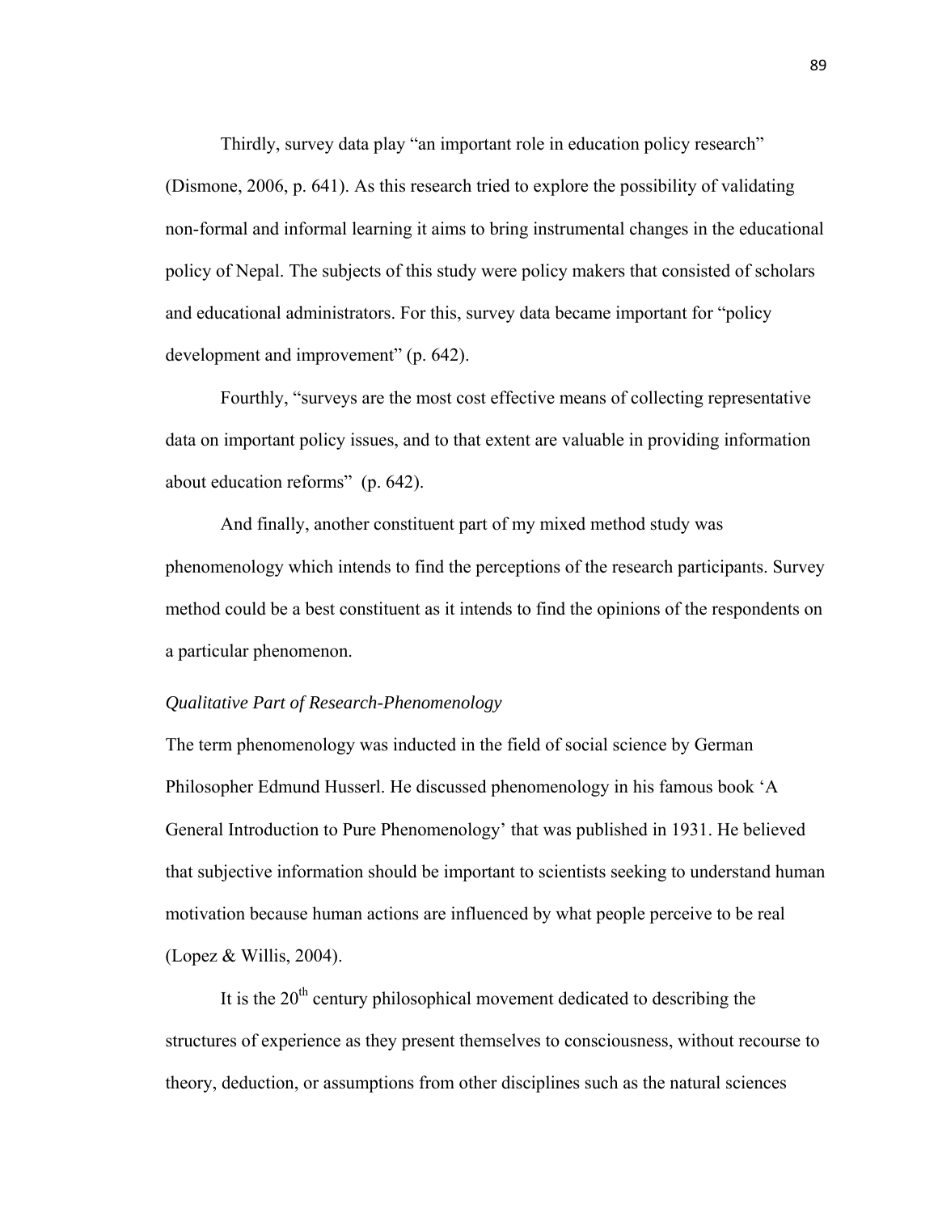Thirdly, survey data play "an important role in education policy research" (Dismone, 2006, p. 641). As this research tried to explore the possibility of validating non-formal and informal learning it aims to bring instrumental changes in the educational policy of Nepal. The subjects of this study were policy makers that consisted of scholars and educational administrators. For this, survey data became important for "policy development and improvement" (p. 642).

Fourthly, "surveys are the most cost effective means of collecting representative data on important policy issues, and to that extent are valuable in providing information about education reforms" (p. 642).

And finally, another constituent part of my mixed method study was phenomenology which intends to find the perceptions of the research participants. Survey method could be a best constituent as it intends to find the opinions of the respondents on a particular phenomenon.

### *Qualitative Part of Research-Phenomenology*

The term phenomenology was inducted in the field of social science by German Philosopher Edmund Husserl. He discussed phenomenology in his famous book 'A General Introduction to Pure Phenomenology' that was published in 1931. He believed that subjective information should be important to scientists seeking to understand human motivation because human actions are influenced by what people perceive to be real (Lopez & Willis, 2004).

It is the 20th century philosophical movement dedicated to describing the structures of experience as they present themselves to consciousness, without recourse to theory, deduction, or assumptions from other disciplines such as the natural sciences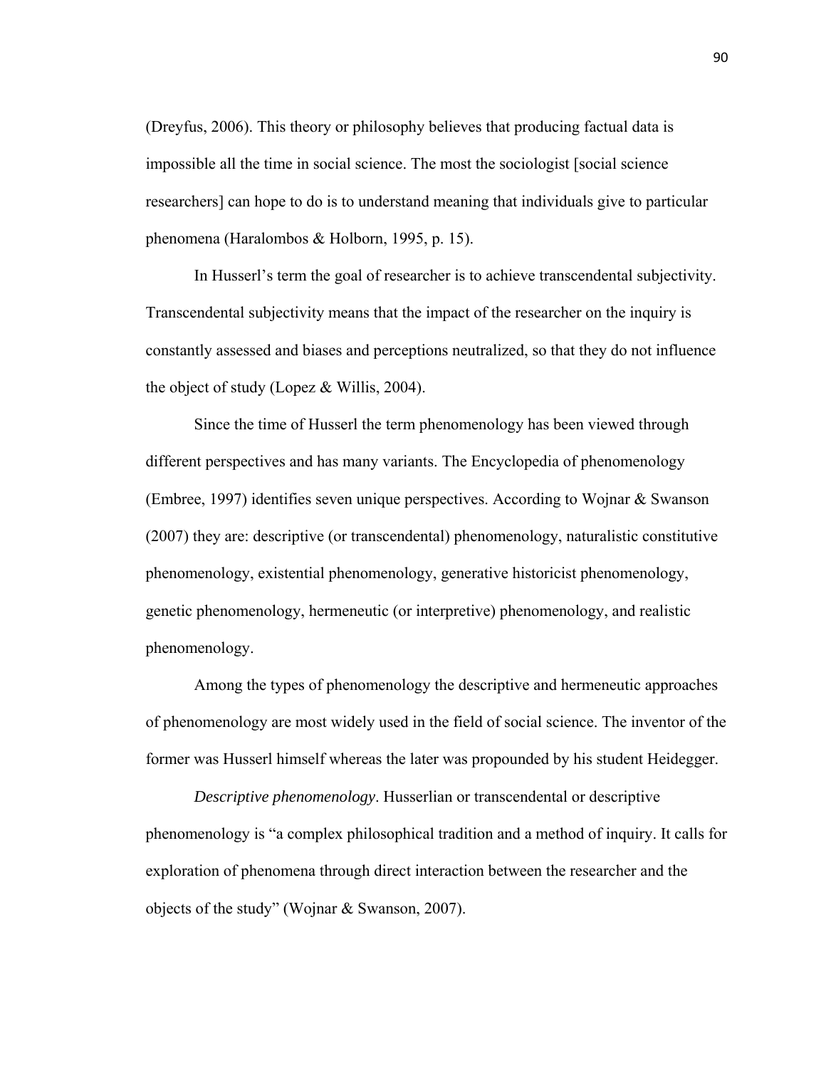(Dreyfus, 2006). This theory or philosophy believes that producing factual data is impossible all the time in social science. The most the sociologist [social science researchers] can hope to do is to understand meaning that individuals give to particular phenomena (Haralombos & Holborn, 1995, p. 15).

In Husserl's term the goal of researcher is to achieve transcendental subjectivity. Transcendental subjectivity means that the impact of the researcher on the inquiry is constantly assessed and biases and perceptions neutralized, so that they do not influence the object of study (Lopez & Willis, 2004).

Since the time of Husserl the term phenomenology has been viewed through different perspectives and has many variants. The Encyclopedia of phenomenology (Embree, 1997) identifies seven unique perspectives. According to Wojnar & Swanson (2007) they are: descriptive (or transcendental) phenomenology, naturalistic constitutive phenomenology, existential phenomenology, generative historicist phenomenology, genetic phenomenology, hermeneutic (or interpretive) phenomenology, and realistic phenomenology.

Among the types of phenomenology the descriptive and hermeneutic approaches of phenomenology are most widely used in the field of social science. The inventor of the former was Husserl himself whereas the later was propounded by his student Heidegger.

*Descriptive phenomenology*. Husserlian or transcendental or descriptive phenomenology is "a complex philosophical tradition and a method of inquiry. It calls for exploration of phenomena through direct interaction between the researcher and the objects of the study" (Wojnar & Swanson, 2007).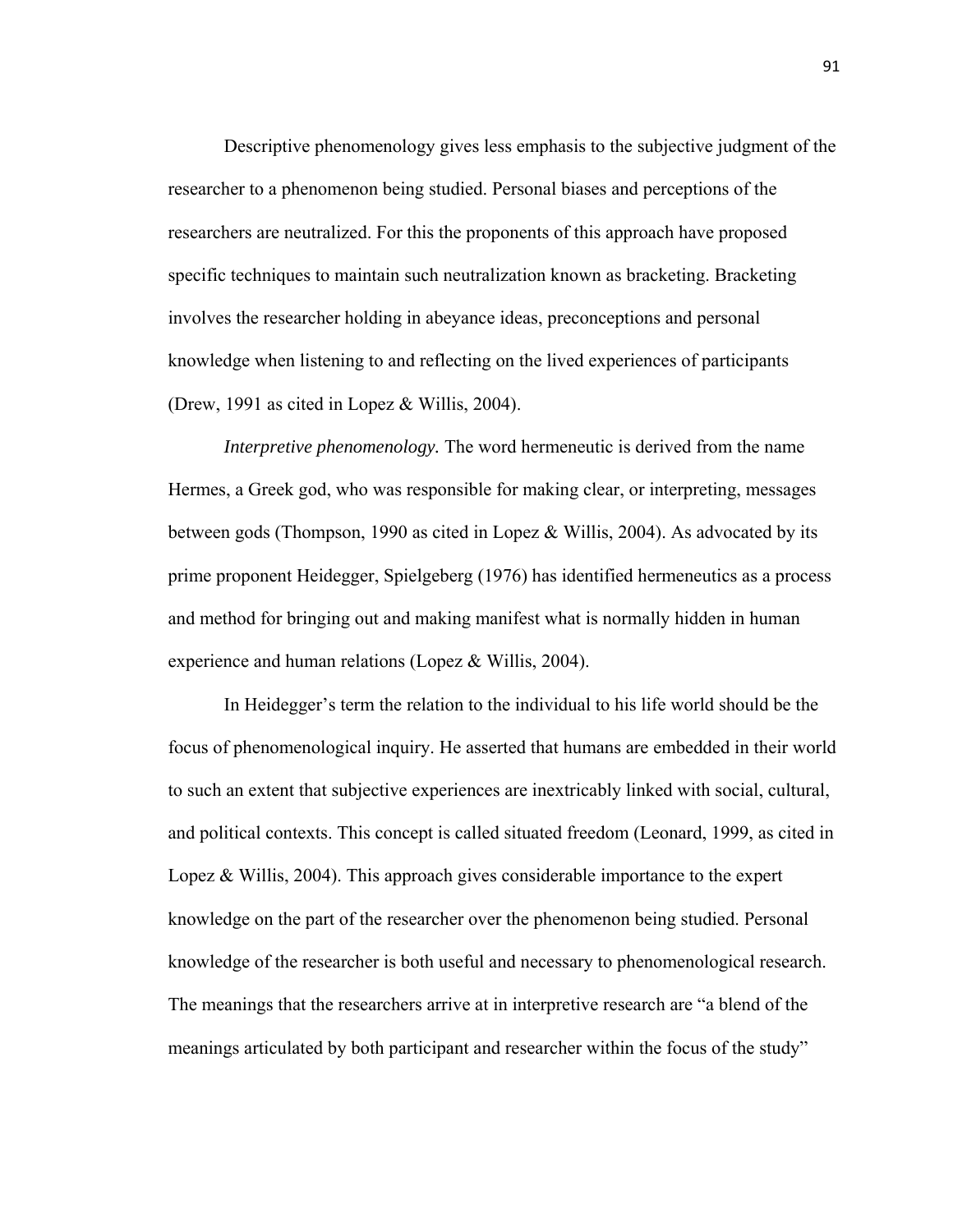Descriptive phenomenology gives less emphasis to the subjective judgment of the researcher to a phenomenon being studied. Personal biases and perceptions of the researchers are neutralized. For this the proponents of this approach have proposed specific techniques to maintain such neutralization known as bracketing. Bracketing involves the researcher holding in abeyance ideas, preconceptions and personal knowledge when listening to and reflecting on the lived experiences of participants (Drew, 1991 as cited in Lopez & Willis, 2004).

*Interpretive phenomenology.* The word hermeneutic is derived from the name Hermes, a Greek god, who was responsible for making clear, or interpreting, messages between gods (Thompson, 1990 as cited in Lopez & Willis, 2004). As advocated by its prime proponent Heidegger, Spielgeberg (1976) has identified hermeneutics as a process and method for bringing out and making manifest what is normally hidden in human experience and human relations (Lopez & Willis, 2004).

In Heidegger's term the relation to the individual to his life world should be the focus of phenomenological inquiry. He asserted that humans are embedded in their world to such an extent that subjective experiences are inextricably linked with social, cultural, and political contexts. This concept is called situated freedom (Leonard, 1999, as cited in Lopez & Willis, 2004). This approach gives considerable importance to the expert knowledge on the part of the researcher over the phenomenon being studied. Personal knowledge of the researcher is both useful and necessary to phenomenological research. The meanings that the researchers arrive at in interpretive research are "a blend of the meanings articulated by both participant and researcher within the focus of the study"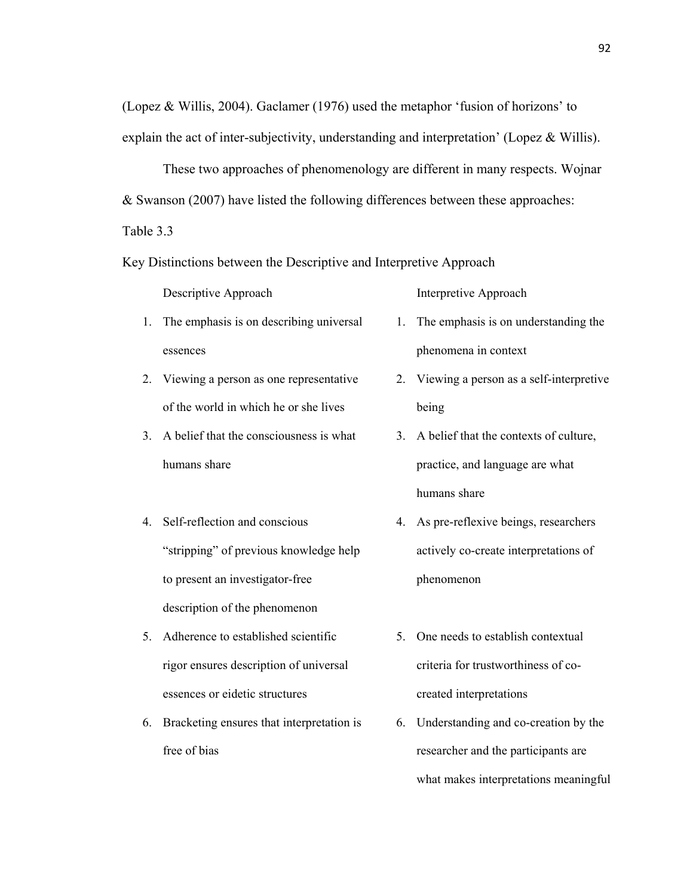(Lopez & Willis, 2004). Gaclamer (1976) used the metaphor 'fusion of horizons' to explain the act of inter-subjectivity, understanding and interpretation' (Lopez & Willis).

These two approaches of phenomenology are different in many respects. Wojnar & Swanson (2007) have listed the following differences between these approaches:

Table 3.3

Key Distinctions between the Descriptive and Interpretive Approach

| Descriptive Approach | Interpretive Approach |
|---|---|
| 1. The emphasis is on describing universal essences | 1. The emphasis is on understanding the phenomena in context |
| 2. Viewing a person as one representative of the world in which he or she lives | 2. Viewing a person as a self-interpretive being |
| 3. A belief that the consciousness is what humans share | 3. A belief that the contexts of culture, practice, and language are what humans share |
| 4. Self-reflection and conscious "stripping" of previous knowledge help to present an investigator-free description of the phenomenon | 4. As pre-reflexive beings, researchers actively co-create interpretations of phenomenon |
| 5. Adherence to established scientific rigor ensures description of universal essences or eidetic structures | 5. One needs to establish contextual criteria for trustworthiness of co-created interpretations |
| 6. Bracketing ensures that interpretation is free of bias | 6. Understanding and co-creation by the researcher and the participants are what makes interpretations meaningful |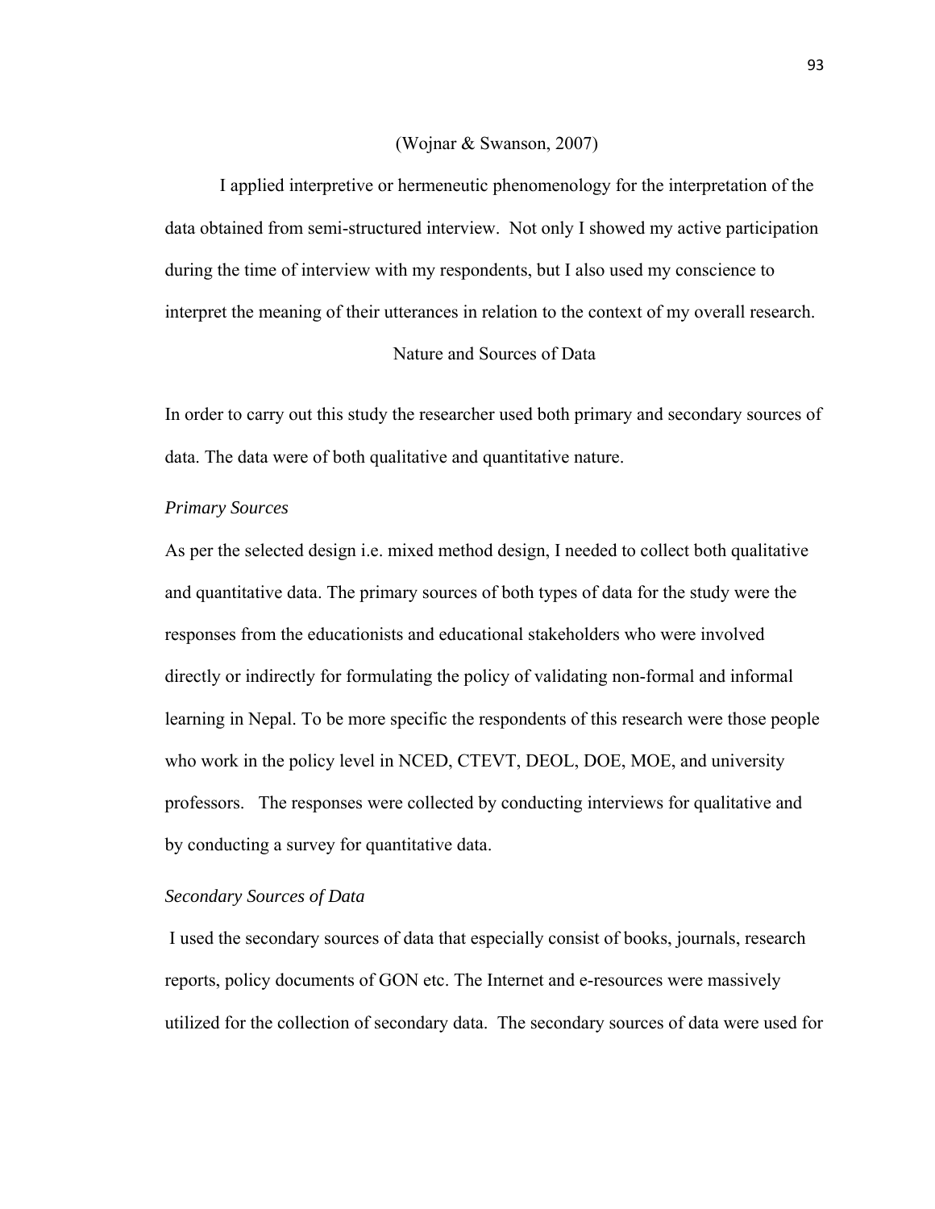(Wojnar & Swanson, 2007)

I applied interpretive or hermeneutic phenomenology for the interpretation of the data obtained from semi-structured interview. Not only I showed my active participation during the time of interview with my respondents, but I also used my conscience to interpret the meaning of their utterances in relation to the context of my overall research.

## Nature and Sources of Data

In order to carry out this study the researcher used both primary and secondary sources of data. The data were of both qualitative and quantitative nature.

### *Primary Sources*

As per the selected design i.e. mixed method design, I needed to collect both qualitative and quantitative data. The primary sources of both types of data for the study were the responses from the educationists and educational stakeholders who were involved directly or indirectly for formulating the policy of validating non-formal and informal learning in Nepal. To be more specific the respondents of this research were those people who work in the policy level in NCED, CTEVT, DEOL, DOE, MOE, and university professors. The responses were collected by conducting interviews for qualitative and by conducting a survey for quantitative data.

### *Secondary Sources of Data*

I used the secondary sources of data that especially consist of books, journals, research reports, policy documents of GON etc. The Internet and e-resources were massively utilized for the collection of secondary data. The secondary sources of data were used for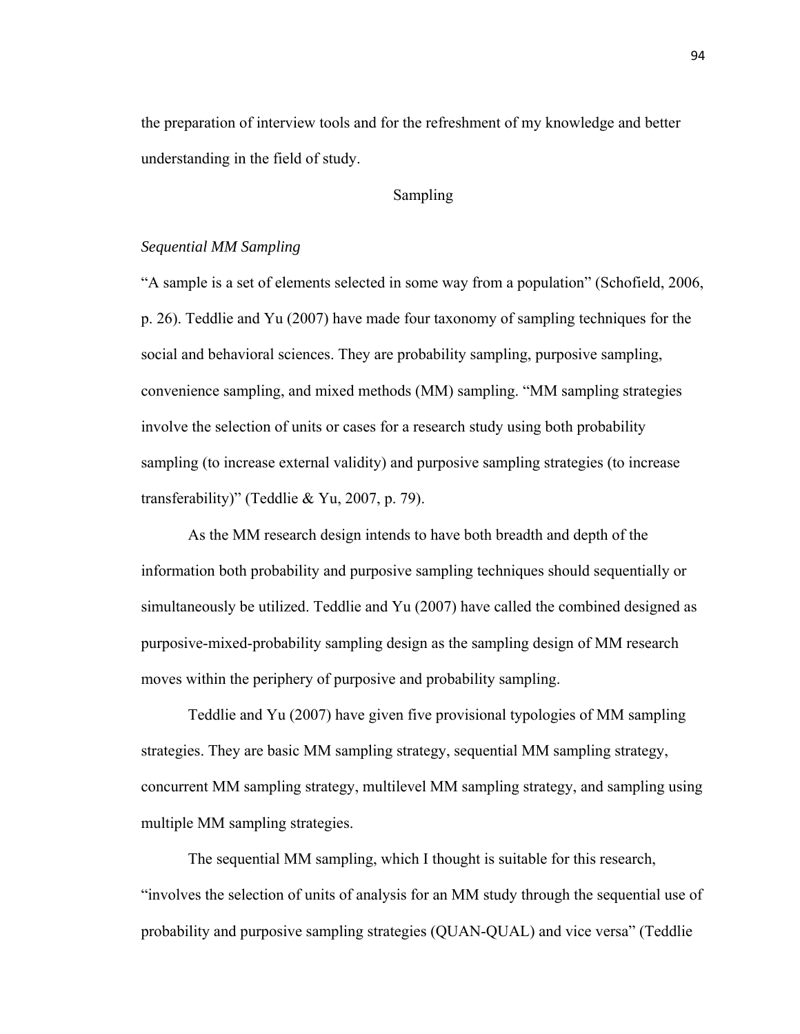the preparation of interview tools and for the refreshment of my knowledge and better understanding in the field of study.

## Sampling

### *Sequential MM Sampling*

"A sample is a set of elements selected in some way from a population" (Schofield, 2006, p. 26). Teddlie and Yu (2007) have made four taxonomy of sampling techniques for the social and behavioral sciences. They are probability sampling, purposive sampling, convenience sampling, and mixed methods (MM) sampling. "MM sampling strategies involve the selection of units or cases for a research study using both probability sampling (to increase external validity) and purposive sampling strategies (to increase transferability)" (Teddlie & Yu, 2007, p. 79).

As the MM research design intends to have both breadth and depth of the information both probability and purposive sampling techniques should sequentially or simultaneously be utilized. Teddlie and Yu (2007) have called the combined designed as purposive-mixed-probability sampling design as the sampling design of MM research moves within the periphery of purposive and probability sampling.

Teddlie and Yu (2007) have given five provisional typologies of MM sampling strategies. They are basic MM sampling strategy, sequential MM sampling strategy, concurrent MM sampling strategy, multilevel MM sampling strategy, and sampling using multiple MM sampling strategies.

The sequential MM sampling, which I thought is suitable for this research, "involves the selection of units of analysis for an MM study through the sequential use of probability and purposive sampling strategies (QUAN-QUAL) and vice versa" (Teddlie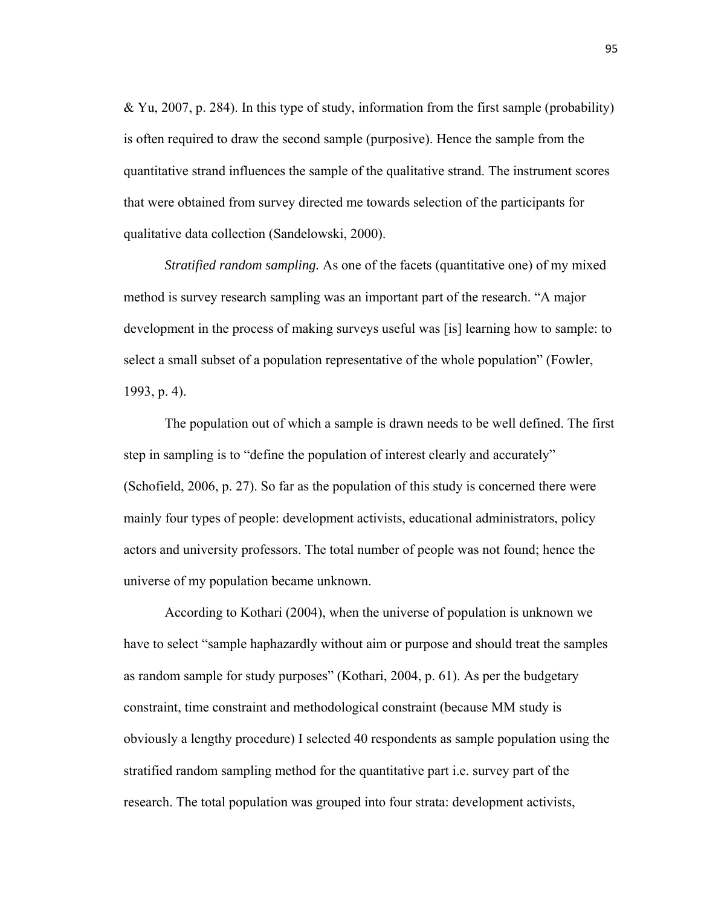& Yu, 2007, p. 284). In this type of study, information from the first sample (probability) is often required to draw the second sample (purposive). Hence the sample from the quantitative strand influences the sample of the qualitative strand. The instrument scores that were obtained from survey directed me towards selection of the participants for qualitative data collection (Sandelowski, 2000).

*Stratified random sampling.* As one of the facets (quantitative one) of my mixed method is survey research sampling was an important part of the research. "A major development in the process of making surveys useful was [is] learning how to sample: to select a small subset of a population representative of the whole population" (Fowler, 1993, p. 4).

The population out of which a sample is drawn needs to be well defined. The first step in sampling is to "define the population of interest clearly and accurately" (Schofield, 2006, p. 27). So far as the population of this study is concerned there were mainly four types of people: development activists, educational administrators, policy actors and university professors. The total number of people was not found; hence the universe of my population became unknown.

According to Kothari (2004), when the universe of population is unknown we have to select "sample haphazardly without aim or purpose and should treat the samples as random sample for study purposes" (Kothari, 2004, p. 61). As per the budgetary constraint, time constraint and methodological constraint (because MM study is obviously a lengthy procedure) I selected 40 respondents as sample population using the stratified random sampling method for the quantitative part i.e. survey part of the research. The total population was grouped into four strata: development activists,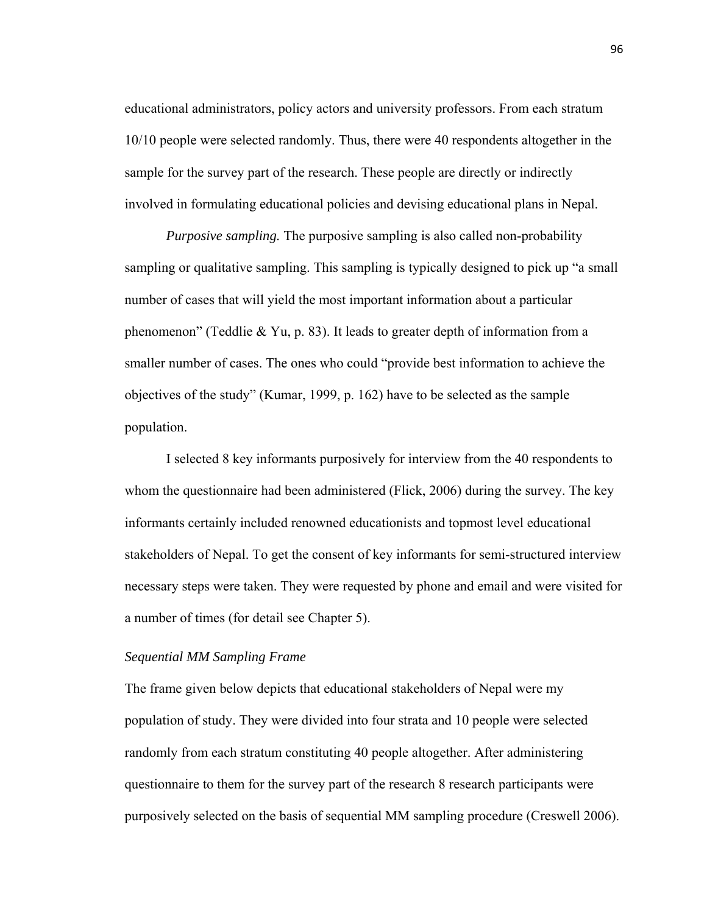educational administrators, policy actors and university professors. From each stratum 10/10 people were selected randomly. Thus, there were 40 respondents altogether in the sample for the survey part of the research. These people are directly or indirectly involved in formulating educational policies and devising educational plans in Nepal.

*Purposive sampling.* The purposive sampling is also called non-probability sampling or qualitative sampling. This sampling is typically designed to pick up "a small number of cases that will yield the most important information about a particular phenomenon" (Teddlie & Yu, p. 83). It leads to greater depth of information from a smaller number of cases. The ones who could "provide best information to achieve the objectives of the study" (Kumar, 1999, p. 162) have to be selected as the sample population.

I selected 8 key informants purposively for interview from the 40 respondents to whom the questionnaire had been administered (Flick, 2006) during the survey. The key informants certainly included renowned educationists and topmost level educational stakeholders of Nepal. To get the consent of key informants for semi-structured interview necessary steps were taken. They were requested by phone and email and were visited for a number of times (for detail see Chapter 5).

*Sequential MM Sampling Frame*

The frame given below depicts that educational stakeholders of Nepal were my population of study. They were divided into four strata and 10 people were selected randomly from each stratum constituting 40 people altogether. After administering questionnaire to them for the survey part of the research 8 research participants were purposively selected on the basis of sequential MM sampling procedure (Creswell 2006).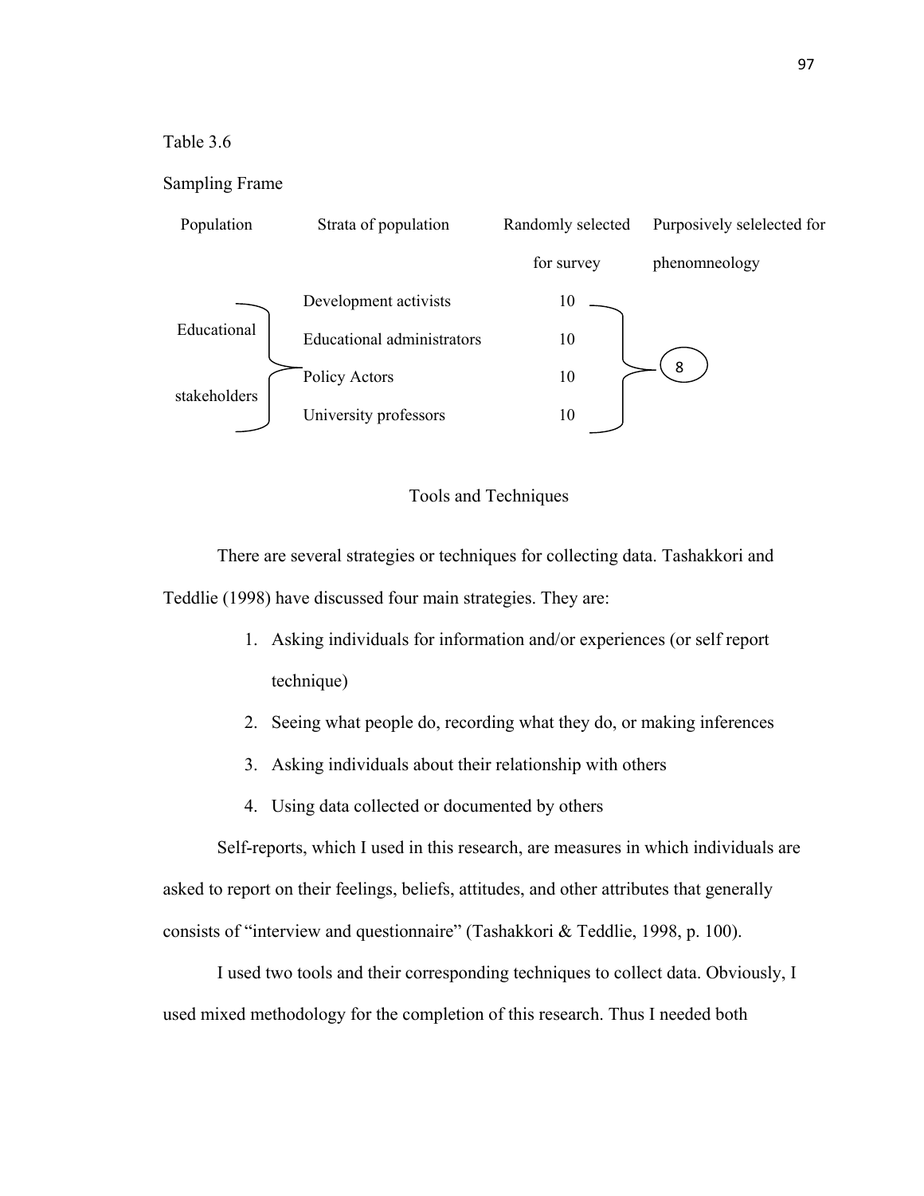Table 3.6

Sampling Frame

| Population | Strata of population | Randomly selected for survey | Purposively selelected for phenomneology |
|---|---|---|---|
| Educational stakeholders | Development activists | 10 | 8 |
| | Educational administrators | 10 | |
| | Policy Actors | 10 | |
| | University professors | 10 | |

## Tools and Techniques

There are several strategies or techniques for collecting data. Tashakkori and Teddlie (1998) have discussed four main strategies. They are:

1. Asking individuals for information and/or experiences (or self report technique)
2. Seeing what people do, recording what they do, or making inferences
3. Asking individuals about their relationship with others
4. Using data collected or documented by others

Self-reports, which I used in this research, are measures in which individuals are asked to report on their feelings, beliefs, attitudes, and other attributes that generally consists of "interview and questionnaire" (Tashakkori & Teddlie, 1998, p. 100).

I used two tools and their corresponding techniques to collect data. Obviously, I used mixed methodology for the completion of this research. Thus I needed both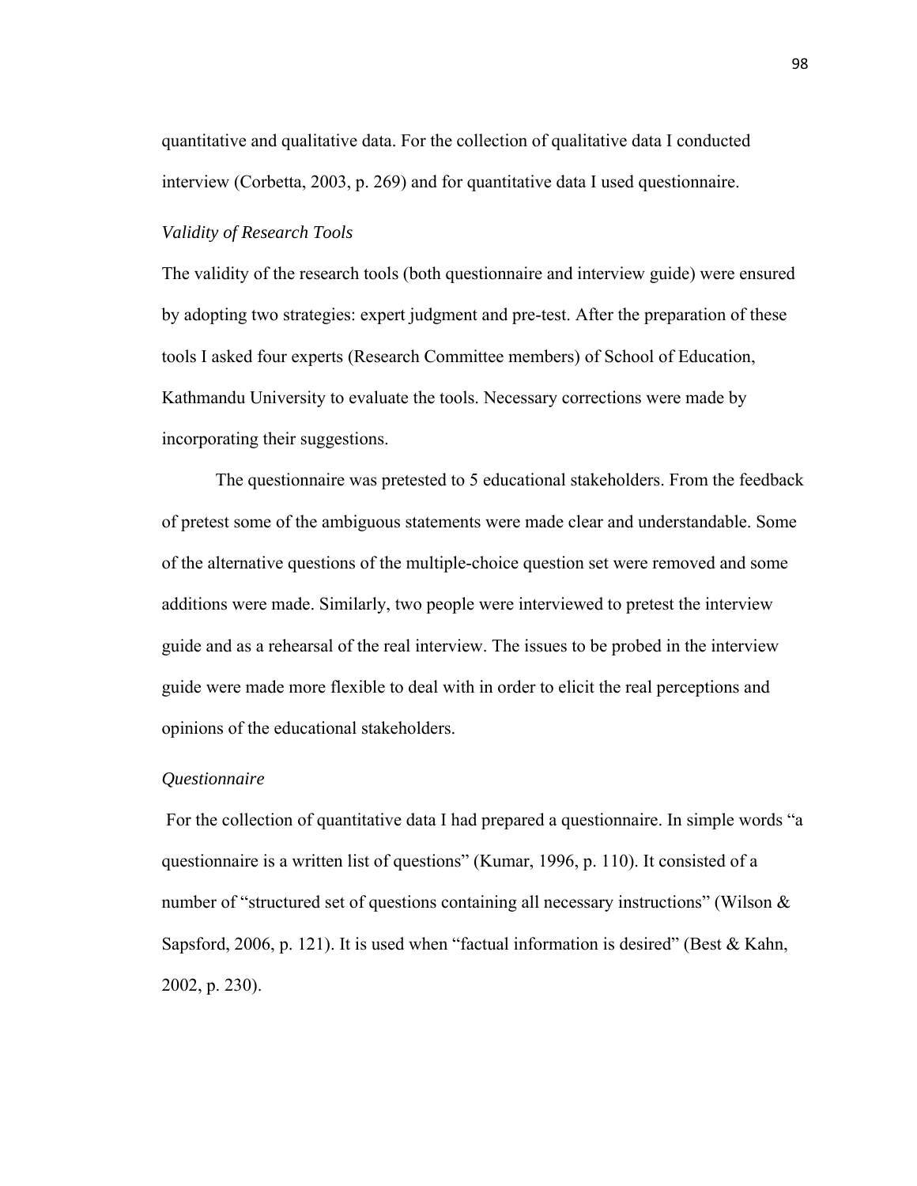quantitative and qualitative data. For the collection of qualitative data I conducted interview (Corbetta, 2003, p. 269) and for quantitative data I used questionnaire.

*Validity of Research Tools*

The validity of the research tools (both questionnaire and interview guide) were ensured by adopting two strategies: expert judgment and pre-test. After the preparation of these tools I asked four experts (Research Committee members) of School of Education, Kathmandu University to evaluate the tools. Necessary corrections were made by incorporating their suggestions.

The questionnaire was pretested to 5 educational stakeholders. From the feedback of pretest some of the ambiguous statements were made clear and understandable. Some of the alternative questions of the multiple-choice question set were removed and some additions were made. Similarly, two people were interviewed to pretest the interview guide and as a rehearsal of the real interview. The issues to be probed in the interview guide were made more flexible to deal with in order to elicit the real perceptions and opinions of the educational stakeholders.

*Questionnaire*

For the collection of quantitative data I had prepared a questionnaire. In simple words "a questionnaire is a written list of questions" (Kumar, 1996, p. 110). It consisted of a number of "structured set of questions containing all necessary instructions" (Wilson & Sapsford, 2006, p. 121). It is used when "factual information is desired" (Best & Kahn, 2002, p. 230).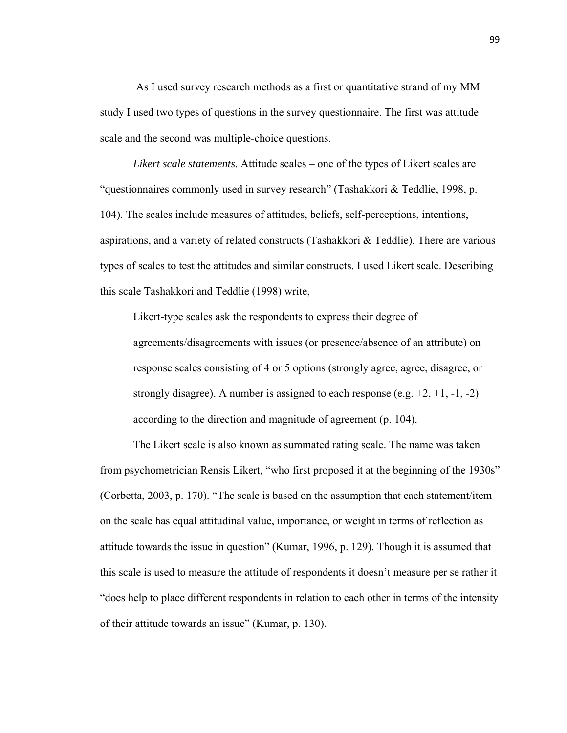As I used survey research methods as a first or quantitative strand of my MM study I used two types of questions in the survey questionnaire. The first was attitude scale and the second was multiple-choice questions.

*Likert scale statements.* Attitude scales – one of the types of Likert scales are "questionnaires commonly used in survey research" (Tashakkori & Teddlie, 1998, p. 104). The scales include measures of attitudes, beliefs, self-perceptions, intentions, aspirations, and a variety of related constructs (Tashakkori & Teddlie). There are various types of scales to test the attitudes and similar constructs. I used Likert scale. Describing this scale Tashakkori and Teddlie (1998) write,

> Likert-type scales ask the respondents to express their degree of agreements/disagreements with issues (or presence/absence of an attribute) on response scales consisting of 4 or 5 options (strongly agree, agree, disagree, or strongly disagree). A number is assigned to each response (e.g. +2, +1, -1, -2) according to the direction and magnitude of agreement (p. 104).

The Likert scale is also known as summated rating scale. The name was taken from psychometrician Rensis Likert, "who first proposed it at the beginning of the 1930s" (Corbetta, 2003, p. 170). "The scale is based on the assumption that each statement/item on the scale has equal attitudinal value, importance, or weight in terms of reflection as attitude towards the issue in question" (Kumar, 1996, p. 129). Though it is assumed that this scale is used to measure the attitude of respondents it doesn't measure per se rather it "does help to place different respondents in relation to each other in terms of the intensity of their attitude towards an issue" (Kumar, p. 130).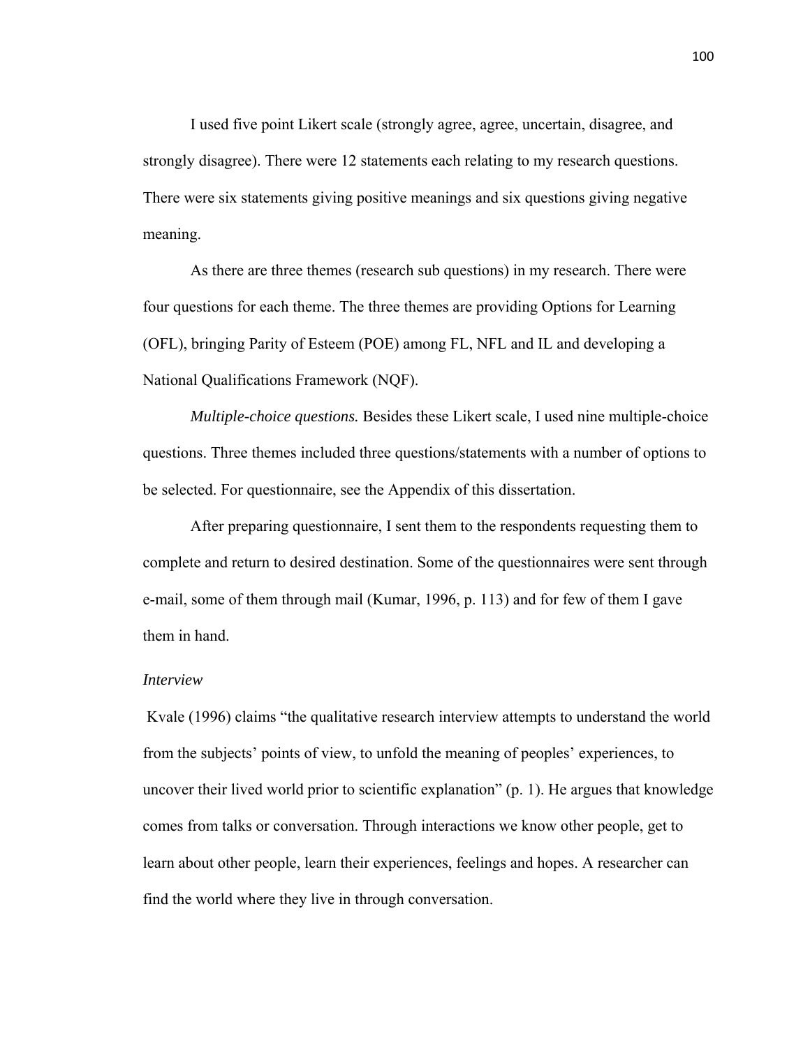I used five point Likert scale (strongly agree, agree, uncertain, disagree, and strongly disagree). There were 12 statements each relating to my research questions. There were six statements giving positive meanings and six questions giving negative meaning.

As there are three themes (research sub questions) in my research. There were four questions for each theme. The three themes are providing Options for Learning (OFL), bringing Parity of Esteem (POE) among FL, NFL and IL and developing a National Qualifications Framework (NQF).

*Multiple-choice questions.* Besides these Likert scale, I used nine multiple-choice questions. Three themes included three questions/statements with a number of options to be selected. For questionnaire, see the Appendix of this dissertation.

After preparing questionnaire, I sent them to the respondents requesting them to complete and return to desired destination. Some of the questionnaires were sent through e-mail, some of them through mail (Kumar, 1996, p. 113) and for few of them I gave them in hand.

*Interview*

Kvale (1996) claims "the qualitative research interview attempts to understand the world from the subjects' points of view, to unfold the meaning of peoples' experiences, to uncover their lived world prior to scientific explanation" (p. 1). He argues that knowledge comes from talks or conversation. Through interactions we know other people, get to learn about other people, learn their experiences, feelings and hopes. A researcher can find the world where they live in through conversation.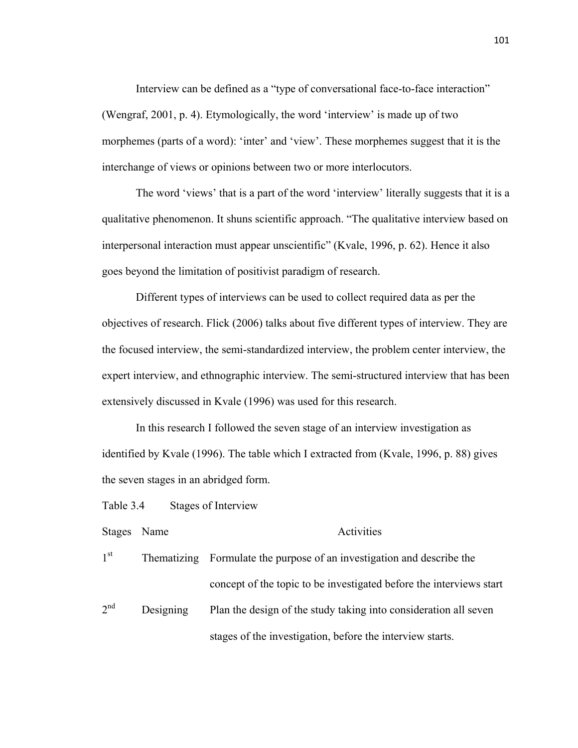Interview can be defined as a "type of conversational face-to-face interaction" (Wengraf, 2001, p. 4). Etymologically, the word 'interview' is made up of two morphemes (parts of a word): 'inter' and 'view'. These morphemes suggest that it is the interchange of views or opinions between two or more interlocutors.

The word 'views' that is a part of the word 'interview' literally suggests that it is a qualitative phenomenon. It shuns scientific approach. "The qualitative interview based on interpersonal interaction must appear unscientific" (Kvale, 1996, p. 62). Hence it also goes beyond the limitation of positivist paradigm of research.

Different types of interviews can be used to collect required data as per the objectives of research. Flick (2006) talks about five different types of interview. They are the focused interview, the semi-standardized interview, the problem center interview, the expert interview, and ethnographic interview. The semi-structured interview that has been extensively discussed in Kvale (1996) was used for this research.

In this research I followed the seven stage of an interview investigation as identified by Kvale (1996). The table which I extracted from (Kvale, 1996, p. 88) gives the seven stages in an abridged form.

Table 3.4 Stages of Interview

| Stages | Name | Activities |
|---|---|---|
| 1st | Thematizing | Formulate the purpose of an investigation and describe the concept of the topic to be investigated before the interviews start |
| 2nd | Designing | Plan the design of the study taking into consideration all seven stages of the investigation, before the interview starts. |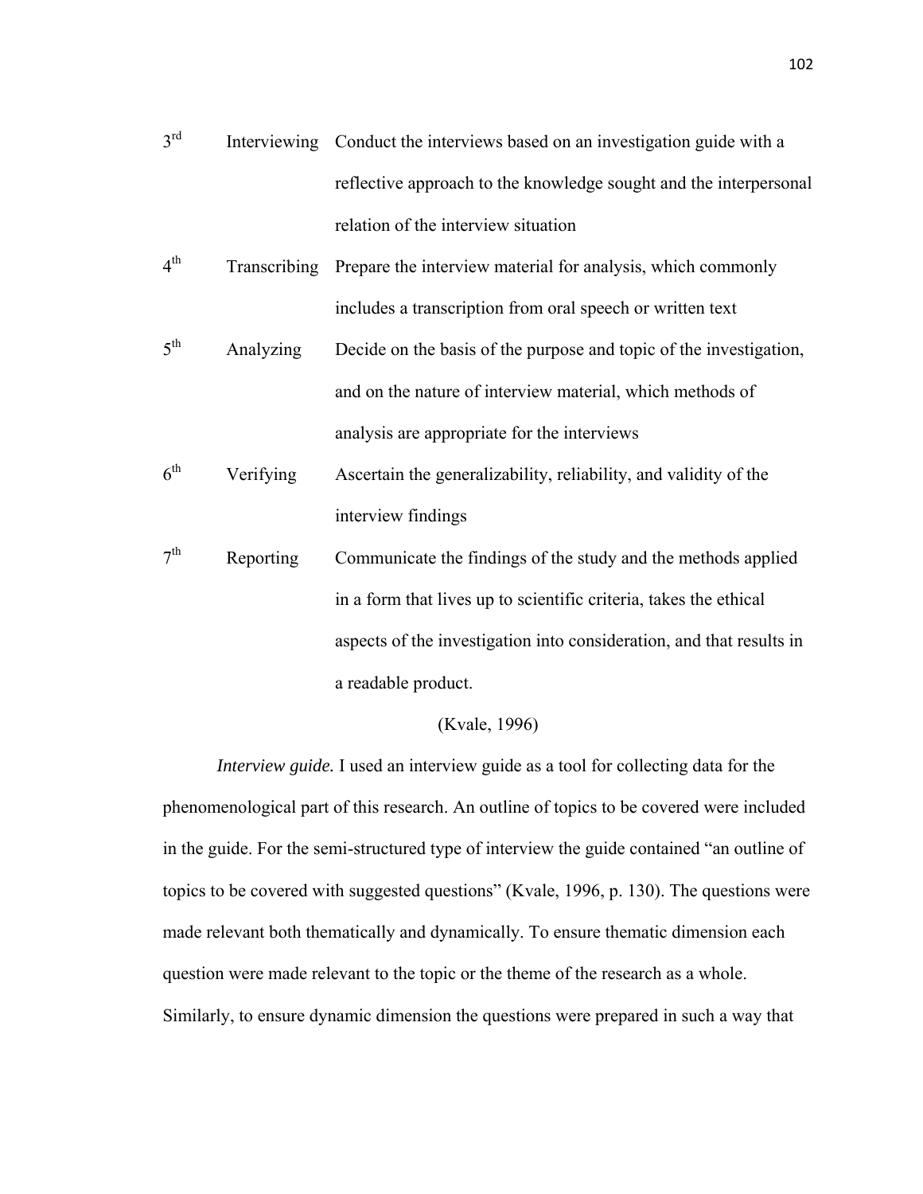| | | |
|---|---|---|
| 3rd | Interviewing | Conduct the interviews based on an investigation guide with a reflective approach to the knowledge sought and the interpersonal relation of the interview situation |
| 4th | Transcribing | Prepare the interview material for analysis, which commonly includes a transcription from oral speech or written text |
| 5th | Analyzing | Decide on the basis of the purpose and topic of the investigation, and on the nature of interview material, which methods of analysis are appropriate for the interviews |
| 6th | Verifying | Ascertain the generalizability, reliability, and validity of the interview findings |
| 7th | Reporting | Communicate the findings of the study and the methods applied in a form that lives up to scientific criteria, takes the ethical aspects of the investigation into consideration, and that results in a readable product. |

(Kvale, 1996)

*Interview guide.* I used an interview guide as a tool for collecting data for the phenomenological part of this research. An outline of topics to be covered were included in the guide. For the semi-structured type of interview the guide contained "an outline of topics to be covered with suggested questions" (Kvale, 1996, p. 130). The questions were made relevant both thematically and dynamically. To ensure thematic dimension each question were made relevant to the topic or the theme of the research as a whole. Similarly, to ensure dynamic dimension the questions were prepared in such a way that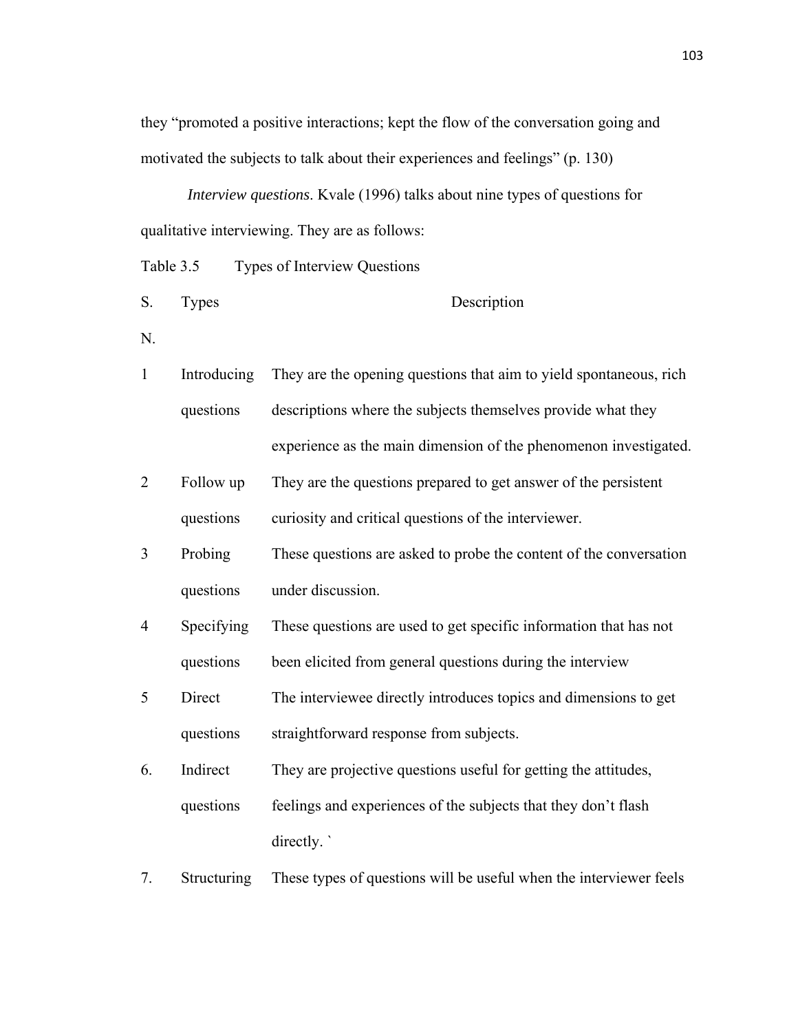they "promoted a positive interactions; kept the flow of the conversation going and motivated the subjects to talk about their experiences and feelings" (p. 130)

*Interview questions*. Kvale (1996) talks about nine types of questions for qualitative interviewing. They are as follows:

Table 3.5 Types of Interview Questions

| S. N. | Types | Description |
|---|---|---|
| 1 | Introducing questions | They are the opening questions that aim to yield spontaneous, rich descriptions where the subjects themselves provide what they experience as the main dimension of the phenomenon investigated. |
| 2 | Follow up questions | They are the questions prepared to get answer of the persistent curiosity and critical questions of the interviewer. |
| 3 | Probing questions | These questions are asked to probe the content of the conversation under discussion. |
| 4 | Specifying questions | These questions are used to get specific information that has not been elicited from general questions during the interview |
| 5 | Direct questions | The interviewee directly introduces topics and dimensions to get straightforward response from subjects. |
| 6. | Indirect questions | They are projective questions useful for getting the attitudes, feelings and experiences of the subjects that they don't flash directly. ` |
| 7. | Structuring | These types of questions will be useful when the interviewer feels |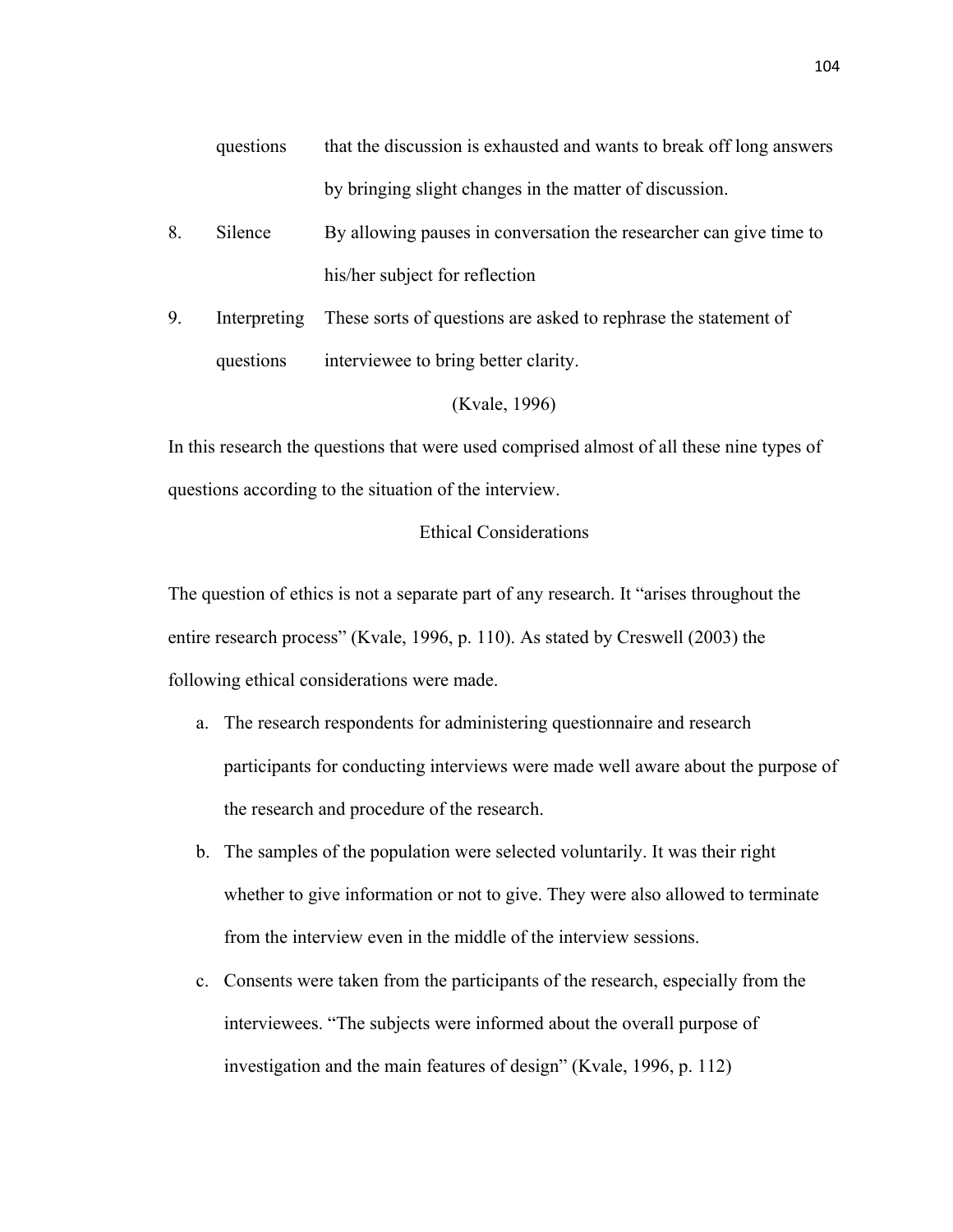| | | |
|---|---|---|
| | questions | that the discussion is exhausted and wants to break off long answers by bringing slight changes in the matter of discussion. |
| 8. | Silence | By allowing pauses in conversation the researcher can give time to his/her subject for reflection |
| 9. | Interpreting questions | These sorts of questions are asked to rephrase the statement of interviewee to bring better clarity. |

(Kvale, 1996)

In this research the questions that were used comprised almost of all these nine types of questions according to the situation of the interview.

## Ethical Considerations

The question of ethics is not a separate part of any research. It "arises throughout the entire research process" (Kvale, 1996, p. 110). As stated by Creswell (2003) the following ethical considerations were made.

a. The research respondents for administering questionnaire and research participants for conducting interviews were made well aware about the purpose of the research and procedure of the research.

b. The samples of the population were selected voluntarily. It was their right whether to give information or not to give. They were also allowed to terminate from the interview even in the middle of the interview sessions.

c. Consents were taken from the participants of the research, especially from the interviewees. "The subjects were informed about the overall purpose of investigation and the main features of design" (Kvale, 1996, p. 112)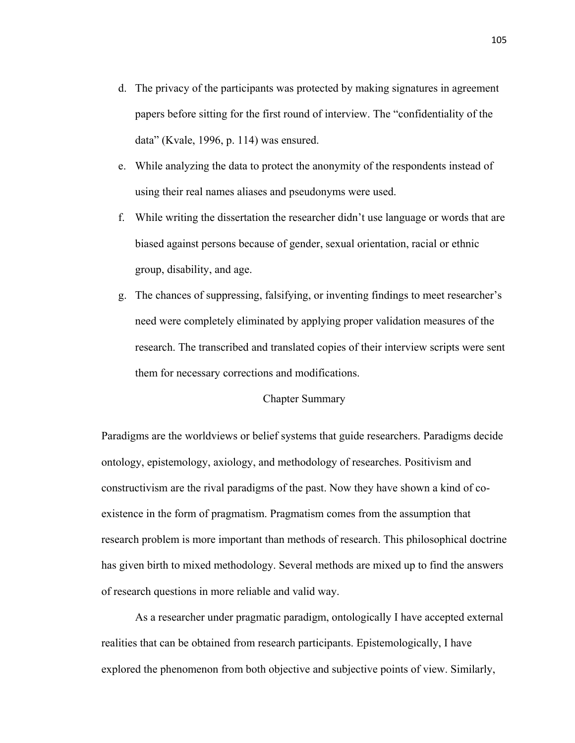d. The privacy of the participants was protected by making signatures in agreement papers before sitting for the first round of interview. The "confidentiality of the data" (Kvale, 1996, p. 114) was ensured.

e. While analyzing the data to protect the anonymity of the respondents instead of using their real names aliases and pseudonyms were used.

f. While writing the dissertation the researcher didn't use language or words that are biased against persons because of gender, sexual orientation, racial or ethnic group, disability, and age.

g. The chances of suppressing, falsifying, or inventing findings to meet researcher's need were completely eliminated by applying proper validation measures of the research. The transcribed and translated copies of their interview scripts were sent them for necessary corrections and modifications.

## Chapter Summary

Paradigms are the worldviews or belief systems that guide researchers. Paradigms decide ontology, epistemology, axiology, and methodology of researches. Positivism and constructivism are the rival paradigms of the past. Now they have shown a kind of co-existence in the form of pragmatism. Pragmatism comes from the assumption that research problem is more important than methods of research. This philosophical doctrine has given birth to mixed methodology. Several methods are mixed up to find the answers of research questions in more reliable and valid way.

As a researcher under pragmatic paradigm, ontologically I have accepted external realities that can be obtained from research participants. Epistemologically, I have explored the phenomenon from both objective and subjective points of view. Similarly,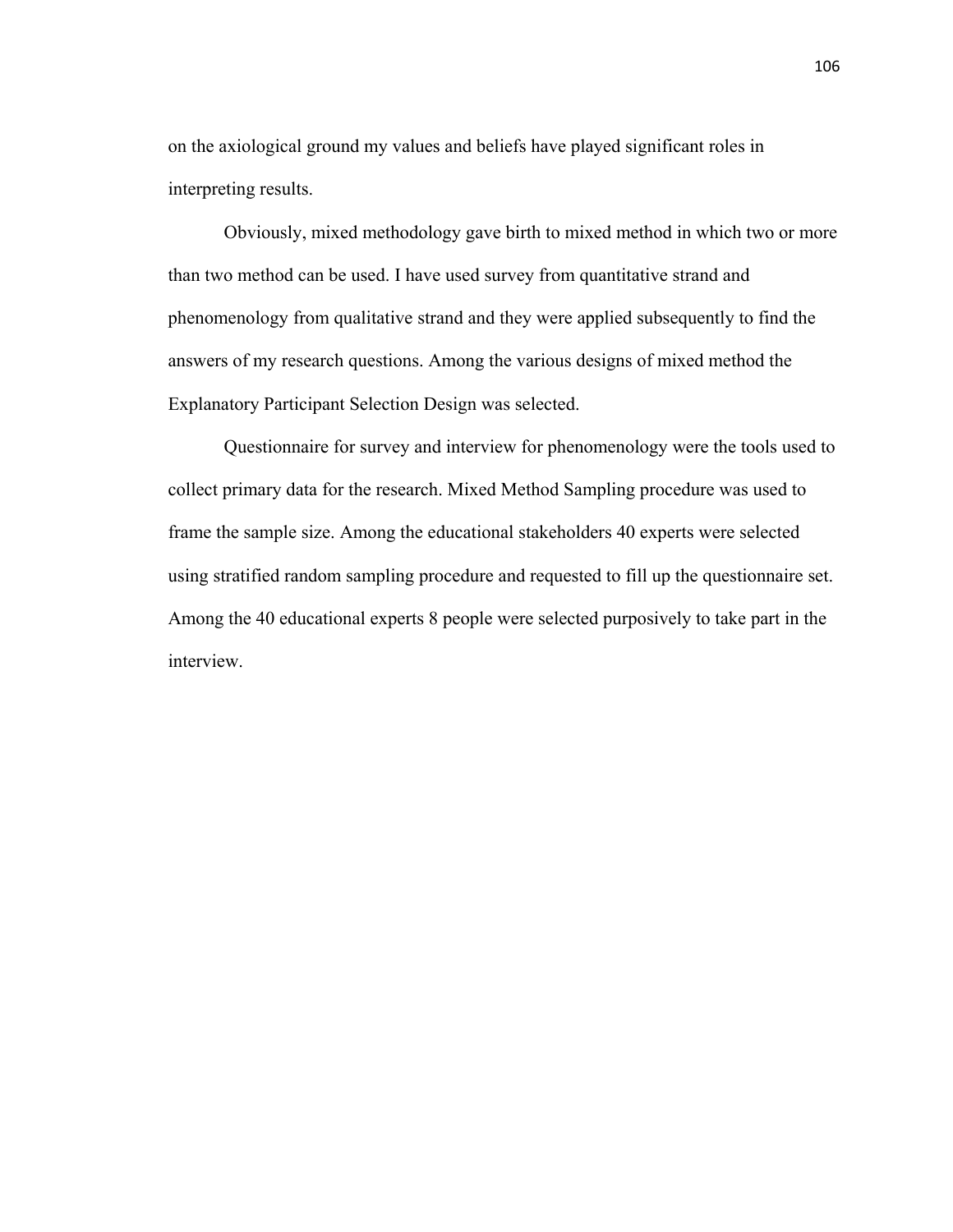on the axiological ground my values and beliefs have played significant roles in interpreting results.

Obviously, mixed methodology gave birth to mixed method in which two or more than two method can be used. I have used survey from quantitative strand and phenomenology from qualitative strand and they were applied subsequently to find the answers of my research questions. Among the various designs of mixed method the Explanatory Participant Selection Design was selected.

Questionnaire for survey and interview for phenomenology were the tools used to collect primary data for the research. Mixed Method Sampling procedure was used to frame the sample size. Among the educational stakeholders 40 experts were selected using stratified random sampling procedure and requested to fill up the questionnaire set. Among the 40 educational experts 8 people were selected purposively to take part in the interview.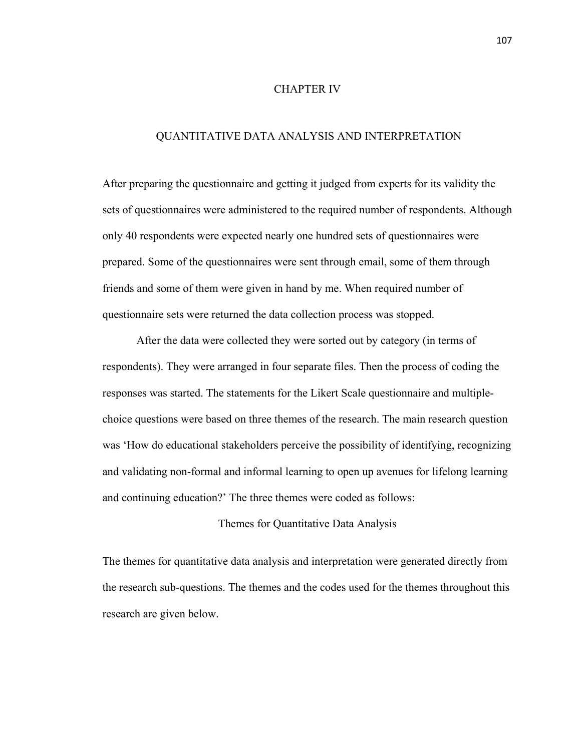# CHAPTER IV

# QUANTITATIVE DATA ANALYSIS AND INTERPRETATION

After preparing the questionnaire and getting it judged from experts for its validity the sets of questionnaires were administered to the required number of respondents. Although only 40 respondents were expected nearly one hundred sets of questionnaires were prepared. Some of the questionnaires were sent through email, some of them through friends and some of them were given in hand by me. When required number of questionnaire sets were returned the data collection process was stopped.

After the data were collected they were sorted out by category (in terms of respondents). They were arranged in four separate files. Then the process of coding the responses was started. The statements for the Likert Scale questionnaire and multiple-choice questions were based on three themes of the research. The main research question was 'How do educational stakeholders perceive the possibility of identifying, recognizing and validating non-formal and informal learning to open up avenues for lifelong learning and continuing education?' The three themes were coded as follows:

## Themes for Quantitative Data Analysis

The themes for quantitative data analysis and interpretation were generated directly from the research sub-questions. The themes and the codes used for the themes throughout this research are given below.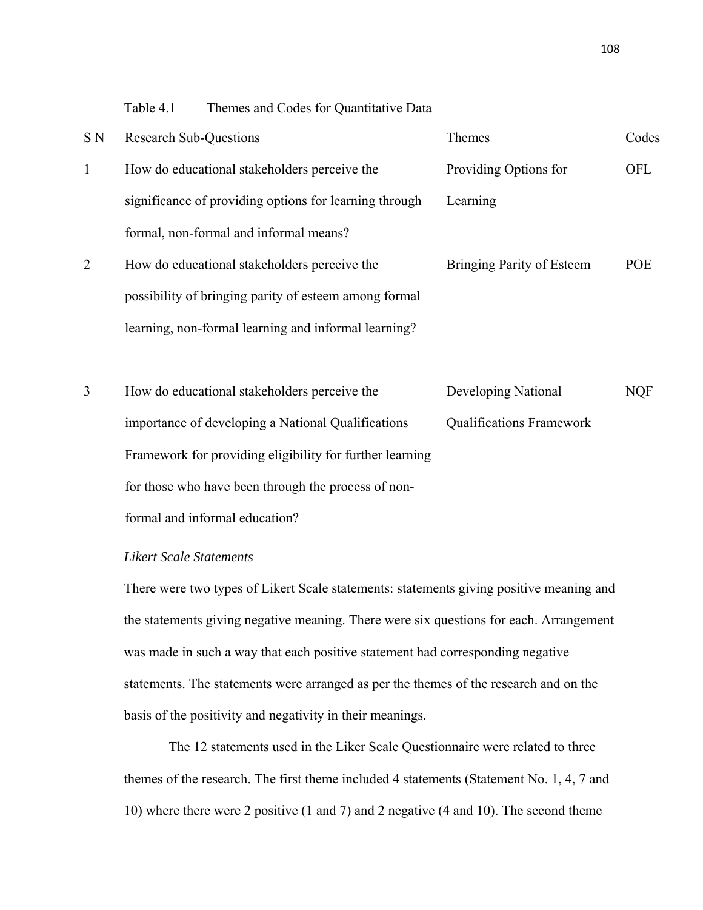Table 4.1 Themes and Codes for Quantitative Data

| S N | Research Sub-Questions | Themes | Codes |
|---|---|---|---|
| 1 | How do educational stakeholders perceive the significance of providing options for learning through formal, non-formal and informal means? | Providing Options for Learning | OFL |
| 2 | How do educational stakeholders perceive the possibility of bringing parity of esteem among formal learning, non-formal learning and informal learning? | Bringing Parity of Esteem | POE |
| 3 | How do educational stakeholders perceive the importance of developing a National Qualifications Framework for providing eligibility for further learning for those who have been through the process of non-formal and informal education? | Developing National Qualifications Framework | NQF |

*Likert Scale Statements*

There were two types of Likert Scale statements: statements giving positive meaning and the statements giving negative meaning. There were six questions for each. Arrangement was made in such a way that each positive statement had corresponding negative statements. The statements were arranged as per the themes of the research and on the basis of the positivity and negativity in their meanings.

The 12 statements used in the Liker Scale Questionnaire were related to three themes of the research. The first theme included 4 statements (Statement No. 1, 4, 7 and 10) where there were 2 positive (1 and 7) and 2 negative (4 and 10). The second theme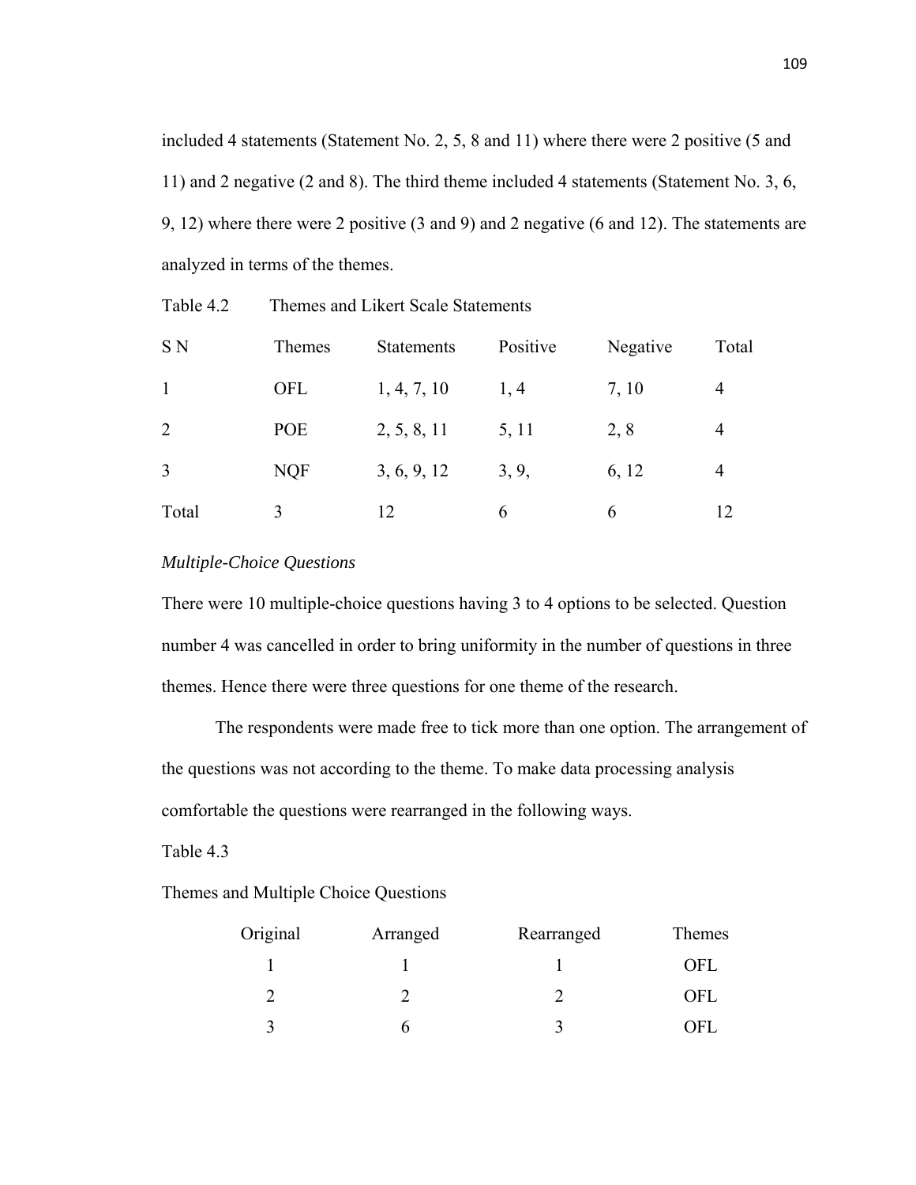included 4 statements (Statement No. 2, 5, 8 and 11) where there were 2 positive (5 and 11) and 2 negative (2 and 8). The third theme included 4 statements (Statement No. 3, 6, 9, 12) where there were 2 positive (3 and 9) and 2 negative (6 and 12). The statements are analyzed in terms of the themes.

Table 4.2 Themes and Likert Scale Statements

| S N | Themes | Statements | Positive | Negative | Total |
|---|---|---|---|---|---|
| 1 | OFL | 1, 4, 7, 10 | 1, 4 | 7, 10 | 4 |
| 2 | POE | 2, 5, 8, 11 | 5, 11 | 2, 8 | 4 |
| 3 | NQF | 3, 6, 9, 12 | 3, 9, | 6, 12 | 4 |
| Total | 3 | 12 | 6 | 6 | 12 |

*Multiple-Choice Questions*

There were 10 multiple-choice questions having 3 to 4 options to be selected. Question number 4 was cancelled in order to bring uniformity in the number of questions in three themes. Hence there were three questions for one theme of the research.

The respondents were made free to tick more than one option. The arrangement of the questions was not according to the theme. To make data processing analysis comfortable the questions were rearranged in the following ways.

Table 4.3

Themes and Multiple Choice Questions

| Original | Arranged | Rearranged | Themes |
|---|---|---|---|
| 1 | 1 | 1 | OFL |
| 2 | 2 | 2 | OFL |
| 3 | 6 | 3 | OFL |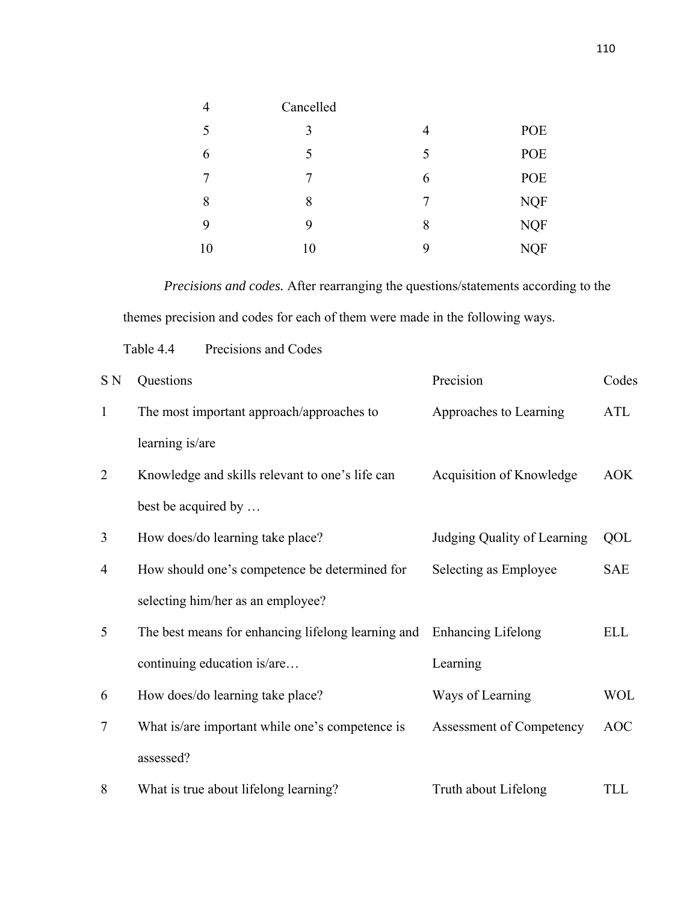| | | | |
|---|---|---|---|
| 4 | Cancelled | | |
| 5 | 3 | 4 | POE |
| 6 | 5 | 5 | POE |
| 7 | 7 | 6 | POE |
| 8 | 8 | 7 | NQF |
| 9 | 9 | 8 | NQF |
| 10 | 10 | 9 | NQF |

*Precisions and codes.* After rearranging the questions/statements according to the themes precision and codes for each of them were made in the following ways.

Table 4.4 Precisions and Codes

| S N | Questions | Precision | Codes |
|---|---|---|---|
| 1 | The most important approach/approaches to learning is/are | Approaches to Learning | ATL |
| 2 | Knowledge and skills relevant to one's life can best be acquired by … | Acquisition of Knowledge | AOK |
| 3 | How does/do learning take place? | Judging Quality of Learning | QOL |
| 4 | How should one's competence be determined for selecting him/her as an employee? | Selecting as Employee | SAE |
| 5 | The best means for enhancing lifelong learning and continuing education is/are… | Enhancing Lifelong Learning | ELL |
| 6 | How does/do learning take place? | Ways of Learning | WOL |
| 7 | What is/are important while one's competence is assessed? | Assessment of Competency | AOC |
| 8 | What is true about lifelong learning? | Truth about Lifelong | TLL |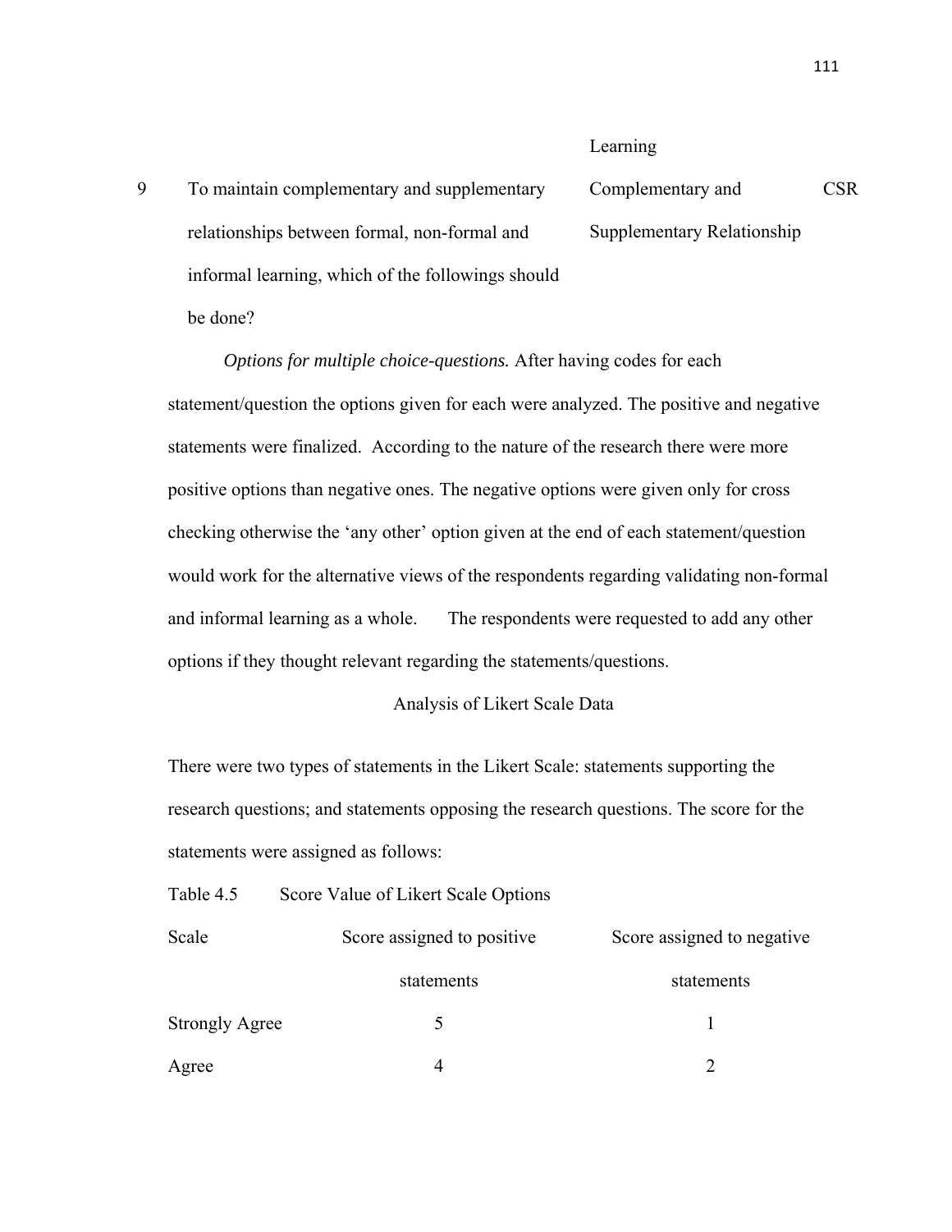| | | Learning | |
|---|---|---|---|
| 9 | To maintain complementary and supplementary relationships between formal, non-formal and informal learning, which of the followings should be done? | Complementary and Supplementary Relationship | CSR |

*Options for multiple choice-questions.* After having codes for each statement/question the options given for each were analyzed. The positive and negative statements were finalized. According to the nature of the research there were more positive options than negative ones. The negative options were given only for cross checking otherwise the 'any other' option given at the end of each statement/question would work for the alternative views of the respondents regarding validating non-formal and informal learning as a whole. The respondents were requested to add any other options if they thought relevant regarding the statements/questions.

## Analysis of Likert Scale Data

There were two types of statements in the Likert Scale: statements supporting the research questions; and statements opposing the research questions. The score for the statements were assigned as follows:

Table 4.5 Score Value of Likert Scale Options

| Scale | Score assigned to positive statements | Score assigned to negative statements |
|---|---|---|
| Strongly Agree | 5 | 1 |
| Agree | 4 | 2 |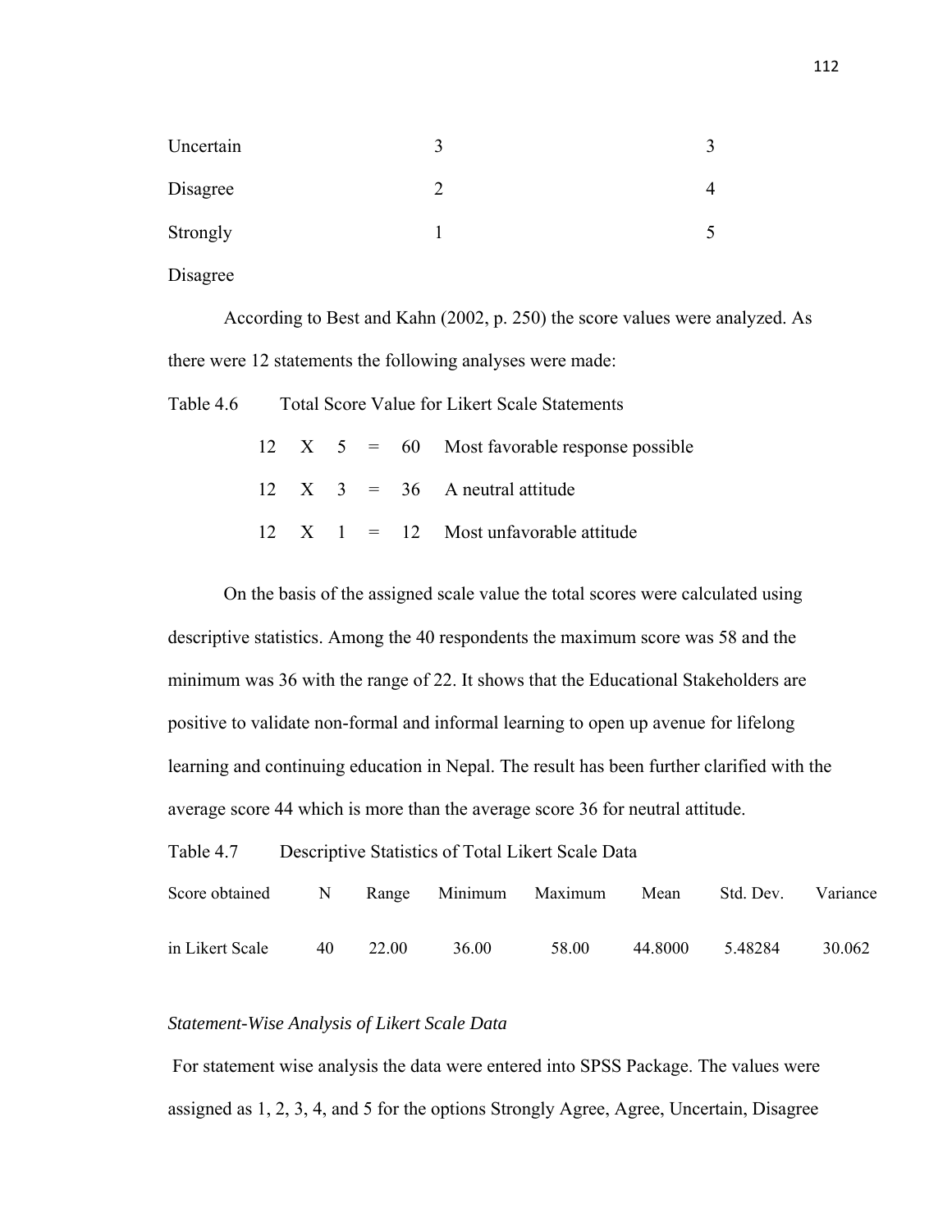| | | |
|---|---|---|
| Uncertain | 3 | 3 |
| Disagree | 2 | 4 |
| Strongly Disagree | 1 | 5 |

According to Best and Kahn (2002, p. 250) the score values were analyzed. As there were 12 statements the following analyses were made:

Table 4.6 Total Score Value for Likert Scale Statements

| | | | | | |
|---|---|---|---|---|---|
| 12 | X | 5 | = | 60 | Most favorable response possible |
| 12 | X | 3 | = | 36 | A neutral attitude |
| 12 | X | 1 | = | 12 | Most unfavorable attitude |

On the basis of the assigned scale value the total scores were calculated using descriptive statistics. Among the 40 respondents the maximum score was 58 and the minimum was 36 with the range of 22. It shows that the Educational Stakeholders are positive to validate non-formal and informal learning to open up avenue for lifelong learning and continuing education in Nepal. The result has been further clarified with the average score 44 which is more than the average score 36 for neutral attitude.

Table 4.7 Descriptive Statistics of Total Likert Scale Data

| Score obtained | N | Range | Minimum | Maximum | Mean | Std. Dev. | Variance |
|---|---|---|---|---|---|---|---|
| in Likert Scale | 40 | 22.00 | 36.00 | 58.00 | 44.8000 | 5.48284 | 30.062 |

*Statement-Wise Analysis of Likert Scale Data*

For statement wise analysis the data were entered into SPSS Package. The values were assigned as 1, 2, 3, 4, and 5 for the options Strongly Agree, Agree, Uncertain, Disagree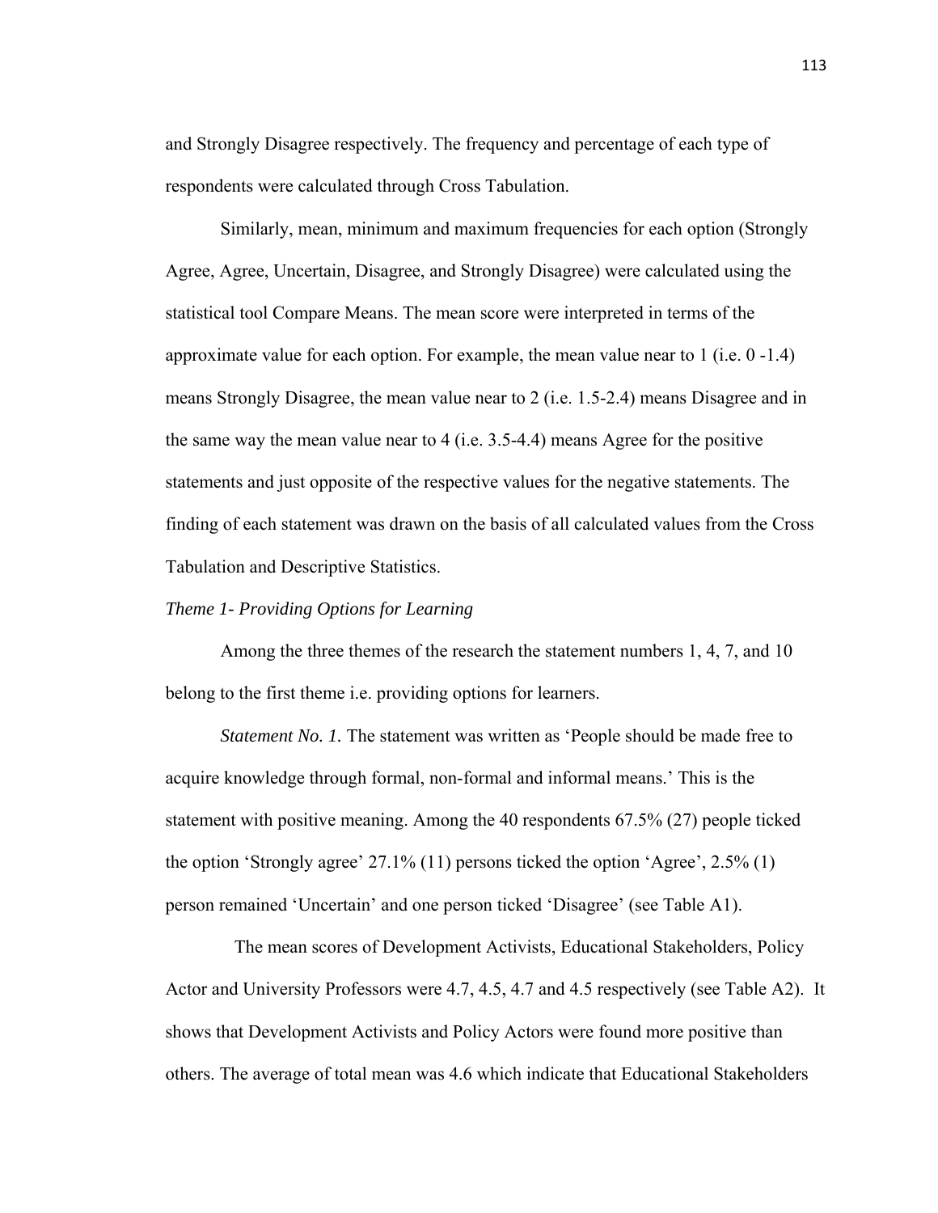and Strongly Disagree respectively. The frequency and percentage of each type of respondents were calculated through Cross Tabulation.

Similarly, mean, minimum and maximum frequencies for each option (Strongly Agree, Agree, Uncertain, Disagree, and Strongly Disagree) were calculated using the statistical tool Compare Means. The mean score were interpreted in terms of the approximate value for each option. For example, the mean value near to 1 (i.e. 0 -1.4) means Strongly Disagree, the mean value near to 2 (i.e. 1.5-2.4) means Disagree and in the same way the mean value near to 4 (i.e. 3.5-4.4) means Agree for the positive statements and just opposite of the respective values for the negative statements. The finding of each statement was drawn on the basis of all calculated values from the Cross Tabulation and Descriptive Statistics.

*Theme 1- Providing Options for Learning*

Among the three themes of the research the statement numbers 1, 4, 7, and 10 belong to the first theme i.e. providing options for learners.

*Statement No. 1.* The statement was written as 'People should be made free to acquire knowledge through formal, non-formal and informal means.' This is the statement with positive meaning. Among the 40 respondents 67.5% (27) people ticked the option 'Strongly agree' 27.1% (11) persons ticked the option 'Agree', 2.5% (1) person remained 'Uncertain' and one person ticked 'Disagree' (see Table A1).

The mean scores of Development Activists, Educational Stakeholders, Policy Actor and University Professors were 4.7, 4.5, 4.7 and 4.5 respectively (see Table A2). It shows that Development Activists and Policy Actors were found more positive than others. The average of total mean was 4.6 which indicate that Educational Stakeholders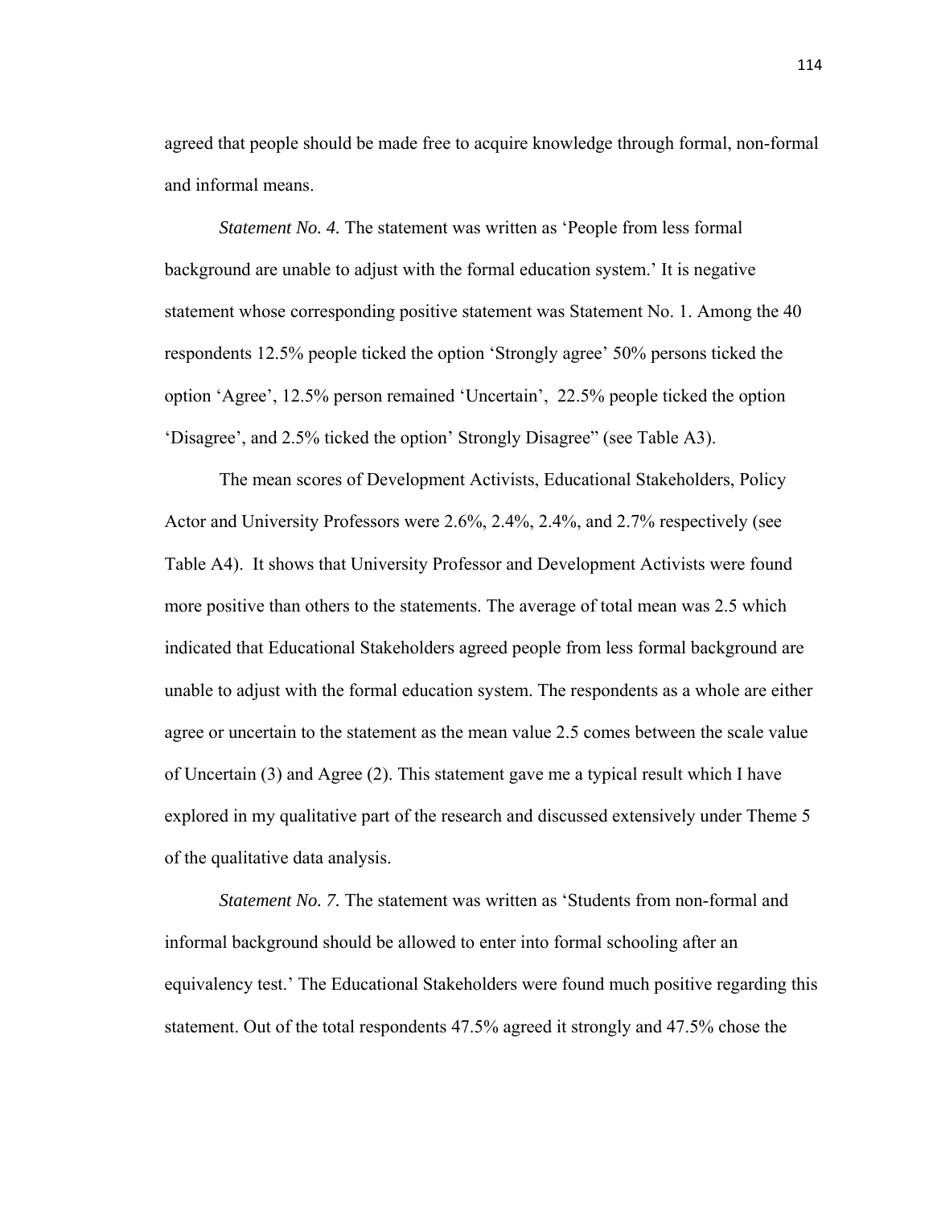agreed that people should be made free to acquire knowledge through formal, non-formal and informal means.

*Statement No. 4.* The statement was written as 'People from less formal background are unable to adjust with the formal education system.' It is negative statement whose corresponding positive statement was Statement No. 1. Among the 40 respondents 12.5% people ticked the option 'Strongly agree' 50% persons ticked the option 'Agree', 12.5% person remained 'Uncertain', 22.5% people ticked the option 'Disagree', and 2.5% ticked the option' Strongly Disagree" (see Table A3).

The mean scores of Development Activists, Educational Stakeholders, Policy Actor and University Professors were 2.6%, 2.4%, 2.4%, and 2.7% respectively (see Table A4). It shows that University Professor and Development Activists were found more positive than others to the statements. The average of total mean was 2.5 which indicated that Educational Stakeholders agreed people from less formal background are unable to adjust with the formal education system. The respondents as a whole are either agree or uncertain to the statement as the mean value 2.5 comes between the scale value of Uncertain (3) and Agree (2). This statement gave me a typical result which I have explored in my qualitative part of the research and discussed extensively under Theme 5 of the qualitative data analysis.

*Statement No. 7.* The statement was written as 'Students from non-formal and informal background should be allowed to enter into formal schooling after an equivalency test.' The Educational Stakeholders were found much positive regarding this statement. Out of the total respondents 47.5% agreed it strongly and 47.5% chose the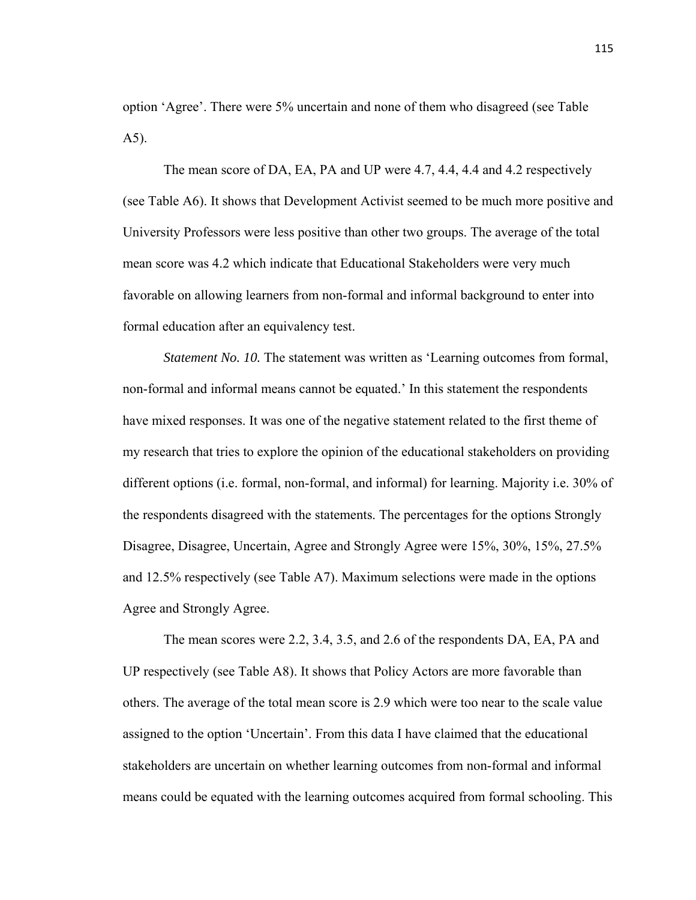option ‘Agree’. There were 5% uncertain and none of them who disagreed (see Table A5).

The mean score of DA, EA, PA and UP were 4.7, 4.4, 4.4 and 4.2 respectively (see Table A6). It shows that Development Activist seemed to be much more positive and University Professors were less positive than other two groups. The average of the total mean score was 4.2 which indicate that Educational Stakeholders were very much favorable on allowing learners from non-formal and informal background to enter into formal education after an equivalency test.

*Statement No. 10.* The statement was written as ‘Learning outcomes from formal, non-formal and informal means cannot be equated.’ In this statement the respondents have mixed responses. It was one of the negative statement related to the first theme of my research that tries to explore the opinion of the educational stakeholders on providing different options (i.e. formal, non-formal, and informal) for learning. Majority i.e. 30% of the respondents disagreed with the statements. The percentages for the options Strongly Disagree, Disagree, Uncertain, Agree and Strongly Agree were 15%, 30%, 15%, 27.5% and 12.5% respectively (see Table A7). Maximum selections were made in the options Agree and Strongly Agree.

The mean scores were 2.2, 3.4, 3.5, and 2.6 of the respondents DA, EA, PA and UP respectively (see Table A8). It shows that Policy Actors are more favorable than others. The average of the total mean score is 2.9 which were too near to the scale value assigned to the option ‘Uncertain’. From this data I have claimed that the educational stakeholders are uncertain on whether learning outcomes from non-formal and informal means could be equated with the learning outcomes acquired from formal schooling. This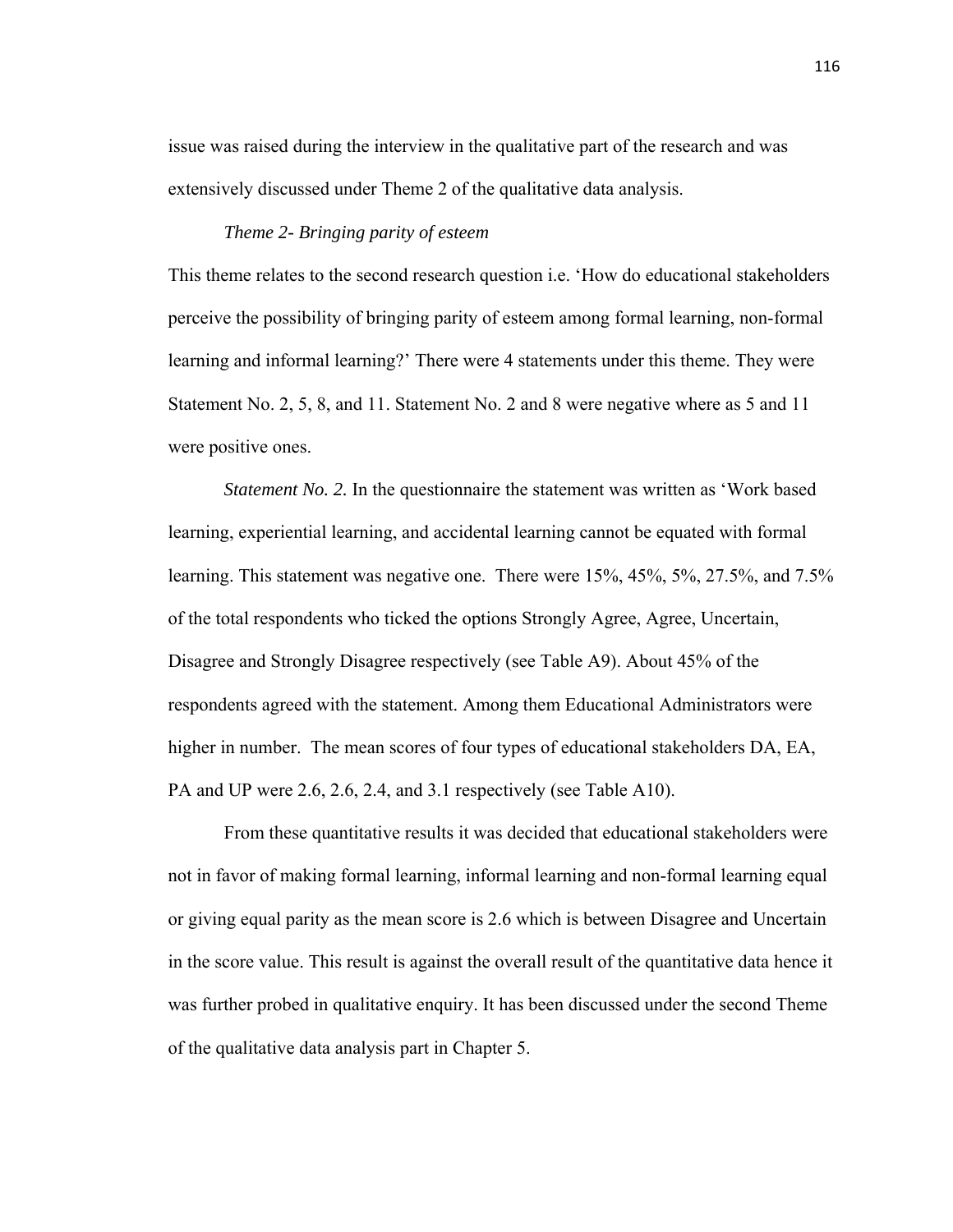issue was raised during the interview in the qualitative part of the research and was extensively discussed under Theme 2 of the qualitative data analysis.

*Theme 2- Bringing parity of esteem*

This theme relates to the second research question i.e. 'How do educational stakeholders perceive the possibility of bringing parity of esteem among formal learning, non-formal learning and informal learning?' There were 4 statements under this theme. They were Statement No. 2, 5, 8, and 11. Statement No. 2 and 8 were negative where as 5 and 11 were positive ones.

*Statement No. 2.* In the questionnaire the statement was written as 'Work based learning, experiential learning, and accidental learning cannot be equated with formal learning. This statement was negative one. There were 15%, 45%, 5%, 27.5%, and 7.5% of the total respondents who ticked the options Strongly Agree, Agree, Uncertain, Disagree and Strongly Disagree respectively (see Table A9). About 45% of the respondents agreed with the statement. Among them Educational Administrators were higher in number. The mean scores of four types of educational stakeholders DA, EA, PA and UP were 2.6, 2.6, 2.4, and 3.1 respectively (see Table A10).

From these quantitative results it was decided that educational stakeholders were not in favor of making formal learning, informal learning and non-formal learning equal or giving equal parity as the mean score is 2.6 which is between Disagree and Uncertain in the score value. This result is against the overall result of the quantitative data hence it was further probed in qualitative enquiry. It has been discussed under the second Theme of the qualitative data analysis part in Chapter 5.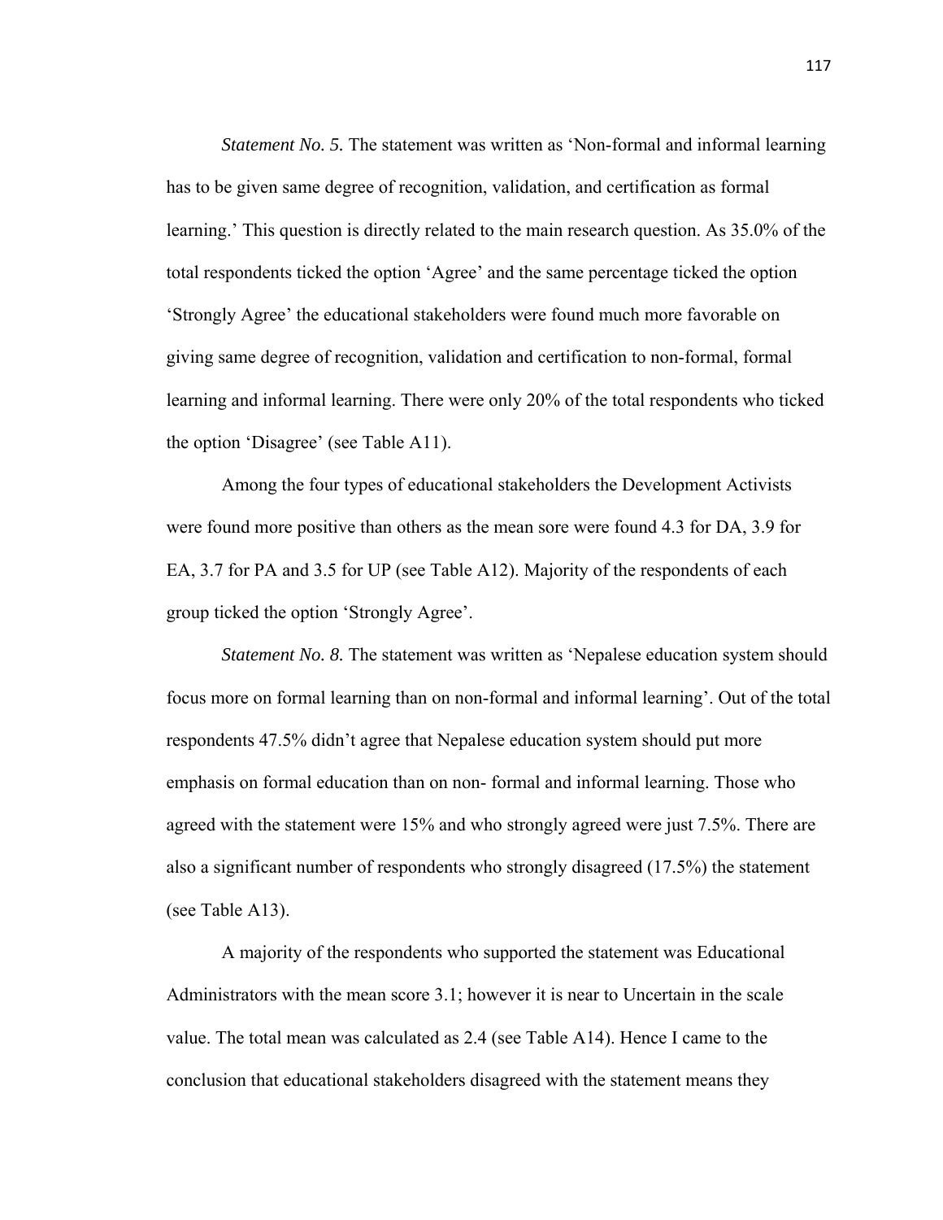*Statement No. 5.* The statement was written as 'Non-formal and informal learning has to be given same degree of recognition, validation, and certification as formal learning.' This question is directly related to the main research question. As 35.0% of the total respondents ticked the option 'Agree' and the same percentage ticked the option 'Strongly Agree' the educational stakeholders were found much more favorable on giving same degree of recognition, validation and certification to non-formal, formal learning and informal learning. There were only 20% of the total respondents who ticked the option 'Disagree' (see Table A11).

Among the four types of educational stakeholders the Development Activists were found more positive than others as the mean sore were found 4.3 for DA, 3.9 for EA, 3.7 for PA and 3.5 for UP (see Table A12). Majority of the respondents of each group ticked the option 'Strongly Agree'.

*Statement No. 8.* The statement was written as 'Nepalese education system should focus more on formal learning than on non-formal and informal learning'. Out of the total respondents 47.5% didn't agree that Nepalese education system should put more emphasis on formal education than on non- formal and informal learning. Those who agreed with the statement were 15% and who strongly agreed were just 7.5%. There are also a significant number of respondents who strongly disagreed (17.5%) the statement (see Table A13).

A majority of the respondents who supported the statement was Educational Administrators with the mean score 3.1; however it is near to Uncertain in the scale value. The total mean was calculated as 2.4 (see Table A14). Hence I came to the conclusion that educational stakeholders disagreed with the statement means they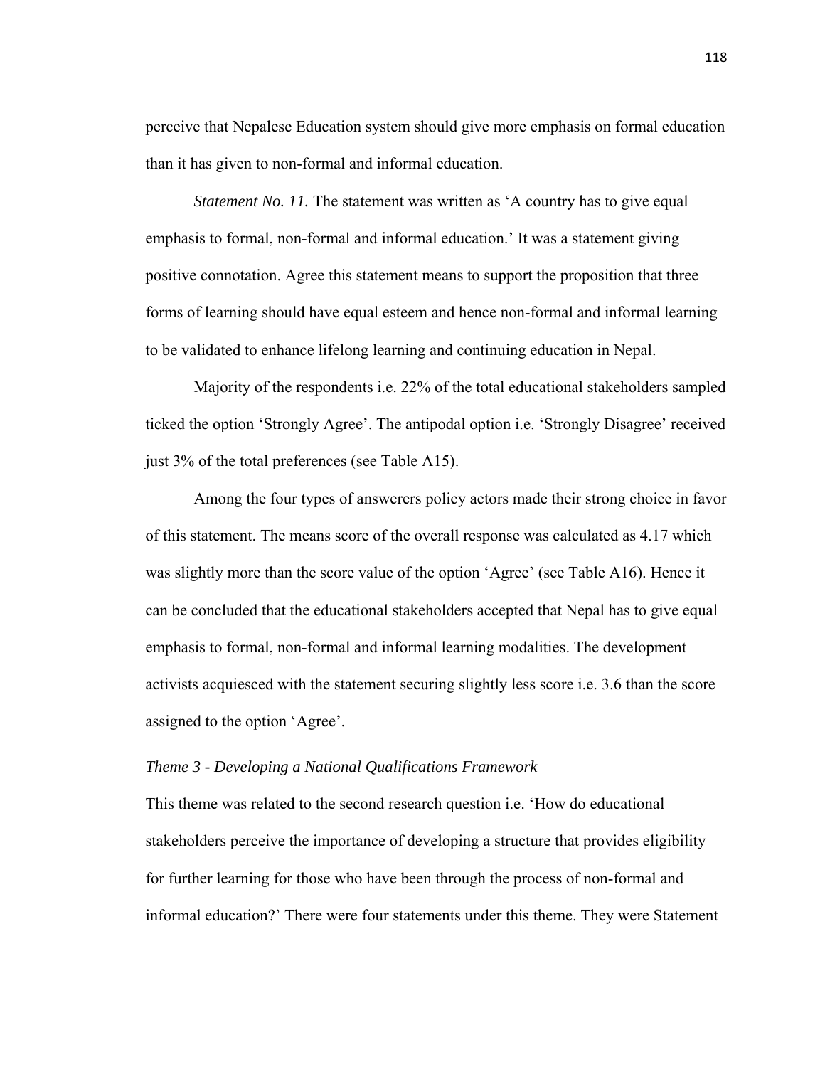perceive that Nepalese Education system should give more emphasis on formal education than it has given to non-formal and informal education.

*Statement No. 11.* The statement was written as 'A country has to give equal emphasis to formal, non-formal and informal education.' It was a statement giving positive connotation. Agree this statement means to support the proposition that three forms of learning should have equal esteem and hence non-formal and informal learning to be validated to enhance lifelong learning and continuing education in Nepal.

Majority of the respondents i.e. 22% of the total educational stakeholders sampled ticked the option 'Strongly Agree'. The antipodal option i.e. 'Strongly Disagree' received just 3% of the total preferences (see Table A15).

Among the four types of answerers policy actors made their strong choice in favor of this statement. The means score of the overall response was calculated as 4.17 which was slightly more than the score value of the option 'Agree' (see Table A16). Hence it can be concluded that the educational stakeholders accepted that Nepal has to give equal emphasis to formal, non-formal and informal learning modalities. The development activists acquiesced with the statement securing slightly less score i.e. 3.6 than the score assigned to the option 'Agree'.

*Theme 3 - Developing a National Qualifications Framework*

This theme was related to the second research question i.e. 'How do educational stakeholders perceive the importance of developing a structure that provides eligibility for further learning for those who have been through the process of non-formal and informal education?' There were four statements under this theme. They were Statement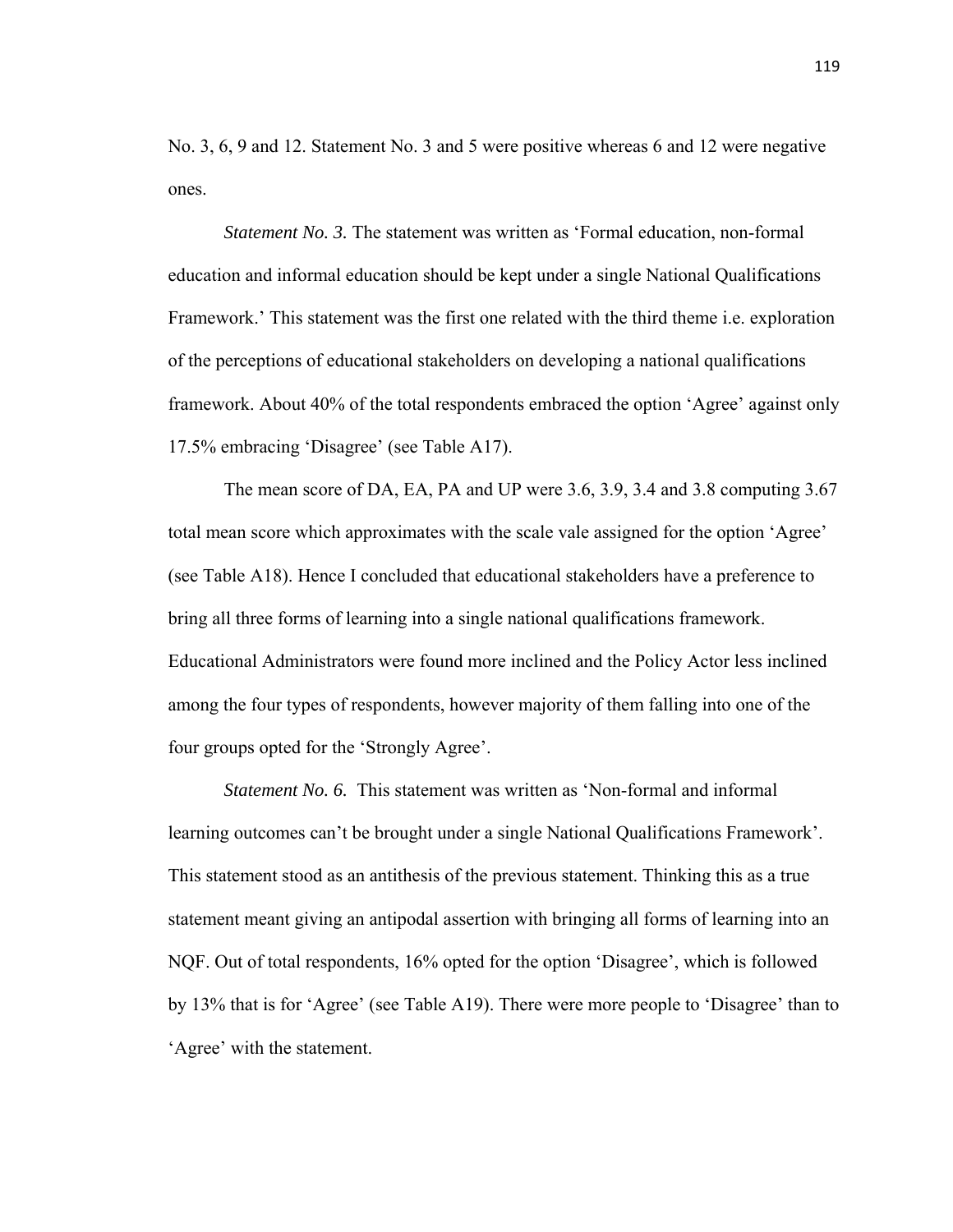No. 3, 6, 9 and 12. Statement No. 3 and 5 were positive whereas 6 and 12 were negative ones.

*Statement No. 3.* The statement was written as 'Formal education, non-formal education and informal education should be kept under a single National Qualifications Framework.' This statement was the first one related with the third theme i.e. exploration of the perceptions of educational stakeholders on developing a national qualifications framework. About 40% of the total respondents embraced the option 'Agree' against only 17.5% embracing 'Disagree' (see Table A17).

The mean score of DA, EA, PA and UP were 3.6, 3.9, 3.4 and 3.8 computing 3.67 total mean score which approximates with the scale vale assigned for the option 'Agree' (see Table A18). Hence I concluded that educational stakeholders have a preference to bring all three forms of learning into a single national qualifications framework. Educational Administrators were found more inclined and the Policy Actor less inclined among the four types of respondents, however majority of them falling into one of the four groups opted for the 'Strongly Agree'.

*Statement No. 6.* This statement was written as 'Non-formal and informal learning outcomes can't be brought under a single National Qualifications Framework'. This statement stood as an antithesis of the previous statement. Thinking this as a true statement meant giving an antipodal assertion with bringing all forms of learning into an NQF. Out of total respondents, 16% opted for the option 'Disagree', which is followed by 13% that is for 'Agree' (see Table A19). There were more people to 'Disagree' than to 'Agree' with the statement.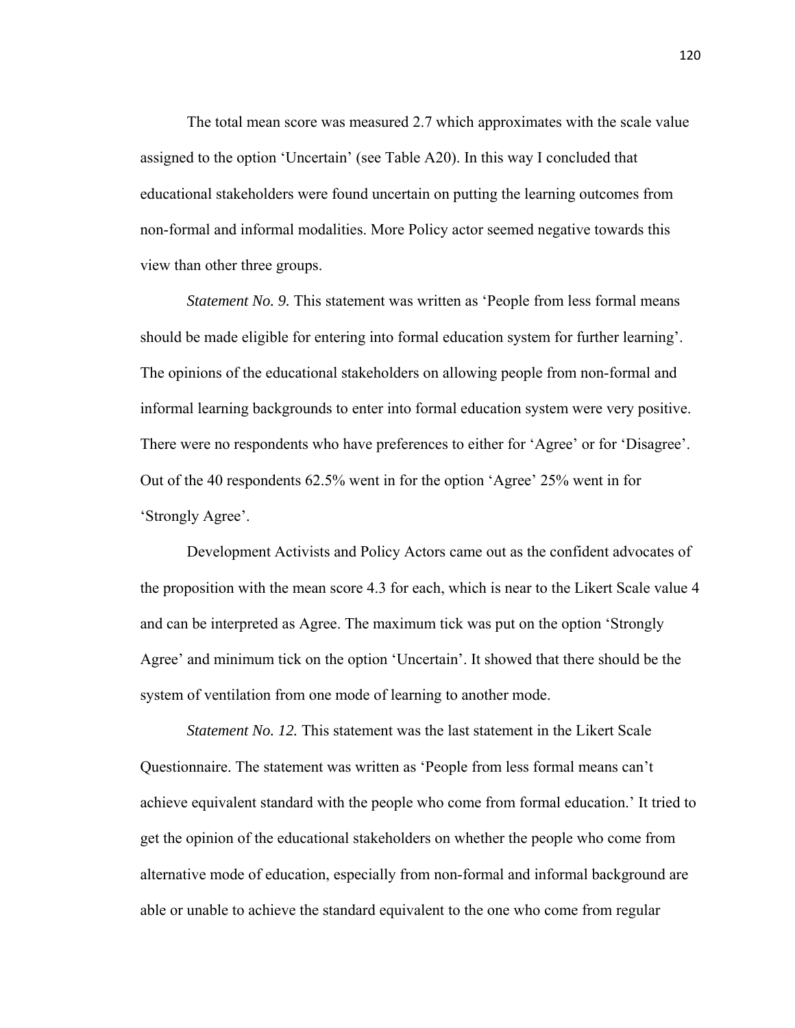The total mean score was measured 2.7 which approximates with the scale value assigned to the option 'Uncertain' (see Table A20). In this way I concluded that educational stakeholders were found uncertain on putting the learning outcomes from non-formal and informal modalities. More Policy actor seemed negative towards this view than other three groups.

*Statement No. 9.* This statement was written as 'People from less formal means should be made eligible for entering into formal education system for further learning'. The opinions of the educational stakeholders on allowing people from non-formal and informal learning backgrounds to enter into formal education system were very positive. There were no respondents who have preferences to either for 'Agree' or for 'Disagree'. Out of the 40 respondents 62.5% went in for the option 'Agree' 25% went in for 'Strongly Agree'.

Development Activists and Policy Actors came out as the confident advocates of the proposition with the mean score 4.3 for each, which is near to the Likert Scale value 4 and can be interpreted as Agree. The maximum tick was put on the option 'Strongly Agree' and minimum tick on the option 'Uncertain'. It showed that there should be the system of ventilation from one mode of learning to another mode.

*Statement No. 12.* This statement was the last statement in the Likert Scale Questionnaire. The statement was written as 'People from less formal means can't achieve equivalent standard with the people who come from formal education.' It tried to get the opinion of the educational stakeholders on whether the people who come from alternative mode of education, especially from non-formal and informal background are able or unable to achieve the standard equivalent to the one who come from regular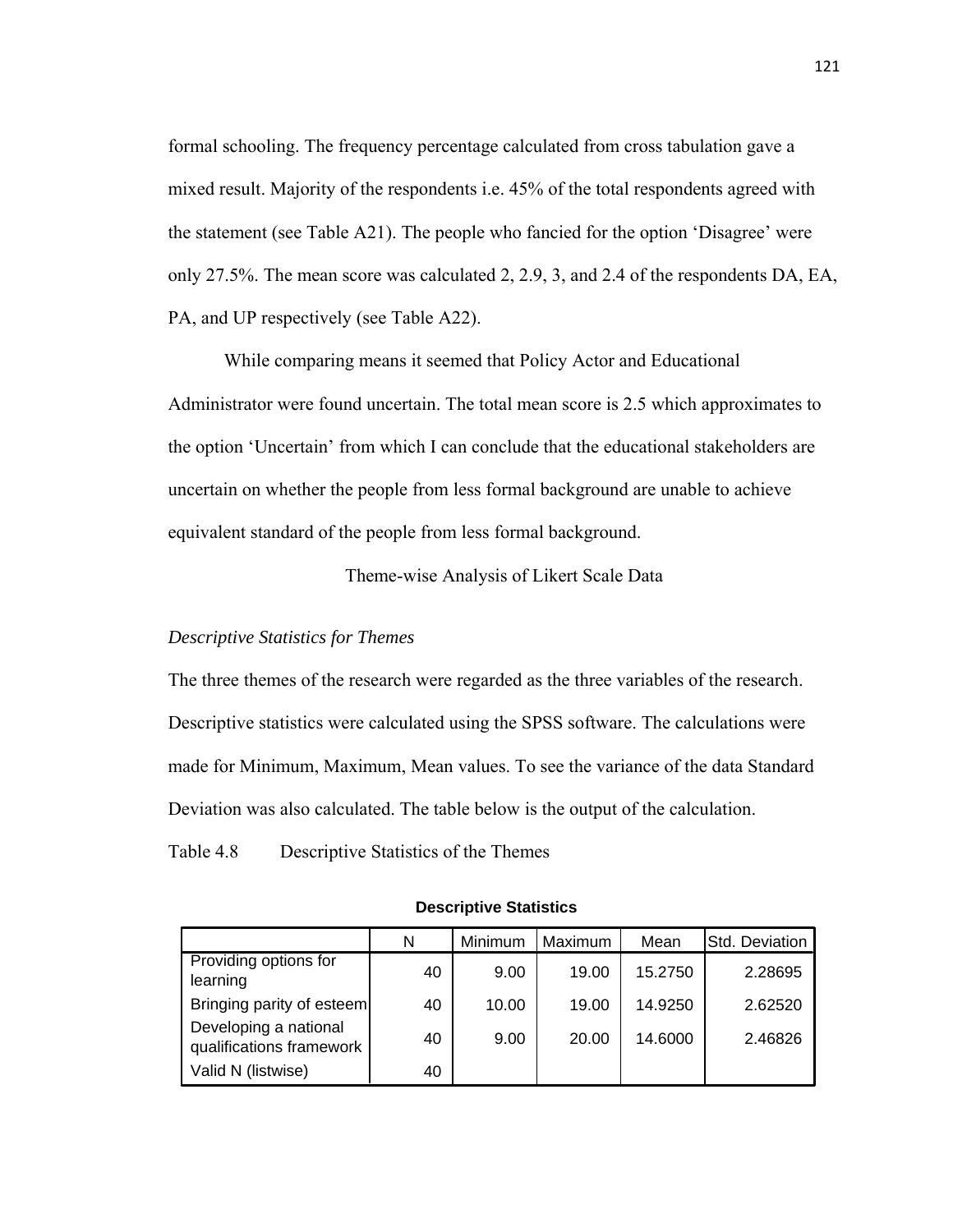formal schooling. The frequency percentage calculated from cross tabulation gave a mixed result. Majority of the respondents i.e. 45% of the total respondents agreed with the statement (see Table A21). The people who fancied for the option 'Disagree' were only 27.5%. The mean score was calculated 2, 2.9, 3, and 2.4 of the respondents DA, EA, PA, and UP respectively (see Table A22).

While comparing means it seemed that Policy Actor and Educational Administrator were found uncertain. The total mean score is 2.5 which approximates to the option 'Uncertain' from which I can conclude that the educational stakeholders are uncertain on whether the people from less formal background are unable to achieve equivalent standard of the people from less formal background.

## Theme-wise Analysis of Likert Scale Data

### *Descriptive Statistics for Themes*

The three themes of the research were regarded as the three variables of the research. Descriptive statistics were calculated using the SPSS software. The calculations were made for Minimum, Maximum, Mean values. To see the variance of the data Standard Deviation was also calculated. The table below is the output of the calculation.

Table 4.8 Descriptive Statistics of the Themes

**Descriptive Statistics**

| | N | Minimum | Maximum | Mean | Std. Deviation |
|---|---|---|---|---|---|
| Providing options for learning | 40 | 9.00 | 19.00 | 15.2750 | 2.28695 |
| Bringing parity of esteem | 40 | 10.00 | 19.00 | 14.9250 | 2.62520 |
| Developing a national qualifications framework | 40 | 9.00 | 20.00 | 14.6000 | 2.46826 |
| Valid N (listwise) | 40 | | | | |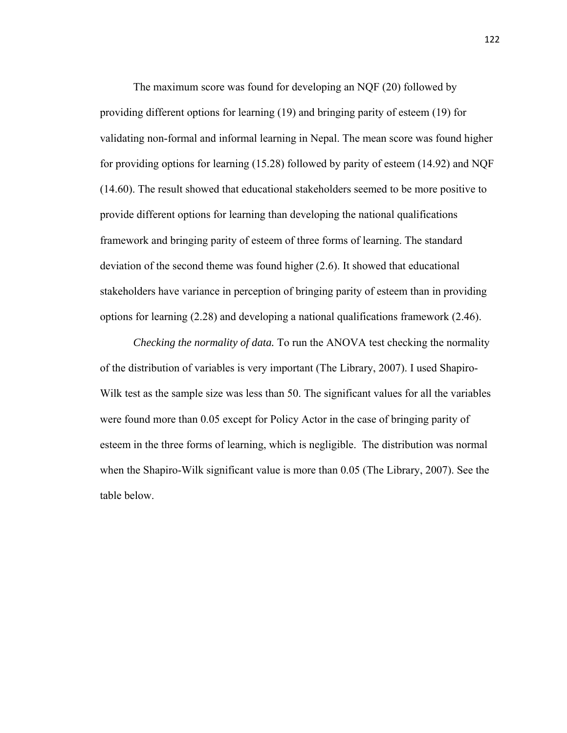The maximum score was found for developing an NQF (20) followed by providing different options for learning (19) and bringing parity of esteem (19) for validating non-formal and informal learning in Nepal. The mean score was found higher for providing options for learning (15.28) followed by parity of esteem (14.92) and NQF (14.60). The result showed that educational stakeholders seemed to be more positive to provide different options for learning than developing the national qualifications framework and bringing parity of esteem of three forms of learning. The standard deviation of the second theme was found higher (2.6). It showed that educational stakeholders have variance in perception of bringing parity of esteem than in providing options for learning (2.28) and developing a national qualifications framework (2.46).

*Checking the normality of data.* To run the ANOVA test checking the normality of the distribution of variables is very important (The Library, 2007). I used Shapiro-Wilk test as the sample size was less than 50. The significant values for all the variables were found more than 0.05 except for Policy Actor in the case of bringing parity of esteem in the three forms of learning, which is negligible. The distribution was normal when the Shapiro-Wilk significant value is more than 0.05 (The Library, 2007). See the table below.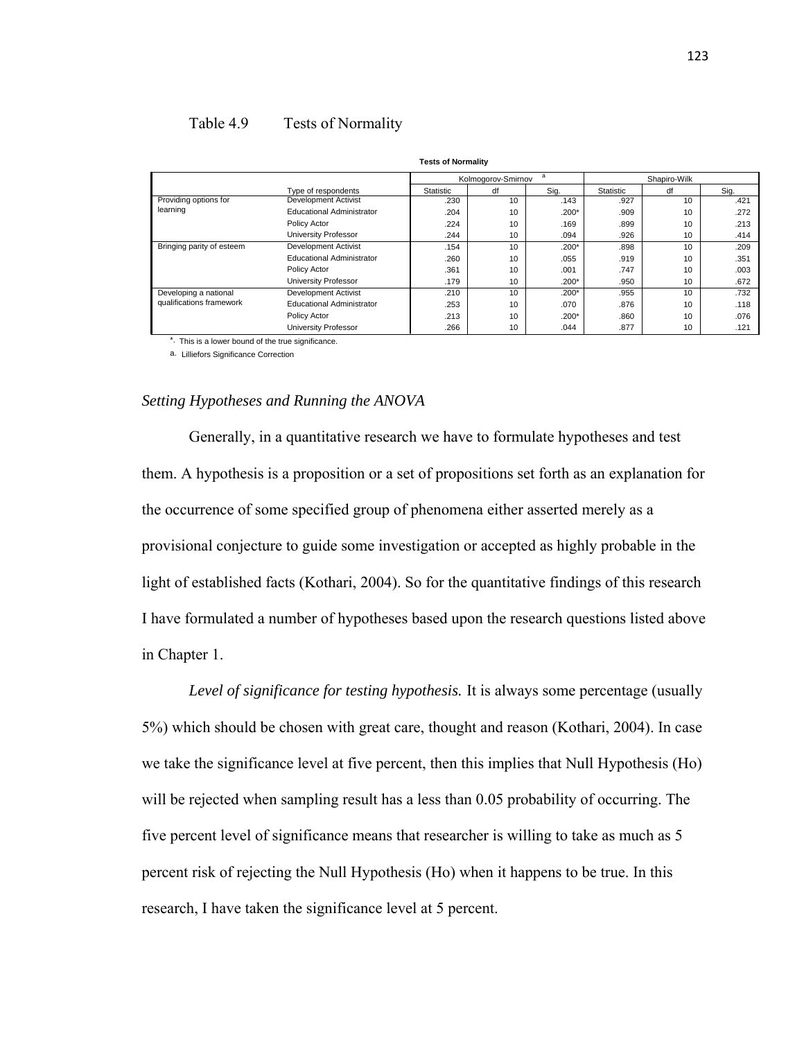Table 4.9 Tests of Normality

**Tests of Normality**

| | | Kolmogorov-Smirnov[a] | | | Shapiro-Wilk | | |
|---|---|---|---|---|---|---|---|
| | Type of respondents | Statistic | df | Sig. | Statistic | df | Sig. |
| Providing options for learning | Development Activist | .230 | 10 | .143 | .927 | 10 | .421 |
| | Educational Administrator | .204 | 10 | .200* | .909 | 10 | .272 |
| | Policy Actor | .224 | 10 | .169 | .899 | 10 | .213 |
| | University Professor | .244 | 10 | .094 | .926 | 10 | .414 |
| Bringing parity of esteem | Development Activist | .154 | 10 | .200* | .898 | 10 | .209 |
| | Educational Administrator | .260 | 10 | .055 | .919 | 10 | .351 |
| | Policy Actor | .361 | 10 | .001 | .747 | 10 | .003 |
| | University Professor | .179 | 10 | .200* | .950 | 10 | .672 |
| Developing a national qualifications framework | Development Activist | .210 | 10 | .200* | .955 | 10 | .732 |
| | Educational Administrator | .253 | 10 | .070 | .876 | 10 | .118 |
| | Policy Actor | .213 | 10 | .200* | .860 | 10 | .076 |
| | University Professor | .266 | 10 | .044 | .877 | 10 | .121 |

*. This is a lower bound of the true significance.

a. Lilliefors Significance Correction

### *Setting Hypotheses and Running the ANOVA*

Generally, in a quantitative research we have to formulate hypotheses and test them. A hypothesis is a proposition or a set of propositions set forth as an explanation for the occurrence of some specified group of phenomena either asserted merely as a provisional conjecture to guide some investigation or accepted as highly probable in the light of established facts (Kothari, 2004). So for the quantitative findings of this research I have formulated a number of hypotheses based upon the research questions listed above in Chapter 1.

*Level of significance for testing hypothesis.* It is always some percentage (usually 5%) which should be chosen with great care, thought and reason (Kothari, 2004). In case we take the significance level at five percent, then this implies that Null Hypothesis (Ho) will be rejected when sampling result has a less than 0.05 probability of occurring. The five percent level of significance means that researcher is willing to take as much as 5 percent risk of rejecting the Null Hypothesis (Ho) when it happens to be true. In this research, I have taken the significance level at 5 percent.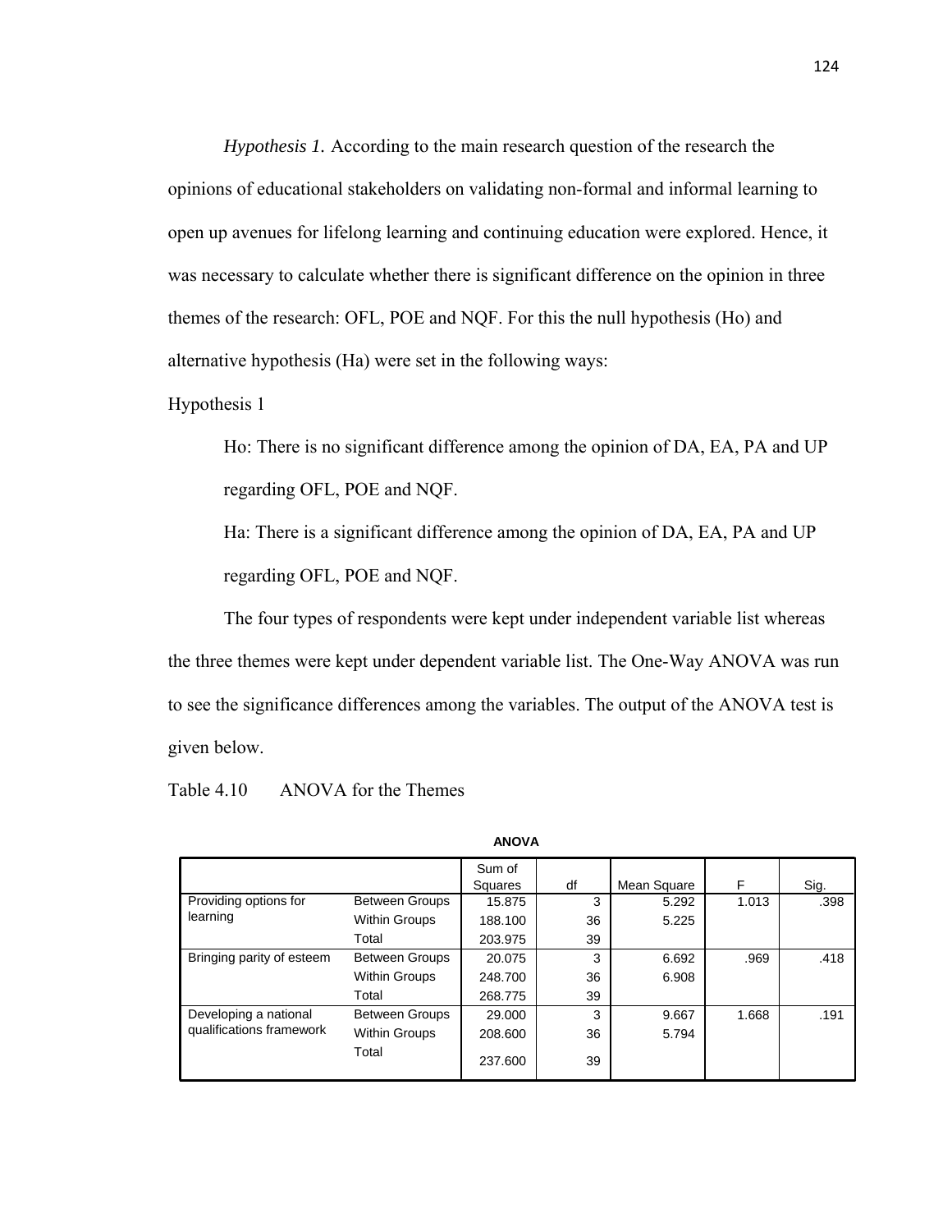*Hypothesis 1.* According to the main research question of the research the opinions of educational stakeholders on validating non-formal and informal learning to open up avenues for lifelong learning and continuing education were explored. Hence, it was necessary to calculate whether there is significant difference on the opinion in three themes of the research: OFL, POE and NQF. For this the null hypothesis (Ho) and alternative hypothesis (Ha) were set in the following ways:

Hypothesis 1

> Ho: There is no significant difference among the opinion of DA, EA, PA and UP regarding OFL, POE and NQF.
>
> Ha: There is a significant difference among the opinion of DA, EA, PA and UP regarding OFL, POE and NQF.

The four types of respondents were kept under independent variable list whereas the three themes were kept under dependent variable list. The One-Way ANOVA was run to see the significance differences among the variables. The output of the ANOVA test is given below.

Table 4.10 ANOVA for the Themes

**ANOVA**

| | | Sum of Squares | df | Mean Square | F | Sig. |
|---|---|---|---|---|---|---|
| Providing options for learning | Between Groups | 15.875 | 3 | 5.292 | 1.013 | .398 |
| | Within Groups | 188.100 | 36 | 5.225 | | |
| | Total | 203.975 | 39 | | | |
| Bringing parity of esteem | Between Groups | 20.075 | 3 | 6.692 | .969 | .418 |
| | Within Groups | 248.700 | 36 | 6.908 | | |
| | Total | 268.775 | 39 | | | |
| Developing a national qualifications framework | Between Groups | 29.000 | 3 | 9.667 | 1.668 | .191 |
| | Within Groups | 208.600 | 36 | 5.794 | | |
| | Total | 237.600 | 39 | | | |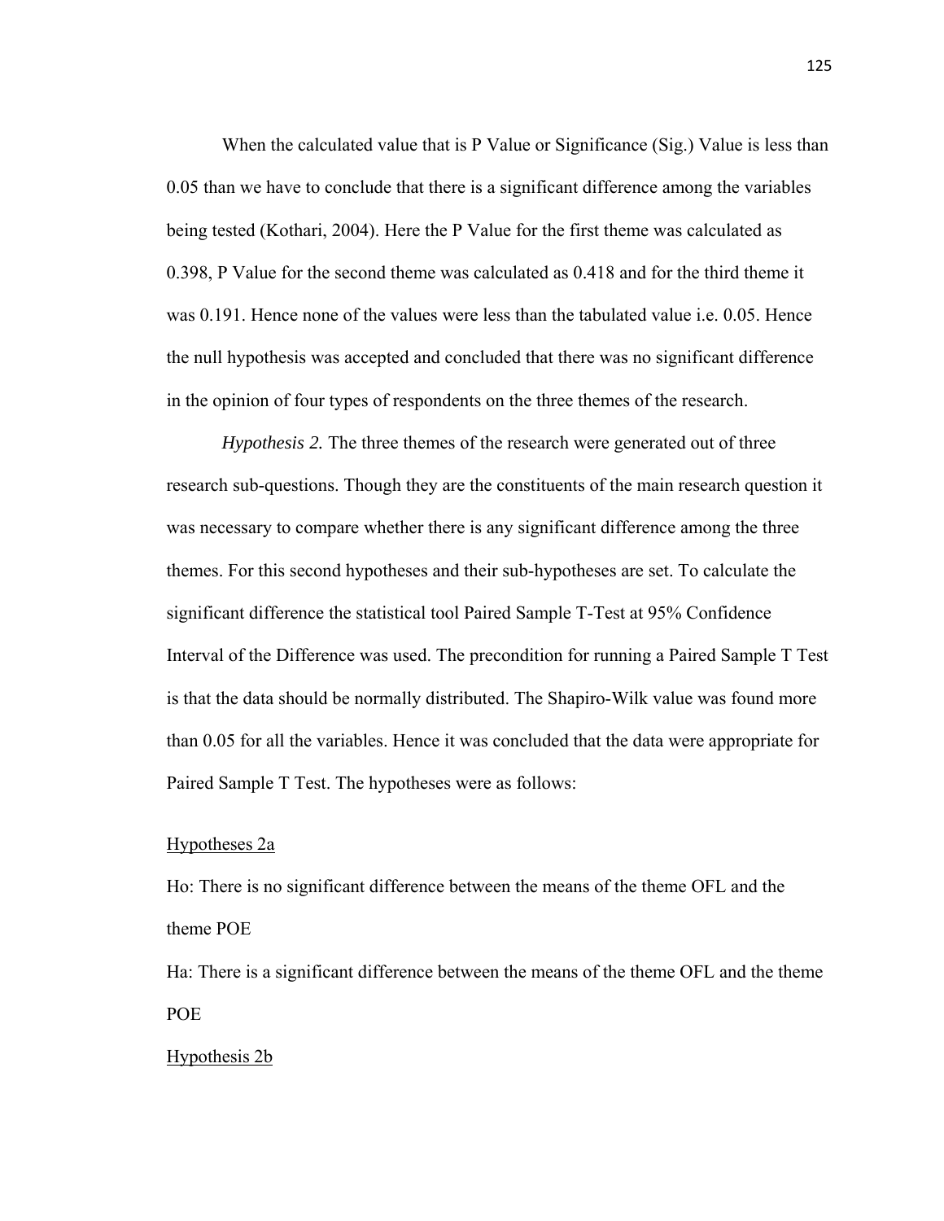When the calculated value that is P Value or Significance (Sig.) Value is less than 0.05 than we have to conclude that there is a significant difference among the variables being tested (Kothari, 2004). Here the P Value for the first theme was calculated as 0.398, P Value for the second theme was calculated as 0.418 and for the third theme it was 0.191. Hence none of the values were less than the tabulated value i.e. 0.05. Hence the null hypothesis was accepted and concluded that there was no significant difference in the opinion of four types of respondents on the three themes of the research.

*Hypothesis 2.* The three themes of the research were generated out of three research sub-questions. Though they are the constituents of the main research question it was necessary to compare whether there is any significant difference among the three themes. For this second hypotheses and their sub-hypotheses are set. To calculate the significant difference the statistical tool Paired Sample T-Test at 95% Confidence Interval of the Difference was used. The precondition for running a Paired Sample T Test is that the data should be normally distributed. The Shapiro-Wilk value was found more than 0.05 for all the variables. Hence it was concluded that the data were appropriate for Paired Sample T Test. The hypotheses were as follows:

<u>Hypotheses 2a</u>

Ho: There is no significant difference between the means of the theme OFL and the theme POE

Ha: There is a significant difference between the means of the theme OFL and the theme POE

<u>Hypothesis 2b</u>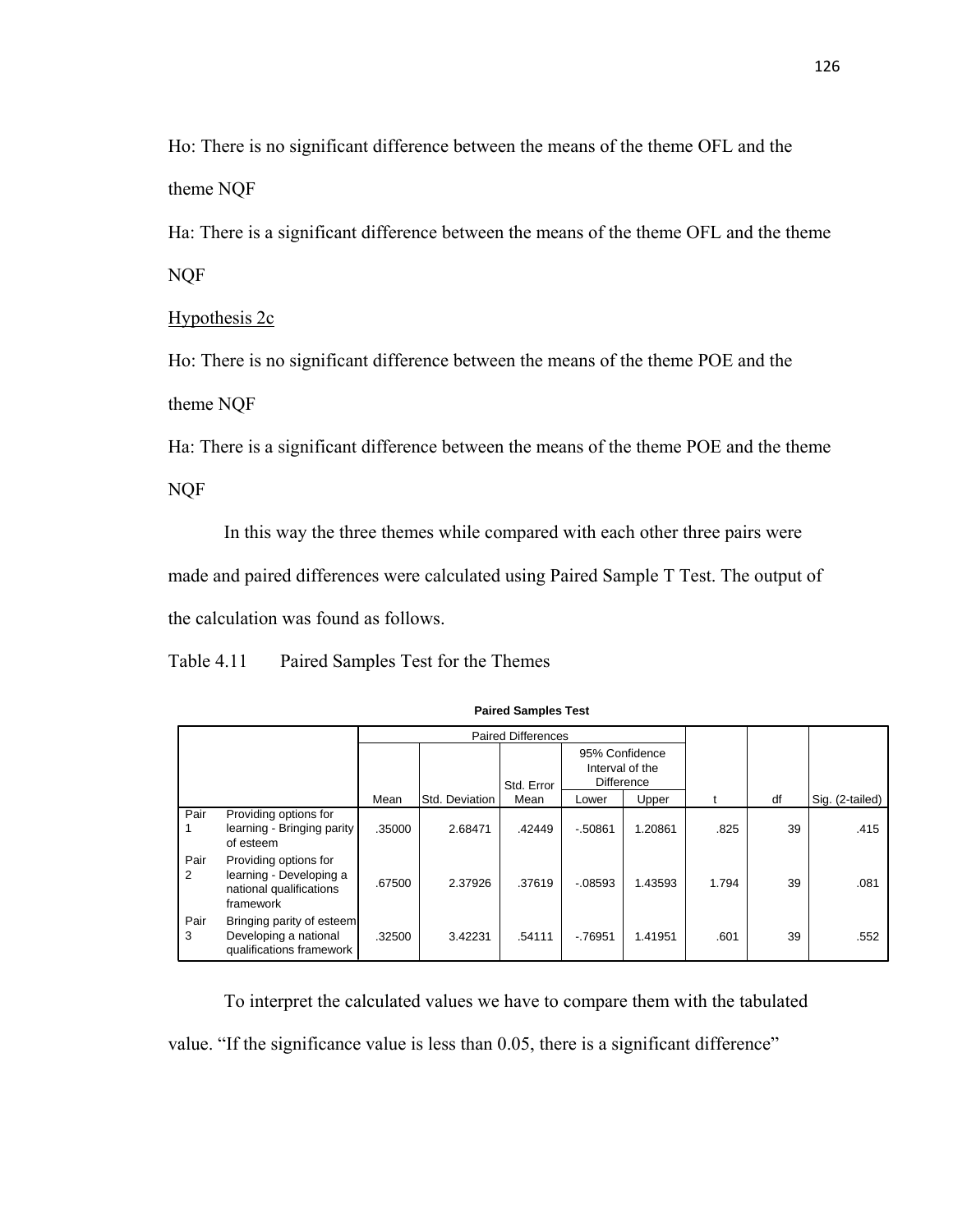Ho: There is no significant difference between the means of the theme OFL and the theme NQF

Ha: There is a significant difference between the means of the theme OFL and the theme NQF

Hypothesis 2c

Ho: There is no significant difference between the means of the theme POE and the theme NQF

Ha: There is a significant difference between the means of the theme POE and the theme NQF

In this way the three themes while compared with each other three pairs were made and paired differences were calculated using Paired Sample T Test. The output of the calculation was found as follows.

Table 4.11 Paired Samples Test for the Themes

**Paired Samples Test**

| | | Paired Differences | | | | | t | df | Sig. (2-tailed) |
|---|---|---|---|---|---|---|---|---|---|
| | | | | | 95% Confidence Interval of the Difference | | | | |
| | | Mean | Std. Deviation | Std. Error Mean | Lower | Upper | | | |
| Pair 1 | Providing options for learning - Bringing parity of esteem | .35000 | 2.68471 | .42449 | -.50861 | 1.20861 | .825 | 39 | .415 |
| Pair 2 | Providing options for learning - Developing a national qualifications framework | .67500 | 2.37926 | .37619 | -.08593 | 1.43593 | 1.794 | 39 | .081 |
| Pair 3 | Bringing parity of esteem Developing a national qualifications framework | .32500 | 3.42231 | .54111 | -.76951 | 1.41951 | .601 | 39 | .552 |

To interpret the calculated values we have to compare them with the tabulated value. "If the significance value is less than 0.05, there is a significant difference"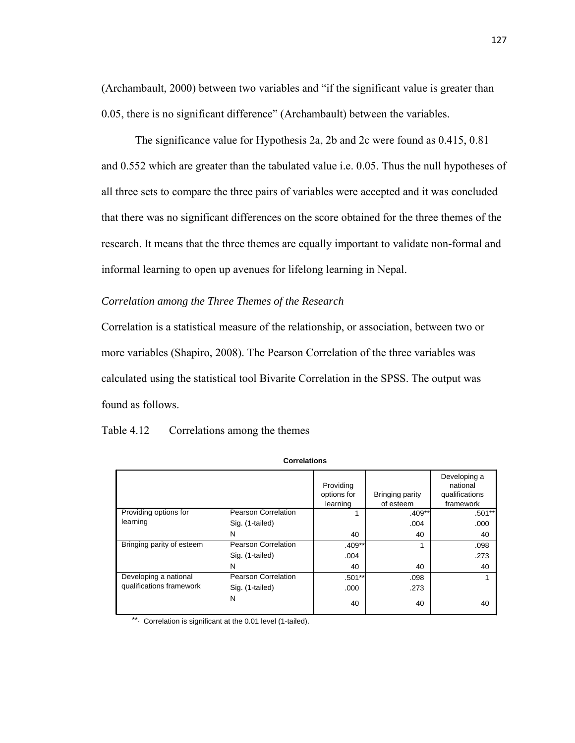(Archambault, 2000) between two variables and "if the significant value is greater than 0.05, there is no significant difference" (Archambault) between the variables.

The significance value for Hypothesis 2a, 2b and 2c were found as 0.415, 0.81 and 0.552 which are greater than the tabulated value i.e. 0.05. Thus the null hypotheses of all three sets to compare the three pairs of variables were accepted and it was concluded that there was no significant differences on the score obtained for the three themes of the research. It means that the three themes are equally important to validate non-formal and informal learning to open up avenues for lifelong learning in Nepal.

*Correlation among the Three Themes of the Research*

Correlation is a statistical measure of the relationship, or association, between two or more variables (Shapiro, 2008). The Pearson Correlation of the three variables was calculated using the statistical tool Bivarite Correlation in the SPSS. The output was found as follows.

Table 4.12 Correlations among the themes

**Correlations**

| | | Providing options for learning | Bringing parity of esteem | Developing a national qualifications framework |
|---|---|---|---|---|
| Providing options for learning | Pearson Correlation | 1 | .409** | .501** |
| | Sig. (1-tailed) | | .004 | .000 |
| | N | 40 | 40 | 40 |
| Bringing parity of esteem | Pearson Correlation | .409** | 1 | .098 |
| | Sig. (1-tailed) | .004 | | .273 |
| | N | 40 | 40 | 40 |
| Developing a national qualifications framework | Pearson Correlation | .501** | .098 | 1 |
| | Sig. (1-tailed) | .000 | .273 | |
| | N | 40 | 40 | 40 |

**. Correlation is significant at the 0.01 level (1-tailed).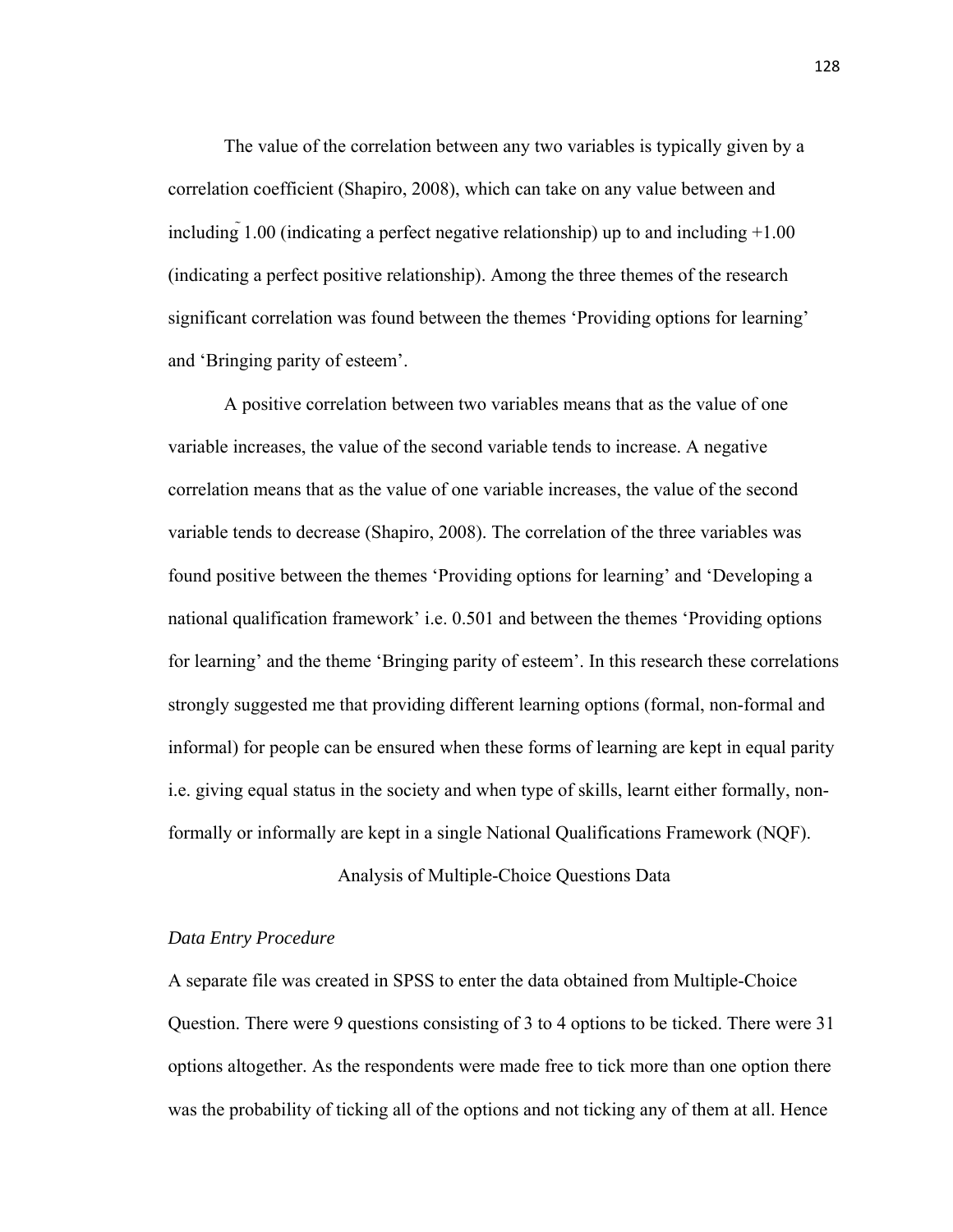The value of the correlation between any two variables is typically given by a correlation coefficient (Shapiro, 2008), which can take on any value between and including ̃ 1.00 (indicating a perfect negative relationship) up to and including +1.00 (indicating a perfect positive relationship). Among the three themes of the research significant correlation was found between the themes 'Providing options for learning' and 'Bringing parity of esteem'.

A positive correlation between two variables means that as the value of one variable increases, the value of the second variable tends to increase. A negative correlation means that as the value of one variable increases, the value of the second variable tends to decrease (Shapiro, 2008). The correlation of the three variables was found positive between the themes 'Providing options for learning' and 'Developing a national qualification framework' i.e. 0.501 and between the themes 'Providing options for learning' and the theme 'Bringing parity of esteem'. In this research these correlations strongly suggested me that providing different learning options (formal, non-formal and informal) for people can be ensured when these forms of learning are kept in equal parity i.e. giving equal status in the society and when type of skills, learnt either formally, non-formally or informally are kept in a single National Qualifications Framework (NQF).

## Analysis of Multiple-Choice Questions Data

### *Data Entry Procedure*

A separate file was created in SPSS to enter the data obtained from Multiple-Choice Question. There were 9 questions consisting of 3 to 4 options to be ticked. There were 31 options altogether. As the respondents were made free to tick more than one option there was the probability of ticking all of the options and not ticking any of them at all. Hence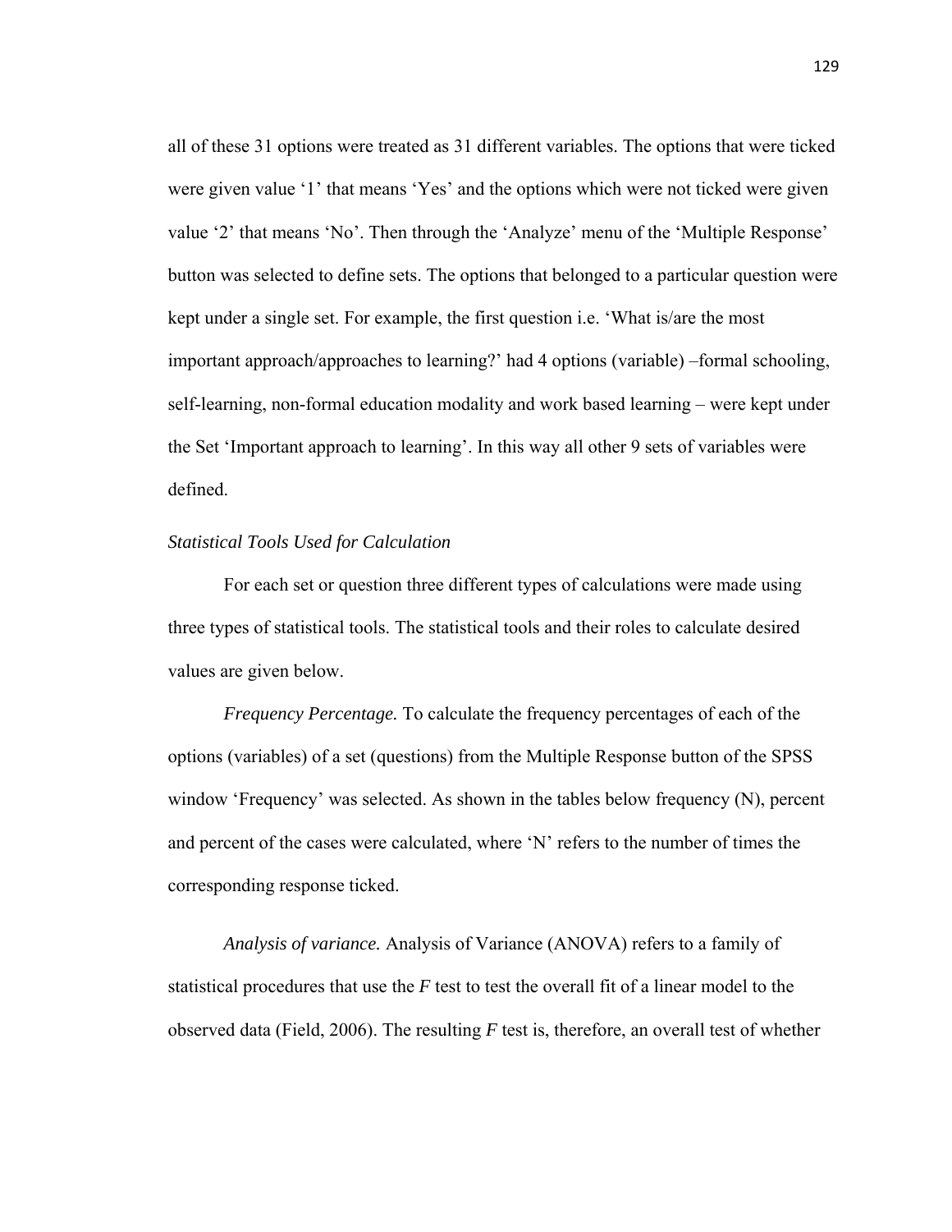all of these 31 options were treated as 31 different variables. The options that were ticked were given value ‘1’ that means ‘Yes’ and the options which were not ticked were given value ‘2’ that means ‘No’. Then through the ‘Analyze’ menu of the ‘Multiple Response’ button was selected to define sets. The options that belonged to a particular question were kept under a single set. For example, the first question i.e. ‘What is/are the most important approach/approaches to learning?’ had 4 options (variable) –formal schooling, self-learning, non-formal education modality and work based learning – were kept under the Set ‘Important approach to learning’. In this way all other 9 sets of variables were defined.

### *Statistical Tools Used for Calculation*

For each set or question three different types of calculations were made using three types of statistical tools. The statistical tools and their roles to calculate desired values are given below.

*Frequency Percentage.* To calculate the frequency percentages of each of the options (variables) of a set (questions) from the Multiple Response button of the SPSS window ‘Frequency’ was selected. As shown in the tables below frequency (N), percent and percent of the cases were calculated, where ‘N’ refers to the number of times the corresponding response ticked.

*Analysis of variance.* Analysis of Variance (ANOVA) refers to a family of statistical procedures that use the *F* test to test the overall fit of a linear model to the observed data (Field, 2006). The resulting *F* test is, therefore, an overall test of whether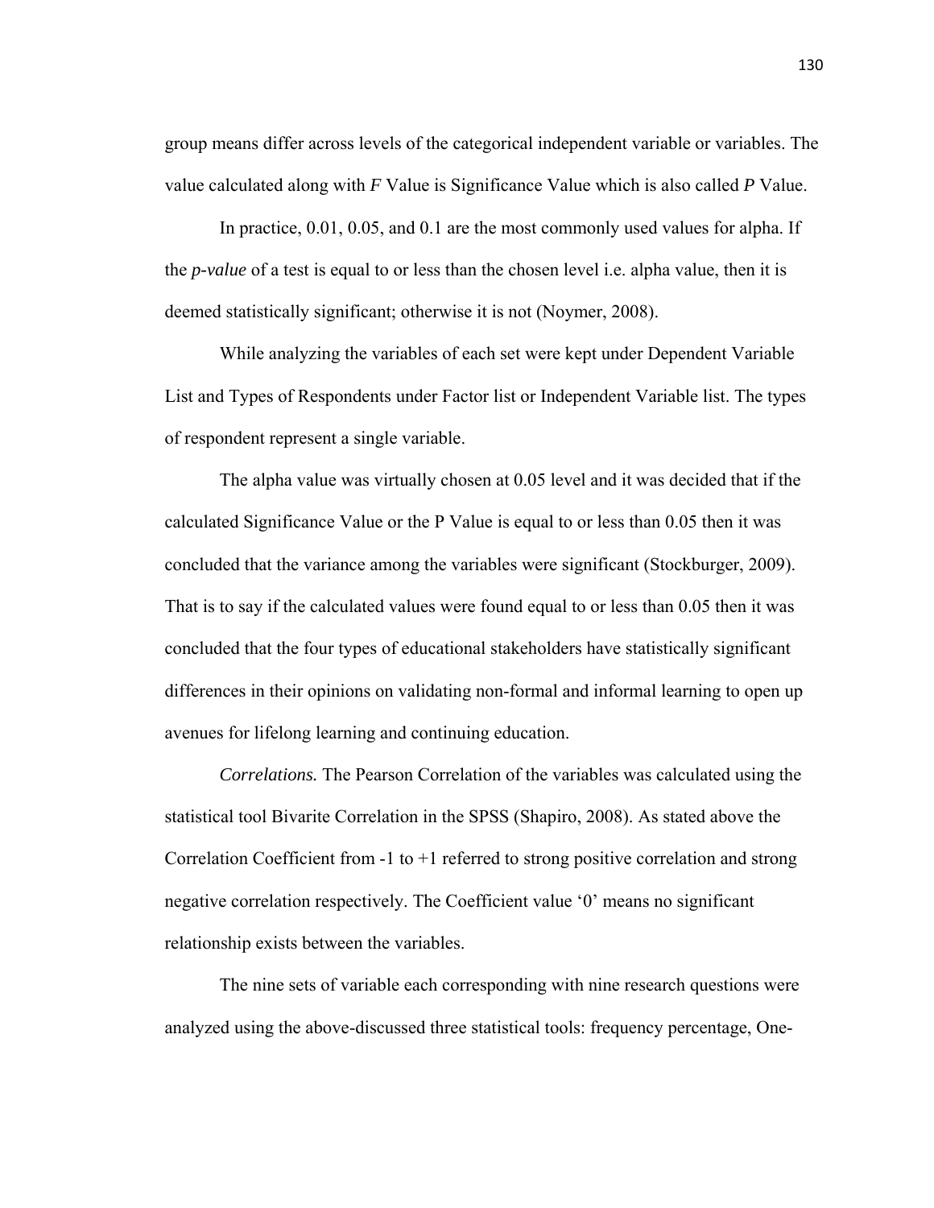group means differ across levels of the categorical independent variable or variables. The value calculated along with *F* Value is Significance Value which is also called *P* Value.

In practice, 0.01, 0.05, and 0.1 are the most commonly used values for alpha. If the *p-value* of a test is equal to or less than the chosen level i.e. alpha value, then it is deemed statistically significant; otherwise it is not (Noymer, 2008).

While analyzing the variables of each set were kept under Dependent Variable List and Types of Respondents under Factor list or Independent Variable list. The types of respondent represent a single variable.

The alpha value was virtually chosen at 0.05 level and it was decided that if the calculated Significance Value or the P Value is equal to or less than 0.05 then it was concluded that the variance among the variables were significant (Stockburger, 2009). That is to say if the calculated values were found equal to or less than 0.05 then it was concluded that the four types of educational stakeholders have statistically significant differences in their opinions on validating non-formal and informal learning to open up avenues for lifelong learning and continuing education.

*Correlations.* The Pearson Correlation of the variables was calculated using the statistical tool Bivarite Correlation in the SPSS (Shapiro, 2008). As stated above the Correlation Coefficient from -1 to +1 referred to strong positive correlation and strong negative correlation respectively. The Coefficient value '0' means no significant relationship exists between the variables.

The nine sets of variable each corresponding with nine research questions were analyzed using the above-discussed three statistical tools: frequency percentage, One-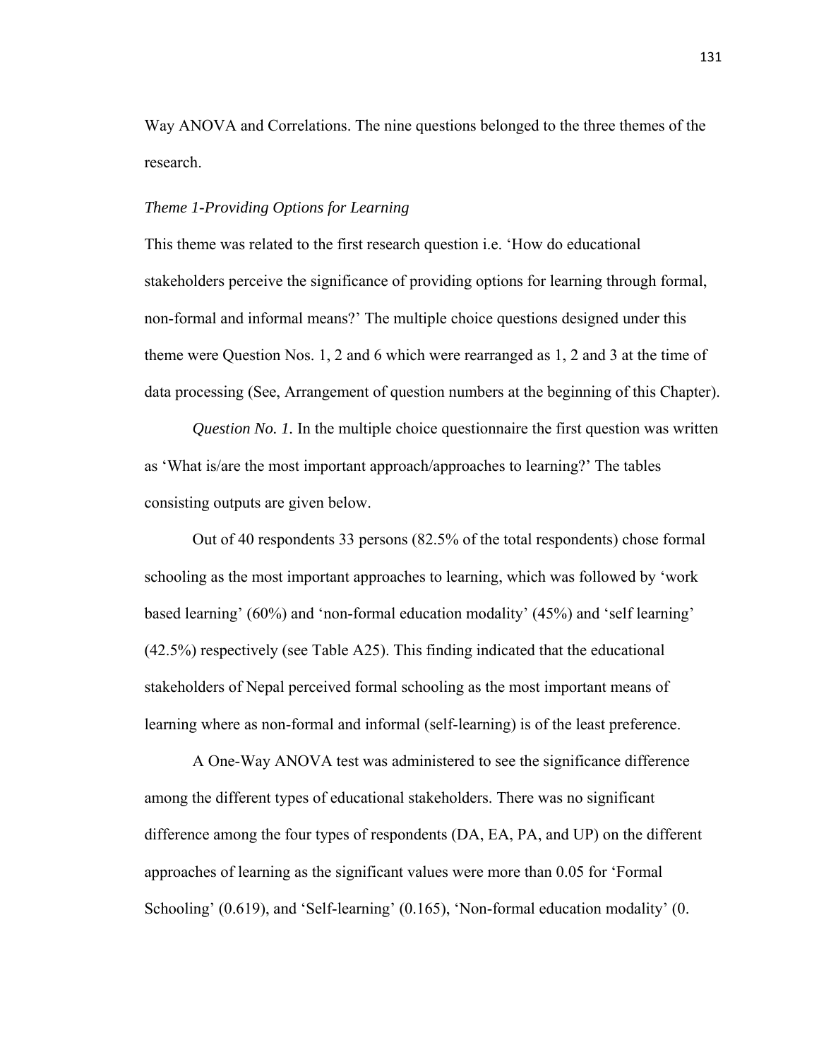Way ANOVA and Correlations. The nine questions belonged to the three themes of the research.

*Theme 1-Providing Options for Learning*

This theme was related to the first research question i.e. 'How do educational stakeholders perceive the significance of providing options for learning through formal, non-formal and informal means?' The multiple choice questions designed under this theme were Question Nos. 1, 2 and 6 which were rearranged as 1, 2 and 3 at the time of data processing (See, Arrangement of question numbers at the beginning of this Chapter).

*Question No. 1.* In the multiple choice questionnaire the first question was written as 'What is/are the most important approach/approaches to learning?' The tables consisting outputs are given below.

Out of 40 respondents 33 persons (82.5% of the total respondents) chose formal schooling as the most important approaches to learning, which was followed by 'work based learning' (60%) and 'non-formal education modality' (45%) and 'self learning' (42.5%) respectively (see Table A25). This finding indicated that the educational stakeholders of Nepal perceived formal schooling as the most important means of learning where as non-formal and informal (self-learning) is of the least preference.

A One-Way ANOVA test was administered to see the significance difference among the different types of educational stakeholders. There was no significant difference among the four types of respondents (DA, EA, PA, and UP) on the different approaches of learning as the significant values were more than 0.05 for 'Formal Schooling' (0.619), and 'Self-learning' (0.165), 'Non-formal education modality' (0.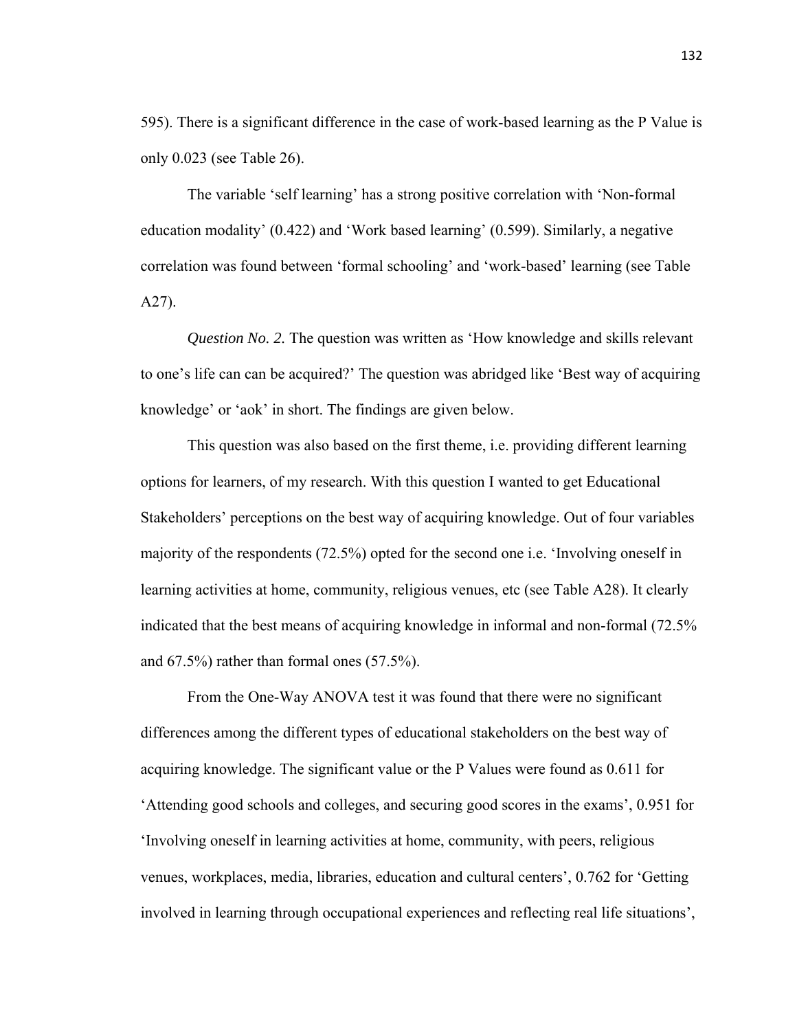595). There is a significant difference in the case of work-based learning as the P Value is only 0.023 (see Table 26).

The variable 'self learning' has a strong positive correlation with 'Non-formal education modality' (0.422) and 'Work based learning' (0.599). Similarly, a negative correlation was found between 'formal schooling' and 'work-based' learning (see Table A27).

*Question No. 2.* The question was written as 'How knowledge and skills relevant to one's life can can be acquired?' The question was abridged like 'Best way of acquiring knowledge' or 'aok' in short. The findings are given below.

This question was also based on the first theme, i.e. providing different learning options for learners, of my research. With this question I wanted to get Educational Stakeholders' perceptions on the best way of acquiring knowledge. Out of four variables majority of the respondents (72.5%) opted for the second one i.e. 'Involving oneself in learning activities at home, community, religious venues, etc (see Table A28). It clearly indicated that the best means of acquiring knowledge in informal and non-formal (72.5% and 67.5%) rather than formal ones (57.5%).

From the One-Way ANOVA test it was found that there were no significant differences among the different types of educational stakeholders on the best way of acquiring knowledge. The significant value or the P Values were found as 0.611 for 'Attending good schools and colleges, and securing good scores in the exams', 0.951 for 'Involving oneself in learning activities at home, community, with peers, religious venues, workplaces, media, libraries, education and cultural centers', 0.762 for 'Getting involved in learning through occupational experiences and reflecting real life situations',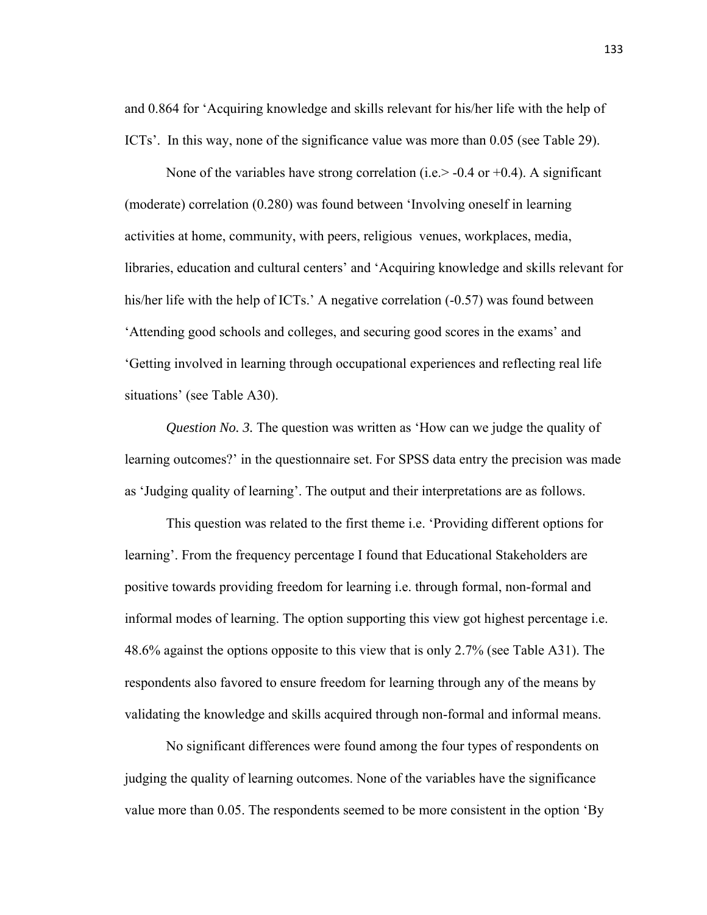and 0.864 for 'Acquiring knowledge and skills relevant for his/her life with the help of ICTs'. In this way, none of the significance value was more than 0.05 (see Table 29).

None of the variables have strong correlation (i.e.> -0.4 or +0.4). A significant (moderate) correlation (0.280) was found between 'Involving oneself in learning activities at home, community, with peers, religious venues, workplaces, media, libraries, education and cultural centers' and 'Acquiring knowledge and skills relevant for his/her life with the help of ICTs.' A negative correlation (-0.57) was found between 'Attending good schools and colleges, and securing good scores in the exams' and 'Getting involved in learning through occupational experiences and reflecting real life situations' (see Table A30).

*Question No. 3.* The question was written as 'How can we judge the quality of learning outcomes?' in the questionnaire set. For SPSS data entry the precision was made as 'Judging quality of learning'. The output and their interpretations are as follows.

This question was related to the first theme i.e. 'Providing different options for learning'. From the frequency percentage I found that Educational Stakeholders are positive towards providing freedom for learning i.e. through formal, non-formal and informal modes of learning. The option supporting this view got highest percentage i.e. 48.6% against the options opposite to this view that is only 2.7% (see Table A31). The respondents also favored to ensure freedom for learning through any of the means by validating the knowledge and skills acquired through non-formal and informal means.

No significant differences were found among the four types of respondents on judging the quality of learning outcomes. None of the variables have the significance value more than 0.05. The respondents seemed to be more consistent in the option 'By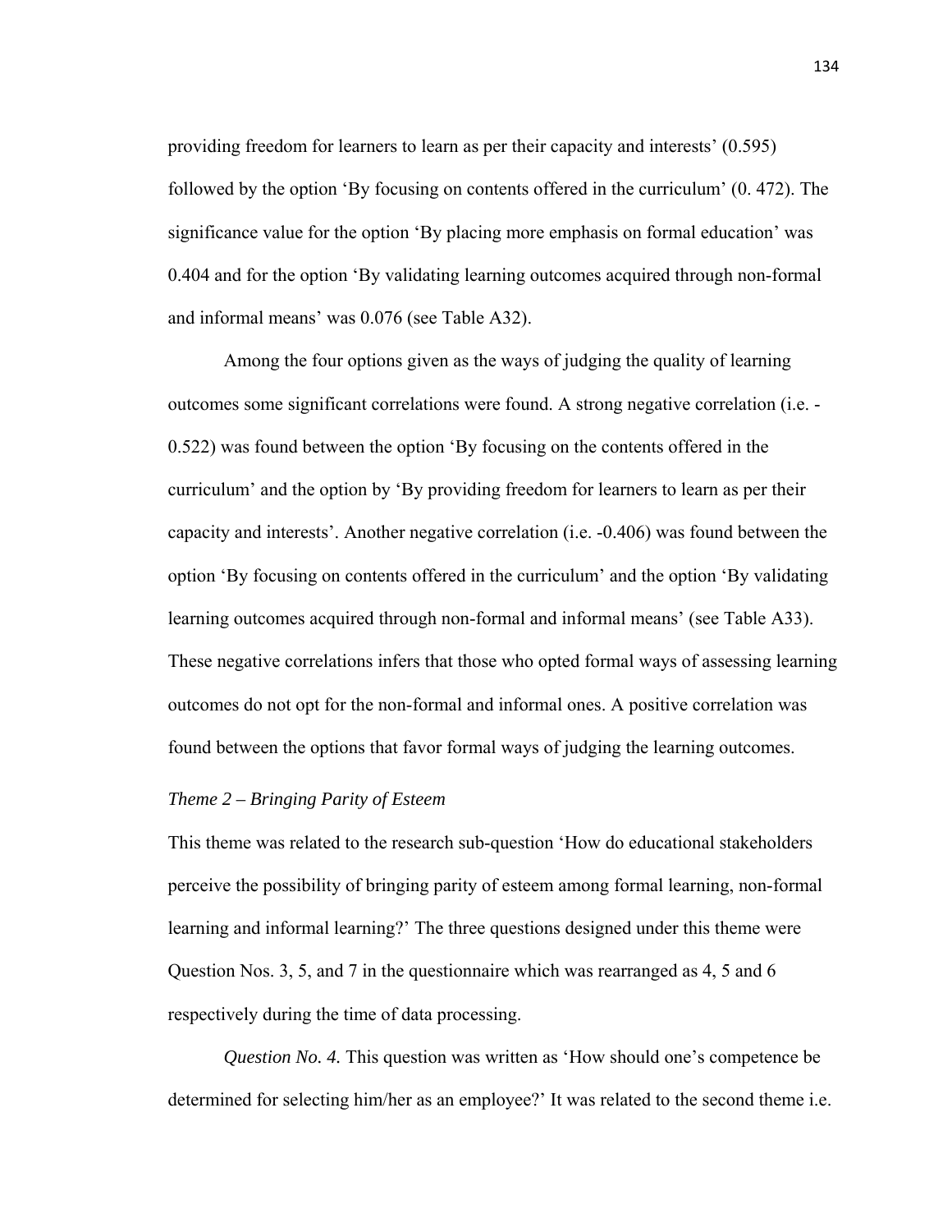providing freedom for learners to learn as per their capacity and interests' (0.595) followed by the option 'By focusing on contents offered in the curriculum' (0. 472). The significance value for the option 'By placing more emphasis on formal education' was 0.404 and for the option 'By validating learning outcomes acquired through non-formal and informal means' was 0.076 (see Table A32).

Among the four options given as the ways of judging the quality of learning outcomes some significant correlations were found. A strong negative correlation (i.e. -0.522) was found between the option 'By focusing on the contents offered in the curriculum' and the option by 'By providing freedom for learners to learn as per their capacity and interests'. Another negative correlation (i.e. -0.406) was found between the option 'By focusing on contents offered in the curriculum' and the option 'By validating learning outcomes acquired through non-formal and informal means' (see Table A33). These negative correlations infers that those who opted formal ways of assessing learning outcomes do not opt for the non-formal and informal ones. A positive correlation was found between the options that favor formal ways of judging the learning outcomes.

*Theme 2 – Bringing Parity of Esteem*

This theme was related to the research sub-question 'How do educational stakeholders perceive the possibility of bringing parity of esteem among formal learning, non-formal learning and informal learning?' The three questions designed under this theme were Question Nos. 3, 5, and 7 in the questionnaire which was rearranged as 4, 5 and 6 respectively during the time of data processing.

*Question No. 4.* This question was written as 'How should one's competence be determined for selecting him/her as an employee?' It was related to the second theme i.e.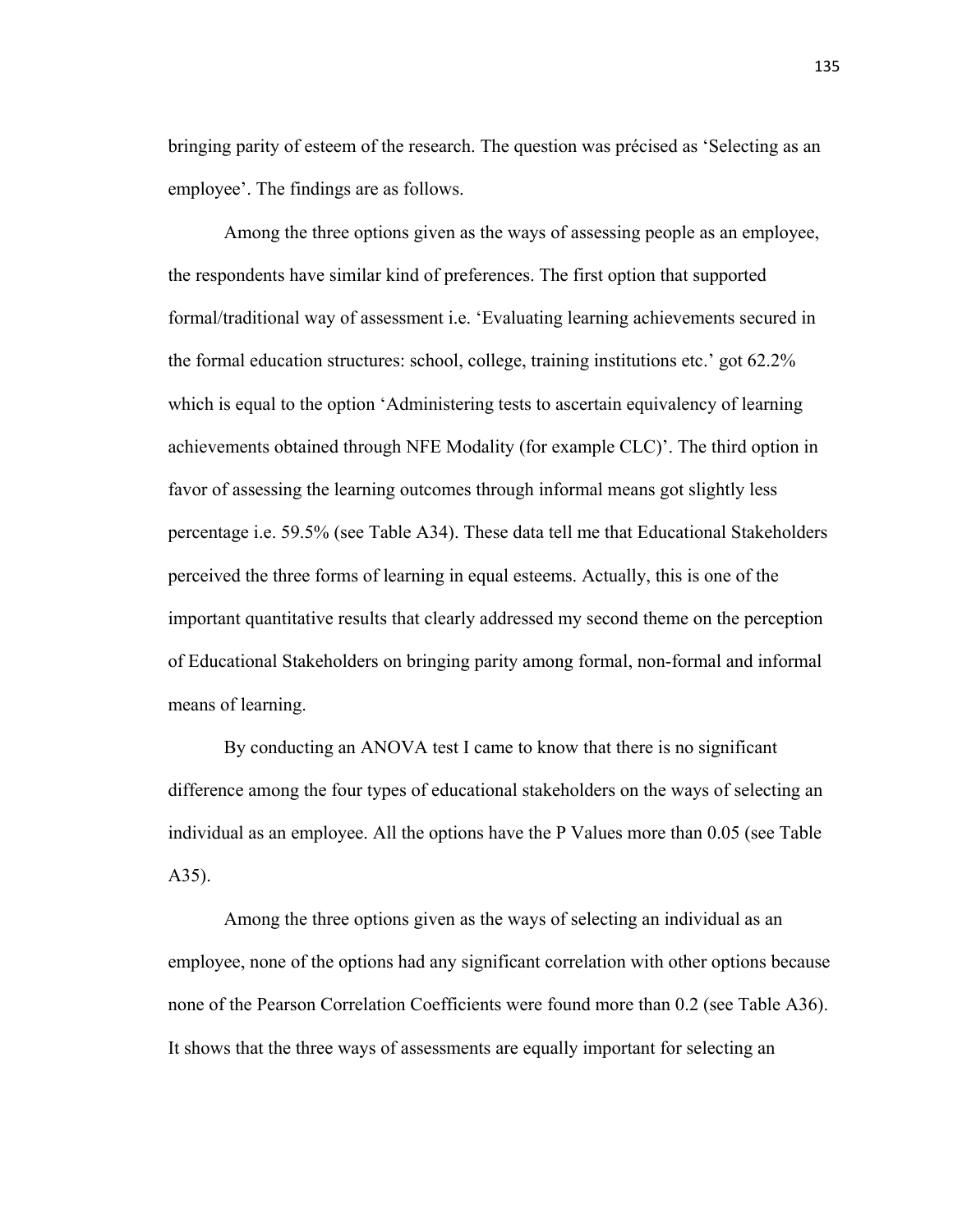bringing parity of esteem of the research. The question was précised as 'Selecting as an employee'. The findings are as follows.

Among the three options given as the ways of assessing people as an employee, the respondents have similar kind of preferences. The first option that supported formal/traditional way of assessment i.e. 'Evaluating learning achievements secured in the formal education structures: school, college, training institutions etc.' got 62.2% which is equal to the option 'Administering tests to ascertain equivalency of learning achievements obtained through NFE Modality (for example CLC)'. The third option in favor of assessing the learning outcomes through informal means got slightly less percentage i.e. 59.5% (see Table A34). These data tell me that Educational Stakeholders perceived the three forms of learning in equal esteems. Actually, this is one of the important quantitative results that clearly addressed my second theme on the perception of Educational Stakeholders on bringing parity among formal, non-formal and informal means of learning.

By conducting an ANOVA test I came to know that there is no significant difference among the four types of educational stakeholders on the ways of selecting an individual as an employee. All the options have the P Values more than 0.05 (see Table A35).

Among the three options given as the ways of selecting an individual as an employee, none of the options had any significant correlation with other options because none of the Pearson Correlation Coefficients were found more than 0.2 (see Table A36). It shows that the three ways of assessments are equally important for selecting an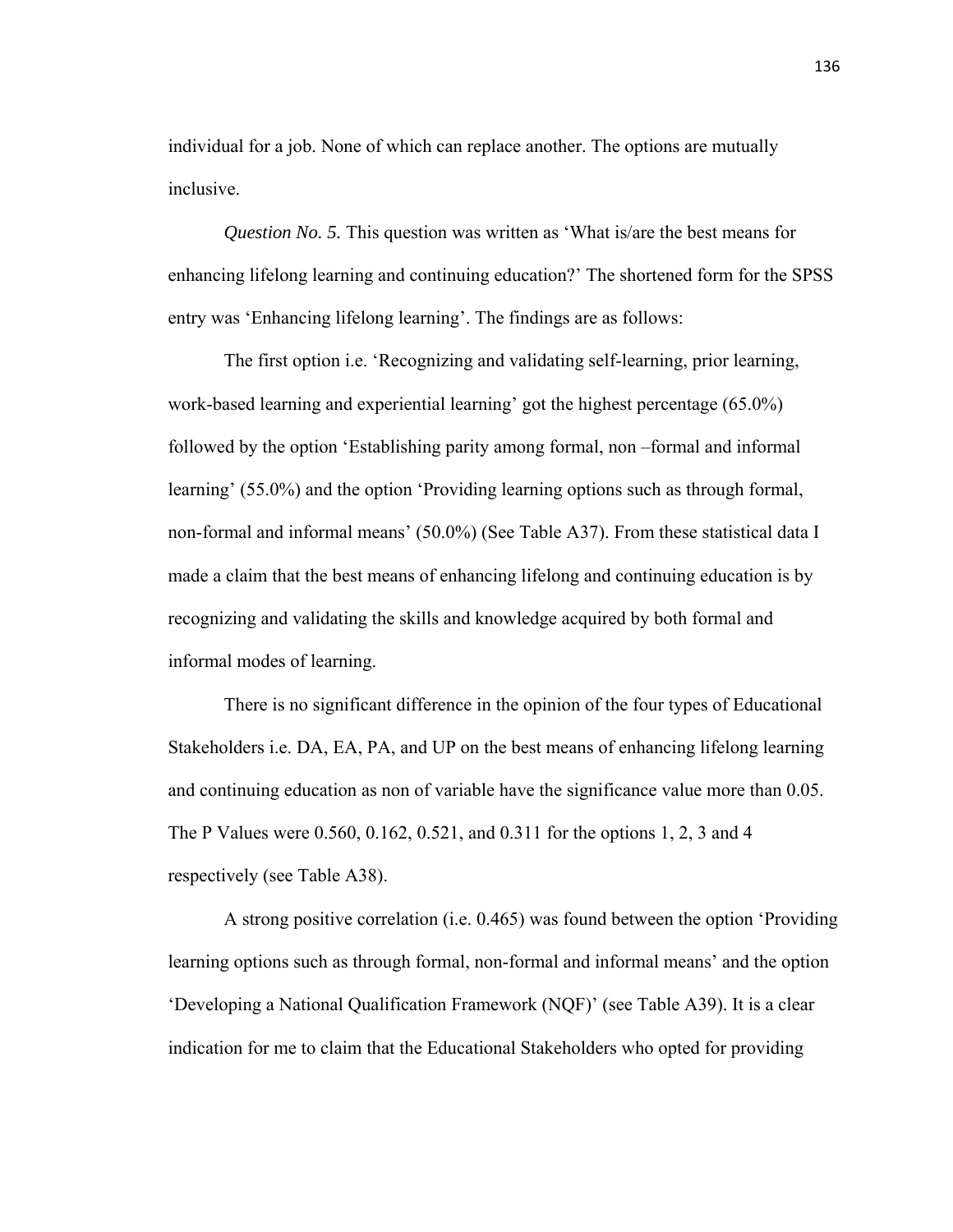individual for a job. None of which can replace another. The options are mutually inclusive.

*Question No. 5.* This question was written as 'What is/are the best means for enhancing lifelong learning and continuing education?' The shortened form for the SPSS entry was 'Enhancing lifelong learning'. The findings are as follows:

The first option i.e. 'Recognizing and validating self-learning, prior learning, work-based learning and experiential learning' got the highest percentage (65.0%) followed by the option 'Establishing parity among formal, non –formal and informal learning' (55.0%) and the option 'Providing learning options such as through formal, non-formal and informal means' (50.0%) (See Table A37). From these statistical data I made a claim that the best means of enhancing lifelong and continuing education is by recognizing and validating the skills and knowledge acquired by both formal and informal modes of learning.

There is no significant difference in the opinion of the four types of Educational Stakeholders i.e. DA, EA, PA, and UP on the best means of enhancing lifelong learning and continuing education as non of variable have the significance value more than 0.05. The P Values were 0.560, 0.162, 0.521, and 0.311 for the options 1, 2, 3 and 4 respectively (see Table A38).

A strong positive correlation (i.e. 0.465) was found between the option 'Providing learning options such as through formal, non-formal and informal means' and the option 'Developing a National Qualification Framework (NQF)' (see Table A39). It is a clear indication for me to claim that the Educational Stakeholders who opted for providing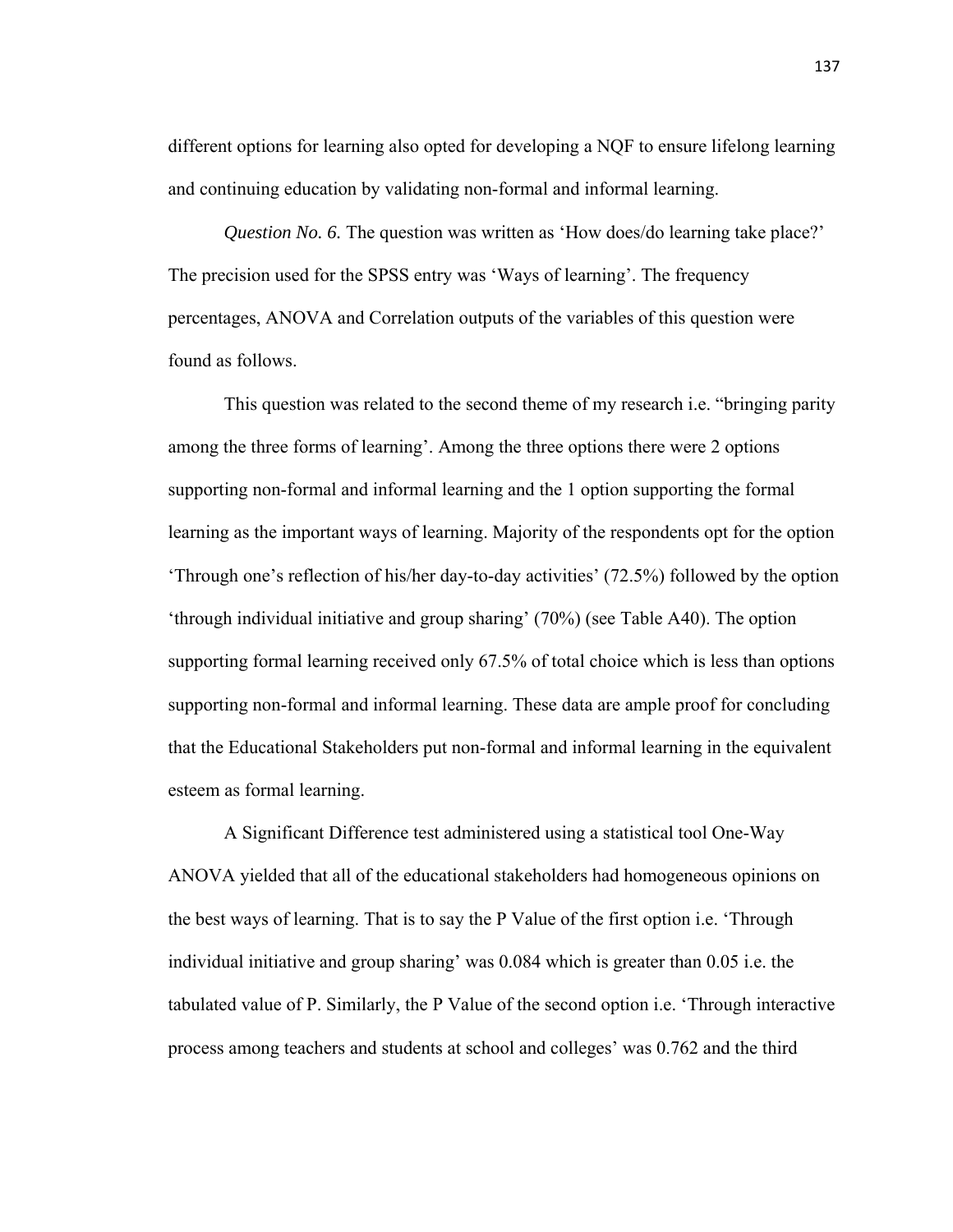different options for learning also opted for developing a NQF to ensure lifelong learning and continuing education by validating non-formal and informal learning.

*Question No. 6.* The question was written as 'How does/do learning take place?' The precision used for the SPSS entry was 'Ways of learning'. The frequency percentages, ANOVA and Correlation outputs of the variables of this question were found as follows.

This question was related to the second theme of my research i.e. "bringing parity among the three forms of learning'. Among the three options there were 2 options supporting non-formal and informal learning and the 1 option supporting the formal learning as the important ways of learning. Majority of the respondents opt for the option 'Through one's reflection of his/her day-to-day activities' (72.5%) followed by the option 'through individual initiative and group sharing' (70%) (see Table A40). The option supporting formal learning received only 67.5% of total choice which is less than options supporting non-formal and informal learning. These data are ample proof for concluding that the Educational Stakeholders put non-formal and informal learning in the equivalent esteem as formal learning.

A Significant Difference test administered using a statistical tool One-Way ANOVA yielded that all of the educational stakeholders had homogeneous opinions on the best ways of learning. That is to say the P Value of the first option i.e. 'Through individual initiative and group sharing' was 0.084 which is greater than 0.05 i.e. the tabulated value of P. Similarly, the P Value of the second option i.e. 'Through interactive process among teachers and students at school and colleges' was 0.762 and the third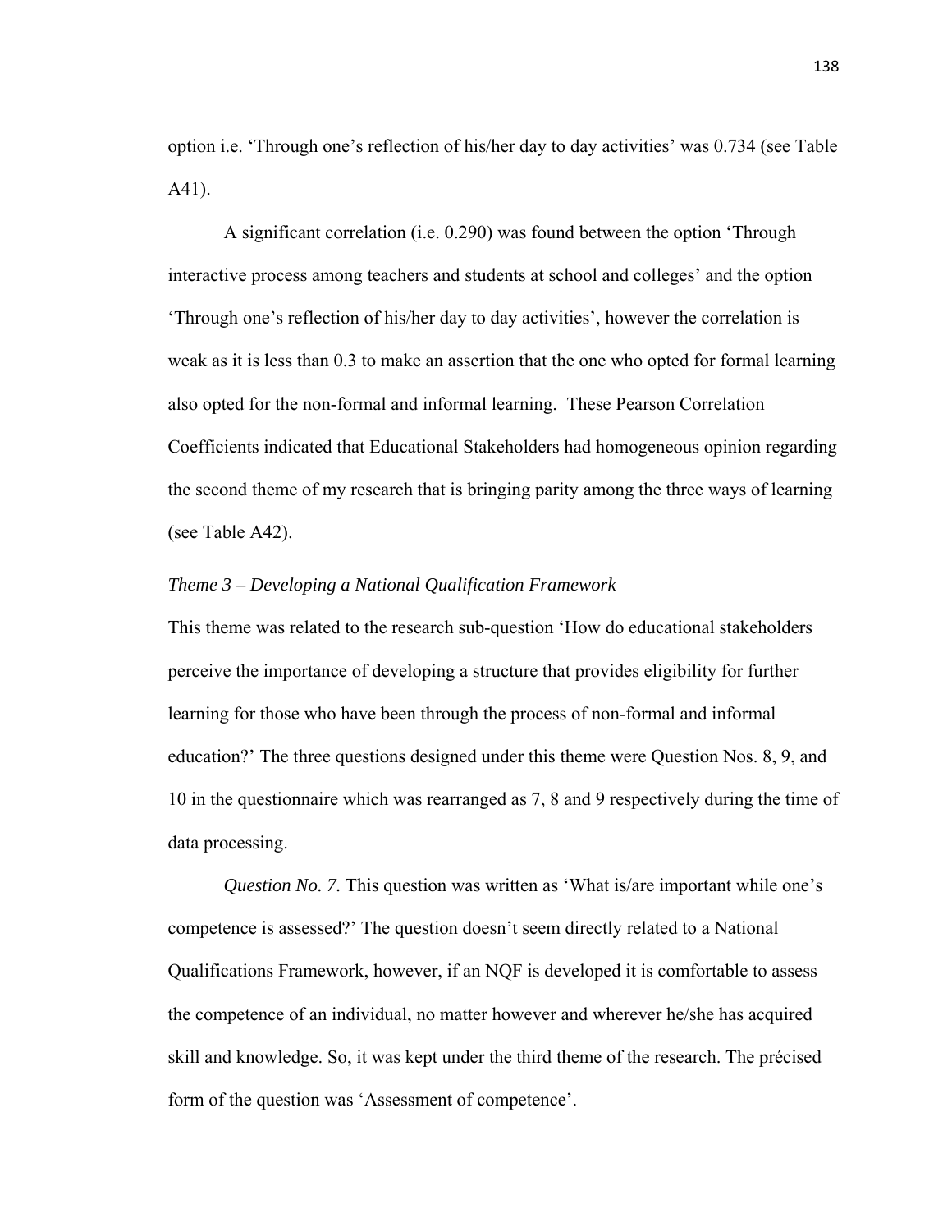option i.e. 'Through one's reflection of his/her day to day activities' was 0.734 (see Table A41).

A significant correlation (i.e. 0.290) was found between the option 'Through interactive process among teachers and students at school and colleges' and the option 'Through one's reflection of his/her day to day activities', however the correlation is weak as it is less than 0.3 to make an assertion that the one who opted for formal learning also opted for the non-formal and informal learning. These Pearson Correlation Coefficients indicated that Educational Stakeholders had homogeneous opinion regarding the second theme of my research that is bringing parity among the three ways of learning (see Table A42).

*Theme 3 – Developing a National Qualification Framework*

This theme was related to the research sub-question 'How do educational stakeholders perceive the importance of developing a structure that provides eligibility for further learning for those who have been through the process of non-formal and informal education?' The three questions designed under this theme were Question Nos. 8, 9, and 10 in the questionnaire which was rearranged as 7, 8 and 9 respectively during the time of data processing.

*Question No. 7.* This question was written as 'What is/are important while one's competence is assessed?' The question doesn't seem directly related to a National Qualifications Framework, however, if an NQF is developed it is comfortable to assess the competence of an individual, no matter however and wherever he/she has acquired skill and knowledge. So, it was kept under the third theme of the research. The précised form of the question was 'Assessment of competence'.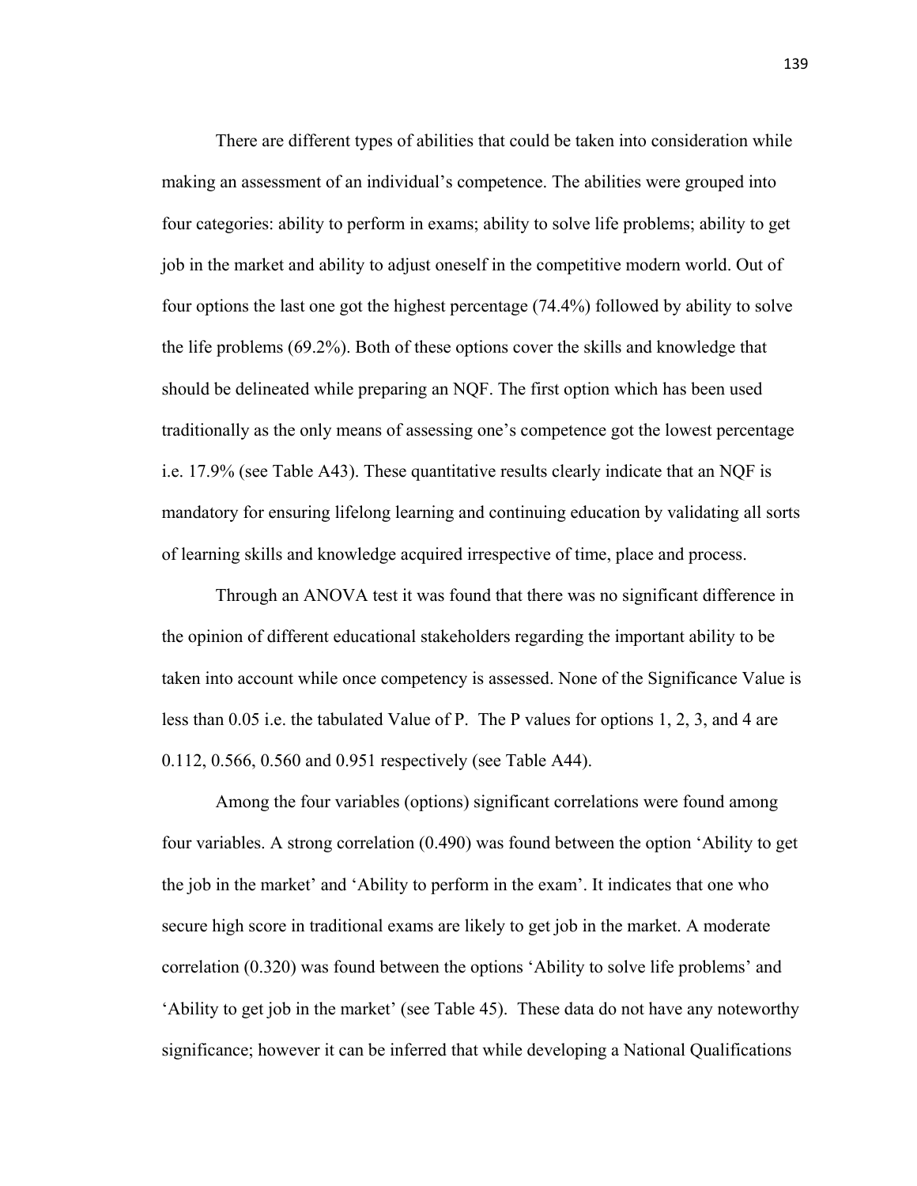There are different types of abilities that could be taken into consideration while making an assessment of an individual's competence. The abilities were grouped into four categories: ability to perform in exams; ability to solve life problems; ability to get job in the market and ability to adjust oneself in the competitive modern world. Out of four options the last one got the highest percentage (74.4%) followed by ability to solve the life problems (69.2%). Both of these options cover the skills and knowledge that should be delineated while preparing an NQF. The first option which has been used traditionally as the only means of assessing one's competence got the lowest percentage i.e. 17.9% (see Table A43). These quantitative results clearly indicate that an NQF is mandatory for ensuring lifelong learning and continuing education by validating all sorts of learning skills and knowledge acquired irrespective of time, place and process.

Through an ANOVA test it was found that there was no significant difference in the opinion of different educational stakeholders regarding the important ability to be taken into account while once competency is assessed. None of the Significance Value is less than 0.05 i.e. the tabulated Value of P. The P values for options 1, 2, 3, and 4 are 0.112, 0.566, 0.560 and 0.951 respectively (see Table A44).

Among the four variables (options) significant correlations were found among four variables. A strong correlation (0.490) was found between the option 'Ability to get the job in the market' and 'Ability to perform in the exam'. It indicates that one who secure high score in traditional exams are likely to get job in the market. A moderate correlation (0.320) was found between the options 'Ability to solve life problems' and 'Ability to get job in the market' (see Table 45). These data do not have any noteworthy significance; however it can be inferred that while developing a National Qualifications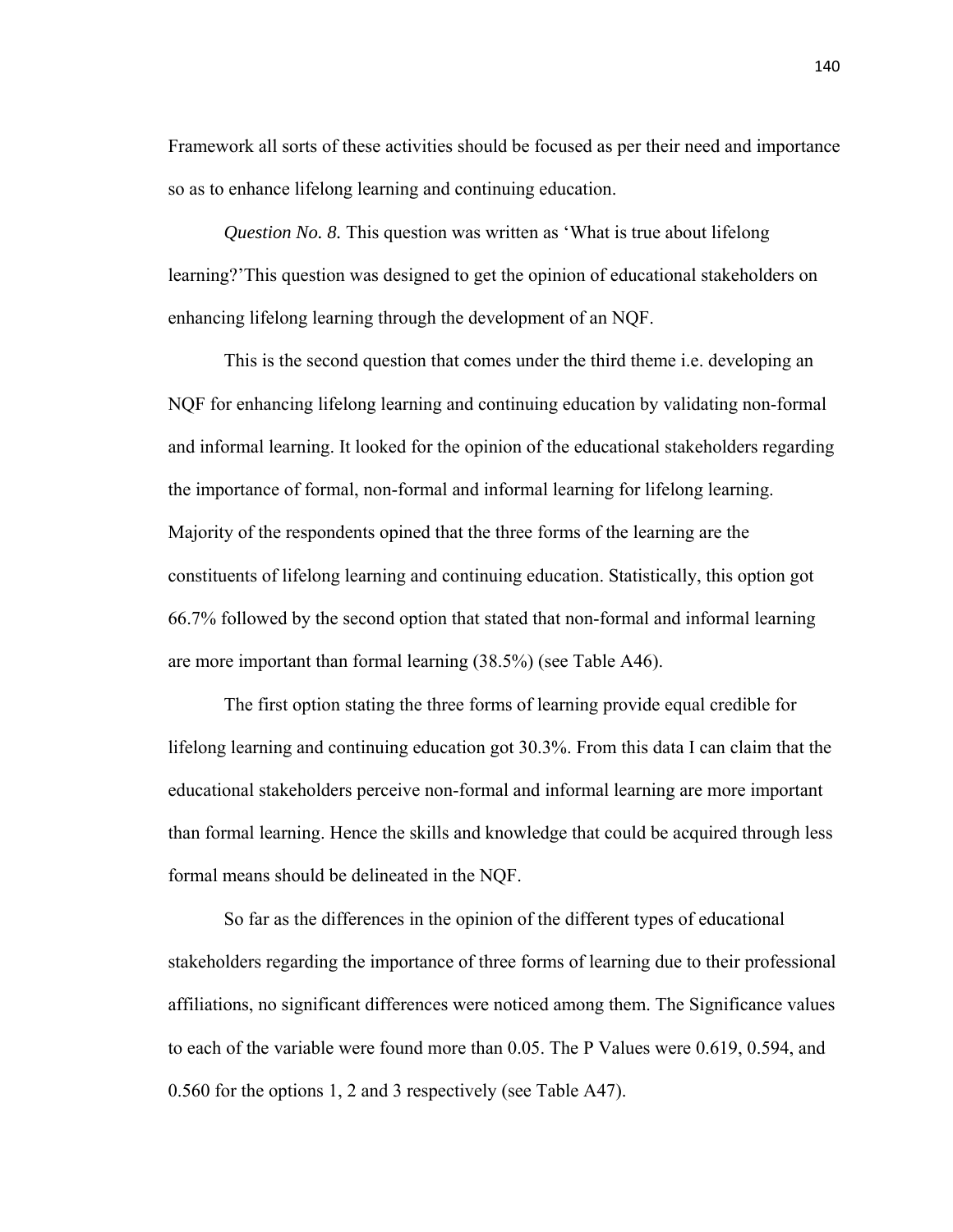Framework all sorts of these activities should be focused as per their need and importance so as to enhance lifelong learning and continuing education.

*Question No. 8.* This question was written as 'What is true about lifelong learning?'This question was designed to get the opinion of educational stakeholders on enhancing lifelong learning through the development of an NQF.

This is the second question that comes under the third theme i.e. developing an NQF for enhancing lifelong learning and continuing education by validating non-formal and informal learning. It looked for the opinion of the educational stakeholders regarding the importance of formal, non-formal and informal learning for lifelong learning. Majority of the respondents opined that the three forms of the learning are the constituents of lifelong learning and continuing education. Statistically, this option got 66.7% followed by the second option that stated that non-formal and informal learning are more important than formal learning (38.5%) (see Table A46).

The first option stating the three forms of learning provide equal credible for lifelong learning and continuing education got 30.3%. From this data I can claim that the educational stakeholders perceive non-formal and informal learning are more important than formal learning. Hence the skills and knowledge that could be acquired through less formal means should be delineated in the NQF.

So far as the differences in the opinion of the different types of educational stakeholders regarding the importance of three forms of learning due to their professional affiliations, no significant differences were noticed among them. The Significance values to each of the variable were found more than 0.05. The P Values were 0.619, 0.594, and 0.560 for the options 1, 2 and 3 respectively (see Table A47).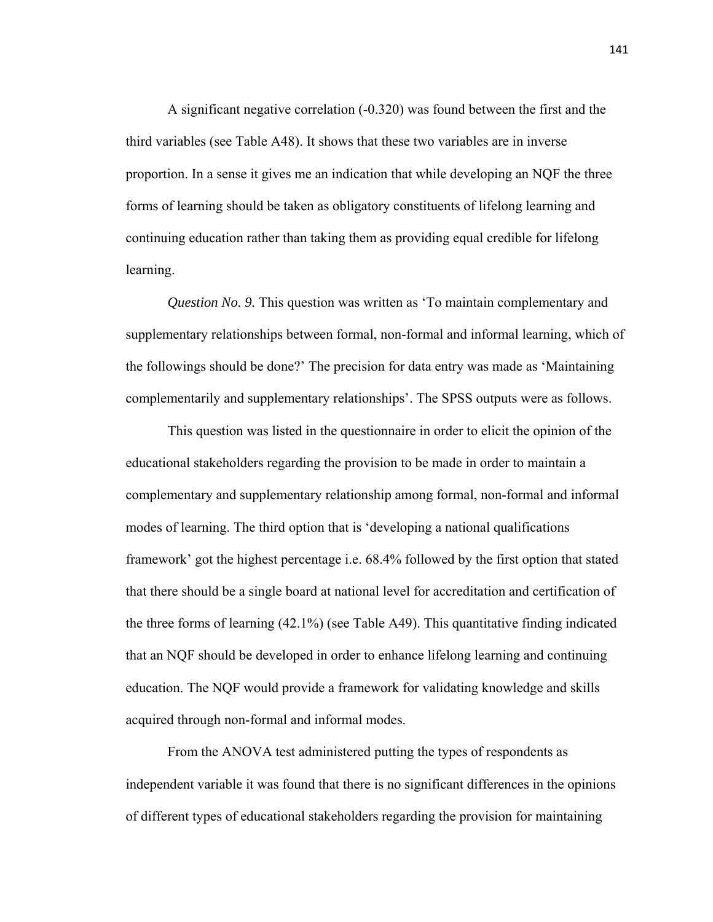A significant negative correlation (-0.320) was found between the first and the third variables (see Table A48). It shows that these two variables are in inverse proportion. In a sense it gives me an indication that while developing an NQF the three forms of learning should be taken as obligatory constituents of lifelong learning and continuing education rather than taking them as providing equal credible for lifelong learning.

*Question No. 9.* This question was written as 'To maintain complementary and supplementary relationships between formal, non-formal and informal learning, which of the followings should be done?' The precision for data entry was made as 'Maintaining complementarily and supplementary relationships'. The SPSS outputs were as follows.

This question was listed in the questionnaire in order to elicit the opinion of the educational stakeholders regarding the provision to be made in order to maintain a complementary and supplementary relationship among formal, non-formal and informal modes of learning. The third option that is 'developing a national qualifications framework' got the highest percentage i.e. 68.4% followed by the first option that stated that there should be a single board at national level for accreditation and certification of the three forms of learning (42.1%) (see Table A49). This quantitative finding indicated that an NQF should be developed in order to enhance lifelong learning and continuing education. The NQF would provide a framework for validating knowledge and skills acquired through non-formal and informal modes.

From the ANOVA test administered putting the types of respondents as independent variable it was found that there is no significant differences in the opinions of different types of educational stakeholders regarding the provision for maintaining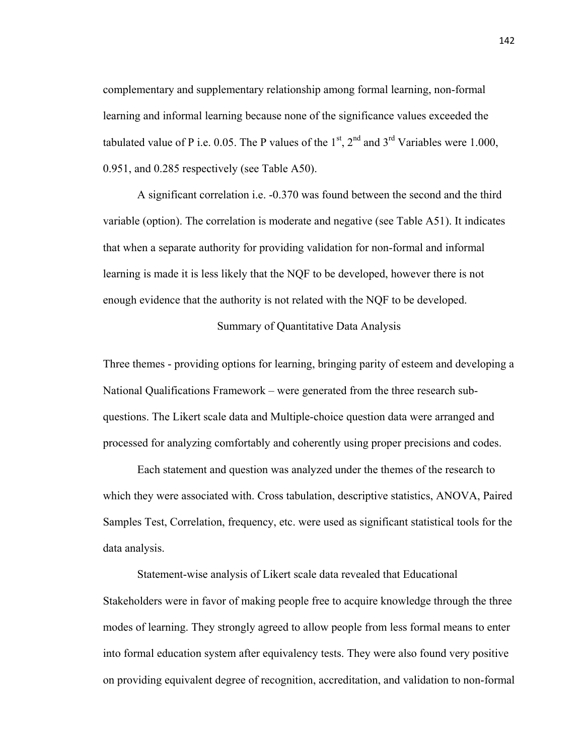complementary and supplementary relationship among formal learning, non-formal learning and informal learning because none of the significance values exceeded the tabulated value of P i.e. 0.05. The P values of the 1st, 2nd and 3rd Variables were 1.000, 0.951, and 0.285 respectively (see Table A50).

A significant correlation i.e. -0.370 was found between the second and the third variable (option). The correlation is moderate and negative (see Table A51). It indicates that when a separate authority for providing validation for non-formal and informal learning is made it is less likely that the NQF to be developed, however there is not enough evidence that the authority is not related with the NQF to be developed.

## Summary of Quantitative Data Analysis

Three themes - providing options for learning, bringing parity of esteem and developing a National Qualifications Framework – were generated from the three research sub-questions. The Likert scale data and Multiple-choice question data were arranged and processed for analyzing comfortably and coherently using proper precisions and codes.

Each statement and question was analyzed under the themes of the research to which they were associated with. Cross tabulation, descriptive statistics, ANOVA, Paired Samples Test, Correlation, frequency, etc. were used as significant statistical tools for the data analysis.

Statement-wise analysis of Likert scale data revealed that Educational Stakeholders were in favor of making people free to acquire knowledge through the three modes of learning. They strongly agreed to allow people from less formal means to enter into formal education system after equivalency tests. They were also found very positive on providing equivalent degree of recognition, accreditation, and validation to non-formal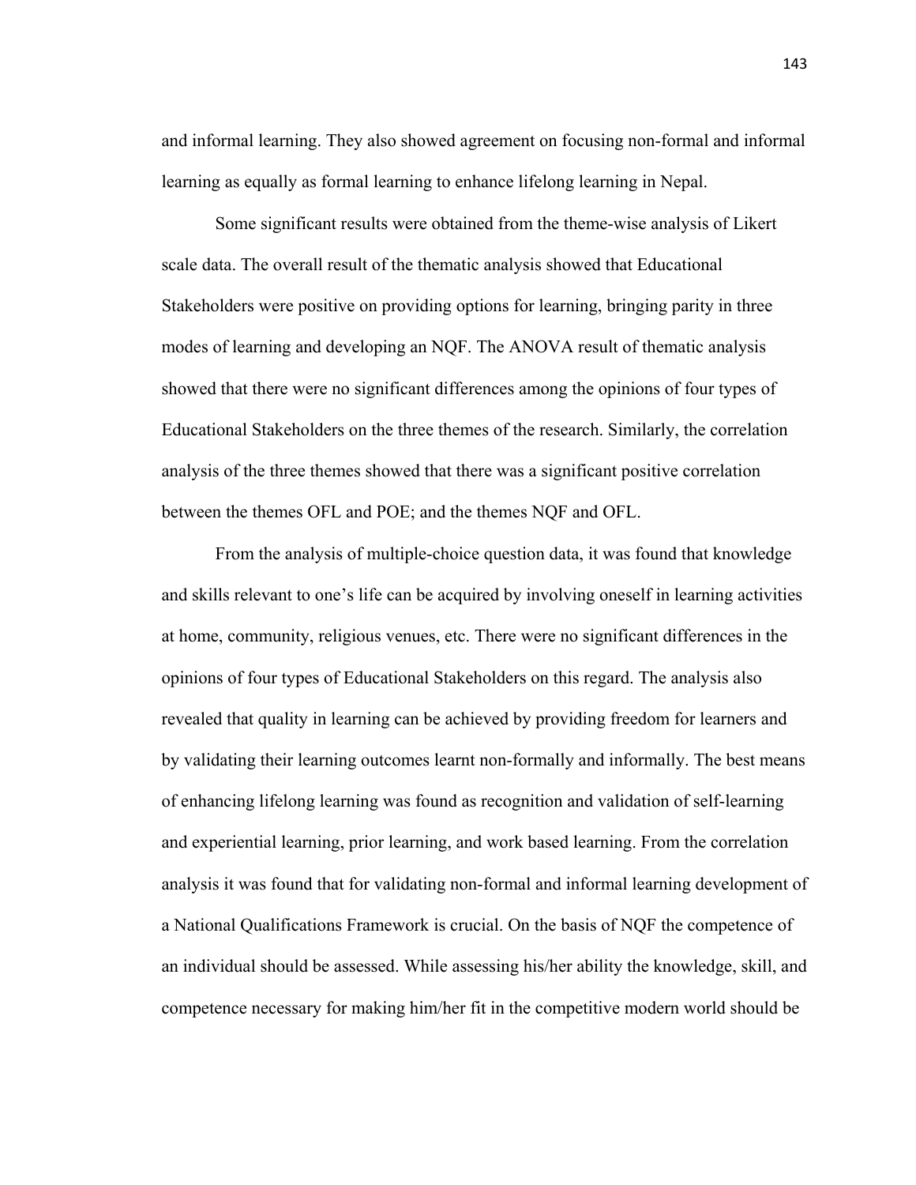and informal learning. They also showed agreement on focusing non-formal and informal learning as equally as formal learning to enhance lifelong learning in Nepal.

Some significant results were obtained from the theme-wise analysis of Likert scale data. The overall result of the thematic analysis showed that Educational Stakeholders were positive on providing options for learning, bringing parity in three modes of learning and developing an NQF. The ANOVA result of thematic analysis showed that there were no significant differences among the opinions of four types of Educational Stakeholders on the three themes of the research. Similarly, the correlation analysis of the three themes showed that there was a significant positive correlation between the themes OFL and POE; and the themes NQF and OFL.

From the analysis of multiple-choice question data, it was found that knowledge and skills relevant to one's life can be acquired by involving oneself in learning activities at home, community, religious venues, etc. There were no significant differences in the opinions of four types of Educational Stakeholders on this regard. The analysis also revealed that quality in learning can be achieved by providing freedom for learners and by validating their learning outcomes learnt non-formally and informally. The best means of enhancing lifelong learning was found as recognition and validation of self-learning and experiential learning, prior learning, and work based learning. From the correlation analysis it was found that for validating non-formal and informal learning development of a National Qualifications Framework is crucial. On the basis of NQF the competence of an individual should be assessed. While assessing his/her ability the knowledge, skill, and competence necessary for making him/her fit in the competitive modern world should be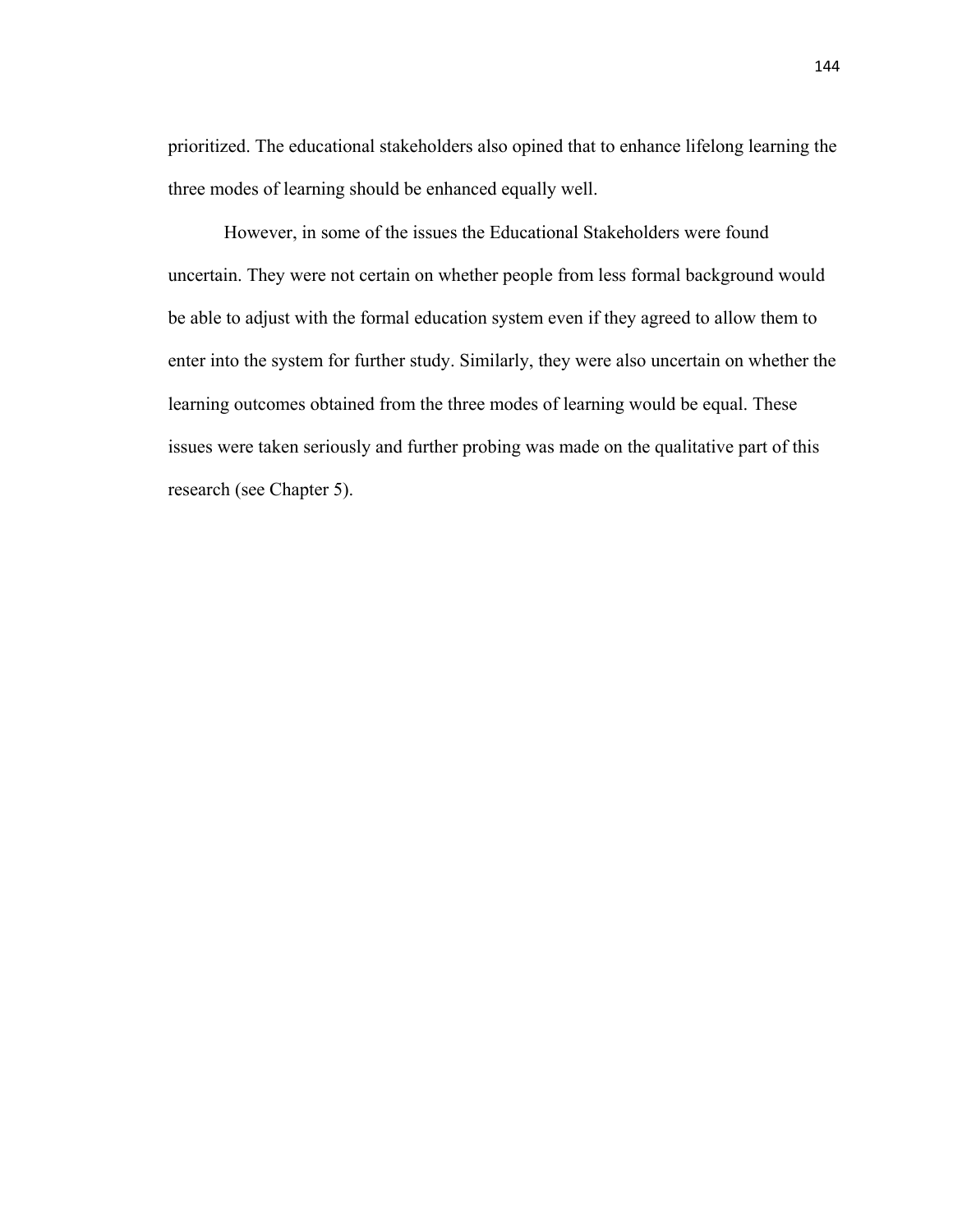prioritized. The educational stakeholders also opined that to enhance lifelong learning the three modes of learning should be enhanced equally well.

However, in some of the issues the Educational Stakeholders were found uncertain. They were not certain on whether people from less formal background would be able to adjust with the formal education system even if they agreed to allow them to enter into the system for further study. Similarly, they were also uncertain on whether the learning outcomes obtained from the three modes of learning would be equal. These issues were taken seriously and further probing was made on the qualitative part of this research (see Chapter 5).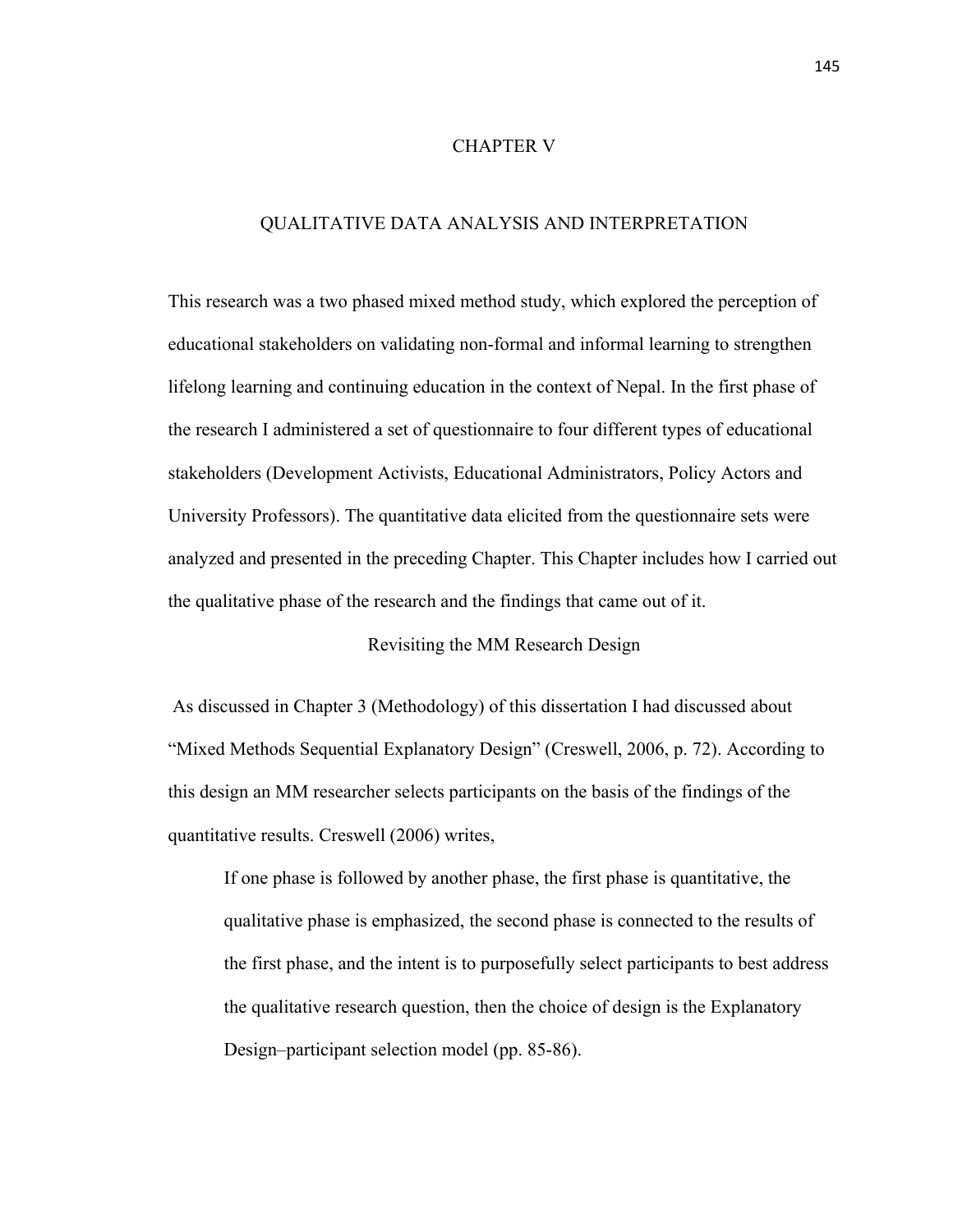# CHAPTER V

# QUALITATIVE DATA ANALYSIS AND INTERPRETATION

This research was a two phased mixed method study, which explored the perception of educational stakeholders on validating non-formal and informal learning to strengthen lifelong learning and continuing education in the context of Nepal. In the first phase of the research I administered a set of questionnaire to four different types of educational stakeholders (Development Activists, Educational Administrators, Policy Actors and University Professors). The quantitative data elicited from the questionnaire sets were analyzed and presented in the preceding Chapter. This Chapter includes how I carried out the qualitative phase of the research and the findings that came out of it.

## Revisiting the MM Research Design

As discussed in Chapter 3 (Methodology) of this dissertation I had discussed about "Mixed Methods Sequential Explanatory Design" (Creswell, 2006, p. 72). According to this design an MM researcher selects participants on the basis of the findings of the quantitative results. Creswell (2006) writes,

> If one phase is followed by another phase, the first phase is quantitative, the qualitative phase is emphasized, the second phase is connected to the results of the first phase, and the intent is to purposefully select participants to best address the qualitative research question, then the choice of design is the Explanatory Design–participant selection model (pp. 85-86).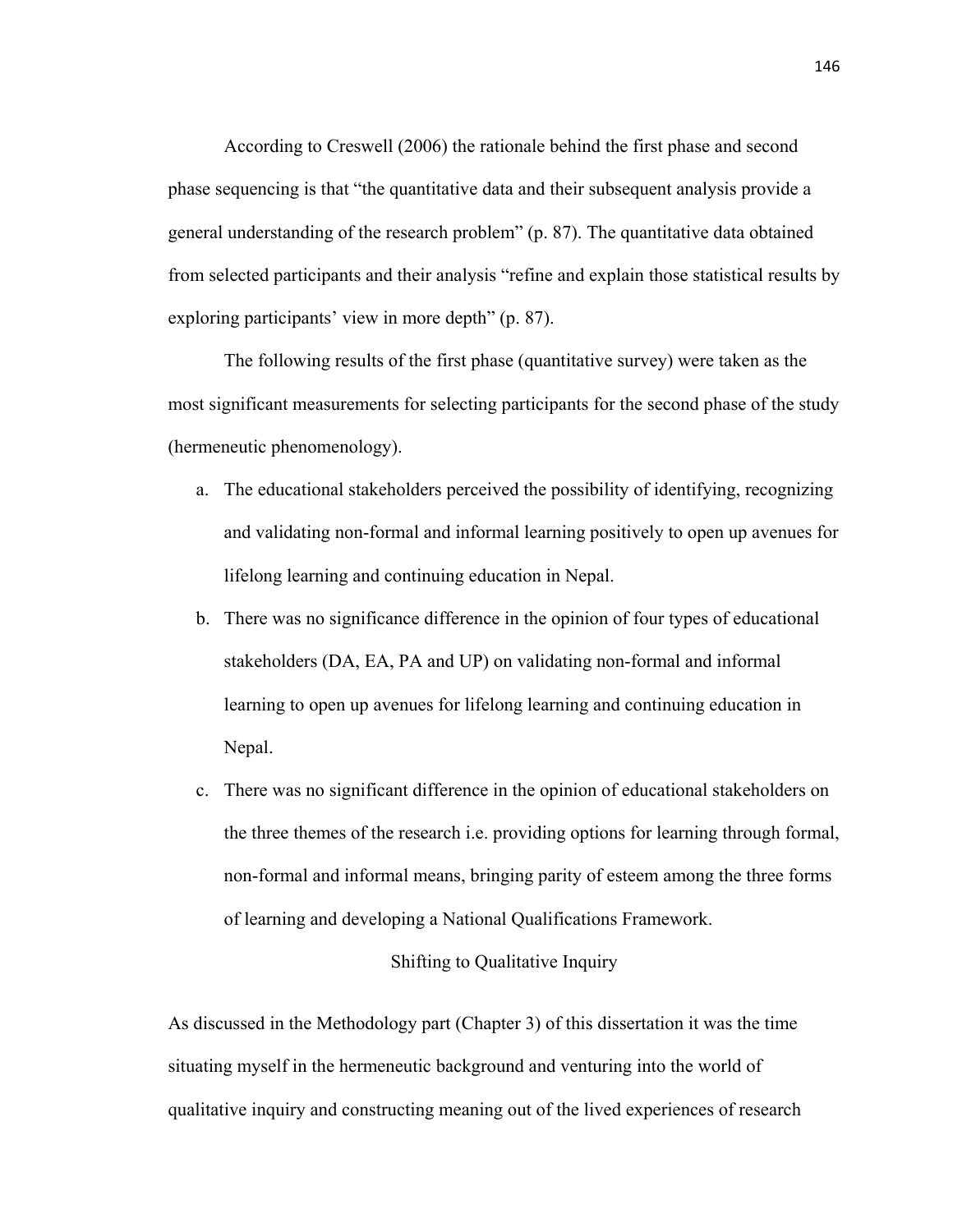According to Creswell (2006) the rationale behind the first phase and second phase sequencing is that "the quantitative data and their subsequent analysis provide a general understanding of the research problem" (p. 87). The quantitative data obtained from selected participants and their analysis "refine and explain those statistical results by exploring participants' view in more depth" (p. 87).

The following results of the first phase (quantitative survey) were taken as the most significant measurements for selecting participants for the second phase of the study (hermeneutic phenomenology).

a. The educational stakeholders perceived the possibility of identifying, recognizing and validating non-formal and informal learning positively to open up avenues for lifelong learning and continuing education in Nepal.
b. There was no significance difference in the opinion of four types of educational stakeholders (DA, EA, PA and UP) on validating non-formal and informal learning to open up avenues for lifelong learning and continuing education in Nepal.
c. There was no significant difference in the opinion of educational stakeholders on the three themes of the research i.e. providing options for learning through formal, non-formal and informal means, bringing parity of esteem among the three forms of learning and developing a National Qualifications Framework.

## Shifting to Qualitative Inquiry

As discussed in the Methodology part (Chapter 3) of this dissertation it was the time situating myself in the hermeneutic background and venturing into the world of qualitative inquiry and constructing meaning out of the lived experiences of research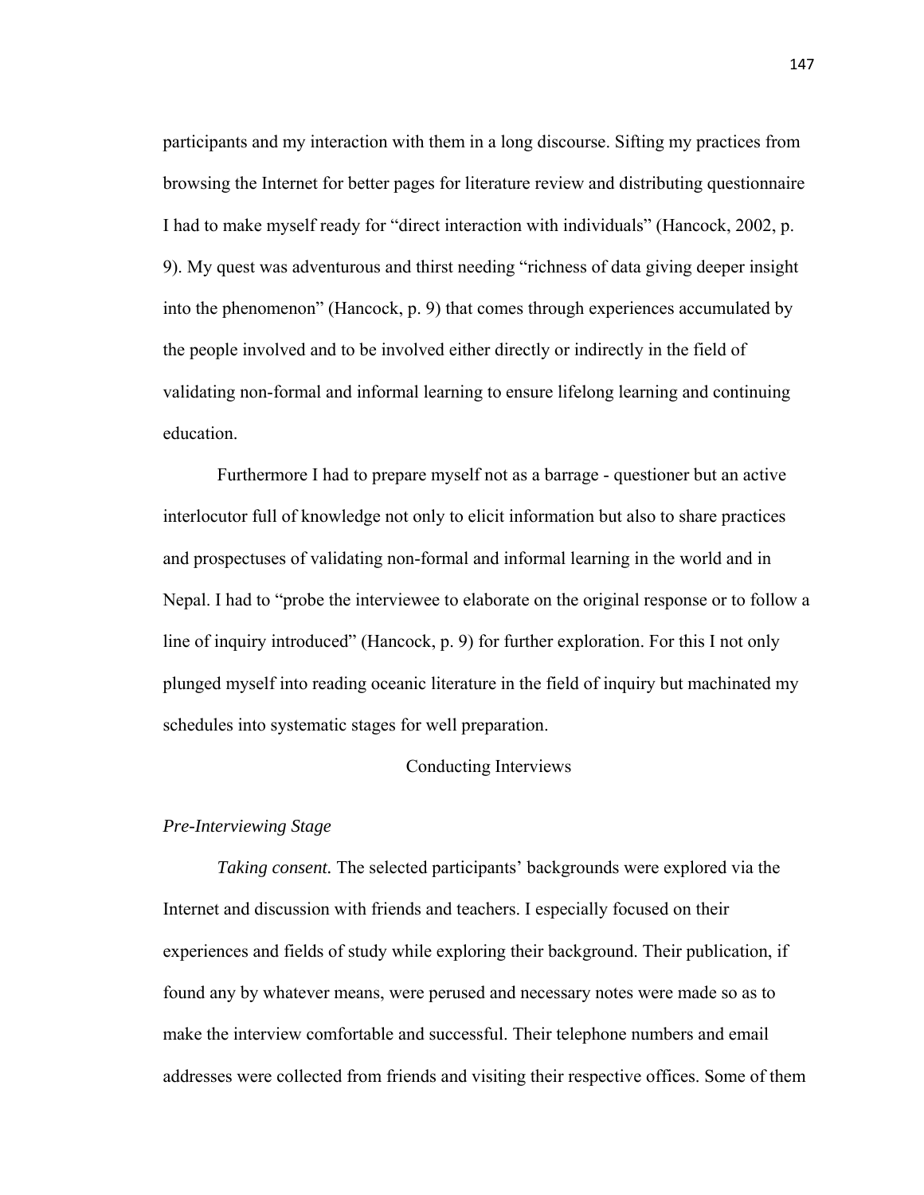participants and my interaction with them in a long discourse. Sifting my practices from browsing the Internet for better pages for literature review and distributing questionnaire I had to make myself ready for “direct interaction with individuals” (Hancock, 2002, p. 9). My quest was adventurous and thirst needing “richness of data giving deeper insight into the phenomenon” (Hancock, p. 9) that comes through experiences accumulated by the people involved and to be involved either directly or indirectly in the field of validating non-formal and informal learning to ensure lifelong learning and continuing education.

Furthermore I had to prepare myself not as a barrage - questioner but an active interlocutor full of knowledge not only to elicit information but also to share practices and prospectuses of validating non-formal and informal learning in the world and in Nepal. I had to “probe the interviewee to elaborate on the original response or to follow a line of inquiry introduced” (Hancock, p. 9) for further exploration. For this I not only plunged myself into reading oceanic literature in the field of inquiry but machinated my schedules into systematic stages for well preparation.

## Conducting Interviews

### *Pre-Interviewing Stage*

*Taking consent.* The selected participants’ backgrounds were explored via the Internet and discussion with friends and teachers. I especially focused on their experiences and fields of study while exploring their background. Their publication, if found any by whatever means, were perused and necessary notes were made so as to make the interview comfortable and successful. Their telephone numbers and email addresses were collected from friends and visiting their respective offices. Some of them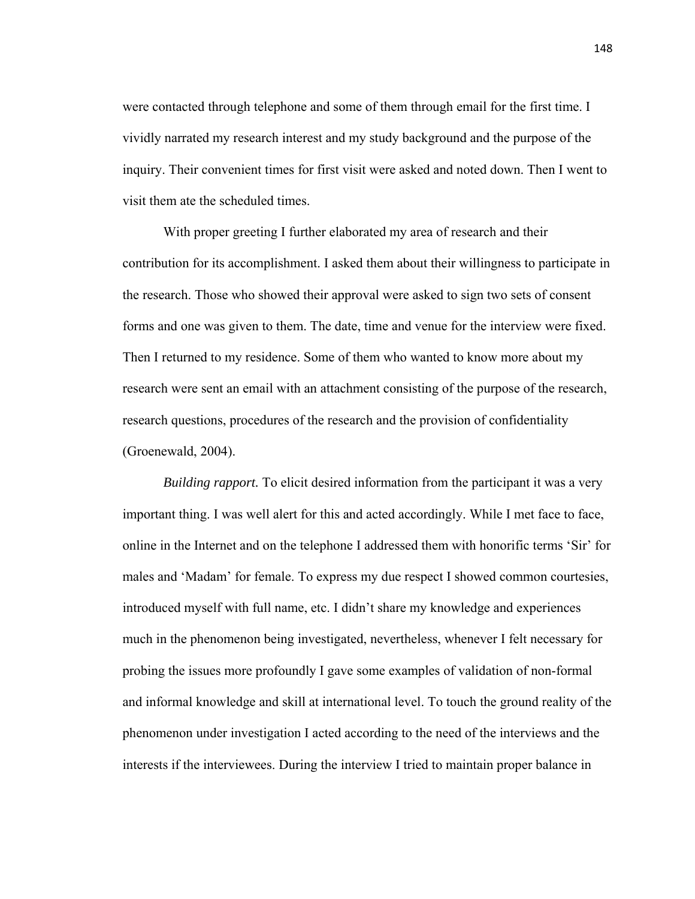were contacted through telephone and some of them through email for the first time. I vividly narrated my research interest and my study background and the purpose of the inquiry. Their convenient times for first visit were asked and noted down. Then I went to visit them ate the scheduled times.

With proper greeting I further elaborated my area of research and their contribution for its accomplishment. I asked them about their willingness to participate in the research. Those who showed their approval were asked to sign two sets of consent forms and one was given to them. The date, time and venue for the interview were fixed. Then I returned to my residence. Some of them who wanted to know more about my research were sent an email with an attachment consisting of the purpose of the research, research questions, procedures of the research and the provision of confidentiality (Groenewald, 2004).

*Building rapport.* To elicit desired information from the participant it was a very important thing. I was well alert for this and acted accordingly. While I met face to face, online in the Internet and on the telephone I addressed them with honorific terms 'Sir' for males and 'Madam' for female. To express my due respect I showed common courtesies, introduced myself with full name, etc. I didn't share my knowledge and experiences much in the phenomenon being investigated, nevertheless, whenever I felt necessary for probing the issues more profoundly I gave some examples of validation of non-formal and informal knowledge and skill at international level. To touch the ground reality of the phenomenon under investigation I acted according to the need of the interviews and the interests if the interviewees. During the interview I tried to maintain proper balance in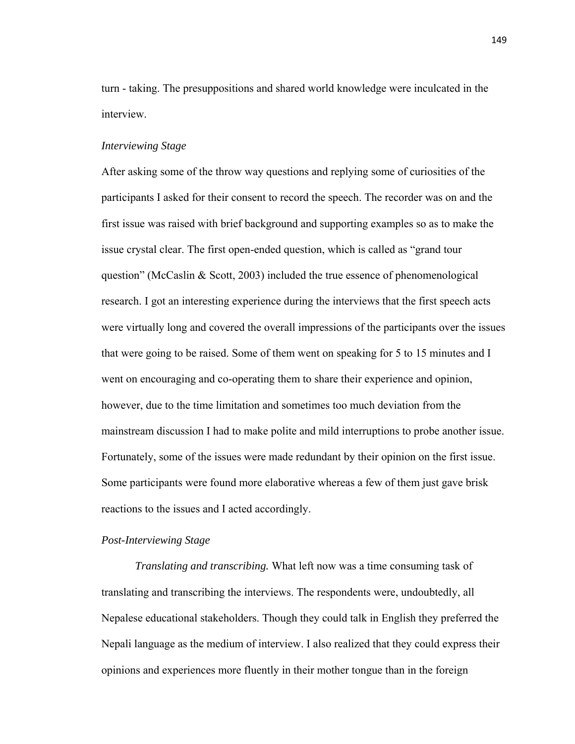turn - taking. The presuppositions and shared world knowledge were inculcated in the interview.

### *Interviewing Stage*

After asking some of the throw way questions and replying some of curiosities of the participants I asked for their consent to record the speech. The recorder was on and the first issue was raised with brief background and supporting examples so as to make the issue crystal clear. The first open-ended question, which is called as "grand tour question" (McCaslin & Scott, 2003) included the true essence of phenomenological research. I got an interesting experience during the interviews that the first speech acts were virtually long and covered the overall impressions of the participants over the issues that were going to be raised. Some of them went on speaking for 5 to 15 minutes and I went on encouraging and co-operating them to share their experience and opinion, however, due to the time limitation and sometimes too much deviation from the mainstream discussion I had to make polite and mild interruptions to probe another issue. Fortunately, some of the issues were made redundant by their opinion on the first issue. Some participants were found more elaborative whereas a few of them just gave brisk reactions to the issues and I acted accordingly.

### *Post-Interviewing Stage*

*Translating and transcribing.* What left now was a time consuming task of translating and transcribing the interviews. The respondents were, undoubtedly, all Nepalese educational stakeholders. Though they could talk in English they preferred the Nepali language as the medium of interview. I also realized that they could express their opinions and experiences more fluently in their mother tongue than in the foreign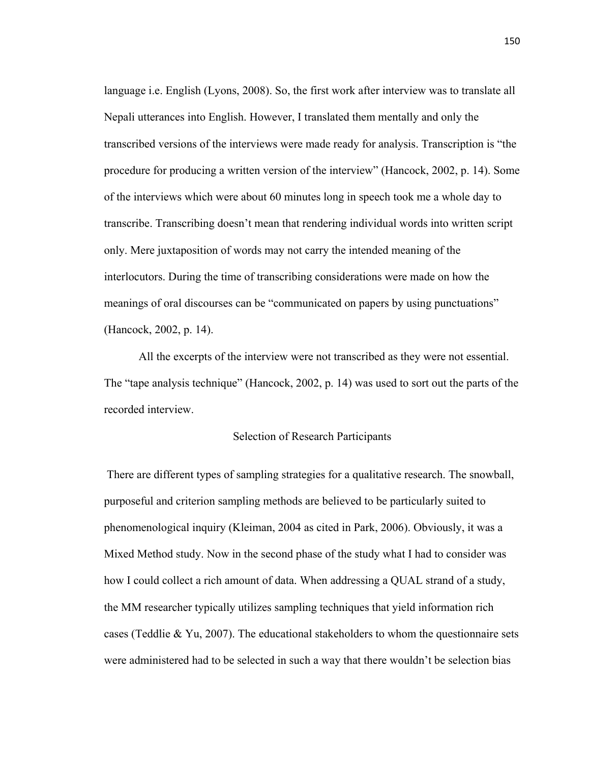language i.e. English (Lyons, 2008). So, the first work after interview was to translate all Nepali utterances into English. However, I translated them mentally and only the transcribed versions of the interviews were made ready for analysis. Transcription is "the procedure for producing a written version of the interview" (Hancock, 2002, p. 14). Some of the interviews which were about 60 minutes long in speech took me a whole day to transcribe. Transcribing doesn't mean that rendering individual words into written script only. Mere juxtaposition of words may not carry the intended meaning of the interlocutors. During the time of transcribing considerations were made on how the meanings of oral discourses can be "communicated on papers by using punctuations" (Hancock, 2002, p. 14).

All the excerpts of the interview were not transcribed as they were not essential. The "tape analysis technique" (Hancock, 2002, p. 14) was used to sort out the parts of the recorded interview.

## Selection of Research Participants

There are different types of sampling strategies for a qualitative research. The snowball, purposeful and criterion sampling methods are believed to be particularly suited to phenomenological inquiry (Kleiman, 2004 as cited in Park, 2006). Obviously, it was a Mixed Method study. Now in the second phase of the study what I had to consider was how I could collect a rich amount of data. When addressing a QUAL strand of a study, the MM researcher typically utilizes sampling techniques that yield information rich cases (Teddlie & Yu, 2007). The educational stakeholders to whom the questionnaire sets were administered had to be selected in such a way that there wouldn't be selection bias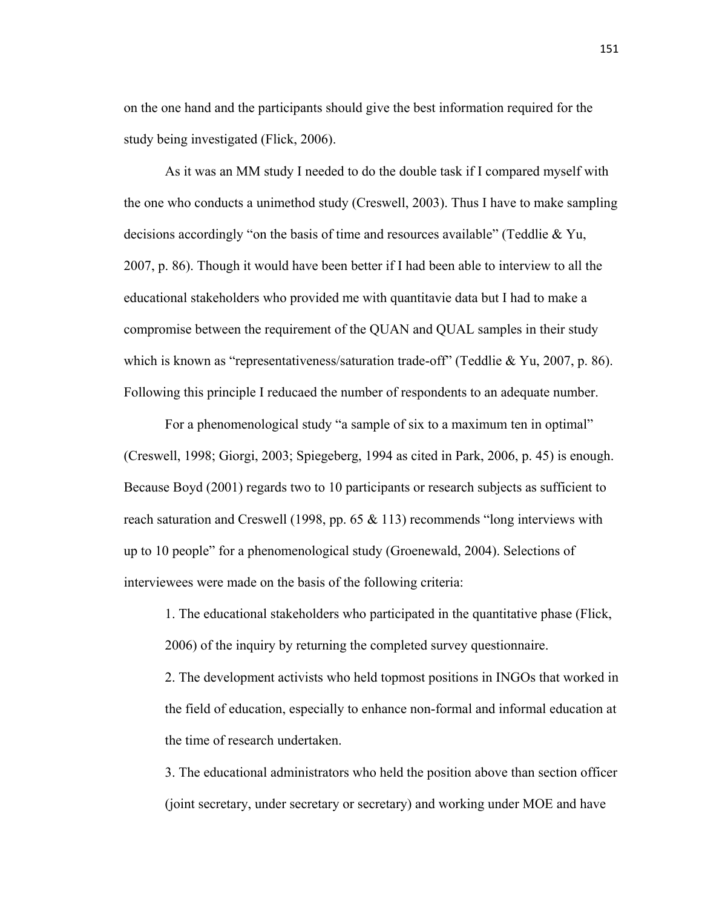on the one hand and the participants should give the best information required for the study being investigated (Flick, 2006).

As it was an MM study I needed to do the double task if I compared myself with the one who conducts a unimethod study (Creswell, 2003). Thus I have to make sampling decisions accordingly “on the basis of time and resources available” (Teddlie & Yu, 2007, p. 86). Though it would have been better if I had been able to interview to all the educational stakeholders who provided me with quantitavie data but I had to make a compromise between the requirement of the QUAN and QUAL samples in their study which is known as “representativeness/saturation trade-off” (Teddlie & Yu, 2007, p. 86). Following this principle I reducaed the number of respondents to an adequate number.

For a phenomenological study “a sample of six to a maximum ten in optimal” (Creswell, 1998; Giorgi, 2003; Spiegeberg, 1994 as cited in Park, 2006, p. 45) is enough. Because Boyd (2001) regards two to 10 participants or research subjects as sufficient to reach saturation and Creswell (1998, pp. 65 & 113) recommends “long interviews with up to 10 people” for a phenomenological study (Groenewald, 2004). Selections of interviewees were made on the basis of the following criteria:

1. The educational stakeholders who participated in the quantitative phase (Flick, 2006) of the inquiry by returning the completed survey questionnaire.
2. The development activists who held topmost positions in INGOs that worked in the field of education, especially to enhance non-formal and informal education at the time of research undertaken.
3. The educational administrators who held the position above than section officer (joint secretary, under secretary or secretary) and working under MOE and have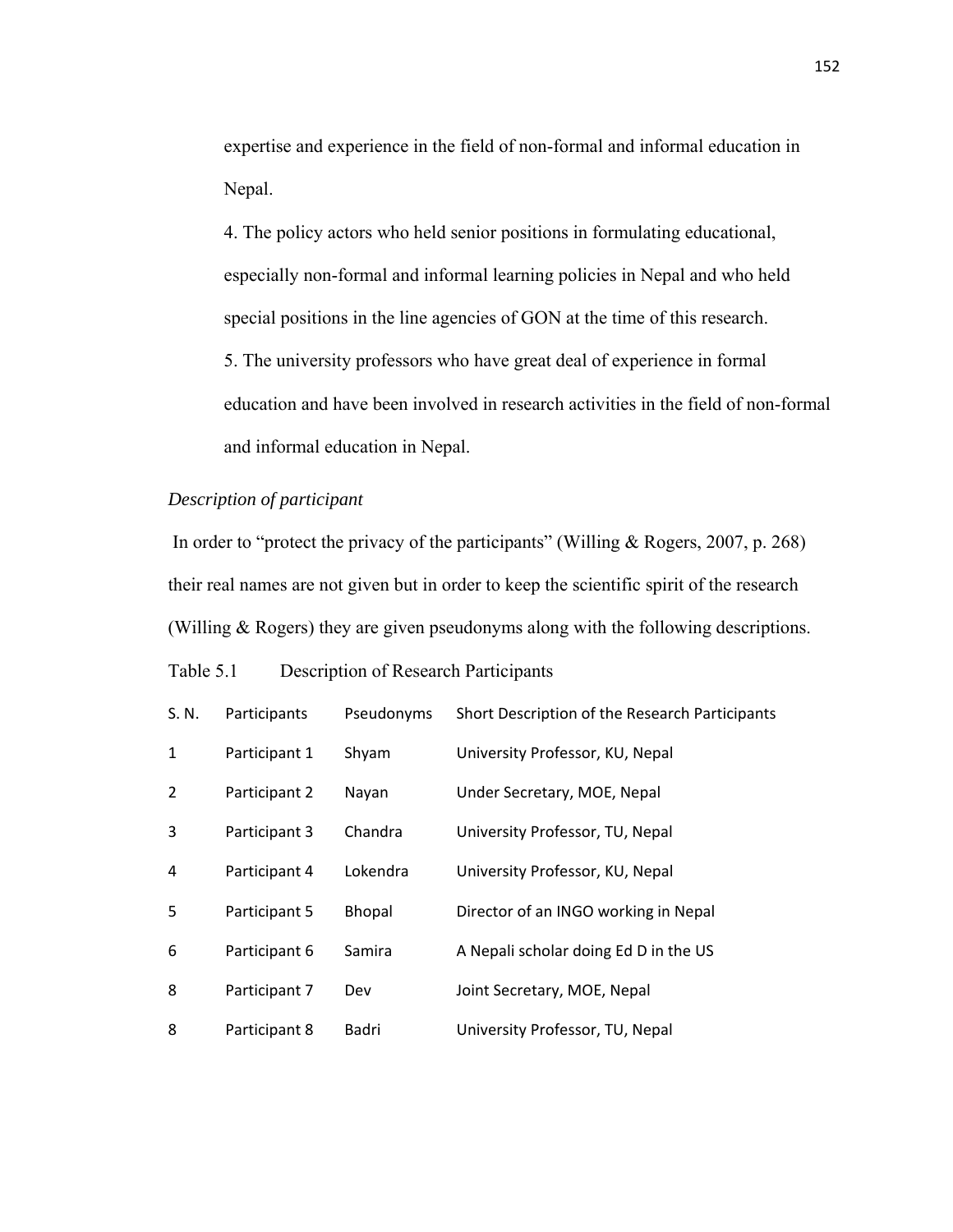expertise and experience in the field of non-formal and informal education in Nepal.

4. The policy actors who held senior positions in formulating educational, especially non-formal and informal learning policies in Nepal and who held special positions in the line agencies of GON at the time of this research.

5. The university professors who have great deal of experience in formal education and have been involved in research activities in the field of non-formal and informal education in Nepal.

*Description of participant*

In order to "protect the privacy of the participants" (Willing & Rogers, 2007, p. 268) their real names are not given but in order to keep the scientific spirit of the research (Willing & Rogers) they are given pseudonyms along with the following descriptions.

Table 5.1 Description of Research Participants

| S. N. | Participants | Pseudonyms | Short Description of the Research Participants |
|---|---|---|---|
| 1 | Participant 1 | Shyam | University Professor, KU, Nepal |
| 2 | Participant 2 | Nayan | Under Secretary, MOE, Nepal |
| 3 | Participant 3 | Chandra | University Professor, TU, Nepal |
| 4 | Participant 4 | Lokendra | University Professor, KU, Nepal |
| 5 | Participant 5 | Bhopal | Director of an INGO working in Nepal |
| 6 | Participant 6 | Samira | A Nepali scholar doing Ed D in the US |
| 8 | Participant 7 | Dev | Joint Secretary, MOE, Nepal |
| 8 | Participant 8 | Badri | University Professor, TU, Nepal |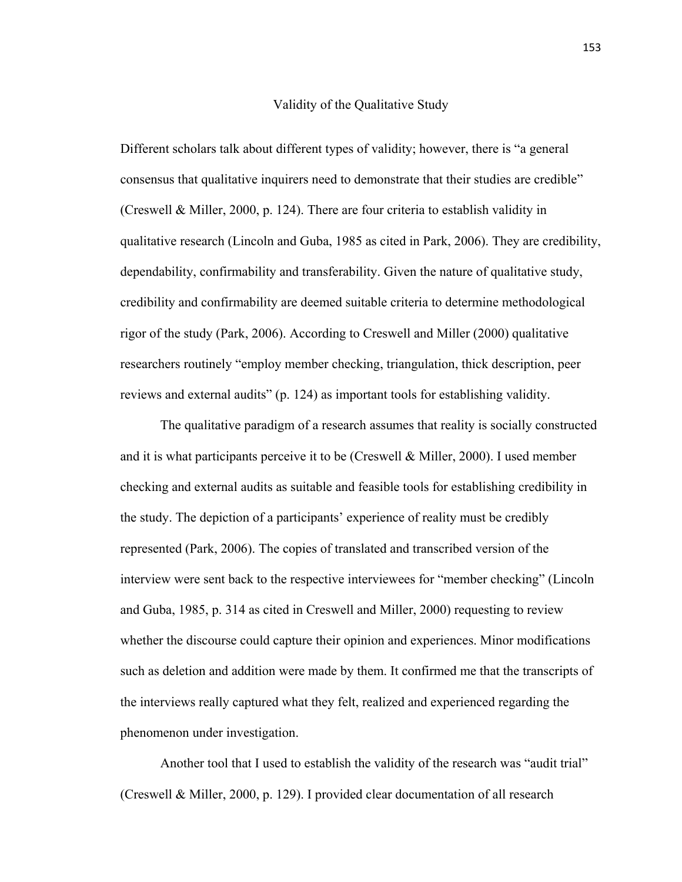## Validity of the Qualitative Study

Different scholars talk about different types of validity; however, there is "a general consensus that qualitative inquirers need to demonstrate that their studies are credible" (Creswell & Miller, 2000, p. 124). There are four criteria to establish validity in qualitative research (Lincoln and Guba, 1985 as cited in Park, 2006). They are credibility, dependability, confirmability and transferability. Given the nature of qualitative study, credibility and confirmability are deemed suitable criteria to determine methodological rigor of the study (Park, 2006). According to Creswell and Miller (2000) qualitative researchers routinely "employ member checking, triangulation, thick description, peer reviews and external audits" (p. 124) as important tools for establishing validity.

The qualitative paradigm of a research assumes that reality is socially constructed and it is what participants perceive it to be (Creswell & Miller, 2000). I used member checking and external audits as suitable and feasible tools for establishing credibility in the study. The depiction of a participants' experience of reality must be credibly represented (Park, 2006). The copies of translated and transcribed version of the interview were sent back to the respective interviewees for "member checking" (Lincoln and Guba, 1985, p. 314 as cited in Creswell and Miller, 2000) requesting to review whether the discourse could capture their opinion and experiences. Minor modifications such as deletion and addition were made by them. It confirmed me that the transcripts of the interviews really captured what they felt, realized and experienced regarding the phenomenon under investigation.

Another tool that I used to establish the validity of the research was "audit trial" (Creswell & Miller, 2000, p. 129). I provided clear documentation of all research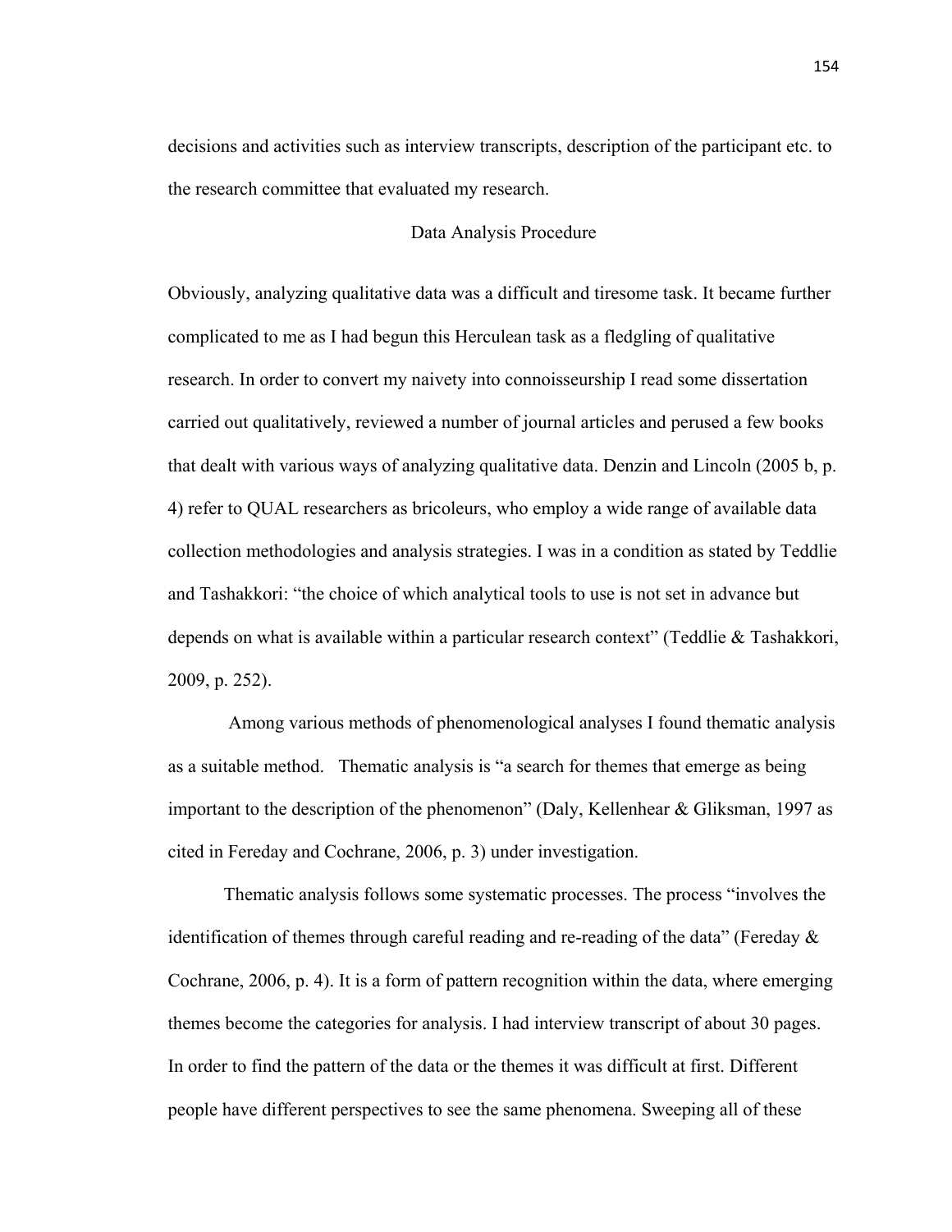decisions and activities such as interview transcripts, description of the participant etc. to the research committee that evaluated my research.

## Data Analysis Procedure

Obviously, analyzing qualitative data was a difficult and tiresome task. It became further complicated to me as I had begun this Herculean task as a fledgling of qualitative research. In order to convert my naivety into connoisseurship I read some dissertation carried out qualitatively, reviewed a number of journal articles and perused a few books that dealt with various ways of analyzing qualitative data. Denzin and Lincoln (2005 b, p. 4) refer to QUAL researchers as bricoleurs, who employ a wide range of available data collection methodologies and analysis strategies. I was in a condition as stated by Teddlie and Tashakkori: "the choice of which analytical tools to use is not set in advance but depends on what is available within a particular research context" (Teddlie & Tashakkori, 2009, p. 252).

Among various methods of phenomenological analyses I found thematic analysis as a suitable method. Thematic analysis is "a search for themes that emerge as being important to the description of the phenomenon" (Daly, Kellenhear & Gliksman, 1997 as cited in Fereday and Cochrane, 2006, p. 3) under investigation.

Thematic analysis follows some systematic processes. The process "involves the identification of themes through careful reading and re-reading of the data" (Fereday & Cochrane, 2006, p. 4). It is a form of pattern recognition within the data, where emerging themes become the categories for analysis. I had interview transcript of about 30 pages. In order to find the pattern of the data or the themes it was difficult at first. Different people have different perspectives to see the same phenomena. Sweeping all of these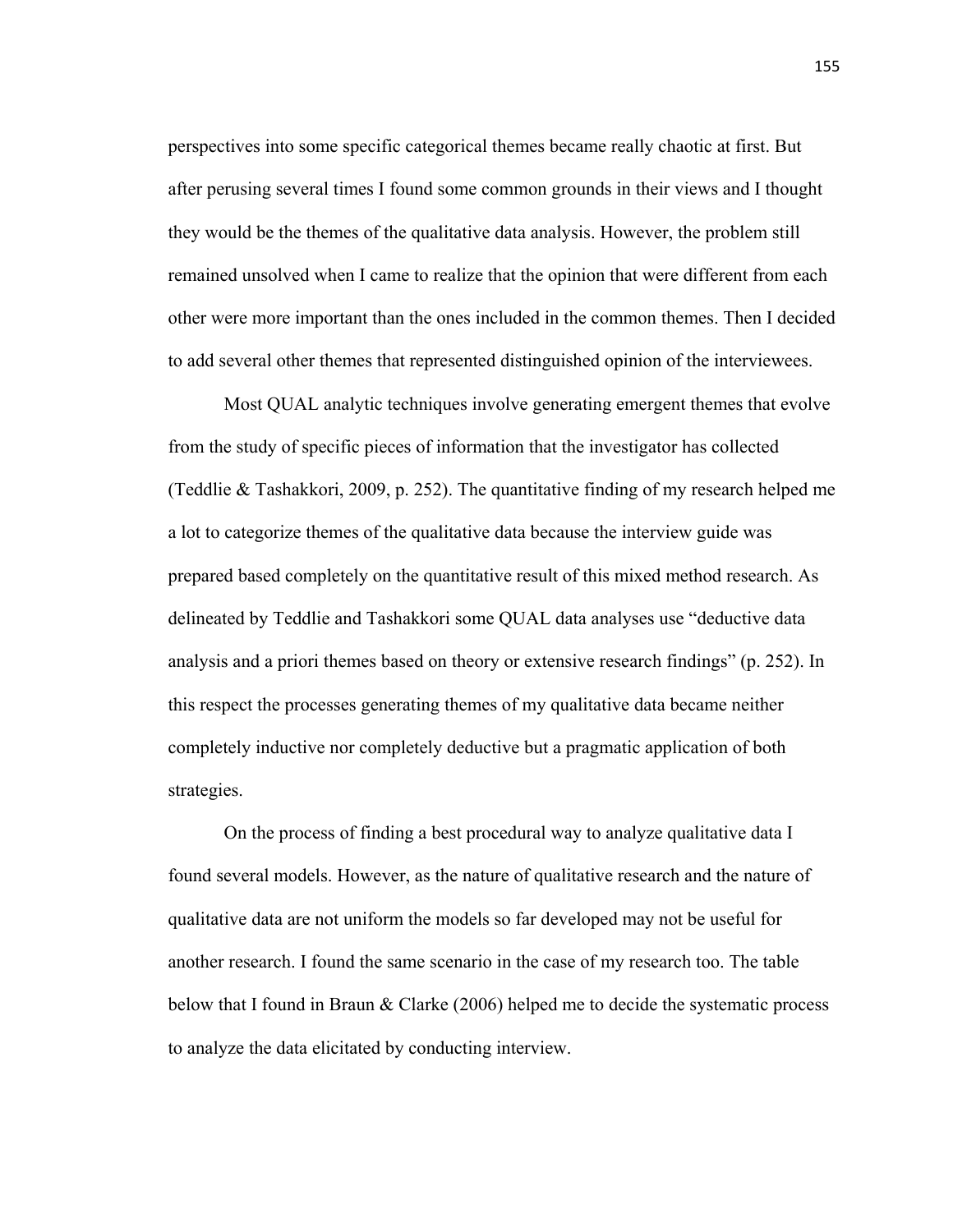perspectives into some specific categorical themes became really chaotic at first. But after perusing several times I found some common grounds in their views and I thought they would be the themes of the qualitative data analysis. However, the problem still remained unsolved when I came to realize that the opinion that were different from each other were more important than the ones included in the common themes. Then I decided to add several other themes that represented distinguished opinion of the interviewees.

Most QUAL analytic techniques involve generating emergent themes that evolve from the study of specific pieces of information that the investigator has collected (Teddlie & Tashakkori, 2009, p. 252). The quantitative finding of my research helped me a lot to categorize themes of the qualitative data because the interview guide was prepared based completely on the quantitative result of this mixed method research. As delineated by Teddlie and Tashakkori some QUAL data analyses use "deductive data analysis and a priori themes based on theory or extensive research findings" (p. 252). In this respect the processes generating themes of my qualitative data became neither completely inductive nor completely deductive but a pragmatic application of both strategies.

On the process of finding a best procedural way to analyze qualitative data I found several models. However, as the nature of qualitative research and the nature of qualitative data are not uniform the models so far developed may not be useful for another research. I found the same scenario in the case of my research too. The table below that I found in Braun & Clarke (2006) helped me to decide the systematic process to analyze the data elicitated by conducting interview.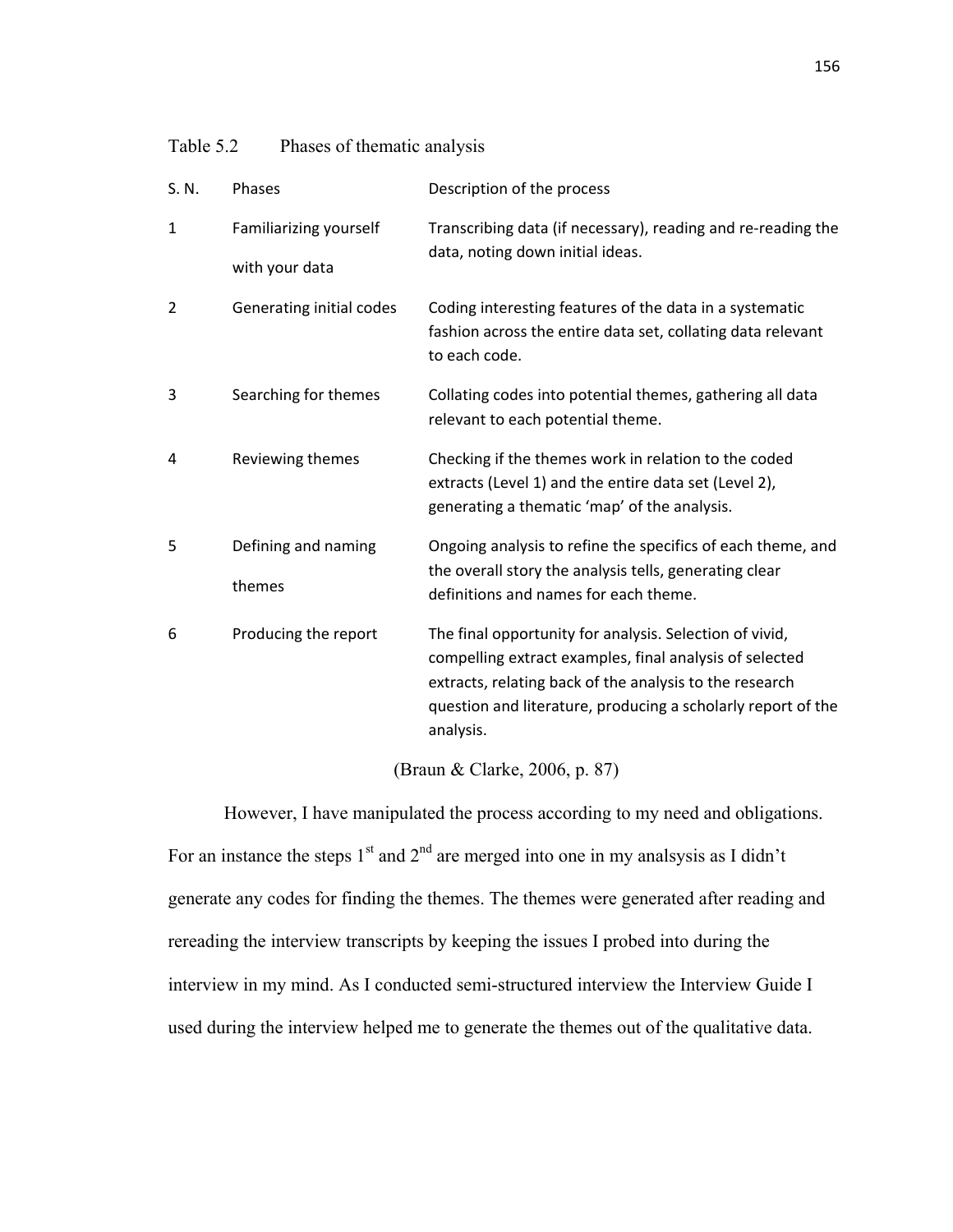Table 5.2 Phases of thematic analysis

| S. N. | Phases | Description of the process |
|---|---|---|
| 1 | Familiarizing yourself with your data | Transcribing data (if necessary), reading and re-reading the data, noting down initial ideas. |
| 2 | Generating initial codes | Coding interesting features of the data in a systematic fashion across the entire data set, collating data relevant to each code. |
| 3 | Searching for themes | Collating codes into potential themes, gathering all data relevant to each potential theme. |
| 4 | Reviewing themes | Checking if the themes work in relation to the coded extracts (Level 1) and the entire data set (Level 2), generating a thematic 'map' of the analysis. |
| 5 | Defining and naming themes | Ongoing analysis to refine the specifics of each theme, and the overall story the analysis tells, generating clear definitions and names for each theme. |
| 6 | Producing the report | The final opportunity for analysis. Selection of vivid, compelling extract examples, final analysis of selected extracts, relating back of the analysis to the research question and literature, producing a scholarly report of the analysis. |

(Braun & Clarke, 2006, p. 87)

However, I have manipulated the process according to my need and obligations. For an instance the steps 1st and 2nd are merged into one in my analsysis as I didn't generate any codes for finding the themes. The themes were generated after reading and rereading the interview transcripts by keeping the issues I probed into during the interview in my mind. As I conducted semi-structured interview the Interview Guide I used during the interview helped me to generate the themes out of the qualitative data.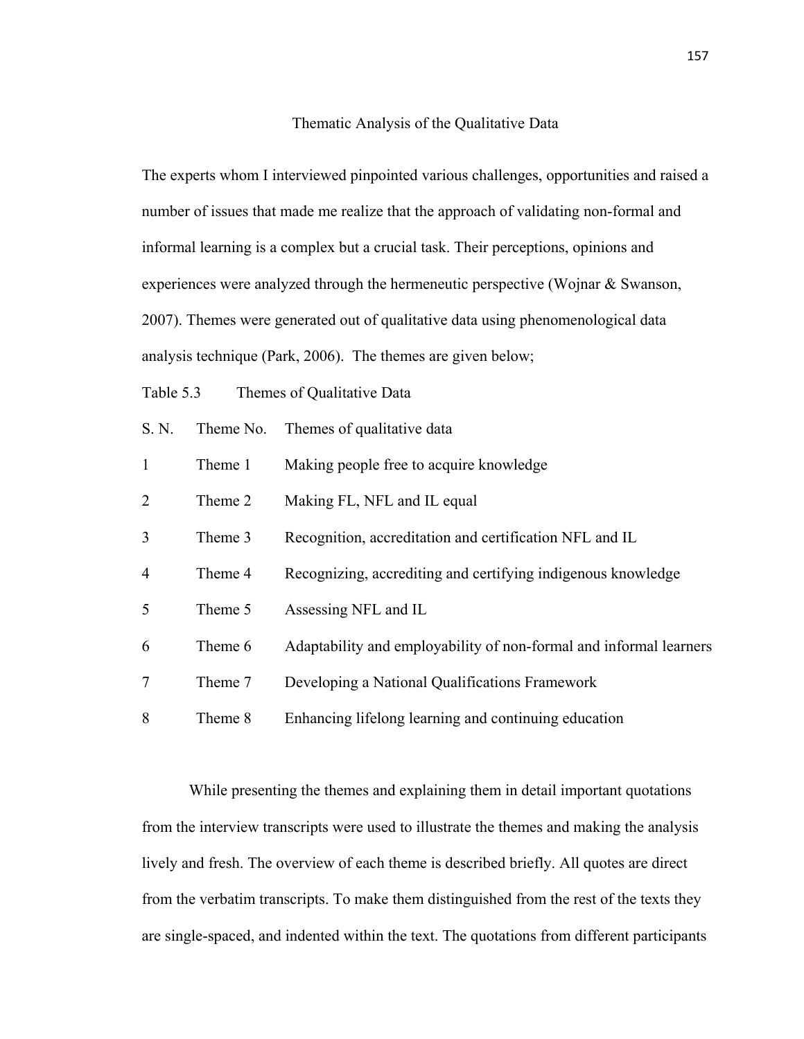## Thematic Analysis of the Qualitative Data

The experts whom I interviewed pinpointed various challenges, opportunities and raised a number of issues that made me realize that the approach of validating non-formal and informal learning is a complex but a crucial task. Their perceptions, opinions and experiences were analyzed through the hermeneutic perspective (Wojnar & Swanson, 2007). Themes were generated out of qualitative data using phenomenological data analysis technique (Park, 2006). The themes are given below;

Table 5.3 Themes of Qualitative Data

| S. N. | Theme No. | Themes of qualitative data |
|---|---|---|
| 1 | Theme 1 | Making people free to acquire knowledge |
| 2 | Theme 2 | Making FL, NFL and IL equal |
| 3 | Theme 3 | Recognition, accreditation and certification NFL and IL |
| 4 | Theme 4 | Recognizing, accrediting and certifying indigenous knowledge |
| 5 | Theme 5 | Assessing NFL and IL |
| 6 | Theme 6 | Adaptability and employability of non-formal and informal learners |
| 7 | Theme 7 | Developing a National Qualifications Framework |
| 8 | Theme 8 | Enhancing lifelong learning and continuing education |

While presenting the themes and explaining them in detail important quotations from the interview transcripts were used to illustrate the themes and making the analysis lively and fresh. The overview of each theme is described briefly. All quotes are direct from the verbatim transcripts. To make them distinguished from the rest of the texts they are single-spaced, and indented within the text. The quotations from different participants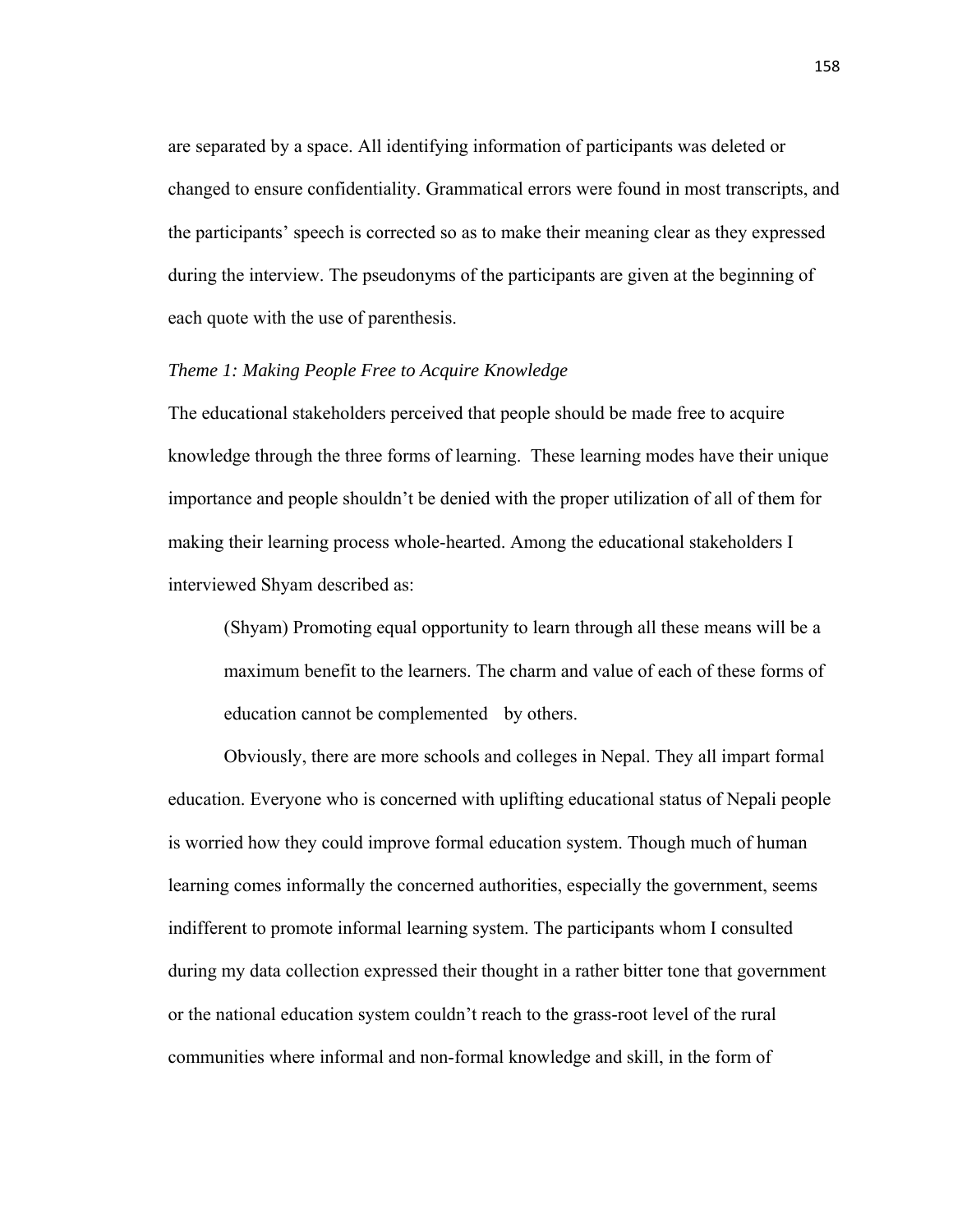are separated by a space. All identifying information of participants was deleted or changed to ensure confidentiality. Grammatical errors were found in most transcripts, and the participants' speech is corrected so as to make their meaning clear as they expressed during the interview. The pseudonyms of the participants are given at the beginning of each quote with the use of parenthesis.

*Theme 1: Making People Free to Acquire Knowledge*

The educational stakeholders perceived that people should be made free to acquire knowledge through the three forms of learning. These learning modes have their unique importance and people shouldn't be denied with the proper utilization of all of them for making their learning process whole-hearted. Among the educational stakeholders I interviewed Shyam described as:

> (Shyam) Promoting equal opportunity to learn through all these means will be a maximum benefit to the learners. The charm and value of each of these forms of education cannot be complemented by others.

Obviously, there are more schools and colleges in Nepal. They all impart formal education. Everyone who is concerned with uplifting educational status of Nepali people is worried how they could improve formal education system. Though much of human learning comes informally the concerned authorities, especially the government, seems indifferent to promote informal learning system. The participants whom I consulted during my data collection expressed their thought in a rather bitter tone that government or the national education system couldn't reach to the grass-root level of the rural communities where informal and non-formal knowledge and skill, in the form of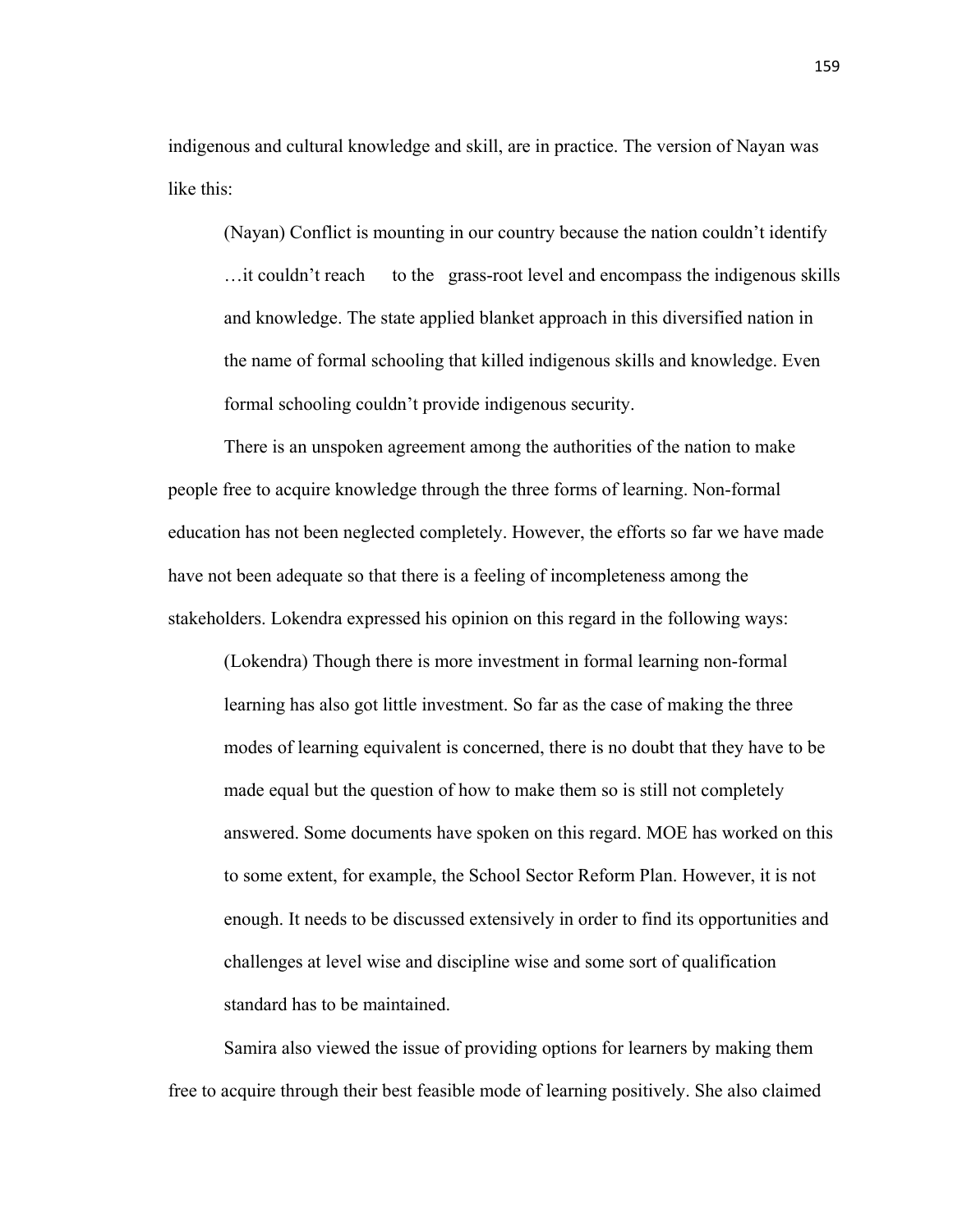indigenous and cultural knowledge and skill, are in practice. The version of Nayan was like this:

> (Nayan) Conflict is mounting in our country because the nation couldn't identify …it couldn't reach to the grass-root level and encompass the indigenous skills and knowledge. The state applied blanket approach in this diversified nation in the name of formal schooling that killed indigenous skills and knowledge. Even formal schooling couldn't provide indigenous security.

There is an unspoken agreement among the authorities of the nation to make people free to acquire knowledge through the three forms of learning. Non-formal education has not been neglected completely. However, the efforts so far we have made have not been adequate so that there is a feeling of incompleteness among the stakeholders. Lokendra expressed his opinion on this regard in the following ways:

> (Lokendra) Though there is more investment in formal learning non-formal learning has also got little investment. So far as the case of making the three modes of learning equivalent is concerned, there is no doubt that they have to be made equal but the question of how to make them so is still not completely answered. Some documents have spoken on this regard. MOE has worked on this to some extent, for example, the School Sector Reform Plan. However, it is not enough. It needs to be discussed extensively in order to find its opportunities and challenges at level wise and discipline wise and some sort of qualification standard has to be maintained.

Samira also viewed the issue of providing options for learners by making them free to acquire through their best feasible mode of learning positively. She also claimed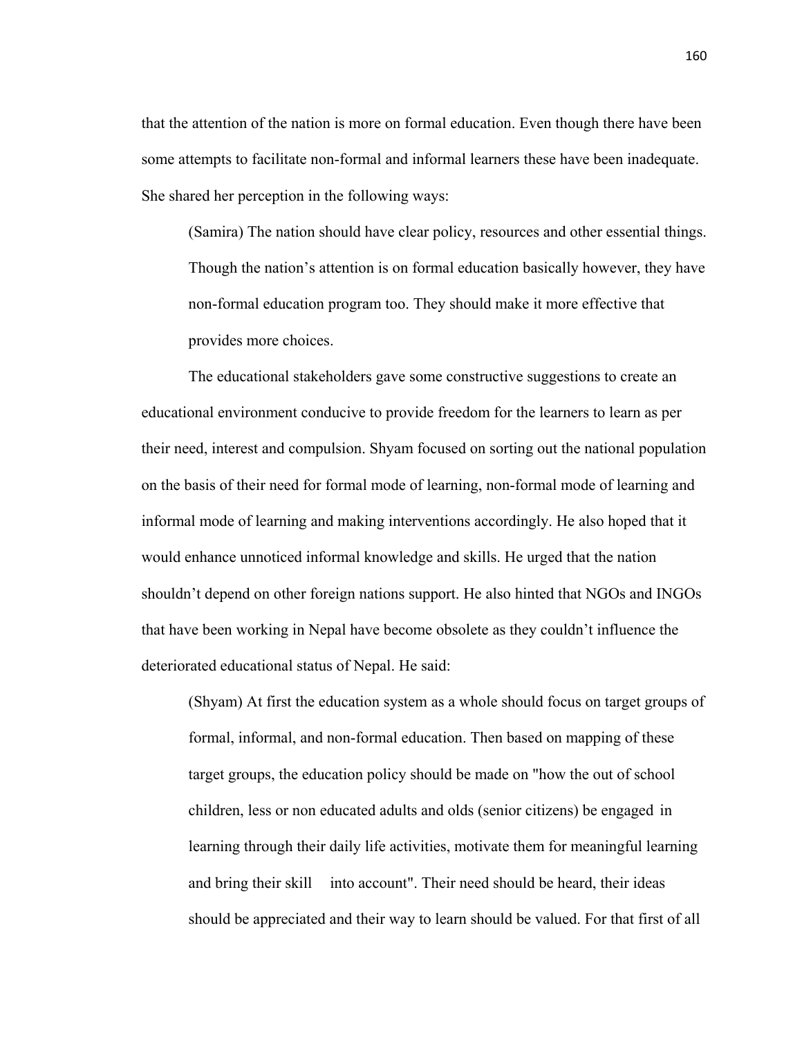that the attention of the nation is more on formal education. Even though there have been some attempts to facilitate non-formal and informal learners these have been inadequate. She shared her perception in the following ways:

> (Samira) The nation should have clear policy, resources and other essential things. Though the nation's attention is on formal education basically however, they have non-formal education program too. They should make it more effective that provides more choices.

The educational stakeholders gave some constructive suggestions to create an educational environment conducive to provide freedom for the learners to learn as per their need, interest and compulsion. Shyam focused on sorting out the national population on the basis of their need for formal mode of learning, non-formal mode of learning and informal mode of learning and making interventions accordingly. He also hoped that it would enhance unnoticed informal knowledge and skills. He urged that the nation shouldn't depend on other foreign nations support. He also hinted that NGOs and INGOs that have been working in Nepal have become obsolete as they couldn't influence the deteriorated educational status of Nepal. He said:

> (Shyam) At first the education system as a whole should focus on target groups of formal, informal, and non-formal education. Then based on mapping of these target groups, the education policy should be made on "how the out of school children, less or non educated adults and olds (senior citizens) be engaged in learning through their daily life activities, motivate them for meaningful learning and bring their skill into account". Their need should be heard, their ideas should be appreciated and their way to learn should be valued. For that first of all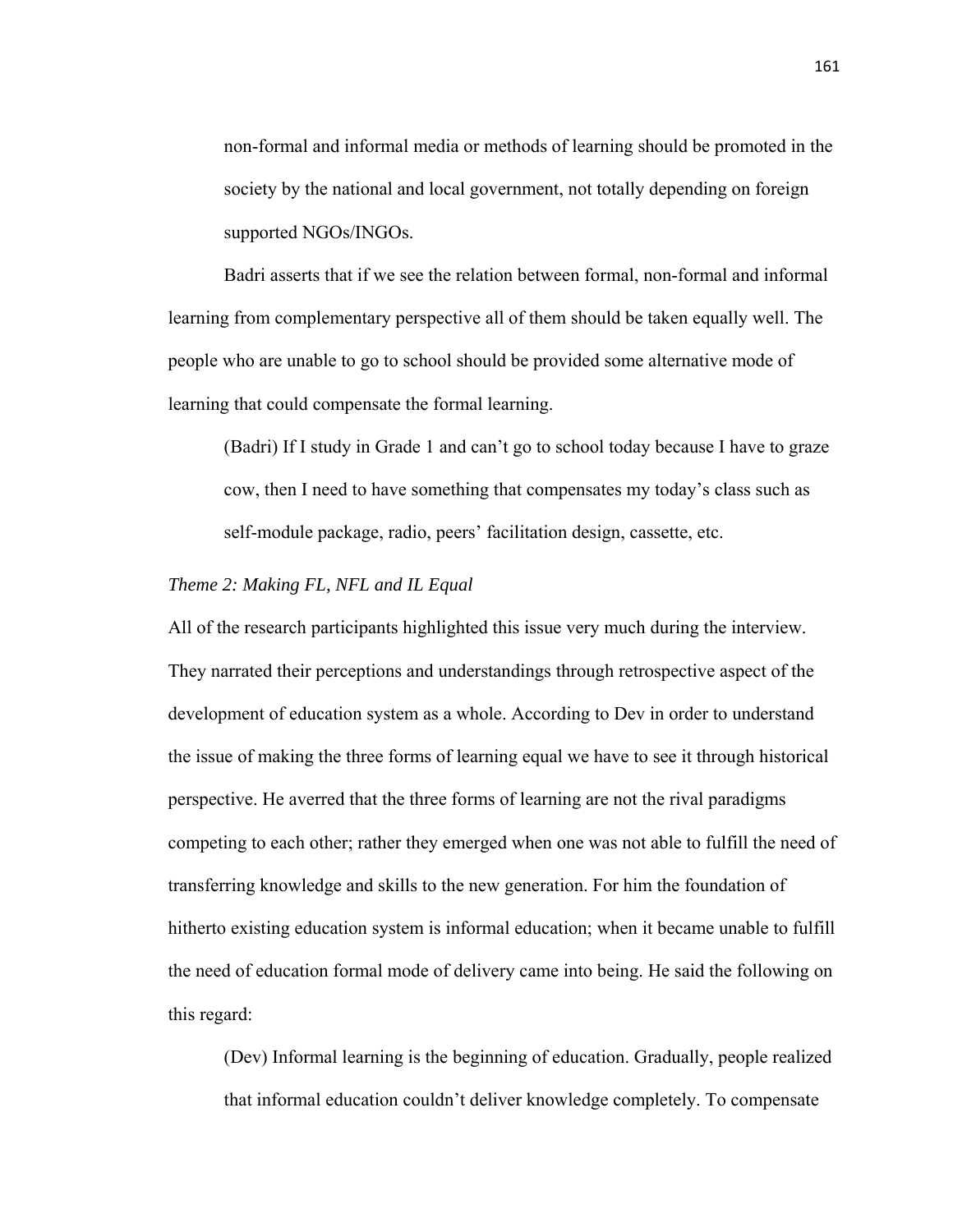non-formal and informal media or methods of learning should be promoted in the society by the national and local government, not totally depending on foreign supported NGOs/INGOs.

Badri asserts that if we see the relation between formal, non-formal and informal learning from complementary perspective all of them should be taken equally well. The people who are unable to go to school should be provided some alternative mode of learning that could compensate the formal learning.

> (Badri) If I study in Grade 1 and can't go to school today because I have to graze cow, then I need to have something that compensates my today's class such as self-module package, radio, peers' facilitation design, cassette, etc.

*Theme 2: Making FL, NFL and IL Equal*

All of the research participants highlighted this issue very much during the interview. They narrated their perceptions and understandings through retrospective aspect of the development of education system as a whole. According to Dev in order to understand the issue of making the three forms of learning equal we have to see it through historical perspective. He averred that the three forms of learning are not the rival paradigms competing to each other; rather they emerged when one was not able to fulfill the need of transferring knowledge and skills to the new generation. For him the foundation of hitherto existing education system is informal education; when it became unable to fulfill the need of education formal mode of delivery came into being. He said the following on this regard:

> (Dev) Informal learning is the beginning of education. Gradually, people realized that informal education couldn't deliver knowledge completely. To compensate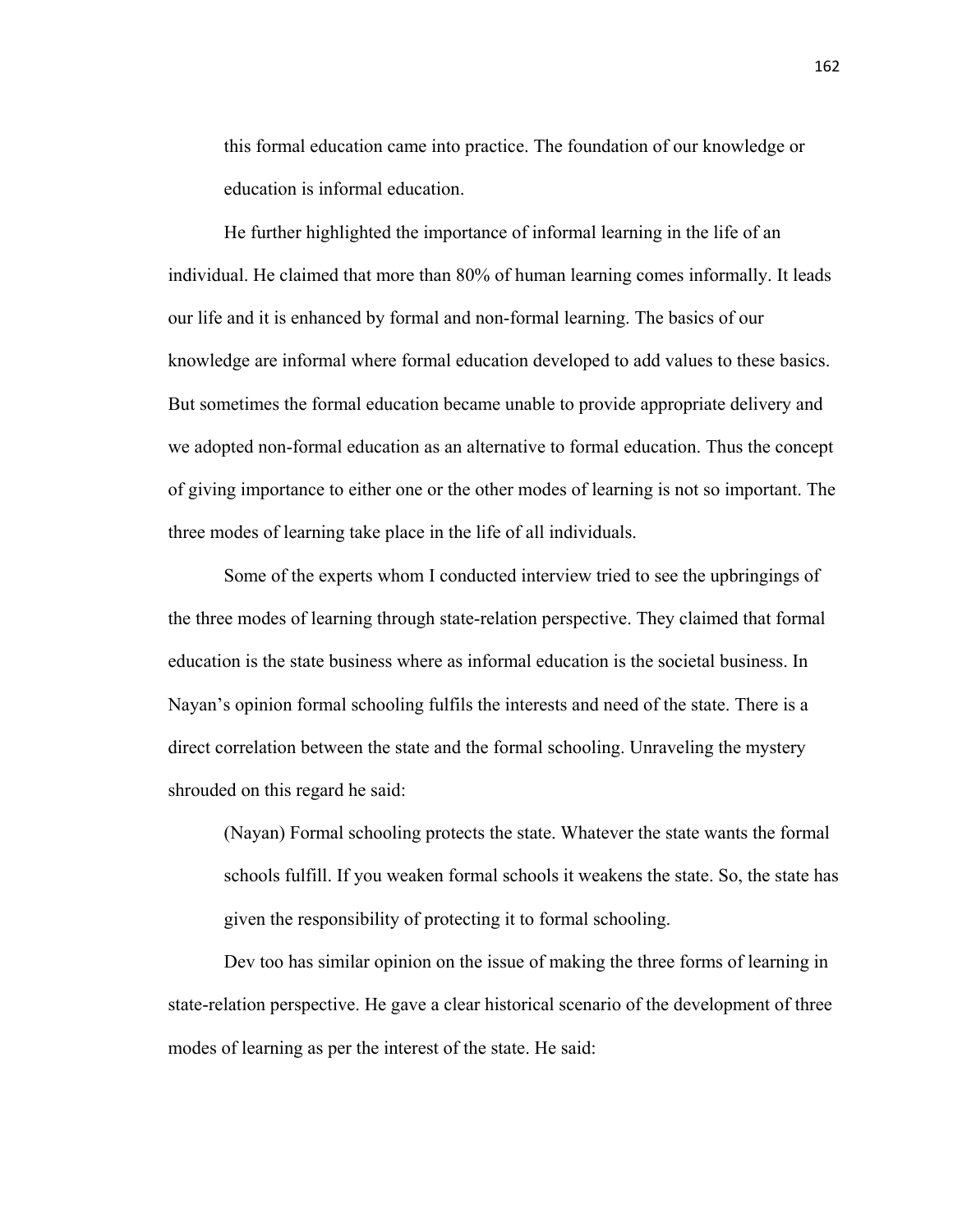> this formal education came into practice. The foundation of our knowledge or education is informal education.

He further highlighted the importance of informal learning in the life of an individual. He claimed that more than 80% of human learning comes informally. It leads our life and it is enhanced by formal and non-formal learning. The basics of our knowledge are informal where formal education developed to add values to these basics. But sometimes the formal education became unable to provide appropriate delivery and we adopted non-formal education as an alternative to formal education. Thus the concept of giving importance to either one or the other modes of learning is not so important. The three modes of learning take place in the life of all individuals.

Some of the experts whom I conducted interview tried to see the upbringings of the three modes of learning through state-relation perspective. They claimed that formal education is the state business where as informal education is the societal business. In Nayan's opinion formal schooling fulfils the interests and need of the state. There is a direct correlation between the state and the formal schooling. Unraveling the mystery shrouded on this regard he said:

> (Nayan) Formal schooling protects the state. Whatever the state wants the formal schools fulfill. If you weaken formal schools it weakens the state. So, the state has given the responsibility of protecting it to formal schooling.

Dev too has similar opinion on the issue of making the three forms of learning in state-relation perspective. He gave a clear historical scenario of the development of three modes of learning as per the interest of the state. He said: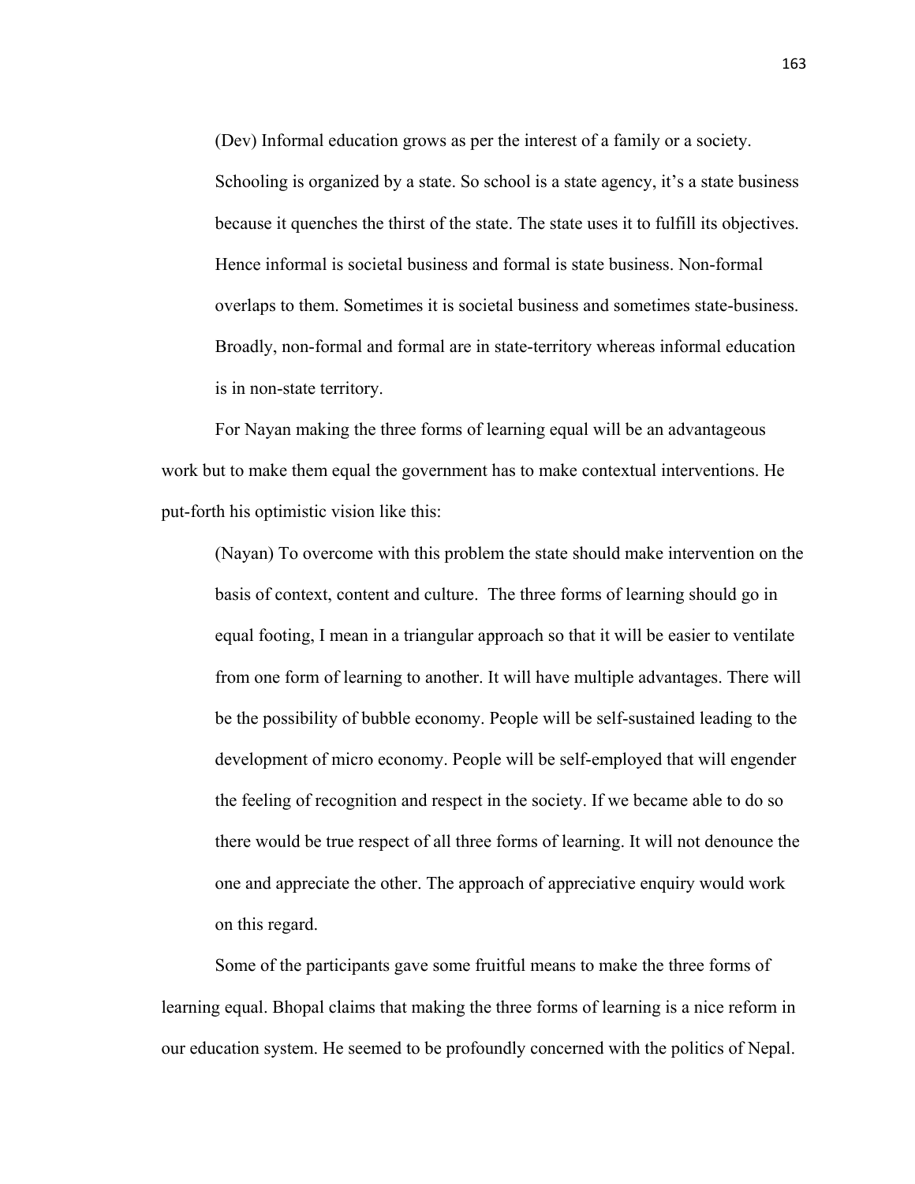> (Dev) Informal education grows as per the interest of a family or a society. Schooling is organized by a state. So school is a state agency, it's a state business because it quenches the thirst of the state. The state uses it to fulfill its objectives. Hence informal is societal business and formal is state business. Non-formal overlaps to them. Sometimes it is societal business and sometimes state-business. Broadly, non-formal and formal are in state-territory whereas informal education is in non-state territory.

For Nayan making the three forms of learning equal will be an advantageous work but to make them equal the government has to make contextual interventions. He put-forth his optimistic vision like this:

> (Nayan) To overcome with this problem the state should make intervention on the basis of context, content and culture. The three forms of learning should go in equal footing, I mean in a triangular approach so that it will be easier to ventilate from one form of learning to another. It will have multiple advantages. There will be the possibility of bubble economy. People will be self-sustained leading to the development of micro economy. People will be self-employed that will engender the feeling of recognition and respect in the society. If we became able to do so there would be true respect of all three forms of learning. It will not denounce the one and appreciate the other. The approach of appreciative enquiry would work on this regard.

Some of the participants gave some fruitful means to make the three forms of learning equal. Bhopal claims that making the three forms of learning is a nice reform in our education system. He seemed to be profoundly concerned with the politics of Nepal.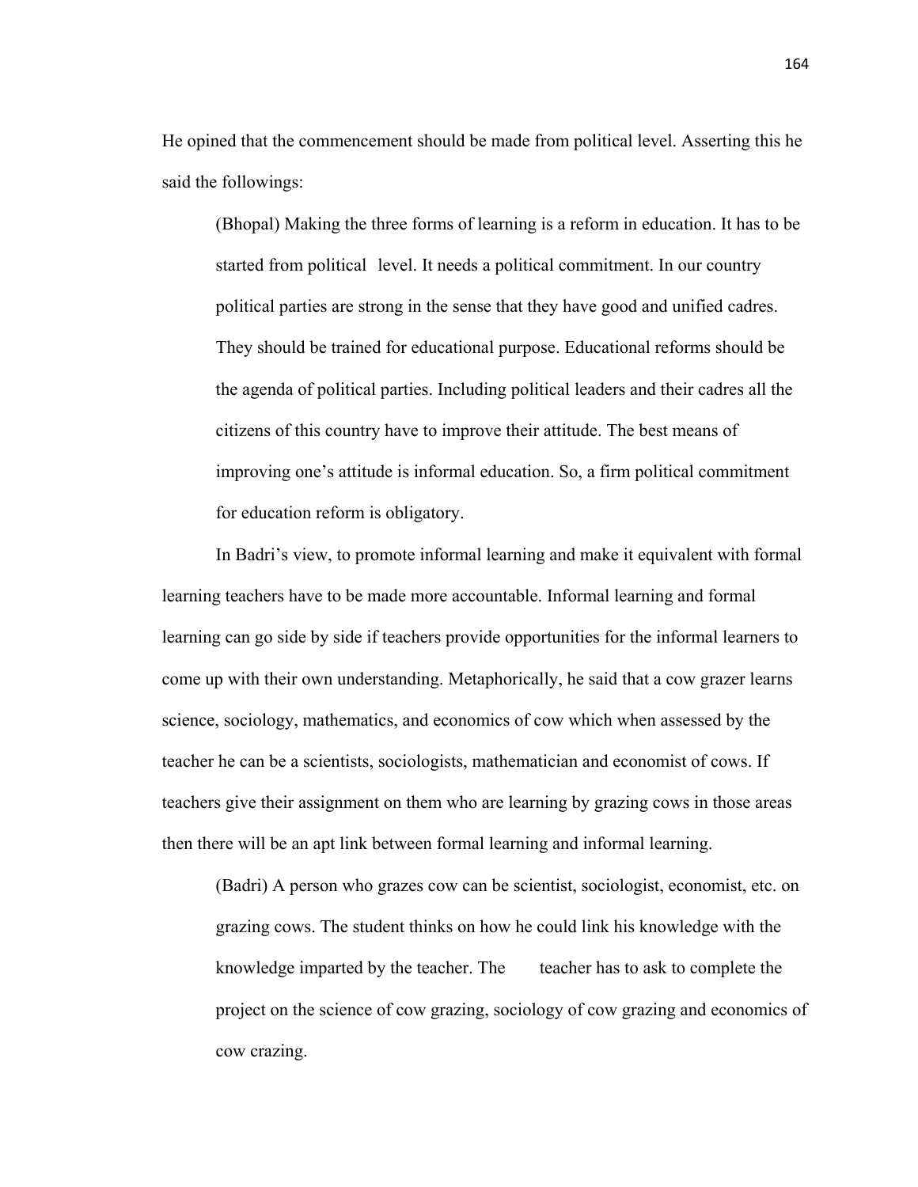He opined that the commencement should be made from political level. Asserting this he said the followings:

> (Bhopal) Making the three forms of learning is a reform in education. It has to be started from political level. It needs a political commitment. In our country political parties are strong in the sense that they have good and unified cadres. They should be trained for educational purpose. Educational reforms should be the agenda of political parties. Including political leaders and their cadres all the citizens of this country have to improve their attitude. The best means of improving one's attitude is informal education. So, a firm political commitment for education reform is obligatory.

In Badri's view, to promote informal learning and make it equivalent with formal learning teachers have to be made more accountable. Informal learning and formal learning can go side by side if teachers provide opportunities for the informal learners to come up with their own understanding. Metaphorically, he said that a cow grazer learns science, sociology, mathematics, and economics of cow which when assessed by the teacher he can be a scientists, sociologists, mathematician and economist of cows. If teachers give their assignment on them who are learning by grazing cows in those areas then there will be an apt link between formal learning and informal learning.

> (Badri) A person who grazes cow can be scientist, sociologist, economist, etc. on grazing cows. The student thinks on how he could link his knowledge with the knowledge imparted by the teacher. The teacher has to ask to complete the project on the science of cow grazing, sociology of cow grazing and economics of cow crazing.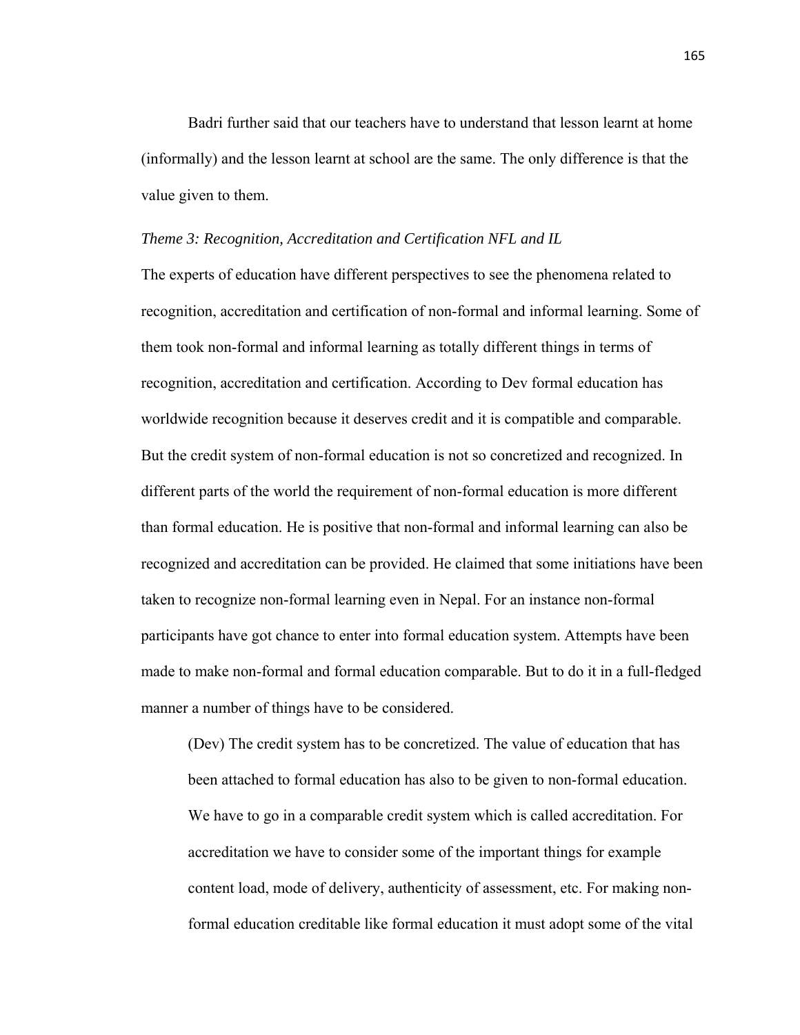Badri further said that our teachers have to understand that lesson learnt at home (informally) and the lesson learnt at school are the same. The only difference is that the value given to them.

*Theme 3: Recognition, Accreditation and Certification NFL and IL*

The experts of education have different perspectives to see the phenomena related to recognition, accreditation and certification of non-formal and informal learning. Some of them took non-formal and informal learning as totally different things in terms of recognition, accreditation and certification. According to Dev formal education has worldwide recognition because it deserves credit and it is compatible and comparable. But the credit system of non-formal education is not so concretized and recognized. In different parts of the world the requirement of non-formal education is more different than formal education. He is positive that non-formal and informal learning can also be recognized and accreditation can be provided. He claimed that some initiations have been taken to recognize non-formal learning even in Nepal. For an instance non-formal participants have got chance to enter into formal education system. Attempts have been made to make non-formal and formal education comparable. But to do it in a full-fledged manner a number of things have to be considered.

> (Dev) The credit system has to be concretized. The value of education that has been attached to formal education has also to be given to non-formal education. We have to go in a comparable credit system which is called accreditation. For accreditation we have to consider some of the important things for example content load, mode of delivery, authenticity of assessment, etc. For making non-formal education creditable like formal education it must adopt some of the vital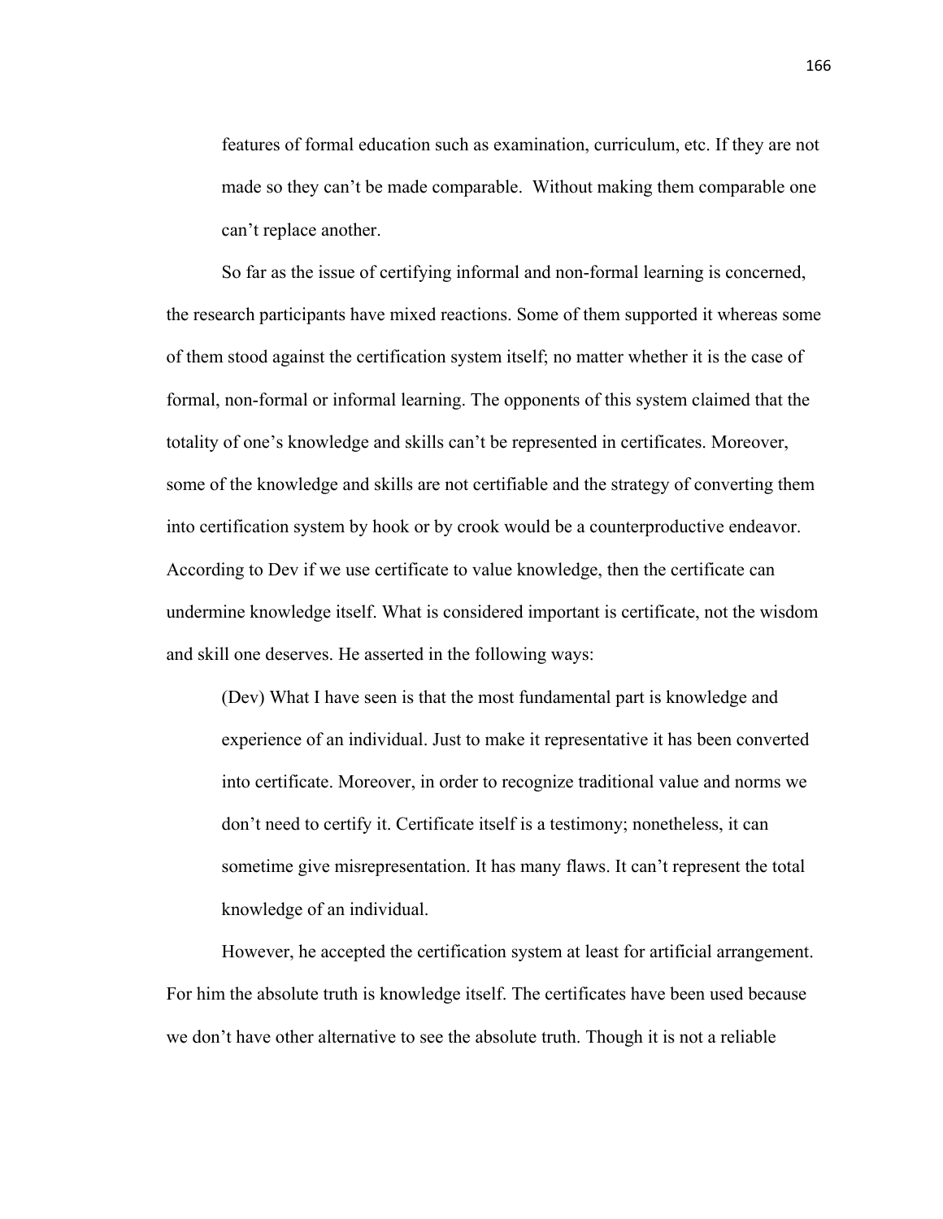features of formal education such as examination, curriculum, etc. If they are not made so they can't be made comparable. Without making them comparable one can't replace another.

So far as the issue of certifying informal and non-formal learning is concerned, the research participants have mixed reactions. Some of them supported it whereas some of them stood against the certification system itself; no matter whether it is the case of formal, non-formal or informal learning. The opponents of this system claimed that the totality of one's knowledge and skills can't be represented in certificates. Moreover, some of the knowledge and skills are not certifiable and the strategy of converting them into certification system by hook or by crook would be a counterproductive endeavor. According to Dev if we use certificate to value knowledge, then the certificate can undermine knowledge itself. What is considered important is certificate, not the wisdom and skill one deserves. He asserted in the following ways:

> (Dev) What I have seen is that the most fundamental part is knowledge and experience of an individual. Just to make it representative it has been converted into certificate. Moreover, in order to recognize traditional value and norms we don't need to certify it. Certificate itself is a testimony; nonetheless, it can sometime give misrepresentation. It has many flaws. It can't represent the total knowledge of an individual.

However, he accepted the certification system at least for artificial arrangement. For him the absolute truth is knowledge itself. The certificates have been used because we don't have other alternative to see the absolute truth. Though it is not a reliable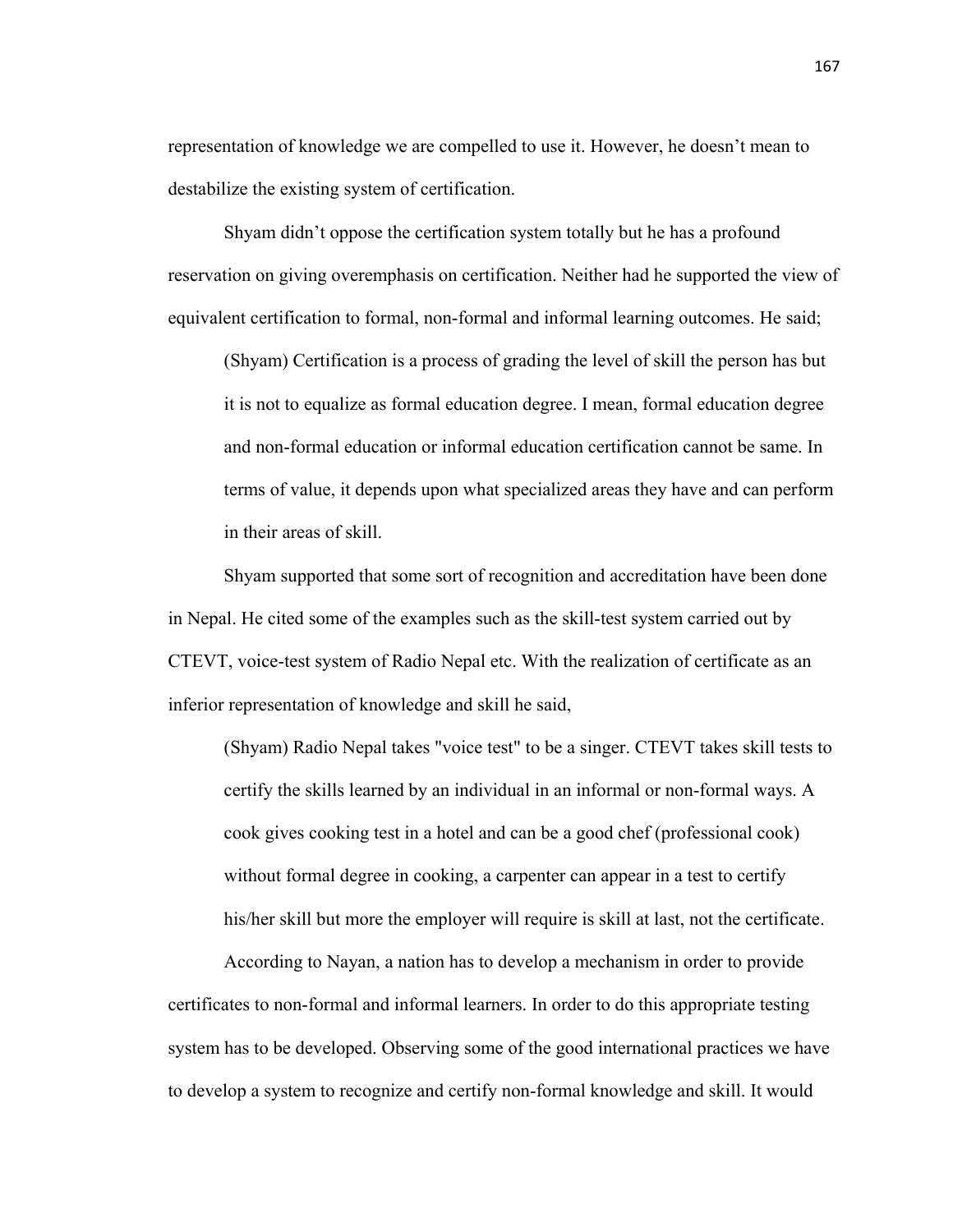representation of knowledge we are compelled to use it. However, he doesn't mean to destabilize the existing system of certification.

Shyam didn't oppose the certification system totally but he has a profound reservation on giving overemphasis on certification. Neither had he supported the view of equivalent certification to formal, non-formal and informal learning outcomes. He said;

> (Shyam) Certification is a process of grading the level of skill the person has but it is not to equalize as formal education degree. I mean, formal education degree and non-formal education or informal education certification cannot be same. In terms of value, it depends upon what specialized areas they have and can perform in their areas of skill.

Shyam supported that some sort of recognition and accreditation have been done in Nepal. He cited some of the examples such as the skill-test system carried out by CTEVT, voice-test system of Radio Nepal etc. With the realization of certificate as an inferior representation of knowledge and skill he said,

> (Shyam) Radio Nepal takes "voice test" to be a singer. CTEVT takes skill tests to certify the skills learned by an individual in an informal or non-formal ways. A cook gives cooking test in a hotel and can be a good chef (professional cook) without formal degree in cooking, a carpenter can appear in a test to certify his/her skill but more the employer will require is skill at last, not the certificate.

According to Nayan, a nation has to develop a mechanism in order to provide certificates to non-formal and informal learners. In order to do this appropriate testing system has to be developed. Observing some of the good international practices we have to develop a system to recognize and certify non-formal knowledge and skill. It would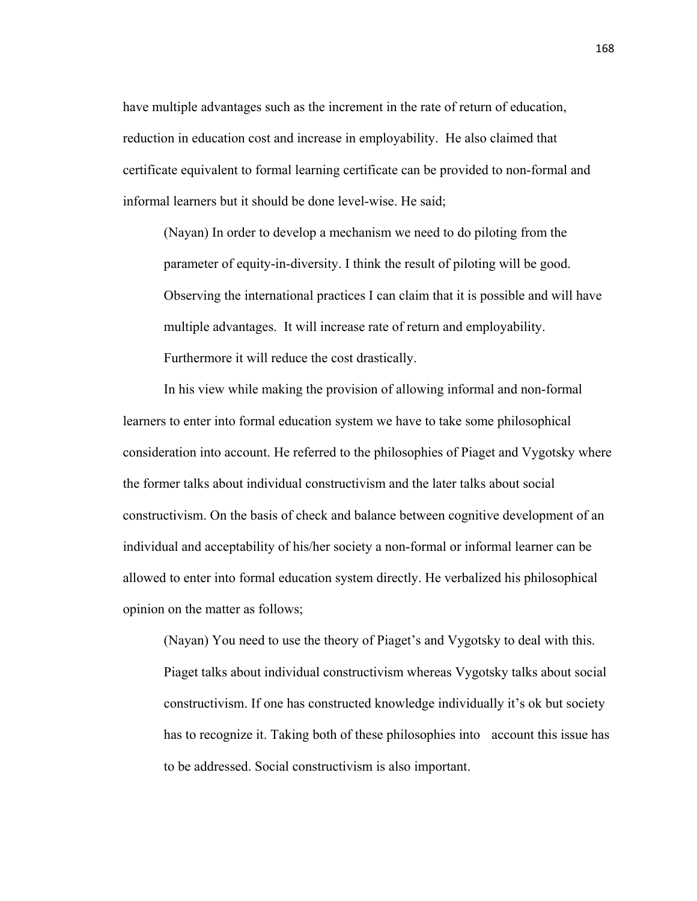have multiple advantages such as the increment in the rate of return of education, reduction in education cost and increase in employability. He also claimed that certificate equivalent to formal learning certificate can be provided to non-formal and informal learners but it should be done level-wise. He said;

> (Nayan) In order to develop a mechanism we need to do piloting from the parameter of equity-in-diversity. I think the result of piloting will be good. Observing the international practices I can claim that it is possible and will have multiple advantages. It will increase rate of return and employability. Furthermore it will reduce the cost drastically.

In his view while making the provision of allowing informal and non-formal learners to enter into formal education system we have to take some philosophical consideration into account. He referred to the philosophies of Piaget and Vygotsky where the former talks about individual constructivism and the later talks about social constructivism. On the basis of check and balance between cognitive development of an individual and acceptability of his/her society a non-formal or informal learner can be allowed to enter into formal education system directly. He verbalized his philosophical opinion on the matter as follows;

> (Nayan) You need to use the theory of Piaget's and Vygotsky to deal with this. Piaget talks about individual constructivism whereas Vygotsky talks about social constructivism. If one has constructed knowledge individually it's ok but society has to recognize it. Taking both of these philosophies into account this issue has to be addressed. Social constructivism is also important.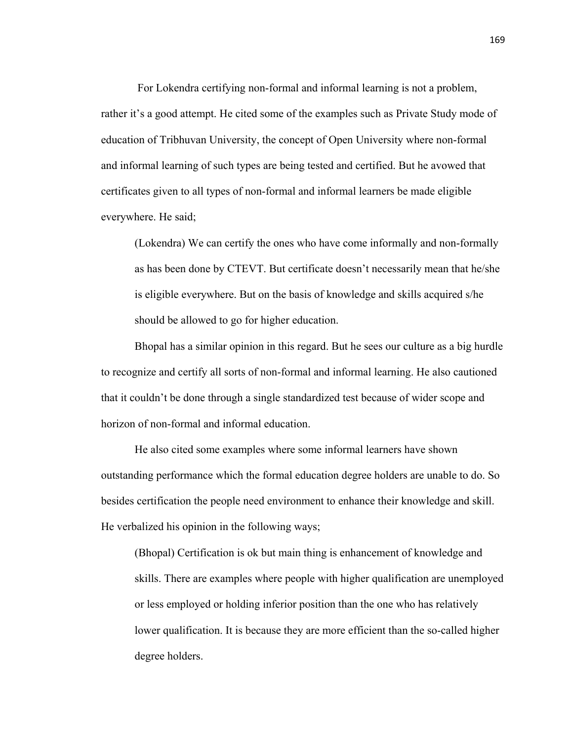For Lokendra certifying non-formal and informal learning is not a problem, rather it's a good attempt. He cited some of the examples such as Private Study mode of education of Tribhuvan University, the concept of Open University where non-formal and informal learning of such types are being tested and certified. But he avowed that certificates given to all types of non-formal and informal learners be made eligible everywhere. He said;

> (Lokendra) We can certify the ones who have come informally and non-formally as has been done by CTEVT. But certificate doesn't necessarily mean that he/she is eligible everywhere. But on the basis of knowledge and skills acquired s/he should be allowed to go for higher education.

Bhopal has a similar opinion in this regard. But he sees our culture as a big hurdle to recognize and certify all sorts of non-formal and informal learning. He also cautioned that it couldn't be done through a single standardized test because of wider scope and horizon of non-formal and informal education.

He also cited some examples where some informal learners have shown outstanding performance which the formal education degree holders are unable to do. So besides certification the people need environment to enhance their knowledge and skill. He verbalized his opinion in the following ways;

> (Bhopal) Certification is ok but main thing is enhancement of knowledge and skills. There are examples where people with higher qualification are unemployed or less employed or holding inferior position than the one who has relatively lower qualification. It is because they are more efficient than the so-called higher degree holders.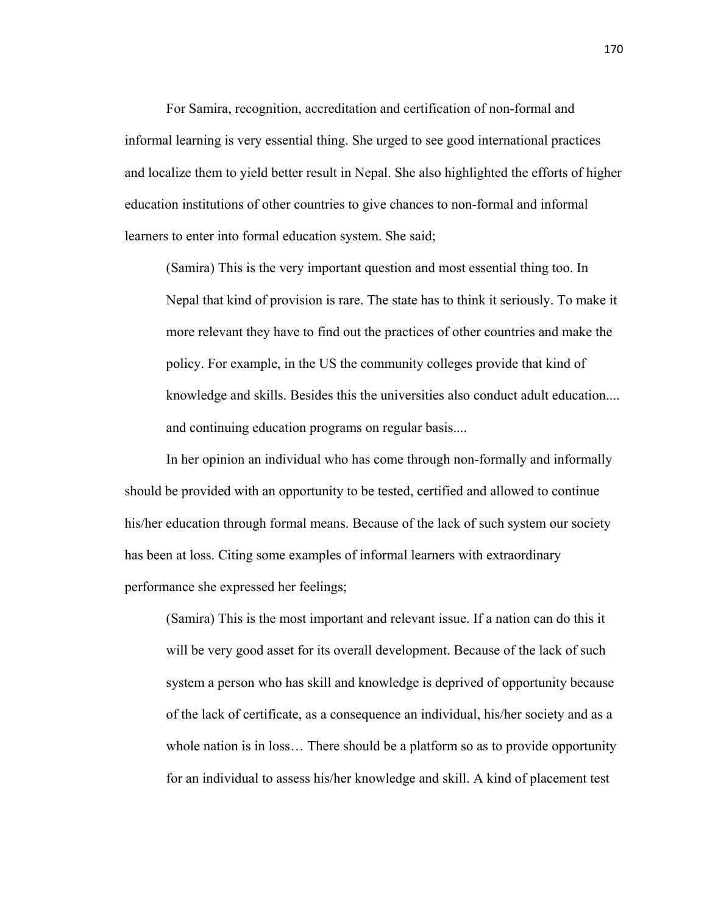For Samira, recognition, accreditation and certification of non-formal and informal learning is very essential thing. She urged to see good international practices and localize them to yield better result in Nepal. She also highlighted the efforts of higher education institutions of other countries to give chances to non-formal and informal learners to enter into formal education system. She said;

> (Samira) This is the very important question and most essential thing too. In Nepal that kind of provision is rare. The state has to think it seriously. To make it more relevant they have to find out the practices of other countries and make the policy. For example, in the US the community colleges provide that kind of knowledge and skills. Besides this the universities also conduct adult education.... and continuing education programs on regular basis....

In her opinion an individual who has come through non-formally and informally should be provided with an opportunity to be tested, certified and allowed to continue his/her education through formal means. Because of the lack of such system our society has been at loss. Citing some examples of informal learners with extraordinary performance she expressed her feelings;

> (Samira) This is the most important and relevant issue. If a nation can do this it will be very good asset for its overall development. Because of the lack of such system a person who has skill and knowledge is deprived of opportunity because of the lack of certificate, as a consequence an individual, his/her society and as a whole nation is in loss… There should be a platform so as to provide opportunity for an individual to assess his/her knowledge and skill. A kind of placement test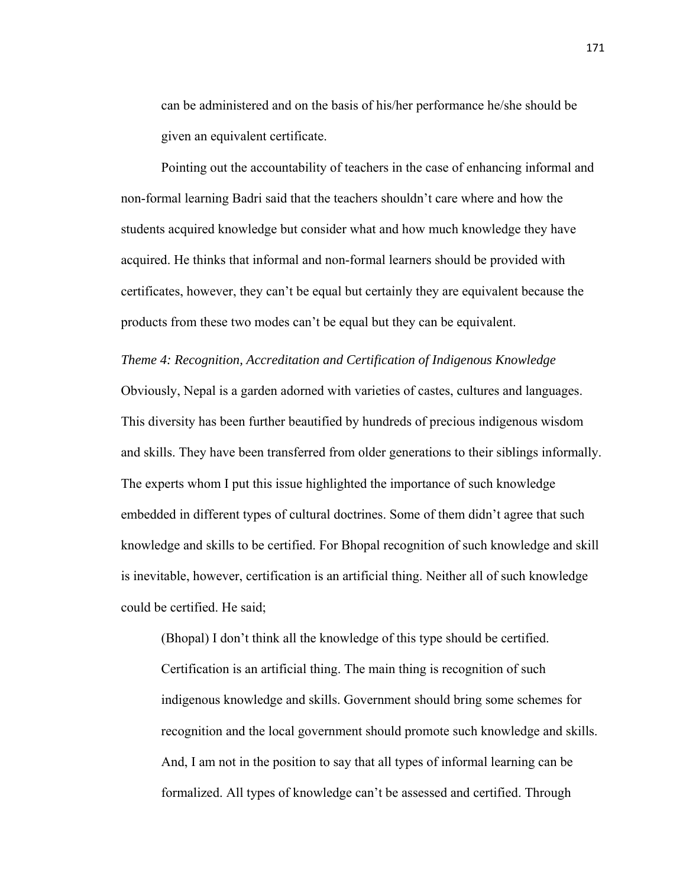can be administered and on the basis of his/her performance he/she should be given an equivalent certificate.

Pointing out the accountability of teachers in the case of enhancing informal and non-formal learning Badri said that the teachers shouldn't care where and how the students acquired knowledge but consider what and how much knowledge they have acquired. He thinks that informal and non-formal learners should be provided with certificates, however, they can't be equal but certainly they are equivalent because the products from these two modes can't be equal but they can be equivalent.

*Theme 4: Recognition, Accreditation and Certification of Indigenous Knowledge*

Obviously, Nepal is a garden adorned with varieties of castes, cultures and languages. This diversity has been further beautified by hundreds of precious indigenous wisdom and skills. They have been transferred from older generations to their siblings informally. The experts whom I put this issue highlighted the importance of such knowledge embedded in different types of cultural doctrines. Some of them didn't agree that such knowledge and skills to be certified. For Bhopal recognition of such knowledge and skill is inevitable, however, certification is an artificial thing. Neither all of such knowledge could be certified. He said;

> (Bhopal) I don't think all the knowledge of this type should be certified. Certification is an artificial thing. The main thing is recognition of such indigenous knowledge and skills. Government should bring some schemes for recognition and the local government should promote such knowledge and skills. And, I am not in the position to say that all types of informal learning can be formalized. All types of knowledge can't be assessed and certified. Through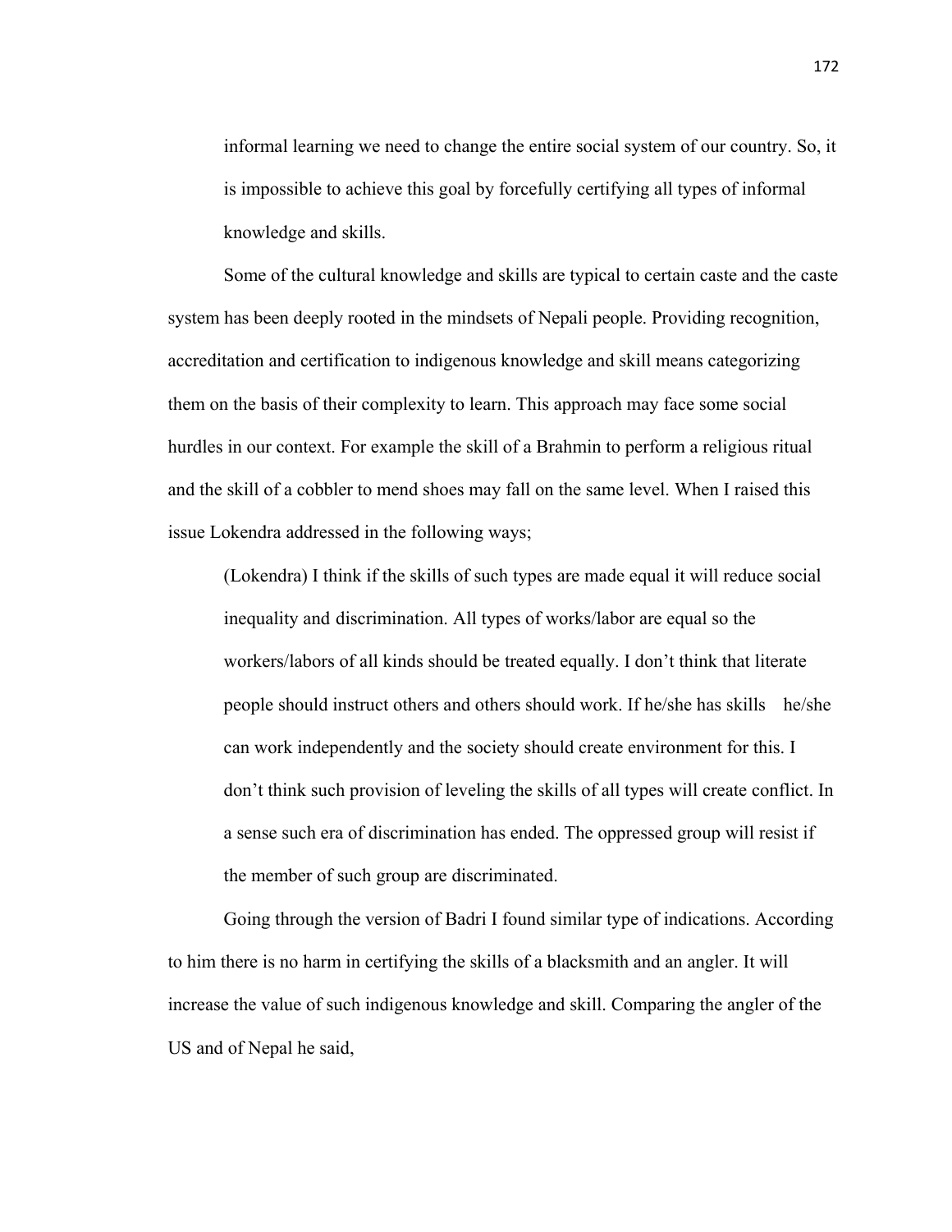> informal learning we need to change the entire social system of our country. So, it is impossible to achieve this goal by forcefully certifying all types of informal knowledge and skills.

Some of the cultural knowledge and skills are typical to certain caste and the caste system has been deeply rooted in the mindsets of Nepali people. Providing recognition, accreditation and certification to indigenous knowledge and skill means categorizing them on the basis of their complexity to learn. This approach may face some social hurdles in our context. For example the skill of a Brahmin to perform a religious ritual and the skill of a cobbler to mend shoes may fall on the same level. When I raised this issue Lokendra addressed in the following ways;

> (Lokendra) I think if the skills of such types are made equal it will reduce social inequality and discrimination. All types of works/labor are equal so the workers/labors of all kinds should be treated equally. I don't think that literate people should instruct others and others should work. If he/she has skills he/she can work independently and the society should create environment for this. I don't think such provision of leveling the skills of all types will create conflict. In a sense such era of discrimination has ended. The oppressed group will resist if the member of such group are discriminated.

Going through the version of Badri I found similar type of indications. According to him there is no harm in certifying the skills of a blacksmith and an angler. It will increase the value of such indigenous knowledge and skill. Comparing the angler of the US and of Nepal he said,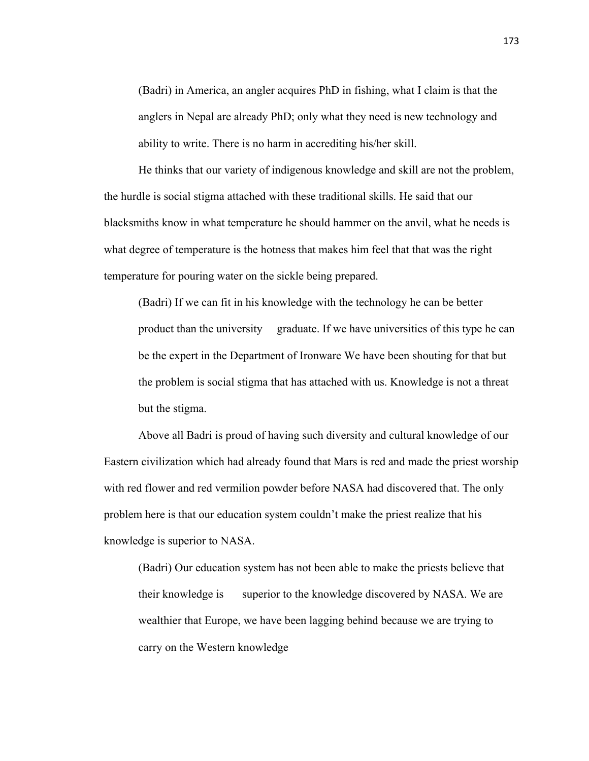> (Badri) in America, an angler acquires PhD in fishing, what I claim is that the anglers in Nepal are already PhD; only what they need is new technology and ability to write. There is no harm in accrediting his/her skill.

He thinks that our variety of indigenous knowledge and skill are not the problem, the hurdle is social stigma attached with these traditional skills. He said that our blacksmiths know in what temperature he should hammer on the anvil, what he needs is what degree of temperature is the hotness that makes him feel that that was the right temperature for pouring water on the sickle being prepared.

> (Badri) If we can fit in his knowledge with the technology he can be better product than the university graduate. If we have universities of this type he can be the expert in the Department of Ironware We have been shouting for that but the problem is social stigma that has attached with us. Knowledge is not a threat but the stigma.

Above all Badri is proud of having such diversity and cultural knowledge of our Eastern civilization which had already found that Mars is red and made the priest worship with red flower and red vermilion powder before NASA had discovered that. The only problem here is that our education system couldn't make the priest realize that his knowledge is superior to NASA.

> (Badri) Our education system has not been able to make the priests believe that their knowledge is superior to the knowledge discovered by NASA. We are wealthier that Europe, we have been lagging behind because we are trying to carry on the Western knowledge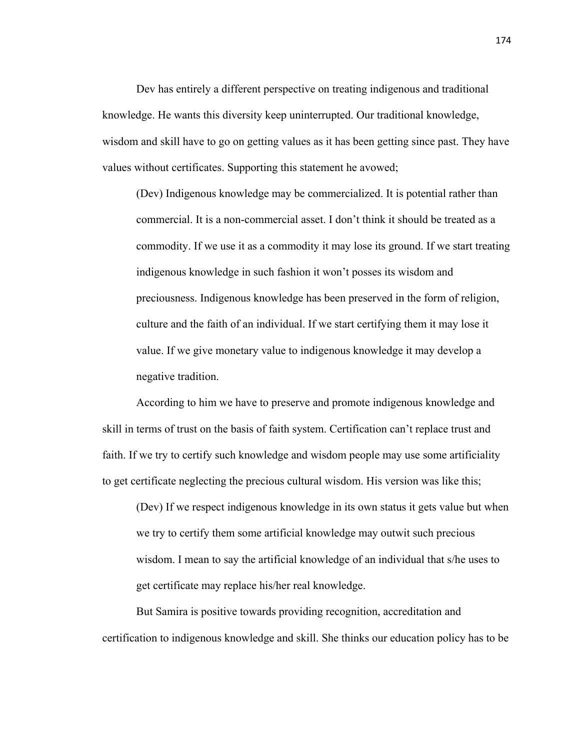Dev has entirely a different perspective on treating indigenous and traditional knowledge. He wants this diversity keep uninterrupted. Our traditional knowledge, wisdom and skill have to go on getting values as it has been getting since past. They have values without certificates. Supporting this statement he avowed;

> (Dev) Indigenous knowledge may be commercialized. It is potential rather than commercial. It is a non-commercial asset. I don't think it should be treated as a commodity. If we use it as a commodity it may lose its ground. If we start treating indigenous knowledge in such fashion it won't posses its wisdom and preciousness. Indigenous knowledge has been preserved in the form of religion, culture and the faith of an individual. If we start certifying them it may lose it value. If we give monetary value to indigenous knowledge it may develop a negative tradition.

According to him we have to preserve and promote indigenous knowledge and skill in terms of trust on the basis of faith system. Certification can't replace trust and faith. If we try to certify such knowledge and wisdom people may use some artificiality to get certificate neglecting the precious cultural wisdom. His version was like this;

> (Dev) If we respect indigenous knowledge in its own status it gets value but when we try to certify them some artificial knowledge may outwit such precious wisdom. I mean to say the artificial knowledge of an individual that s/he uses to get certificate may replace his/her real knowledge.

But Samira is positive towards providing recognition, accreditation and certification to indigenous knowledge and skill. She thinks our education policy has to be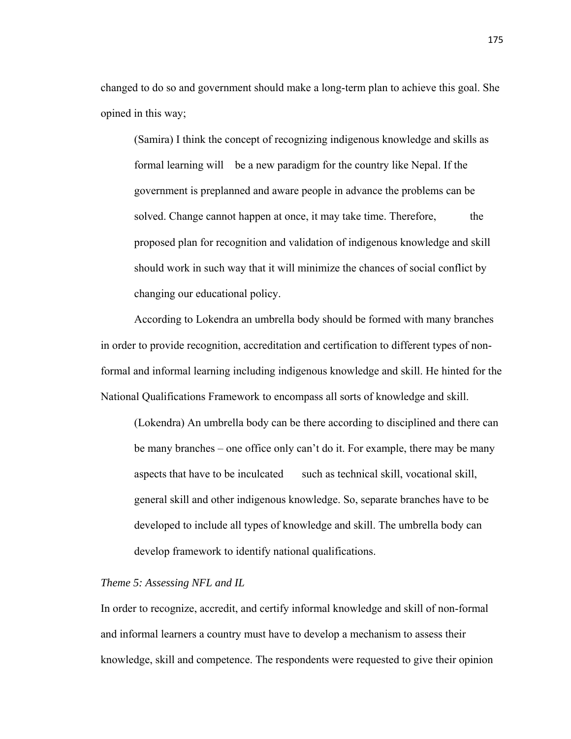changed to do so and government should make a long-term plan to achieve this goal. She opined in this way;

> (Samira) I think the concept of recognizing indigenous knowledge and skills as formal learning will be a new paradigm for the country like Nepal. If the government is preplanned and aware people in advance the problems can be solved. Change cannot happen at once, it may take time. Therefore, the proposed plan for recognition and validation of indigenous knowledge and skill should work in such way that it will minimize the chances of social conflict by changing our educational policy.

According to Lokendra an umbrella body should be formed with many branches in order to provide recognition, accreditation and certification to different types of non-formal and informal learning including indigenous knowledge and skill. He hinted for the National Qualifications Framework to encompass all sorts of knowledge and skill.

> (Lokendra) An umbrella body can be there according to disciplined and there can be many branches – one office only can't do it. For example, there may be many aspects that have to be inculcated such as technical skill, vocational skill, general skill and other indigenous knowledge. So, separate branches have to be developed to include all types of knowledge and skill. The umbrella body can develop framework to identify national qualifications.

*Theme 5: Assessing NFL and IL*

In order to recognize, accredit, and certify informal knowledge and skill of non-formal and informal learners a country must have to develop a mechanism to assess their knowledge, skill and competence. The respondents were requested to give their opinion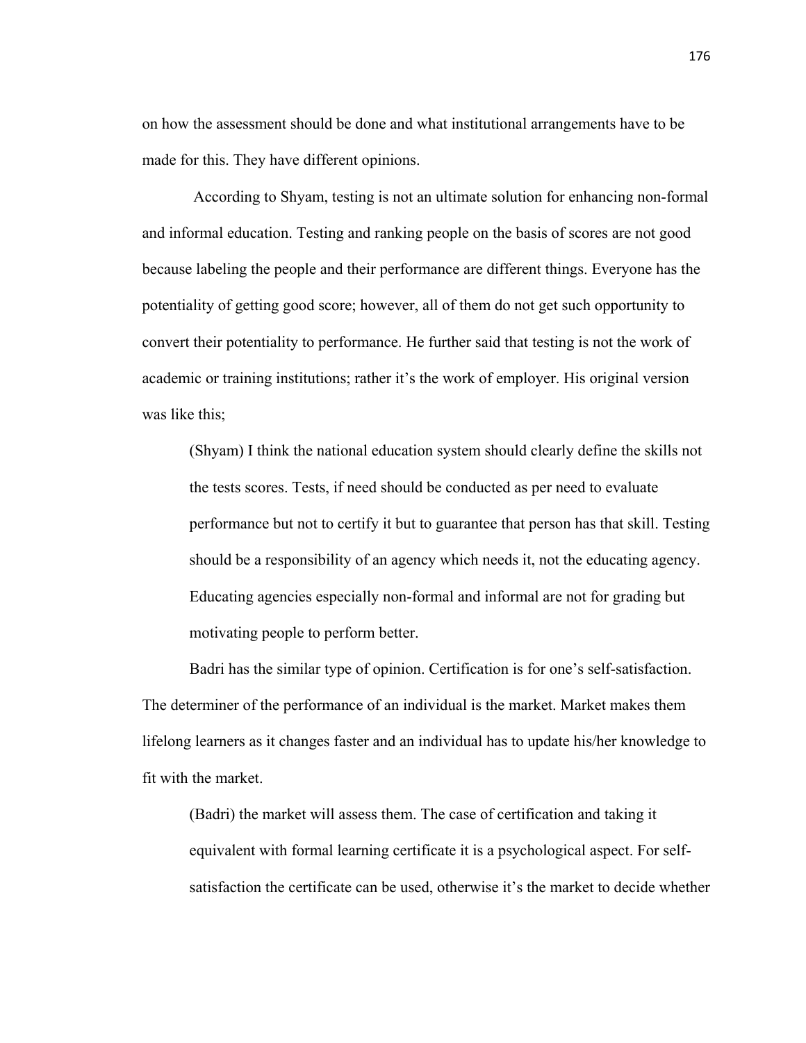on how the assessment should be done and what institutional arrangements have to be made for this. They have different opinions.

According to Shyam, testing is not an ultimate solution for enhancing non-formal and informal education. Testing and ranking people on the basis of scores are not good because labeling the people and their performance are different things. Everyone has the potentiality of getting good score; however, all of them do not get such opportunity to convert their potentiality to performance. He further said that testing is not the work of academic or training institutions; rather it's the work of employer. His original version was like this;

> (Shyam) I think the national education system should clearly define the skills not the tests scores. Tests, if need should be conducted as per need to evaluate performance but not to certify it but to guarantee that person has that skill. Testing should be a responsibility of an agency which needs it, not the educating agency. Educating agencies especially non-formal and informal are not for grading but motivating people to perform better.

Badri has the similar type of opinion. Certification is for one's self-satisfaction. The determiner of the performance of an individual is the market. Market makes them lifelong learners as it changes faster and an individual has to update his/her knowledge to fit with the market.

> (Badri) the market will assess them. The case of certification and taking it equivalent with formal learning certificate it is a psychological aspect. For self-satisfaction the certificate can be used, otherwise it's the market to decide whether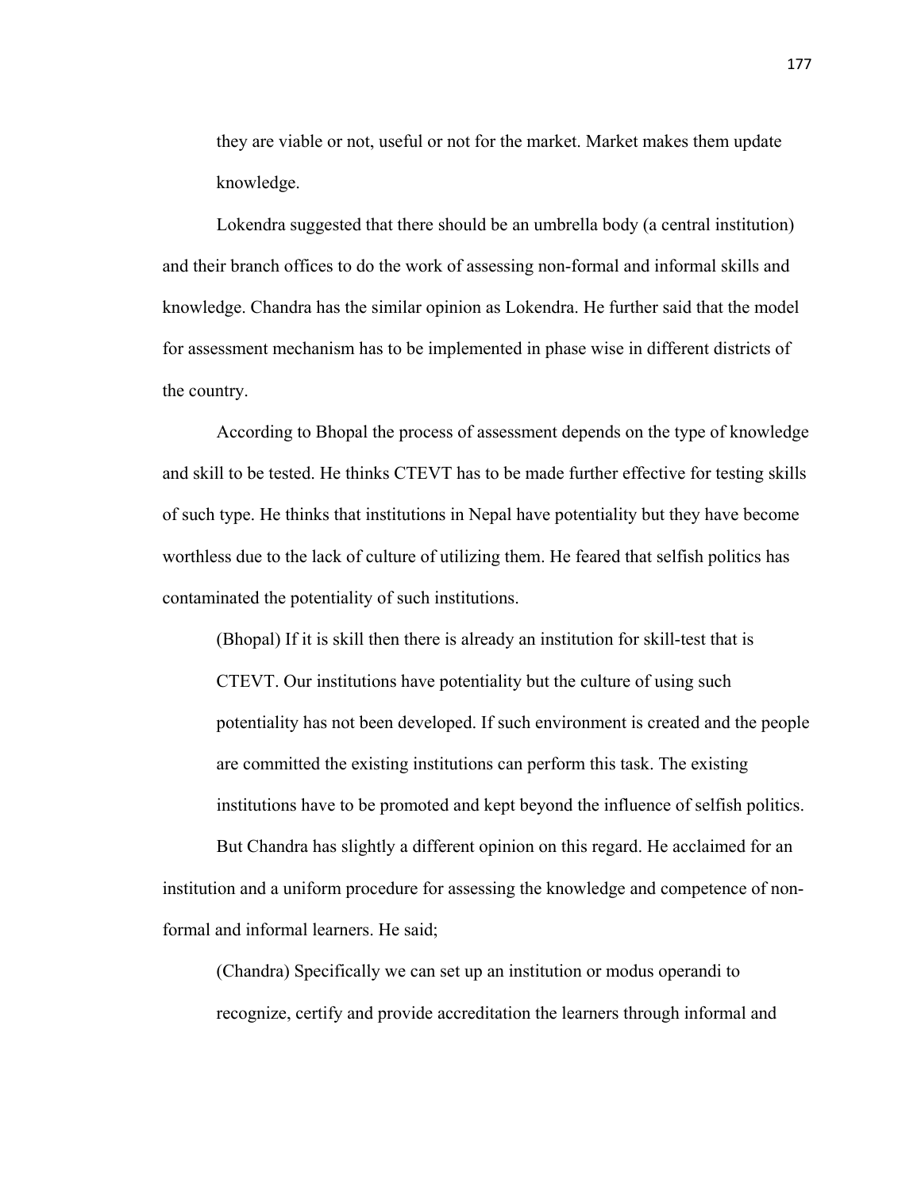> they are viable or not, useful or not for the market. Market makes them update knowledge.

Lokendra suggested that there should be an umbrella body (a central institution) and their branch offices to do the work of assessing non-formal and informal skills and knowledge. Chandra has the similar opinion as Lokendra. He further said that the model for assessment mechanism has to be implemented in phase wise in different districts of the country.

According to Bhopal the process of assessment depends on the type of knowledge and skill to be tested. He thinks CTEVT has to be made further effective for testing skills of such type. He thinks that institutions in Nepal have potentiality but they have become worthless due to the lack of culture of utilizing them. He feared that selfish politics has contaminated the potentiality of such institutions.

> (Bhopal) If it is skill then there is already an institution for skill-test that is CTEVT. Our institutions have potentiality but the culture of using such potentiality has not been developed. If such environment is created and the people are committed the existing institutions can perform this task. The existing institutions have to be promoted and kept beyond the influence of selfish politics.

But Chandra has slightly a different opinion on this regard. He acclaimed for an institution and a uniform procedure for assessing the knowledge and competence of non-formal and informal learners. He said;

> (Chandra) Specifically we can set up an institution or modus operandi to recognize, certify and provide accreditation the learners through informal and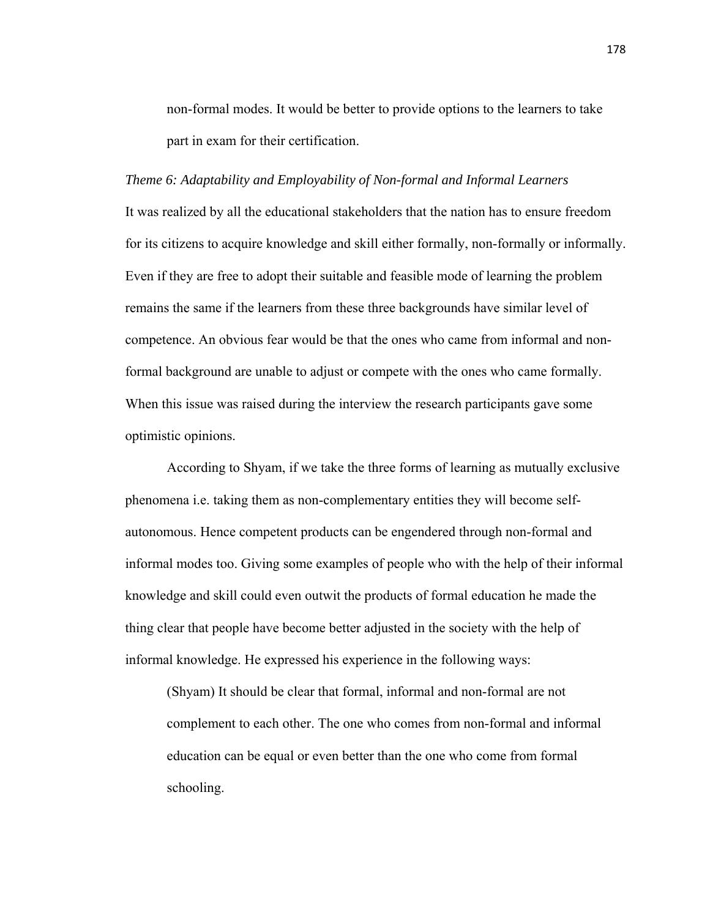non-formal modes. It would be better to provide options to the learners to take part in exam for their certification.

*Theme 6: Adaptability and Employability of Non-formal and Informal Learners*

It was realized by all the educational stakeholders that the nation has to ensure freedom for its citizens to acquire knowledge and skill either formally, non-formally or informally. Even if they are free to adopt their suitable and feasible mode of learning the problem remains the same if the learners from these three backgrounds have similar level of competence. An obvious fear would be that the ones who came from informal and non-formal background are unable to adjust or compete with the ones who came formally. When this issue was raised during the interview the research participants gave some optimistic opinions.

According to Shyam, if we take the three forms of learning as mutually exclusive phenomena i.e. taking them as non-complementary entities they will become self-autonomous. Hence competent products can be engendered through non-formal and informal modes too. Giving some examples of people who with the help of their informal knowledge and skill could even outwit the products of formal education he made the thing clear that people have become better adjusted in the society with the help of informal knowledge. He expressed his experience in the following ways:

> (Shyam) It should be clear that formal, informal and non-formal are not complement to each other. The one who comes from non-formal and informal education can be equal or even better than the one who come from formal schooling.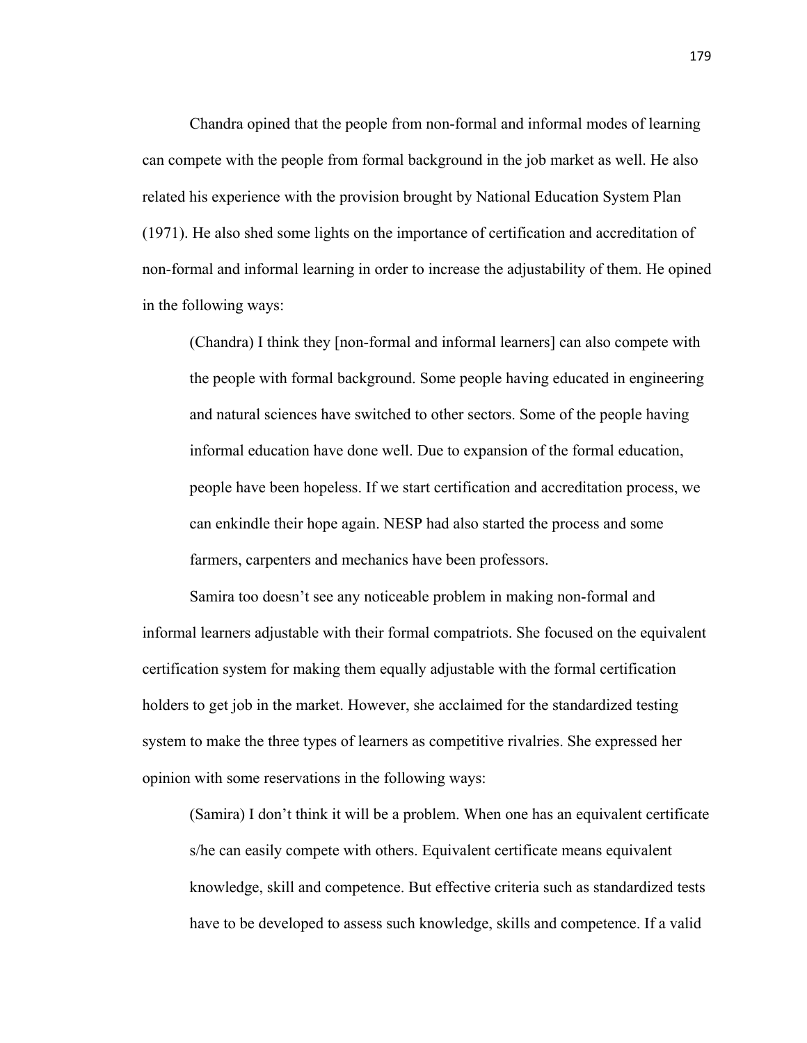Chandra opined that the people from non-formal and informal modes of learning can compete with the people from formal background in the job market as well. He also related his experience with the provision brought by National Education System Plan (1971). He also shed some lights on the importance of certification and accreditation of non-formal and informal learning in order to increase the adjustability of them. He opined in the following ways:

> (Chandra) I think they [non-formal and informal learners] can also compete with the people with formal background. Some people having educated in engineering and natural sciences have switched to other sectors. Some of the people having informal education have done well. Due to expansion of the formal education, people have been hopeless. If we start certification and accreditation process, we can enkindle their hope again. NESP had also started the process and some farmers, carpenters and mechanics have been professors.

Samira too doesn't see any noticeable problem in making non-formal and informal learners adjustable with their formal compatriots. She focused on the equivalent certification system for making them equally adjustable with the formal certification holders to get job in the market. However, she acclaimed for the standardized testing system to make the three types of learners as competitive rivalries. She expressed her opinion with some reservations in the following ways:

> (Samira) I don't think it will be a problem. When one has an equivalent certificate s/he can easily compete with others. Equivalent certificate means equivalent knowledge, skill and competence. But effective criteria such as standardized tests have to be developed to assess such knowledge, skills and competence. If a valid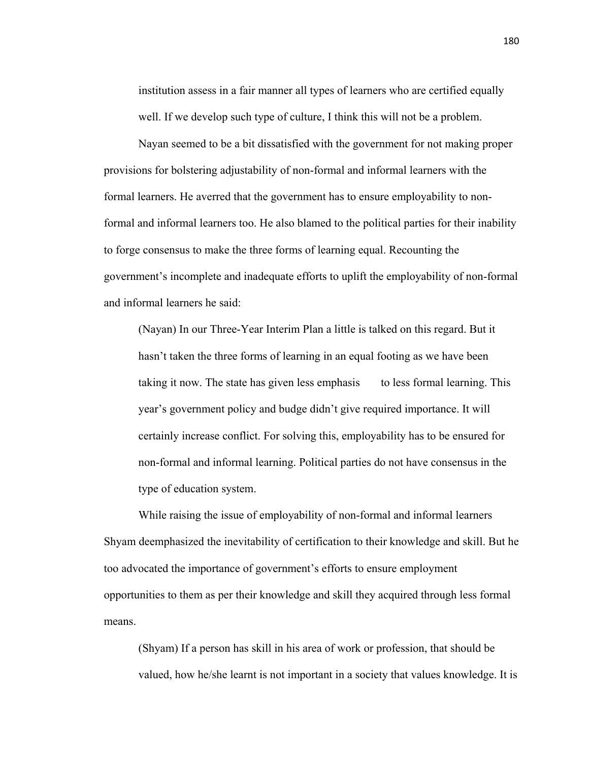> institution assess in a fair manner all types of learners who are certified equally well. If we develop such type of culture, I think this will not be a problem.

Nayan seemed to be a bit dissatisfied with the government for not making proper provisions for bolstering adjustability of non-formal and informal learners with the formal learners. He averred that the government has to ensure employability to non-formal and informal learners too. He also blamed to the political parties for their inability to forge consensus to make the three forms of learning equal. Recounting the government's incomplete and inadequate efforts to uplift the employability of non-formal and informal learners he said:

> (Nayan) In our Three-Year Interim Plan a little is talked on this regard. But it hasn't taken the three forms of learning in an equal footing as we have been taking it now. The state has given less emphasis to less formal learning. This year's government policy and budge didn't give required importance. It will certainly increase conflict. For solving this, employability has to be ensured for non-formal and informal learning. Political parties do not have consensus in the type of education system.

While raising the issue of employability of non-formal and informal learners Shyam deemphasized the inevitability of certification to their knowledge and skill. But he too advocated the importance of government's efforts to ensure employment opportunities to them as per their knowledge and skill they acquired through less formal means.

> (Shyam) If a person has skill in his area of work or profession, that should be valued, how he/she learnt is not important in a society that values knowledge. It is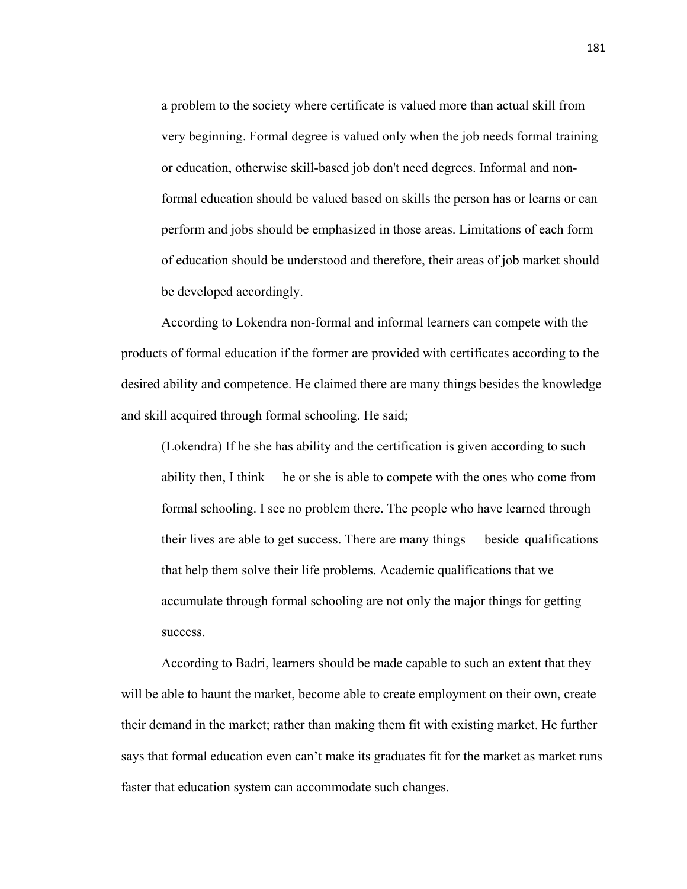> a problem to the society where certificate is valued more than actual skill from very beginning. Formal degree is valued only when the job needs formal training or education, otherwise skill-based job don't need degrees. Informal and non-formal education should be valued based on skills the person has or learns or can perform and jobs should be emphasized in those areas. Limitations of each form of education should be understood and therefore, their areas of job market should be developed accordingly.

According to Lokendra non-formal and informal learners can compete with the products of formal education if the former are provided with certificates according to the desired ability and competence. He claimed there are many things besides the knowledge and skill acquired through formal schooling. He said;

> (Lokendra) If he she has ability and the certification is given according to such ability then, I think he or she is able to compete with the ones who come from formal schooling. I see no problem there. The people who have learned through their lives are able to get success. There are many things beside qualifications that help them solve their life problems. Academic qualifications that we accumulate through formal schooling are not only the major things for getting success.

According to Badri, learners should be made capable to such an extent that they will be able to haunt the market, become able to create employment on their own, create their demand in the market; rather than making them fit with existing market. He further says that formal education even can't make its graduates fit for the market as market runs faster that education system can accommodate such changes.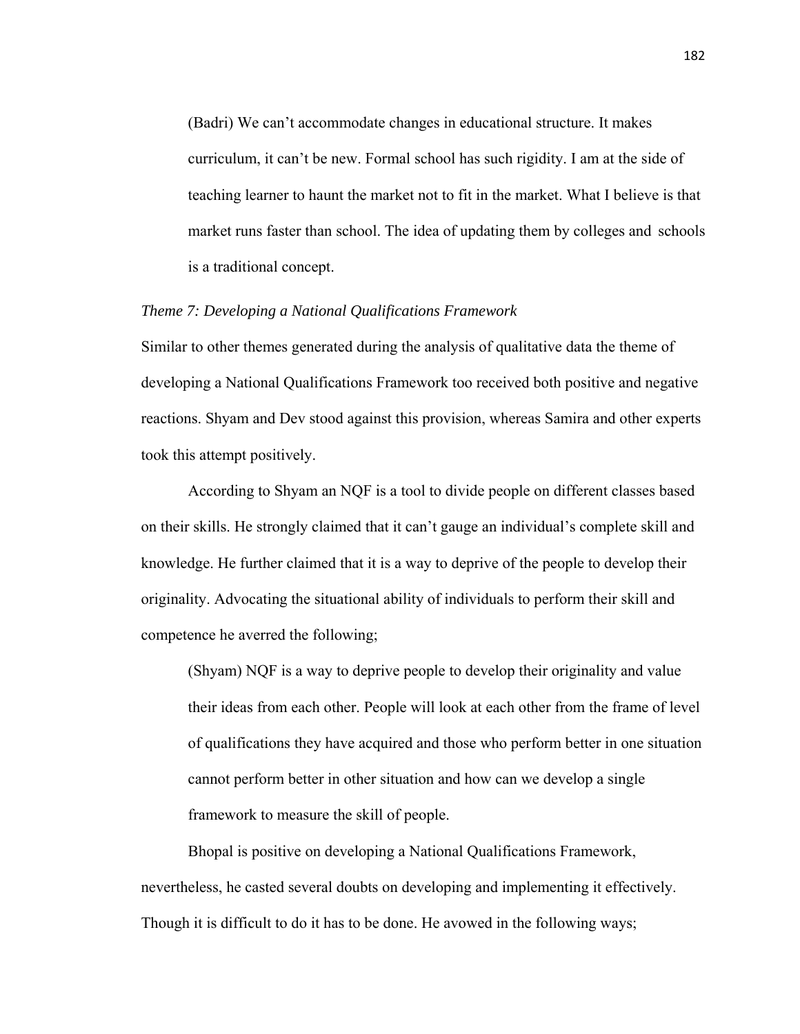> (Badri) We can't accommodate changes in educational structure. It makes curriculum, it can't be new. Formal school has such rigidity. I am at the side of teaching learner to haunt the market not to fit in the market. What I believe is that market runs faster than school. The idea of updating them by colleges and schools is a traditional concept.

*Theme 7: Developing a National Qualifications Framework*

Similar to other themes generated during the analysis of qualitative data the theme of developing a National Qualifications Framework too received both positive and negative reactions. Shyam and Dev stood against this provision, whereas Samira and other experts took this attempt positively.

According to Shyam an NQF is a tool to divide people on different classes based on their skills. He strongly claimed that it can't gauge an individual's complete skill and knowledge. He further claimed that it is a way to deprive of the people to develop their originality. Advocating the situational ability of individuals to perform their skill and competence he averred the following;

> (Shyam) NQF is a way to deprive people to develop their originality and value their ideas from each other. People will look at each other from the frame of level of qualifications they have acquired and those who perform better in one situation cannot perform better in other situation and how can we develop a single framework to measure the skill of people.

Bhopal is positive on developing a National Qualifications Framework, nevertheless, he casted several doubts on developing and implementing it effectively. Though it is difficult to do it has to be done. He avowed in the following ways;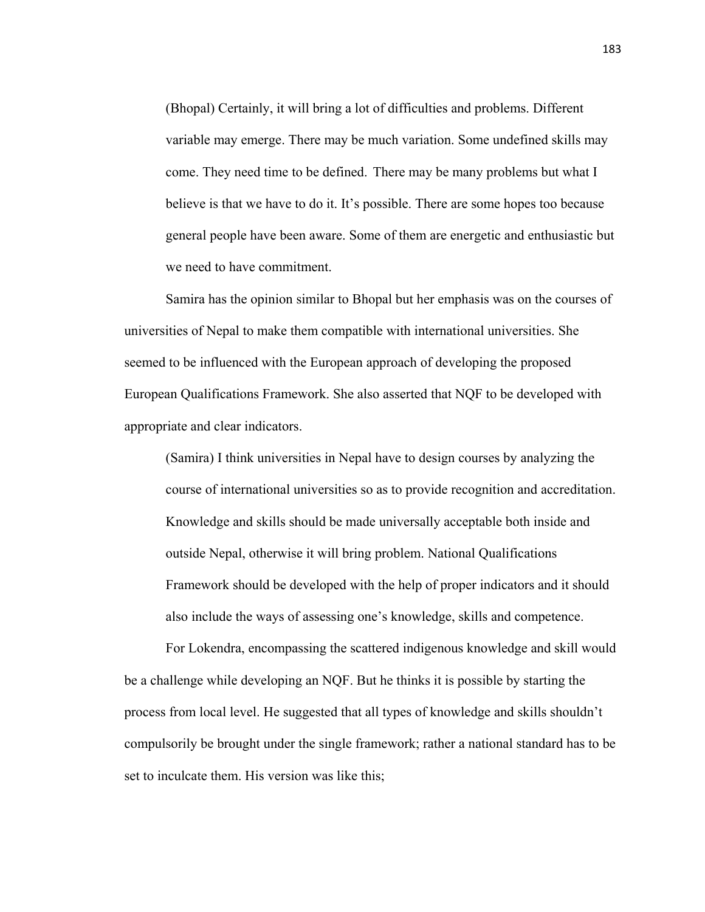> (Bhopal) Certainly, it will bring a lot of difficulties and problems. Different variable may emerge. There may be much variation. Some undefined skills may come. They need time to be defined. There may be many problems but what I believe is that we have to do it. It's possible. There are some hopes too because general people have been aware. Some of them are energetic and enthusiastic but we need to have commitment.

Samira has the opinion similar to Bhopal but her emphasis was on the courses of universities of Nepal to make them compatible with international universities. She seemed to be influenced with the European approach of developing the proposed European Qualifications Framework. She also asserted that NQF to be developed with appropriate and clear indicators.

> (Samira) I think universities in Nepal have to design courses by analyzing the course of international universities so as to provide recognition and accreditation. Knowledge and skills should be made universally acceptable both inside and outside Nepal, otherwise it will bring problem. National Qualifications Framework should be developed with the help of proper indicators and it should also include the ways of assessing one's knowledge, skills and competence.

For Lokendra, encompassing the scattered indigenous knowledge and skill would be a challenge while developing an NQF. But he thinks it is possible by starting the process from local level. He suggested that all types of knowledge and skills shouldn't compulsorily be brought under the single framework; rather a national standard has to be set to inculcate them. His version was like this;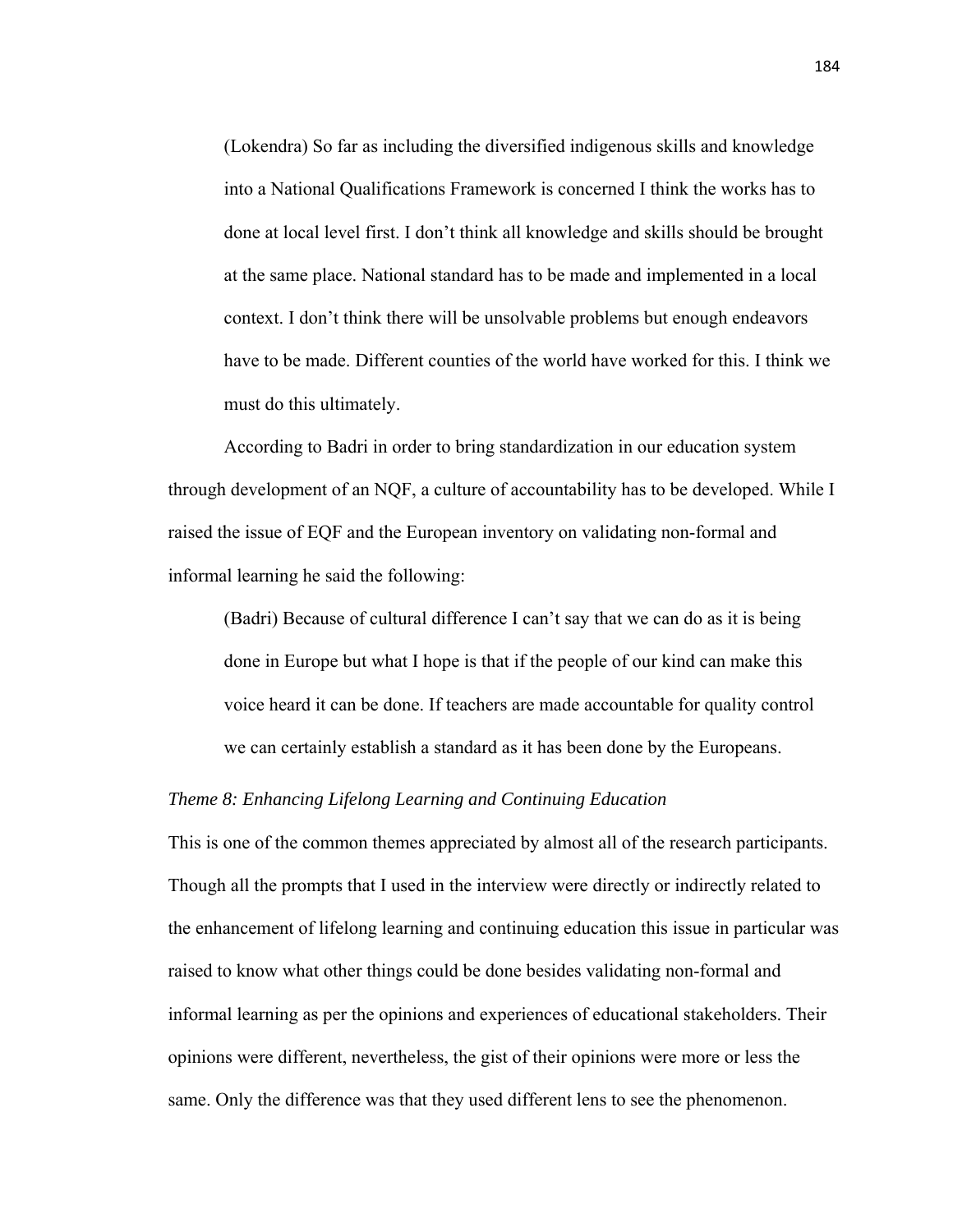> (Lokendra) So far as including the diversified indigenous skills and knowledge into a National Qualifications Framework is concerned I think the works has to done at local level first. I don't think all knowledge and skills should be brought at the same place. National standard has to be made and implemented in a local context. I don't think there will be unsolvable problems but enough endeavors have to be made. Different counties of the world have worked for this. I think we must do this ultimately.

According to Badri in order to bring standardization in our education system through development of an NQF, a culture of accountability has to be developed. While I raised the issue of EQF and the European inventory on validating non-formal and informal learning he said the following:

> (Badri) Because of cultural difference I can't say that we can do as it is being done in Europe but what I hope is that if the people of our kind can make this voice heard it can be done. If teachers are made accountable for quality control we can certainly establish a standard as it has been done by the Europeans.

*Theme 8: Enhancing Lifelong Learning and Continuing Education*

This is one of the common themes appreciated by almost all of the research participants. Though all the prompts that I used in the interview were directly or indirectly related to the enhancement of lifelong learning and continuing education this issue in particular was raised to know what other things could be done besides validating non-formal and informal learning as per the opinions and experiences of educational stakeholders. Their opinions were different, nevertheless, the gist of their opinions were more or less the same. Only the difference was that they used different lens to see the phenomenon.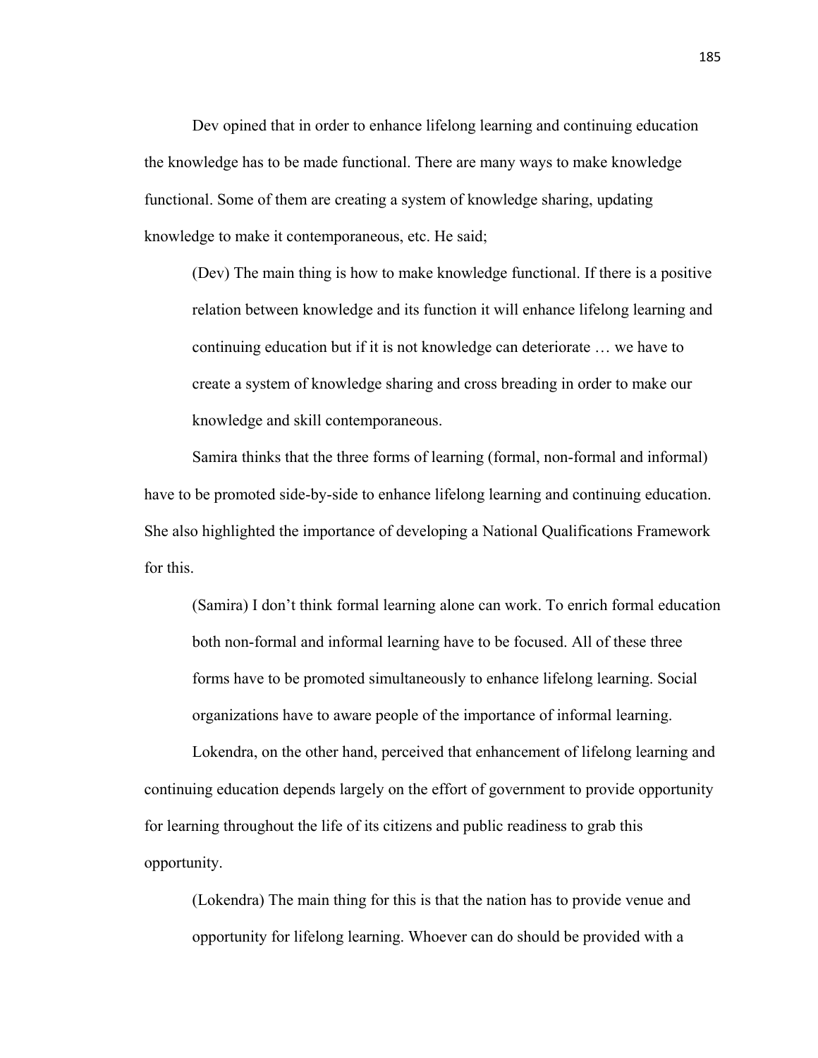Dev opined that in order to enhance lifelong learning and continuing education the knowledge has to be made functional. There are many ways to make knowledge functional. Some of them are creating a system of knowledge sharing, updating knowledge to make it contemporaneous, etc. He said;

> (Dev) The main thing is how to make knowledge functional. If there is a positive relation between knowledge and its function it will enhance lifelong learning and continuing education but if it is not knowledge can deteriorate … we have to create a system of knowledge sharing and cross breading in order to make our knowledge and skill contemporaneous.

Samira thinks that the three forms of learning (formal, non-formal and informal) have to be promoted side-by-side to enhance lifelong learning and continuing education. She also highlighted the importance of developing a National Qualifications Framework for this.

> (Samira) I don't think formal learning alone can work. To enrich formal education both non-formal and informal learning have to be focused. All of these three forms have to be promoted simultaneously to enhance lifelong learning. Social organizations have to aware people of the importance of informal learning.

Lokendra, on the other hand, perceived that enhancement of lifelong learning and continuing education depends largely on the effort of government to provide opportunity for learning throughout the life of its citizens and public readiness to grab this opportunity.

> (Lokendra) The main thing for this is that the nation has to provide venue and opportunity for lifelong learning. Whoever can do should be provided with a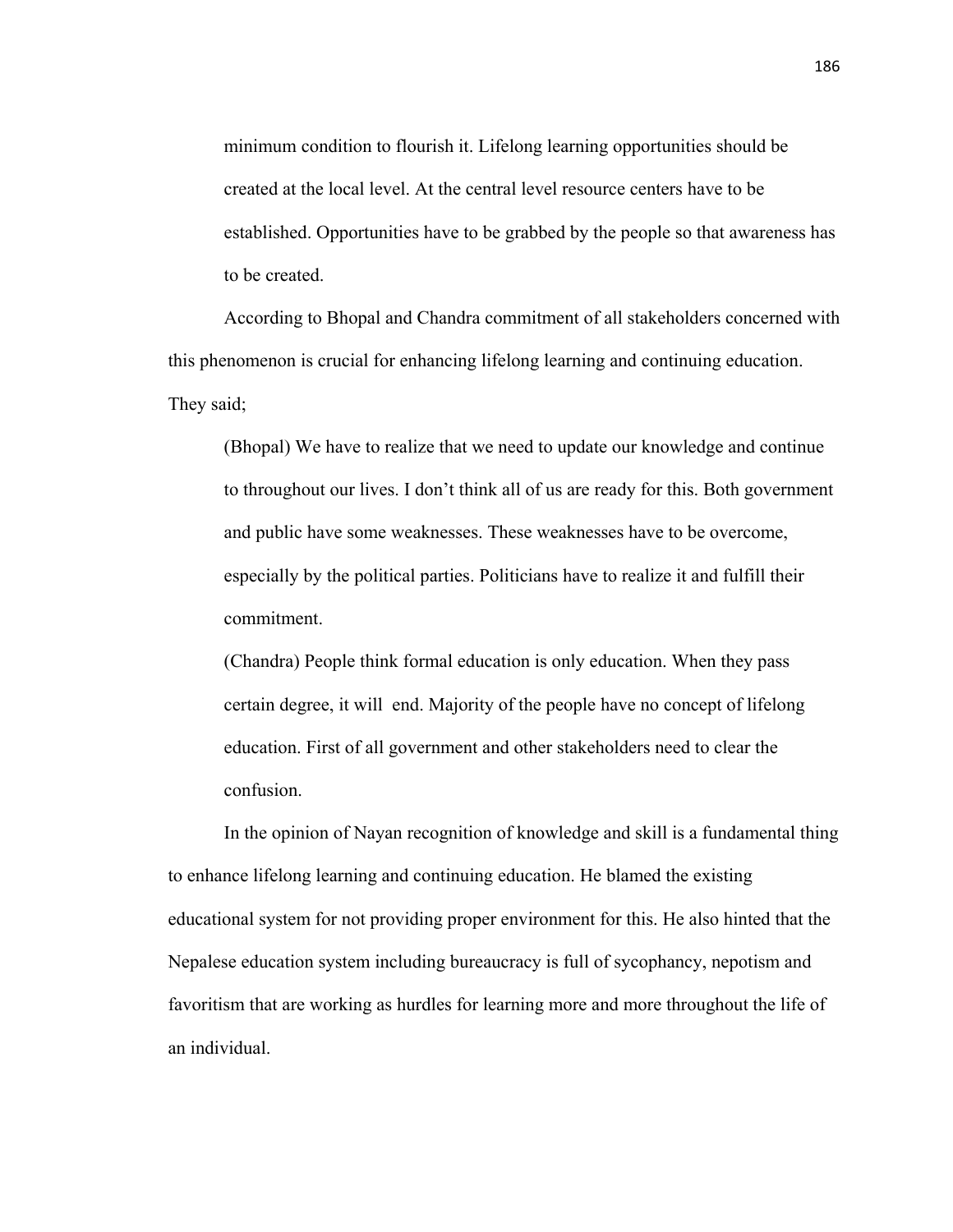> minimum condition to flourish it. Lifelong learning opportunities should be created at the local level. At the central level resource centers have to be established. Opportunities have to be grabbed by the people so that awareness has to be created.

According to Bhopal and Chandra commitment of all stakeholders concerned with this phenomenon is crucial for enhancing lifelong learning and continuing education. They said;

> (Bhopal) We have to realize that we need to update our knowledge and continue to throughout our lives. I don't think all of us are ready for this. Both government and public have some weaknesses. These weaknesses have to be overcome, especially by the political parties. Politicians have to realize it and fulfill their commitment.
>
> (Chandra) People think formal education is only education. When they pass certain degree, it will end. Majority of the people have no concept of lifelong education. First of all government and other stakeholders need to clear the confusion.

In the opinion of Nayan recognition of knowledge and skill is a fundamental thing to enhance lifelong learning and continuing education. He blamed the existing educational system for not providing proper environment for this. He also hinted that the Nepalese education system including bureaucracy is full of sycophancy, nepotism and favoritism that are working as hurdles for learning more and more throughout the life of an individual.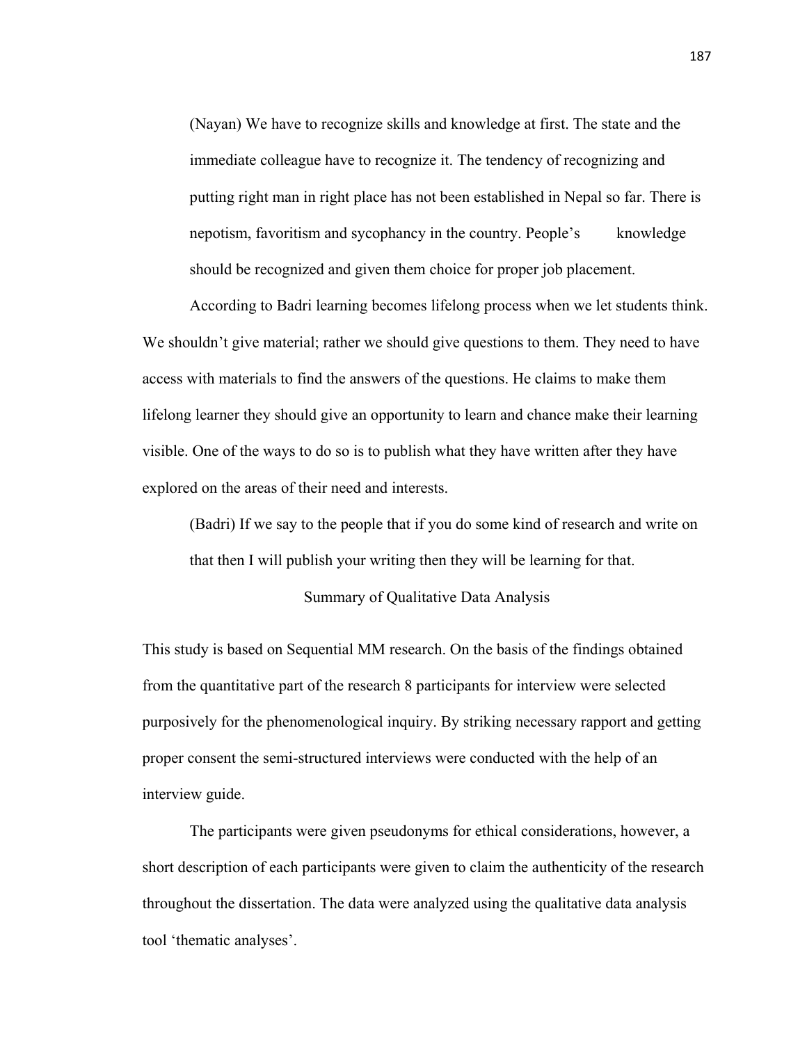> (Nayan) We have to recognize skills and knowledge at first. The state and the immediate colleague have to recognize it. The tendency of recognizing and putting right man in right place has not been established in Nepal so far. There is nepotism, favoritism and sycophancy in the country. People's knowledge should be recognized and given them choice for proper job placement.

According to Badri learning becomes lifelong process when we let students think. We shouldn't give material; rather we should give questions to them. They need to have access with materials to find the answers of the questions. He claims to make them lifelong learner they should give an opportunity to learn and chance make their learning visible. One of the ways to do so is to publish what they have written after they have explored on the areas of their need and interests.

> (Badri) If we say to the people that if you do some kind of research and write on that then I will publish your writing then they will be learning for that.

## Summary of Qualitative Data Analysis

This study is based on Sequential MM research. On the basis of the findings obtained from the quantitative part of the research 8 participants for interview were selected purposively for the phenomenological inquiry. By striking necessary rapport and getting proper consent the semi-structured interviews were conducted with the help of an interview guide.

The participants were given pseudonyms for ethical considerations, however, a short description of each participants were given to claim the authenticity of the research throughout the dissertation. The data were analyzed using the qualitative data analysis tool 'thematic analyses'.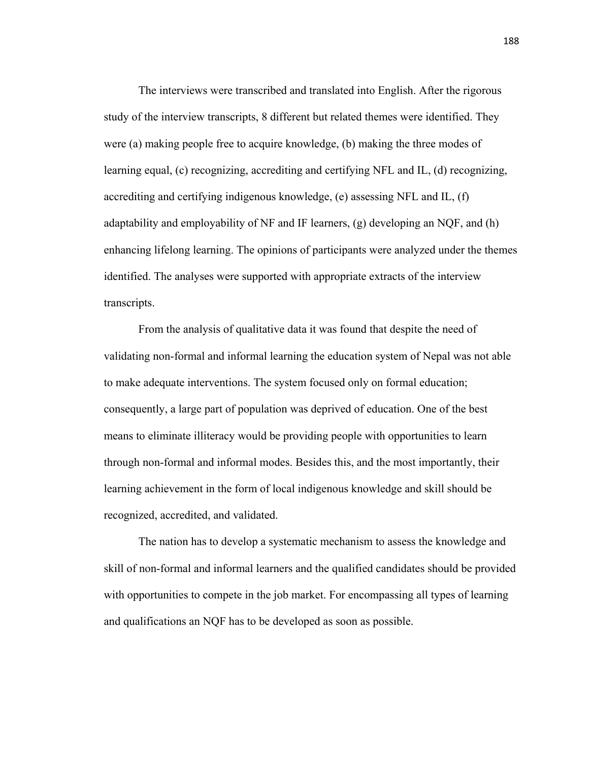The interviews were transcribed and translated into English. After the rigorous study of the interview transcripts, 8 different but related themes were identified. They were (a) making people free to acquire knowledge, (b) making the three modes of learning equal, (c) recognizing, accrediting and certifying NFL and IL, (d) recognizing, accrediting and certifying indigenous knowledge, (e) assessing NFL and IL, (f) adaptability and employability of NF and IF learners, (g) developing an NQF, and (h) enhancing lifelong learning. The opinions of participants were analyzed under the themes identified. The analyses were supported with appropriate extracts of the interview transcripts.

From the analysis of qualitative data it was found that despite the need of validating non-formal and informal learning the education system of Nepal was not able to make adequate interventions. The system focused only on formal education; consequently, a large part of population was deprived of education. One of the best means to eliminate illiteracy would be providing people with opportunities to learn through non-formal and informal modes. Besides this, and the most importantly, their learning achievement in the form of local indigenous knowledge and skill should be recognized, accredited, and validated.

The nation has to develop a systematic mechanism to assess the knowledge and skill of non-formal and informal learners and the qualified candidates should be provided with opportunities to compete in the job market. For encompassing all types of learning and qualifications an NQF has to be developed as soon as possible.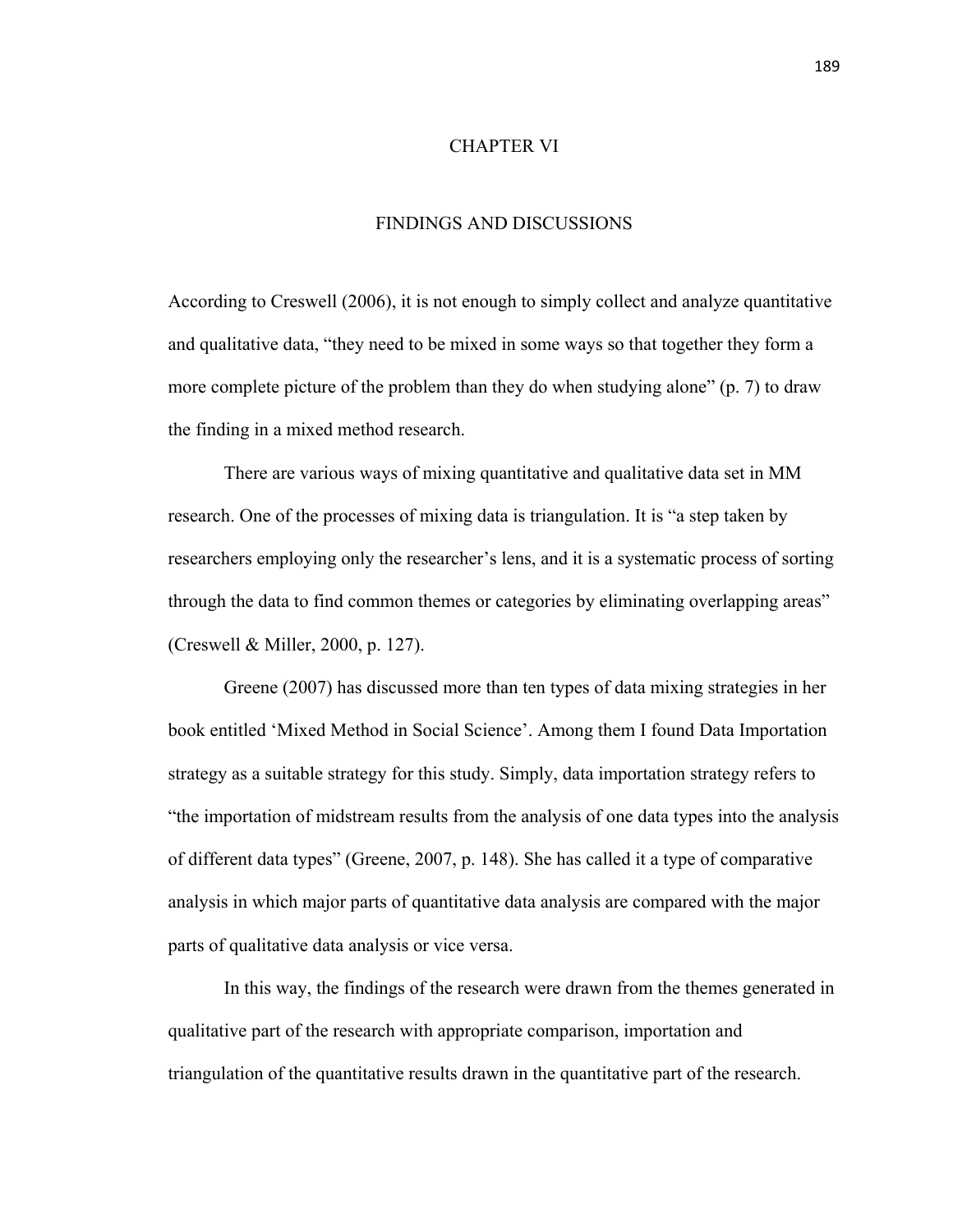# CHAPTER VI

## FINDINGS AND DISCUSSIONS

According to Creswell (2006), it is not enough to simply collect and analyze quantitative and qualitative data, "they need to be mixed in some ways so that together they form a more complete picture of the problem than they do when studying alone" (p. 7) to draw the finding in a mixed method research.

There are various ways of mixing quantitative and qualitative data set in MM research. One of the processes of mixing data is triangulation. It is "a step taken by researchers employing only the researcher's lens, and it is a systematic process of sorting through the data to find common themes or categories by eliminating overlapping areas" (Creswell & Miller, 2000, p. 127).

Greene (2007) has discussed more than ten types of data mixing strategies in her book entitled 'Mixed Method in Social Science'. Among them I found Data Importation strategy as a suitable strategy for this study. Simply, data importation strategy refers to "the importation of midstream results from the analysis of one data types into the analysis of different data types" (Greene, 2007, p. 148). She has called it a type of comparative analysis in which major parts of quantitative data analysis are compared with the major parts of qualitative data analysis or vice versa.

In this way, the findings of the research were drawn from the themes generated in qualitative part of the research with appropriate comparison, importation and triangulation of the quantitative results drawn in the quantitative part of the research.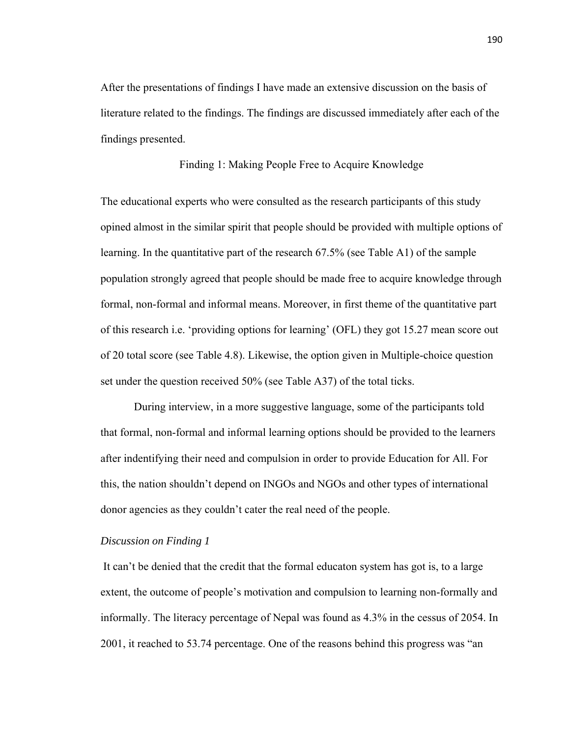After the presentations of findings I have made an extensive discussion on the basis of literature related to the findings. The findings are discussed immediately after each of the findings presented.

## Finding 1: Making People Free to Acquire Knowledge

The educational experts who were consulted as the research participants of this study opined almost in the similar spirit that people should be provided with multiple options of learning. In the quantitative part of the research 67.5% (see Table A1) of the sample population strongly agreed that people should be made free to acquire knowledge through formal, non-formal and informal means. Moreover, in first theme of the quantitative part of this research i.e. 'providing options for learning' (OFL) they got 15.27 mean score out of 20 total score (see Table 4.8). Likewise, the option given in Multiple-choice question set under the question received 50% (see Table A37) of the total ticks.

During interview, in a more suggestive language, some of the participants told that formal, non-formal and informal learning options should be provided to the learners after indentifying their need and compulsion in order to provide Education for All. For this, the nation shouldn't depend on INGOs and NGOs and other types of international donor agencies as they couldn't cater the real need of the people.

### *Discussion on Finding 1*

It can't be denied that the credit that the formal educaton system has got is, to a large extent, the outcome of people's motivation and compulsion to learning non-formally and informally. The literacy percentage of Nepal was found as 4.3% in the cessus of 2054. In 2001, it reached to 53.74 percentage. One of the reasons behind this progress was "an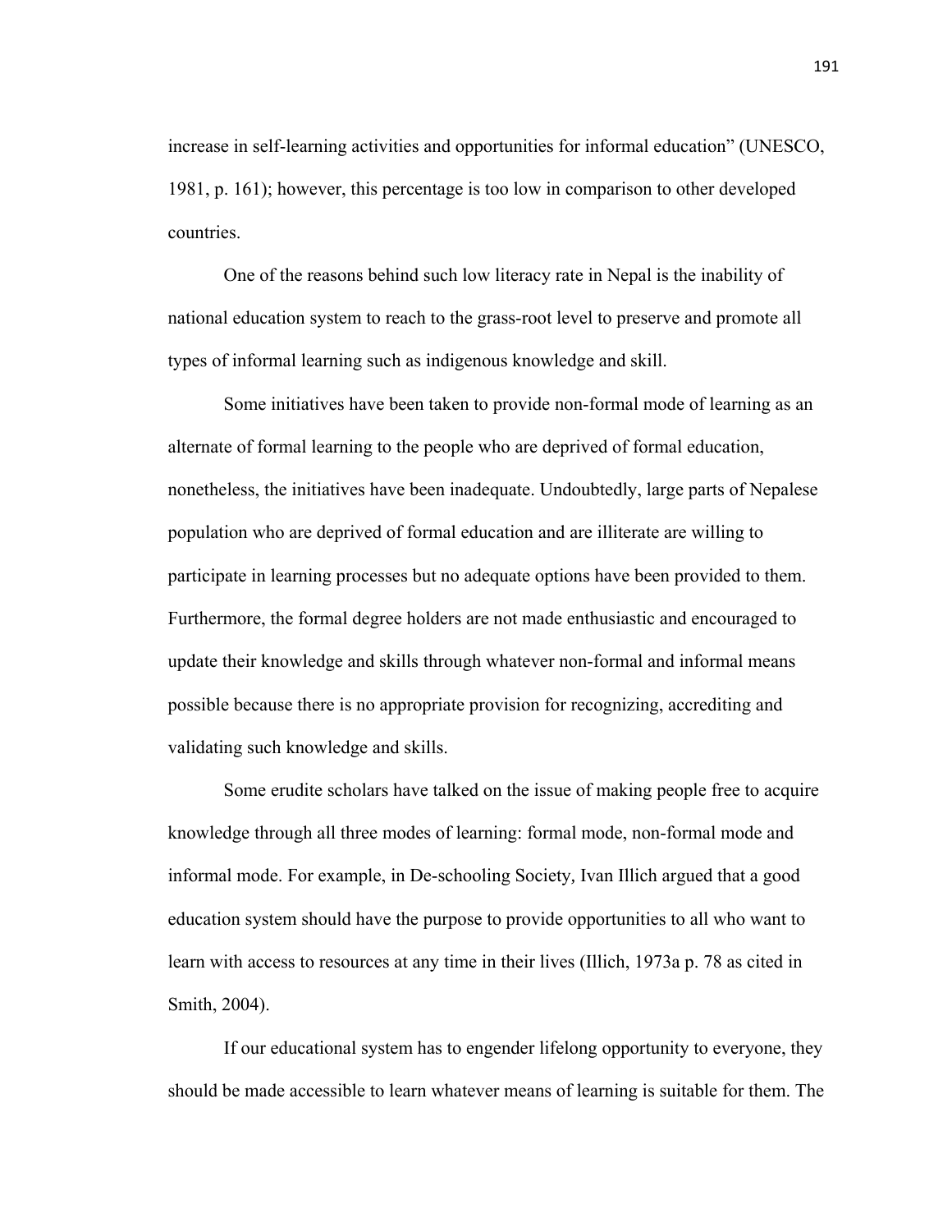increase in self-learning activities and opportunities for informal education" (UNESCO, 1981, p. 161); however, this percentage is too low in comparison to other developed countries.

One of the reasons behind such low literacy rate in Nepal is the inability of national education system to reach to the grass-root level to preserve and promote all types of informal learning such as indigenous knowledge and skill.

Some initiatives have been taken to provide non-formal mode of learning as an alternate of formal learning to the people who are deprived of formal education, nonetheless, the initiatives have been inadequate. Undoubtedly, large parts of Nepalese population who are deprived of formal education and are illiterate are willing to participate in learning processes but no adequate options have been provided to them. Furthermore, the formal degree holders are not made enthusiastic and encouraged to update their knowledge and skills through whatever non-formal and informal means possible because there is no appropriate provision for recognizing, accrediting and validating such knowledge and skills.

Some erudite scholars have talked on the issue of making people free to acquire knowledge through all three modes of learning: formal mode, non-formal mode and informal mode. For example, in De-schooling Society, Ivan Illich argued that a good education system should have the purpose to provide opportunities to all who want to learn with access to resources at any time in their lives (Illich, 1973a p. 78 as cited in Smith, 2004).

If our educational system has to engender lifelong opportunity to everyone, they should be made accessible to learn whatever means of learning is suitable for them. The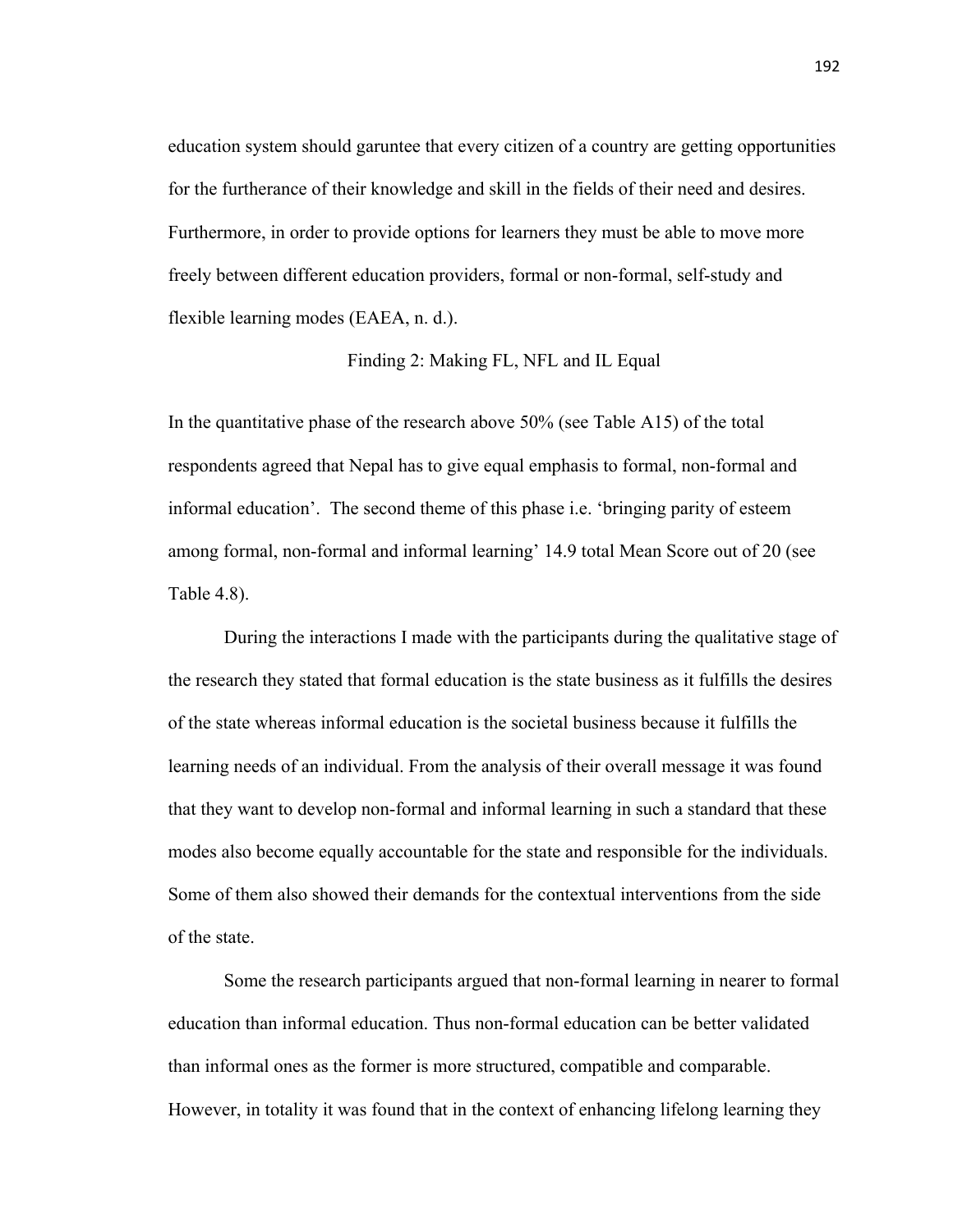education system should garuntee that every citizen of a country are getting opportunities for the furtherance of their knowledge and skill in the fields of their need and desires. Furthermore, in order to provide options for learners they must be able to move more freely between different education providers, formal or non-formal, self-study and flexible learning modes (EAEA, n. d.).

## Finding 2: Making FL, NFL and IL Equal

In the quantitative phase of the research above 50% (see Table A15) of the total respondents agreed that Nepal has to give equal emphasis to formal, non-formal and informal education'. The second theme of this phase i.e. 'bringing parity of esteem among formal, non-formal and informal learning' 14.9 total Mean Score out of 20 (see Table 4.8).

During the interactions I made with the participants during the qualitative stage of the research they stated that formal education is the state business as it fulfills the desires of the state whereas informal education is the societal business because it fulfills the learning needs of an individual. From the analysis of their overall message it was found that they want to develop non-formal and informal learning in such a standard that these modes also become equally accountable for the state and responsible for the individuals. Some of them also showed their demands for the contextual interventions from the side of the state.

Some the research participants argued that non-formal learning in nearer to formal education than informal education. Thus non-formal education can be better validated than informal ones as the former is more structured, compatible and comparable. However, in totality it was found that in the context of enhancing lifelong learning they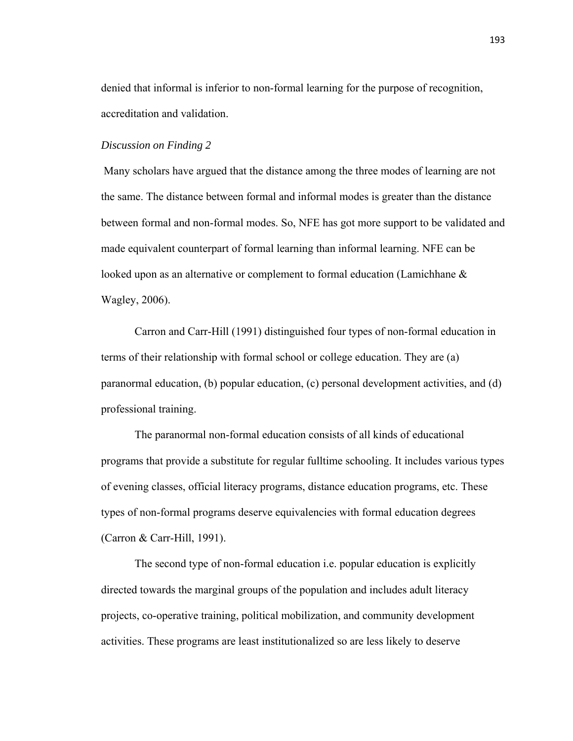denied that informal is inferior to non-formal learning for the purpose of recognition, accreditation and validation.

*Discussion on Finding 2*

Many scholars have argued that the distance among the three modes of learning are not the same. The distance between formal and informal modes is greater than the distance between formal and non-formal modes. So, NFE has got more support to be validated and made equivalent counterpart of formal learning than informal learning. NFE can be looked upon as an alternative or complement to formal education (Lamichhane & Wagley, 2006).

Carron and Carr-Hill (1991) distinguished four types of non-formal education in terms of their relationship with formal school or college education. They are (a) paranormal education, (b) popular education, (c) personal development activities, and (d) professional training.

The paranormal non-formal education consists of all kinds of educational programs that provide a substitute for regular fulltime schooling. It includes various types of evening classes, official literacy programs, distance education programs, etc. These types of non-formal programs deserve equivalencies with formal education degrees (Carron & Carr-Hill, 1991).

The second type of non-formal education i.e. popular education is explicitly directed towards the marginal groups of the population and includes adult literacy projects, co-operative training, political mobilization, and community development activities. These programs are least institutionalized so are less likely to deserve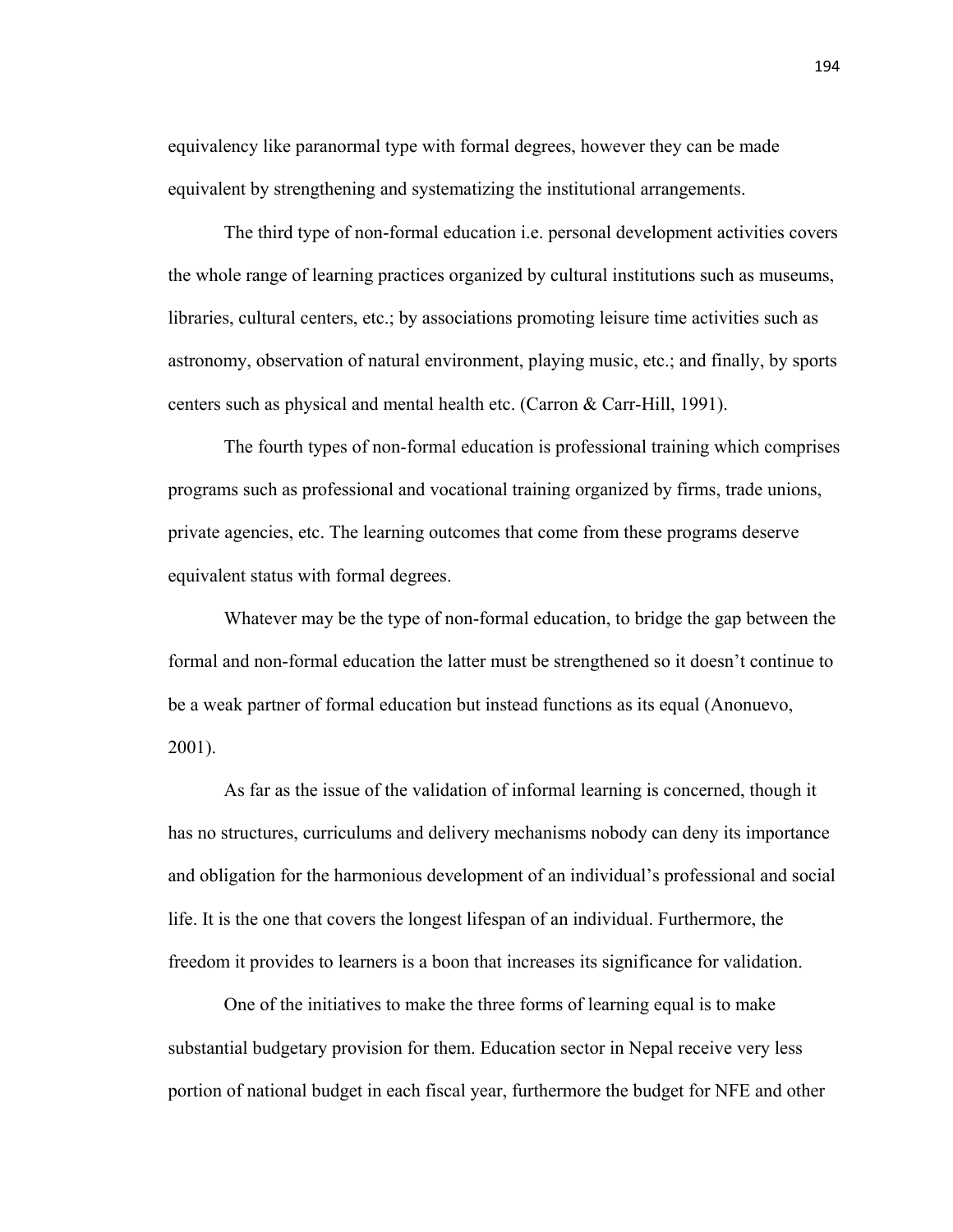equivalency like paranormal type with formal degrees, however they can be made equivalent by strengthening and systematizing the institutional arrangements.

The third type of non-formal education i.e. personal development activities covers the whole range of learning practices organized by cultural institutions such as museums, libraries, cultural centers, etc.; by associations promoting leisure time activities such as astronomy, observation of natural environment, playing music, etc.; and finally, by sports centers such as physical and mental health etc. (Carron & Carr-Hill, 1991).

The fourth types of non-formal education is professional training which comprises programs such as professional and vocational training organized by firms, trade unions, private agencies, etc. The learning outcomes that come from these programs deserve equivalent status with formal degrees.

Whatever may be the type of non-formal education, to bridge the gap between the formal and non-formal education the latter must be strengthened so it doesn't continue to be a weak partner of formal education but instead functions as its equal (Anonuevo, 2001).

As far as the issue of the validation of informal learning is concerned, though it has no structures, curriculums and delivery mechanisms nobody can deny its importance and obligation for the harmonious development of an individual's professional and social life. It is the one that covers the longest lifespan of an individual. Furthermore, the freedom it provides to learners is a boon that increases its significance for validation.

One of the initiatives to make the three forms of learning equal is to make substantial budgetary provision for them. Education sector in Nepal receive very less portion of national budget in each fiscal year, furthermore the budget for NFE and other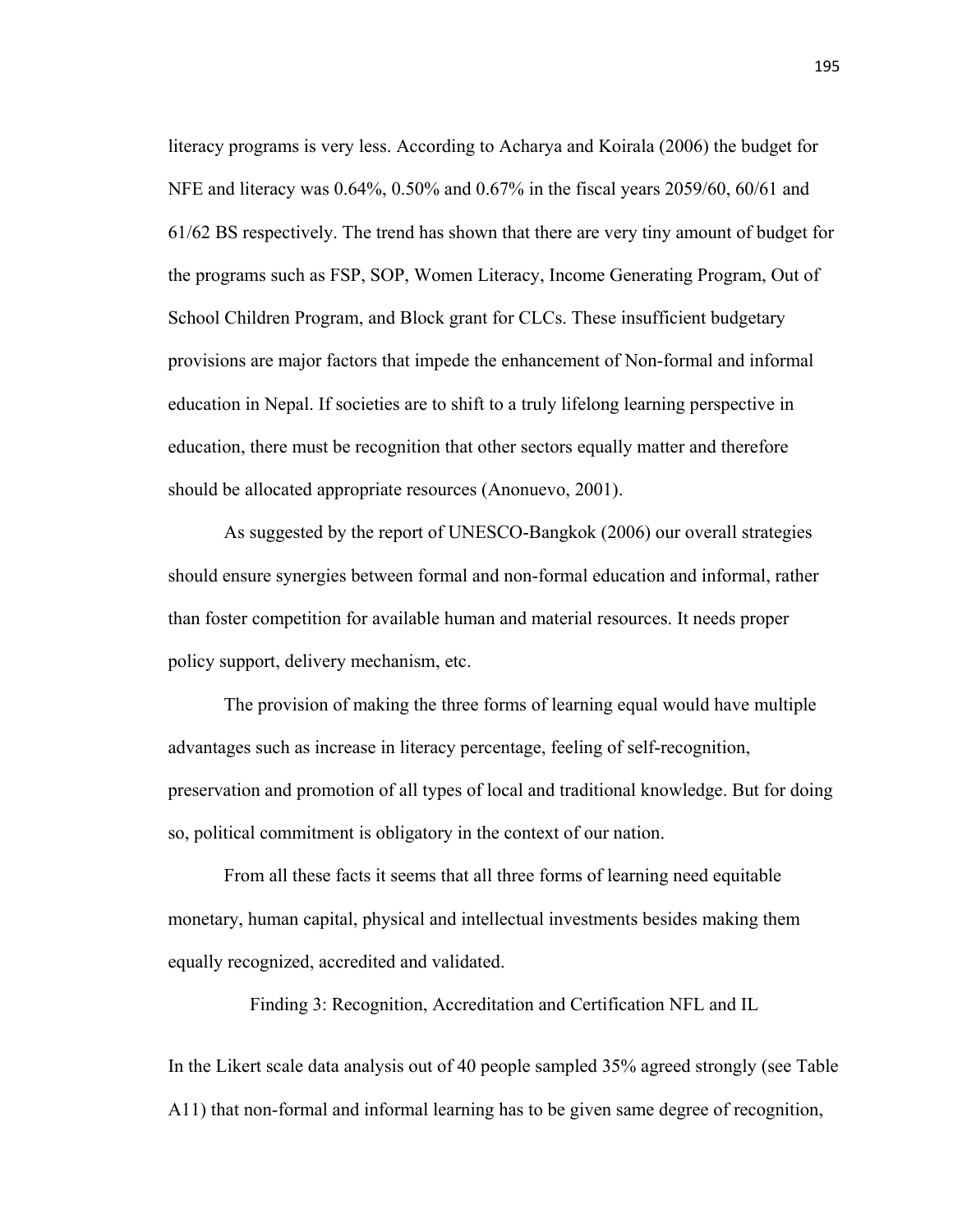literacy programs is very less. According to Acharya and Koirala (2006) the budget for NFE and literacy was 0.64%, 0.50% and 0.67% in the fiscal years 2059/60, 60/61 and 61/62 BS respectively. The trend has shown that there are very tiny amount of budget for the programs such as FSP, SOP, Women Literacy, Income Generating Program, Out of School Children Program, and Block grant for CLCs. These insufficient budgetary provisions are major factors that impede the enhancement of Non-formal and informal education in Nepal. If societies are to shift to a truly lifelong learning perspective in education, there must be recognition that other sectors equally matter and therefore should be allocated appropriate resources (Anonuevo, 2001).

As suggested by the report of UNESCO-Bangkok (2006) our overall strategies should ensure synergies between formal and non-formal education and informal, rather than foster competition for available human and material resources. It needs proper policy support, delivery mechanism, etc.

The provision of making the three forms of learning equal would have multiple advantages such as increase in literacy percentage, feeling of self-recognition, preservation and promotion of all types of local and traditional knowledge. But for doing so, political commitment is obligatory in the context of our nation.

From all these facts it seems that all three forms of learning need equitable monetary, human capital, physical and intellectual investments besides making them equally recognized, accredited and validated.

## Finding 3: Recognition, Accreditation and Certification NFL and IL

In the Likert scale data analysis out of 40 people sampled 35% agreed strongly (see Table A11) that non-formal and informal learning has to be given same degree of recognition,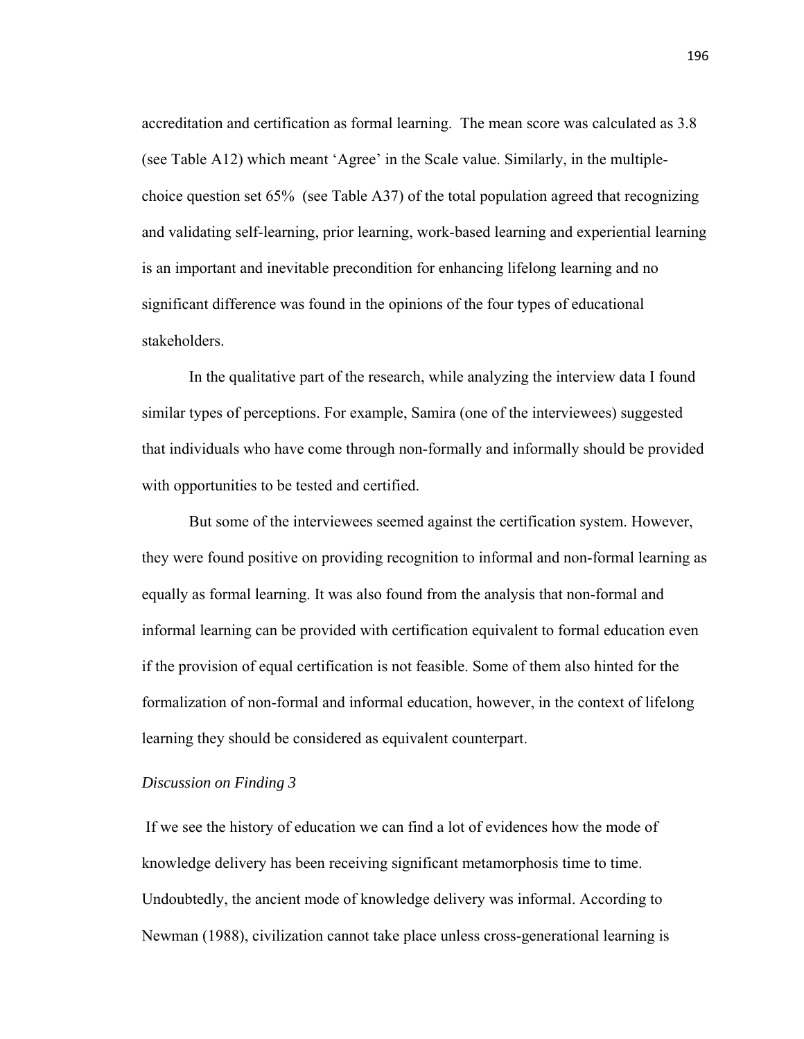accreditation and certification as formal learning. The mean score was calculated as 3.8 (see Table A12) which meant 'Agree' in the Scale value. Similarly, in the multiple-choice question set 65% (see Table A37) of the total population agreed that recognizing and validating self-learning, prior learning, work-based learning and experiential learning is an important and inevitable precondition for enhancing lifelong learning and no significant difference was found in the opinions of the four types of educational stakeholders.

In the qualitative part of the research, while analyzing the interview data I found similar types of perceptions. For example, Samira (one of the interviewees) suggested that individuals who have come through non-formally and informally should be provided with opportunities to be tested and certified.

But some of the interviewees seemed against the certification system. However, they were found positive on providing recognition to informal and non-formal learning as equally as formal learning. It was also found from the analysis that non-formal and informal learning can be provided with certification equivalent to formal education even if the provision of equal certification is not feasible. Some of them also hinted for the formalization of non-formal and informal education, however, in the context of lifelong learning they should be considered as equivalent counterpart.

*Discussion on Finding 3*

If we see the history of education we can find a lot of evidences how the mode of knowledge delivery has been receiving significant metamorphosis time to time. Undoubtedly, the ancient mode of knowledge delivery was informal. According to Newman (1988), civilization cannot take place unless cross-generational learning is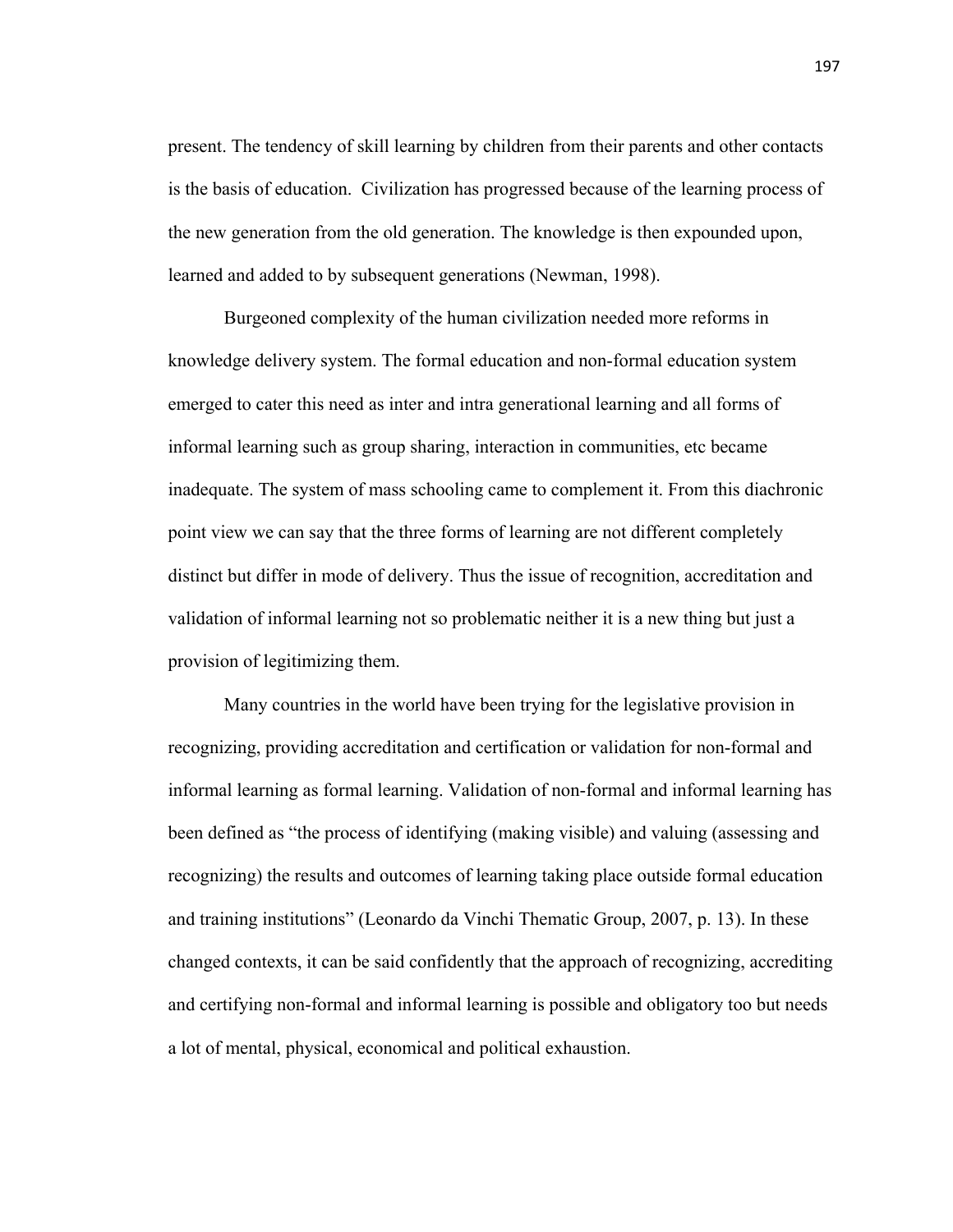present. The tendency of skill learning by children from their parents and other contacts is the basis of education. Civilization has progressed because of the learning process of the new generation from the old generation. The knowledge is then expounded upon, learned and added to by subsequent generations (Newman, 1998).

Burgeoned complexity of the human civilization needed more reforms in knowledge delivery system. The formal education and non-formal education system emerged to cater this need as inter and intra generational learning and all forms of informal learning such as group sharing, interaction in communities, etc became inadequate. The system of mass schooling came to complement it. From this diachronic point view we can say that the three forms of learning are not different completely distinct but differ in mode of delivery. Thus the issue of recognition, accreditation and validation of informal learning not so problematic neither it is a new thing but just a provision of legitimizing them.

Many countries in the world have been trying for the legislative provision in recognizing, providing accreditation and certification or validation for non-formal and informal learning as formal learning. Validation of non-formal and informal learning has been defined as "the process of identifying (making visible) and valuing (assessing and recognizing) the results and outcomes of learning taking place outside formal education and training institutions" (Leonardo da Vinchi Thematic Group, 2007, p. 13). In these changed contexts, it can be said confidently that the approach of recognizing, accrediting and certifying non-formal and informal learning is possible and obligatory too but needs a lot of mental, physical, economical and political exhaustion.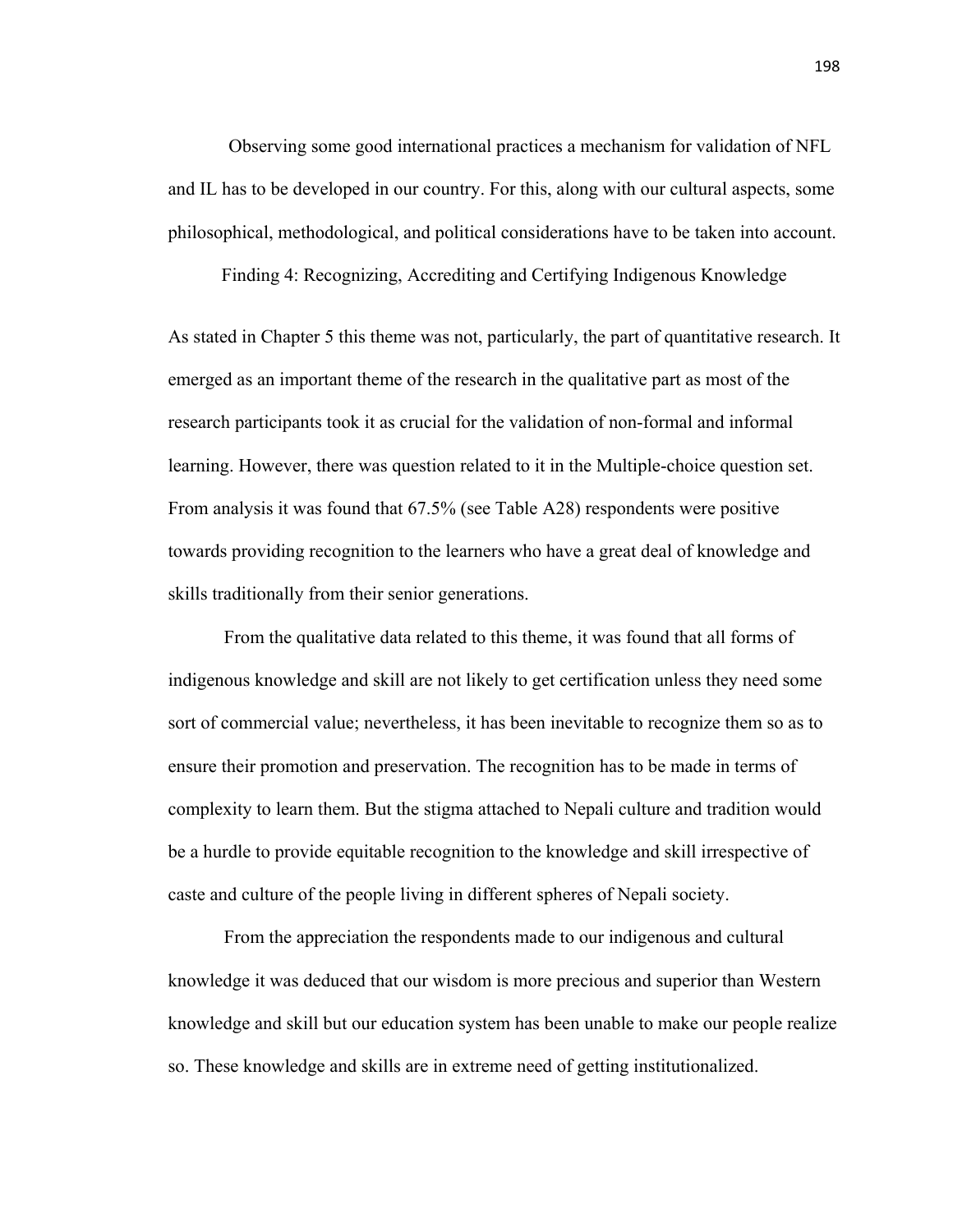Observing some good international practices a mechanism for validation of NFL and IL has to be developed in our country. For this, along with our cultural aspects, some philosophical, methodological, and political considerations have to be taken into account.

### Finding 4: Recognizing, Accrediting and Certifying Indigenous Knowledge

As stated in Chapter 5 this theme was not, particularly, the part of quantitative research. It emerged as an important theme of the research in the qualitative part as most of the research participants took it as crucial for the validation of non-formal and informal learning. However, there was question related to it in the Multiple-choice question set. From analysis it was found that 67.5% (see Table A28) respondents were positive towards providing recognition to the learners who have a great deal of knowledge and skills traditionally from their senior generations.

From the qualitative data related to this theme, it was found that all forms of indigenous knowledge and skill are not likely to get certification unless they need some sort of commercial value; nevertheless, it has been inevitable to recognize them so as to ensure their promotion and preservation. The recognition has to be made in terms of complexity to learn them. But the stigma attached to Nepali culture and tradition would be a hurdle to provide equitable recognition to the knowledge and skill irrespective of caste and culture of the people living in different spheres of Nepali society.

From the appreciation the respondents made to our indigenous and cultural knowledge it was deduced that our wisdom is more precious and superior than Western knowledge and skill but our education system has been unable to make our people realize so. These knowledge and skills are in extreme need of getting institutionalized.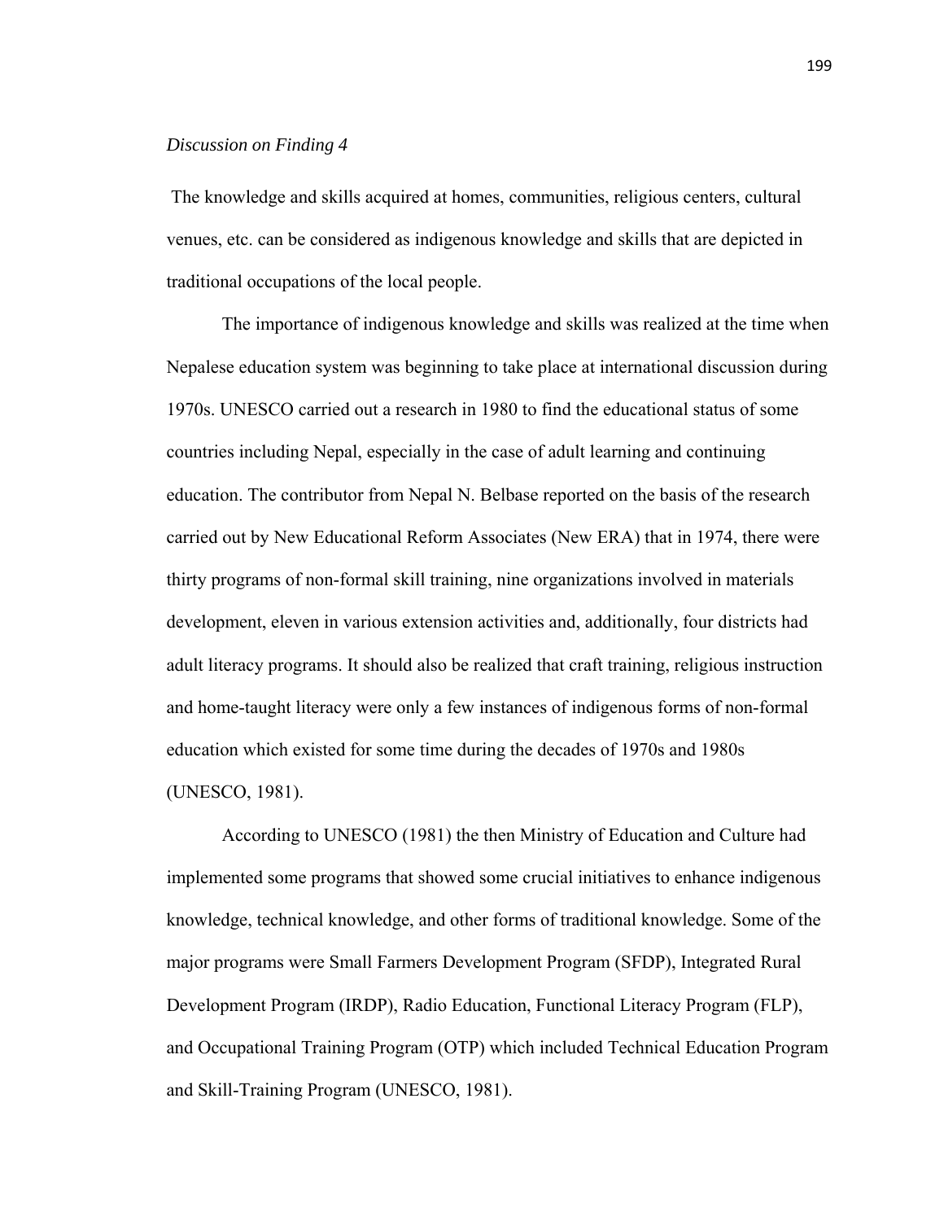*Discussion on Finding 4*

The knowledge and skills acquired at homes, communities, religious centers, cultural venues, etc. can be considered as indigenous knowledge and skills that are depicted in traditional occupations of the local people.

The importance of indigenous knowledge and skills was realized at the time when Nepalese education system was beginning to take place at international discussion during 1970s. UNESCO carried out a research in 1980 to find the educational status of some countries including Nepal, especially in the case of adult learning and continuing education. The contributor from Nepal N. Belbase reported on the basis of the research carried out by New Educational Reform Associates (New ERA) that in 1974, there were thirty programs of non-formal skill training, nine organizations involved in materials development, eleven in various extension activities and, additionally, four districts had adult literacy programs. It should also be realized that craft training, religious instruction and home-taught literacy were only a few instances of indigenous forms of non-formal education which existed for some time during the decades of 1970s and 1980s (UNESCO, 1981).

According to UNESCO (1981) the then Ministry of Education and Culture had implemented some programs that showed some crucial initiatives to enhance indigenous knowledge, technical knowledge, and other forms of traditional knowledge. Some of the major programs were Small Farmers Development Program (SFDP), Integrated Rural Development Program (IRDP), Radio Education, Functional Literacy Program (FLP), and Occupational Training Program (OTP) which included Technical Education Program and Skill-Training Program (UNESCO, 1981).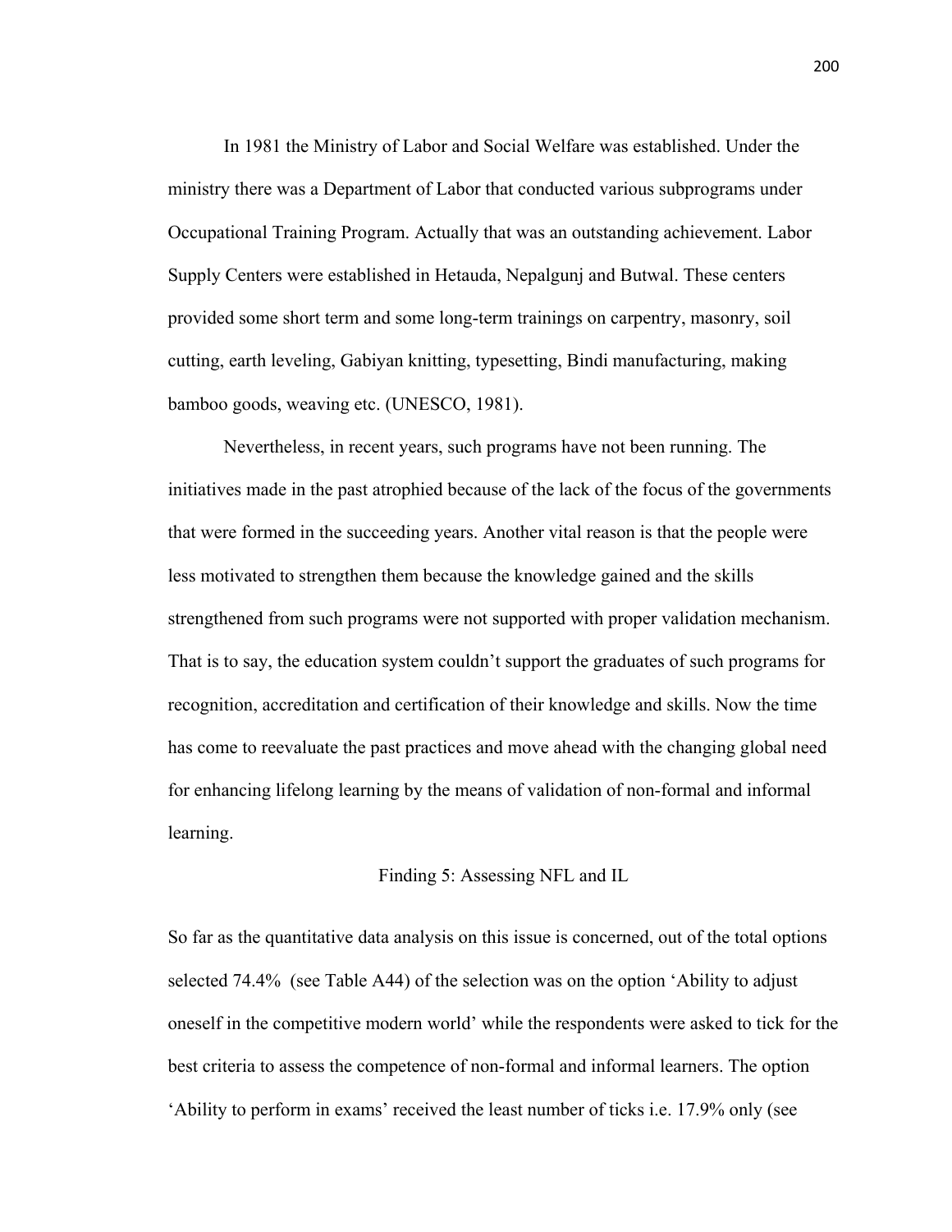In 1981 the Ministry of Labor and Social Welfare was established. Under the ministry there was a Department of Labor that conducted various subprograms under Occupational Training Program. Actually that was an outstanding achievement. Labor Supply Centers were established in Hetauda, Nepalgunj and Butwal. These centers provided some short term and some long-term trainings on carpentry, masonry, soil cutting, earth leveling, Gabiyan knitting, typesetting, Bindi manufacturing, making bamboo goods, weaving etc. (UNESCO, 1981).

Nevertheless, in recent years, such programs have not been running. The initiatives made in the past atrophied because of the lack of the focus of the governments that were formed in the succeeding years. Another vital reason is that the people were less motivated to strengthen them because the knowledge gained and the skills strengthened from such programs were not supported with proper validation mechanism. That is to say, the education system couldn't support the graduates of such programs for recognition, accreditation and certification of their knowledge and skills. Now the time has come to reevaluate the past practices and move ahead with the changing global need for enhancing lifelong learning by the means of validation of non-formal and informal learning.

### Finding 5: Assessing NFL and IL

So far as the quantitative data analysis on this issue is concerned, out of the total options selected 74.4% (see Table A44) of the selection was on the option 'Ability to adjust oneself in the competitive modern world' while the respondents were asked to tick for the best criteria to assess the competence of non-formal and informal learners. The option 'Ability to perform in exams' received the least number of ticks i.e. 17.9% only (see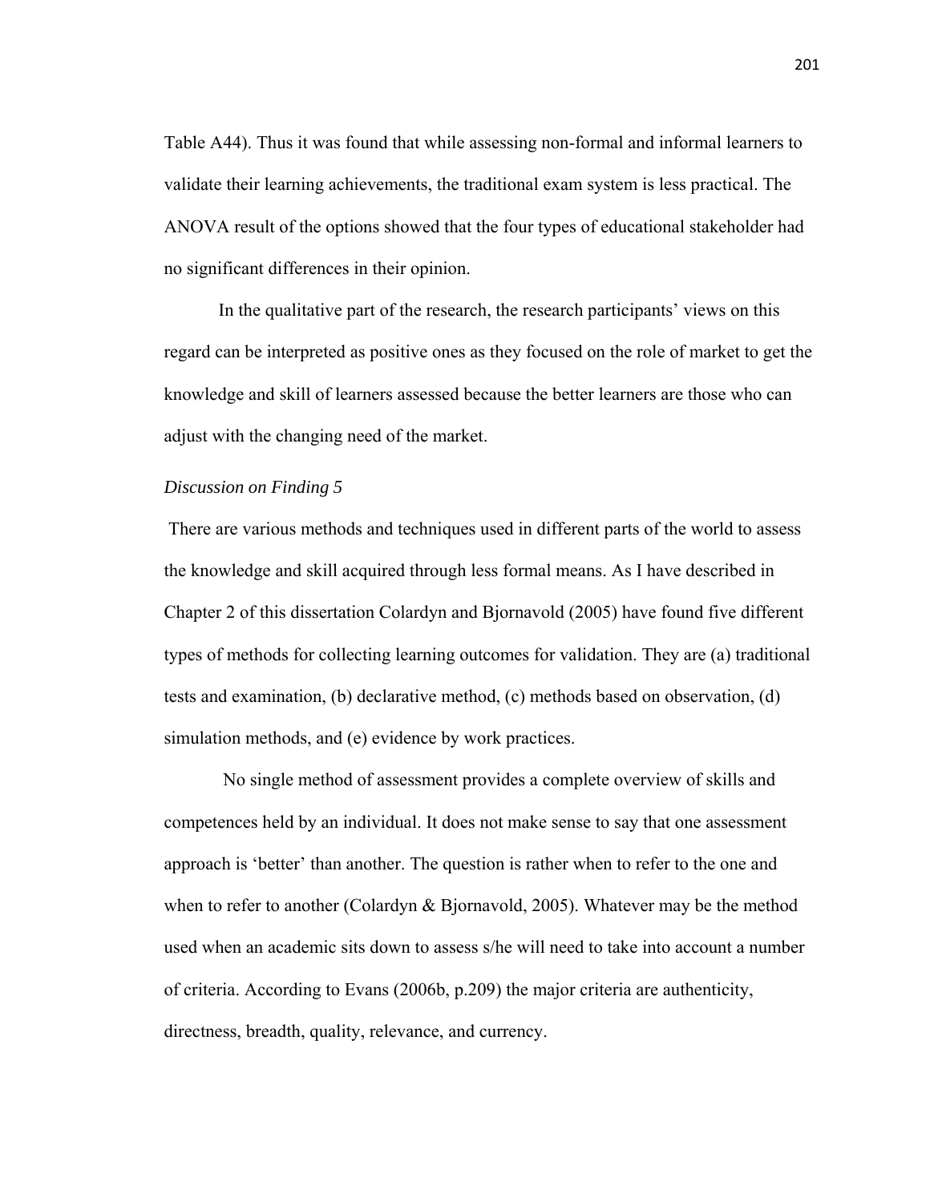Table A44). Thus it was found that while assessing non-formal and informal learners to validate their learning achievements, the traditional exam system is less practical. The ANOVA result of the options showed that the four types of educational stakeholder had no significant differences in their opinion.

In the qualitative part of the research, the research participants' views on this regard can be interpreted as positive ones as they focused on the role of market to get the knowledge and skill of learners assessed because the better learners are those who can adjust with the changing need of the market.

*Discussion on Finding 5*

There are various methods and techniques used in different parts of the world to assess the knowledge and skill acquired through less formal means. As I have described in Chapter 2 of this dissertation Colardyn and Bjornavold (2005) have found five different types of methods for collecting learning outcomes for validation. They are (a) traditional tests and examination, (b) declarative method, (c) methods based on observation, (d) simulation methods, and (e) evidence by work practices.

No single method of assessment provides a complete overview of skills and competences held by an individual. It does not make sense to say that one assessment approach is 'better' than another. The question is rather when to refer to the one and when to refer to another (Colardyn & Bjornavold, 2005). Whatever may be the method used when an academic sits down to assess s/he will need to take into account a number of criteria. According to Evans (2006b, p.209) the major criteria are authenticity, directness, breadth, quality, relevance, and currency.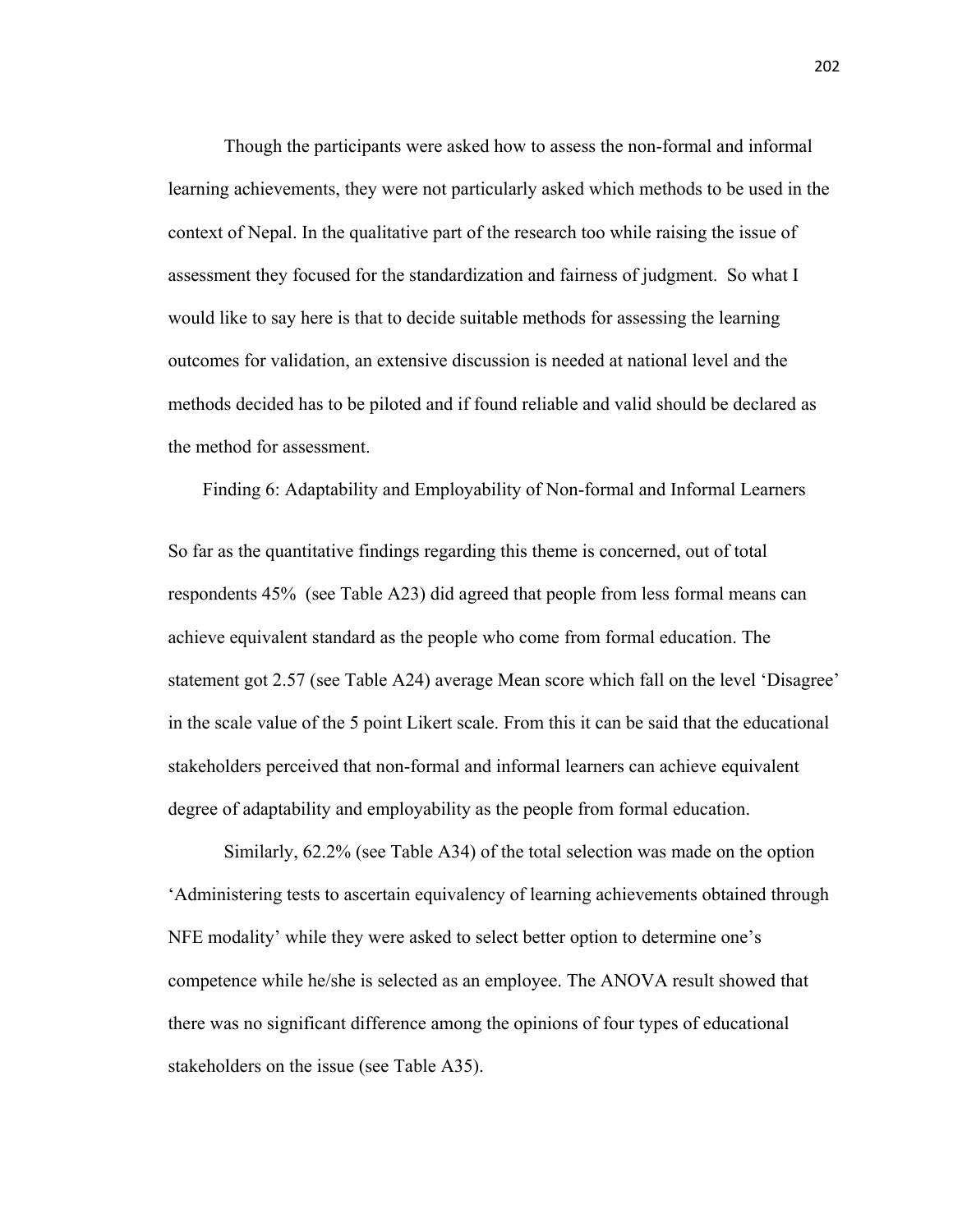Though the participants were asked how to assess the non-formal and informal learning achievements, they were not particularly asked which methods to be used in the context of Nepal. In the qualitative part of the research too while raising the issue of assessment they focused for the standardization and fairness of judgment. So what I would like to say here is that to decide suitable methods for assessing the learning outcomes for validation, an extensive discussion is needed at national level and the methods decided has to be piloted and if found reliable and valid should be declared as the method for assessment.

### Finding 6: Adaptability and Employability of Non-formal and Informal Learners

So far as the quantitative findings regarding this theme is concerned, out of total respondents 45% (see Table A23) did agreed that people from less formal means can achieve equivalent standard as the people who come from formal education. The statement got 2.57 (see Table A24) average Mean score which fall on the level 'Disagree' in the scale value of the 5 point Likert scale. From this it can be said that the educational stakeholders perceived that non-formal and informal learners can achieve equivalent degree of adaptability and employability as the people from formal education.

Similarly, 62.2% (see Table A34) of the total selection was made on the option 'Administering tests to ascertain equivalency of learning achievements obtained through NFE modality' while they were asked to select better option to determine one's competence while he/she is selected as an employee. The ANOVA result showed that there was no significant difference among the opinions of four types of educational stakeholders on the issue (see Table A35).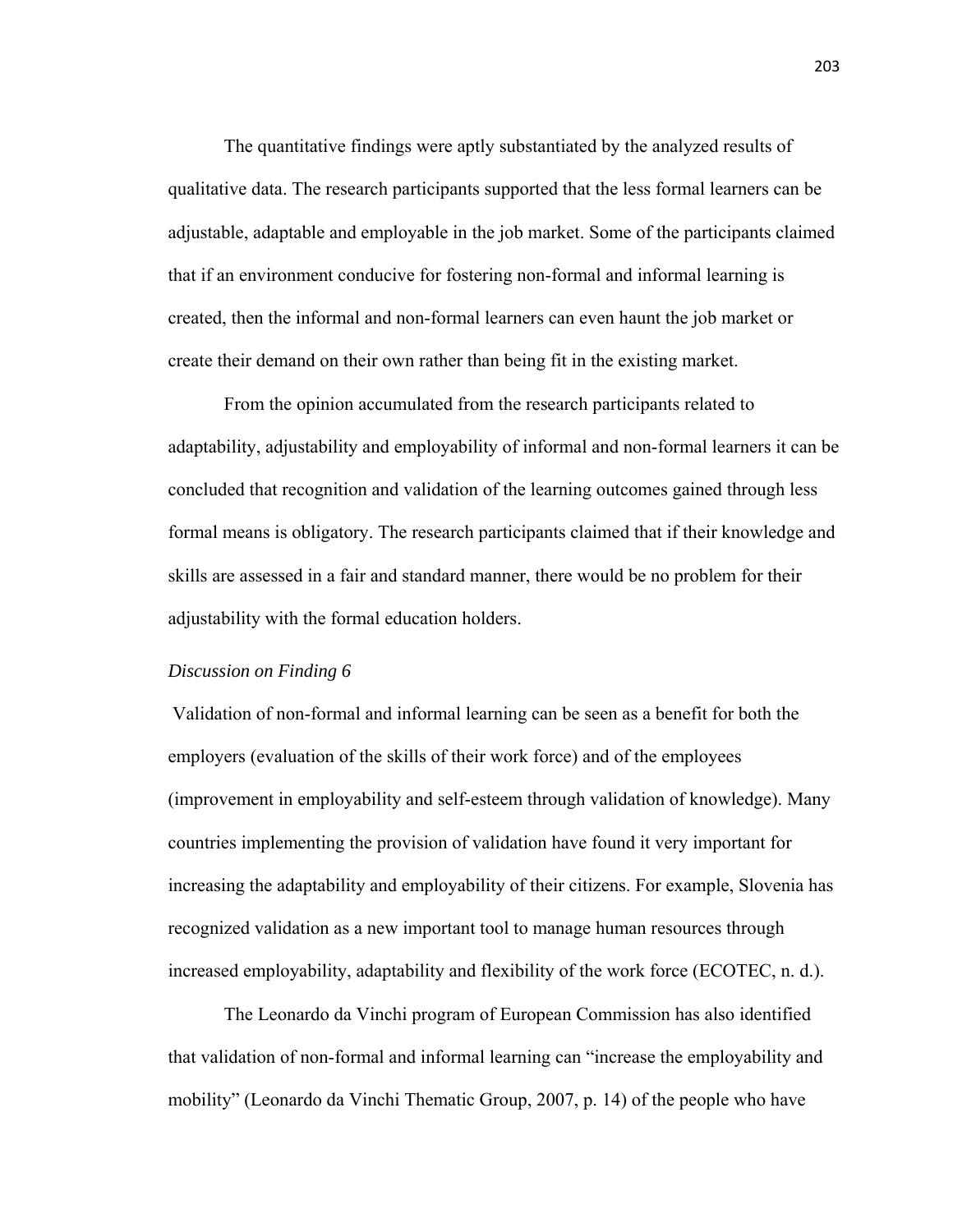The quantitative findings were aptly substantiated by the analyzed results of qualitative data. The research participants supported that the less formal learners can be adjustable, adaptable and employable in the job market. Some of the participants claimed that if an environment conducive for fostering non-formal and informal learning is created, then the informal and non-formal learners can even haunt the job market or create their demand on their own rather than being fit in the existing market.

From the opinion accumulated from the research participants related to adaptability, adjustability and employability of informal and non-formal learners it can be concluded that recognition and validation of the learning outcomes gained through less formal means is obligatory. The research participants claimed that if their knowledge and skills are assessed in a fair and standard manner, there would be no problem for their adjustability with the formal education holders.

*Discussion on Finding 6*

Validation of non-formal and informal learning can be seen as a benefit for both the employers (evaluation of the skills of their work force) and of the employees (improvement in employability and self-esteem through validation of knowledge). Many countries implementing the provision of validation have found it very important for increasing the adaptability and employability of their citizens. For example, Slovenia has recognized validation as a new important tool to manage human resources through increased employability, adaptability and flexibility of the work force (ECOTEC, n. d.).

The Leonardo da Vinchi program of European Commission has also identified that validation of non-formal and informal learning can "increase the employability and mobility" (Leonardo da Vinchi Thematic Group, 2007, p. 14) of the people who have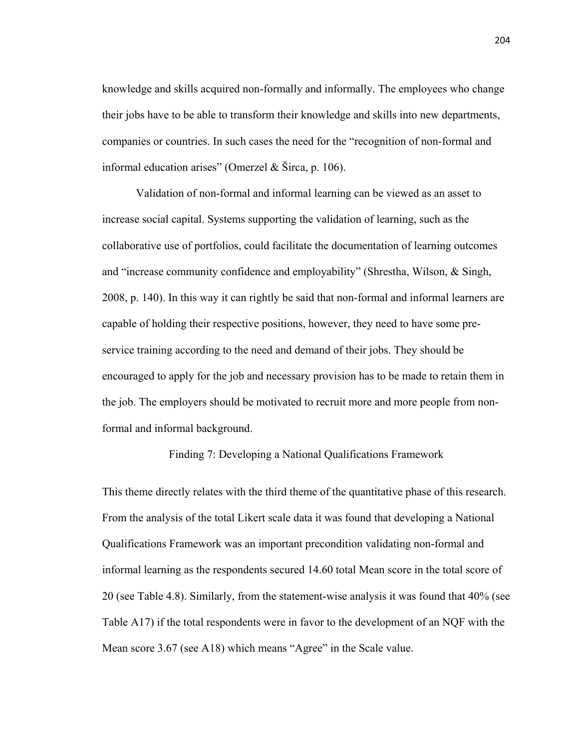knowledge and skills acquired non-formally and informally. The employees who change their jobs have to be able to transform their knowledge and skills into new departments, companies or countries. In such cases the need for the "recognition of non-formal and informal education arises" (Omerzel & Širca, p. 106).

Validation of non-formal and informal learning can be viewed as an asset to increase social capital. Systems supporting the validation of learning, such as the collaborative use of portfolios, could facilitate the documentation of learning outcomes and "increase community confidence and employability" (Shrestha, Wilson, & Singh, 2008, p. 140). In this way it can rightly be said that non-formal and informal learners are capable of holding their respective positions, however, they need to have some pre-service training according to the need and demand of their jobs. They should be encouraged to apply for the job and necessary provision has to be made to retain them in the job. The employers should be motivated to recruit more and more people from non-formal and informal background.

## Finding 7: Developing a National Qualifications Framework

This theme directly relates with the third theme of the quantitative phase of this research. From the analysis of the total Likert scale data it was found that developing a National Qualifications Framework was an important precondition validating non-formal and informal learning as the respondents secured 14.60 total Mean score in the total score of 20 (see Table 4.8). Similarly, from the statement-wise analysis it was found that 40% (see Table A17) if the total respondents were in favor to the development of an NQF with the Mean score 3.67 (see A18) which means "Agree" in the Scale value.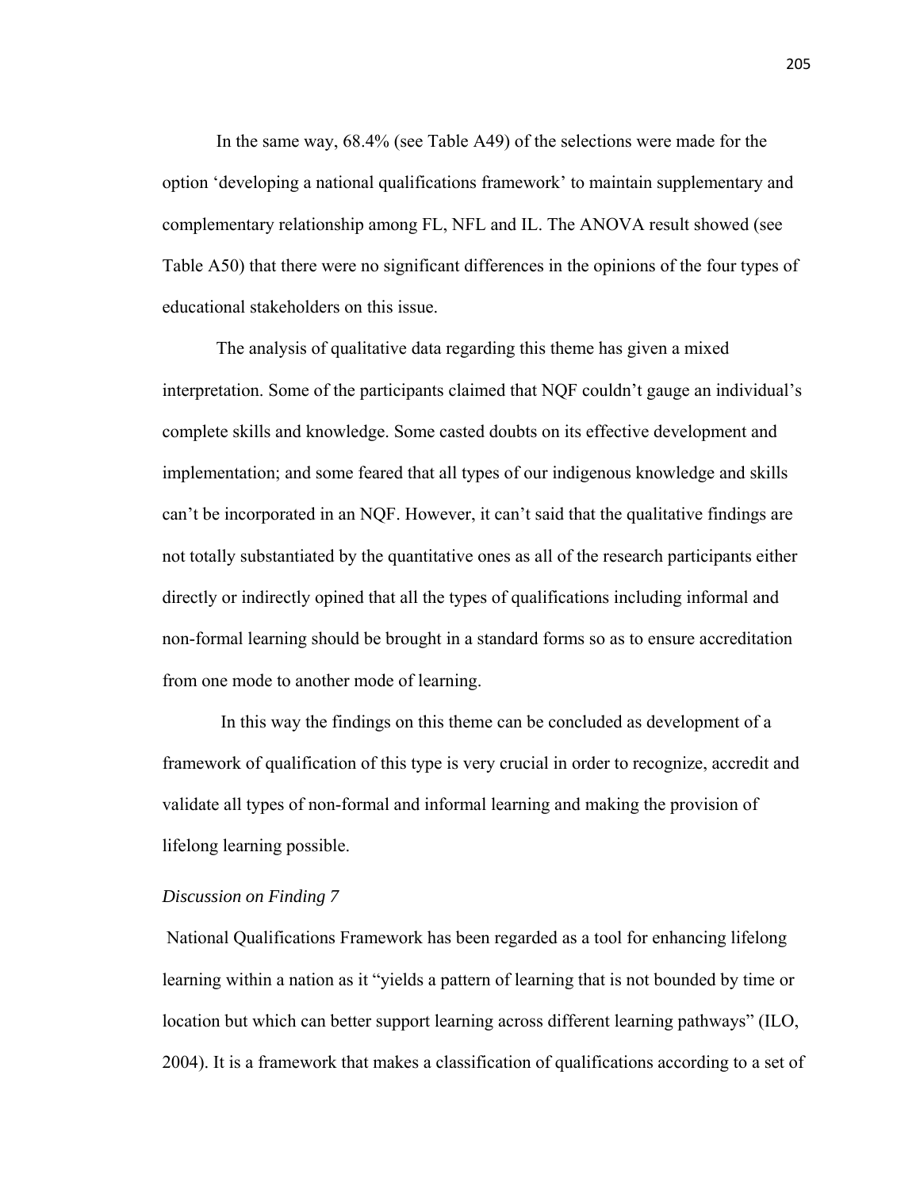In the same way, 68.4% (see Table A49) of the selections were made for the option 'developing a national qualifications framework' to maintain supplementary and complementary relationship among FL, NFL and IL. The ANOVA result showed (see Table A50) that there were no significant differences in the opinions of the four types of educational stakeholders on this issue.

The analysis of qualitative data regarding this theme has given a mixed interpretation. Some of the participants claimed that NQF couldn't gauge an individual's complete skills and knowledge. Some casted doubts on its effective development and implementation; and some feared that all types of our indigenous knowledge and skills can't be incorporated in an NQF. However, it can't said that the qualitative findings are not totally substantiated by the quantitative ones as all of the research participants either directly or indirectly opined that all the types of qualifications including informal and non-formal learning should be brought in a standard forms so as to ensure accreditation from one mode to another mode of learning.

In this way the findings on this theme can be concluded as development of a framework of qualification of this type is very crucial in order to recognize, accredit and validate all types of non-formal and informal learning and making the provision of lifelong learning possible.

*Discussion on Finding 7*

National Qualifications Framework has been regarded as a tool for enhancing lifelong learning within a nation as it "yields a pattern of learning that is not bounded by time or location but which can better support learning across different learning pathways" (ILO, 2004). It is a framework that makes a classification of qualifications according to a set of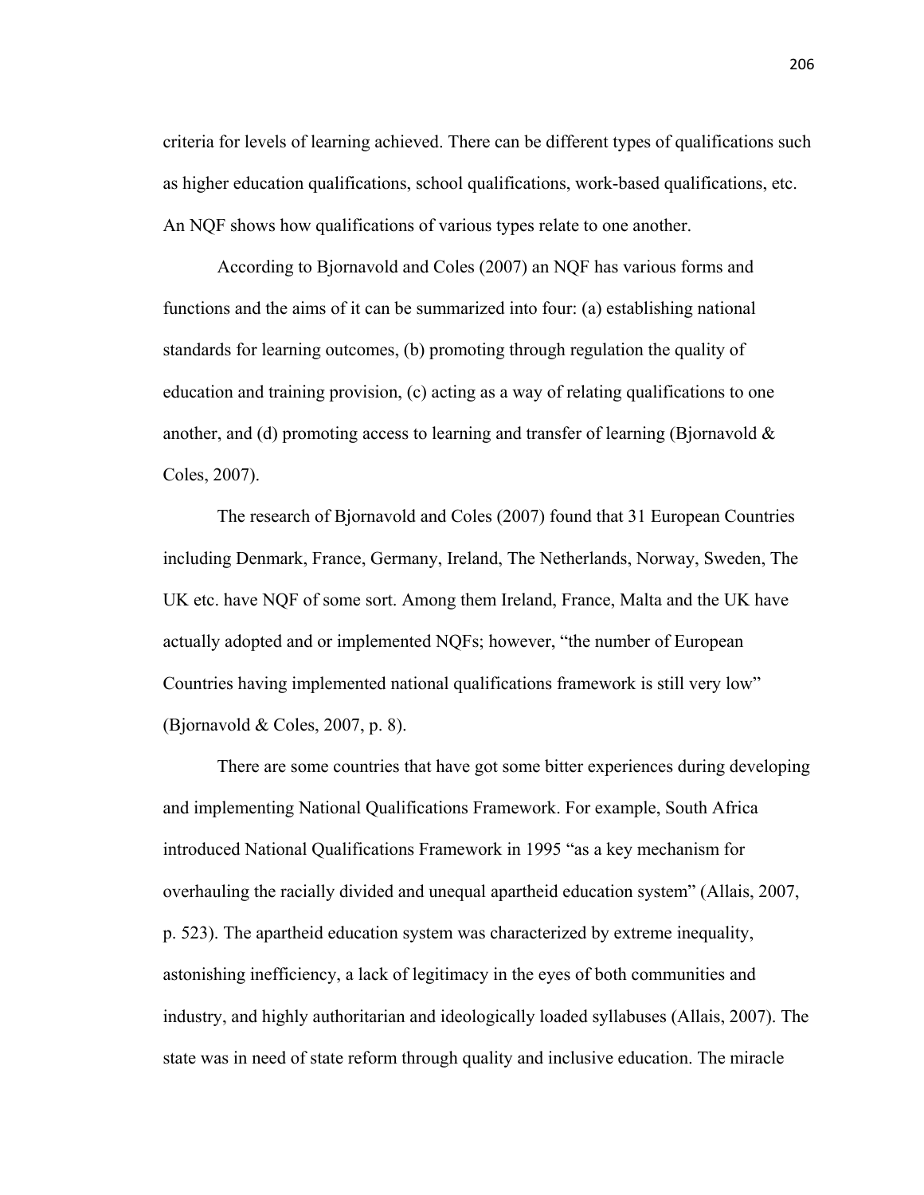criteria for levels of learning achieved. There can be different types of qualifications such as higher education qualifications, school qualifications, work-based qualifications, etc. An NQF shows how qualifications of various types relate to one another.

According to Bjornavold and Coles (2007) an NQF has various forms and functions and the aims of it can be summarized into four: (a) establishing national standards for learning outcomes, (b) promoting through regulation the quality of education and training provision, (c) acting as a way of relating qualifications to one another, and (d) promoting access to learning and transfer of learning (Bjornavold & Coles, 2007).

The research of Bjornavold and Coles (2007) found that 31 European Countries including Denmark, France, Germany, Ireland, The Netherlands, Norway, Sweden, The UK etc. have NQF of some sort. Among them Ireland, France, Malta and the UK have actually adopted and or implemented NQFs; however, "the number of European Countries having implemented national qualifications framework is still very low" (Bjornavold & Coles, 2007, p. 8).

There are some countries that have got some bitter experiences during developing and implementing National Qualifications Framework. For example, South Africa introduced National Qualifications Framework in 1995 "as a key mechanism for overhauling the racially divided and unequal apartheid education system" (Allais, 2007, p. 523). The apartheid education system was characterized by extreme inequality, astonishing inefficiency, a lack of legitimacy in the eyes of both communities and industry, and highly authoritarian and ideologically loaded syllabuses (Allais, 2007). The state was in need of state reform through quality and inclusive education. The miracle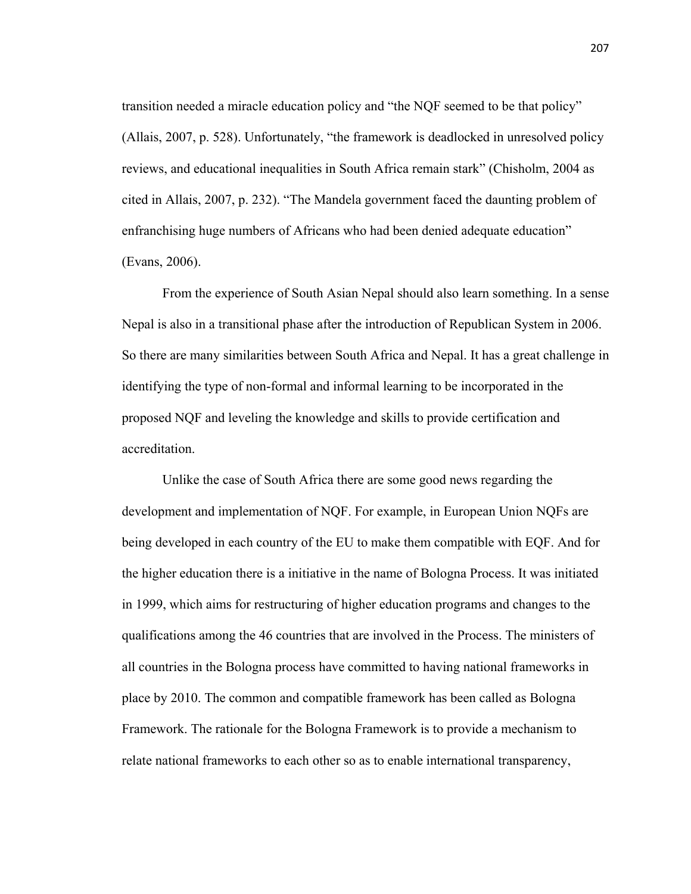transition needed a miracle education policy and "the NQF seemed to be that policy" (Allais, 2007, p. 528). Unfortunately, "the framework is deadlocked in unresolved policy reviews, and educational inequalities in South Africa remain stark" (Chisholm, 2004 as cited in Allais, 2007, p. 232). "The Mandela government faced the daunting problem of enfranchising huge numbers of Africans who had been denied adequate education" (Evans, 2006).

From the experience of South Asian Nepal should also learn something. In a sense Nepal is also in a transitional phase after the introduction of Republican System in 2006. So there are many similarities between South Africa and Nepal. It has a great challenge in identifying the type of non-formal and informal learning to be incorporated in the proposed NQF and leveling the knowledge and skills to provide certification and accreditation.

Unlike the case of South Africa there are some good news regarding the development and implementation of NQF. For example, in European Union NQFs are being developed in each country of the EU to make them compatible with EQF. And for the higher education there is a initiative in the name of Bologna Process. It was initiated in 1999, which aims for restructuring of higher education programs and changes to the qualifications among the 46 countries that are involved in the Process. The ministers of all countries in the Bologna process have committed to having national frameworks in place by 2010. The common and compatible framework has been called as Bologna Framework. The rationale for the Bologna Framework is to provide a mechanism to relate national frameworks to each other so as to enable international transparency,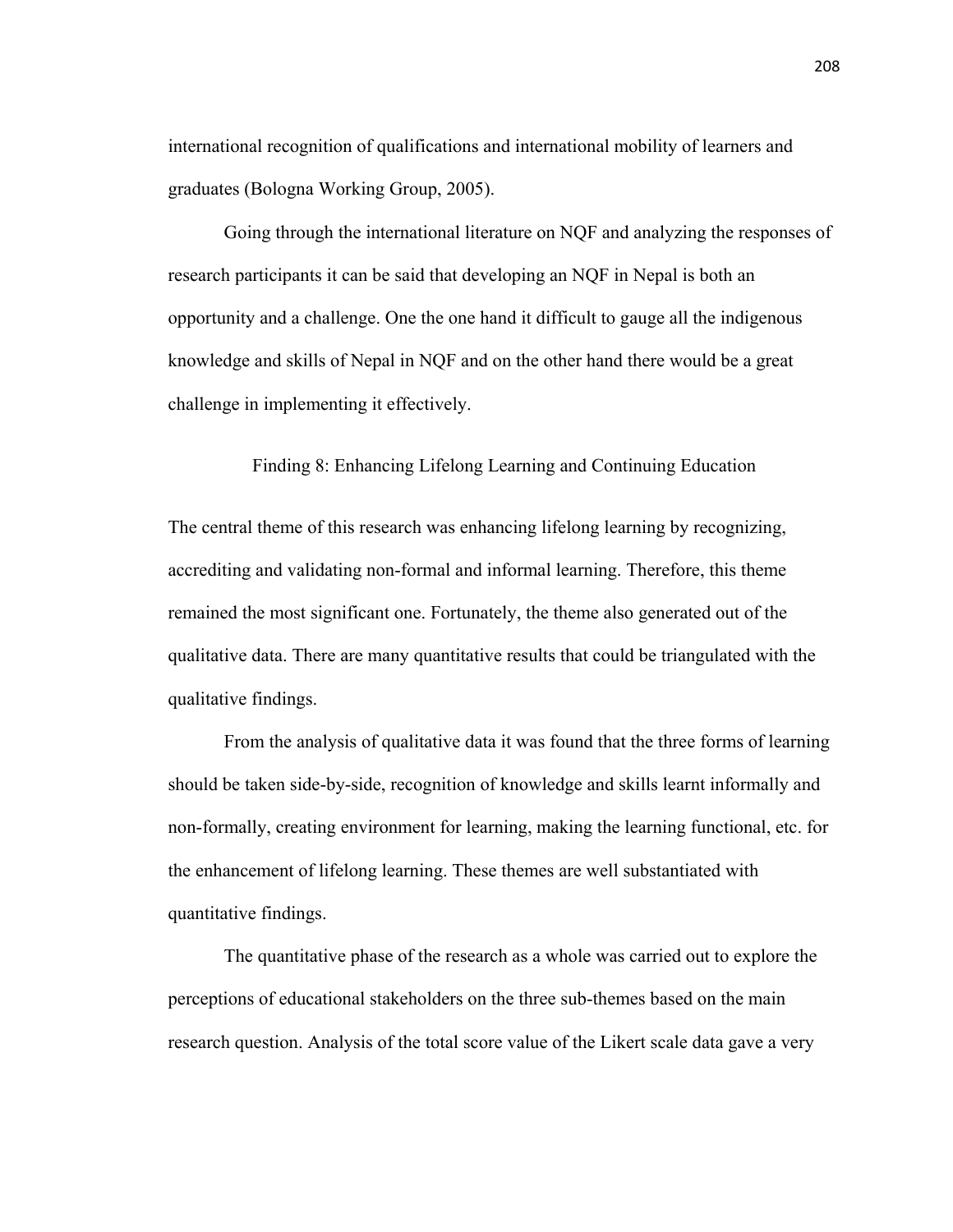international recognition of qualifications and international mobility of learners and graduates (Bologna Working Group, 2005).

Going through the international literature on NQF and analyzing the responses of research participants it can be said that developing an NQF in Nepal is both an opportunity and a challenge. One the one hand it difficult to gauge all the indigenous knowledge and skills of Nepal in NQF and on the other hand there would be a great challenge in implementing it effectively.

### Finding 8: Enhancing Lifelong Learning and Continuing Education

The central theme of this research was enhancing lifelong learning by recognizing, accrediting and validating non-formal and informal learning. Therefore, this theme remained the most significant one. Fortunately, the theme also generated out of the qualitative data. There are many quantitative results that could be triangulated with the qualitative findings.

From the analysis of qualitative data it was found that the three forms of learning should be taken side-by-side, recognition of knowledge and skills learnt informally and non-formally, creating environment for learning, making the learning functional, etc. for the enhancement of lifelong learning. These themes are well substantiated with quantitative findings.

The quantitative phase of the research as a whole was carried out to explore the perceptions of educational stakeholders on the three sub-themes based on the main research question. Analysis of the total score value of the Likert scale data gave a very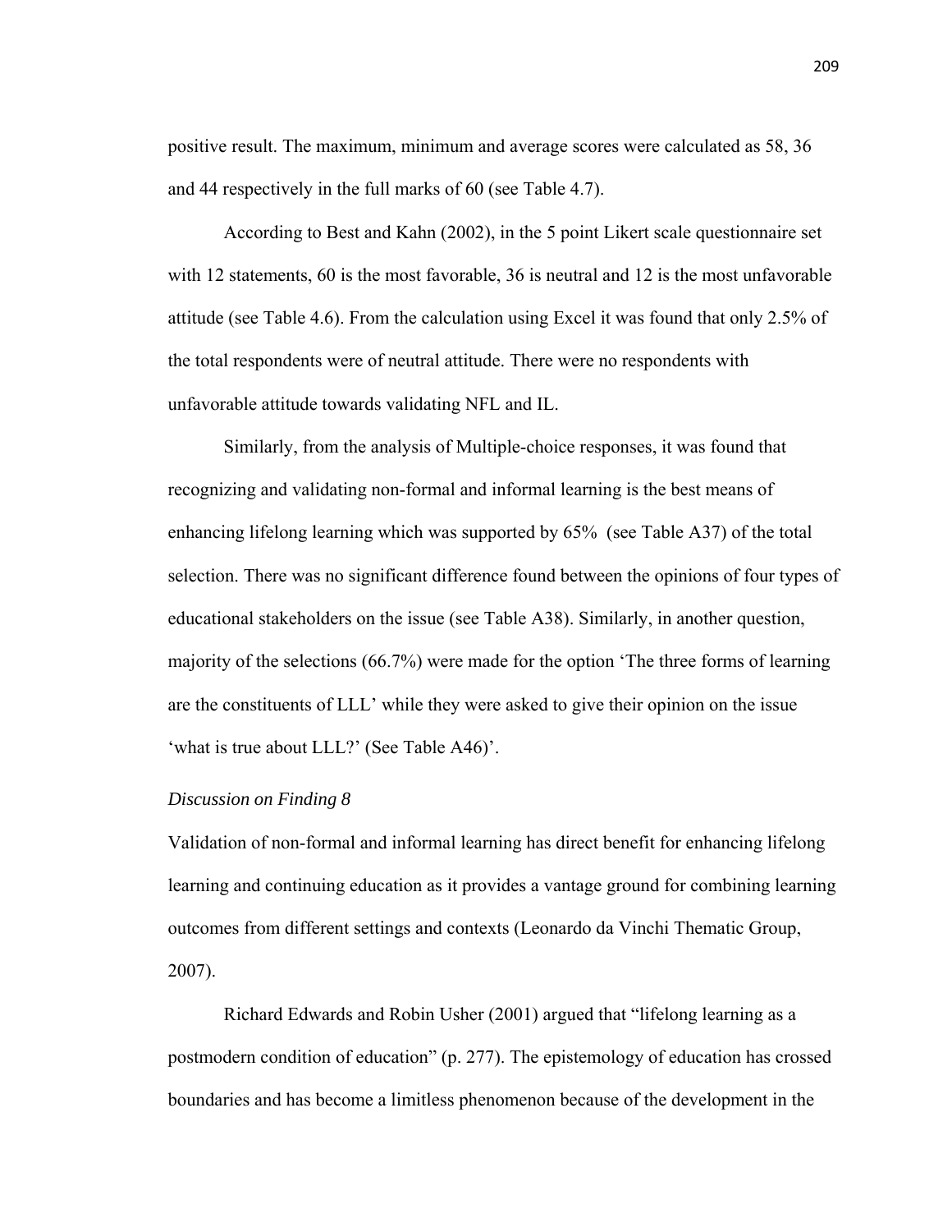positive result. The maximum, minimum and average scores were calculated as 58, 36 and 44 respectively in the full marks of 60 (see Table 4.7).

According to Best and Kahn (2002), in the 5 point Likert scale questionnaire set with 12 statements, 60 is the most favorable, 36 is neutral and 12 is the most unfavorable attitude (see Table 4.6). From the calculation using Excel it was found that only 2.5% of the total respondents were of neutral attitude. There were no respondents with unfavorable attitude towards validating NFL and IL.

Similarly, from the analysis of Multiple-choice responses, it was found that recognizing and validating non-formal and informal learning is the best means of enhancing lifelong learning which was supported by 65% (see Table A37) of the total selection. There was no significant difference found between the opinions of four types of educational stakeholders on the issue (see Table A38). Similarly, in another question, majority of the selections (66.7%) were made for the option 'The three forms of learning are the constituents of LLL' while they were asked to give their opinion on the issue 'what is true about LLL?' (See Table A46)'.

*Discussion on Finding 8*

Validation of non-formal and informal learning has direct benefit for enhancing lifelong learning and continuing education as it provides a vantage ground for combining learning outcomes from different settings and contexts (Leonardo da Vinchi Thematic Group, 2007).

Richard Edwards and Robin Usher (2001) argued that "lifelong learning as a postmodern condition of education" (p. 277). The epistemology of education has crossed boundaries and has become a limitless phenomenon because of the development in the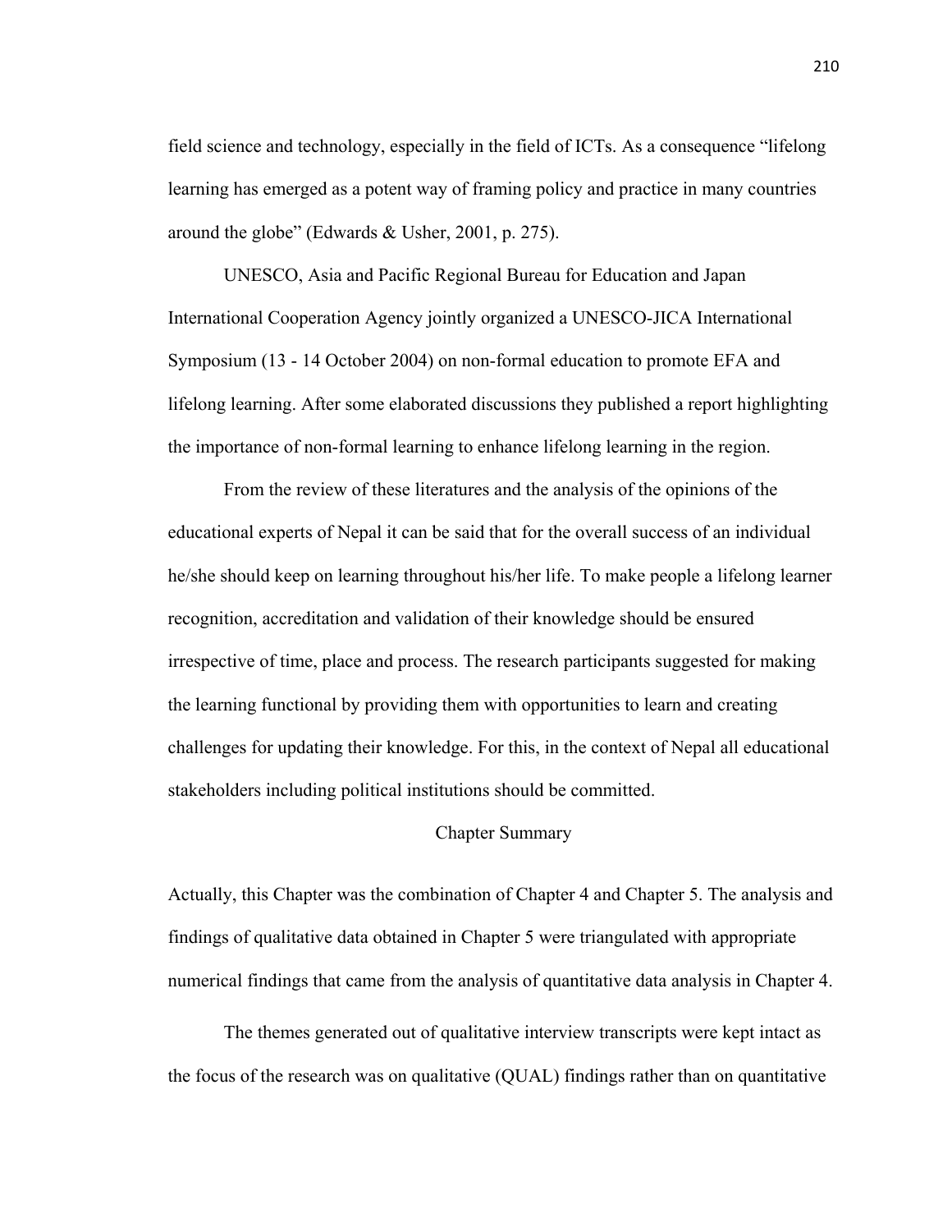field science and technology, especially in the field of ICTs. As a consequence "lifelong learning has emerged as a potent way of framing policy and practice in many countries around the globe" (Edwards & Usher, 2001, p. 275).

UNESCO, Asia and Pacific Regional Bureau for Education and Japan International Cooperation Agency jointly organized a UNESCO-JICA International Symposium (13 - 14 October 2004) on non-formal education to promote EFA and lifelong learning. After some elaborated discussions they published a report highlighting the importance of non-formal learning to enhance lifelong learning in the region.

From the review of these literatures and the analysis of the opinions of the educational experts of Nepal it can be said that for the overall success of an individual he/she should keep on learning throughout his/her life. To make people a lifelong learner recognition, accreditation and validation of their knowledge should be ensured irrespective of time, place and process. The research participants suggested for making the learning functional by providing them with opportunities to learn and creating challenges for updating their knowledge. For this, in the context of Nepal all educational stakeholders including political institutions should be committed.

## Chapter Summary

Actually, this Chapter was the combination of Chapter 4 and Chapter 5. The analysis and findings of qualitative data obtained in Chapter 5 were triangulated with appropriate numerical findings that came from the analysis of quantitative data analysis in Chapter 4.

The themes generated out of qualitative interview transcripts were kept intact as the focus of the research was on qualitative (QUAL) findings rather than on quantitative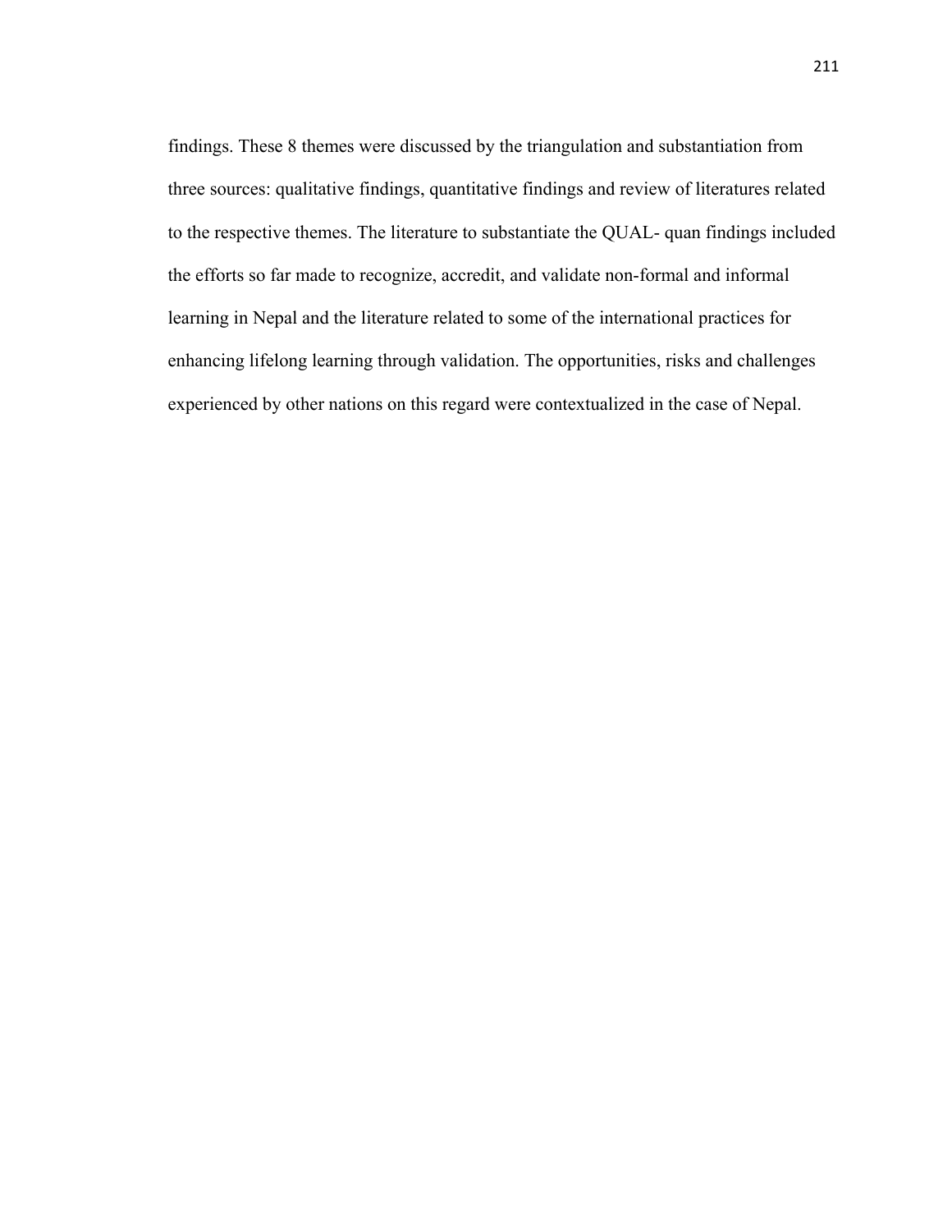findings. These 8 themes were discussed by the triangulation and substantiation from three sources: qualitative findings, quantitative findings and review of literatures related to the respective themes. The literature to substantiate the QUAL- quan findings included the efforts so far made to recognize, accredit, and validate non-formal and informal learning in Nepal and the literature related to some of the international practices for enhancing lifelong learning through validation. The opportunities, risks and challenges experienced by other nations on this regard were contextualized in the case of Nepal.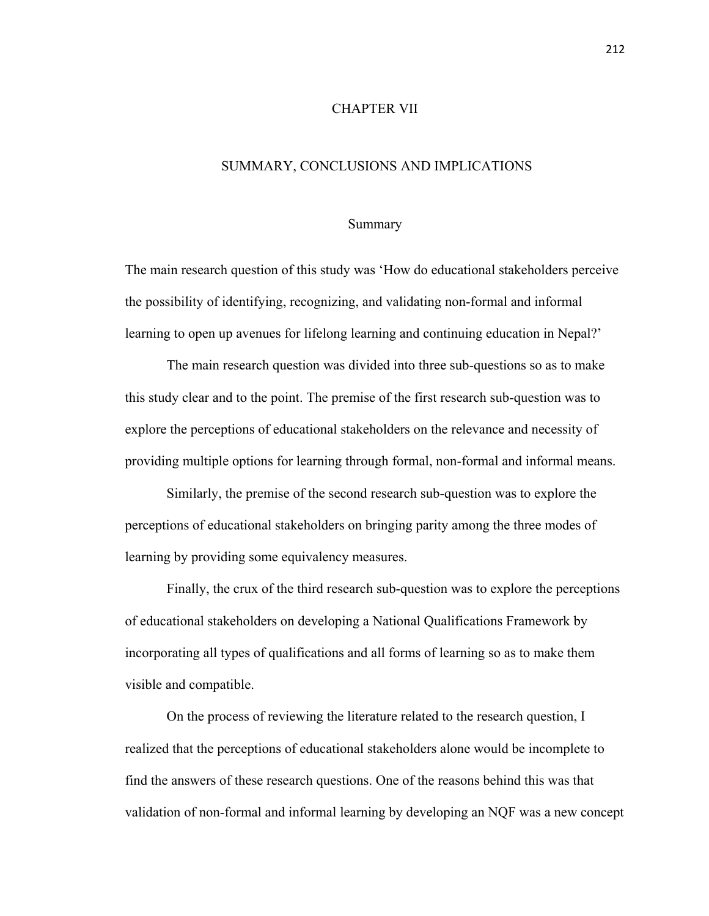# CHAPTER VII

# SUMMARY, CONCLUSIONS AND IMPLICATIONS

## Summary

The main research question of this study was 'How do educational stakeholders perceive the possibility of identifying, recognizing, and validating non-formal and informal learning to open up avenues for lifelong learning and continuing education in Nepal?'

The main research question was divided into three sub-questions so as to make this study clear and to the point. The premise of the first research sub-question was to explore the perceptions of educational stakeholders on the relevance and necessity of providing multiple options for learning through formal, non-formal and informal means.

Similarly, the premise of the second research sub-question was to explore the perceptions of educational stakeholders on bringing parity among the three modes of learning by providing some equivalency measures.

Finally, the crux of the third research sub-question was to explore the perceptions of educational stakeholders on developing a National Qualifications Framework by incorporating all types of qualifications and all forms of learning so as to make them visible and compatible.

On the process of reviewing the literature related to the research question, I realized that the perceptions of educational stakeholders alone would be incomplete to find the answers of these research questions. One of the reasons behind this was that validation of non-formal and informal learning by developing an NQF was a new concept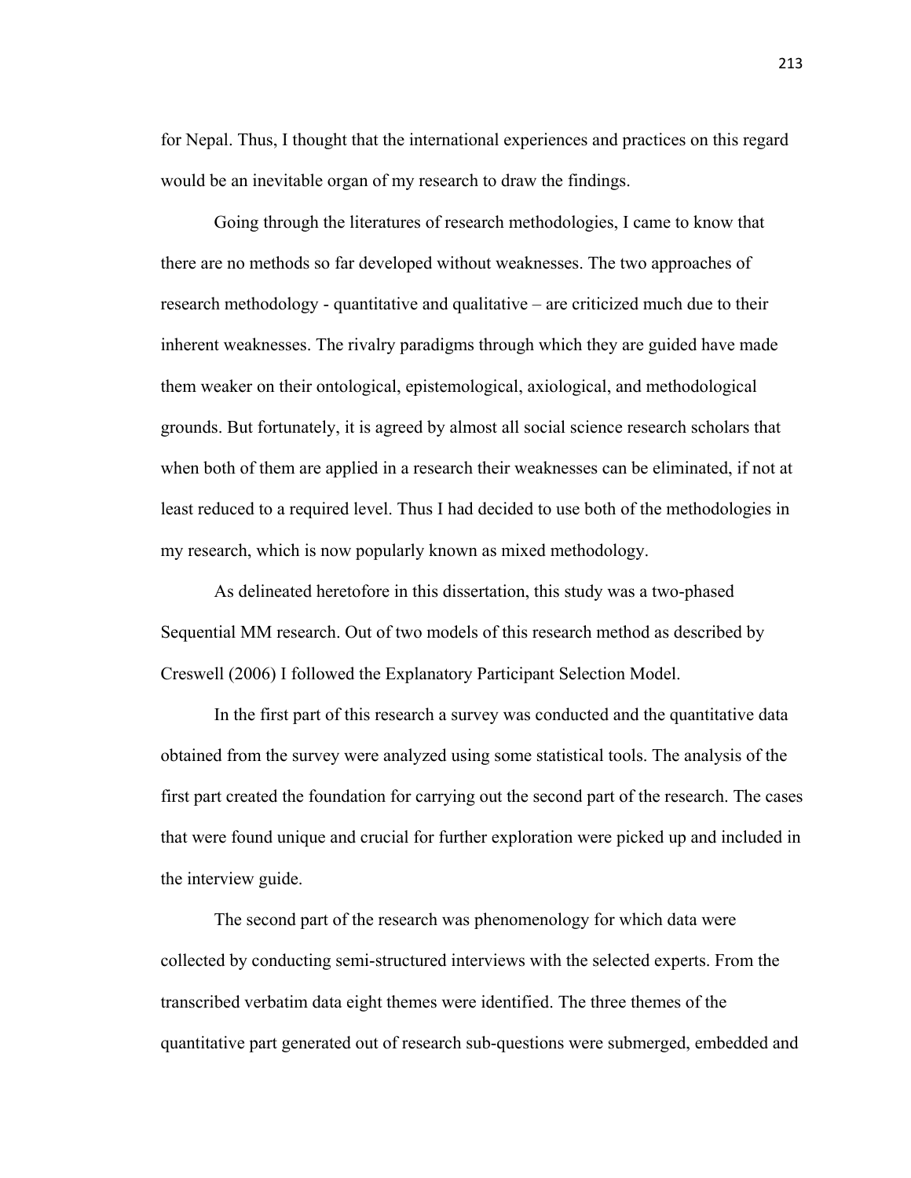for Nepal. Thus, I thought that the international experiences and practices on this regard would be an inevitable organ of my research to draw the findings.

Going through the literatures of research methodologies, I came to know that there are no methods so far developed without weaknesses. The two approaches of research methodology - quantitative and qualitative – are criticized much due to their inherent weaknesses. The rivalry paradigms through which they are guided have made them weaker on their ontological, epistemological, axiological, and methodological grounds. But fortunately, it is agreed by almost all social science research scholars that when both of them are applied in a research their weaknesses can be eliminated, if not at least reduced to a required level. Thus I had decided to use both of the methodologies in my research, which is now popularly known as mixed methodology.

As delineated heretofore in this dissertation, this study was a two-phased Sequential MM research. Out of two models of this research method as described by Creswell (2006) I followed the Explanatory Participant Selection Model.

In the first part of this research a survey was conducted and the quantitative data obtained from the survey were analyzed using some statistical tools. The analysis of the first part created the foundation for carrying out the second part of the research. The cases that were found unique and crucial for further exploration were picked up and included in the interview guide.

The second part of the research was phenomenology for which data were collected by conducting semi-structured interviews with the selected experts. From the transcribed verbatim data eight themes were identified. The three themes of the quantitative part generated out of research sub-questions were submerged, embedded and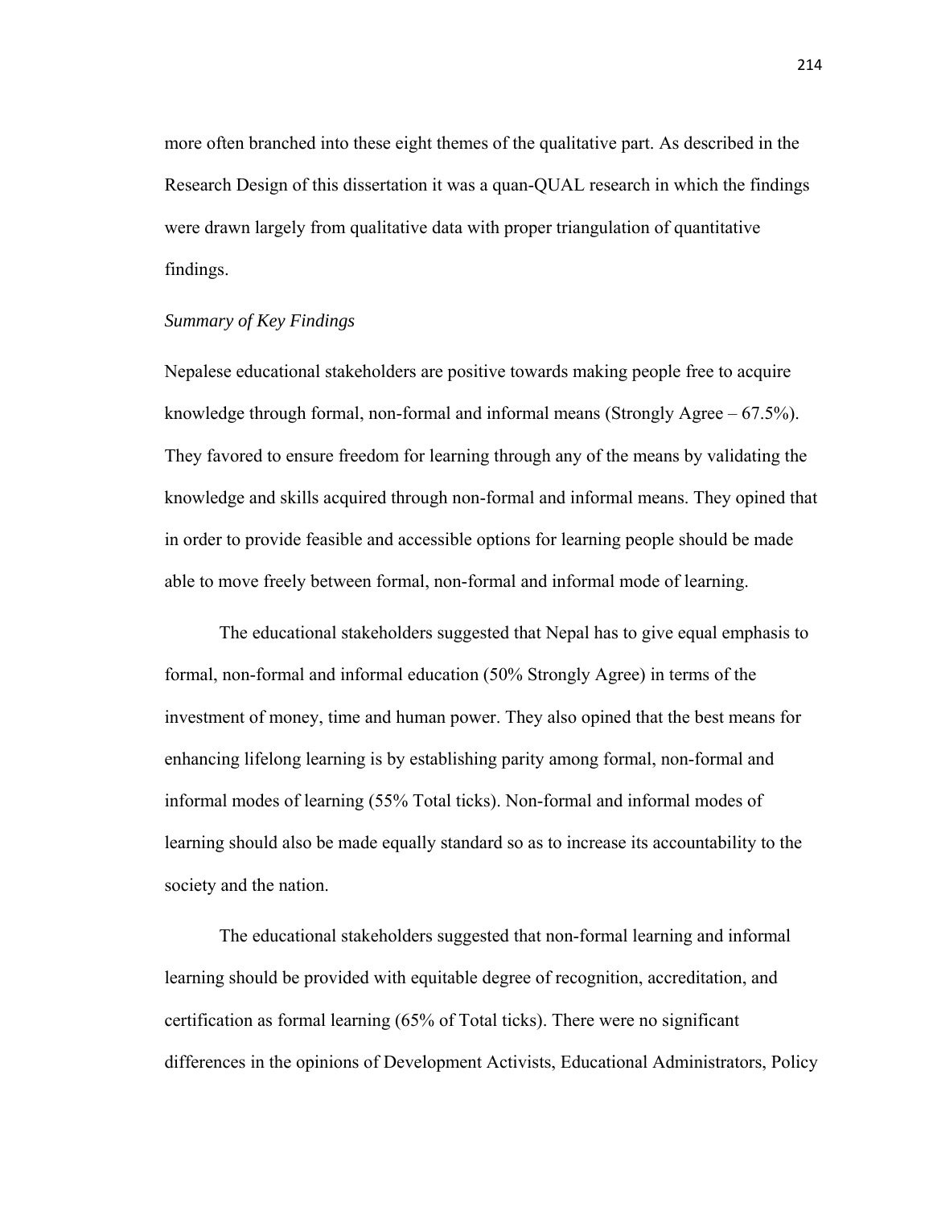more often branched into these eight themes of the qualitative part. As described in the Research Design of this dissertation it was a quan-QUAL research in which the findings were drawn largely from qualitative data with proper triangulation of quantitative findings.

*Summary of Key Findings*

Nepalese educational stakeholders are positive towards making people free to acquire knowledge through formal, non-formal and informal means (Strongly Agree – 67.5%). They favored to ensure freedom for learning through any of the means by validating the knowledge and skills acquired through non-formal and informal means. They opined that in order to provide feasible and accessible options for learning people should be made able to move freely between formal, non-formal and informal mode of learning.

The educational stakeholders suggested that Nepal has to give equal emphasis to formal, non-formal and informal education (50% Strongly Agree) in terms of the investment of money, time and human power. They also opined that the best means for enhancing lifelong learning is by establishing parity among formal, non-formal and informal modes of learning (55% Total ticks). Non-formal and informal modes of learning should also be made equally standard so as to increase its accountability to the society and the nation.

The educational stakeholders suggested that non-formal learning and informal learning should be provided with equitable degree of recognition, accreditation, and certification as formal learning (65% of Total ticks). There were no significant differences in the opinions of Development Activists, Educational Administrators, Policy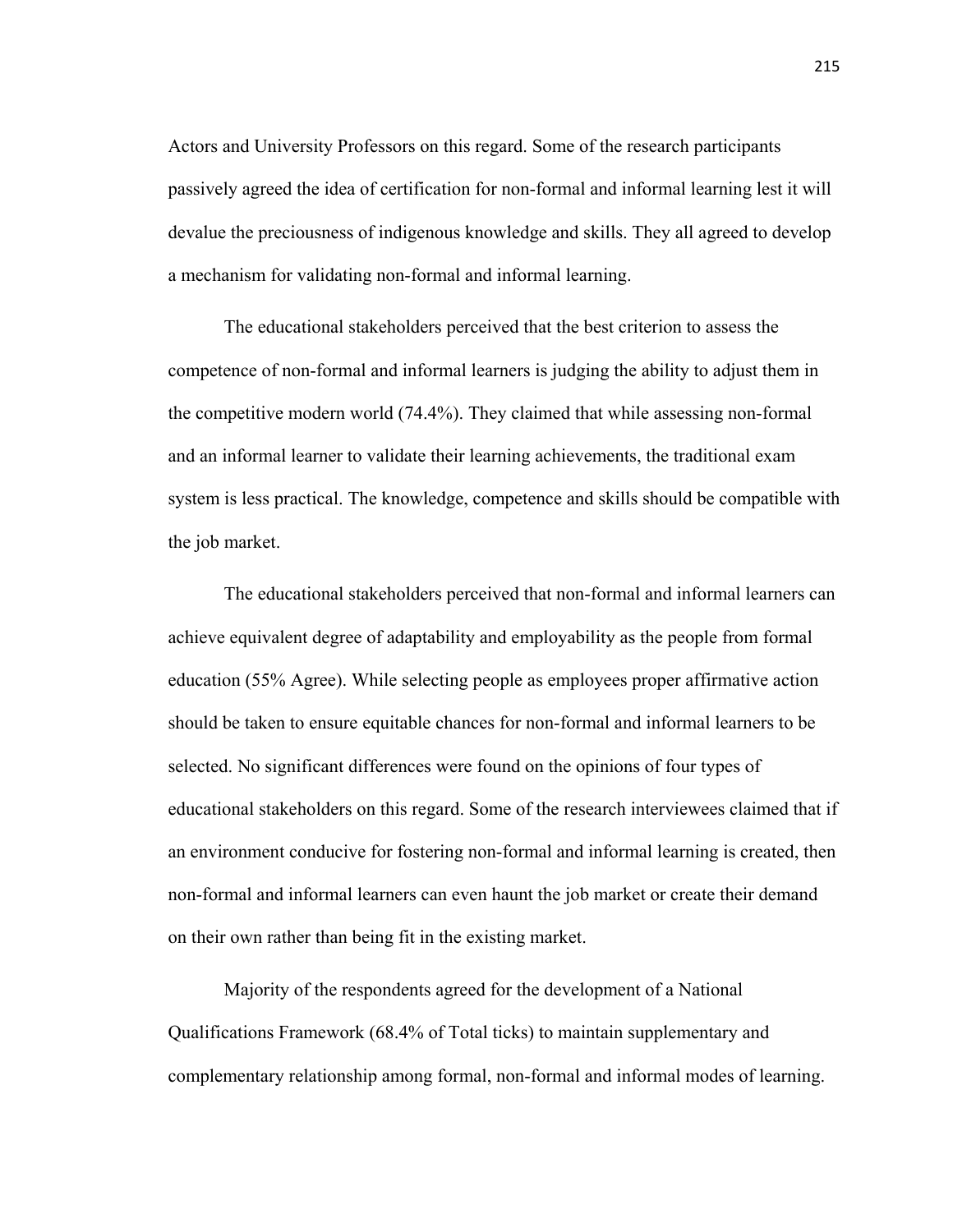Actors and University Professors on this regard. Some of the research participants passively agreed the idea of certification for non-formal and informal learning lest it will devalue the preciousness of indigenous knowledge and skills. They all agreed to develop a mechanism for validating non-formal and informal learning.

The educational stakeholders perceived that the best criterion to assess the competence of non-formal and informal learners is judging the ability to adjust them in the competitive modern world (74.4%). They claimed that while assessing non-formal and an informal learner to validate their learning achievements, the traditional exam system is less practical. The knowledge, competence and skills should be compatible with the job market.

The educational stakeholders perceived that non-formal and informal learners can achieve equivalent degree of adaptability and employability as the people from formal education (55% Agree). While selecting people as employees proper affirmative action should be taken to ensure equitable chances for non-formal and informal learners to be selected. No significant differences were found on the opinions of four types of educational stakeholders on this regard. Some of the research interviewees claimed that if an environment conducive for fostering non-formal and informal learning is created, then non-formal and informal learners can even haunt the job market or create their demand on their own rather than being fit in the existing market.

Majority of the respondents agreed for the development of a National Qualifications Framework (68.4% of Total ticks) to maintain supplementary and complementary relationship among formal, non-formal and informal modes of learning.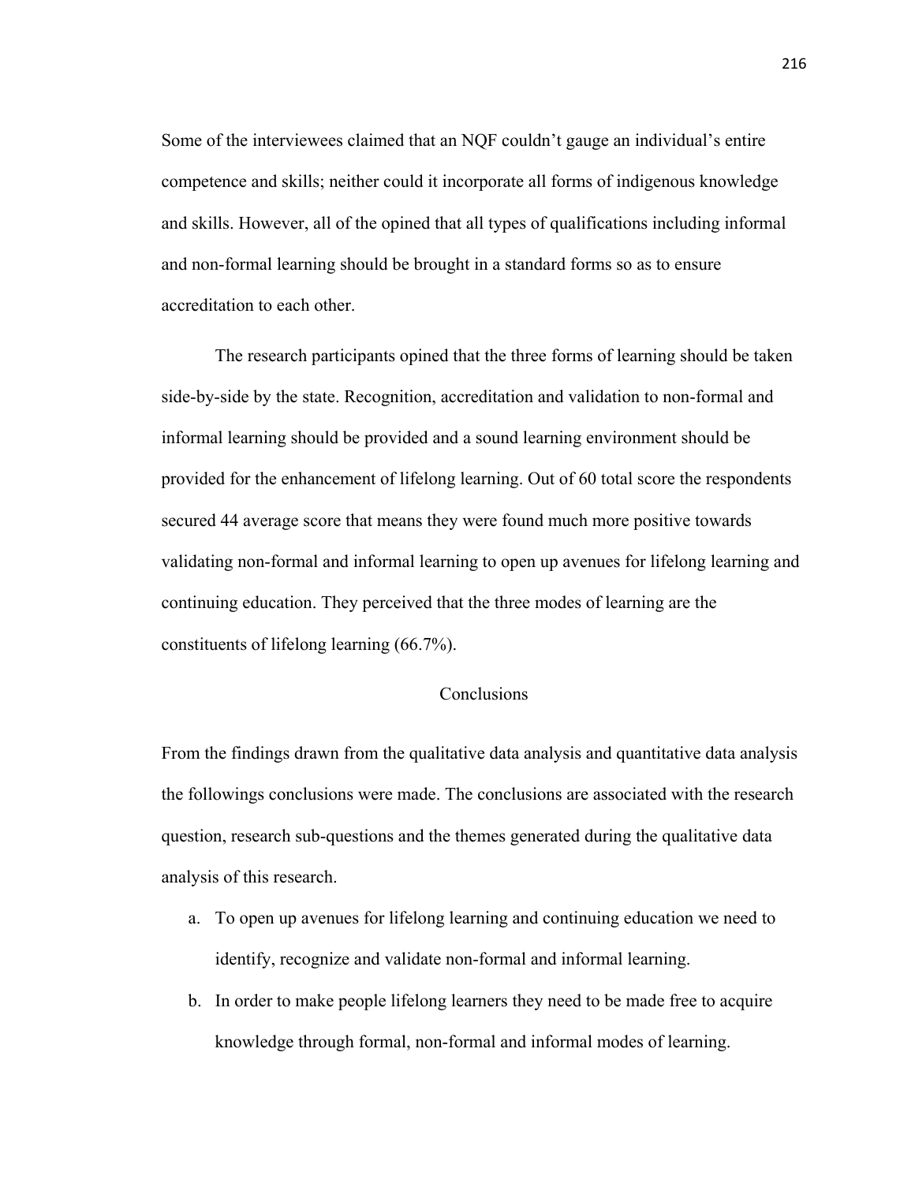Some of the interviewees claimed that an NQF couldn't gauge an individual's entire competence and skills; neither could it incorporate all forms of indigenous knowledge and skills. However, all of the opined that all types of qualifications including informal and non-formal learning should be brought in a standard forms so as to ensure accreditation to each other.

The research participants opined that the three forms of learning should be taken side-by-side by the state. Recognition, accreditation and validation to non-formal and informal learning should be provided and a sound learning environment should be provided for the enhancement of lifelong learning. Out of 60 total score the respondents secured 44 average score that means they were found much more positive towards validating non-formal and informal learning to open up avenues for lifelong learning and continuing education. They perceived that the three modes of learning are the constituents of lifelong learning (66.7%).

## Conclusions

From the findings drawn from the qualitative data analysis and quantitative data analysis the followings conclusions were made. The conclusions are associated with the research question, research sub-questions and the themes generated during the qualitative data analysis of this research.

a. To open up avenues for lifelong learning and continuing education we need to identify, recognize and validate non-formal and informal learning.
b. In order to make people lifelong learners they need to be made free to acquire knowledge through formal, non-formal and informal modes of learning.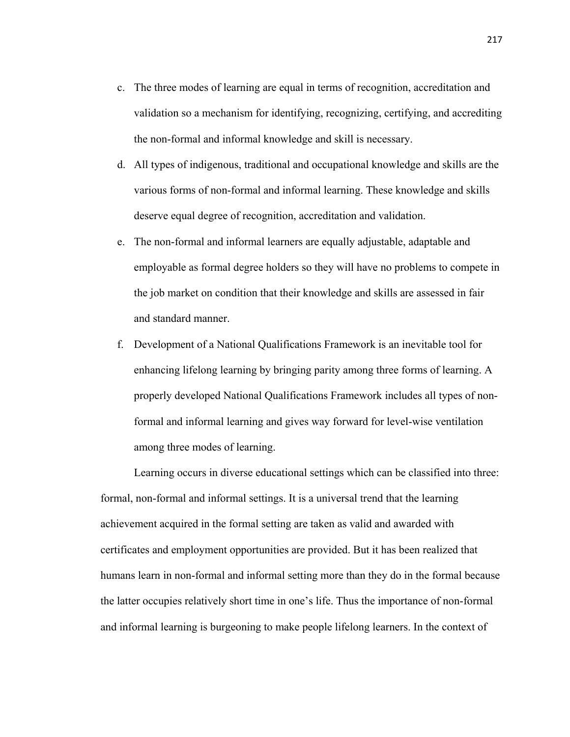c. The three modes of learning are equal in terms of recognition, accreditation and validation so a mechanism for identifying, recognizing, certifying, and accrediting the non-formal and informal knowledge and skill is necessary.

d. All types of indigenous, traditional and occupational knowledge and skills are the various forms of non-formal and informal learning. These knowledge and skills deserve equal degree of recognition, accreditation and validation.

e. The non-formal and informal learners are equally adjustable, adaptable and employable as formal degree holders so they will have no problems to compete in the job market on condition that their knowledge and skills are assessed in fair and standard manner.

f. Development of a National Qualifications Framework is an inevitable tool for enhancing lifelong learning by bringing parity among three forms of learning. A properly developed National Qualifications Framework includes all types of non-formal and informal learning and gives way forward for level-wise ventilation among three modes of learning.

Learning occurs in diverse educational settings which can be classified into three: formal, non-formal and informal settings. It is a universal trend that the learning achievement acquired in the formal setting are taken as valid and awarded with certificates and employment opportunities are provided. But it has been realized that humans learn in non-formal and informal setting more than they do in the formal because the latter occupies relatively short time in one's life. Thus the importance of non-formal and informal learning is burgeoning to make people lifelong learners. In the context of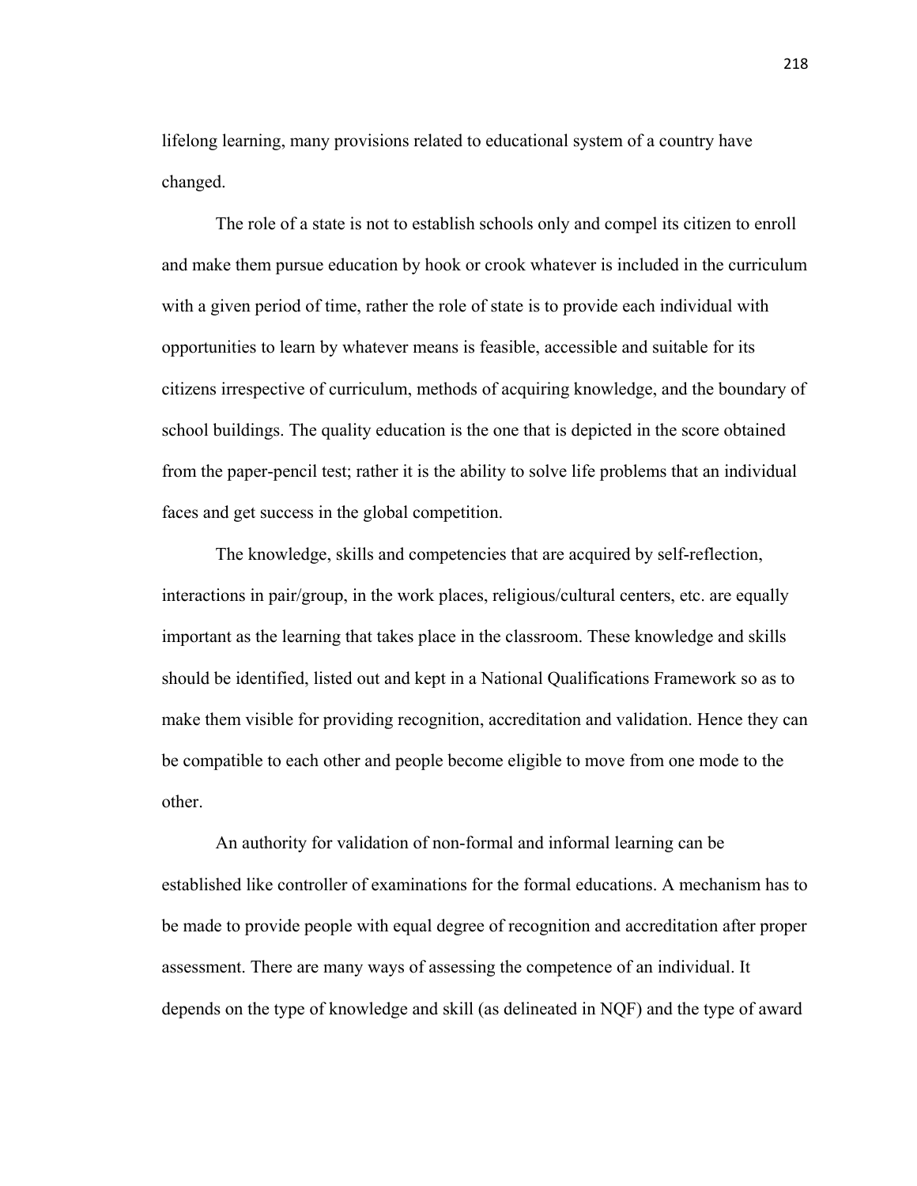lifelong learning, many provisions related to educational system of a country have changed.

The role of a state is not to establish schools only and compel its citizen to enroll and make them pursue education by hook or crook whatever is included in the curriculum with a given period of time, rather the role of state is to provide each individual with opportunities to learn by whatever means is feasible, accessible and suitable for its citizens irrespective of curriculum, methods of acquiring knowledge, and the boundary of school buildings. The quality education is the one that is depicted in the score obtained from the paper-pencil test; rather it is the ability to solve life problems that an individual faces and get success in the global competition.

The knowledge, skills and competencies that are acquired by self-reflection, interactions in pair/group, in the work places, religious/cultural centers, etc. are equally important as the learning that takes place in the classroom. These knowledge and skills should be identified, listed out and kept in a National Qualifications Framework so as to make them visible for providing recognition, accreditation and validation. Hence they can be compatible to each other and people become eligible to move from one mode to the other.

An authority for validation of non-formal and informal learning can be established like controller of examinations for the formal educations. A mechanism has to be made to provide people with equal degree of recognition and accreditation after proper assessment. There are many ways of assessing the competence of an individual. It depends on the type of knowledge and skill (as delineated in NQF) and the type of award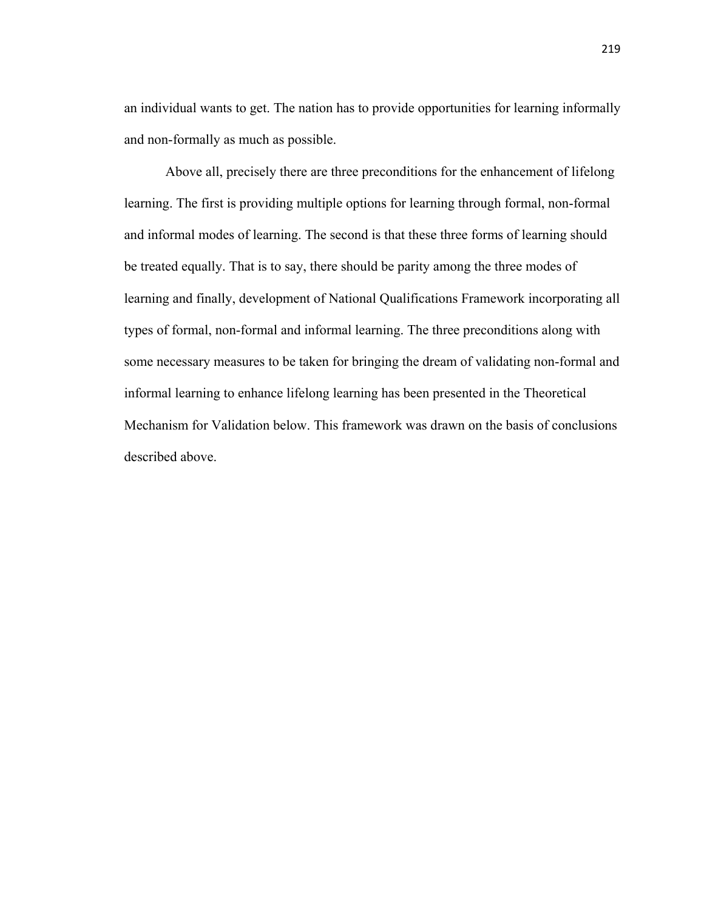an individual wants to get. The nation has to provide opportunities for learning informally and non-formally as much as possible.

Above all, precisely there are three preconditions for the enhancement of lifelong learning. The first is providing multiple options for learning through formal, non-formal and informal modes of learning. The second is that these three forms of learning should be treated equally. That is to say, there should be parity among the three modes of learning and finally, development of National Qualifications Framework incorporating all types of formal, non-formal and informal learning. The three preconditions along with some necessary measures to be taken for bringing the dream of validating non-formal and informal learning to enhance lifelong learning has been presented in the Theoretical Mechanism for Validation below. This framework was drawn on the basis of conclusions described above.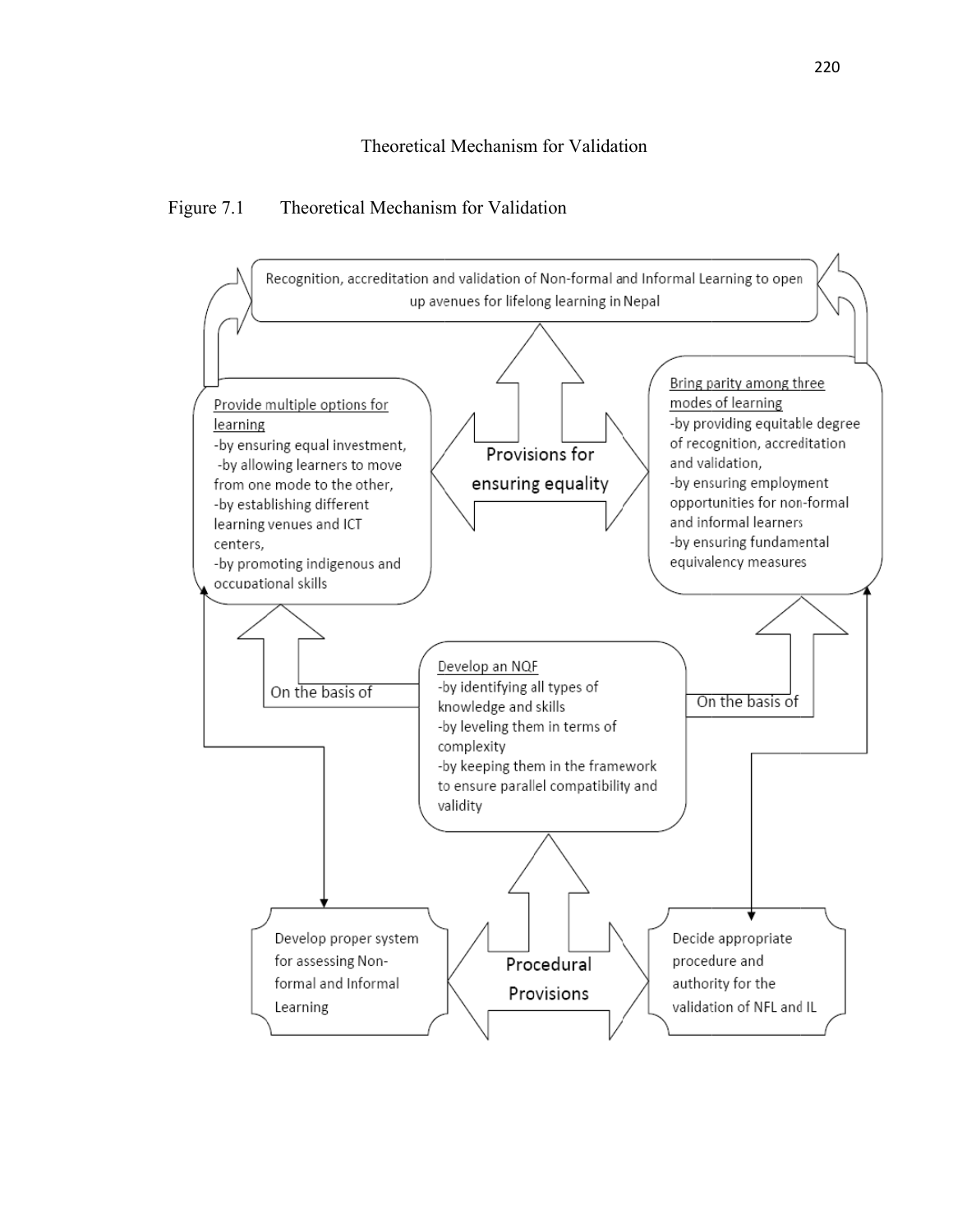Theoretical Mechanism for Validation

Figure 7.1 Theoretical Mechanism for Validation

Recognition, accreditation and validation of Non-formal and Informal Learning to open up avenues for lifelong learning in Nepal

Provide multiple options for learning
-by ensuring equal investment,
-by allowing learners to move from one mode to the other,
-by establishing different learning venues and ICT centers,
-by promoting indigenous and occupational skills

Provisions for ensuring equality

Bring parity among three modes of learning
-by providing equitable degree of recognition, accreditation and validation,
-by ensuring employment opportunities for non-formal and informal learners
-by ensuring fundamental equivalency measures

On the basis of

Develop an NQF
-by identifying all types of knowledge and skills
-by leveling them in terms of complexity
-by keeping them in the framework to ensure parallel compatibility and validity

On the basis of

Develop proper system for assessing Non-formal and Informal Learning

Procedural Provisions

Decide appropriate procedure and authority for the validation of NFL and IL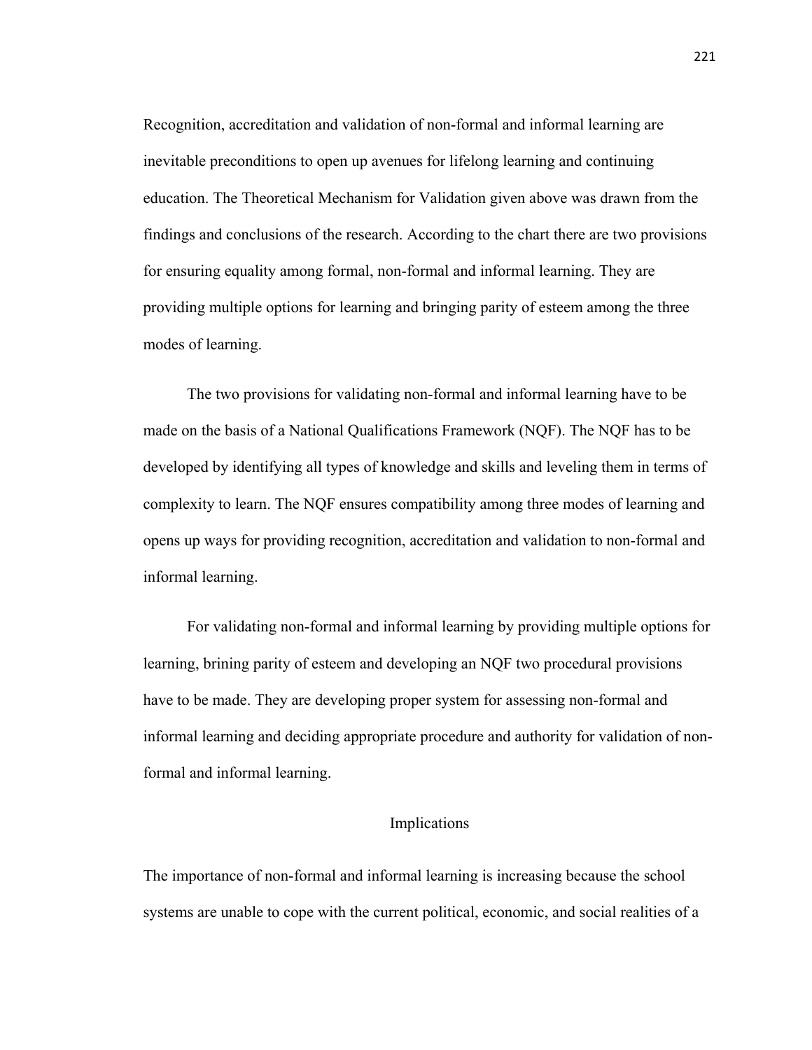Recognition, accreditation and validation of non-formal and informal learning are inevitable preconditions to open up avenues for lifelong learning and continuing education. The Theoretical Mechanism for Validation given above was drawn from the findings and conclusions of the research. According to the chart there are two provisions for ensuring equality among formal, non-formal and informal learning. They are providing multiple options for learning and bringing parity of esteem among the three modes of learning.

The two provisions for validating non-formal and informal learning have to be made on the basis of a National Qualifications Framework (NQF). The NQF has to be developed by identifying all types of knowledge and skills and leveling them in terms of complexity to learn. The NQF ensures compatibility among three modes of learning and opens up ways for providing recognition, accreditation and validation to non-formal and informal learning.

For validating non-formal and informal learning by providing multiple options for learning, brining parity of esteem and developing an NQF two procedural provisions have to be made. They are developing proper system for assessing non-formal and informal learning and deciding appropriate procedure and authority for validation of non-formal and informal learning.

## Implications

The importance of non-formal and informal learning is increasing because the school systems are unable to cope with the current political, economic, and social realities of a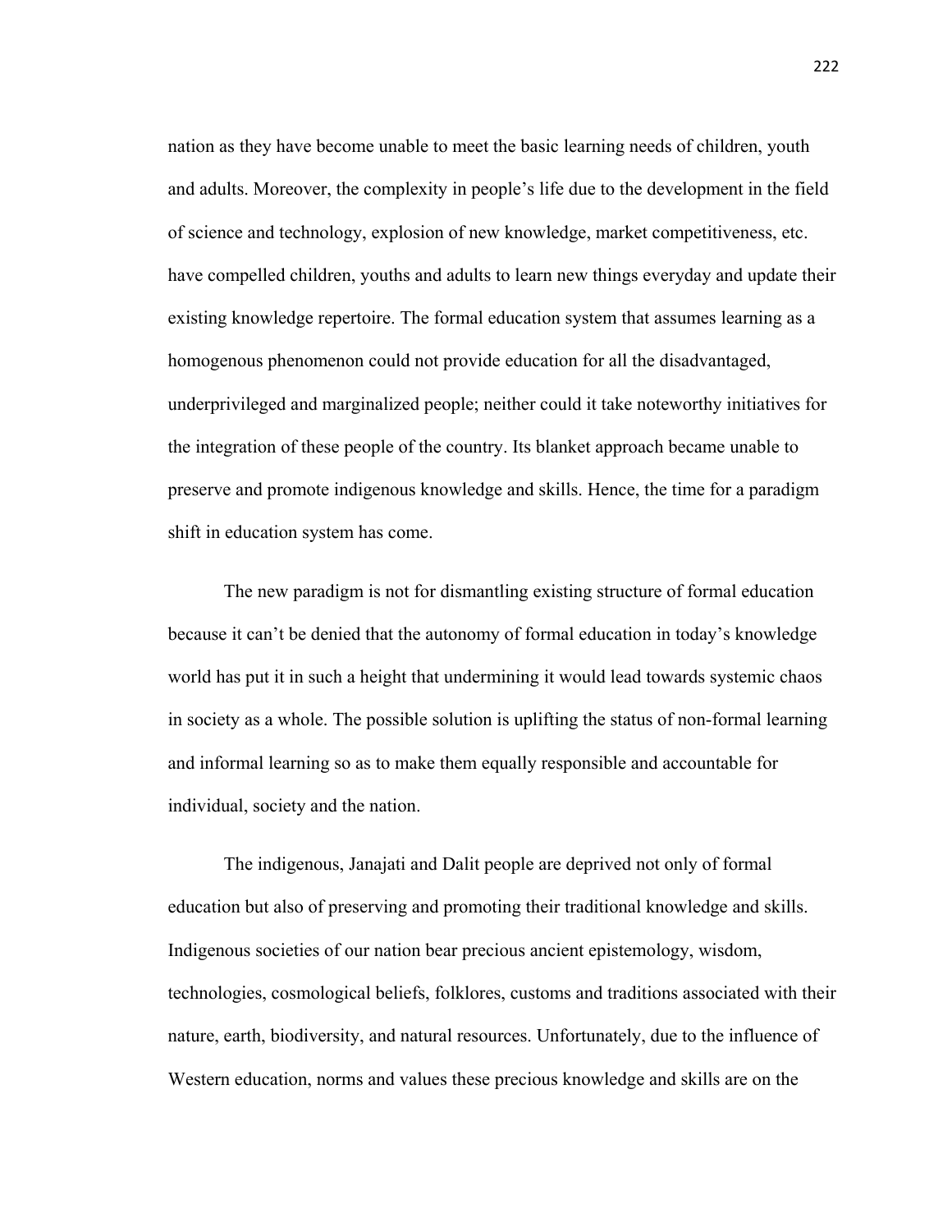nation as they have become unable to meet the basic learning needs of children, youth and adults. Moreover, the complexity in people's life due to the development in the field of science and technology, explosion of new knowledge, market competitiveness, etc. have compelled children, youths and adults to learn new things everyday and update their existing knowledge repertoire. The formal education system that assumes learning as a homogenous phenomenon could not provide education for all the disadvantaged, underprivileged and marginalized people; neither could it take noteworthy initiatives for the integration of these people of the country. Its blanket approach became unable to preserve and promote indigenous knowledge and skills. Hence, the time for a paradigm shift in education system has come.

The new paradigm is not for dismantling existing structure of formal education because it can't be denied that the autonomy of formal education in today's knowledge world has put it in such a height that undermining it would lead towards systemic chaos in society as a whole. The possible solution is uplifting the status of non-formal learning and informal learning so as to make them equally responsible and accountable for individual, society and the nation.

The indigenous, Janajati and Dalit people are deprived not only of formal education but also of preserving and promoting their traditional knowledge and skills. Indigenous societies of our nation bear precious ancient epistemology, wisdom, technologies, cosmological beliefs, folklores, customs and traditions associated with their nature, earth, biodiversity, and natural resources. Unfortunately, due to the influence of Western education, norms and values these precious knowledge and skills are on the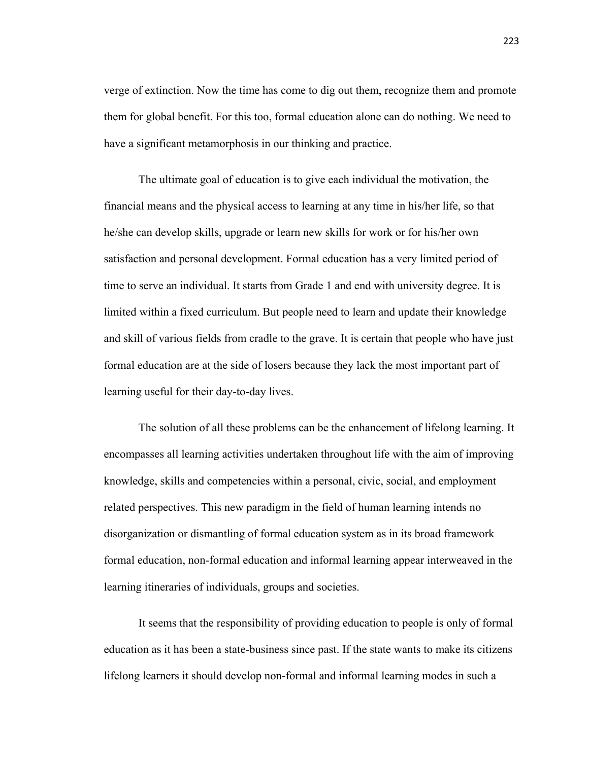verge of extinction. Now the time has come to dig out them, recognize them and promote them for global benefit. For this too, formal education alone can do nothing. We need to have a significant metamorphosis in our thinking and practice.

The ultimate goal of education is to give each individual the motivation, the financial means and the physical access to learning at any time in his/her life, so that he/she can develop skills, upgrade or learn new skills for work or for his/her own satisfaction and personal development. Formal education has a very limited period of time to serve an individual. It starts from Grade 1 and end with university degree. It is limited within a fixed curriculum. But people need to learn and update their knowledge and skill of various fields from cradle to the grave. It is certain that people who have just formal education are at the side of losers because they lack the most important part of learning useful for their day-to-day lives.

The solution of all these problems can be the enhancement of lifelong learning. It encompasses all learning activities undertaken throughout life with the aim of improving knowledge, skills and competencies within a personal, civic, social, and employment related perspectives. This new paradigm in the field of human learning intends no disorganization or dismantling of formal education system as in its broad framework formal education, non-formal education and informal learning appear interweaved in the learning itineraries of individuals, groups and societies.

It seems that the responsibility of providing education to people is only of formal education as it has been a state-business since past. If the state wants to make its citizens lifelong learners it should develop non-formal and informal learning modes in such a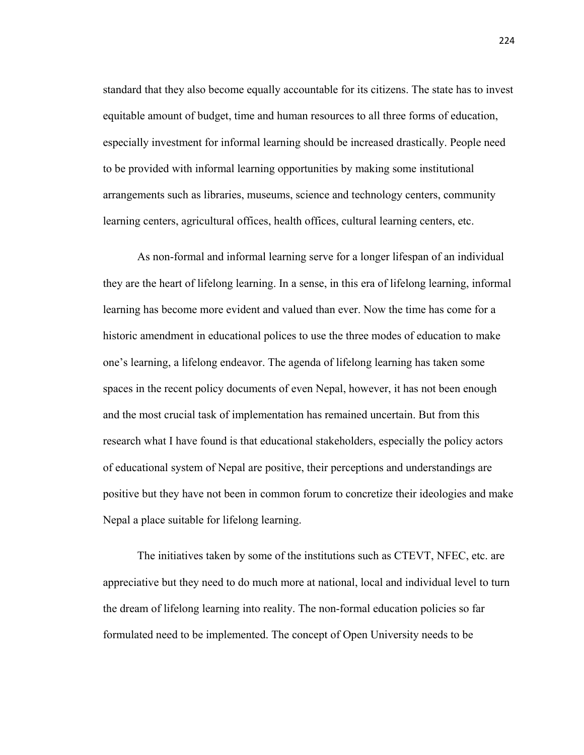standard that they also become equally accountable for its citizens. The state has to invest equitable amount of budget, time and human resources to all three forms of education, especially investment for informal learning should be increased drastically. People need to be provided with informal learning opportunities by making some institutional arrangements such as libraries, museums, science and technology centers, community learning centers, agricultural offices, health offices, cultural learning centers, etc.

As non-formal and informal learning serve for a longer lifespan of an individual they are the heart of lifelong learning. In a sense, in this era of lifelong learning, informal learning has become more evident and valued than ever. Now the time has come for a historic amendment in educational polices to use the three modes of education to make one's learning, a lifelong endeavor. The agenda of lifelong learning has taken some spaces in the recent policy documents of even Nepal, however, it has not been enough and the most crucial task of implementation has remained uncertain. But from this research what I have found is that educational stakeholders, especially the policy actors of educational system of Nepal are positive, their perceptions and understandings are positive but they have not been in common forum to concretize their ideologies and make Nepal a place suitable for lifelong learning.

The initiatives taken by some of the institutions such as CTEVT, NFEC, etc. are appreciative but they need to do much more at national, local and individual level to turn the dream of lifelong learning into reality. The non-formal education policies so far formulated need to be implemented. The concept of Open University needs to be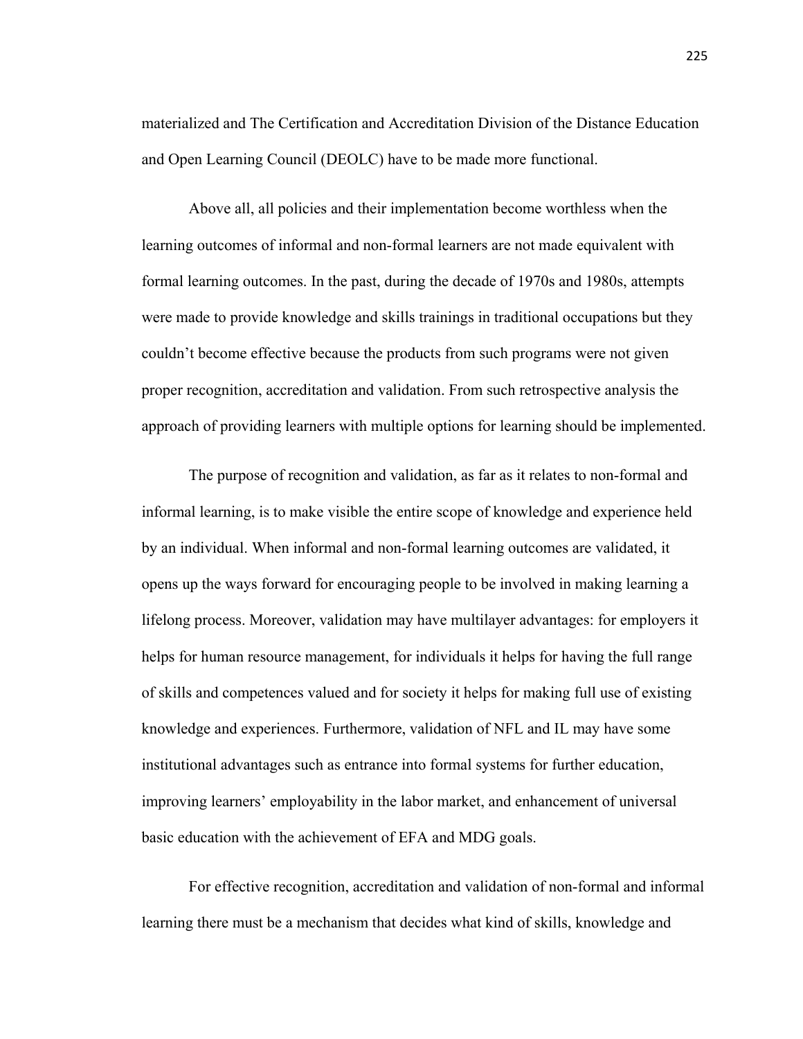materialized and The Certification and Accreditation Division of the Distance Education and Open Learning Council (DEOLC) have to be made more functional.

Above all, all policies and their implementation become worthless when the learning outcomes of informal and non-formal learners are not made equivalent with formal learning outcomes. In the past, during the decade of 1970s and 1980s, attempts were made to provide knowledge and skills trainings in traditional occupations but they couldn't become effective because the products from such programs were not given proper recognition, accreditation and validation. From such retrospective analysis the approach of providing learners with multiple options for learning should be implemented.

The purpose of recognition and validation, as far as it relates to non-formal and informal learning, is to make visible the entire scope of knowledge and experience held by an individual. When informal and non-formal learning outcomes are validated, it opens up the ways forward for encouraging people to be involved in making learning a lifelong process. Moreover, validation may have multilayer advantages: for employers it helps for human resource management, for individuals it helps for having the full range of skills and competences valued and for society it helps for making full use of existing knowledge and experiences. Furthermore, validation of NFL and IL may have some institutional advantages such as entrance into formal systems for further education, improving learners' employability in the labor market, and enhancement of universal basic education with the achievement of EFA and MDG goals.

For effective recognition, accreditation and validation of non-formal and informal learning there must be a mechanism that decides what kind of skills, knowledge and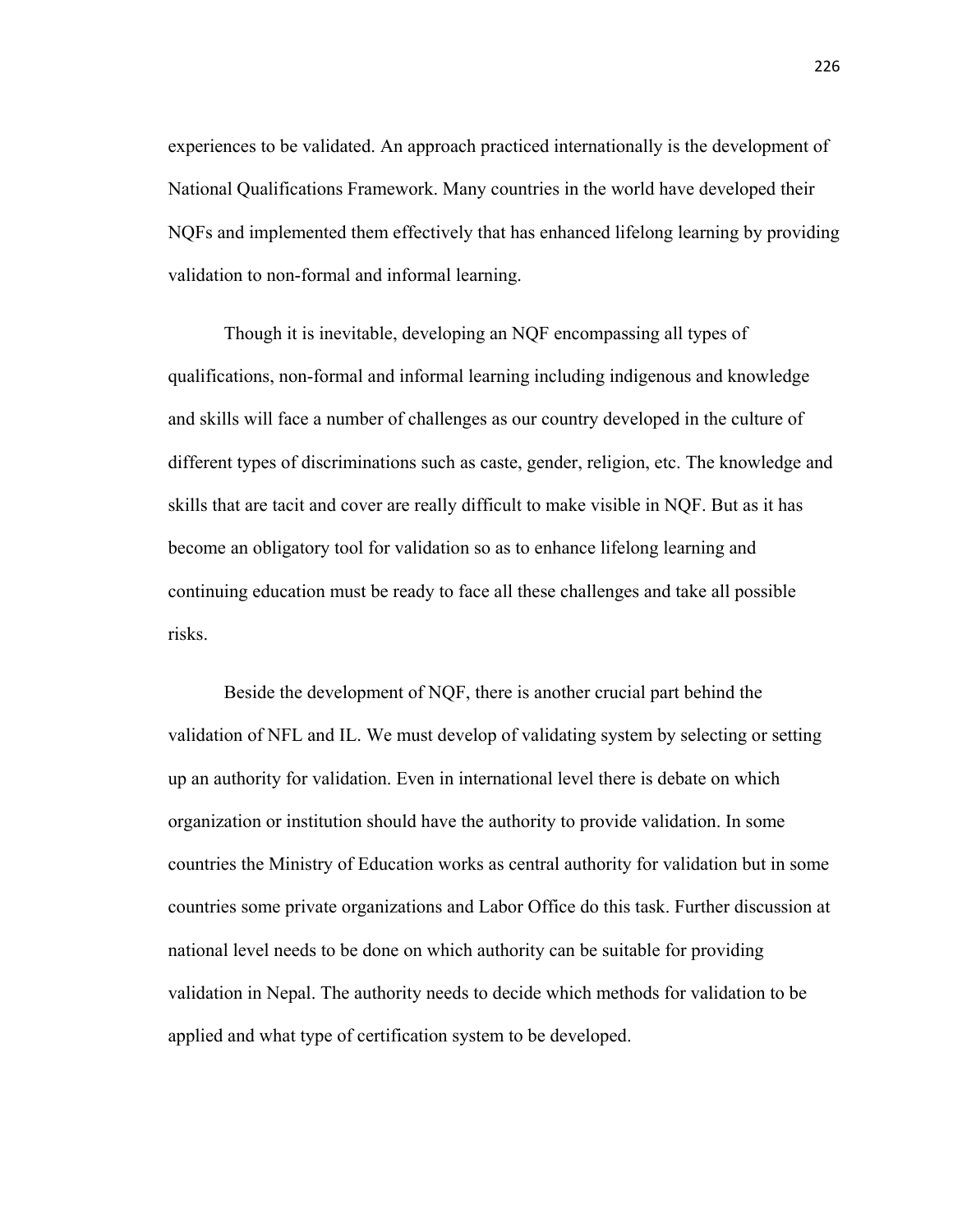experiences to be validated. An approach practiced internationally is the development of National Qualifications Framework. Many countries in the world have developed their NQFs and implemented them effectively that has enhanced lifelong learning by providing validation to non-formal and informal learning.

Though it is inevitable, developing an NQF encompassing all types of qualifications, non-formal and informal learning including indigenous and knowledge and skills will face a number of challenges as our country developed in the culture of different types of discriminations such as caste, gender, religion, etc. The knowledge and skills that are tacit and cover are really difficult to make visible in NQF. But as it has become an obligatory tool for validation so as to enhance lifelong learning and continuing education must be ready to face all these challenges and take all possible risks.

Beside the development of NQF, there is another crucial part behind the validation of NFL and IL. We must develop of validating system by selecting or setting up an authority for validation. Even in international level there is debate on which organization or institution should have the authority to provide validation. In some countries the Ministry of Education works as central authority for validation but in some countries some private organizations and Labor Office do this task. Further discussion at national level needs to be done on which authority can be suitable for providing validation in Nepal. The authority needs to decide which methods for validation to be applied and what type of certification system to be developed.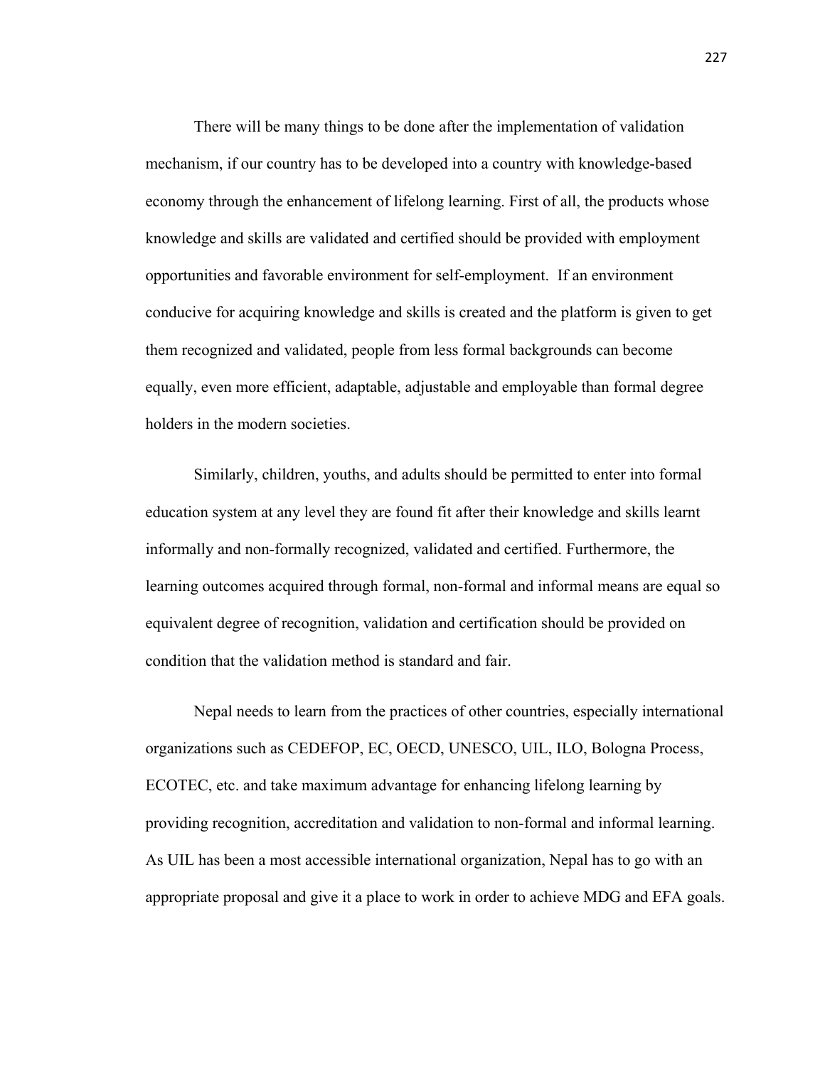There will be many things to be done after the implementation of validation mechanism, if our country has to be developed into a country with knowledge-based economy through the enhancement of lifelong learning. First of all, the products whose knowledge and skills are validated and certified should be provided with employment opportunities and favorable environment for self-employment. If an environment conducive for acquiring knowledge and skills is created and the platform is given to get them recognized and validated, people from less formal backgrounds can become equally, even more efficient, adaptable, adjustable and employable than formal degree holders in the modern societies.

Similarly, children, youths, and adults should be permitted to enter into formal education system at any level they are found fit after their knowledge and skills learnt informally and non-formally recognized, validated and certified. Furthermore, the learning outcomes acquired through formal, non-formal and informal means are equal so equivalent degree of recognition, validation and certification should be provided on condition that the validation method is standard and fair.

Nepal needs to learn from the practices of other countries, especially international organizations such as CEDEFOP, EC, OECD, UNESCO, UIL, ILO, Bologna Process, ECOTEC, etc. and take maximum advantage for enhancing lifelong learning by providing recognition, accreditation and validation to non-formal and informal learning. As UIL has been a most accessible international organization, Nepal has to go with an appropriate proposal and give it a place to work in order to achieve MDG and EFA goals.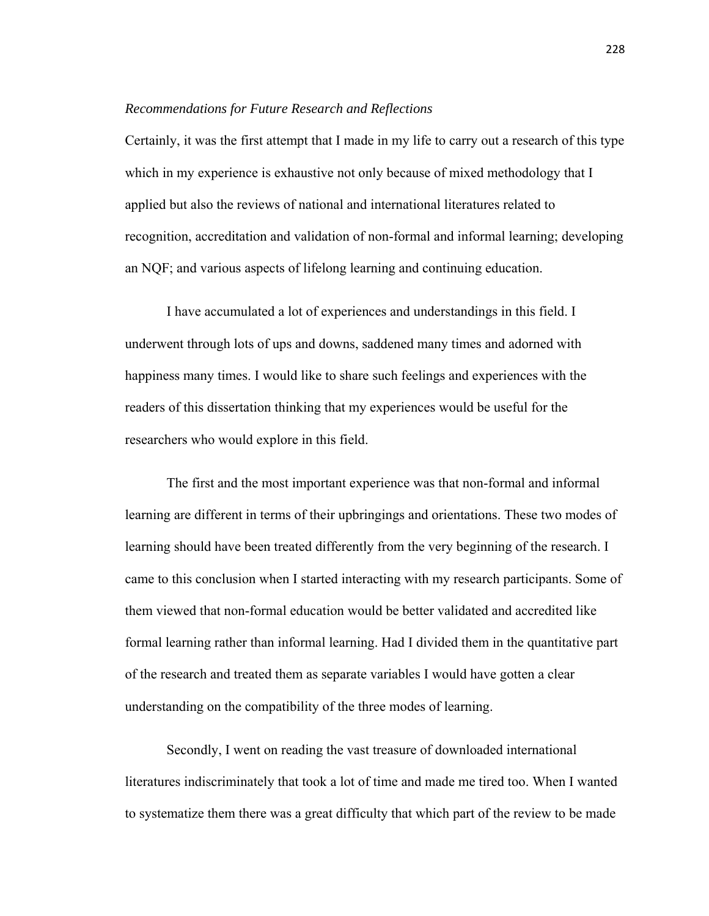*Recommendations for Future Research and Reflections*

Certainly, it was the first attempt that I made in my life to carry out a research of this type which in my experience is exhaustive not only because of mixed methodology that I applied but also the reviews of national and international literatures related to recognition, accreditation and validation of non-formal and informal learning; developing an NQF; and various aspects of lifelong learning and continuing education.

I have accumulated a lot of experiences and understandings in this field. I underwent through lots of ups and downs, saddened many times and adorned with happiness many times. I would like to share such feelings and experiences with the readers of this dissertation thinking that my experiences would be useful for the researchers who would explore in this field.

The first and the most important experience was that non-formal and informal learning are different in terms of their upbringings and orientations. These two modes of learning should have been treated differently from the very beginning of the research. I came to this conclusion when I started interacting with my research participants. Some of them viewed that non-formal education would be better validated and accredited like formal learning rather than informal learning. Had I divided them in the quantitative part of the research and treated them as separate variables I would have gotten a clear understanding on the compatibility of the three modes of learning.

Secondly, I went on reading the vast treasure of downloaded international literatures indiscriminately that took a lot of time and made me tired too. When I wanted to systematize them there was a great difficulty that which part of the review to be made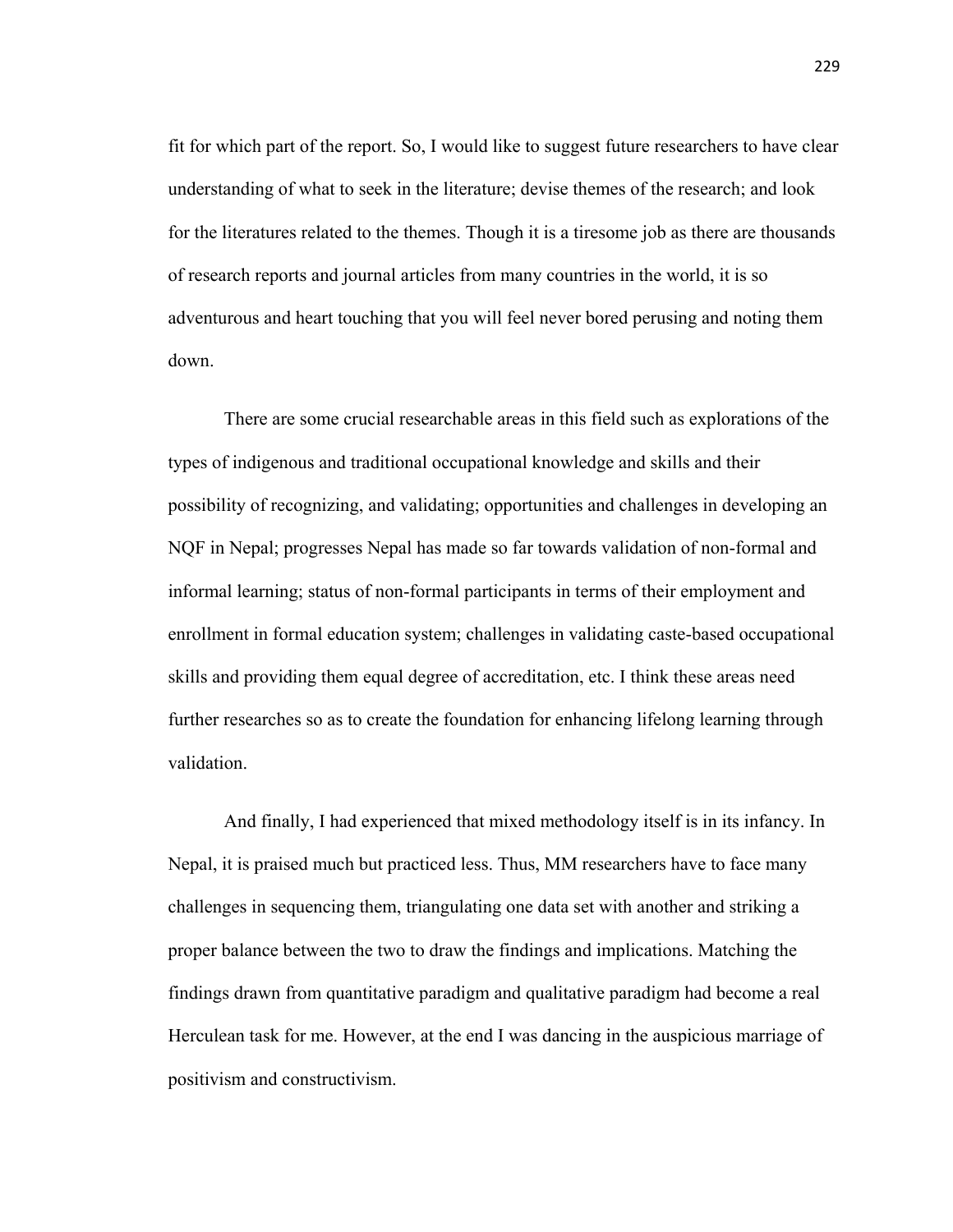fit for which part of the report. So, I would like to suggest future researchers to have clear understanding of what to seek in the literature; devise themes of the research; and look for the literatures related to the themes. Though it is a tiresome job as there are thousands of research reports and journal articles from many countries in the world, it is so adventurous and heart touching that you will feel never bored perusing and noting them down.

There are some crucial researchable areas in this field such as explorations of the types of indigenous and traditional occupational knowledge and skills and their possibility of recognizing, and validating; opportunities and challenges in developing an NQF in Nepal; progresses Nepal has made so far towards validation of non-formal and informal learning; status of non-formal participants in terms of their employment and enrollment in formal education system; challenges in validating caste-based occupational skills and providing them equal degree of accreditation, etc. I think these areas need further researches so as to create the foundation for enhancing lifelong learning through validation.

And finally, I had experienced that mixed methodology itself is in its infancy. In Nepal, it is praised much but practiced less. Thus, MM researchers have to face many challenges in sequencing them, triangulating one data set with another and striking a proper balance between the two to draw the findings and implications. Matching the findings drawn from quantitative paradigm and qualitative paradigm had become a real Herculean task for me. However, at the end I was dancing in the auspicious marriage of positivism and constructivism.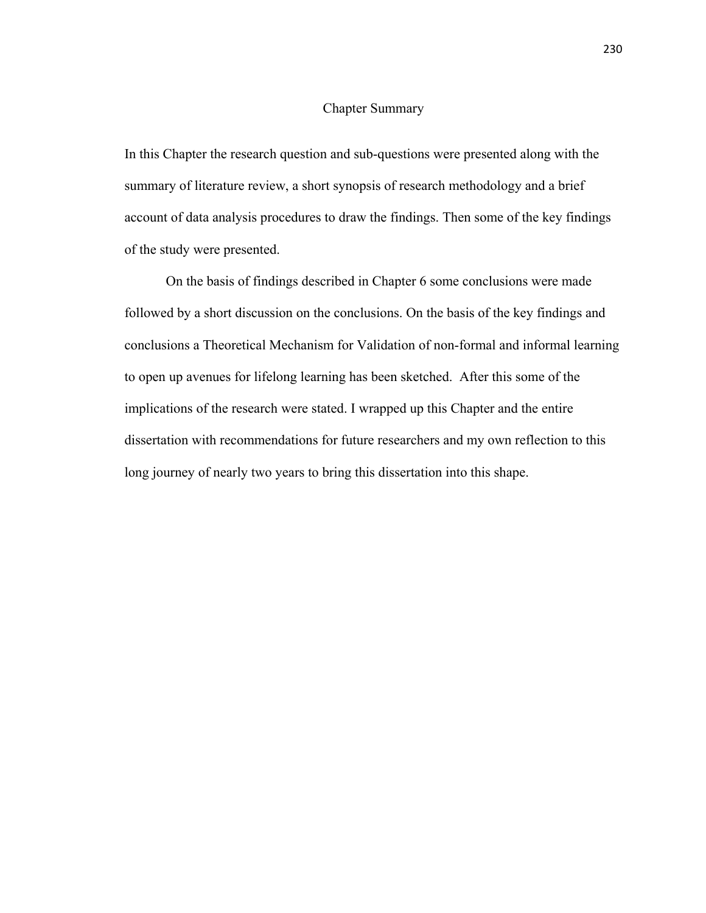## Chapter Summary

In this Chapter the research question and sub-questions were presented along with the summary of literature review, a short synopsis of research methodology and a brief account of data analysis procedures to draw the findings. Then some of the key findings of the study were presented.

On the basis of findings described in Chapter 6 some conclusions were made followed by a short discussion on the conclusions. On the basis of the key findings and conclusions a Theoretical Mechanism for Validation of non-formal and informal learning to open up avenues for lifelong learning has been sketched. After this some of the implications of the research were stated. I wrapped up this Chapter and the entire dissertation with recommendations for future researchers and my own reflection to this long journey of nearly two years to bring this dissertation into this shape.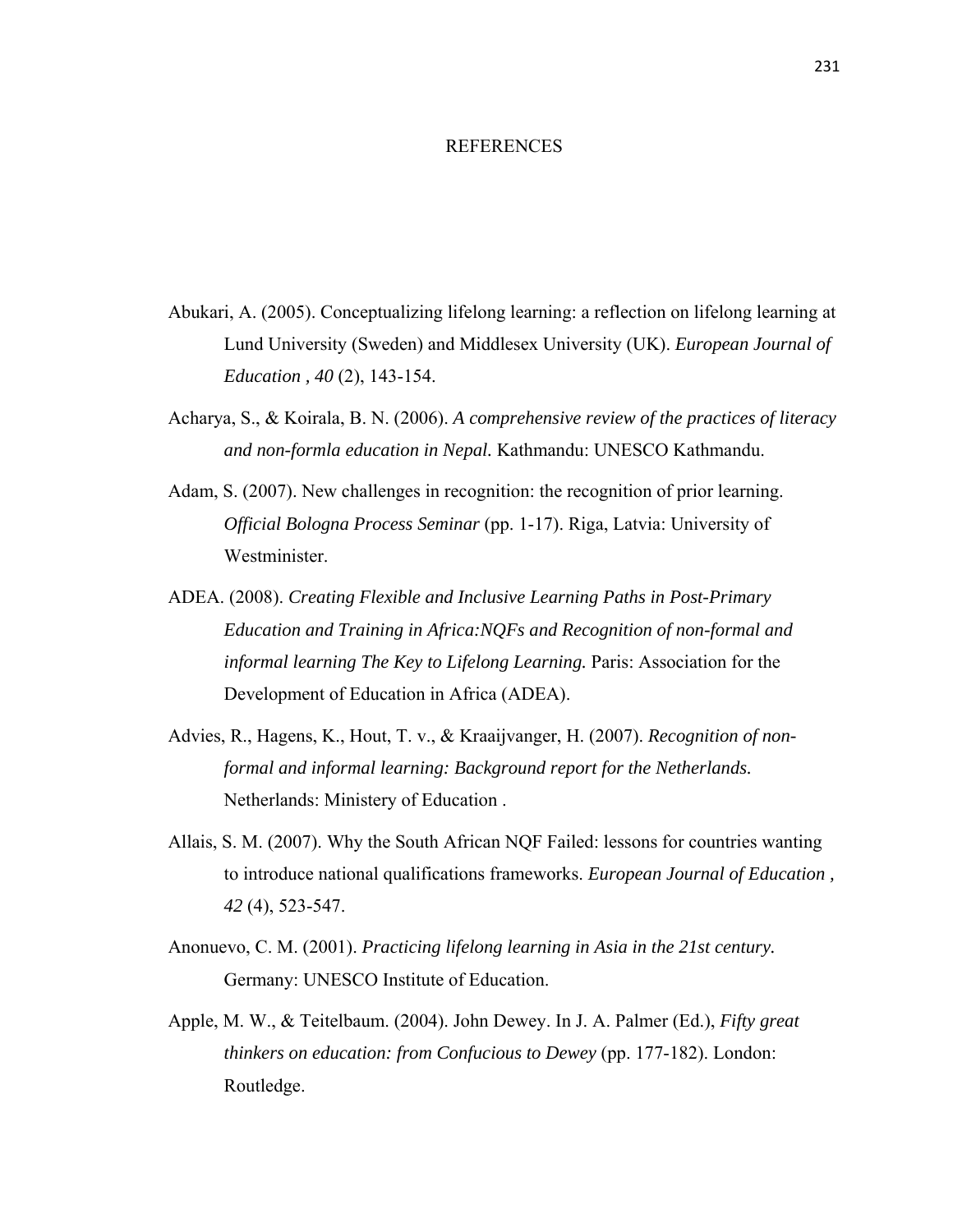# REFERENCES

Abukari, A. (2005). Conceptualizing lifelong learning: a reflection on lifelong learning at Lund University (Sweden) and Middlesex University (UK). *European Journal of Education , 40* (2), 143-154.

Acharya, S., & Koirala, B. N. (2006). *A comprehensive review of the practices of literacy and non-formla education in Nepal.* Kathmandu: UNESCO Kathmandu.

Adam, S. (2007). New challenges in recognition: the recognition of prior learning. *Official Bologna Process Seminar* (pp. 1-17). Riga, Latvia: University of Westminister.

ADEA. (2008). *Creating Flexible and Inclusive Learning Paths in Post-Primary Education and Training in Africa:NQFs and Recognition of non-formal and informal learning The Key to Lifelong Learning.* Paris: Association for the Development of Education in Africa (ADEA).

Advies, R., Hagens, K., Hout, T. v., & Kraaijvanger, H. (2007). *Recognition of non-formal and informal learning: Background report for the Netherlands.* Netherlands: Ministery of Education .

Allais, S. M. (2007). Why the South African NQF Failed: lessons for countries wanting to introduce national qualifications frameworks. *European Journal of Education , 42* (4), 523-547.

Anonuevo, C. M. (2001). *Practicing lifelong learning in Asia in the 21st century.* Germany: UNESCO Institute of Education.

Apple, M. W., & Teitelbaum. (2004). John Dewey. In J. A. Palmer (Ed.), *Fifty great thinkers on education: from Confucious to Dewey* (pp. 177-182). London: Routledge.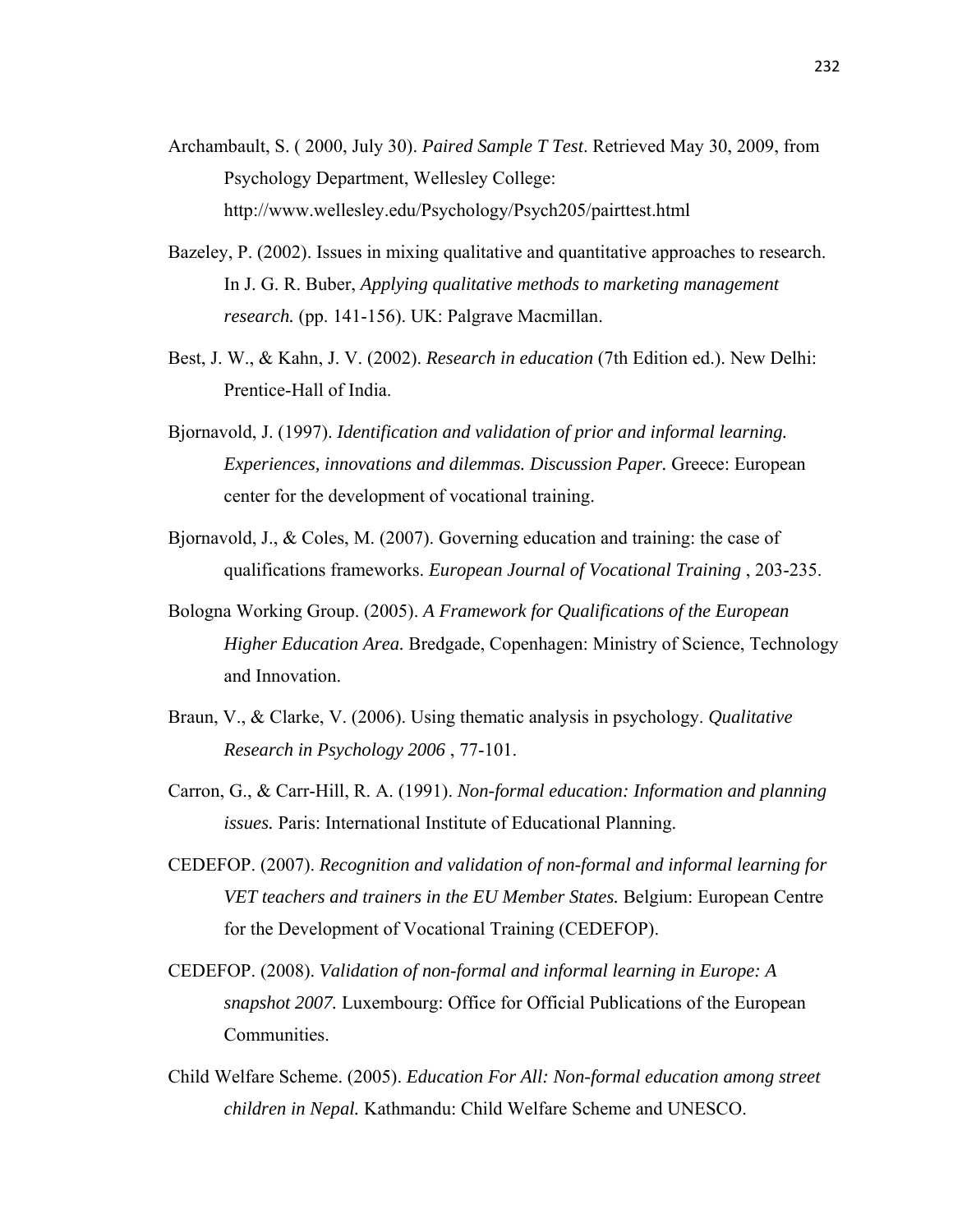Archambault, S. ( 2000, July 30). *Paired Sample T Test*. Retrieved May 30, 2009, from Psychology Department, Wellesley College: http://www.wellesley.edu/Psychology/Psych205/pairttest.html

Bazeley, P. (2002). Issues in mixing qualitative and quantitative approaches to research. In J. G. R. Buber, *Applying qualitative methods to marketing management research.* (pp. 141-156). UK: Palgrave Macmillan.

Best, J. W., & Kahn, J. V. (2002). *Research in education* (7th Edition ed.). New Delhi: Prentice-Hall of India.

Bjornavold, J. (1997). *Identification and validation of prior and informal learning. Experiences, innovations and dilemmas. Discussion Paper.* Greece: European center for the development of vocational training.

Bjornavold, J., & Coles, M. (2007). Governing education and training: the case of qualifications frameworks. *European Journal of Vocational Training* , 203-235.

Bologna Working Group. (2005). *A Framework for Qualifications of the European Higher Education Area.* Bredgade, Copenhagen: Ministry of Science, Technology and Innovation.

Braun, V., & Clarke, V. (2006). Using thematic analysis in psychology. *Qualitative Research in Psychology 2006* , 77-101.

Carron, G., & Carr-Hill, R. A. (1991). *Non-formal education: Information and planning issues.* Paris: International Institute of Educational Planning.

CEDEFOP. (2007). *Recognition and validation of non-formal and informal learning for VET teachers and trainers in the EU Member States.* Belgium: European Centre for the Development of Vocational Training (CEDEFOP).

CEDEFOP. (2008). *Validation of non-formal and informal learning in Europe: A snapshot 2007.* Luxembourg: Office for Official Publications of the European Communities.

Child Welfare Scheme. (2005). *Education For All: Non-formal education among street children in Nepal.* Kathmandu: Child Welfare Scheme and UNESCO.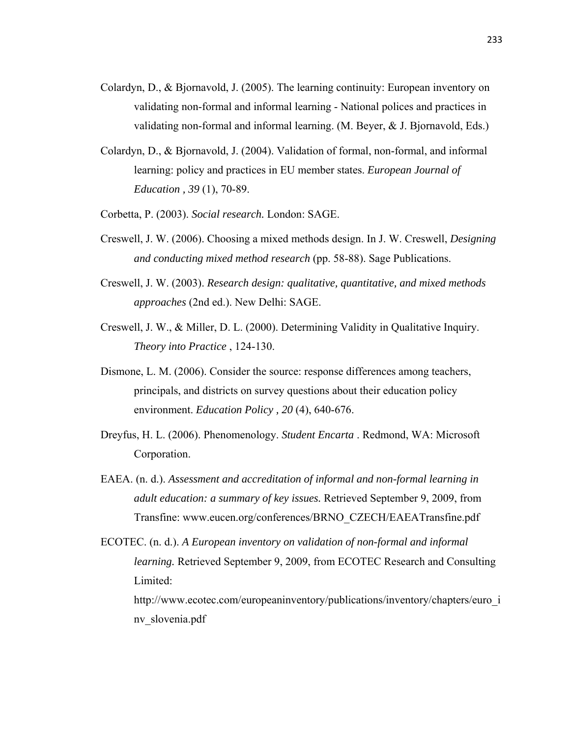Colardyn, D., & Bjornavold, J. (2005). The learning continuity: European inventory on validating non-formal and informal learning - National polices and practices in validating non-formal and informal learning. (M. Beyer, & J. Bjornavold, Eds.)

Colardyn, D., & Bjornavold, J. (2004). Validation of formal, non-formal, and informal learning: policy and practices in EU member states. *European Journal of Education , 39* (1), 70-89.

Corbetta, P. (2003). *Social research.* London: SAGE.

Creswell, J. W. (2006). Choosing a mixed methods design. In J. W. Creswell, *Designing and conducting mixed method research* (pp. 58-88). Sage Publications.

Creswell, J. W. (2003). *Research design: qualitative, quantitative, and mixed methods approaches* (2nd ed.). New Delhi: SAGE.

Creswell, J. W., & Miller, D. L. (2000). Determining Validity in Qualitative Inquiry. *Theory into Practice* , 124-130.

Dismone, L. M. (2006). Consider the source: response differences among teachers, principals, and districts on survey questions about their education policy environment. *Education Policy , 20* (4), 640-676.

Dreyfus, H. L. (2006). Phenomenology. *Student Encarta* . Redmond, WA: Microsoft Corporation.

EAEA. (n. d.). *Assessment and accreditation of informal and non-formal learning in adult education: a summary of key issues.* Retrieved September 9, 2009, from Transfine: www.eucen.org/conferences/BRNO_CZECH/EAEATransfine.pdf

ECOTEC. (n. d.). *A European inventory on validation of non-formal and informal learning.* Retrieved September 9, 2009, from ECOTEC Research and Consulting Limited: http://www.ecotec.com/europeaninventory/publications/inventory/chapters/euro_inv_slovenia.pdf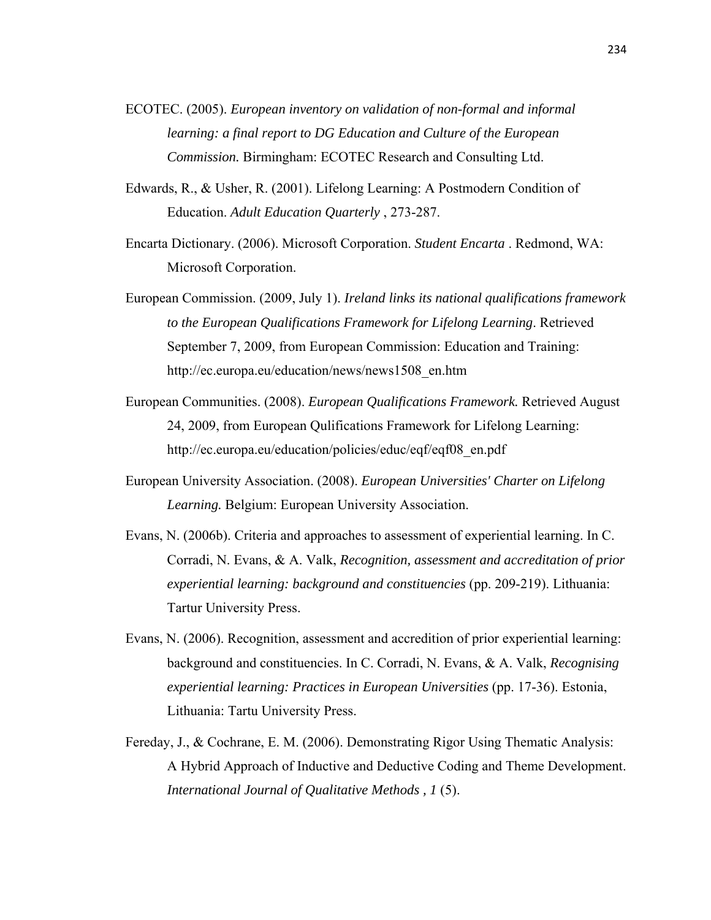ECOTEC. (2005). *European inventory on validation of non-formal and informal learning: a final report to DG Education and Culture of the European Commission.* Birmingham: ECOTEC Research and Consulting Ltd.

Edwards, R., & Usher, R. (2001). Lifelong Learning: A Postmodern Condition of Education. *Adult Education Quarterly* , 273-287.

Encarta Dictionary. (2006). Microsoft Corporation. *Student Encarta* . Redmond, WA: Microsoft Corporation.

European Commission. (2009, July 1). *Ireland links its national qualifications framework to the European Qualifications Framework for Lifelong Learning*. Retrieved September 7, 2009, from European Commission: Education and Training: http://ec.europa.eu/education/news/news1508_en.htm

European Communities. (2008). *European Qualifications Framework.* Retrieved August 24, 2009, from European Qulifications Framework for Lifelong Learning: http://ec.europa.eu/education/policies/educ/eqf/eqf08_en.pdf

European University Association. (2008). *European Universities' Charter on Lifelong Learning.* Belgium: European University Association.

Evans, N. (2006b). Criteria and approaches to assessment of experiential learning. In C. Corradi, N. Evans, & A. Valk, *Recognition, assessment and accreditation of prior experiential learning: background and constituencies* (pp. 209-219). Lithuania: Tartur University Press.

Evans, N. (2006). Recognition, assessment and accredition of prior experiential learning: background and constituencies. In C. Corradi, N. Evans, & A. Valk, *Recognising experiential learning: Practices in European Universities* (pp. 17-36). Estonia, Lithuania: Tartu University Press.

Fereday, J., & Cochrane, E. M. (2006). Demonstrating Rigor Using Thematic Analysis: A Hybrid Approach of Inductive and Deductive Coding and Theme Development. *International Journal of Qualitative Methods , 1* (5).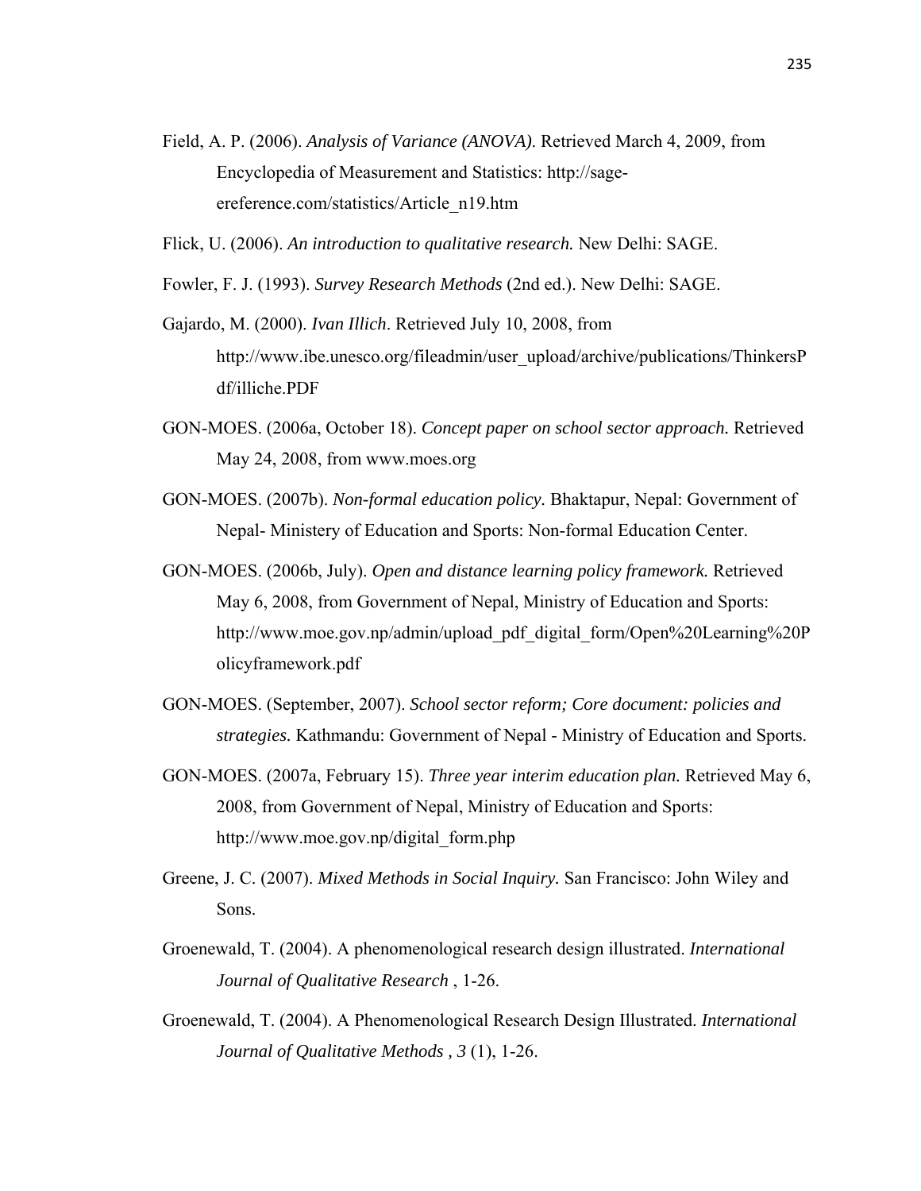Field, A. P. (2006). *Analysis of Variance (ANOVA).* Retrieved March 4, 2009, from Encyclopedia of Measurement and Statistics: http://sage-ereference.com/statistics/Article_n19.htm

Flick, U. (2006). *An introduction to qualitative research.* New Delhi: SAGE.

Fowler, F. J. (1993). *Survey Research Methods* (2nd ed.). New Delhi: SAGE.

Gajardo, M. (2000). *Ivan Illich*. Retrieved July 10, 2008, from http://www.ibe.unesco.org/fileadmin/user_upload/archive/publications/ThinkersPdf/illiche.PDF

GON-MOES. (2006a, October 18). *Concept paper on school sector approach.* Retrieved May 24, 2008, from www.moes.org

GON-MOES. (2007b). *Non-formal education policy.* Bhaktapur, Nepal: Government of Nepal- Ministery of Education and Sports: Non-formal Education Center.

GON-MOES. (2006b, July). *Open and distance learning policy framework.* Retrieved May 6, 2008, from Government of Nepal, Ministry of Education and Sports: http://www.moe.gov.np/admin/upload_pdf_digital_form/Open%20Learning%20Policyframework.pdf

GON-MOES. (September, 2007). *School sector reform; Core document: policies and strategies.* Kathmandu: Government of Nepal - Ministry of Education and Sports.

GON-MOES. (2007a, February 15). *Three year interim education plan.* Retrieved May 6, 2008, from Government of Nepal, Ministry of Education and Sports: http://www.moe.gov.np/digital_form.php

Greene, J. C. (2007). *Mixed Methods in Social Inquiry.* San Francisco: John Wiley and Sons.

Groenewald, T. (2004). A phenomenological research design illustrated. *International Journal of Qualitative Research* , 1-26.

Groenewald, T. (2004). A Phenomenological Research Design Illustrated. *International Journal of Qualitative Methods , 3* (1), 1-26.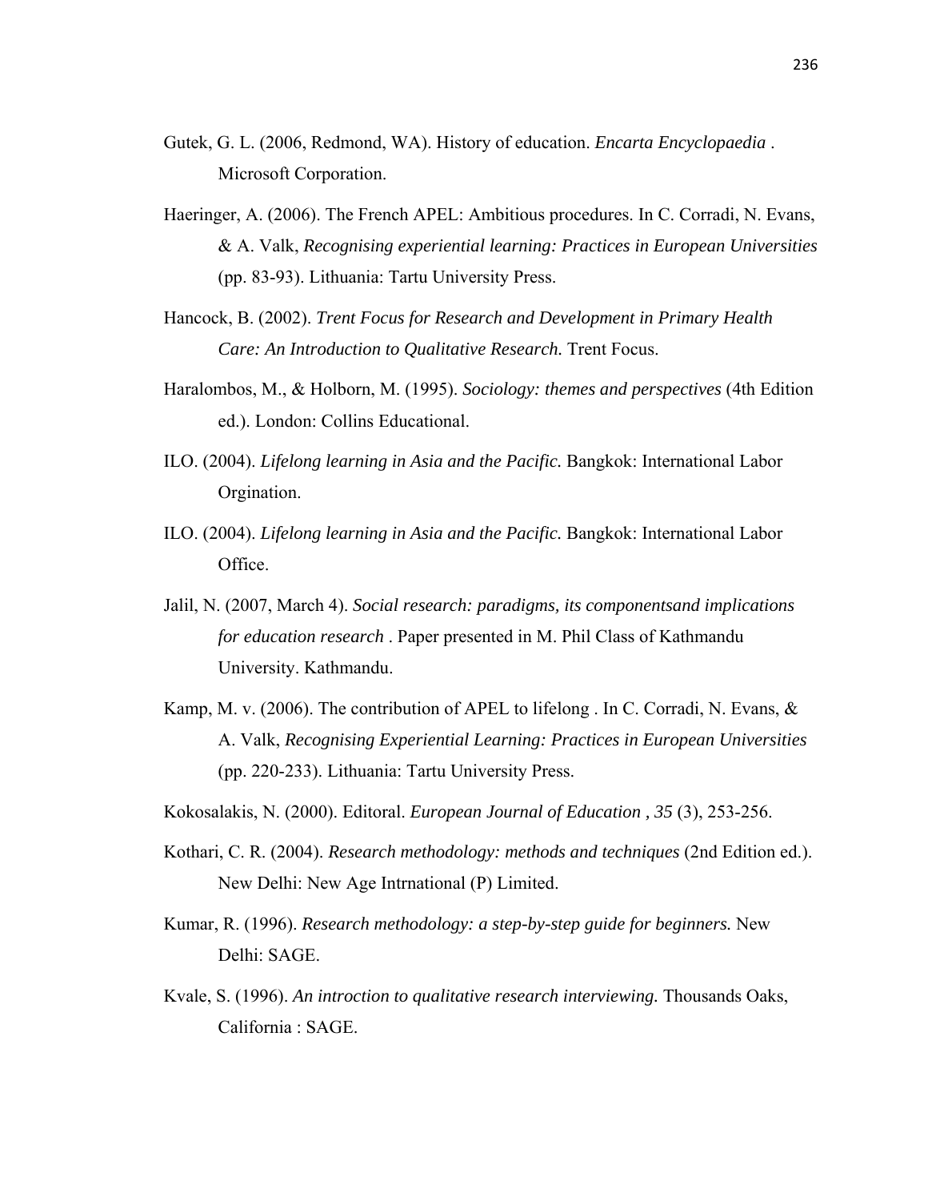Gutek, G. L. (2006, Redmond, WA). History of education. *Encarta Encyclopaedia* . Microsoft Corporation.

Haeringer, A. (2006). The French APEL: Ambitious procedures. In C. Corradi, N. Evans, & A. Valk, *Recognising experiential learning: Practices in European Universities* (pp. 83-93). Lithuania: Tartu University Press.

Hancock, B. (2002). *Trent Focus for Research and Development in Primary Health Care: An Introduction to Qualitative Research.* Trent Focus.

Haralombos, M., & Holborn, M. (1995). *Sociology: themes and perspectives* (4th Edition ed.). London: Collins Educational.

ILO. (2004). *Lifelong learning in Asia and the Pacific.* Bangkok: International Labor Orgination.

ILO. (2004). *Lifelong learning in Asia and the Pacific.* Bangkok: International Labor Office.

Jalil, N. (2007, March 4). *Social research: paradigms, its componentsand implications for education research* . Paper presented in M. Phil Class of Kathmandu University. Kathmandu.

Kamp, M. v. (2006). The contribution of APEL to lifelong . In C. Corradi, N. Evans, & A. Valk, *Recognising Experiential Learning: Practices in European Universities* (pp. 220-233). Lithuania: Tartu University Press.

Kokosalakis, N. (2000). Editoral. *European Journal of Education , 35* (3), 253-256.

Kothari, C. R. (2004). *Research methodology: methods and techniques* (2nd Edition ed.). New Delhi: New Age Intrnational (P) Limited.

Kumar, R. (1996). *Research methodology: a step-by-step guide for beginners.* New Delhi: SAGE.

Kvale, S. (1996). *An introction to qualitative research interviewing.* Thousands Oaks, California : SAGE.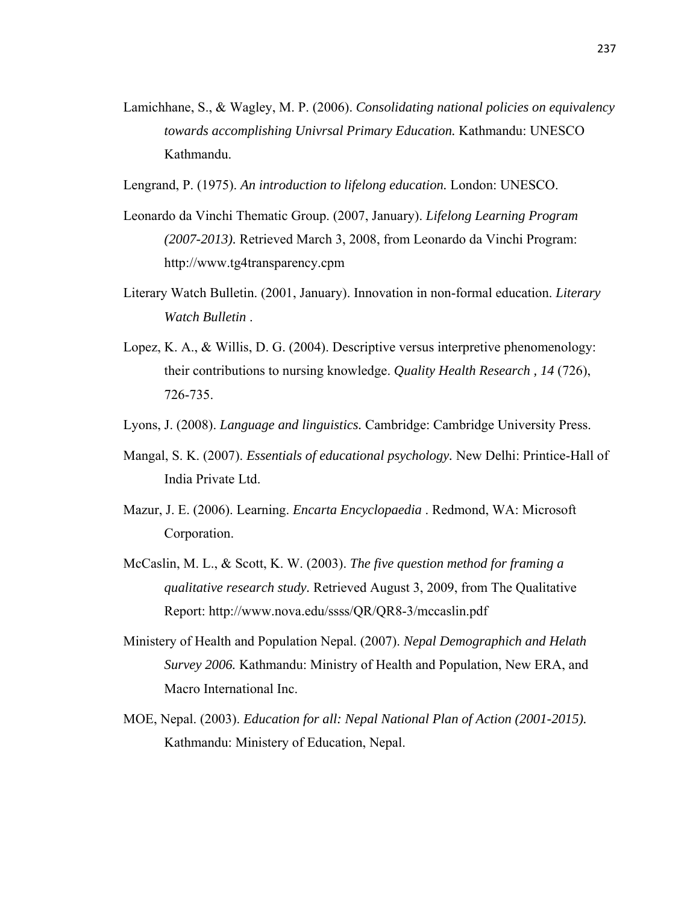Lamichhane, S., & Wagley, M. P. (2006). *Consolidating national policies on equivalency towards accomplishing Univrsal Primary Education.* Kathmandu: UNESCO Kathmandu.

Lengrand, P. (1975). *An introduction to lifelong education.* London: UNESCO.

Leonardo da Vinchi Thematic Group. (2007, January). *Lifelong Learning Program (2007-2013).* Retrieved March 3, 2008, from Leonardo da Vinchi Program: http://www.tg4transparency.cpm

Literary Watch Bulletin. (2001, January). Innovation in non-formal education. *Literary Watch Bulletin* .

Lopez, K. A., & Willis, D. G. (2004). Descriptive versus interpretive phenomenology: their contributions to nursing knowledge. *Quality Health Research , 14* (726), 726-735.

Lyons, J. (2008). *Language and linguistics.* Cambridge: Cambridge University Press.

Mangal, S. K. (2007). *Essentials of educational psychology.* New Delhi: Printice-Hall of India Private Ltd.

Mazur, J. E. (2006). Learning. *Encarta Encyclopaedia* . Redmond, WA: Microsoft Corporation.

McCaslin, M. L., & Scott, K. W. (2003). *The five question method for framing a qualitative research study.* Retrieved August 3, 2009, from The Qualitative Report: http://www.nova.edu/ssss/QR/QR8-3/mccaslin.pdf

Ministery of Health and Population Nepal. (2007). *Nepal Demographich and Helath Survey 2006.* Kathmandu: Ministry of Health and Population, New ERA, and Macro International Inc.

MOE, Nepal. (2003). *Education for all: Nepal National Plan of Action (2001-2015).* Kathmandu: Ministery of Education, Nepal.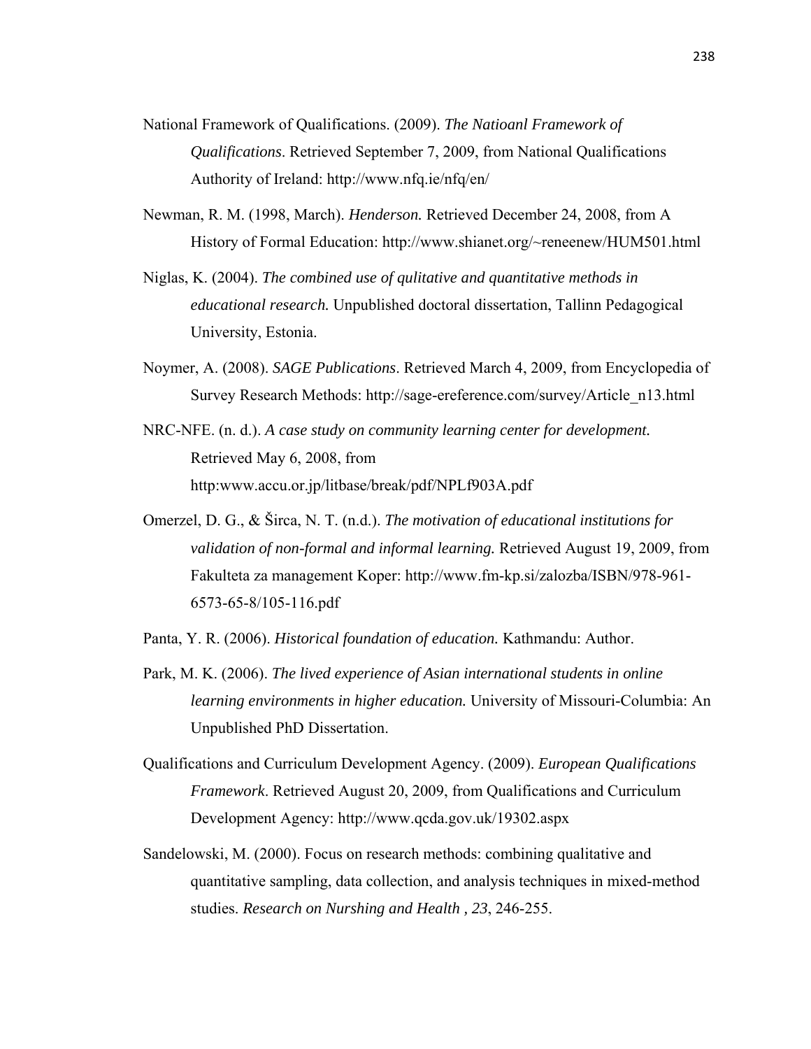National Framework of Qualifications. (2009). *The Natioanl Framework of Qualifications*. Retrieved September 7, 2009, from National Qualifications Authority of Ireland: http://www.nfq.ie/nfq/en/

Newman, R. M. (1998, March). *Henderson.* Retrieved December 24, 2008, from A History of Formal Education: http://www.shianet.org/~reneenew/HUM501.html

Niglas, K. (2004). *The combined use of qulitative and quantitative methods in educational research.* Unpublished doctoral dissertation, Tallinn Pedagogical University, Estonia.

Noymer, A. (2008). *SAGE Publications*. Retrieved March 4, 2009, from Encyclopedia of Survey Research Methods: http://sage-ereference.com/survey/Article_n13.html

NRC-NFE. (n. d.). *A case study on community learning center for development.* Retrieved May 6, 2008, from http:www.accu.or.jp/litbase/break/pdf/NPLf903A.pdf

Omerzel, D. G., & Širca, N. T. (n.d.). *The motivation of educational institutions for validation of non-formal and informal learning.* Retrieved August 19, 2009, from Fakulteta za management Koper: http://www.fm-kp.si/zalozba/ISBN/978-961-6573-65-8/105-116.pdf

Panta, Y. R. (2006). *Historical foundation of education.* Kathmandu: Author.

Park, M. K. (2006). *The lived experience of Asian international students in online learning environments in higher education.* University of Missouri-Columbia: An Unpublished PhD Dissertation.

Qualifications and Curriculum Development Agency. (2009). *European Qualifications Framework*. Retrieved August 20, 2009, from Qualifications and Curriculum Development Agency: http://www.qcda.gov.uk/19302.aspx

Sandelowski, M. (2000). Focus on research methods: combining qualitative and quantitative sampling, data collection, and analysis techniques in mixed-method studies. *Research on Nurshing and Health , 23*, 246-255.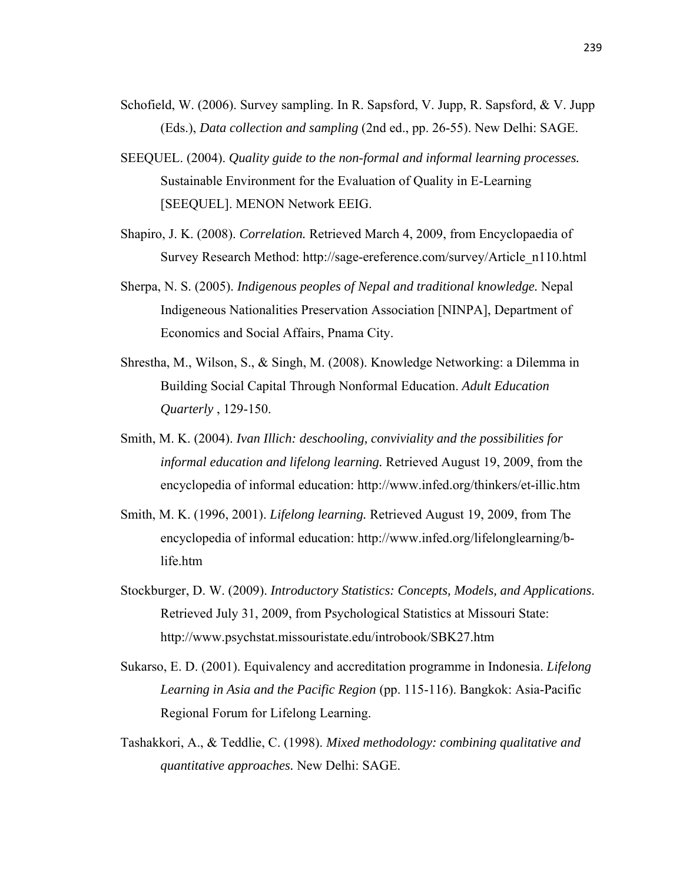Schofield, W. (2006). Survey sampling. In R. Sapsford, V. Jupp, R. Sapsford, & V. Jupp (Eds.), *Data collection and sampling* (2nd ed., pp. 26-55). New Delhi: SAGE.

SEEQUEL. (2004). *Quality guide to the non-formal and informal learning processes.* Sustainable Environment for the Evaluation of Quality in E-Learning [SEEQUEL]. MENON Network EEIG.

Shapiro, J. K. (2008). *Correlation.* Retrieved March 4, 2009, from Encyclopaedia of Survey Research Method: http://sage-ereference.com/survey/Article_n110.html

Sherpa, N. S. (2005). *Indigenous peoples of Nepal and traditional knowledge.* Nepal Indigeneous Nationalities Preservation Association [NINPA], Department of Economics and Social Affairs, Pnama City.

Shrestha, M., Wilson, S., & Singh, M. (2008). Knowledge Networking: a Dilemma in Building Social Capital Through Nonformal Education. *Adult Education Quarterly* , 129-150.

Smith, M. K. (2004). *Ivan Illich: deschooling, conviviality and the possibilities for informal education and lifelong learning.* Retrieved August 19, 2009, from the encyclopedia of informal education: http://www.infed.org/thinkers/et-illic.htm

Smith, M. K. (1996, 2001). *Lifelong learning.* Retrieved August 19, 2009, from The encyclopedia of informal education: http://www.infed.org/lifelonglearning/b-life.htm

Stockburger, D. W. (2009). *Introductory Statistics: Concepts, Models, and Applications*. Retrieved July 31, 2009, from Psychological Statistics at Missouri State: http://www.psychstat.missouristate.edu/introbook/SBK27.htm

Sukarso, E. D. (2001). Equivalency and accreditation programme in Indonesia. *Lifelong Learning in Asia and the Pacific Region* (pp. 115-116). Bangkok: Asia-Pacific Regional Forum for Lifelong Learning.

Tashakkori, A., & Teddlie, C. (1998). *Mixed methodology: combining qualitative and quantitative approaches.* New Delhi: SAGE.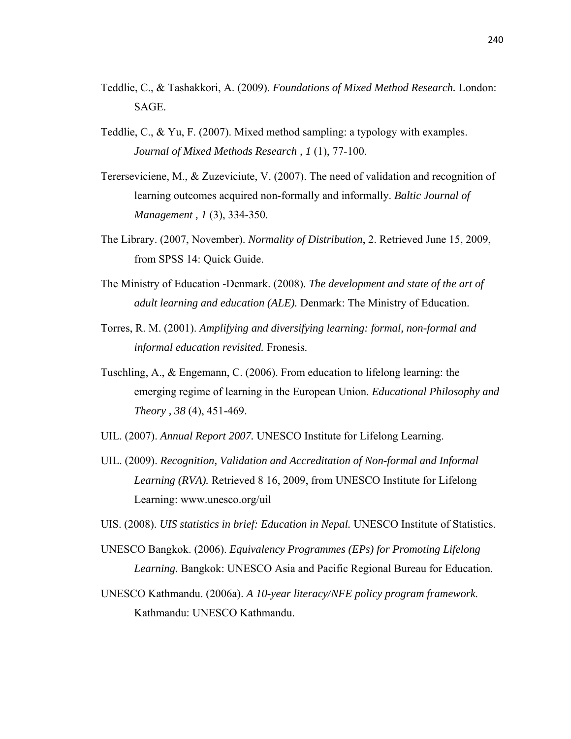Teddlie, C., & Tashakkori, A. (2009). *Foundations of Mixed Method Research.* London: SAGE.

Teddlie, C., & Yu, F. (2007). Mixed method sampling: a typology with examples. *Journal of Mixed Methods Research , 1* (1), 77-100.

Tererseviciene, M., & Zuzeviciute, V. (2007). The need of validation and recognition of learning outcomes acquired non-formally and informally. *Baltic Journal of Management , 1* (3), 334-350.

The Library. (2007, November). *Normality of Distribution*, 2. Retrieved June 15, 2009, from SPSS 14: Quick Guide.

The Ministry of Education -Denmark. (2008). *The development and state of the art of adult learning and education (ALE).* Denmark: The Ministry of Education.

Torres, R. M. (2001). *Amplifying and diversifying learning: formal, non-formal and informal education revisited.* Fronesis.

Tuschling, A., & Engemann, C. (2006). From education to lifelong learning: the emerging regime of learning in the European Union. *Educational Philosophy and Theory , 38* (4), 451-469.

UIL. (2007). *Annual Report 2007.* UNESCO Institute for Lifelong Learning.

UIL. (2009). *Recognition, Validation and Accreditation of Non-formal and Informal Learning (RVA).* Retrieved 8 16, 2009, from UNESCO Institute for Lifelong Learning: www.unesco.org/uil

UIS. (2008). *UIS statistics in brief: Education in Nepal.* UNESCO Institute of Statistics.

UNESCO Bangkok. (2006). *Equivalency Programmes (EPs) for Promoting Lifelong Learning.* Bangkok: UNESCO Asia and Pacific Regional Bureau for Education.

UNESCO Kathmandu. (2006a). *A 10-year literacy/NFE policy program framework.* Kathmandu: UNESCO Kathmandu.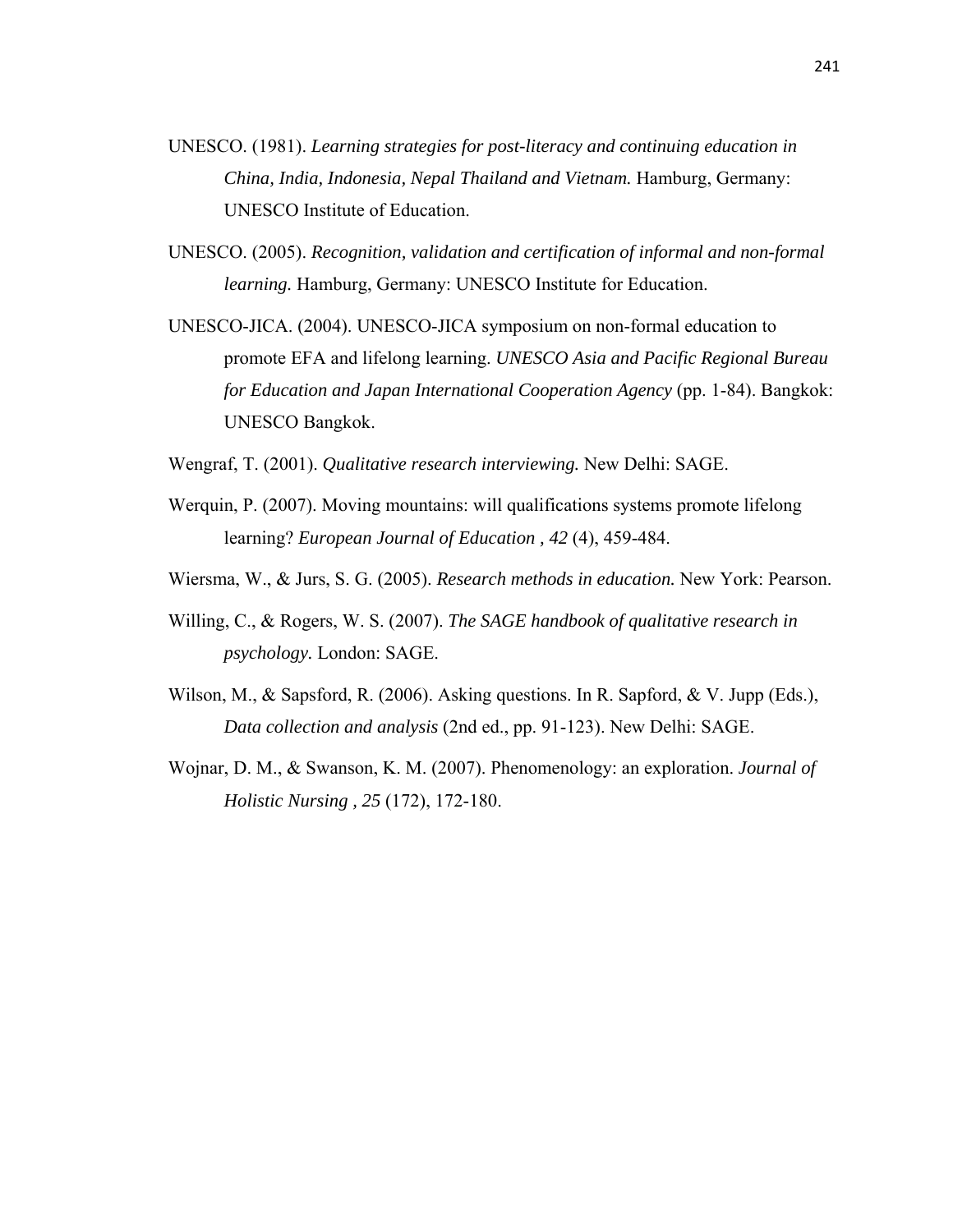UNESCO. (1981). *Learning strategies for post-literacy and continuing education in China, India, Indonesia, Nepal Thailand and Vietnam.* Hamburg, Germany: UNESCO Institute of Education.

UNESCO. (2005). *Recognition, validation and certification of informal and non-formal learning.* Hamburg, Germany: UNESCO Institute for Education.

UNESCO-JICA. (2004). UNESCO-JICA symposium on non-formal education to promote EFA and lifelong learning. *UNESCO Asia and Pacific Regional Bureau for Education and Japan International Cooperation Agency* (pp. 1-84). Bangkok: UNESCO Bangkok.

Wengraf, T. (2001). *Qualitative research interviewing.* New Delhi: SAGE.

Werquin, P. (2007). Moving mountains: will qualifications systems promote lifelong learning? *European Journal of Education , 42* (4), 459-484.

Wiersma, W., & Jurs, S. G. (2005). *Research methods in education.* New York: Pearson.

Willing, C., & Rogers, W. S. (2007). *The SAGE handbook of qualitative research in psychology.* London: SAGE.

Wilson, M., & Sapsford, R. (2006). Asking questions. In R. Sapford, & V. Jupp (Eds.), *Data collection and analysis* (2nd ed., pp. 91-123). New Delhi: SAGE.

Wojnar, D. M., & Swanson, K. M. (2007). Phenomenology: an exploration. *Journal of Holistic Nursing , 25* (172), 172-180.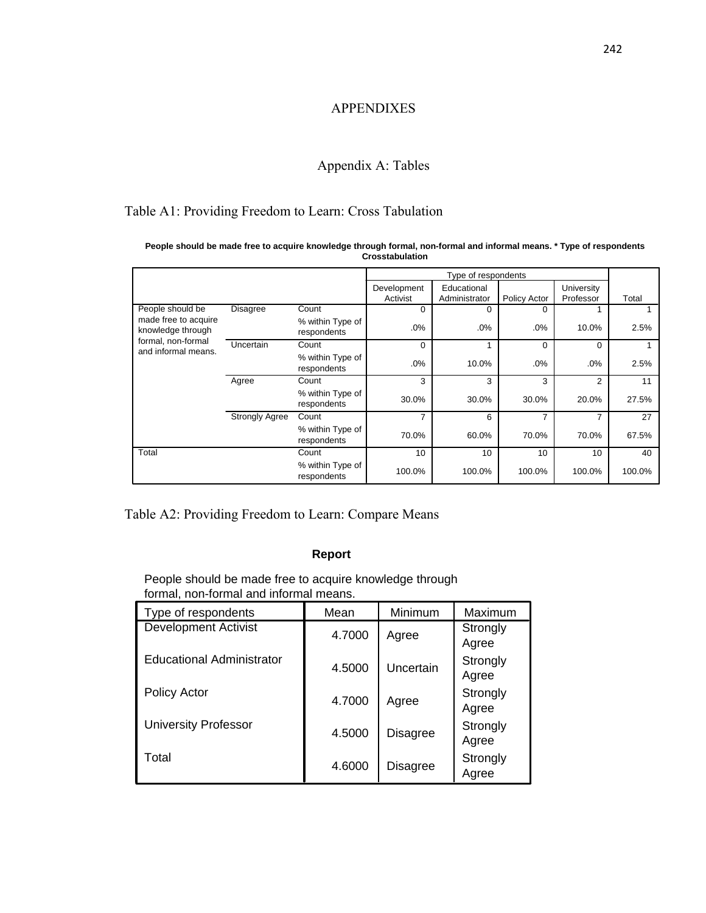# APPENDIXES

## Appendix A: Tables

Table A1: Providing Freedom to Learn: Cross Tabulation

**People should be made free to acquire knowledge through formal, non-formal and informal means. * Type of respondents Crosstabulation**

| | | | Type of respondents | | | | |
|---|---|---|---|---|---|---|---|
| | | | Development Activist | Educational Administrator | Policy Actor | University Professor | Total |
| People should be made free to acquire knowledge through formal, non-formal and informal means. | Disagree | Count | 0 | 0 | 0 | 1 | 1 |
| | | % within Type of respondents | .0% | .0% | .0% | 10.0% | 2.5% |
| | Uncertain | Count | 0 | 1 | 0 | 0 | 1 |
| | | % within Type of respondents | .0% | 10.0% | .0% | .0% | 2.5% |
| | Agree | Count | 3 | 3 | 3 | 2 | 11 |
| | | % within Type of respondents | 30.0% | 30.0% | 30.0% | 20.0% | 27.5% |
| | Strongly Agree | Count | 7 | 6 | 7 | 7 | 27 |
| | | % within Type of respondents | 70.0% | 60.0% | 70.0% | 70.0% | 67.5% |
| Total | | Count | 10 | 10 | 10 | 10 | 40 |
| | | % within Type of respondents | 100.0% | 100.0% | 100.0% | 100.0% | 100.0% |

Table A2: Providing Freedom to Learn: Compare Means

**Report**

People should be made free to acquire knowledge through formal, non-formal and informal means.

| Type of respondents | Mean | Minimum | Maximum |
|---|---|---|---|
| Development Activist | 4.7000 | Agree | Strongly Agree |
| Educational Administrator | 4.5000 | Uncertain | Strongly Agree |
| Policy Actor | 4.7000 | Agree | Strongly Agree |
| University Professor | 4.5000 | Disagree | Strongly Agree |
| Total | 4.6000 | Disagree | Strongly Agree |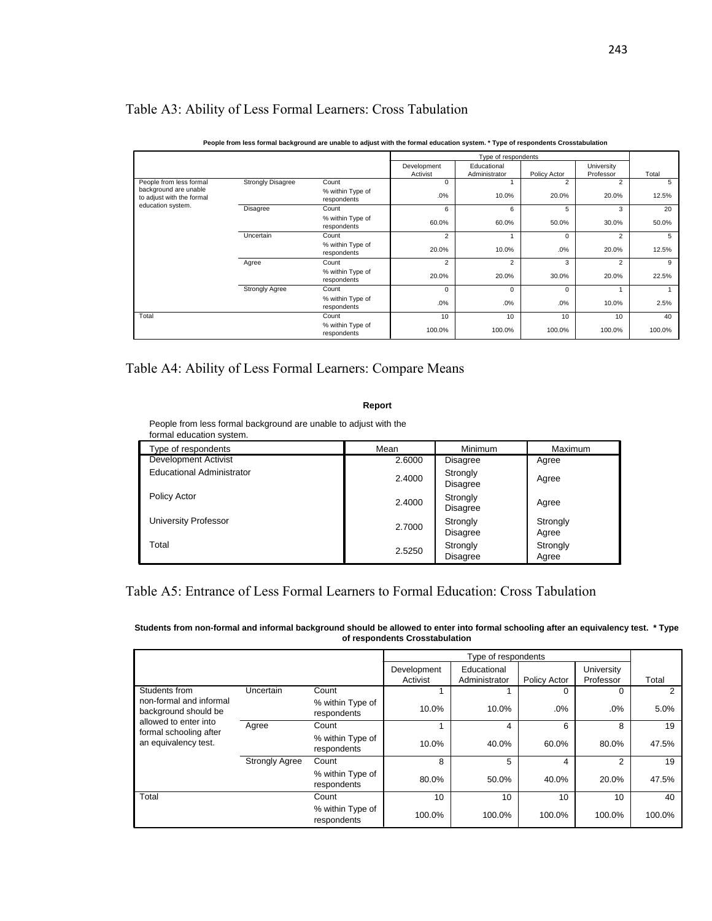## Table A3: Ability of Less Formal Learners: Cross Tabulation

**People from less formal background are unable to adjust with the formal education system. * Type of respondents Crosstabulation**

| | | | Type of respondents | | | | |
|---|---|---|---|---|---|---|---|
| | | | Development Activist | Educational Administrator | Policy Actor | University Professor | Total |
| People from less formal background are unable to adjust with the formal education system. | Strongly Disagree | Count | 0 | 1 | 2 | 2 | 5 |
| | | % within Type of respondents | .0% | 10.0% | 20.0% | 20.0% | 12.5% |
| | Disagree | Count | 6 | 6 | 5 | 3 | 20 |
| | | % within Type of respondents | 60.0% | 60.0% | 50.0% | 30.0% | 50.0% |
| | Uncertain | Count | 2 | 1 | 0 | 2 | 5 |
| | | % within Type of respondents | 20.0% | 10.0% | .0% | 20.0% | 12.5% |
| | Agree | Count | 2 | 2 | 3 | 2 | 9 |
| | | % within Type of respondents | 20.0% | 20.0% | 30.0% | 20.0% | 22.5% |
| | Strongly Agree | Count | 0 | 0 | 0 | 1 | 1 |
| | | % within Type of respondents | .0% | .0% | .0% | 10.0% | 2.5% |
| Total | | Count | 10 | 10 | 10 | 10 | 40 |
| | | % within Type of respondents | 100.0% | 100.0% | 100.0% | 100.0% | 100.0% |

## Table A4: Ability of Less Formal Learners: Compare Means

**Report**

People from less formal background are unable to adjust with the formal education system.

| Type of respondents | Mean | Minimum | Maximum |
|---|---|---|---|
| Development Activist | 2.6000 | Disagree | Agree |
| Educational Administrator | 2.4000 | Strongly Disagree | Agree |
| Policy Actor | 2.4000 | Strongly Disagree | Agree |
| University Professor | 2.7000 | Strongly Disagree | Strongly Agree |
| Total | 2.5250 | Strongly Disagree | Strongly Agree |

## Table A5: Entrance of Less Formal Learners to Formal Education: Cross Tabulation

**Students from non-formal and informal background should be allowed to enter into formal schooling after an equivalency test. * Type of respondents Crosstabulation**

| | | | Type of respondents | | | | |
|---|---|---|---|---|---|---|---|
| | | | Development Activist | Educational Administrator | Policy Actor | University Professor | Total |
| Students from non-formal and informal background should be allowed to enter into formal schooling after an equivalency test. | Uncertain | Count | 1 | 1 | 0 | 0 | 2 |
| | | % within Type of respondents | 10.0% | 10.0% | .0% | .0% | 5.0% |
| | Agree | Count | 1 | 4 | 6 | 8 | 19 |
| | | % within Type of respondents | 10.0% | 40.0% | 60.0% | 80.0% | 47.5% |
| | Strongly Agree | Count | 8 | 5 | 4 | 2 | 19 |
| | | % within Type of respondents | 80.0% | 50.0% | 40.0% | 20.0% | 47.5% |
| Total | | Count | 10 | 10 | 10 | 10 | 40 |
| | | % within Type of respondents | 100.0% | 100.0% | 100.0% | 100.0% | 100.0% |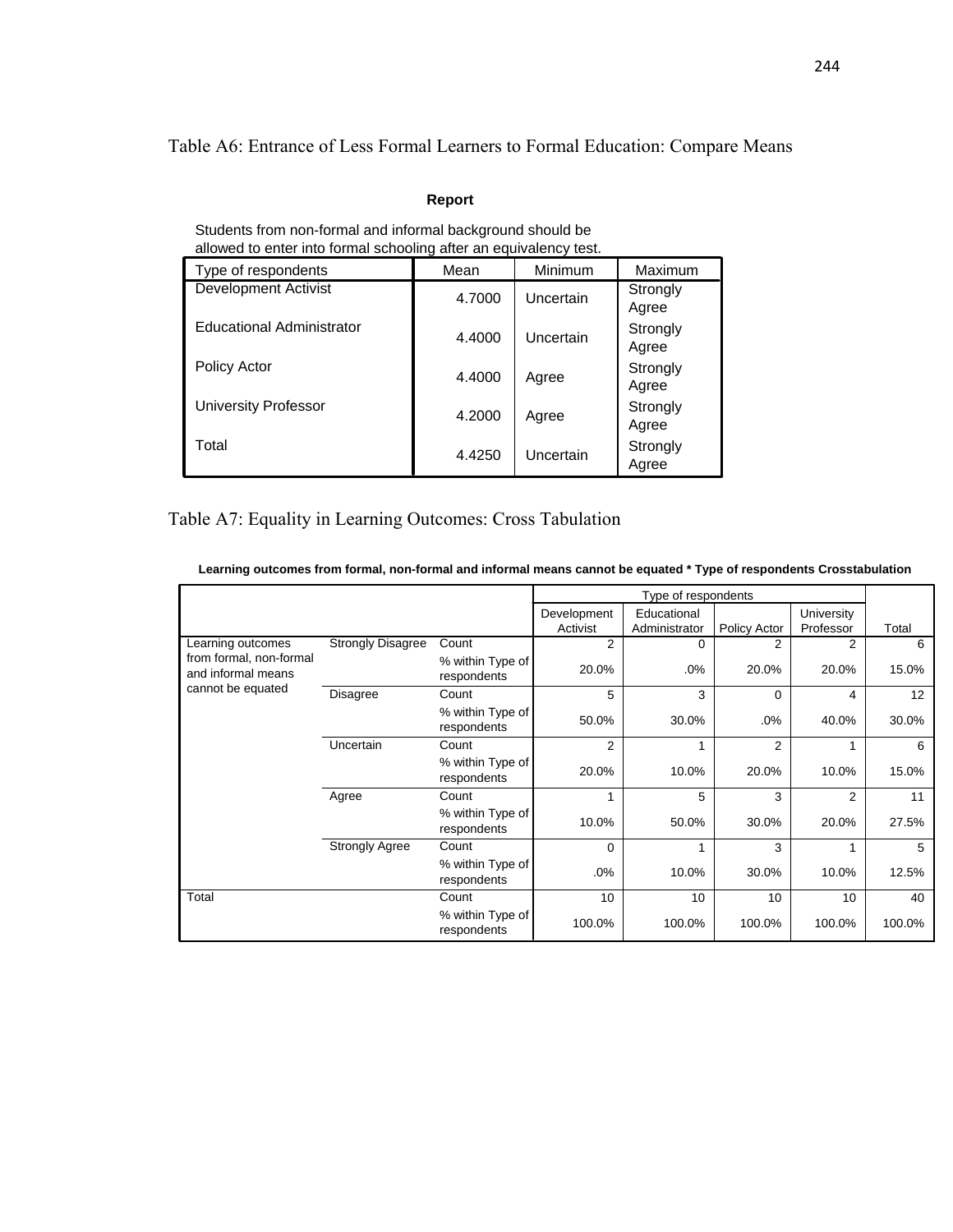Table A6: Entrance of Less Formal Learners to Formal Education: Compare Means

**Report**

Students from non-formal and informal background should be allowed to enter into formal schooling after an equivalency test.

| Type of respondents | Mean | Minimum | Maximum |
|---|---|---|---|
| Development Activist | 4.7000 | Uncertain | Strongly Agree |
| Educational Administrator | 4.4000 | Uncertain | Strongly Agree |
| Policy Actor | 4.4000 | Agree | Strongly Agree |
| University Professor | 4.2000 | Agree | Strongly Agree |
| Total | 4.4250 | Uncertain | Strongly Agree |

Table A7: Equality in Learning Outcomes: Cross Tabulation

**Learning outcomes from formal, non-formal and informal means cannot be equated * Type of respondents Crosstabulation**

| | | | Type of respondents | | | | |
|---|---|---|---|---|---|---|---|
| | | | Development Activist | Educational Administrator | Policy Actor | University Professor | Total |
| Learning outcomes from formal, non-formal and informal means cannot be equated | Strongly Disagree | Count | 2 | 0 | 2 | 2 | 6 |
| | | % within Type of respondents | 20.0% | .0% | 20.0% | 20.0% | 15.0% |
| | Disagree | Count | 5 | 3 | 0 | 4 | 12 |
| | | % within Type of respondents | 50.0% | 30.0% | .0% | 40.0% | 30.0% |
| | Uncertain | Count | 2 | 1 | 2 | 1 | 6 |
| | | % within Type of respondents | 20.0% | 10.0% | 20.0% | 10.0% | 15.0% |
| | Agree | Count | 1 | 5 | 3 | 2 | 11 |
| | | % within Type of respondents | 10.0% | 50.0% | 30.0% | 20.0% | 27.5% |
| | Strongly Agree | Count | 0 | 1 | 3 | 1 | 5 |
| | | % within Type of respondents | .0% | 10.0% | 30.0% | 10.0% | 12.5% |
| Total | | Count | 10 | 10 | 10 | 10 | 40 |
| | | % within Type of respondents | 100.0% | 100.0% | 100.0% | 100.0% | 100.0% |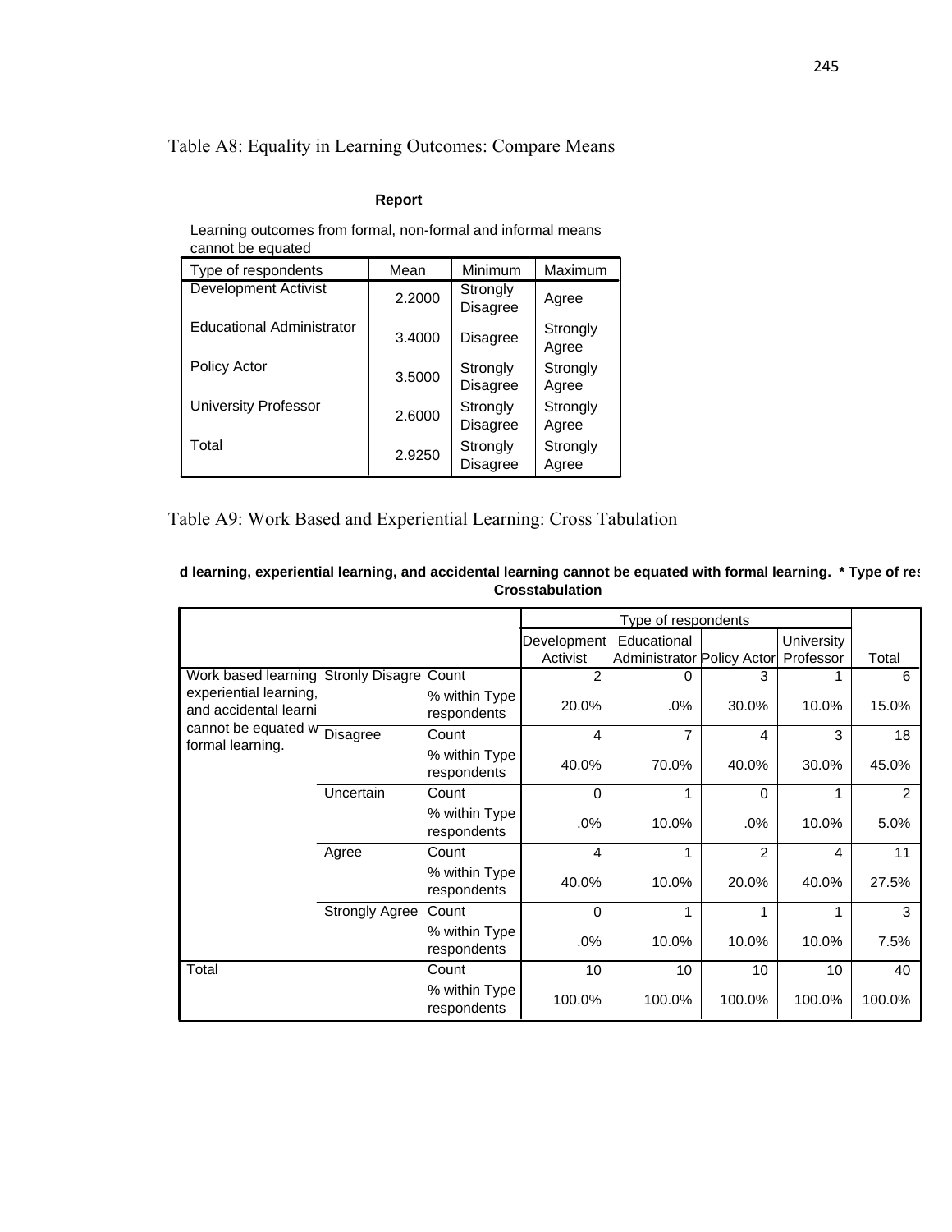Table A8: Equality in Learning Outcomes: Compare Means

**Report**

Learning outcomes from formal, non-formal and informal means cannot be equated

| Type of respondents | Mean | Minimum | Maximum |
|---|---|---|---|
| Development Activist | 2.2000 | Strongly Disagree | Agree |
| Educational Administrator | 3.4000 | Disagree | Strongly Agree |
| Policy Actor | 3.5000 | Strongly Disagree | Strongly Agree |
| University Professor | 2.6000 | Strongly Disagree | Strongly Agree |
| Total | 2.9250 | Strongly Disagree | Strongly Agree |

Table A9: Work Based and Experiential Learning: Cross Tabulation

**d learning, experiential learning, and accidental learning cannot be equated with formal learning. * Type of res Crosstabulation**

| | | | Type of respondents | | | | |
|---|---|---|---|---|---|---|---|
| | | | Development Activist | Educational Administrator | Policy Actor | University Professor | Total |
| Work based learning experiential learning, and accidental learni cannot be equated w formal learning. | Stronly Disagre | Count | 2 | 0 | 3 | 1 | 6 |
| | | % within Type respondents | 20.0% | .0% | 30.0% | 10.0% | 15.0% |
| | Disagree | Count | 4 | 7 | 4 | 3 | 18 |
| | | % within Type respondents | 40.0% | 70.0% | 40.0% | 30.0% | 45.0% |
| | Uncertain | Count | 0 | 1 | 0 | 1 | 2 |
| | | % within Type respondents | .0% | 10.0% | .0% | 10.0% | 5.0% |
| | Agree | Count | 4 | 1 | 2 | 4 | 11 |
| | | % within Type respondents | 40.0% | 10.0% | 20.0% | 40.0% | 27.5% |
| | Strongly Agree | Count | 0 | 1 | 1 | 1 | 3 |
| | | % within Type respondents | .0% | 10.0% | 10.0% | 10.0% | 7.5% |
| Total | | Count | 10 | 10 | 10 | 10 | 40 |
| | | % within Type respondents | 100.0% | 100.0% | 100.0% | 100.0% | 100.0% |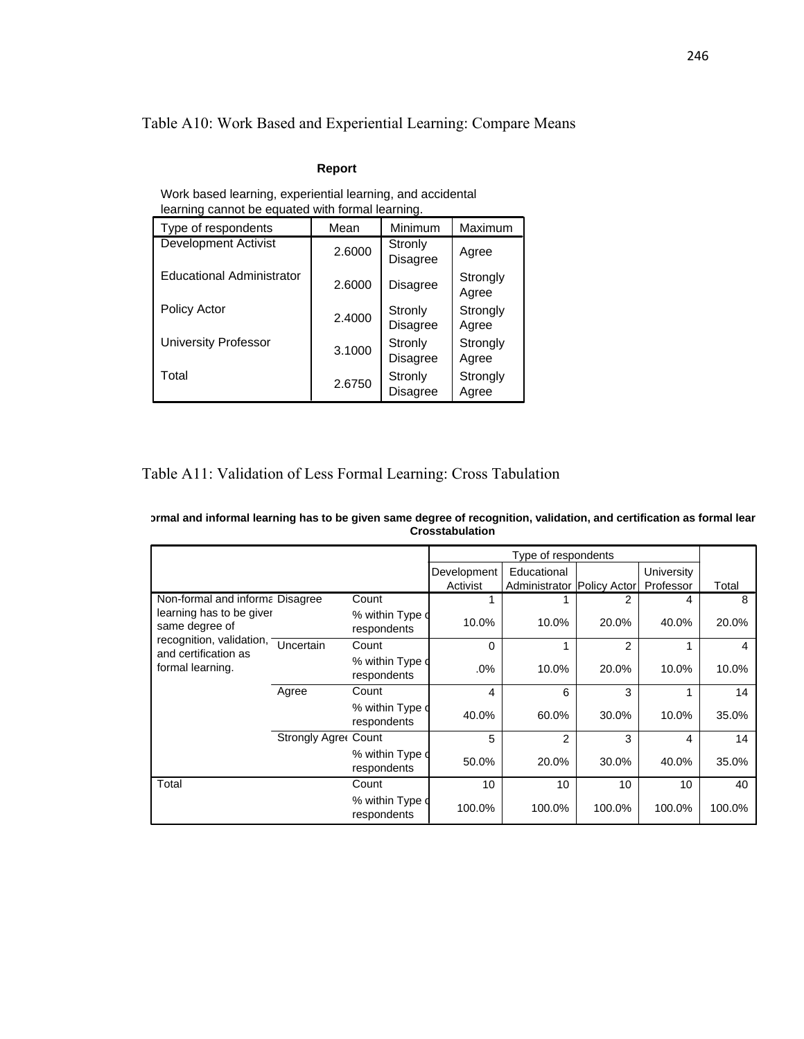Table A10: Work Based and Experiential Learning: Compare Means

**Report**

Work based learning, experiential learning, and accidental learning cannot be equated with formal learning.

| Type of respondents | Mean | Minimum | Maximum |
|---|---|---|---|
| Development Activist | 2.6000 | Stronly Disagree | Agree |
| Educational Administrator | 2.6000 | Disagree | Strongly Agree |
| Policy Actor | 2.4000 | Stronly Disagree | Strongly Agree |
| University Professor | 3.1000 | Stronly Disagree | Strongly Agree |
| Total | 2.6750 | Stronly Disagree | Strongly Agree |

Table A11: Validation of Less Formal Learning: Cross Tabulation

**ormal and informal learning has to be given same degree of recognition, validation, and certification as formal lear Crosstabulation**

| | | | Type of respondents | | | | |
|---|---|---|---|---|---|---|---|
| | | | Development Activist | Educational Administrator | Policy Actor | University Professor | Total |
| Non-formal and informal learning has to be given same degree of recognition, validation, and certification as formal learning. | Disagree | Count | 1 | 1 | 2 | 4 | 8 |
| | | % within Type of respondents | 10.0% | 10.0% | 20.0% | 40.0% | 20.0% |
| | Uncertain | Count | 0 | 1 | 2 | 1 | 4 |
| | | % within Type of respondents | .0% | 10.0% | 20.0% | 10.0% | 10.0% |
| | Agree | Count | 4 | 6 | 3 | 1 | 14 |
| | | % within Type of respondents | 40.0% | 60.0% | 30.0% | 10.0% | 35.0% |
| | Strongly Agree | Count | 5 | 2 | 3 | 4 | 14 |
| | | % within Type of respondents | 50.0% | 20.0% | 30.0% | 40.0% | 35.0% |
| Total | | Count | 10 | 10 | 10 | 10 | 40 |
| | | % within Type of respondents | 100.0% | 100.0% | 100.0% | 100.0% | 100.0% |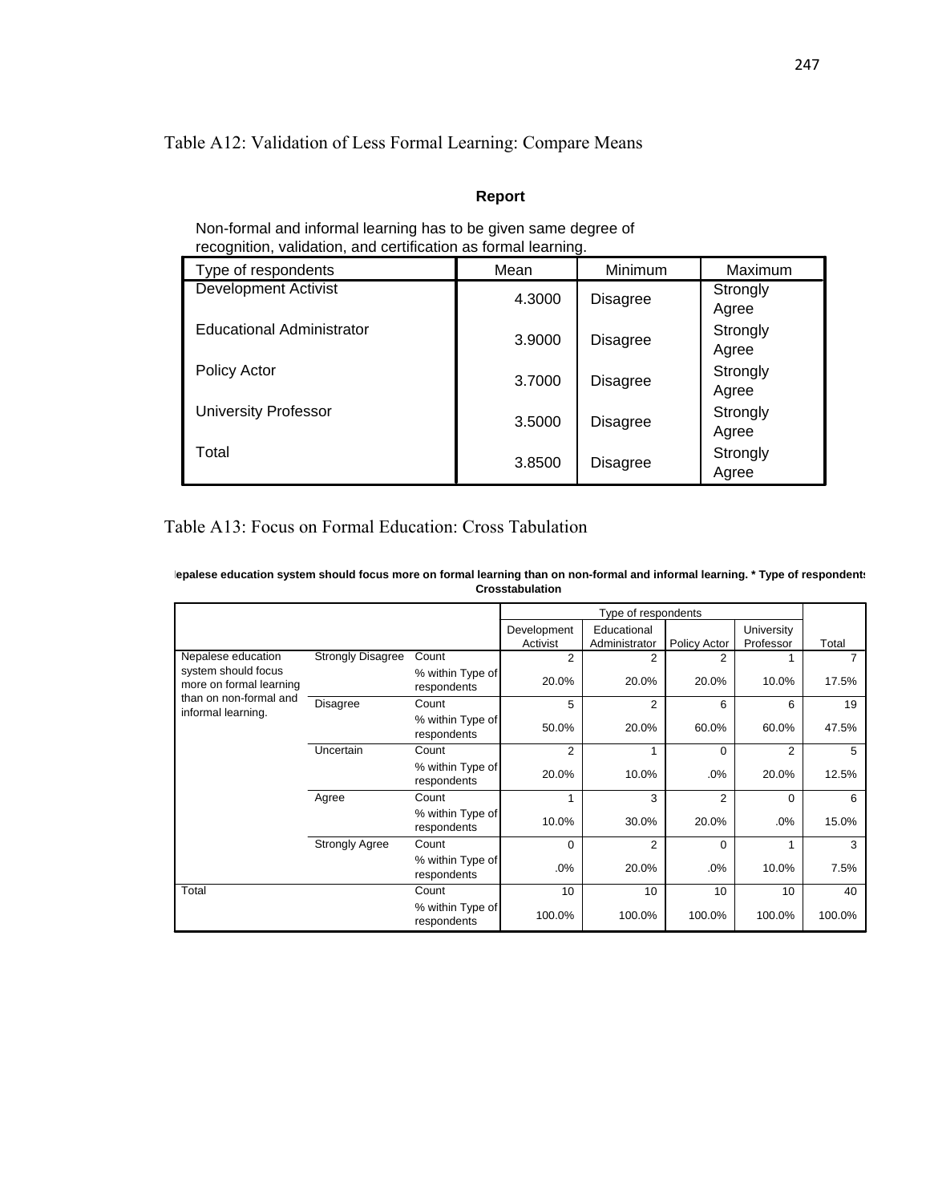Table A12: Validation of Less Formal Learning: Compare Means

**Report**

Non-formal and informal learning has to be given same degree of recognition, validation, and certification as formal learning.

| Type of respondents | Mean | Minimum | Maximum |
|---|---|---|---|
| Development Activist | 4.3000 | Disagree | Strongly Agree |
| Educational Administrator | 3.9000 | Disagree | Strongly Agree |
| Policy Actor | 3.7000 | Disagree | Strongly Agree |
| University Professor | 3.5000 | Disagree | Strongly Agree |
| Total | 3.8500 | Disagree | Strongly Agree |

Table A13: Focus on Formal Education: Cross Tabulation

**Nepalese education system should focus more on formal learning than on non-formal and informal learning. * Type of respondents Crosstabulation**

| | | | Type of respondents | | | | |
|---|---|---|---|---|---|---|---|
| | | | Development Activist | Educational Administrator | Policy Actor | University Professor | Total |
| Nepalese education system should focus more on formal learning than on non-formal and informal learning. | Strongly Disagree | Count | 2 | 2 | 2 | 1 | 7 |
| | | % within Type of respondents | 20.0% | 20.0% | 20.0% | 10.0% | 17.5% |
| | Disagree | Count | 5 | 2 | 6 | 6 | 19 |
| | | % within Type of respondents | 50.0% | 20.0% | 60.0% | 60.0% | 47.5% |
| | Uncertain | Count | 2 | 1 | 0 | 2 | 5 |
| | | % within Type of respondents | 20.0% | 10.0% | .0% | 20.0% | 12.5% |
| | Agree | Count | 1 | 3 | 2 | 0 | 6 |
| | | % within Type of respondents | 10.0% | 30.0% | 20.0% | .0% | 15.0% |
| | Strongly Agree | Count | 0 | 2 | 0 | 1 | 3 |
| | | % within Type of respondents | .0% | 20.0% | .0% | 10.0% | 7.5% |
| Total | | Count | 10 | 10 | 10 | 10 | 40 |
| | | % within Type of respondents | 100.0% | 100.0% | 100.0% | 100.0% | 100.0% |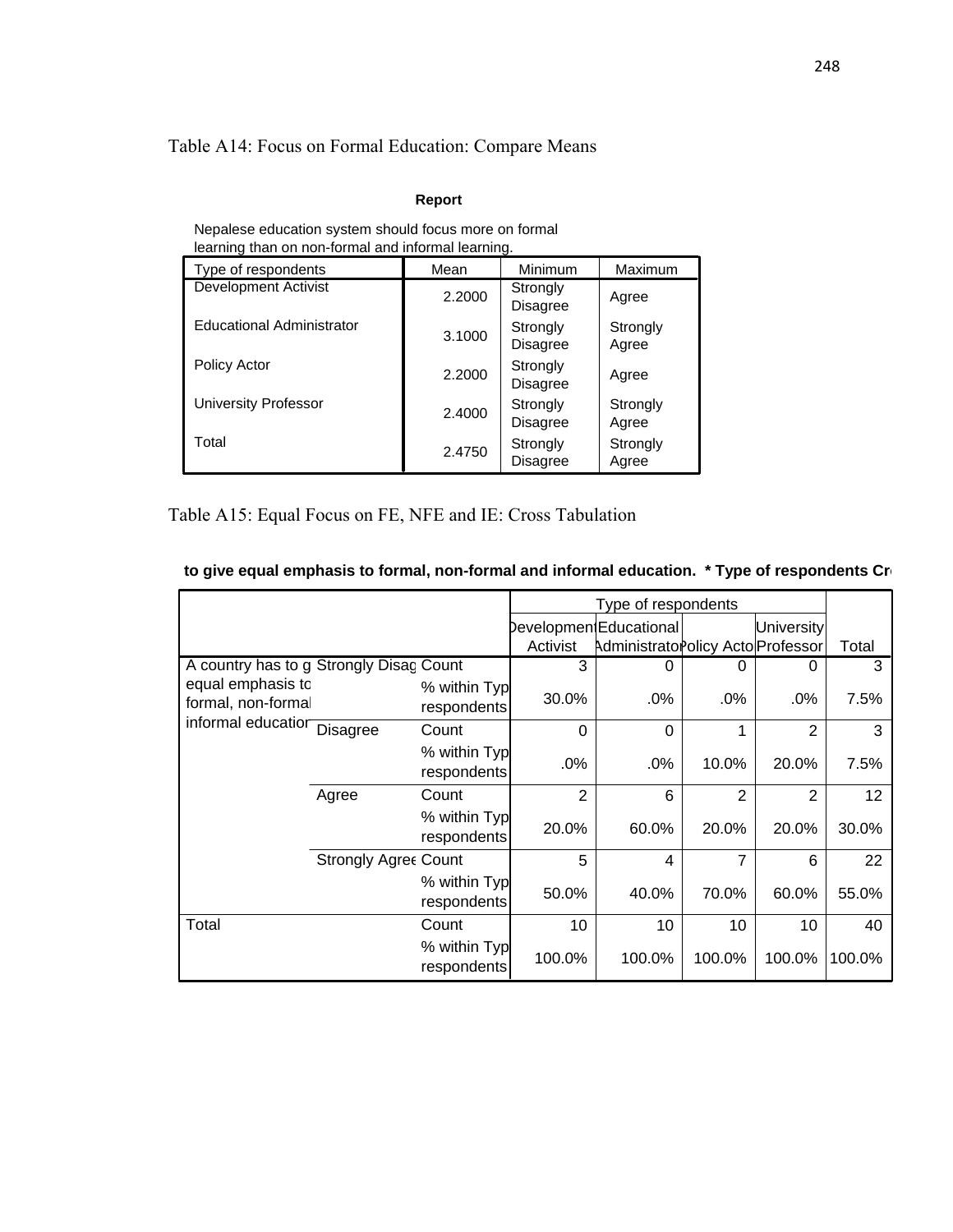Table A14: Focus on Formal Education: Compare Means

**Report**

Nepalese education system should focus more on formal learning than on non-formal and informal learning.

| Type of respondents | Mean | Minimum | Maximum |
|---|---|---|---|
| Development Activist | 2.2000 | Strongly Disagree | Agree |
| Educational Administrator | 3.1000 | Strongly Disagree | Strongly Agree |
| Policy Actor | 2.2000 | Strongly Disagree | Agree |
| University Professor | 2.4000 | Strongly Disagree | Strongly Agree |
| Total | 2.4750 | Strongly Disagree | Strongly Agree |

Table A15: Equal Focus on FE, NFE and IE: Cross Tabulation

**to give equal emphasis to formal, non-formal and informal education. * Type of respondents Cr**

| | | | Type of respondents | | | | |
|---|---|---|---|---|---|---|---|
| | | | Development Activist | Educational Administrato | Policy Acto | University Professor | Total |
| A country has to g equal emphasis to formal, non-formal informal educatior | Strongly Disag | Count | 3 | 0 | 0 | 0 | 3 |
| | | % within Typ respondents | 30.0% | .0% | .0% | .0% | 7.5% |
| | Disagree | Count | 0 | 0 | 1 | 2 | 3 |
| | | % within Typ respondents | .0% | .0% | 10.0% | 20.0% | 7.5% |
| | Agree | Count | 2 | 6 | 2 | 2 | 12 |
| | | % within Typ respondents | 20.0% | 60.0% | 20.0% | 20.0% | 30.0% |
| | Strongly Agree | Count | 5 | 4 | 7 | 6 | 22 |
| | | % within Typ respondents | 50.0% | 40.0% | 70.0% | 60.0% | 55.0% |
| Total | | Count | 10 | 10 | 10 | 10 | 40 |
| | | % within Typ respondents | 100.0% | 100.0% | 100.0% | 100.0% | 100.0% |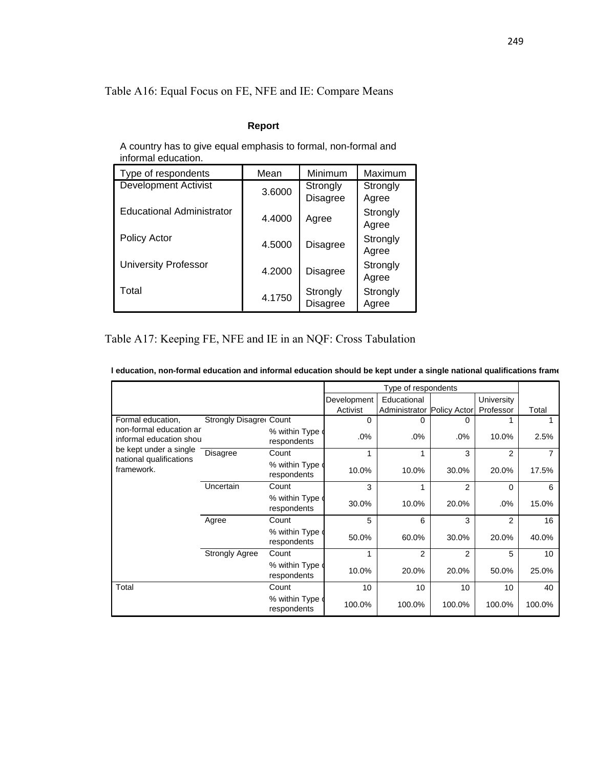Table A16: Equal Focus on FE, NFE and IE: Compare Means

**Report**

A country has to give equal emphasis to formal, non-formal and informal education.

| Type of respondents | Mean | Minimum | Maximum |
|---|---|---|---|
| Development Activist | 3.6000 | Strongly Disagree | Strongly Agree |
| Educational Administrator | 4.4000 | Agree | Strongly Agree |
| Policy Actor | 4.5000 | Disagree | Strongly Agree |
| University Professor | 4.2000 | Disagree | Strongly Agree |
| Total | 4.1750 | Strongly Disagree | Strongly Agree |

Table A17: Keeping FE, NFE and IE in an NQF: Cross Tabulation

**l education, non-formal education and informal education should be kept under a single national qualifications frame**

| | | | Type of respondents | | | | |
|---|---|---|---|---|---|---|---|
| | | | Development Activist | Educational Administrator | Policy Actor | University Professor | Total |
| Formal education, non-formal education ar informal education shou be kept under a single national qualifications framework. | Strongly Disagre | Count | 0 | 0 | 0 | 1 | 1 |
| | | % within Type o respondents | .0% | .0% | .0% | 10.0% | 2.5% |
| | Disagree | Count | 1 | 1 | 3 | 2 | 7 |
| | | % within Type o respondents | 10.0% | 10.0% | 30.0% | 20.0% | 17.5% |
| | Uncertain | Count | 3 | 1 | 2 | 0 | 6 |
| | | % within Type o respondents | 30.0% | 10.0% | 20.0% | .0% | 15.0% |
| | Agree | Count | 5 | 6 | 3 | 2 | 16 |
| | | % within Type o respondents | 50.0% | 60.0% | 30.0% | 20.0% | 40.0% |
| | Strongly Agree | Count | 1 | 2 | 2 | 5 | 10 |
| | | % within Type o respondents | 10.0% | 20.0% | 20.0% | 50.0% | 25.0% |
| Total | | Count | 10 | 10 | 10 | 10 | 40 |
| | | % within Type o respondents | 100.0% | 100.0% | 100.0% | 100.0% | 100.0% |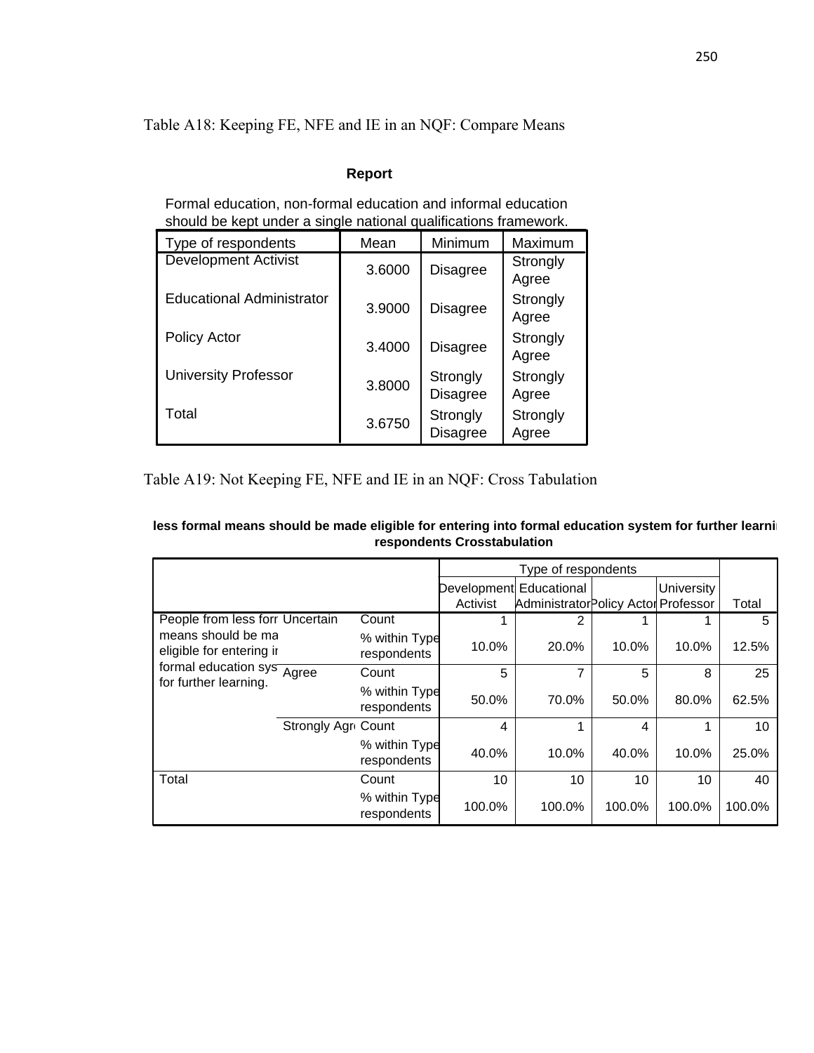Table A18: Keeping FE, NFE and IE in an NQF: Compare Means

**Report**

Formal education, non-formal education and informal education should be kept under a single national qualifications framework.

| Type of respondents | Mean | Minimum | Maximum |
|---|---|---|---|
| Development Activist | 3.6000 | Disagree | Strongly Agree |
| Educational Administrator | 3.9000 | Disagree | Strongly Agree |
| Policy Actor | 3.4000 | Disagree | Strongly Agree |
| University Professor | 3.8000 | Strongly Disagree | Strongly Agree |
| Total | 3.6750 | Strongly Disagree | Strongly Agree |

Table A19: Not Keeping FE, NFE and IE in an NQF: Cross Tabulation

**less formal means should be made eligible for entering into formal education system for further learni respondents Crosstabulation**

| | | | Type of respondents | | | | |
|---|---|---|---|---|---|---|---|
| | | | Development Activist | Educational Administrator | Policy Actor | University Professor | Total |
| People from less forr means should be ma eligible for entering ir formal education sys for further learning. | Uncertain | Count | 1 | 2 | 1 | 1 | 5 |
| | | % within Type respondents | 10.0% | 20.0% | 10.0% | 10.0% | 12.5% |
| | Agree | Count | 5 | 7 | 5 | 8 | 25 |
| | | % within Type respondents | 50.0% | 70.0% | 50.0% | 80.0% | 62.5% |
| | Strongly Agr | Count | 4 | 1 | 4 | 1 | 10 |
| | | % within Type respondents | 40.0% | 10.0% | 40.0% | 10.0% | 25.0% |
| Total | | Count | 10 | 10 | 10 | 10 | 40 |
| | | % within Type respondents | 100.0% | 100.0% | 100.0% | 100.0% | 100.0% |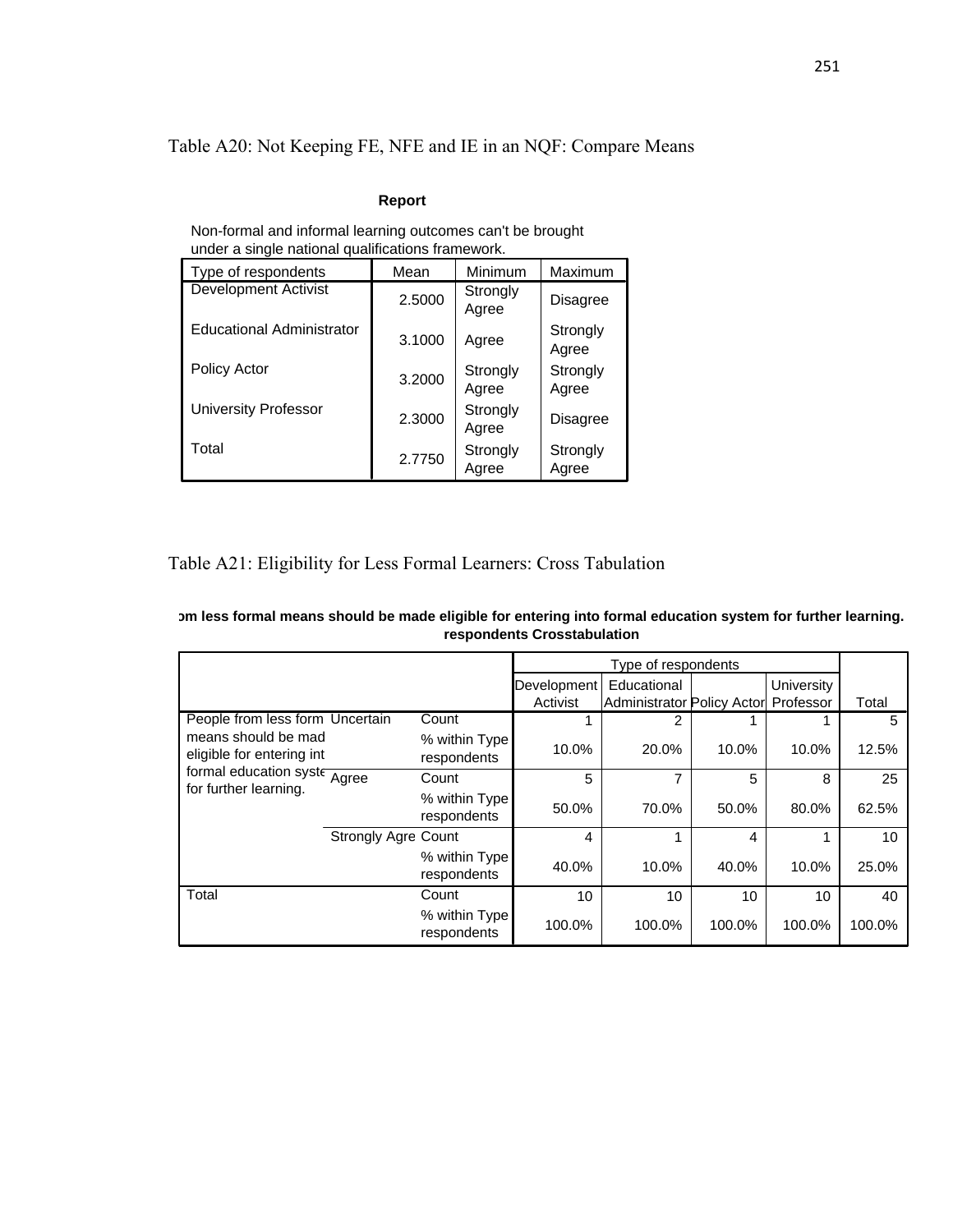Table A20: Not Keeping FE, NFE and IE in an NQF: Compare Means

**Report**

Non-formal and informal learning outcomes can't be brought under a single national qualifications framework.

| Type of respondents | Mean | Minimum | Maximum |
|---|---|---|---|
| Development Activist | 2.5000 | Strongly Agree | Disagree |
| Educational Administrator | 3.1000 | Agree | Strongly Agree |
| Policy Actor | 3.2000 | Strongly Agree | Strongly Agree |
| University Professor | 2.3000 | Strongly Agree | Disagree |
| Total | 2.7750 | Strongly Agree | Strongly Agree |

Table A21: Eligibility for Less Formal Learners: Cross Tabulation

**om less formal means should be made eligible for entering into formal education system for further learning. respondents Crosstabulation**

| | | | Type of respondents | | | | |
|---|---|---|---|---|---|---|---|
| | | | Development Activist | Educational Administrator | Policy Actor | University Professor | Total |
| People from less form means should be mad eligible for entering int formal education syste for further learning. | Uncertain | Count | 1 | 2 | 1 | 1 | 5 |
| | | % within Type respondents | 10.0% | 20.0% | 10.0% | 10.0% | 12.5% |
| | Agree | Count | 5 | 7 | 5 | 8 | 25 |
| | | % within Type respondents | 50.0% | 70.0% | 50.0% | 80.0% | 62.5% |
| | Strongly Agre | Count | 4 | 1 | 4 | 1 | 10 |
| | | % within Type respondents | 40.0% | 10.0% | 40.0% | 10.0% | 25.0% |
| Total | | Count | 10 | 10 | 10 | 10 | 40 |
| | | % within Type respondents | 100.0% | 100.0% | 100.0% | 100.0% | 100.0% |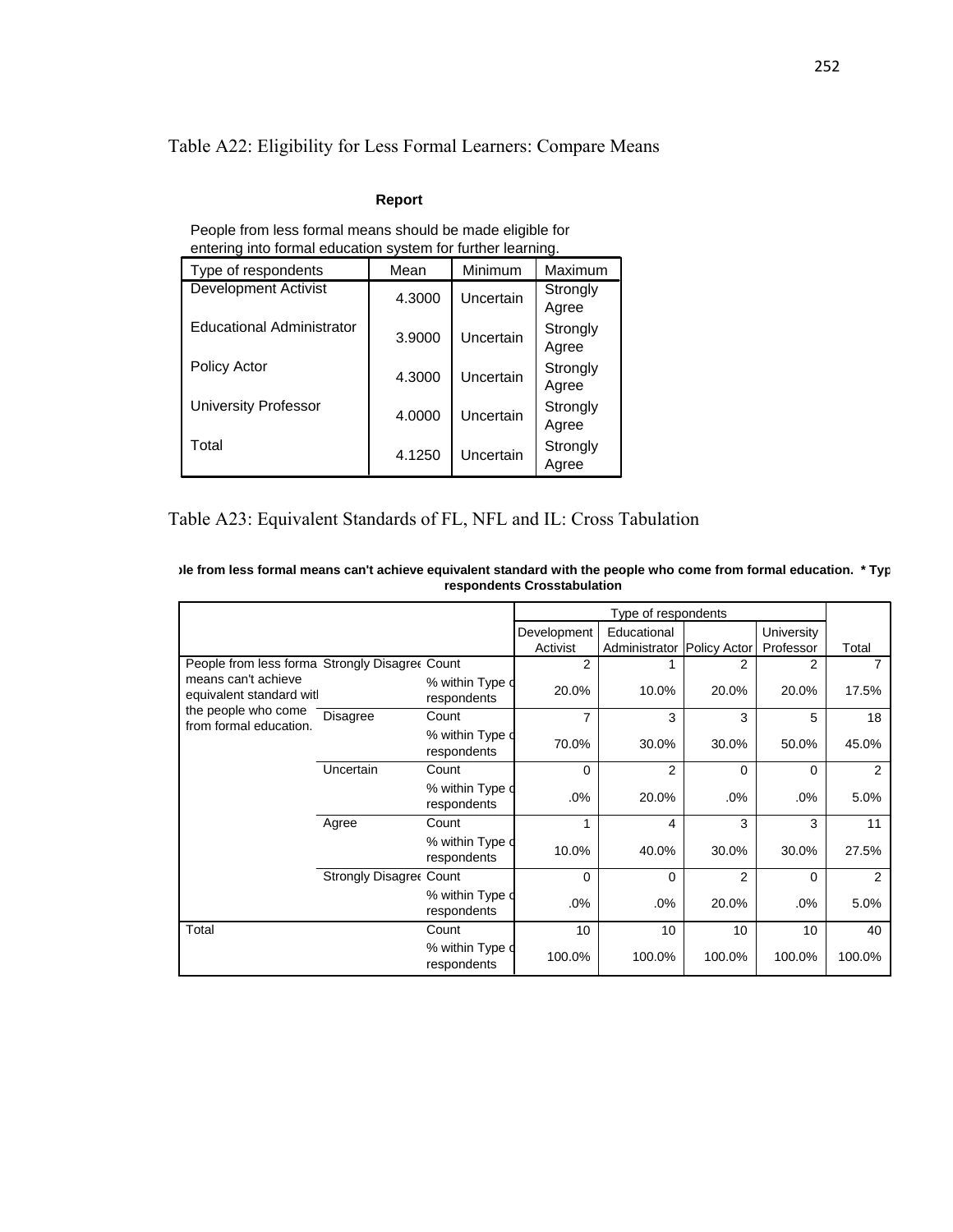Table A22: Eligibility for Less Formal Learners: Compare Means

**Report**

People from less formal means should be made eligible for entering into formal education system for further learning.

| Type of respondents | Mean | Minimum | Maximum |
|---|---|---|---|
| Development Activist | 4.3000 | Uncertain | Strongly Agree |
| Educational Administrator | 3.9000 | Uncertain | Strongly Agree |
| Policy Actor | 4.3000 | Uncertain | Strongly Agree |
| University Professor | 4.0000 | Uncertain | Strongly Agree |
| Total | 4.1250 | Uncertain | Strongly Agree |

Table A23: Equivalent Standards of FL, NFL and IL: Cross Tabulation

**ple from less formal means can't achieve equivalent standard with the people who come from formal education. * Typ respondents Crosstabulation**

| | | | Type of respondents | | | | |
|---|---|---|---|---|---|---|---|
| | | | Development Activist | Educational Administrator | Policy Actor | University Professor | Total |
| People from less formal means can't achieve equivalent standard with the people who come from formal education. | Strongly Disagree | Count | 2 | 1 | 2 | 2 | 7 |
| | | % within Type of respondents | 20.0% | 10.0% | 20.0% | 20.0% | 17.5% |
| | Disagree | Count | 7 | 3 | 3 | 5 | 18 |
| | | % within Type of respondents | 70.0% | 30.0% | 30.0% | 50.0% | 45.0% |
| | Uncertain | Count | 0 | 2 | 0 | 0 | 2 |
| | | % within Type of respondents | .0% | 20.0% | .0% | .0% | 5.0% |
| | Agree | Count | 1 | 4 | 3 | 3 | 11 |
| | | % within Type of respondents | 10.0% | 40.0% | 30.0% | 30.0% | 27.5% |
| | Strongly Disagree | Count | 0 | 0 | 2 | 0 | 2 |
| | | % within Type of respondents | .0% | .0% | 20.0% | .0% | 5.0% |
| Total | | Count | 10 | 10 | 10 | 10 | 40 |
| | | % within Type of respondents | 100.0% | 100.0% | 100.0% | 100.0% | 100.0% |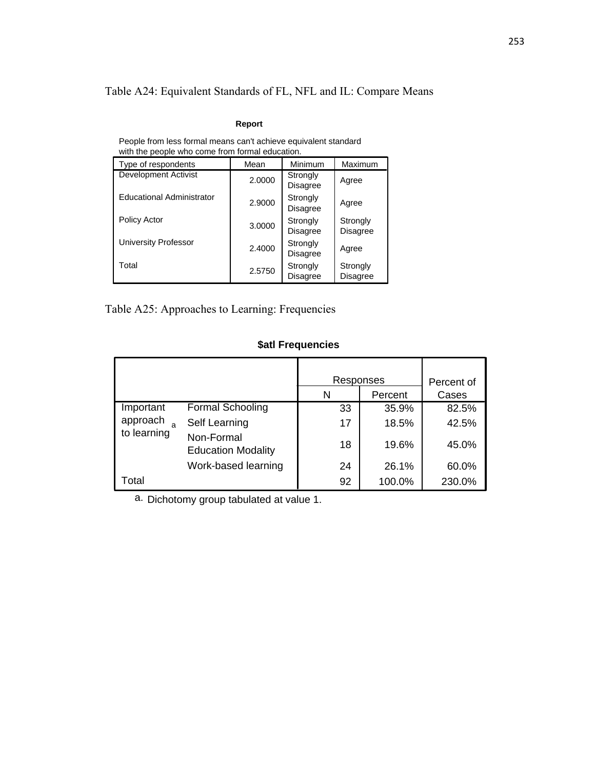Table A24: Equivalent Standards of FL, NFL and IL: Compare Means

**Report**

People from less formal means can't achieve equivalent standard with the people who come from formal education.

| Type of respondents | Mean | Minimum | Maximum |
|---|---|---|---|
| Development Activist | 2.0000 | Strongly Disagree | Agree |
| Educational Administrator | 2.9000 | Strongly Disagree | Agree |
| Policy Actor | 3.0000 | Strongly Disagree | Strongly Disagree |
| University Professor | 2.4000 | Strongly Disagree | Agree |
| Total | 2.5750 | Strongly Disagree | Strongly Disagree |

Table A25: Approaches to Learning: Frequencies

**$atl Frequencies**

| | | Responses | | Percent of Cases |
|---|---|---|---|---|
| | | N | Percent | |
| Important approach to learning[a] | Formal Schooling | 33 | 35.9% | 82.5% |
| | Self Learning | 17 | 18.5% | 42.5% |
| | Non-Formal Education Modality | 18 | 19.6% | 45.0% |
| | Work-based learning | 24 | 26.1% | 60.0% |
| Total | | 92 | 100.0% | 230.0% |

a. Dichotomy group tabulated at value 1.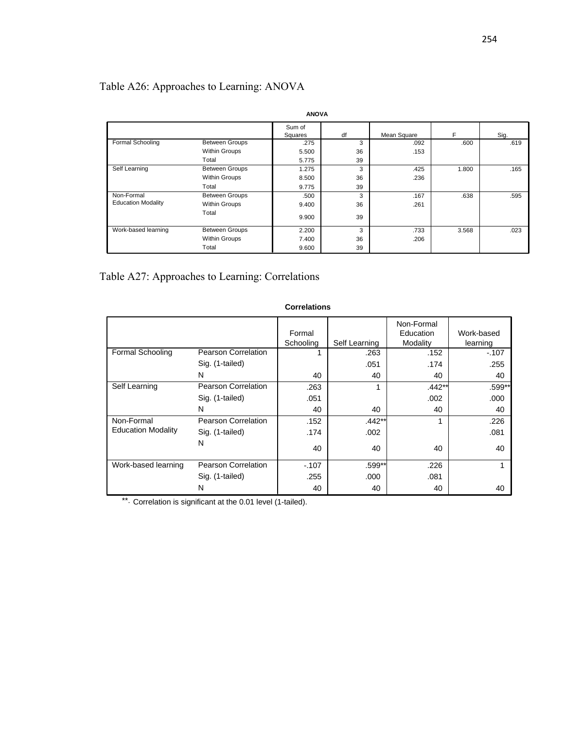Table A26: Approaches to Learning: ANOVA

**ANOVA**

| | | Sum of Squares | df | Mean Square | F | Sig. |
|---|---|---|---|---|---|---|
| Formal Schooling | Between Groups | .275 | 3 | .092 | .600 | .619 |
| | Within Groups | 5.500 | 36 | .153 | | |
| | Total | 5.775 | 39 | | | |
| Self Learning | Between Groups | 1.275 | 3 | .425 | 1.800 | .165 |
| | Within Groups | 8.500 | 36 | .236 | | |
| | Total | 9.775 | 39 | | | |
| Non-Formal Education Modality | Between Groups | .500 | 3 | .167 | .638 | .595 |
| | Within Groups | 9.400 | 36 | .261 | | |
| | Total | 9.900 | 39 | | | |
| Work-based learning | Between Groups | 2.200 | 3 | .733 | 3.568 | .023 |
| | Within Groups | 7.400 | 36 | .206 | | |
| | Total | 9.600 | 39 | | | |

Table A27: Approaches to Learning: Correlations

**Correlations**

| | | Formal Schooling | Self Learning | Non-Formal Education Modality | Work-based learning |
|---|---|---|---|---|---|
| Formal Schooling | Pearson Correlation | 1 | .263 | .152 | -.107 |
| | Sig. (1-tailed) | | .051 | .174 | .255 |
| | N | 40 | 40 | 40 | 40 |
| Self Learning | Pearson Correlation | .263 | 1 | .442** | .599** |
| | Sig. (1-tailed) | .051 | | .002 | .000 |
| | N | 40 | 40 | 40 | 40 |
| Non-Formal Education Modality | Pearson Correlation | .152 | .442** | 1 | .226 |
| | Sig. (1-tailed) | .174 | .002 | | .081 |
| | N | 40 | 40 | 40 | 40 |
| Work-based learning | Pearson Correlation | -.107 | .599** | .226 | 1 |
| | Sig. (1-tailed) | .255 | .000 | .081 | |
| | N | 40 | 40 | 40 | 40 |

**. Correlation is significant at the 0.01 level (1-tailed).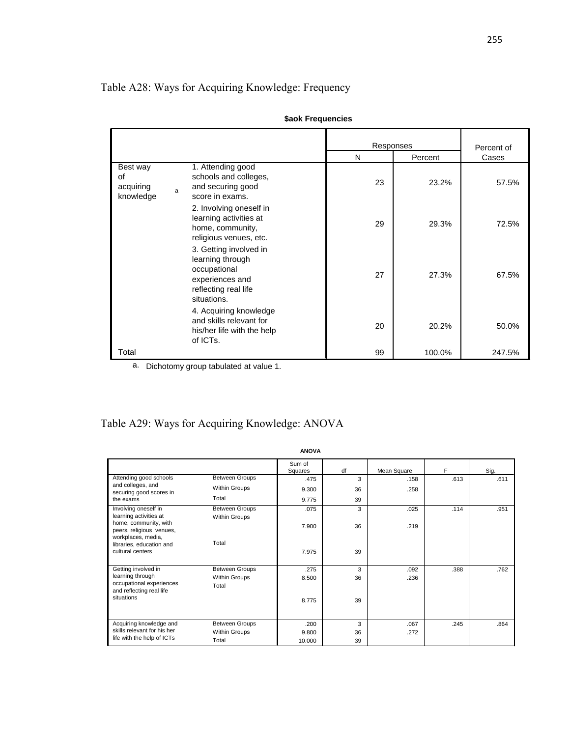Table A28: Ways for Acquiring Knowledge: Frequency

**$aok Frequencies**

| | | Responses | | Percent of Cases |
|---|---|---|---|---|
| | | N | Percent | |
| Best way of acquiring knowledge [a] | 1. Attending good schools and colleges, and securing good score in exams. | 23 | 23.2% | 57.5% |
| | 2. Involving oneself in learning activities at home, community, religious venues, etc. | 29 | 29.3% | 72.5% |
| | 3. Getting involved in learning through occupational experiences and reflecting real life situations. | 27 | 27.3% | 67.5% |
| | 4. Acquiring knowledge and skills relevant for his/her life with the help of ICTs. | 20 | 20.2% | 50.0% |
| Total | | 99 | 100.0% | 247.5% |

a. Dichotomy group tabulated at value 1.

Table A29: Ways for Acquiring Knowledge: ANOVA

**ANOVA**

| | | Sum of Squares | df | Mean Square | F | Sig. |
|---|---|---|---|---|---|---|
| Attending good schools and colleges, and securing good scores in the exams | Between Groups | .475 | 3 | .158 | .613 | .611 |
| | Within Groups | 9.300 | 36 | .258 | | |
| | Total | 9.775 | 39 | | | |
| Involving oneself in learning activities at home, community, with peers, religious venues, workplaces, media, libraries, education and cultural centers | Between Groups | .075 | 3 | .025 | .114 | .951 |
| | Within Groups | 7.900 | 36 | .219 | | |
| | Total | 7.975 | 39 | | | |
| Getting involved in learning through occupational experiences and reflecting real life situations | Between Groups | .275 | 3 | .092 | .388 | .762 |
| | Within Groups | 8.500 | 36 | .236 | | |
| | Total | 8.775 | 39 | | | |
| Acquiring knowledge and skills relevant for his her life with the help of ICTs | Between Groups | .200 | 3 | .067 | .245 | .864 |
| | Within Groups | 9.800 | 36 | .272 | | |
| | Total | 10.000 | 39 | | | |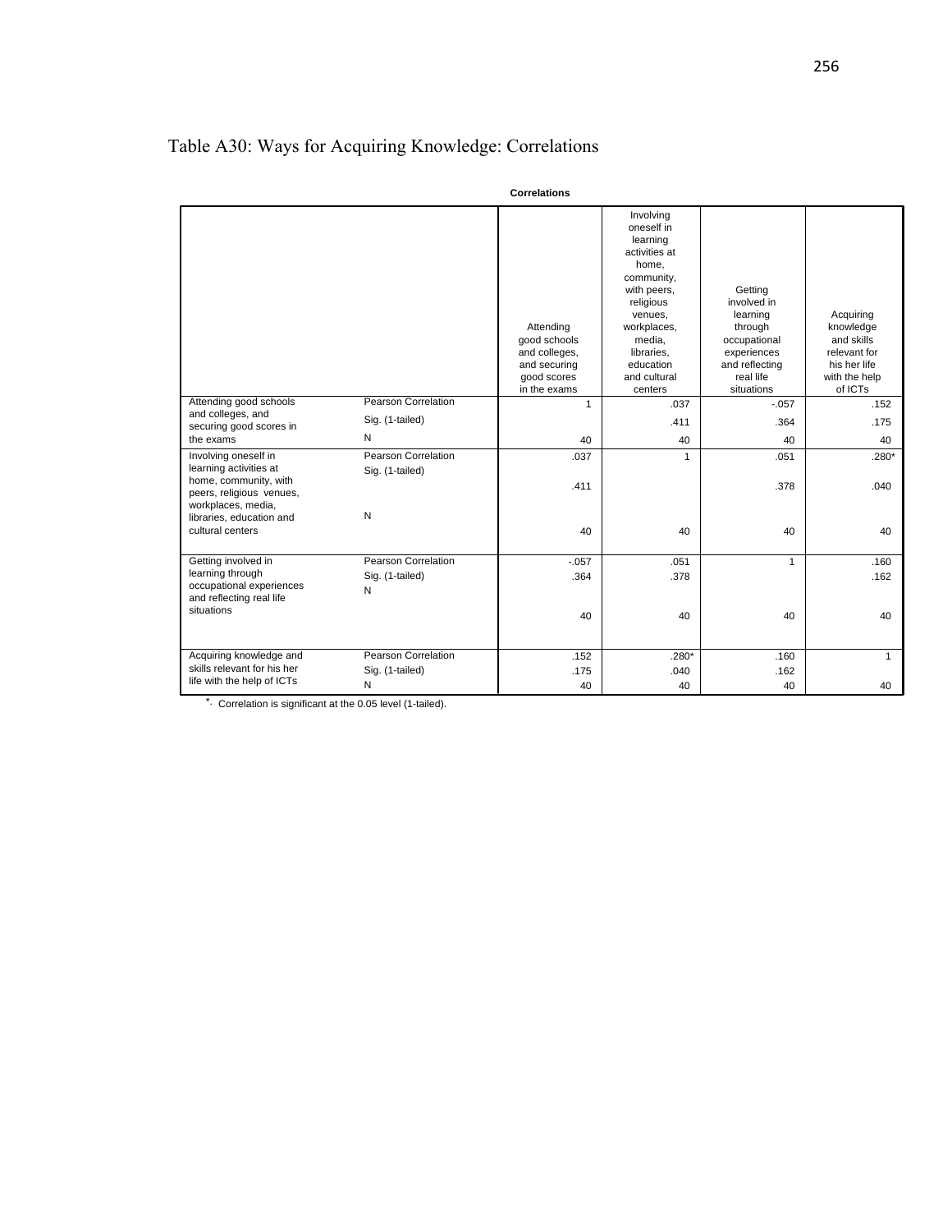Table A30: Ways for Acquiring Knowledge: Correlations

**Correlations**

| | | Attending good schools and colleges, and securing good scores in the exams | Involving oneself in learning activities at home, community, with peers, religious venues, workplaces, media, libraries, education and cultural centers | Getting involved in learning through occupational experiences and reflecting real life situations | Acquiring knowledge and skills relevant for his her life with the help of ICTs |
|---|---|---|---|---|---|
| Attending good schools and colleges, and securing good scores in the exams | Pearson Correlation | 1 | .037 | -.057 | .152 |
| | Sig. (1-tailed) | | .411 | .364 | .175 |
| | N | 40 | 40 | 40 | 40 |
| Involving oneself in learning activities at home, community, with peers, religious venues, workplaces, media, libraries, education and cultural centers | Pearson Correlation | .037 | 1 | .051 | .280* |
| | Sig. (1-tailed) | .411 | | .378 | .040 |
| | N | 40 | 40 | 40 | 40 |
| Getting involved in learning through occupational experiences and reflecting real life situations | Pearson Correlation | -.057 | .051 | 1 | .160 |
| | Sig. (1-tailed) | .364 | .378 | | .162 |
| | N | 40 | 40 | 40 | 40 |
| Acquiring knowledge and skills relevant for his her life with the help of ICTs | Pearson Correlation | .152 | .280* | .160 | 1 |
| | Sig. (1-tailed) | .175 | .040 | .162 | |
| | N | 40 | 40 | 40 | 40 |

*. Correlation is significant at the 0.05 level (1-tailed).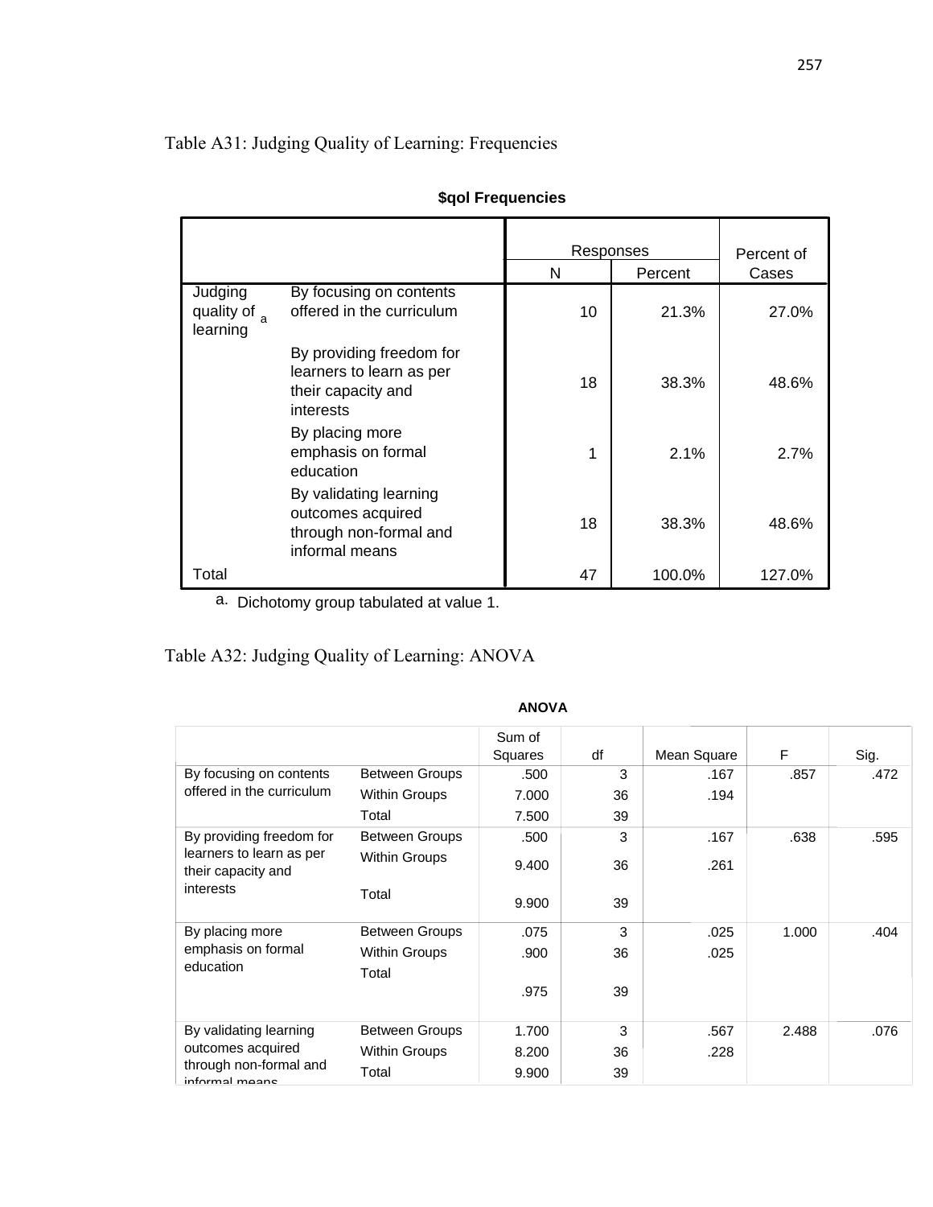Table A31: Judging Quality of Learning: Frequencies

**$qol Frequencies**

| | | Responses | | Percent of Cases |
|---|---|---|---|---|
| | | N | Percent | |
| Judging quality of learning[a] | By focusing on contents offered in the curriculum | 10 | 21.3% | 27.0% |
| | By providing freedom for learners to learn as per their capacity and interests | 18 | 38.3% | 48.6% |
| | By placing more emphasis on formal education | 1 | 2.1% | 2.7% |
| | By validating learning outcomes acquired through non-formal and informal means | 18 | 38.3% | 48.6% |
| Total | | 47 | 100.0% | 127.0% |

a. Dichotomy group tabulated at value 1.

Table A32: Judging Quality of Learning: ANOVA

**ANOVA**

| | | Sum of Squares | df | Mean Square | F | Sig. |
|---|---|---|---|---|---|---|
| By focusing on contents offered in the curriculum | Between Groups | .500 | 3 | .167 | .857 | .472 |
| | Within Groups | 7.000 | 36 | .194 | | |
| | Total | 7.500 | 39 | | | |
| By providing freedom for learners to learn as per their capacity and interests | Between Groups | .500 | 3 | .167 | .638 | .595 |
| | Within Groups | 9.400 | 36 | .261 | | |
| | Total | 9.900 | 39 | | | |
| By placing more emphasis on formal education | Between Groups | .075 | 3 | .025 | 1.000 | .404 |
| | Within Groups | .900 | 36 | .025 | | |
| | Total | .975 | 39 | | | |
| By validating learning outcomes acquired through non-formal and informal means | Between Groups | 1.700 | 3 | .567 | 2.488 | .076 |
| | Within Groups | 8.200 | 36 | .228 | | |
| | Total | 9.900 | 39 | | | |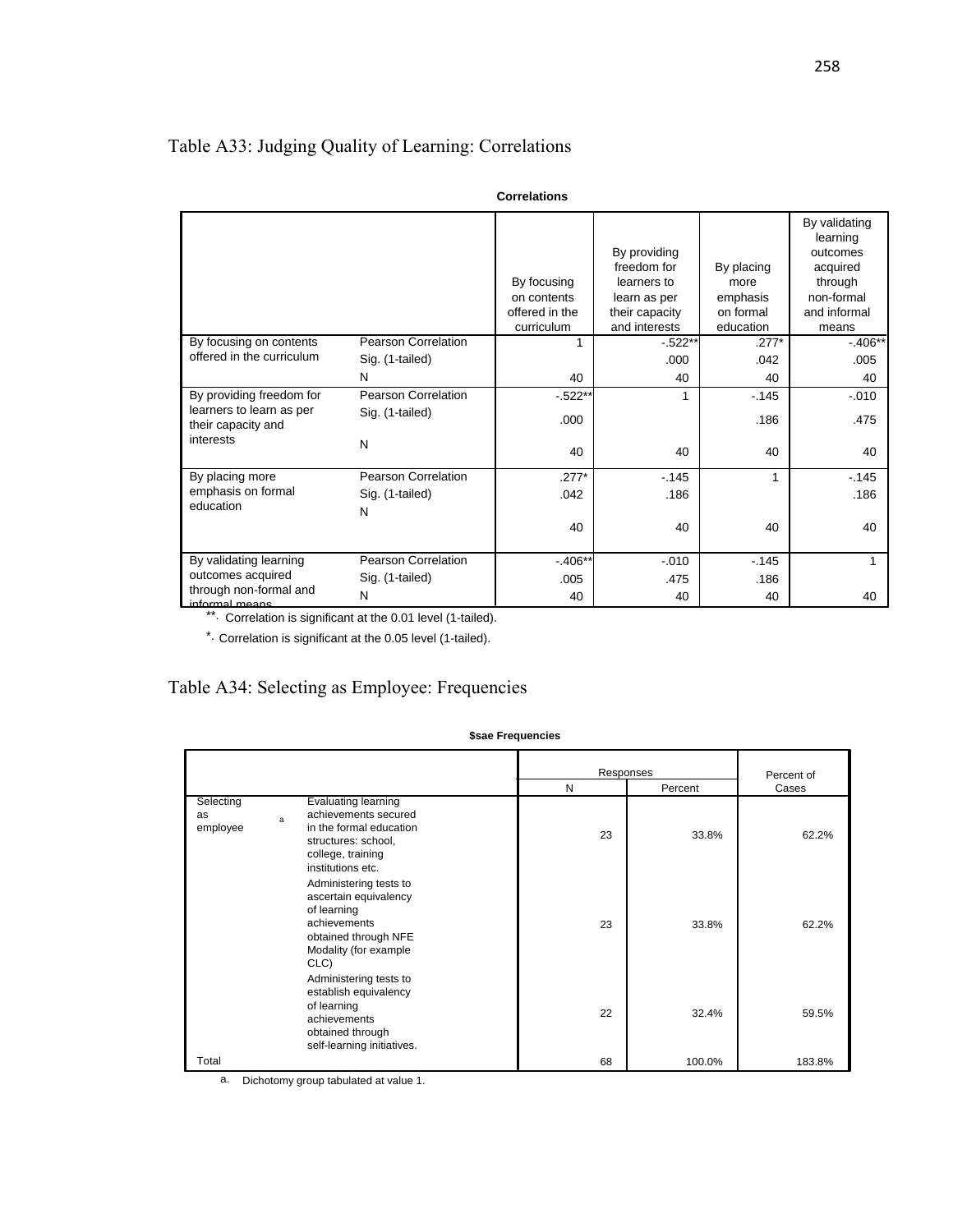## Table A33: Judging Quality of Learning: Correlations

**Correlations**

| | | By focusing on contents offered in the curriculum | By providing freedom for learners to learn as per their capacity and interests | By placing more emphasis on formal education | By validating learning outcomes acquired through non-formal and informal means |
|---|---|---|---|---|---|
| By focusing on contents offered in the curriculum | Pearson Correlation | 1 | -.522** | .277* | -.406** |
| | Sig. (1-tailed) | | .000 | .042 | .005 |
| | N | 40 | 40 | 40 | 40 |
| By providing freedom for learners to learn as per their capacity and interests | Pearson Correlation | -.522** | 1 | -.145 | -.010 |
| | Sig. (1-tailed) | .000 | | .186 | .475 |
| | N | 40 | 40 | 40 | 40 |
| By placing more emphasis on formal education | Pearson Correlation | .277* | -.145 | 1 | -.145 |
| | Sig. (1-tailed) | .042 | .186 | | .186 |
| | N | 40 | 40 | 40 | 40 |
| By validating learning outcomes acquired through non-formal and informal means | Pearson Correlation | -.406** | -.010 | -.145 | 1 |
| | Sig. (1-tailed) | .005 | .475 | .186 | |
| | N | 40 | 40 | 40 | 40 |

**. Correlation is significant at the 0.01 level (1-tailed).

*. Correlation is significant at the 0.05 level (1-tailed).

## Table A34: Selecting as Employee: Frequencies

**$sae Frequencies**

| | | Responses | | Percent of Cases |
|---|---|---|---|---|
| | | N | Percent | |
| Selecting as employee[a] | Evaluating learning achievements secured in the formal education structures: school, college, training institutions etc. | 23 | 33.8% | 62.2% |
| | Administering tests to ascertain equivalency of learning achievements obtained through NFE Modality (for example CLC) | 23 | 33.8% | 62.2% |
| | Administering tests to establish equivalency of learning achievements obtained through self-learning initiatives. | 22 | 32.4% | 59.5% |
| Total | | 68 | 100.0% | 183.8% |

a. Dichotomy group tabulated at value 1.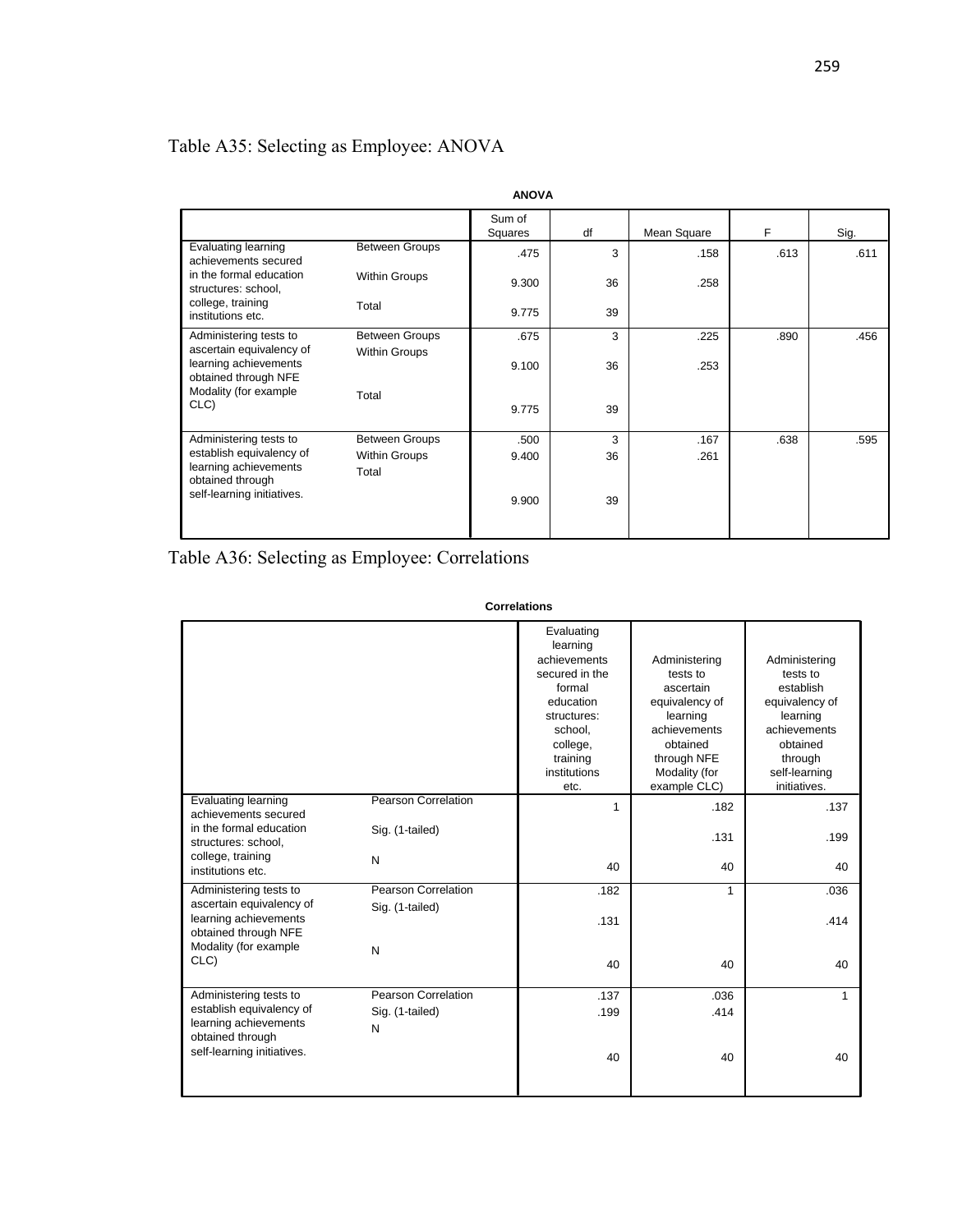Table A35: Selecting as Employee: ANOVA

**ANOVA**

| | | Sum of Squares | df | Mean Square | F | Sig. |
|---|---|---|---|---|---|---|
| Evaluating learning achievements secured in the formal education structures: school, college, training institutions etc. | Between Groups | .475 | 3 | .158 | .613 | .611 |
| | Within Groups | 9.300 | 36 | .258 | | |
| | Total | 9.775 | 39 | | | |
| Administering tests to ascertain equivalency of learning achievements obtained through NFE Modality (for example CLC) | Between Groups | .675 | 3 | .225 | .890 | .456 |
| | Within Groups | 9.100 | 36 | .253 | | |
| | Total | 9.775 | 39 | | | |
| Administering tests to establish equivalency of learning achievements obtained through self-learning initiatives. | Between Groups | .500 | 3 | .167 | .638 | .595 |
| | Within Groups | 9.400 | 36 | .261 | | |
| | Total | 9.900 | 39 | | | |

Table A36: Selecting as Employee: Correlations

**Correlations**

| | | Evaluating learning achievements secured in the formal education structures: school, college, training institutions etc. | Administering tests to ascertain equivalency of learning achievements obtained through NFE Modality (for example CLC) | Administering tests to establish equivalency of learning achievements obtained through self-learning initiatives. |
|---|---|---|---|---|
| Evaluating learning achievements secured in the formal education structures: school, college, training institutions etc. | Pearson Correlation | 1 | .182 | .137 |
| | Sig. (1-tailed) | | .131 | .199 |
| | N | 40 | 40 | 40 |
| Administering tests to ascertain equivalency of learning achievements obtained through NFE Modality (for example CLC) | Pearson Correlation | .182 | 1 | .036 |
| | Sig. (1-tailed) | .131 | | .414 |
| | N | 40 | 40 | 40 |
| Administering tests to establish equivalency of learning achievements obtained through self-learning initiatives. | Pearson Correlation | .137 | .036 | 1 |
| | Sig. (1-tailed) | .199 | .414 | |
| | N | 40 | 40 | 40 |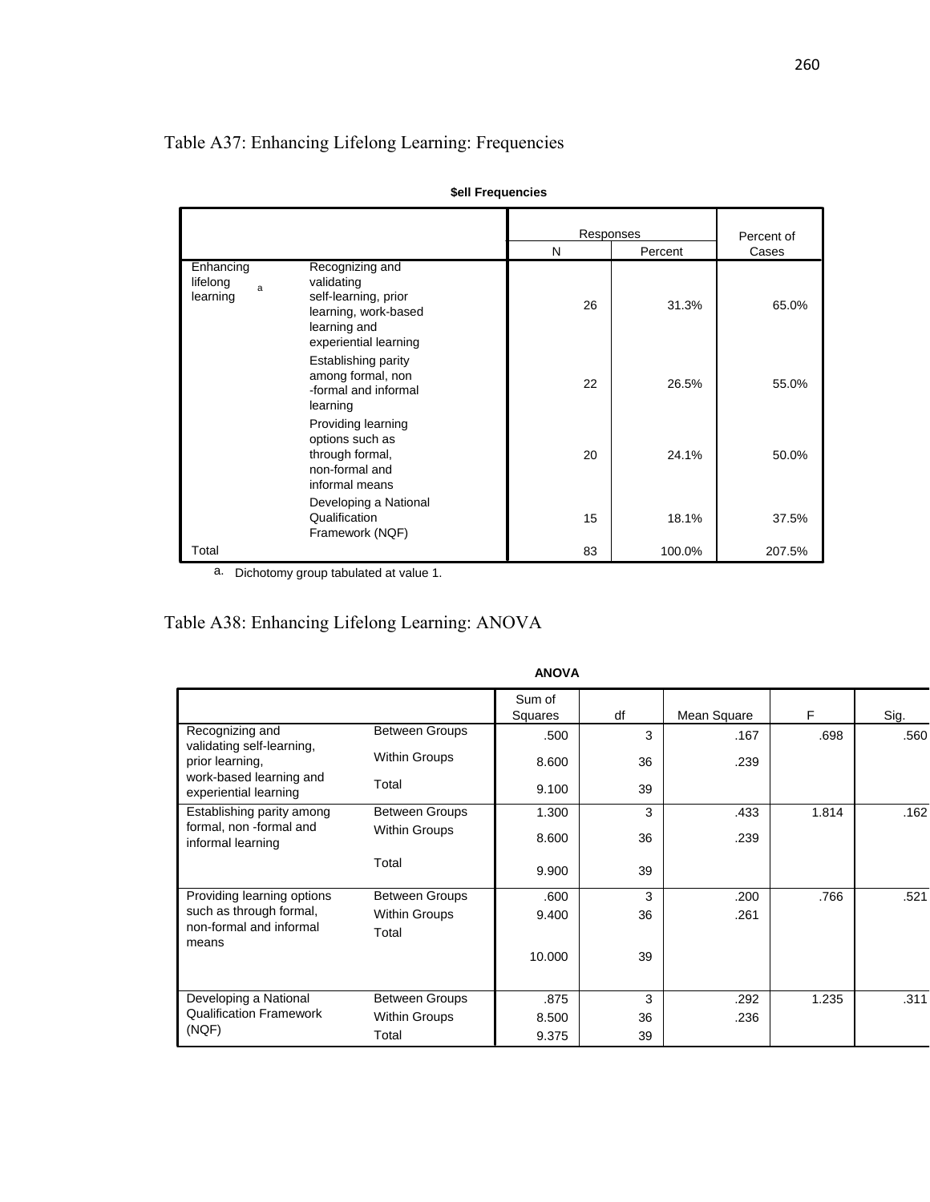Table A37: Enhancing Lifelong Learning: Frequencies

**$ell Frequencies**

| | | Responses | | Percent of Cases |
|---|---|---|---|---|
| | | N | Percent | |
| Enhancing lifelong learning[a] | Recognizing and validating self-learning, prior learning, work-based learning and experiential learning | 26 | 31.3% | 65.0% |
| | Establishing parity among formal, non -formal and informal learning | 22 | 26.5% | 55.0% |
| | Providing learning options such as through formal, non-formal and informal means | 20 | 24.1% | 50.0% |
| | Developing a National Qualification Framework (NQF) | 15 | 18.1% | 37.5% |
| Total | | 83 | 100.0% | 207.5% |

a. Dichotomy group tabulated at value 1.

Table A38: Enhancing Lifelong Learning: ANOVA

**ANOVA**

| | | Sum of Squares | df | Mean Square | F | Sig. |
|---|---|---|---|---|---|---|
| Recognizing and validating self-learning, prior learning, work-based learning and experiential learning | Between Groups | .500 | 3 | .167 | .698 | .560 |
| | Within Groups | 8.600 | 36 | .239 | | |
| | Total | 9.100 | 39 | | | |
| Establishing parity among formal, non -formal and informal learning | Between Groups | 1.300 | 3 | .433 | 1.814 | .162 |
| | Within Groups | 8.600 | 36 | .239 | | |
| | Total | 9.900 | 39 | | | |
| Providing learning options such as through formal, non-formal and informal means | Between Groups | .600 | 3 | .200 | .766 | .521 |
| | Within Groups | 9.400 | 36 | .261 | | |
| | Total | 10.000 | 39 | | | |
| Developing a National Qualification Framework (NQF) | Between Groups | .875 | 3 | .292 | 1.235 | .311 |
| | Within Groups | 8.500 | 36 | .236 | | |
| | Total | 9.375 | 39 | | | |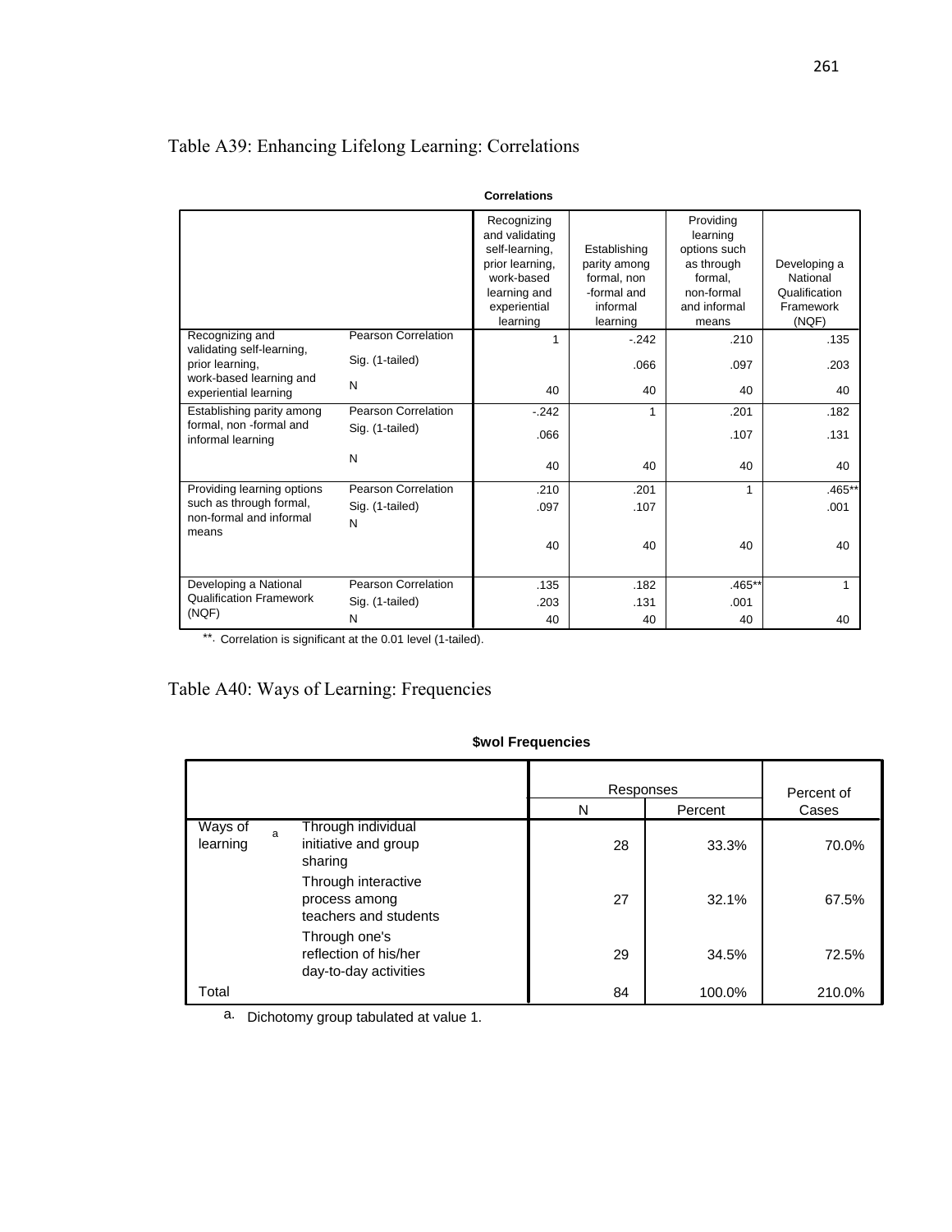Table A39: Enhancing Lifelong Learning: Correlations

**Correlations**

| | | Recognizing and validating self-learning, prior learning, work-based learning and experiential learning | Establishing parity among formal, non -formal and informal learning | Providing learning options such as through formal, non-formal and informal means | Developing a National Qualification Framework (NQF) |
|---|---|---|---|---|---|
| Recognizing and validating self-learning, prior learning, work-based learning and experiential learning | Pearson Correlation | 1 | -.242 | .210 | .135 |
| | Sig. (1-tailed) | | .066 | .097 | .203 |
| | N | 40 | 40 | 40 | 40 |
| Establishing parity among formal, non -formal and informal learning | Pearson Correlation | -.242 | 1 | .201 | .182 |
| | Sig. (1-tailed) | .066 | | .107 | .131 |
| | N | 40 | 40 | 40 | 40 |
| Providing learning options such as through formal, non-formal and informal means | Pearson Correlation | .210 | .201 | 1 | .465** |
| | Sig. (1-tailed) | .097 | .107 | | .001 |
| | N | 40 | 40 | 40 | 40 |
| Developing a National Qualification Framework (NQF) | Pearson Correlation | .135 | .182 | .465** | 1 |
| | Sig. (1-tailed) | .203 | .131 | .001 | |
| | N | 40 | 40 | 40 | 40 |

**. Correlation is significant at the 0.01 level (1-tailed).

Table A40: Ways of Learning: Frequencies

**$wol Frequencies**

| | | Responses | | Percent of Cases |
|---|---|---|---|---|
| | | N | Percent | |
| Ways of learning[a] | Through individual initiative and group sharing | 28 | 33.3% | 70.0% |
| | Through interactive process among teachers and students | 27 | 32.1% | 67.5% |
| | Through one's reflection of his/her day-to-day activities | 29 | 34.5% | 72.5% |
| Total | | 84 | 100.0% | 210.0% |

a. Dichotomy group tabulated at value 1.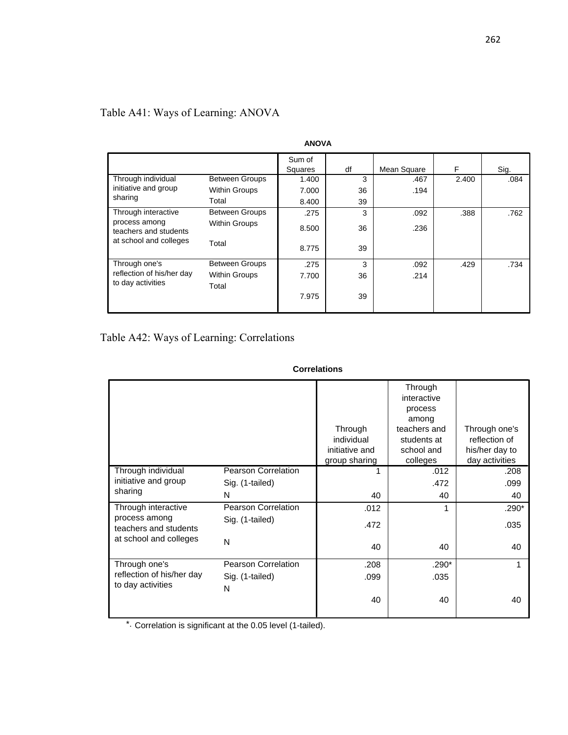Table A41: Ways of Learning: ANOVA

**ANOVA**

| | | Sum of Squares | df | Mean Square | F | Sig. |
|---|---|---|---|---|---|---|
| Through individual initiative and group sharing | Between Groups | 1.400 | 3 | .467 | 2.400 | .084 |
| | Within Groups | 7.000 | 36 | .194 | | |
| | Total | 8.400 | 39 | | | |
| Through interactive process among teachers and students at school and colleges | Between Groups | .275 | 3 | .092 | .388 | .762 |
| | Within Groups | 8.500 | 36 | .236 | | |
| | Total | 8.775 | 39 | | | |
| Through one's reflection of his/her day to day activities | Between Groups | .275 | 3 | .092 | .429 | .734 |
| | Within Groups | 7.700 | 36 | .214 | | |
| | Total | 7.975 | 39 | | | |

Table A42: Ways of Learning: Correlations

**Correlations**

| | | Through individual initiative and group sharing | Through interactive process among teachers and students at school and colleges | Through one's reflection of his/her day to day activities |
|---|---|---|---|---|
| Through individual initiative and group sharing | Pearson Correlation | 1 | .012 | .208 |
| | Sig. (1-tailed) | | .472 | .099 |
| | N | 40 | 40 | 40 |
| Through interactive process among teachers and students at school and colleges | Pearson Correlation | .012 | 1 | .290* |
| | Sig. (1-tailed) | .472 | | .035 |
| | N | 40 | 40 | 40 |
| Through one's reflection of his/her day to day activities | Pearson Correlation | .208 | .290* | 1 |
| | Sig. (1-tailed) | .099 | .035 | |
| | N | 40 | 40 | 40 |

*. Correlation is significant at the 0.05 level (1-tailed).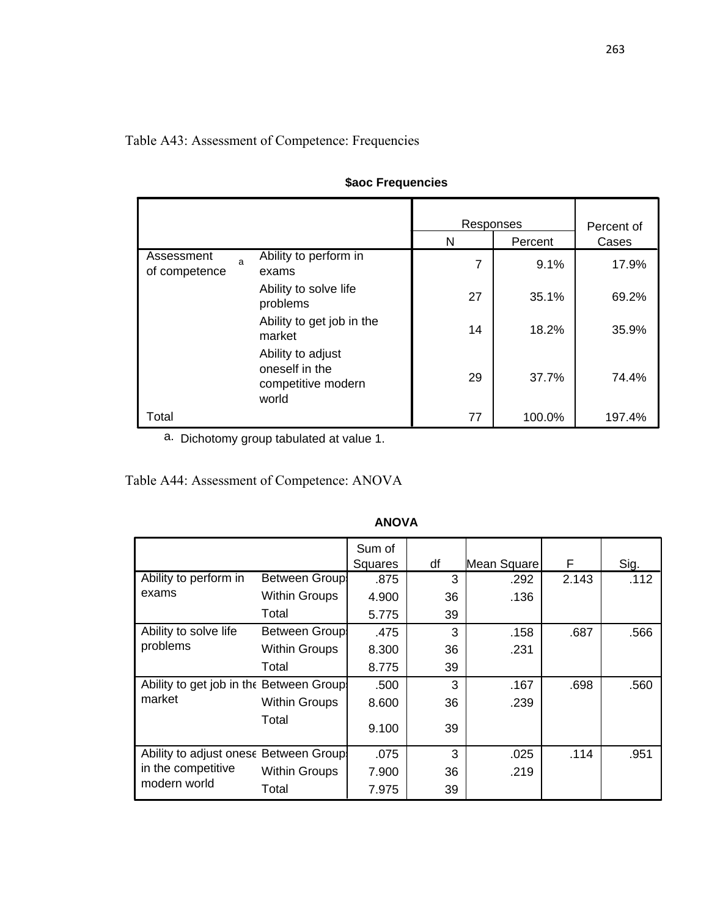Table A43: Assessment of Competence: Frequencies

**$aoc Frequencies**

| | | Responses | | Percent of Cases |
|---|---|---|---|---|
| | | N | Percent | |
| Assessment of competence [a] | Ability to perform in exams | 7 | 9.1% | 17.9% |
| | Ability to solve life problems | 27 | 35.1% | 69.2% |
| | Ability to get job in the market | 14 | 18.2% | 35.9% |
| | Ability to adjust oneself in the competitive modern world | 29 | 37.7% | 74.4% |
| Total | | 77 | 100.0% | 197.4% |

a. Dichotomy group tabulated at value 1.

Table A44: Assessment of Competence: ANOVA

**ANOVA**

| | | Sum of Squares | df | Mean Square | F | Sig. |
|---|---|---|---|---|---|---|
| Ability to perform in exams | Between Groups | .875 | 3 | .292 | 2.143 | .112 |
| | Within Groups | 4.900 | 36 | .136 | | |
| | Total | 5.775 | 39 | | | |
| Ability to solve life problems | Between Groups | .475 | 3 | .158 | .687 | .566 |
| | Within Groups | 8.300 | 36 | .231 | | |
| | Total | 8.775 | 39 | | | |
| Ability to get job in the market | Between Groups | .500 | 3 | .167 | .698 | .560 |
| | Within Groups | 8.600 | 36 | .239 | | |
| | Total | 9.100 | 39 | | | |
| Ability to adjust oneself in the competitive modern world | Between Groups | .075 | 3 | .025 | .114 | .951 |
| | Within Groups | 7.900 | 36 | .219 | | |
| | Total | 7.975 | 39 | | | |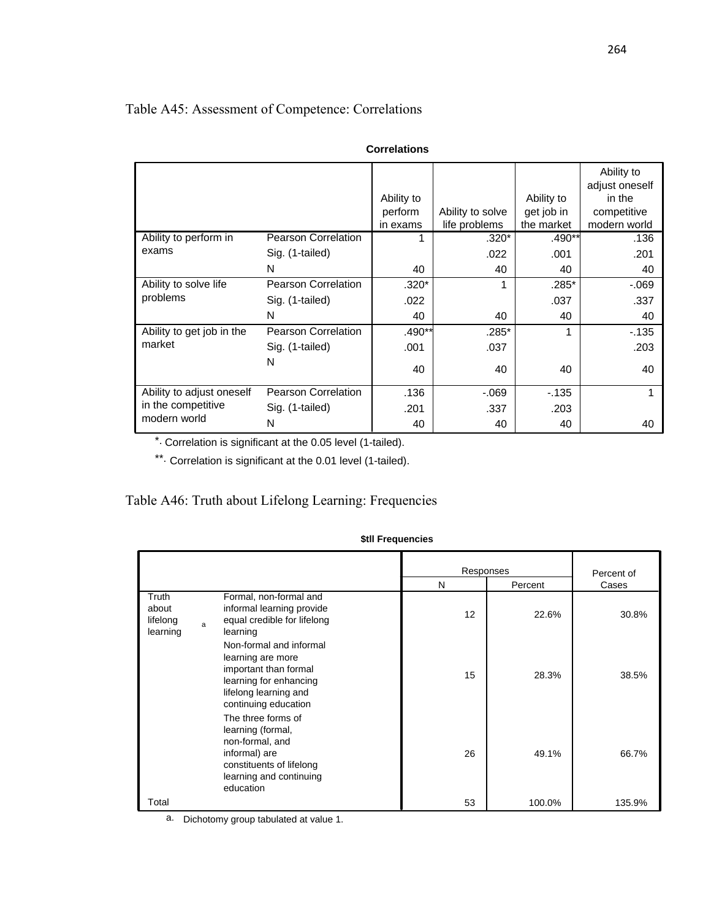Table A45: Assessment of Competence: Correlations

**Correlations**

| | | Ability to perform in exams | Ability to solve life problems | Ability to get job in the market | Ability to adjust oneself in the competitive modern world |
|---|---|---|---|---|---|
| Ability to perform in exams | Pearson Correlation | 1 | .320* | .490** | .136 |
| | Sig. (1-tailed) | | .022 | .001 | .201 |
| | N | 40 | 40 | 40 | 40 |
| Ability to solve life problems | Pearson Correlation | .320* | 1 | .285* | -.069 |
| | Sig. (1-tailed) | .022 | | .037 | .337 |
| | N | 40 | 40 | 40 | 40 |
| Ability to get job in the market | Pearson Correlation | .490** | .285* | 1 | -.135 |
| | Sig. (1-tailed) | .001 | .037 | | .203 |
| | N | 40 | 40 | 40 | 40 |
| Ability to adjust oneself in the competitive modern world | Pearson Correlation | .136 | -.069 | -.135 | 1 |
| | Sig. (1-tailed) | .201 | .337 | .203 | |
| | N | 40 | 40 | 40 | 40 |

*. Correlation is significant at the 0.05 level (1-tailed).

**. Correlation is significant at the 0.01 level (1-tailed).

Table A46: Truth about Lifelong Learning: Frequencies

**$tll Frequencies**

| | | Responses | | Percent of Cases |
|---|---|---|---|---|
| | | N | Percent | |
| Truth about lifelong learning[a] | Formal, non-formal and informal learning provide equal credible for lifelong learning | 12 | 22.6% | 30.8% |
| | Non-formal and informal learning are more important than formal learning for enhancing lifelong learning and continuing education | 15 | 28.3% | 38.5% |
| | The three forms of learning (formal, non-formal, and informal) are constituents of lifelong learning and continuing education | 26 | 49.1% | 66.7% |
| Total | | 53 | 100.0% | 135.9% |

a. Dichotomy group tabulated at value 1.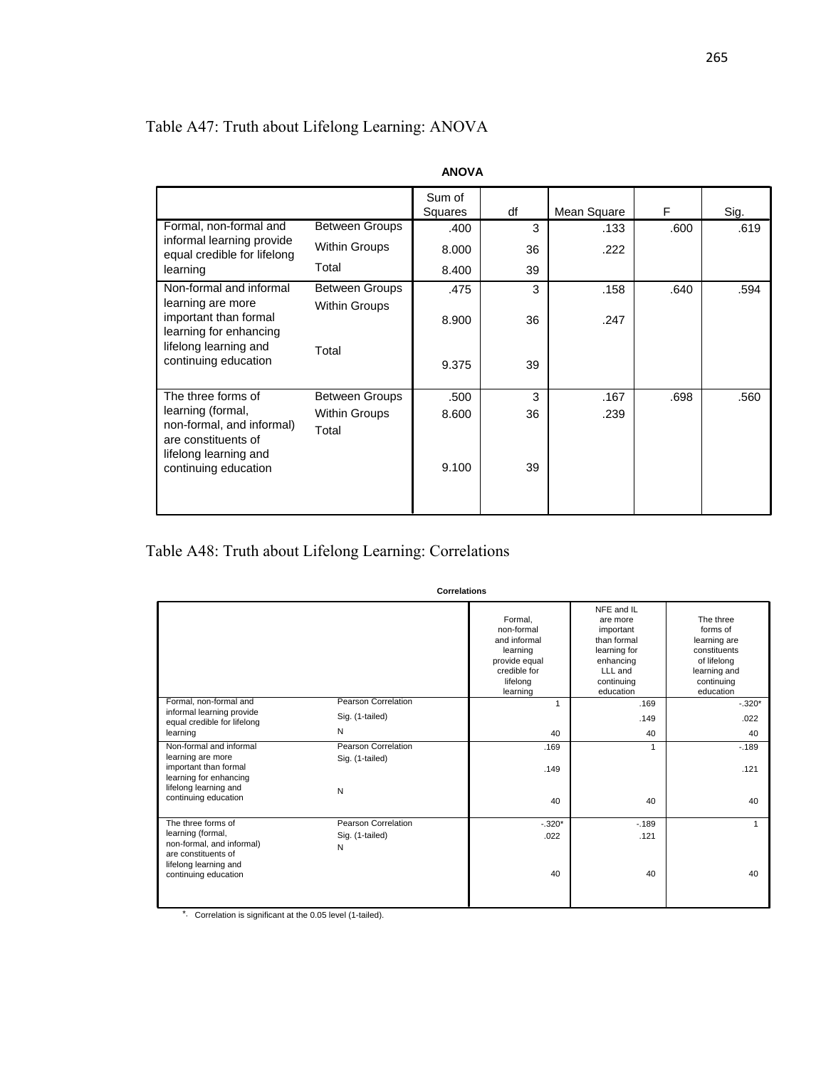Table A47: Truth about Lifelong Learning: ANOVA

**ANOVA**

| | | Sum of Squares | df | Mean Square | F | Sig. |
|---|---|---|---|---|---|---|
| Formal, non-formal and informal learning provide equal credible for lifelong learning | Between Groups | .400 | 3 | .133 | .600 | .619 |
| | Within Groups | 8.000 | 36 | .222 | | |
| | Total | 8.400 | 39 | | | |
| Non-formal and informal learning are more important than formal learning for enhancing lifelong learning and continuing education | Between Groups | .475 | 3 | .158 | .640 | .594 |
| | Within Groups | 8.900 | 36 | .247 | | |
| | Total | 9.375 | 39 | | | |
| The three forms of learning (formal, non-formal, and informal) are constituents of lifelong learning and continuing education | Between Groups | .500 | 3 | .167 | .698 | .560 |
| | Within Groups | 8.600 | 36 | .239 | | |
| | Total | 9.100 | 39 | | | |

Table A48: Truth about Lifelong Learning: Correlations

**Correlations**

| | | Formal, non-formal and informal learning provide equal credible for lifelong learning | NFE and IL are more important than formal learning for enhancing LLL and continuing education | The three forms of learning are constituents of lifelong learning and continuing education |
|---|---|---|---|---|
| Formal, non-formal and informal learning provide equal credible for lifelong learning | Pearson Correlation | 1 | .169 | -.320* |
| | Sig. (1-tailed) | | .149 | .022 |
| | N | 40 | 40 | 40 |
| Non-formal and informal learning are more important than formal learning for enhancing lifelong learning and continuing education | Pearson Correlation | .169 | 1 | -.189 |
| | Sig. (1-tailed) | .149 | | .121 |
| | N | 40 | 40 | 40 |
| The three forms of learning (formal, non-formal, and informal) are constituents of lifelong learning and continuing education | Pearson Correlation | -.320* | -.189 | 1 |
| | Sig. (1-tailed) | .022 | .121 | |
| | N | 40 | 40 | 40 |

*. Correlation is significant at the 0.05 level (1-tailed).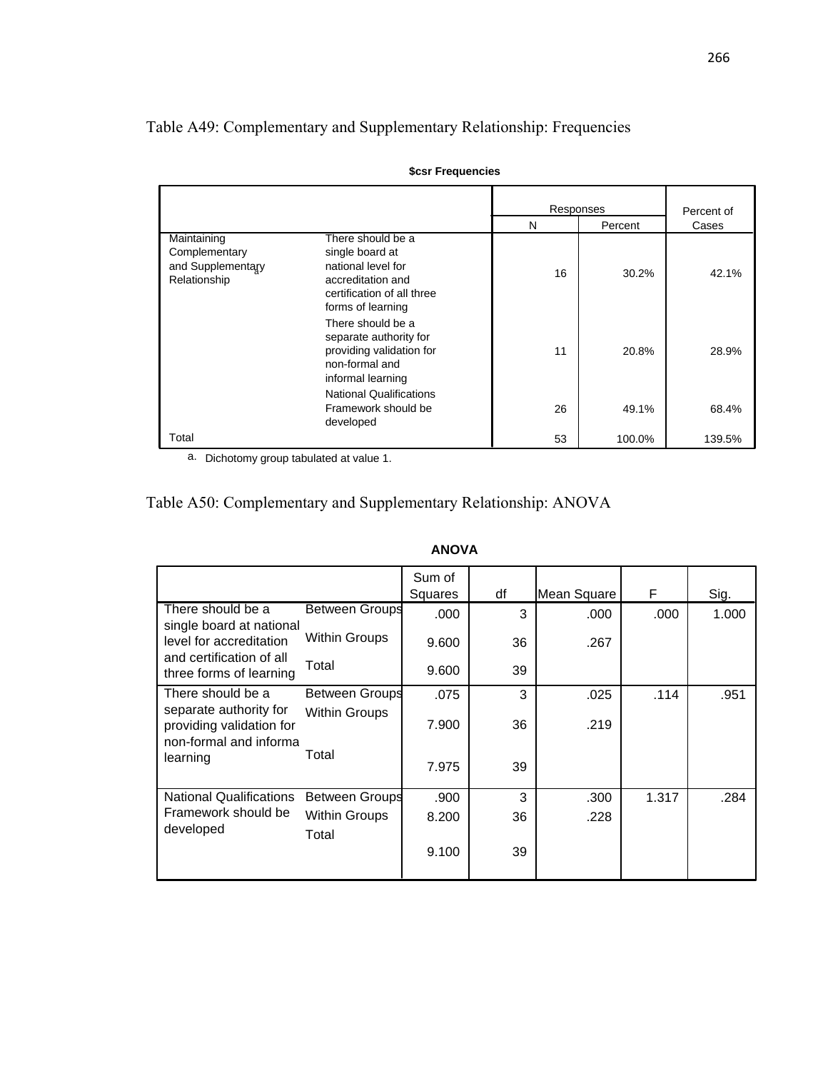Table A49: Complementary and Supplementary Relationship: Frequencies

**$csr Frequencies**

| | | Responses N | Responses Percent | Percent of Cases |
|---|---|---|---|---|
| Maintaining Complementary and Supplementary Relationship[a] | There should be a single board at national level for accreditation and certification of all three forms of learning | 16 | 30.2% | 42.1% |
| | There should be a separate authority for providing validation for non-formal and informal learning | 11 | 20.8% | 28.9% |
| | National Qualifications Framework should be developed | 26 | 49.1% | 68.4% |
| Total | | 53 | 100.0% | 139.5% |

a. Dichotomy group tabulated at value 1.

Table A50: Complementary and Supplementary Relationship: ANOVA

**ANOVA**

| | | Sum of Squares | df | Mean Square | F | Sig. |
|---|---|---|---|---|---|---|
| There should be a single board at national level for accreditation and certification of all three forms of learning | Between Groups | .000 | 3 | .000 | .000 | 1.000 |
| | Within Groups | 9.600 | 36 | .267 | | |
| | Total | 9.600 | 39 | | | |
| There should be a separate authority for providing validation for non-formal and informa learning | Between Groups | .075 | 3 | .025 | .114 | .951 |
| | Within Groups | 7.900 | 36 | .219 | | |
| | Total | 7.975 | 39 | | | |
| National Qualifications Framework should be developed | Between Groups | .900 | 3 | .300 | 1.317 | .284 |
| | Within Groups | 8.200 | 36 | .228 | | |
| | Total | 9.100 | 39 | | | |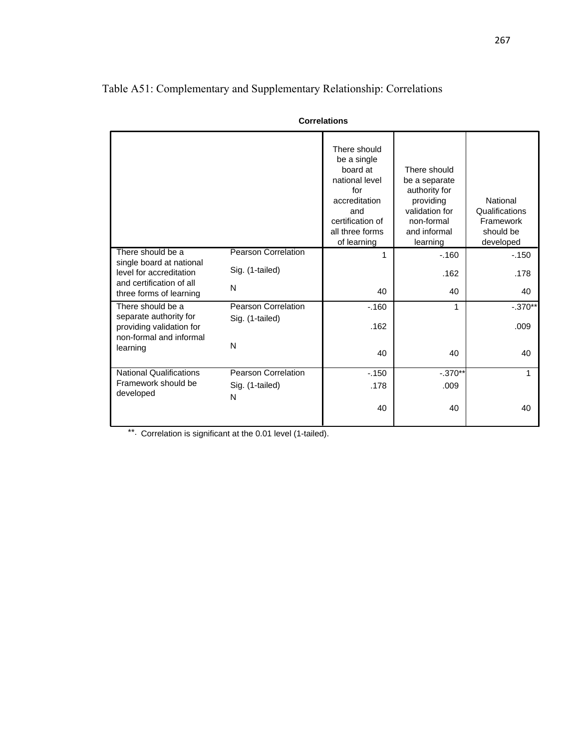Table A51: Complementary and Supplementary Relationship: Correlations

**Correlations**

| | | There should be a single board at national level for accreditation and certification of all three forms of learning | There should be a separate authority for providing validation for non-formal and informal learning | National Qualifications Framework should be developed |
|---|---|---|---|---|
| There should be a single board at national level for accreditation and certification of all three forms of learning | Pearson Correlation | 1 | -.160 | -.150 |
| | Sig. (1-tailed) | | .162 | .178 |
| | N | 40 | 40 | 40 |
| There should be a separate authority for providing validation for non-formal and informal learning | Pearson Correlation | -.160 | 1 | -.370** |
| | Sig. (1-tailed) | .162 | | .009 |
| | N | 40 | 40 | 40 |
| National Qualifications Framework should be developed | Pearson Correlation | -.150 | -.370** | 1 |
| | Sig. (1-tailed) | .178 | .009 | |
| | N | 40 | 40 | 40 |

**. Correlation is significant at the 0.01 level (1-tailed).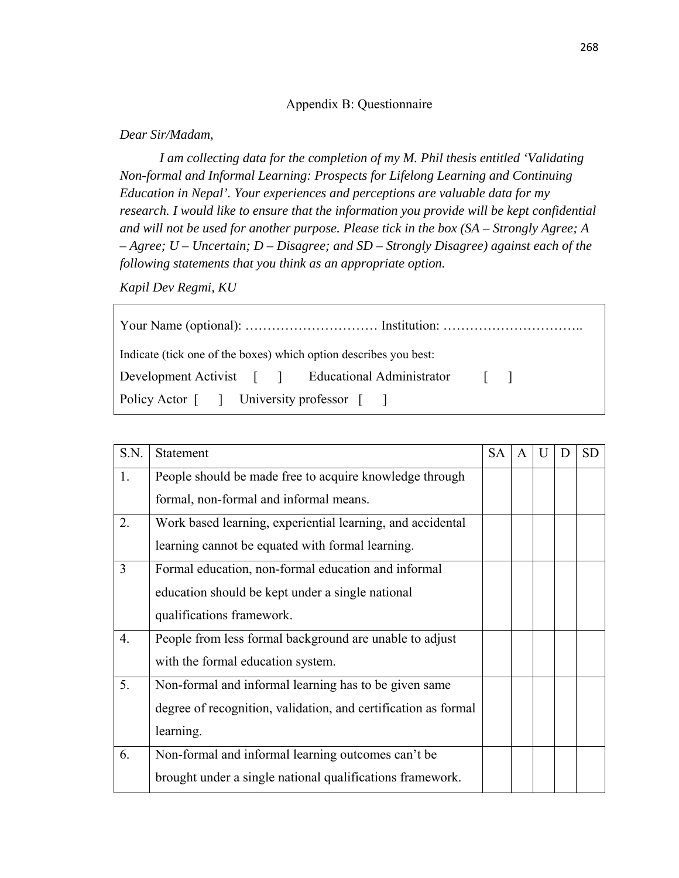## Appendix B: Questionnaire

*Dear Sir/Madam,*

*I am collecting data for the completion of my M. Phil thesis entitled 'Validating Non-formal and Informal Learning: Prospects for Lifelong Learning and Continuing Education in Nepal'. Your experiences and perceptions are valuable data for my research. I would like to ensure that the information you provide will be kept confidential and will not be used for another purpose. Please tick in the box (SA – Strongly Agree; A – Agree; U – Uncertain; D – Disagree; and SD – Strongly Disagree) against each of the following statements that you think as an appropriate option.*

*Kapil Dev Regmi, KU*

Your Name (optional): ………………………… Institution: …………………………..

Indicate (tick one of the boxes) which option describes you best:

Development Activist [ ] Educational Administrator [ ]

Policy Actor [ ] University professor [ ]

| S.N. | Statement | SA | A | U | D | SD |
|---|---|---|---|---|---|---|
| 1. | People should be made free to acquire knowledge through formal, non-formal and informal means. | | | | | |
| 2. | Work based learning, experiential learning, and accidental learning cannot be equated with formal learning. | | | | | |
| 3 | Formal education, non-formal education and informal education should be kept under a single national qualifications framework. | | | | | |
| 4. | People from less formal background are unable to adjust with the formal education system. | | | | | |
| 5. | Non-formal and informal learning has to be given same degree of recognition, validation, and certification as formal learning. | | | | | |
| 6. | Non-formal and informal learning outcomes can't be brought under a single national qualifications framework. | | | | | |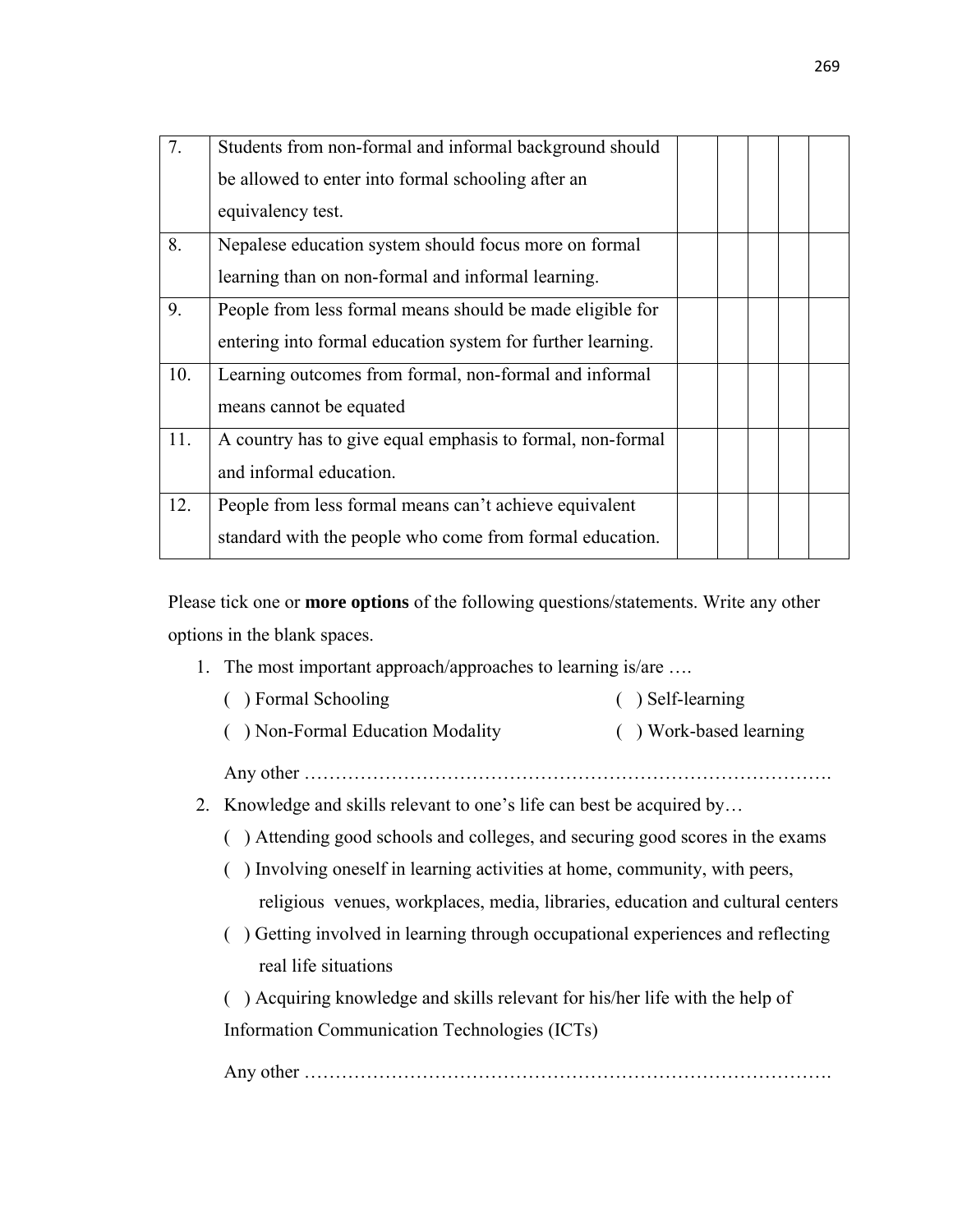| | | | | | | |
|---|---|---|---|---|---|---|
| 7. | Students from non-formal and informal background should be allowed to enter into formal schooling after an equivalency test. | | | | | |
| 8. | Nepalese education system should focus more on formal learning than on non-formal and informal learning. | | | | | |
| 9. | People from less formal means should be made eligible for entering into formal education system for further learning. | | | | | |
| 10. | Learning outcomes from formal, non-formal and informal means cannot be equated | | | | | |
| 11. | A country has to give equal emphasis to formal, non-formal and informal education. | | | | | |
| 12. | People from less formal means can't achieve equivalent standard with the people who come from formal education. | | | | | |

Please tick one or **more options** of the following questions/statements. Write any other options in the blank spaces.

1. The most important approach/approaches to learning is/are ….

   ( ) Formal Schooling

   ( ) Self-learning

   ( ) Non-Formal Education Modality

   ( ) Work-based learning

   Any other ………………………………………………………………………….

2. Knowledge and skills relevant to one's life can best be acquired by…

   ( ) Attending good schools and colleges, and securing good scores in the exams

   ( ) Involving oneself in learning activities at home, community, with peers, religious venues, workplaces, media, libraries, education and cultural centers

   ( ) Getting involved in learning through occupational experiences and reflecting real life situations

   ( ) Acquiring knowledge and skills relevant for his/her life with the help of Information Communication Technologies (ICTs)

   Any other ………………………………………………………………………….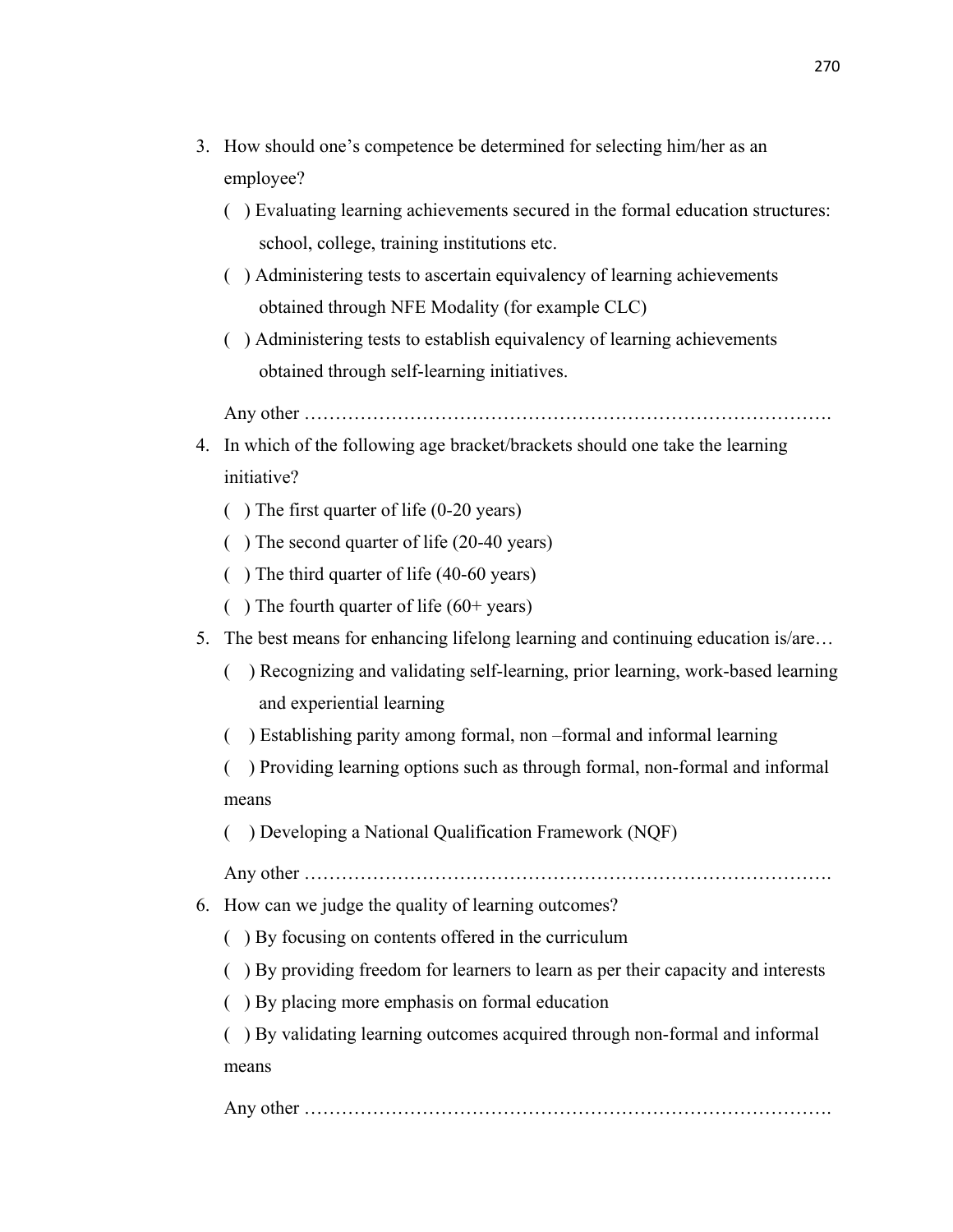3. How should one's competence be determined for selecting him/her as an employee?

   ( ) Evaluating learning achievements secured in the formal education structures: school, college, training institutions etc.

   ( ) Administering tests to ascertain equivalency of learning achievements obtained through NFE Modality (for example CLC)

   ( ) Administering tests to establish equivalency of learning achievements obtained through self-learning initiatives.

   Any other ………………………………………………………………………….

4. In which of the following age bracket/brackets should one take the learning initiative?

   ( ) The first quarter of life (0-20 years)

   ( ) The second quarter of life (20-40 years)

   ( ) The third quarter of life (40-60 years)

   ( ) The fourth quarter of life (60+ years)

5. The best means for enhancing lifelong learning and continuing education is/are…

   ( ) Recognizing and validating self-learning, prior learning, work-based learning and experiential learning

   ( ) Establishing parity among formal, non –formal and informal learning

   ( ) Providing learning options such as through formal, non-formal and informal means

   ( ) Developing a National Qualification Framework (NQF)

   Any other ………………………………………………………………………….

6. How can we judge the quality of learning outcomes?

   ( ) By focusing on contents offered in the curriculum

   ( ) By providing freedom for learners to learn as per their capacity and interests

   ( ) By placing more emphasis on formal education

   ( ) By validating learning outcomes acquired through non-formal and informal means

   Any other ………………………………………………………………………….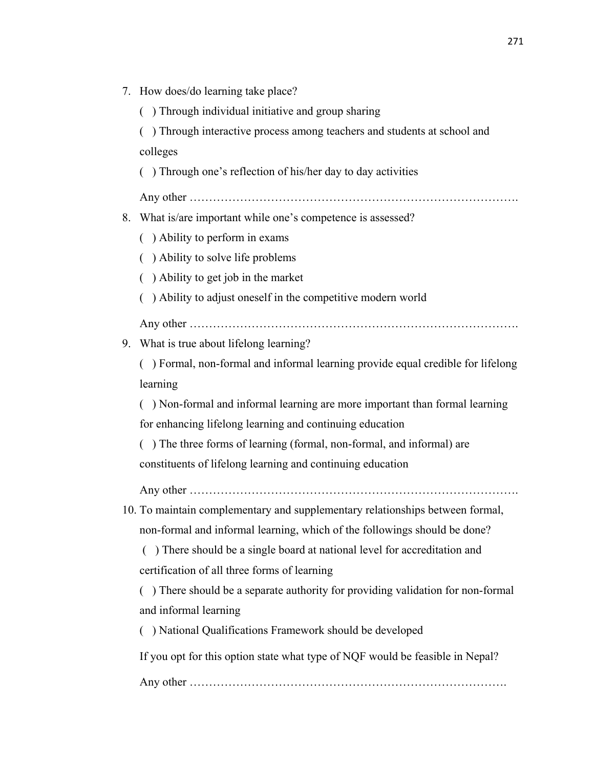7. How does/do learning take place?

   ( ) Through individual initiative and group sharing

   ( ) Through interactive process among teachers and students at school and colleges

   ( ) Through one's reflection of his/her day to day activities

   Any other ………………………………………………………………………….

8. What is/are important while one's competence is assessed?

   ( ) Ability to perform in exams

   ( ) Ability to solve life problems

   ( ) Ability to get job in the market

   ( ) Ability to adjust oneself in the competitive modern world

   Any other ………………………………………………………………………….

9. What is true about lifelong learning?

   ( ) Formal, non-formal and informal learning provide equal credible for lifelong learning

   ( ) Non-formal and informal learning are more important than formal learning for enhancing lifelong learning and continuing education

   ( ) The three forms of learning (formal, non-formal, and informal) are constituents of lifelong learning and continuing education

   Any other ………………………………………………………………………….

10. To maintain complementary and supplementary relationships between formal, non-formal and informal learning, which of the followings should be done?

    ( ) There should be a single board at national level for accreditation and certification of all three forms of learning

    ( ) There should be a separate authority for providing validation for non-formal and informal learning

    ( ) National Qualifications Framework should be developed

    If you opt for this option state what type of NQF would be feasible in Nepal?

    Any other ……………………………………………………………………….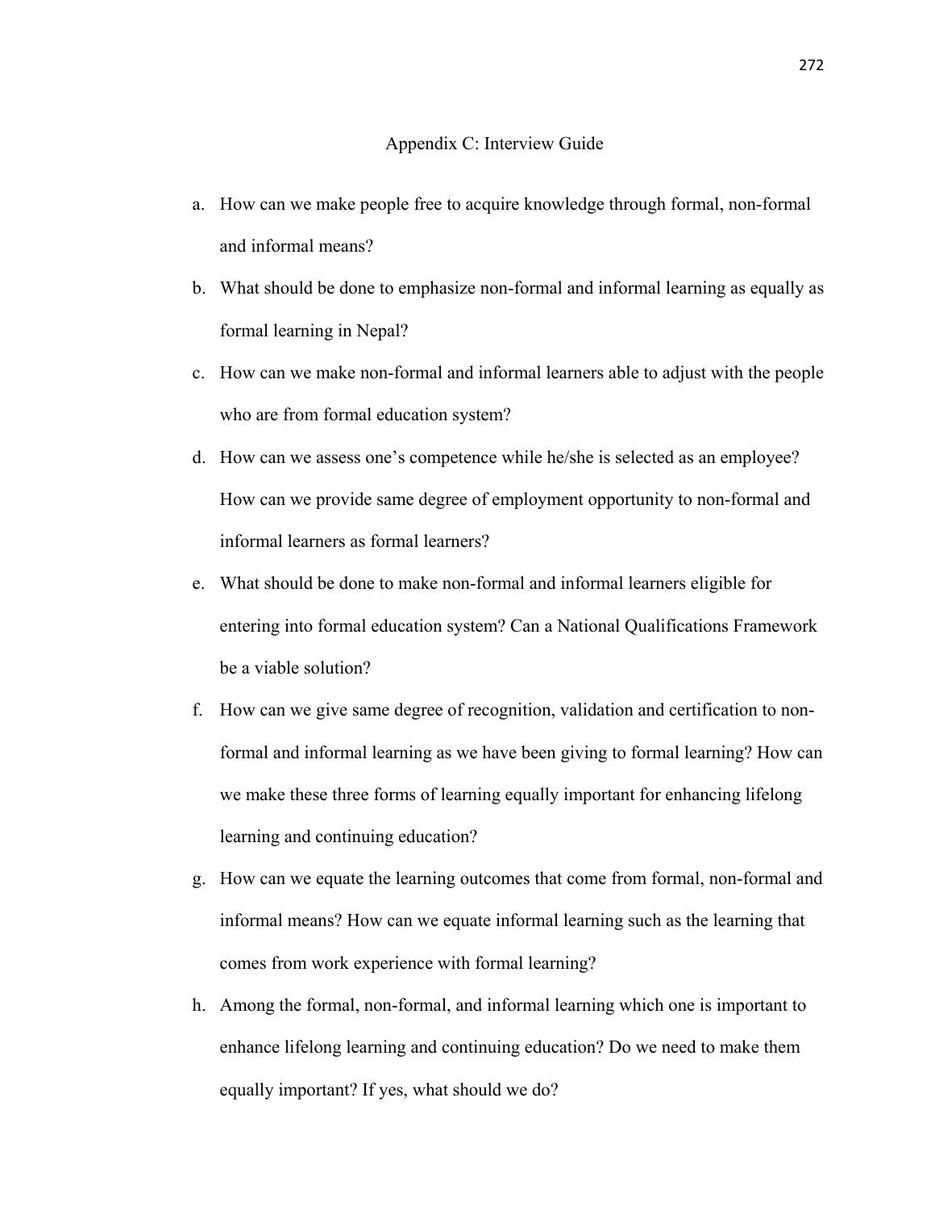# Appendix C: Interview Guide

a. How can we make people free to acquire knowledge through formal, non-formal and informal means?

b. What should be done to emphasize non-formal and informal learning as equally as formal learning in Nepal?

c. How can we make non-formal and informal learners able to adjust with the people who are from formal education system?

d. How can we assess one's competence while he/she is selected as an employee? How can we provide same degree of employment opportunity to non-formal and informal learners as formal learners?

e. What should be done to make non-formal and informal learners eligible for entering into formal education system? Can a National Qualifications Framework be a viable solution?

f. How can we give same degree of recognition, validation and certification to non-formal and informal learning as we have been giving to formal learning? How can we make these three forms of learning equally important for enhancing lifelong learning and continuing education?

g. How can we equate the learning outcomes that come from formal, non-formal and informal means? How can we equate informal learning such as the learning that comes from work experience with formal learning?

h. Among the formal, non-formal, and informal learning which one is important to enhance lifelong learning and continuing education? Do we need to make them equally important? If yes, what should we do?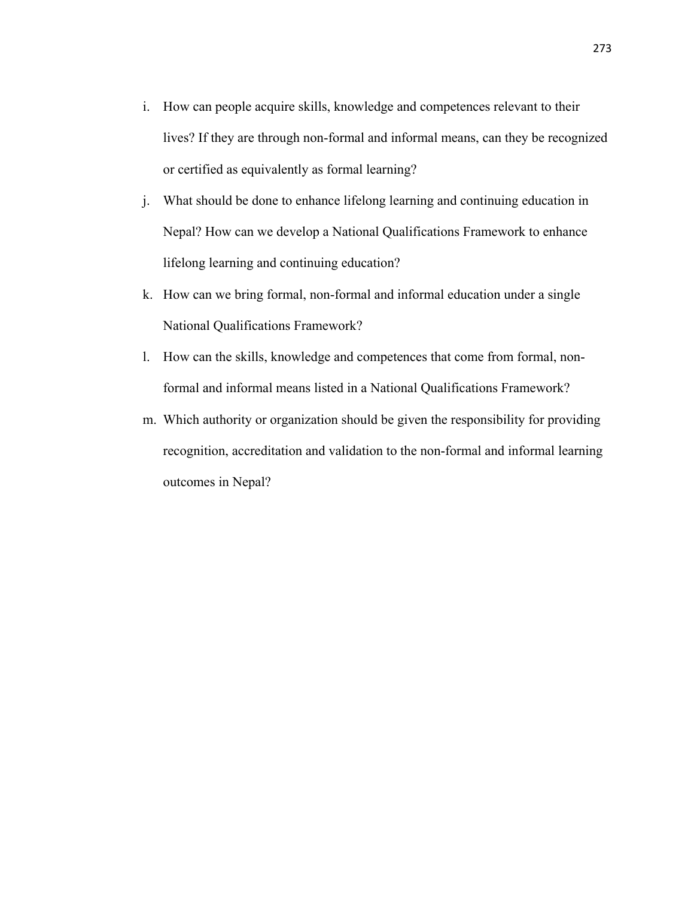i. How can people acquire skills, knowledge and competences relevant to their lives? If they are through non-formal and informal means, can they be recognized or certified as equivalently as formal learning?
j. What should be done to enhance lifelong learning and continuing education in Nepal? How can we develop a National Qualifications Framework to enhance lifelong learning and continuing education?
k. How can we bring formal, non-formal and informal education under a single National Qualifications Framework?
l. How can the skills, knowledge and competences that come from formal, non-formal and informal means listed in a National Qualifications Framework?
m. Which authority or organization should be given the responsibility for providing recognition, accreditation and validation to the non-formal and informal learning outcomes in Nepal?